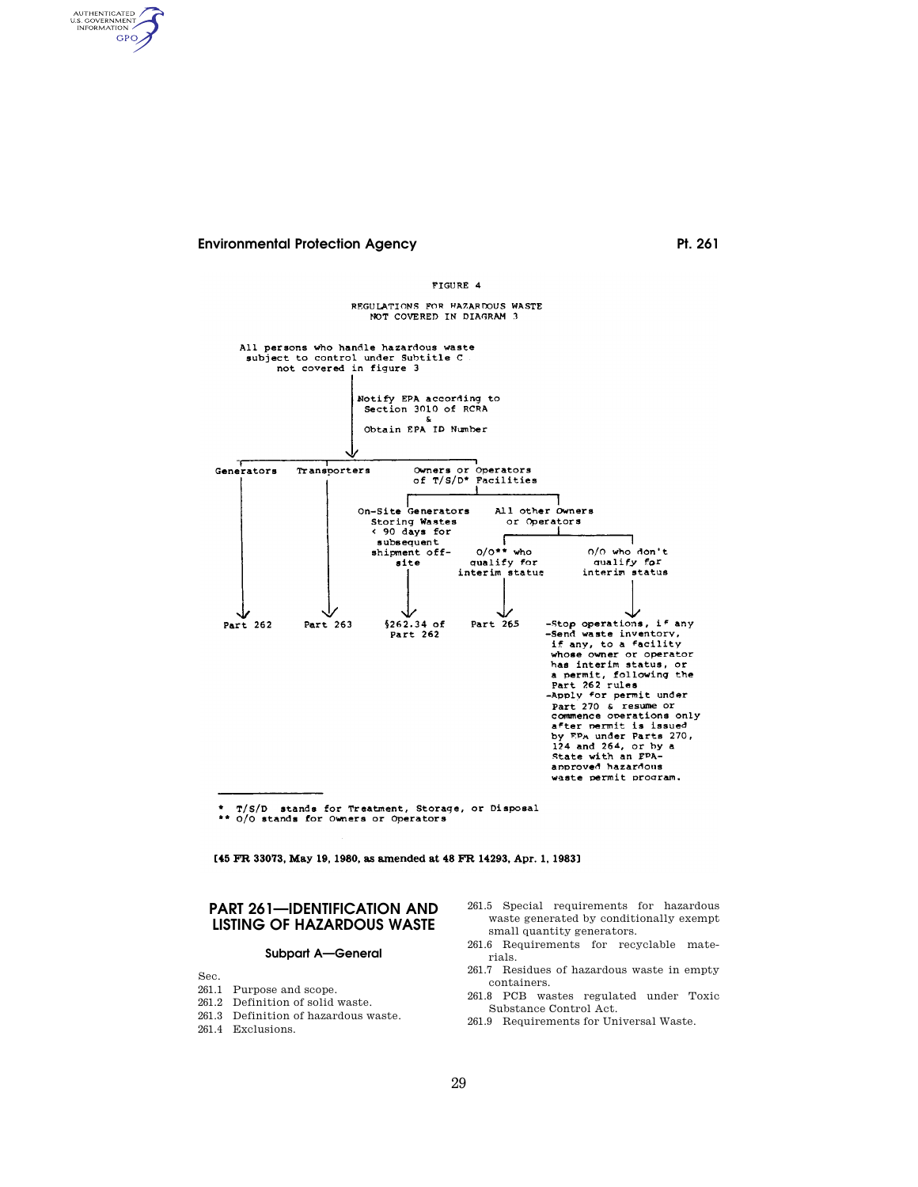FIGURE 4

REGULATIONS FOR HAZARDOUS WASTE NOT COVERED IN DIAGRAM 3

All persons who handle hazardous waste subject to control under Subtitle C not covered in figure 3

Notify EPA according to Section 3010 of RCRA & Obtain EPA ID Number

Generators

Transporters

Owners or Operators of T/S/D* Facilities

On-Site Generators Storing Wastes < 90 days for subsequent shipment off-site

All other Owners or Operators

O/O** who qualify for interim status

O/O who don't qualify for interim status

Part 262

Part 263

§262.34 of Part 262

Part 265

-Stop operations, if any
-Send waste inventory, if any, to a facility whose owner or operator has interim status, or a permit, following the Part 262 rules
-Apply for permit under Part 270 & resume or commence operations only after permit is issued by EPA under Parts 270, 124 and 264, or by a State with an EPA-approved hazardous waste permit program.

\* T/S/D stands for Treatment, Storage, or Disposal
\*\* O/O stands for Owners or Operators

[45 FR 33073, May 19, 1980, as amended at 48 FR 14293, Apr. 1, 1983]

# PART 261—IDENTIFICATION AND LISTING OF HAZARDOUS WASTE

## Subpart A—General

Sec.
261.1 Purpose and scope.
261.2 Definition of solid waste.
261.3 Definition of hazardous waste.
261.4 Exclusions.
261.5 Special requirements for hazardous waste generated by conditionally exempt small quantity generators.
261.6 Requirements for recyclable materials.
261.7 Residues of hazardous waste in empty containers.
261.8 PCB wastes regulated under Toxic Substance Control Act.
261.9 Requirements for Universal Waste.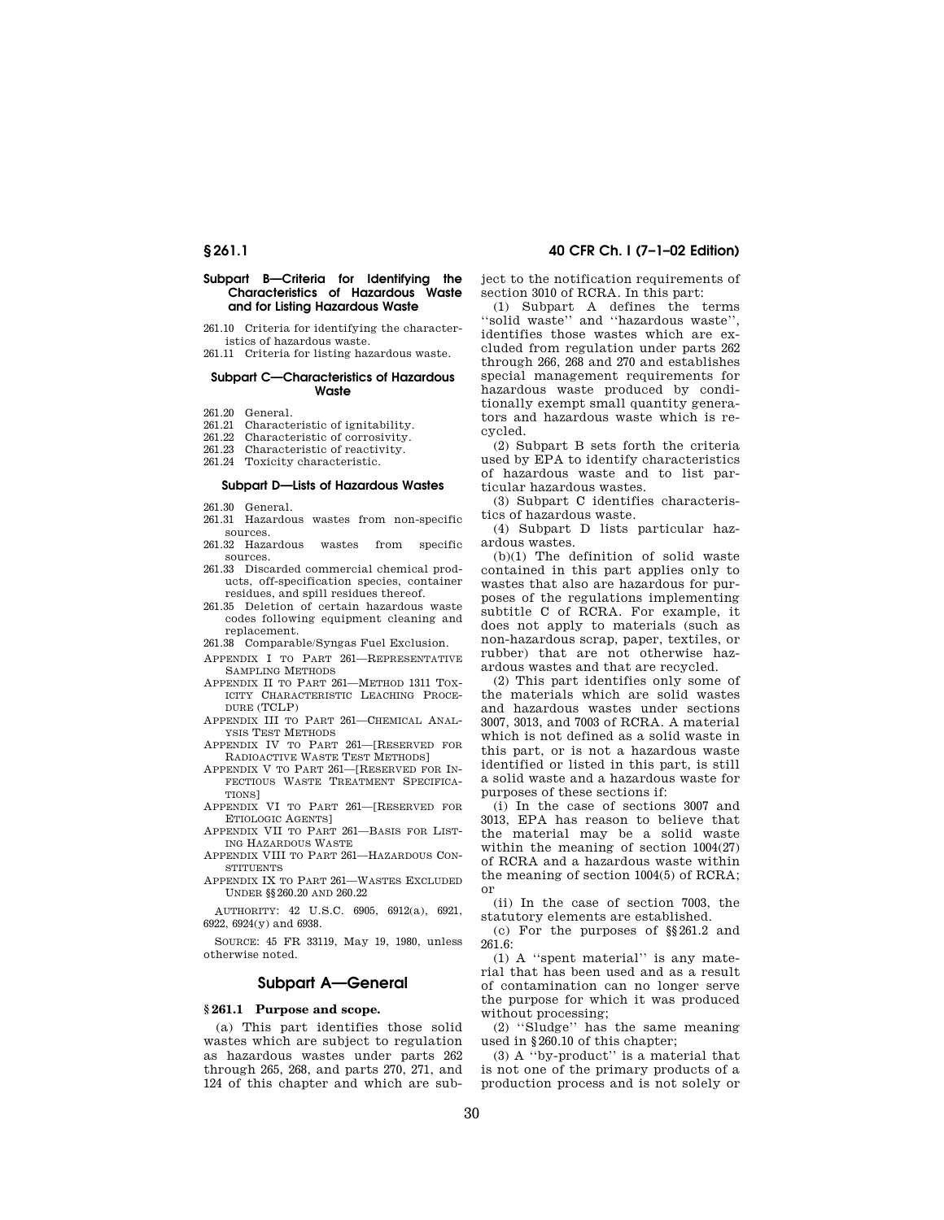### Subpart B—Criteria for Identifying the Characteristics of Hazardous Waste and for Listing Hazardous Waste

261.10 Criteria for identifying the characteristics of hazardous waste.
261.11 Criteria for listing hazardous waste.

### Subpart C—Characteristics of Hazardous Waste

261.20 General.
261.21 Characteristic of ignitability.
261.22 Characteristic of corrosivity.
261.23 Characteristic of reactivity.
261.24 Toxicity characteristic.

### Subpart D—Lists of Hazardous Wastes

261.30 General.
261.31 Hazardous wastes from non-specific sources.
261.32 Hazardous wastes from specific sources.
261.33 Discarded commercial chemical products, off-specification species, container residues, and spill residues thereof.
261.35 Deletion of certain hazardous waste codes following equipment cleaning and replacement.
261.38 Comparable/Syngas Fuel Exclusion.
APPENDIX I TO PART 261—REPRESENTATIVE SAMPLING METHODS
APPENDIX II TO PART 261—METHOD 1311 TOXICITY CHARACTERISTIC LEACHING PROCEDURE (TCLP)
APPENDIX III TO PART 261—CHEMICAL ANALYSIS TEST METHODS
APPENDIX IV TO PART 261—[RESERVED FOR RADIOACTIVE WASTE TEST METHODS]
APPENDIX V TO PART 261—[RESERVED FOR INFECTIOUS WASTE TREATMENT SPECIFICATIONS]
APPENDIX VI TO PART 261—[RESERVED FOR ETIOLOGIC AGENTS]
APPENDIX VII TO PART 261—BASIS FOR LISTING HAZARDOUS WASTE
APPENDIX VIII TO PART 261—HAZARDOUS CONSTITUENTS
APPENDIX IX TO PART 261—WASTES EXCLUDED UNDER §§260.20 AND 260.22

AUTHORITY: 42 U.S.C. 6905, 6912(a), 6921, 6922, 6924(y) and 6938.

SOURCE: 45 FR 33119, May 19, 1980, unless otherwise noted.

## Subpart A—General

### § 261.1 Purpose and scope.

(a) This part identifies those solid wastes which are subject to regulation as hazardous wastes under parts 262 through 265, 268, and parts 270, 271, and 124 of this chapter and which are subject to the notification requirements of section 3010 of RCRA. In this part:

(1) Subpart A defines the terms ''solid waste'' and ''hazardous waste'', identifies those wastes which are excluded from regulation under parts 262 through 266, 268 and 270 and establishes special management requirements for hazardous waste produced by conditionally exempt small quantity generators and hazardous waste which is recycled.

(2) Subpart B sets forth the criteria used by EPA to identify characteristics of hazardous waste and to list particular hazardous wastes.

(3) Subpart C identifies characteristics of hazardous waste.

(4) Subpart D lists particular hazardous wastes.

(b)(1) The definition of solid waste contained in this part applies only to wastes that also are hazardous for purposes of the regulations implementing subtitle C of RCRA. For example, it does not apply to materials (such as non-hazardous scrap, paper, textiles, or rubber) that are not otherwise hazardous wastes and that are recycled.

(2) This part identifies only some of the materials which are solid wastes and hazardous wastes under sections 3007, 3013, and 7003 of RCRA. A material which is not defined as a solid waste in this part, or is not a hazardous waste identified or listed in this part, is still a solid waste and a hazardous waste for purposes of these sections if:

(i) In the case of sections 3007 and 3013, EPA has reason to believe that the material may be a solid waste within the meaning of section 1004(27) of RCRA and a hazardous waste within the meaning of section 1004(5) of RCRA; or

(ii) In the case of section 7003, the statutory elements are established.

(c) For the purposes of §§261.2 and 261.6:

(1) A ''spent material'' is any material that has been used and as a result of contamination can no longer serve the purpose for which it was produced without processing;

(2) ''Sludge'' has the same meaning used in §260.10 of this chapter;

(3) A ''by-product'' is a material that is not one of the primary products of a production process and is not solely or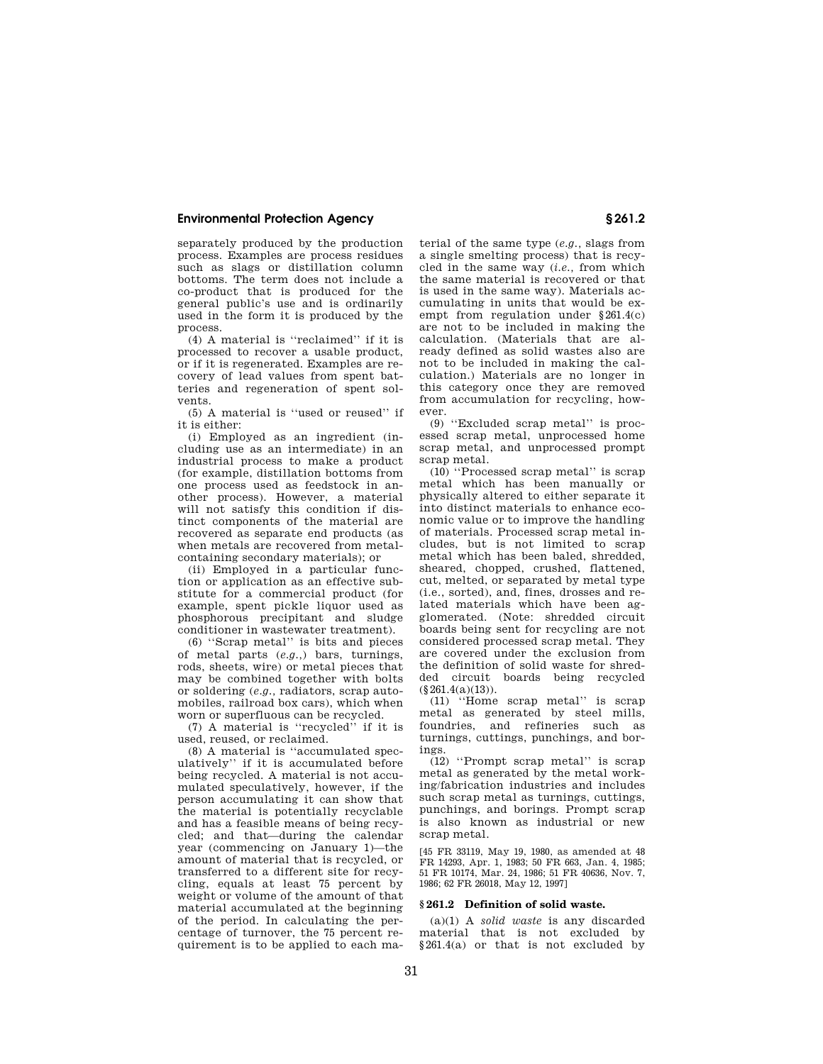separately produced by the production process. Examples are process residues such as slags or distillation column bottoms. The term does not include a co-product that is produced for the general public's use and is ordinarily used in the form it is produced by the process.

(4) A material is "reclaimed" if it is processed to recover a usable product, or if it is regenerated. Examples are recovery of lead values from spent batteries and regeneration of spent solvents.

(5) A material is "used or reused" if it is either:

(i) Employed as an ingredient (including use as an intermediate) in an industrial process to make a product (for example, distillation bottoms from one process used as feedstock in another process). However, a material will not satisfy this condition if distinct components of the material are recovered as separate end products (as when metals are recovered from metal-containing secondary materials); or

(ii) Employed in a particular function or application as an effective substitute for a commercial product (for example, spent pickle liquor used as phosphorous precipitant and sludge conditioner in wastewater treatment).

(6) "Scrap metal" is bits and pieces of metal parts (*e.g.*,) bars, turnings, rods, sheets, wire) or metal pieces that may be combined together with bolts or soldering (*e.g.*, radiators, scrap automobiles, railroad box cars), which when worn or superfluous can be recycled.

(7) A material is "recycled" if it is used, reused, or reclaimed.

(8) A material is "accumulated speculatively" if it is accumulated before being recycled. A material is not accumulated speculatively, however, if the person accumulating it can show that the material is potentially recyclable and has a feasible means of being recycled; and that—during the calendar year (commencing on January 1)—the amount of material that is recycled, or transferred to a different site for recycling, equals at least 75 percent by weight or volume of the amount of that material accumulated at the beginning of the period. In calculating the percentage of turnover, the 75 percent requirement is to be applied to each material of the same type (*e.g.*, slags from a single smelting process) that is recycled in the same way (*i.e.*, from which the same material is recovered or that is used in the same way). Materials accumulating in units that would be exempt from regulation under §261.4(c) are not to be included in making the calculation. (Materials that are already defined as solid wastes also are not to be included in making the calculation.) Materials are no longer in this category once they are removed from accumulation for recycling, however.

(9) "Excluded scrap metal" is processed scrap metal, unprocessed home scrap metal, and unprocessed prompt scrap metal.

(10) "Processed scrap metal" is scrap metal which has been manually or physically altered to either separate it into distinct materials to enhance economic value or to improve the handling of materials. Processed scrap metal includes, but is not limited to scrap metal which has been baled, shredded, sheared, chopped, crushed, flattened, cut, melted, or separated by metal type (i.e., sorted), and, fines, drosses and related materials which have been agglomerated. (Note: shredded circuit boards being sent for recycling are not considered processed scrap metal. They are covered under the exclusion from the definition of solid waste for shredded circuit boards being recycled (§261.4(a)(13)).

(11) "Home scrap metal" is scrap metal as generated by steel mills, foundries, and refineries such as turnings, cuttings, punchings, and borings.

(12) "Prompt scrap metal" is scrap metal as generated by the metal working/fabrication industries and includes such scrap metal as turnings, cuttings, punchings, and borings. Prompt scrap is also known as industrial or new scrap metal.

[45 FR 33119, May 19, 1980, as amended at 48 FR 14293, Apr. 1, 1983; 50 FR 663, Jan. 4, 1985; 51 FR 10174, Mar. 24, 1986; 51 FR 40636, Nov. 7, 1986; 62 FR 26018, May 12, 1997]

### §261.2 Definition of solid waste.

(a)(1) A *solid waste* is any discarded material that is not excluded by §261.4(a) or that is not excluded by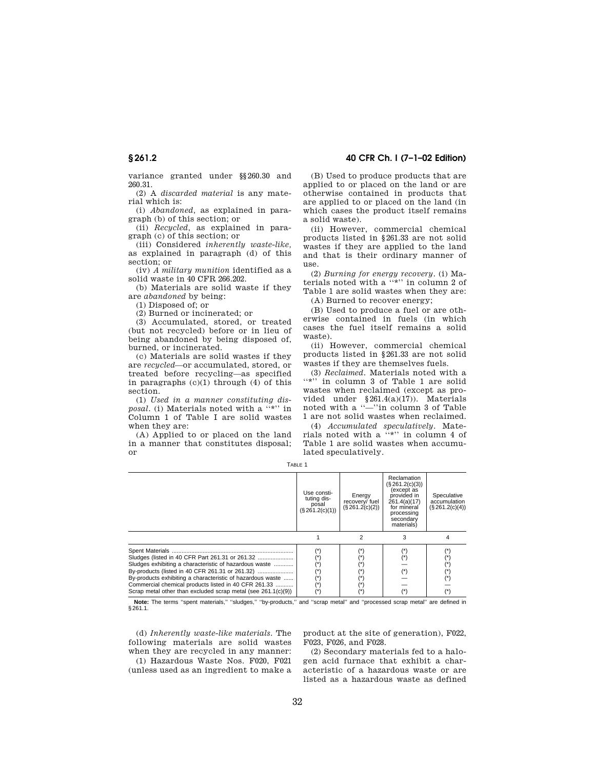variance granted under §§260.30 and 260.31.

(2) A *discarded material* is any material which is:

(i) *Abandoned,* as explained in paragraph (b) of this section; or

(ii) *Recycled,* as explained in paragraph (c) of this section; or

(iii) Considered *inherently waste-like,* as explained in paragraph (d) of this section; or

(iv) *A military munition* identified as a solid waste in 40 CFR 266.202.

(b) Materials are solid waste if they are *abandoned* by being:

(1) Disposed of; or

(2) Burned or incinerated; or

(3) Accumulated, stored, or treated (but not recycled) before or in lieu of being abandoned by being disposed of, burned, or incinerated.

(c) Materials are solid wastes if they are *recycled*—or accumulated, stored, or treated before recycling—as specified in paragraphs (c)(1) through (4) of this section.

(1) *Used in a manner constituting disposal.* (i) Materials noted with a "*" in Column 1 of Table I are solid wastes when they are:

(A) Applied to or placed on the land in a manner that constitutes disposal; or

(B) Used to produce products that are applied to or placed on the land or are otherwise contained in products that are applied to or placed on the land (in which cases the product itself remains a solid waste).

(ii) However, commercial chemical products listed in §261.33 are not solid wastes if they are applied to the land and that is their ordinary manner of use.

(2) *Burning for energy recovery.* (i) Materials noted with a "*" in column 2 of Table 1 are solid wastes when they are:

(A) Burned to recover energy;

(B) Used to produce a fuel or are otherwise contained in fuels (in which cases the fuel itself remains a solid waste).

(ii) However, commercial chemical products listed in §261.33 are not solid wastes if they are themselves fuels.

(3) *Reclaimed.* Materials noted with a "*" in column 3 of Table 1 are solid wastes when reclaimed (except as provided under §261.4(a)(17)). Materials noted with a "—" in column 3 of Table 1 are not solid wastes when reclaimed.

(4) *Accumulated speculatively.* Materials noted with a "*" in column 4 of Table 1 are solid wastes when accumulated speculatively.

TABLE 1

| | Use constituting disposal (§261.2(c)(1)) | Energy recovery/ fuel (§261.2(c)(2)) | Reclamation (§261.2(c)(3)) (except as provided in 261.4(a)(17) for mineral processing secondary materials) | Speculative accumulation (§261.2(c)(4)) |
|---|---|---|---|---|
| | 1 | 2 | 3 | 4 |
| Spent Materials | (*) | (*) | (*) | (*) |
| Sludges (listed in 40 CFR Part 261.31 or 261.32 | (*) | (*) | (*) | (*) |
| Sludges exhibiting a characteristic of hazardous waste | (*) | (*) | — | (*) |
| By-products (listed in 40 CFR 261.31 or 261.32) | (*) | (*) | (*) | (*) |
| By-products exhibiting a characteristic of hazardous waste | (*) | (*) | — | (*) |
| Commercial chemical products listed in 40 CFR 261.33 | (*) | (*) | — | — |
| Scrap metal other than excluded scrap metal (see 261.1(c)(9)) | (*) | (*) | (*) | (*) |

**Note:** The terms "spent materials," "sludges," "by-products," and "scrap metal" and "processed scrap metal" are defined in §261.1.

(d) *Inherently waste-like materials.* The following materials are solid wastes when they are recycled in any manner:

(1) Hazardous Waste Nos. F020, F021 (unless used as an ingredient to make a product at the site of generation), F022, F023, F026, and F028.

(2) Secondary materials fed to a halogen acid furnace that exhibit a characteristic of a hazardous waste or are listed as a hazardous waste as defined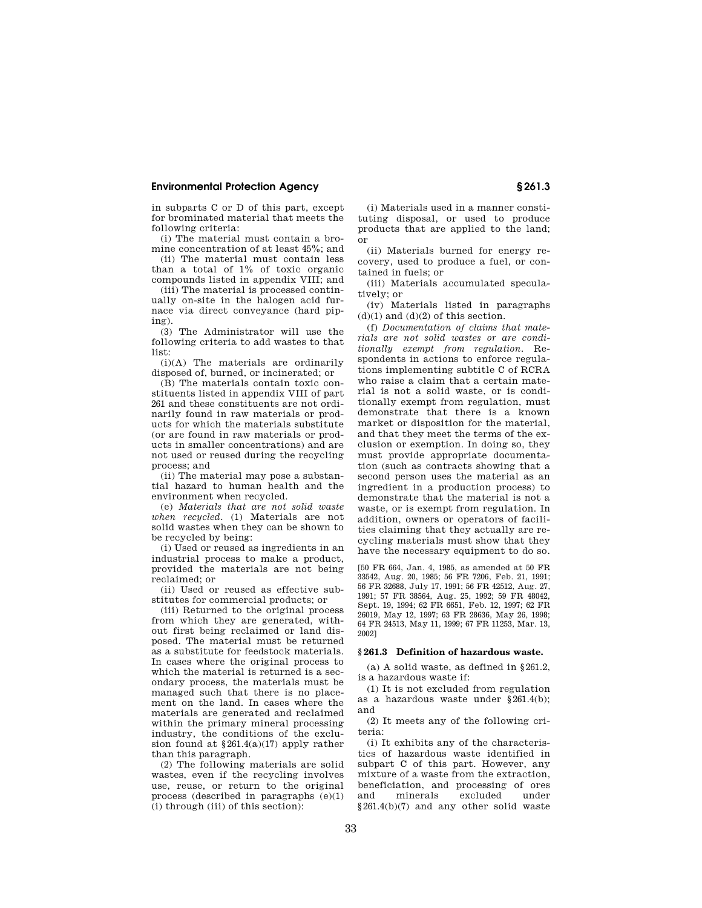in subparts C or D of this part, except for brominated material that meets the following criteria:

(i) The material must contain a bromine concentration of at least 45%; and

(ii) The material must contain less than a total of 1% of toxic organic compounds listed in appendix VIII; and

(iii) The material is processed continually on-site in the halogen acid furnace via direct conveyance (hard piping).

(3) The Administrator will use the following criteria to add wastes to that list:

(i)(A) The materials are ordinarily disposed of, burned, or incinerated; or

(B) The materials contain toxic constituents listed in appendix VIII of part 261 and these constituents are not ordinarily found in raw materials or products for which the materials substitute (or are found in raw materials or products in smaller concentrations) and are not used or reused during the recycling process; and

(ii) The material may pose a substantial hazard to human health and the environment when recycled.

(e) *Materials that are not solid waste when recycled.* (1) Materials are not solid wastes when they can be shown to be recycled by being:

(i) Used or reused as ingredients in an industrial process to make a product, provided the materials are not being reclaimed; or

(ii) Used or reused as effective substitutes for commercial products; or

(iii) Returned to the original process from which they are generated, without first being reclaimed or land disposed. The material must be returned as a substitute for feedstock materials. In cases where the original process to which the material is returned is a secondary process, the materials must be managed such that there is no placement on the land. In cases where the materials are generated and reclaimed within the primary mineral processing industry, the conditions of the exclusion found at §261.4(a)(17) apply rather than this paragraph.

(2) The following materials are solid wastes, even if the recycling involves use, reuse, or return to the original process (described in paragraphs (e)(1) (i) through (iii) of this section):

(i) Materials used in a manner constituting disposal, or used to produce products that are applied to the land; or

(ii) Materials burned for energy recovery, used to produce a fuel, or contained in fuels; or

(iii) Materials accumulated speculatively; or

(iv) Materials listed in paragraphs (d)(1) and (d)(2) of this section.

(f) *Documentation of claims that materials are not solid wastes or are conditionally exempt from regulation.* Respondents in actions to enforce regulations implementing subtitle C of RCRA who raise a claim that a certain material is not a solid waste, or is conditionally exempt from regulation, must demonstrate that there is a known market or disposition for the material, and that they meet the terms of the exclusion or exemption. In doing so, they must provide appropriate documentation (such as contracts showing that a second person uses the material as an ingredient in a production process) to demonstrate that the material is not a waste, or is exempt from regulation. In addition, owners or operators of facilities claiming that they actually are recycling materials must show that they have the necessary equipment to do so.

[50 FR 664, Jan. 4, 1985, as amended at 50 FR 33542, Aug. 20, 1985; 56 FR 7206, Feb. 21, 1991; 56 FR 32688, July 17, 1991; 56 FR 42512, Aug. 27, 1991; 57 FR 38564, Aug. 25, 1992; 59 FR 48042, Sept. 19, 1994; 62 FR 6651, Feb. 12, 1997; 62 FR 26019, May 12, 1997; 63 FR 28636, May 26, 1998; 64 FR 24513, May 11, 1999; 67 FR 11253, Mar. 13, 2002]

### §261.3 Definition of hazardous waste.

(a) A solid waste, as defined in §261.2, is a hazardous waste if:

(1) It is not excluded from regulation as a hazardous waste under §261.4(b); and

(2) It meets any of the following criteria:

(i) It exhibits any of the characteristics of hazardous waste identified in subpart C of this part. However, any mixture of a waste from the extraction, beneficiation, and processing of ores and minerals excluded under §261.4(b)(7) and any other solid waste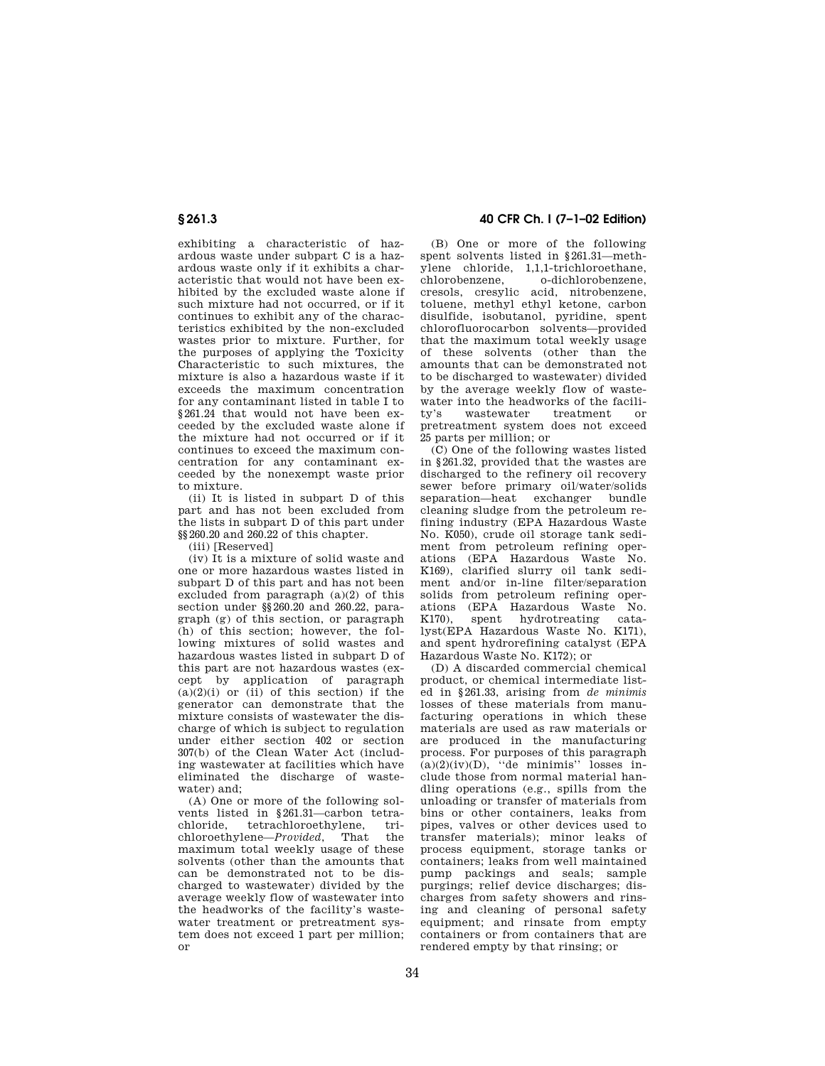exhibiting a characteristic of hazardous waste under subpart C is a hazardous waste only if it exhibits a characteristic that would not have been exhibited by the excluded waste alone if such mixture had not occurred, or if it continues to exhibit any of the characteristics exhibited by the non-excluded wastes prior to mixture. Further, for the purposes of applying the Toxicity Characteristic to such mixtures, the mixture is also a hazardous waste if it exceeds the maximum concentration for any contaminant listed in table I to §261.24 that would not have been exceeded by the excluded waste alone if the mixture had not occurred or if it continues to exceed the maximum concentration for any contaminant exceeded by the nonexempt waste prior to mixture.

(ii) It is listed in subpart D of this part and has not been excluded from the lists in subpart D of this part under §§260.20 and 260.22 of this chapter.

(iii) [Reserved]

(iv) It is a mixture of solid waste and one or more hazardous wastes listed in subpart D of this part and has not been excluded from paragraph (a)(2) of this section under §§260.20 and 260.22, paragraph (g) of this section, or paragraph (h) of this section; however, the following mixtures of solid wastes and hazardous wastes listed in subpart D of this part are not hazardous wastes (except by application of paragraph (a)(2)(i) or (ii) of this section) if the generator can demonstrate that the mixture consists of wastewater the discharge of which is subject to regulation under either section 402 or section 307(b) of the Clean Water Act (including wastewater at facilities which have eliminated the discharge of wastewater) and;

(A) One or more of the following solvents listed in §261.31—carbon tetrachloride, tetrachloroethylene, trichloroethylene—*Provided*, That the maximum total weekly usage of these solvents (other than the amounts that can be demonstrated not to be discharged to wastewater) divided by the average weekly flow of wastewater into the headworks of the facility's wastewater treatment or pretreatment system does not exceed 1 part per million; or

(B) One or more of the following spent solvents listed in §261.31—methylene chloride, 1,1,1-trichloroethane, chlorobenzene, o-dichlorobenzene, cresols, cresylic acid, nitrobenzene, toluene, methyl ethyl ketone, carbon disulfide, isobutanol, pyridine, spent chlorofluorocarbon solvents—provided that the maximum total weekly usage of these solvents (other than the amounts that can be demonstrated not to be discharged to wastewater) divided by the average weekly flow of wastewater into the headworks of the facility's wastewater treatment or pretreatment system does not exceed 25 parts per million; or

(C) One of the following wastes listed in §261.32, provided that the wastes are discharged to the refinery oil recovery sewer before primary oil/water/solids separation—heat exchanger bundle cleaning sludge from the petroleum refining industry (EPA Hazardous Waste No. K050), crude oil storage tank sediment from petroleum refining operations (EPA Hazardous Waste No. K169), clarified slurry oil tank sediment and/or in-line filter/separation solids from petroleum refining operations (EPA Hazardous Waste No. K170), spent hydrotreating catalyst(EPA Hazardous Waste No. K171), and spent hydrorefining catalyst (EPA Hazardous Waste No. K172); or

(D) A discarded commercial chemical product, or chemical intermediate listed in §261.33, arising from *de minimis* losses of these materials from manufacturing operations in which these materials are used as raw materials or are produced in the manufacturing process. For purposes of this paragraph (a)(2)(iv)(D), ''de minimis'' losses include those from normal material handling operations (e.g., spills from the unloading or transfer of materials from bins or other containers, leaks from pipes, valves or other devices used to transfer materials); minor leaks of process equipment, storage tanks or containers; leaks from well maintained pump packings and seals; sample purgings; relief device discharges; discharges from safety showers and rinsing and cleaning of personal safety equipment; and rinsate from empty containers or from containers that are rendered empty by that rinsing; or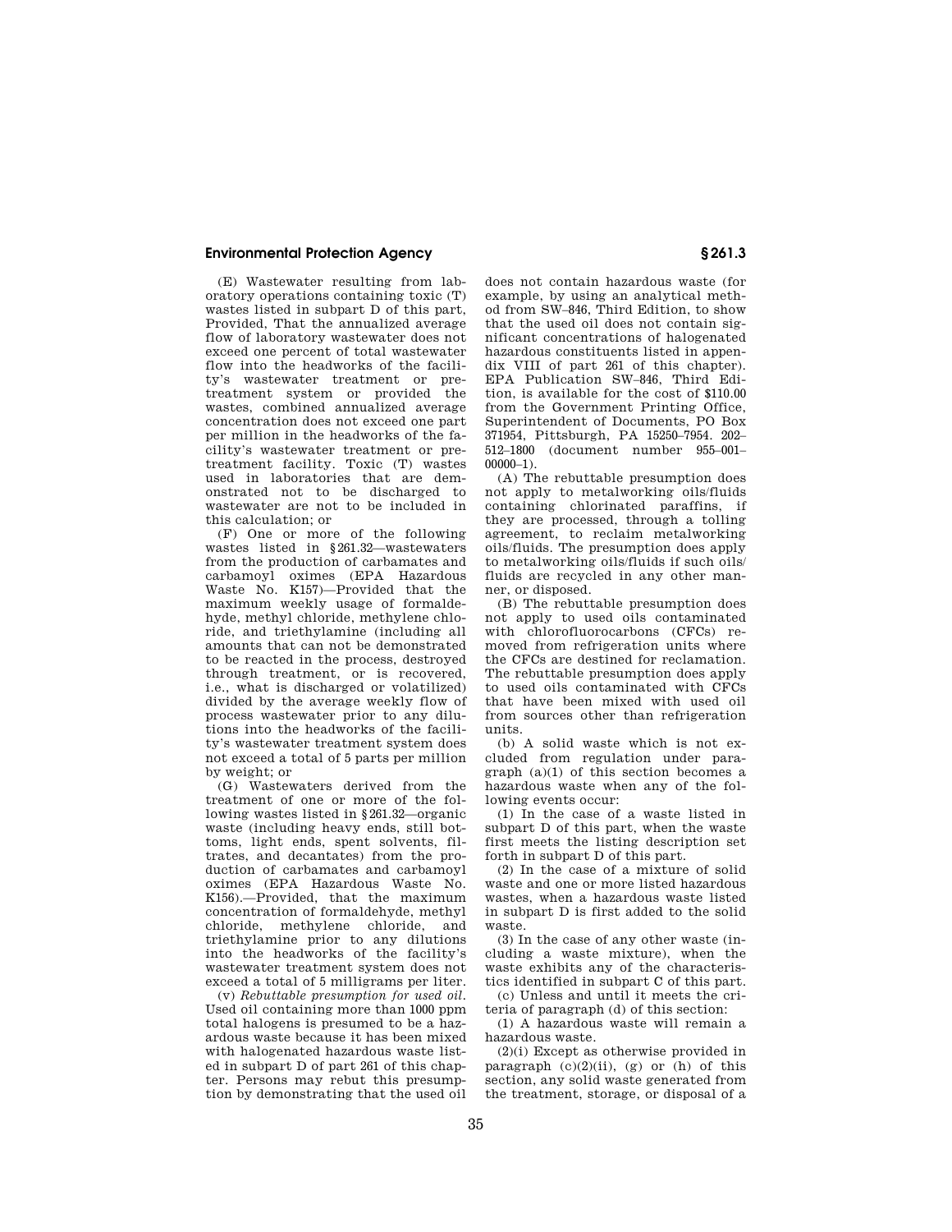(E) Wastewater resulting from laboratory operations containing toxic (T) wastes listed in subpart D of this part, Provided, That the annualized average flow of laboratory wastewater does not exceed one percent of total wastewater flow into the headworks of the facility's wastewater treatment or pre-treatment system or provided the wastes, combined annualized average concentration does not exceed one part per million in the headworks of the facility's wastewater treatment or pre-treatment facility. Toxic (T) wastes used in laboratories that are demonstrated not to be discharged to wastewater are not to be included in this calculation; or

(F) One or more of the following wastes listed in §261.32—wastewaters from the production of carbamates and carbamoyl oximes (EPA Hazardous Waste No. K157)—Provided that the maximum weekly usage of formaldehyde, methyl chloride, methylene chloride, and triethylamine (including all amounts that can not be demonstrated to be reacted in the process, destroyed through treatment, or is recovered, i.e., what is discharged or volatilized) divided by the average weekly flow of process wastewater prior to any dilutions into the headworks of the facility's wastewater treatment system does not exceed a total of 5 parts per million by weight; or

(G) Wastewaters derived from the treatment of one or more of the following wastes listed in §261.32—organic waste (including heavy ends, still bottoms, light ends, spent solvents, filtrates, and decantates) from the production of carbamates and carbamoyl oximes (EPA Hazardous Waste No. K156).—Provided, that the maximum concentration of formaldehyde, methyl chloride, methylene chloride, and triethylamine prior to any dilutions into the headworks of the facility's wastewater treatment system does not exceed a total of 5 milligrams per liter.

(v) *Rebuttable presumption for used oil.* Used oil containing more than 1000 ppm total halogens is presumed to be a hazardous waste because it has been mixed with halogenated hazardous waste listed in subpart D of part 261 of this chapter. Persons may rebut this presumption by demonstrating that the used oil does not contain hazardous waste (for example, by using an analytical method from SW–846, Third Edition, to show that the used oil does not contain significant concentrations of halogenated hazardous constituents listed in appendix VIII of part 261 of this chapter). EPA Publication SW–846, Third Edition, is available for the cost of $110.00 from the Government Printing Office, Superintendent of Documents, PO Box 371954, Pittsburgh, PA 15250–7954. 202–512–1800 (document number 955–001–00000–1).

(A) The rebuttable presumption does not apply to metalworking oils/fluids containing chlorinated paraffins, if they are processed, through a tolling agreement, to reclaim metalworking oils/fluids. The presumption does apply to metalworking oils/fluids if such oils/fluids are recycled in any other manner, or disposed.

(B) The rebuttable presumption does not apply to used oils contaminated with chlorofluorocarbons (CFCs) removed from refrigeration units where the CFCs are destined for reclamation. The rebuttable presumption does apply to used oils contaminated with CFCs that have been mixed with used oil from sources other than refrigeration units.

(b) A solid waste which is not excluded from regulation under paragraph (a)(1) of this section becomes a hazardous waste when any of the following events occur:

(1) In the case of a waste listed in subpart D of this part, when the waste first meets the listing description set forth in subpart D of this part.

(2) In the case of a mixture of solid waste and one or more listed hazardous wastes, when a hazardous waste listed in subpart D is first added to the solid waste.

(3) In the case of any other waste (including a waste mixture), when the waste exhibits any of the characteristics identified in subpart C of this part.

(c) Unless and until it meets the criteria of paragraph (d) of this section:

(1) A hazardous waste will remain a hazardous waste.

(2)(i) Except as otherwise provided in paragraph (c)(2)(ii), (g) or (h) of this section, any solid waste generated from the treatment, storage, or disposal of a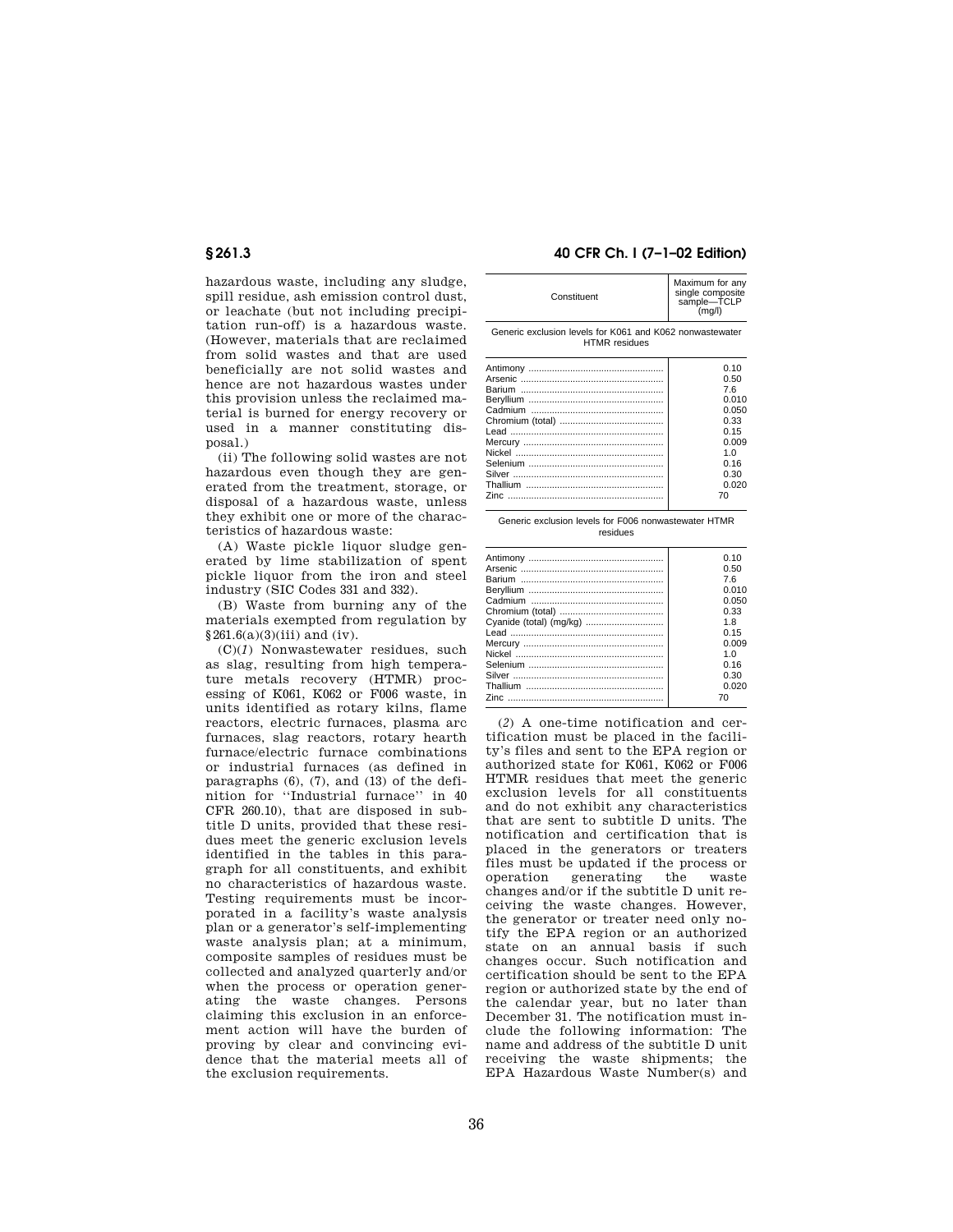hazardous waste, including any sludge, spill residue, ash emission control dust, or leachate (but not including precipitation run-off) is a hazardous waste. (However, materials that are reclaimed from solid wastes and that are used beneficially are not solid wastes and hence are not hazardous wastes under this provision unless the reclaimed material is burned for energy recovery or used in a manner constituting disposal.)

(ii) The following solid wastes are not hazardous even though they are generated from the treatment, storage, or disposal of a hazardous waste, unless they exhibit one or more of the characteristics of hazardous waste:

(A) Waste pickle liquor sludge generated by lime stabilization of spent pickle liquor from the iron and steel industry (SIC Codes 331 and 332).

(B) Waste from burning any of the materials exempted from regulation by §261.6(a)(3)(iii) and (iv).

(C)(*1*) Nonwastewater residues, such as slag, resulting from high temperature metals recovery (HTMR) processing of K061, K062 or F006 waste, in units identified as rotary kilns, flame reactors, electric furnaces, plasma arc furnaces, slag reactors, rotary hearth furnace/electric furnace combinations or industrial furnaces (as defined in paragraphs (6), (7), and (13) of the definition for "Industrial furnace" in 40 CFR 260.10), that are disposed in subtitle D units, provided that these residues meet the generic exclusion levels identified in the tables in this paragraph for all constituents, and exhibit no characteristics of hazardous waste. Testing requirements must be incorporated in a facility's waste analysis plan or a generator's self-implementing waste analysis plan; at a minimum, composite samples of residues must be collected and analyzed quarterly and/or when the process or operation generating the waste changes. Persons claiming this exclusion in an enforcement action will have the burden of proving by clear and convincing evidence that the material meets all of the exclusion requirements.

| Constituent | Maximum for any single composite sample—TCLP (mg/l) |
|---|---|
| **Generic exclusion levels for K061 and K062 nonwastewater HTMR residues** | |
| Antimony | 0.10 |
| Arsenic | 0.50 |
| Barium | 7.6 |
| Beryllium | 0.010 |
| Cadmium | 0.050 |
| Chromium (total) | 0.33 |
| Lead | 0.15 |
| Mercury | 0.009 |
| Nickel | 1.0 |
| Selenium | 0.16 |
| Silver | 0.30 |
| Thallium | 0.020 |
| Zinc | 70 |
| **Generic exclusion levels for F006 nonwastewater HTMR residues** | |
| Antimony | 0.10 |
| Arsenic | 0.50 |
| Barium | 7.6 |
| Beryllium | 0.010 |
| Cadmium | 0.050 |
| Chromium (total) | 0.33 |
| Cyanide (total) (mg/kg) | 1.8 |
| Lead | 0.15 |
| Mercury | 0.009 |
| Nickel | 1.0 |
| Selenium | 0.16 |
| Silver | 0.30 |
| Thallium | 0.020 |
| Zinc | 70 |

(*2*) A one-time notification and certification must be placed in the facility's files and sent to the EPA region or authorized state for K061, K062 or F006 HTMR residues that meet the generic exclusion levels for all constituents and do not exhibit any characteristics that are sent to subtitle D units. The notification and certification that is placed in the generators or treaters files must be updated if the process or operation generating the waste changes and/or if the subtitle D unit receiving the waste changes. However, the generator or treater need only notify the EPA region or an authorized state on an annual basis if such changes occur. Such notification and certification should be sent to the EPA region or authorized state by the end of the calendar year, but no later than December 31. The notification must include the following information: The name and address of the subtitle D unit receiving the waste shipments; the EPA Hazardous Waste Number(s) and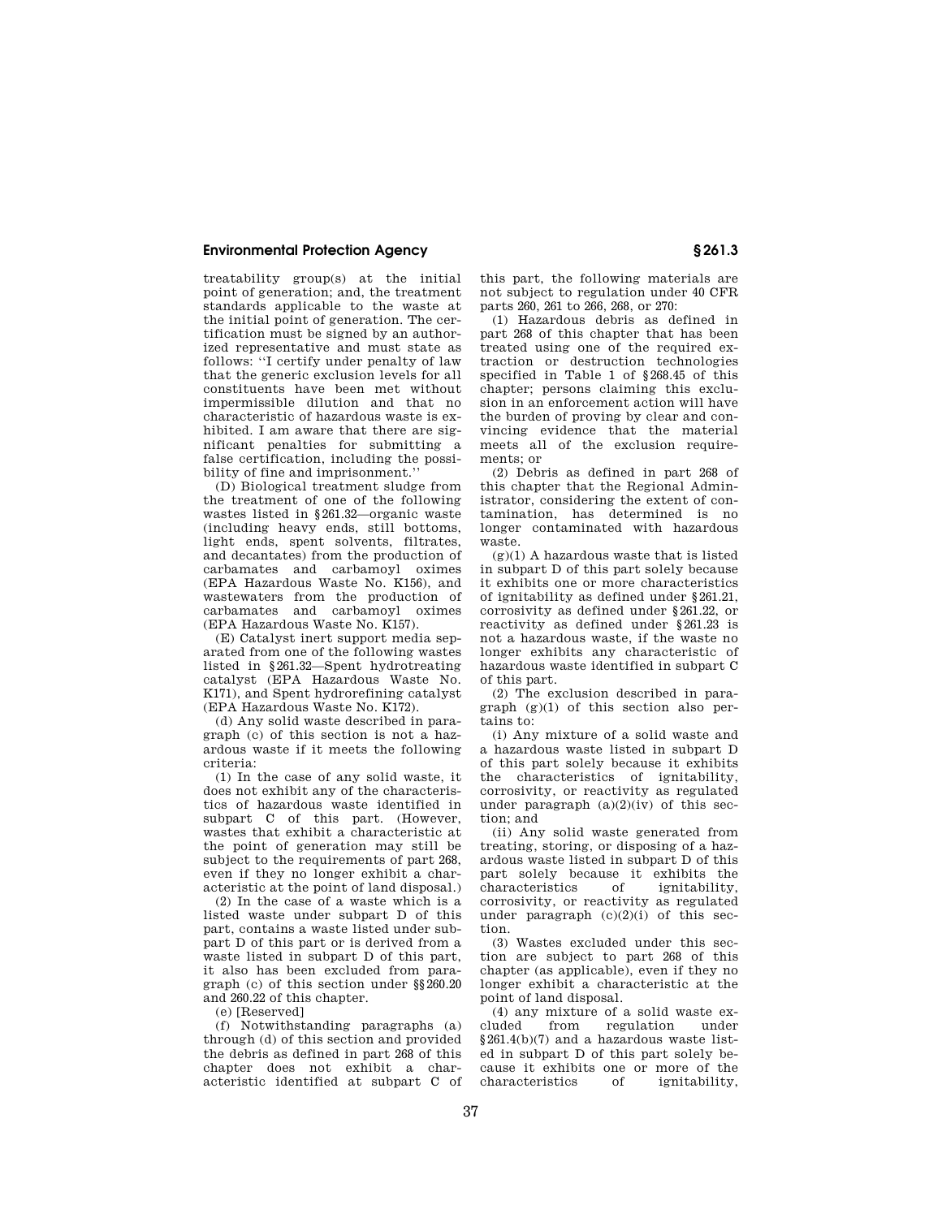treatability group(s) at the initial point of generation; and, the treatment standards applicable to the waste at the initial point of generation. The certification must be signed by an authorized representative and must state as follows: ''I certify under penalty of law that the generic exclusion levels for all constituents have been met without impermissible dilution and that no characteristic of hazardous waste is exhibited. I am aware that there are significant penalties for submitting a false certification, including the possibility of fine and imprisonment.''

(D) Biological treatment sludge from the treatment of one of the following wastes listed in §261.32—organic waste (including heavy ends, still bottoms, light ends, spent solvents, filtrates, and decantates) from the production of carbamates and carbamoyl oximes (EPA Hazardous Waste No. K156), and wastewaters from the production of carbamates and carbamoyl oximes (EPA Hazardous Waste No. K157).

(E) Catalyst inert support media separated from one of the following wastes listed in §261.32—Spent hydrotreating catalyst (EPA Hazardous Waste No. K171), and Spent hydrorefining catalyst (EPA Hazardous Waste No. K172).

(d) Any solid waste described in paragraph (c) of this section is not a hazardous waste if it meets the following criteria:

(1) In the case of any solid waste, it does not exhibit any of the characteristics of hazardous waste identified in subpart C of this part. (However, wastes that exhibit a characteristic at the point of generation may still be subject to the requirements of part 268, even if they no longer exhibit a characteristic at the point of land disposal.)

(2) In the case of a waste which is a listed waste under subpart D of this part, contains a waste listed under subpart D of this part or is derived from a waste listed in subpart D of this part, it also has been excluded from paragraph (c) of this section under §§260.20 and 260.22 of this chapter.

(e) [Reserved]

(f) Notwithstanding paragraphs (a) through (d) of this section and provided the debris as defined in part 268 of this chapter does not exhibit a characteristic identified at subpart C of this part, the following materials are not subject to regulation under 40 CFR parts 260, 261 to 266, 268, or 270:

(1) Hazardous debris as defined in part 268 of this chapter that has been treated using one of the required extraction or destruction technologies specified in Table 1 of §268.45 of this chapter; persons claiming this exclusion in an enforcement action will have the burden of proving by clear and convincing evidence that the material meets all of the exclusion requirements; or

(2) Debris as defined in part 268 of this chapter that the Regional Administrator, considering the extent of contamination, has determined is no longer contaminated with hazardous waste.

(g)(1) A hazardous waste that is listed in subpart D of this part solely because it exhibits one or more characteristics of ignitability as defined under §261.21, corrosivity as defined under §261.22, or reactivity as defined under §261.23 is not a hazardous waste, if the waste no longer exhibits any characteristic of hazardous waste identified in subpart C of this part.

(2) The exclusion described in paragraph (g)(1) of this section also pertains to:

(i) Any mixture of a solid waste and a hazardous waste listed in subpart D of this part solely because it exhibits the characteristics of ignitability, corrosivity, or reactivity as regulated under paragraph (a)(2)(iv) of this section; and

(ii) Any solid waste generated from treating, storing, or disposing of a hazardous waste listed in subpart D of this part solely because it exhibits the characteristics of ignitability, corrosivity, or reactivity as regulated under paragraph (c)(2)(i) of this section.

(3) Wastes excluded under this section are subject to part 268 of this chapter (as applicable), even if they no longer exhibit a characteristic at the point of land disposal.

(4) any mixture of a solid waste excluded from regulation under §261.4(b)(7) and a hazardous waste listed in subpart D of this part solely because it exhibits one or more of the characteristics of ignitability,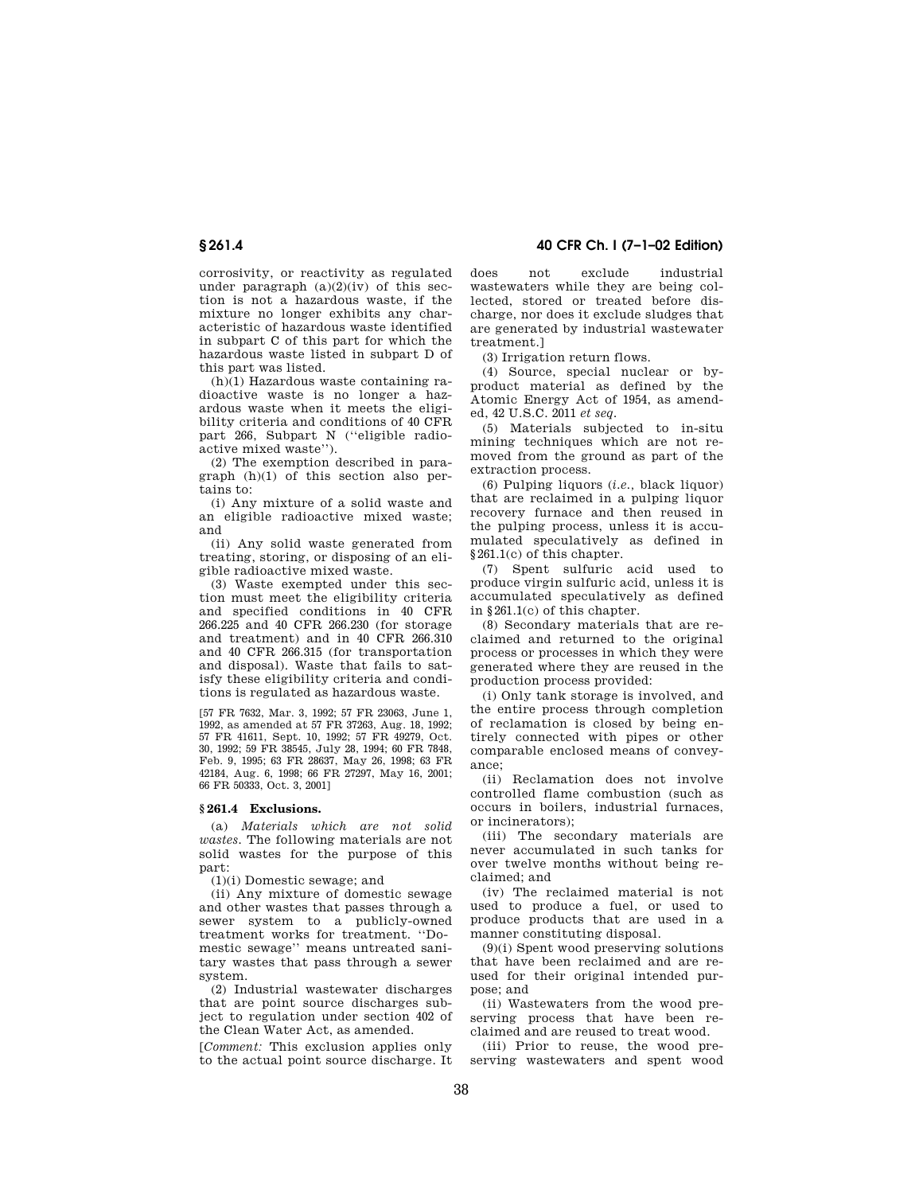corrosivity, or reactivity as regulated under paragraph (a)(2)(iv) of this section is not a hazardous waste, if the mixture no longer exhibits any characteristic of hazardous waste identified in subpart C of this part for which the hazardous waste listed in subpart D of this part was listed.

(h)(1) Hazardous waste containing radioactive waste is no longer a hazardous waste when it meets the eligibility criteria and conditions of 40 CFR part 266, Subpart N (''eligible radioactive mixed waste'').

(2) The exemption described in paragraph (h)(1) of this section also pertains to:

(i) Any mixture of a solid waste and an eligible radioactive mixed waste; and

(ii) Any solid waste generated from treating, storing, or disposing of an eligible radioactive mixed waste.

(3) Waste exempted under this section must meet the eligibility criteria and specified conditions in 40 CFR 266.225 and 40 CFR 266.230 (for storage and treatment) and in 40 CFR 266.310 and 40 CFR 266.315 (for transportation and disposal). Waste that fails to satisfy these eligibility criteria and conditions is regulated as hazardous waste.

[57 FR 7632, Mar. 3, 1992; 57 FR 23063, June 1, 1992, as amended at 57 FR 37263, Aug. 18, 1992; 57 FR 41611, Sept. 10, 1992; 57 FR 49279, Oct. 30, 1992; 59 FR 38545, July 28, 1994; 60 FR 7848, Feb. 9, 1995; 63 FR 28637, May 26, 1998; 63 FR 42184, Aug. 6, 1998; 66 FR 27297, May 16, 2001; 66 FR 50333, Oct. 3, 2001]

## § 261.4 Exclusions.

(a) *Materials which are not solid wastes.* The following materials are not solid wastes for the purpose of this part:

(1)(i) Domestic sewage; and

(ii) Any mixture of domestic sewage and other wastes that passes through a sewer system to a publicly-owned treatment works for treatment. ''Domestic sewage'' means untreated sanitary wastes that pass through a sewer system.

(2) Industrial wastewater discharges that are point source discharges subject to regulation under section 402 of the Clean Water Act, as amended.

[*Comment:* This exclusion applies only to the actual point source discharge. It does not exclude industrial wastewaters while they are being collected, stored or treated before discharge, nor does it exclude sludges that are generated by industrial wastewater treatment.]

(3) Irrigation return flows.

(4) Source, special nuclear or by-product material as defined by the Atomic Energy Act of 1954, as amended, 42 U.S.C. 2011 *et seq.*

(5) Materials subjected to in-situ mining techniques which are not removed from the ground as part of the extraction process.

(6) Pulping liquors (*i.e.*, black liquor) that are reclaimed in a pulping liquor recovery furnace and then reused in the pulping process, unless it is accumulated speculatively as defined in §261.1(c) of this chapter.

(7) Spent sulfuric acid used to produce virgin sulfuric acid, unless it is accumulated speculatively as defined in §261.1(c) of this chapter.

(8) Secondary materials that are reclaimed and returned to the original process or processes in which they were generated where they are reused in the production process provided:

(i) Only tank storage is involved, and the entire process through completion of reclamation is closed by being entirely connected with pipes or other comparable enclosed means of conveyance;

(ii) Reclamation does not involve controlled flame combustion (such as occurs in boilers, industrial furnaces, or incinerators);

(iii) The secondary materials are never accumulated in such tanks for over twelve months without being reclaimed; and

(iv) The reclaimed material is not used to produce a fuel, or used to produce products that are used in a manner constituting disposal.

(9)(i) Spent wood preserving solutions that have been reclaimed and are reused for their original intended purpose; and

(ii) Wastewaters from the wood preserving process that have been reclaimed and are reused to treat wood.

(iii) Prior to reuse, the wood preserving wastewaters and spent wood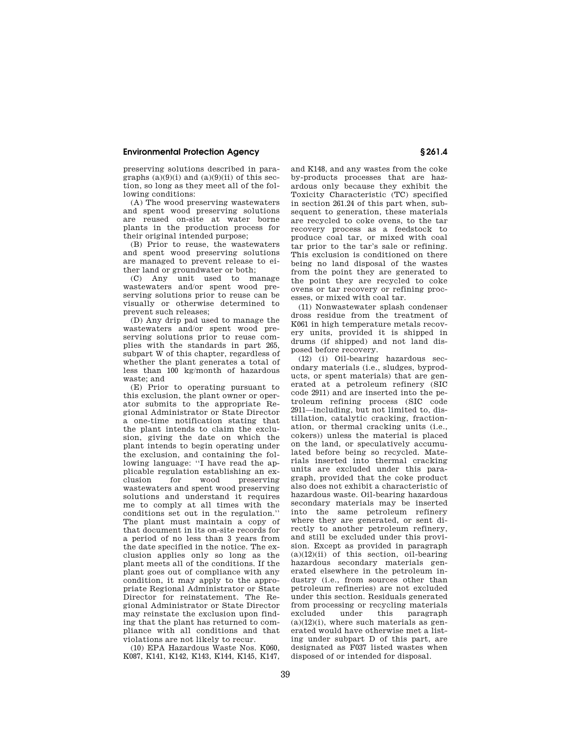preserving solutions described in paragraphs (a)(9)(i) and (a)(9)(ii) of this section, so long as they meet all of the following conditions:

(A) The wood preserving wastewaters and spent wood preserving solutions are reused on-site at water borne plants in the production process for their original intended purpose;

(B) Prior to reuse, the wastewaters and spent wood preserving solutions are managed to prevent release to either land or groundwater or both;

(C) Any unit used to manage wastewaters and/or spent wood preserving solutions prior to reuse can be visually or otherwise determined to prevent such releases;

(D) Any drip pad used to manage the wastewaters and/or spent wood preserving solutions prior to reuse complies with the standards in part 265, subpart W of this chapter, regardless of whether the plant generates a total of less than 100 kg/month of hazardous waste; and

(E) Prior to operating pursuant to this exclusion, the plant owner or operator submits to the appropriate Regional Administrator or State Director a one-time notification stating that the plant intends to claim the exclusion, giving the date on which the plant intends to begin operating under the exclusion, and containing the following language: ''I have read the applicable regulation establishing an exclusion for wood preserving wastewaters and spent wood preserving solutions and understand it requires me to comply at all times with the conditions set out in the regulation.'' The plant must maintain a copy of that document in its on-site records for a period of no less than 3 years from the date specified in the notice. The exclusion applies only so long as the plant meets all of the conditions. If the plant goes out of compliance with any condition, it may apply to the appropriate Regional Administrator or State Director for reinstatement. The Regional Administrator or State Director may reinstate the exclusion upon finding that the plant has returned to compliance with all conditions and that violations are not likely to recur.

(10) EPA Hazardous Waste Nos. K060, K087, K141, K142, K143, K144, K145, K147, and K148, and any wastes from the coke by-products processes that are hazardous only because they exhibit the Toxicity Characteristic (TC) specified in section 261.24 of this part when, subsequent to generation, these materials are recycled to coke ovens, to the tar recovery process as a feedstock to produce coal tar, or mixed with coal tar prior to the tar's sale or refining. This exclusion is conditioned on there being no land disposal of the wastes from the point they are generated to the point they are recycled to coke ovens or tar recovery or refining processes, or mixed with coal tar.

(11) Nonwastewater splash condenser dross residue from the treatment of K061 in high temperature metals recovery units, provided it is shipped in drums (if shipped) and not land disposed before recovery.

(12) (i) Oil-bearing hazardous secondary materials (i.e., sludges, byproducts, or spent materials) that are generated at a petroleum refinery (SIC code 2911) and are inserted into the petroleum refining process (SIC code 2911—including, but not limited to, distillation, catalytic cracking, fractionation, or thermal cracking units (i.e., cokers)) unless the material is placed on the land, or speculatively accumulated before being so recycled. Materials inserted into thermal cracking units are excluded under this paragraph, provided that the coke product also does not exhibit a characteristic of hazardous waste. Oil-bearing hazardous secondary materials may be inserted into the same petroleum refinery where they are generated, or sent directly to another petroleum refinery, and still be excluded under this provision. Except as provided in paragraph (a)(12)(ii) of this section, oil-bearing hazardous secondary materials generated elsewhere in the petroleum industry (i.e., from sources other than petroleum refineries) are not excluded under this section. Residuals generated from processing or recycling materials excluded under this paragraph (a)(12)(i), where such materials as generated would have otherwise met a listing under subpart D of this part, are designated as F037 listed wastes when disposed of or intended for disposal.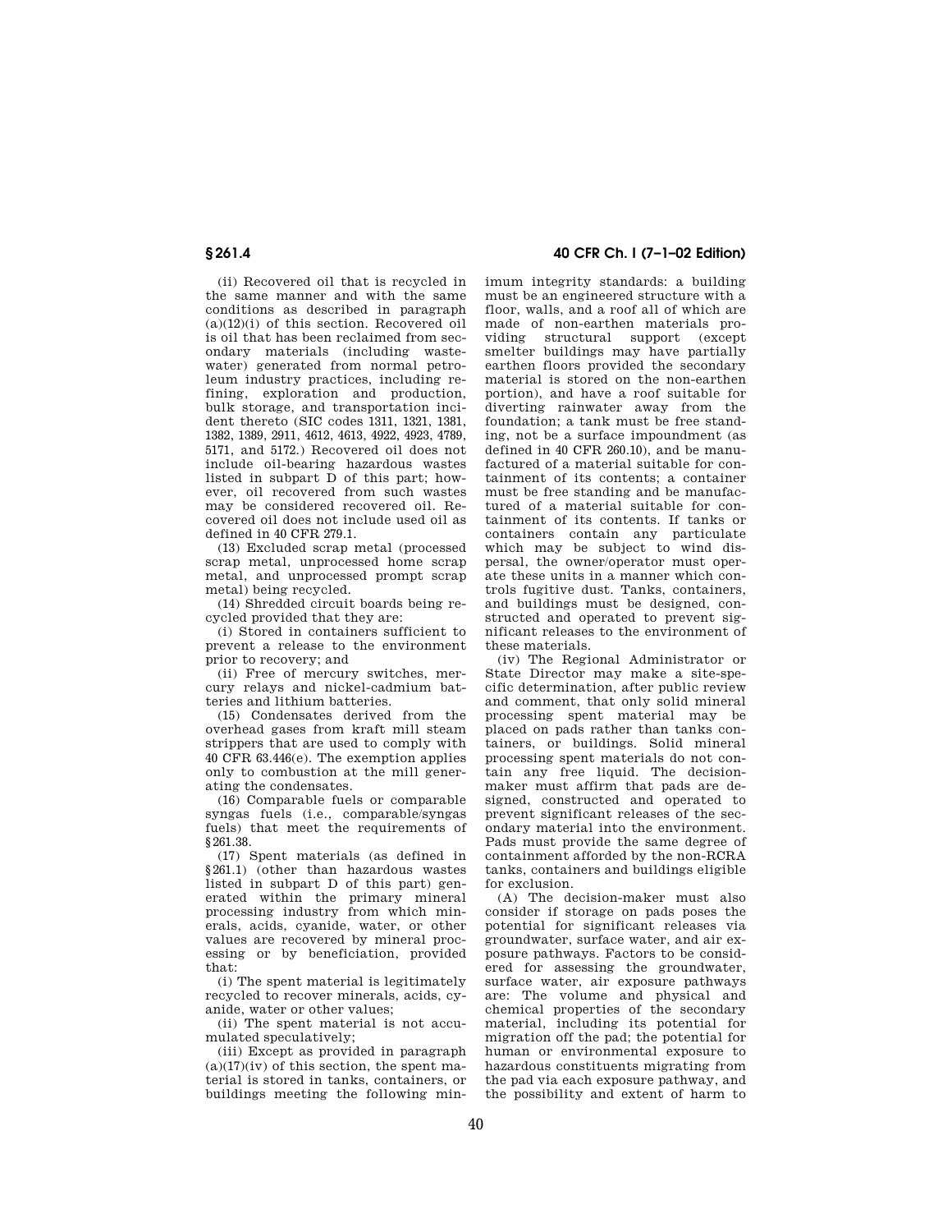(ii) Recovered oil that is recycled in the same manner and with the same conditions as described in paragraph (a)(12)(i) of this section. Recovered oil is oil that has been reclaimed from secondary materials (including wastewater) generated from normal petroleum industry practices, including refining, exploration and production, bulk storage, and transportation incident thereto (SIC codes 1311, 1321, 1381, 1382, 1389, 2911, 4612, 4613, 4922, 4923, 4789, 5171, and 5172.) Recovered oil does not include oil-bearing hazardous wastes listed in subpart D of this part; however, oil recovered from such wastes may be considered recovered oil. Recovered oil does not include used oil as defined in 40 CFR 279.1.

(13) Excluded scrap metal (processed scrap metal, unprocessed home scrap metal, and unprocessed prompt scrap metal) being recycled.

(14) Shredded circuit boards being recycled provided that they are:

(i) Stored in containers sufficient to prevent a release to the environment prior to recovery; and

(ii) Free of mercury switches, mercury relays and nickel-cadmium batteries and lithium batteries.

(15) Condensates derived from the overhead gases from kraft mill steam strippers that are used to comply with 40 CFR 63.446(e). The exemption applies only to combustion at the mill generating the condensates.

(16) Comparable fuels or comparable syngas fuels (i.e., comparable/syngas fuels) that meet the requirements of §261.38.

(17) Spent materials (as defined in §261.1) (other than hazardous wastes listed in subpart D of this part) generated within the primary mineral processing industry from which minerals, acids, cyanide, water, or other values are recovered by mineral processing or by beneficiation, provided that:

(i) The spent material is legitimately recycled to recover minerals, acids, cyanide, water or other values;

(ii) The spent material is not accumulated speculatively;

(iii) Except as provided in paragraph (a)(17)(iv) of this section, the spent material is stored in tanks, containers, or buildings meeting the following minimum integrity standards: a building must be an engineered structure with a floor, walls, and a roof all of which are made of non-earthen materials providing structural support (except smelter buildings may have partially earthen floors provided the secondary material is stored on the non-earthen portion), and have a roof suitable for diverting rainwater away from the foundation; a tank must be free standing, not be a surface impoundment (as defined in 40 CFR 260.10), and be manufactured of a material suitable for containment of its contents; a container must be free standing and be manufactured of a material suitable for containment of its contents. If tanks or containers contain any particulate which may be subject to wind dispersal, the owner/operator must operate these units in a manner which controls fugitive dust. Tanks, containers, and buildings must be designed, constructed and operated to prevent significant releases to the environment of these materials.

(iv) The Regional Administrator or State Director may make a site-specific determination, after public review and comment, that only solid mineral processing spent material may be placed on pads rather than tanks containers, or buildings. Solid mineral processing spent materials do not contain any free liquid. The decision-maker must affirm that pads are designed, constructed and operated to prevent significant releases of the secondary material into the environment. Pads must provide the same degree of containment afforded by the non-RCRA tanks, containers and buildings eligible for exclusion.

(A) The decision-maker must also consider if storage on pads poses the potential for significant releases via groundwater, surface water, and air exposure pathways. Factors to be considered for assessing the groundwater, surface water, air exposure pathways are: The volume and physical and chemical properties of the secondary material, including its potential for migration off the pad; the potential for human or environmental exposure to hazardous constituents migrating from the pad via each exposure pathway, and the possibility and extent of harm to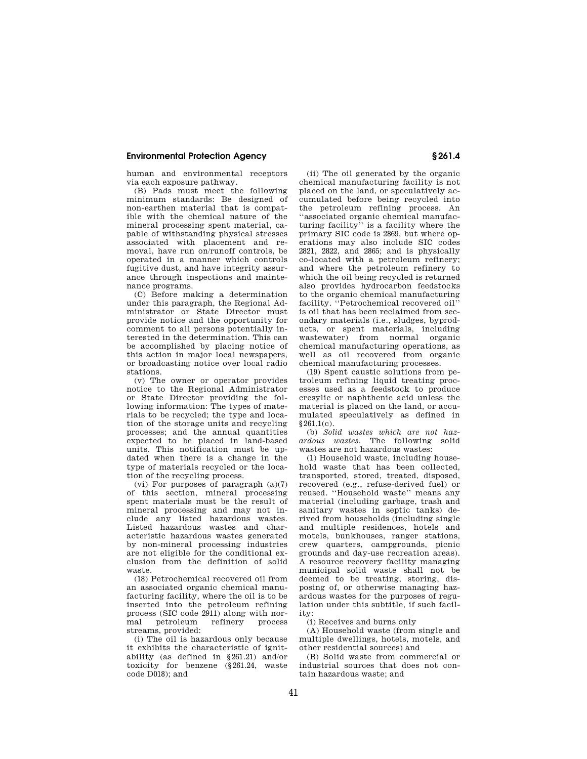human and environmental receptors via each exposure pathway.

(B) Pads must meet the following minimum standards: Be designed of non-earthen material that is compatible with the chemical nature of the mineral processing spent material, capable of withstanding physical stresses associated with placement and removal, have run on/runoff controls, be operated in a manner which controls fugitive dust, and have integrity assurance through inspections and maintenance programs.

(C) Before making a determination under this paragraph, the Regional Administrator or State Director must provide notice and the opportunity for comment to all persons potentially interested in the determination. This can be accomplished by placing notice of this action in major local newspapers, or broadcasting notice over local radio stations.

(v) The owner or operator provides notice to the Regional Administrator or State Director providing the following information: The types of materials to be recycled; the type and location of the storage units and recycling processes; and the annual quantities expected to be placed in land-based units. This notification must be updated when there is a change in the type of materials recycled or the location of the recycling process.

(vi) For purposes of paragraph (a)(7) of this section, mineral processing spent materials must be the result of mineral processing and may not include any listed hazardous wastes. Listed hazardous wastes and characteristic hazardous wastes generated by non-mineral processing industries are not eligible for the conditional exclusion from the definition of solid waste.

(18) Petrochemical recovered oil from an associated organic chemical manufacturing facility, where the oil is to be inserted into the petroleum refining process (SIC code 2911) along with normal petroleum refinery process streams, provided:

(i) The oil is hazardous only because it exhibits the characteristic of ignitability (as defined in §261.21) and/or toxicity for benzene (§261.24, waste code D018); and

(ii) The oil generated by the organic chemical manufacturing facility is not placed on the land, or speculatively accumulated before being recycled into the petroleum refining process. An ''associated organic chemical manufacturing facility'' is a facility where the primary SIC code is 2869, but where operations may also include SIC codes 2821, 2822, and 2865; and is physically co-located with a petroleum refinery; and where the petroleum refinery to which the oil being recycled is returned also provides hydrocarbon feedstocks to the organic chemical manufacturing facility. ''Petrochemical recovered oil'' is oil that has been reclaimed from secondary materials (i.e., sludges, byproducts, or spent materials, including wastewater) from normal organic chemical manufacturing operations, as well as oil recovered from organic chemical manufacturing processes.

(19) Spent caustic solutions from petroleum refining liquid treating processes used as a feedstock to produce cresylic or naphthenic acid unless the material is placed on the land, or accumulated speculatively as defined in §261.1(c).

(b) *Solid wastes which are not hazardous wastes*. The following solid wastes are not hazardous wastes:

(1) Household waste, including household waste that has been collected, transported, stored, treated, disposed, recovered (e.g., refuse-derived fuel) or reused. ''Household waste'' means any material (including garbage, trash and sanitary wastes in septic tanks) derived from households (including single and multiple residences, hotels and motels, bunkhouses, ranger stations, crew quarters, campgrounds, picnic grounds and day-use recreation areas). A resource recovery facility managing municipal solid waste shall not be deemed to be treating, storing, disposing of, or otherwise managing hazardous wastes for the purposes of regulation under this subtitle, if such facility:

(i) Receives and burns only

(A) Household waste (from single and multiple dwellings, hotels, motels, and other residential sources) and

(B) Solid waste from commercial or industrial sources that does not contain hazardous waste; and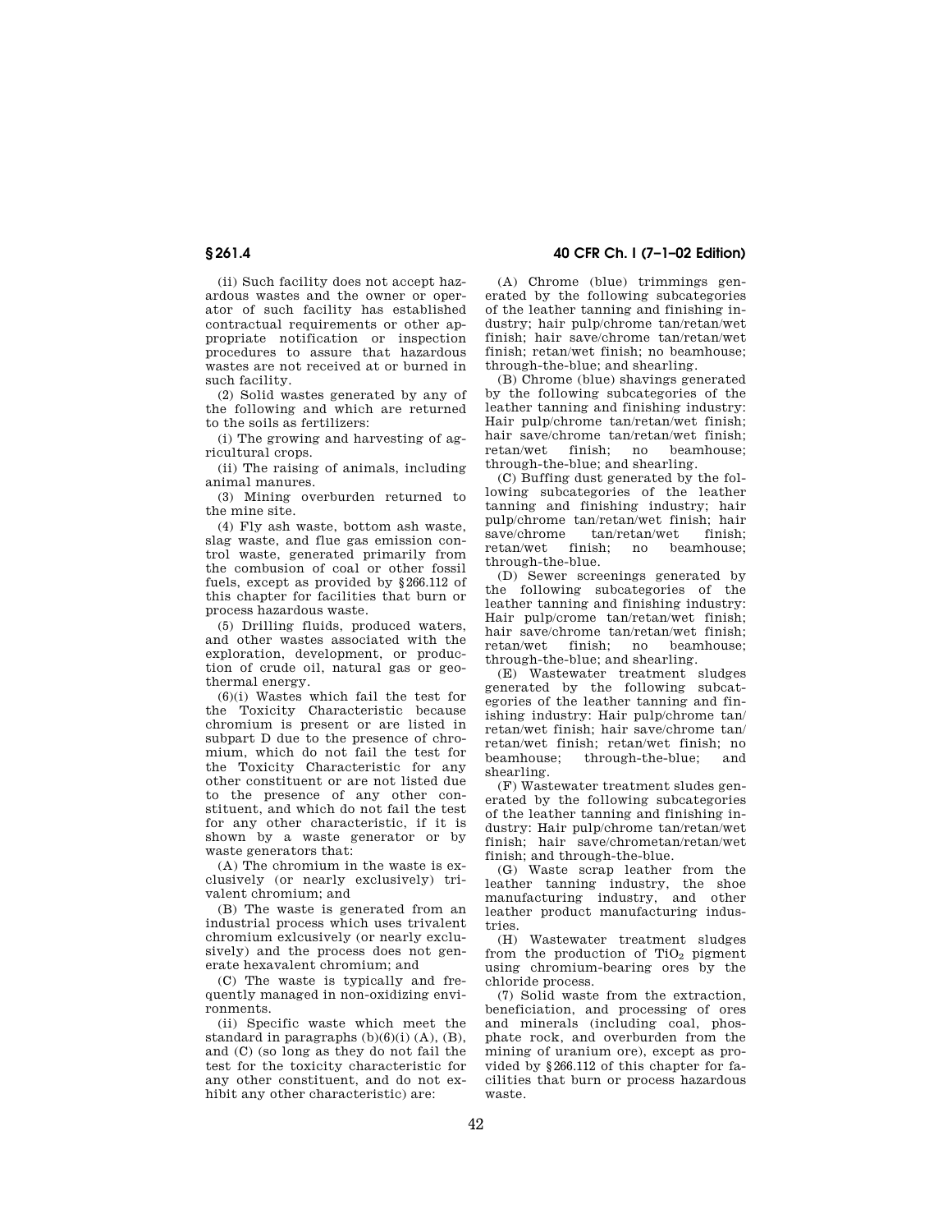(ii) Such facility does not accept hazardous wastes and the owner or operator of such facility has established contractual requirements or other appropriate notification or inspection procedures to assure that hazardous wastes are not received at or burned in such facility.

(2) Solid wastes generated by any of the following and which are returned to the soils as fertilizers:

(i) The growing and harvesting of agricultural crops.

(ii) The raising of animals, including animal manures.

(3) Mining overburden returned to the mine site.

(4) Fly ash waste, bottom ash waste, slag waste, and flue gas emission control waste, generated primarily from the combustion of coal or other fossil fuels, except as provided by §266.112 of this chapter for facilities that burn or process hazardous waste.

(5) Drilling fluids, produced waters, and other wastes associated with the exploration, development, or production of crude oil, natural gas or geothermal energy.

(6)(i) Wastes which fail the test for the Toxicity Characteristic because chromium is present or are listed in subpart D due to the presence of chromium, which do not fail the test for the Toxicity Characteristic for any other constituent or are not listed due to the presence of any other constituent, and which do not fail the test for any other characteristic, if it is shown by a waste generator or by waste generators that:

(A) The chromium in the waste is exclusively (or nearly exclusively) trivalent chromium; and

(B) The waste is generated from an industrial process which uses trivalent chromium exlcusively (or nearly exclusively) and the process does not generate hexavalent chromium; and

(C) The waste is typically and frequently managed in non-oxidizing environments.

(ii) Specific waste which meet the standard in paragraphs (b)(6)(i) (A), (B), and (C) (so long as they do not fail the test for the toxicity characteristic for any other constituent, and do not exhibit any other characteristic) are:

(A) Chrome (blue) trimmings generated by the following subcategories of the leather tanning and finishing industry; hair pulp/chrome tan/retan/wet finish; hair save/chrome tan/retan/wet finish; retan/wet finish; no beamhouse; through-the-blue; and shearling.

(B) Chrome (blue) shavings generated by the following subcategories of the leather tanning and finishing industry: Hair pulp/chrome tan/retan/wet finish; hair save/chrome tan/retan/wet finish; retan/wet finish; no beamhouse; through-the-blue; and shearling.

(C) Buffing dust generated by the following subcategories of the leather tanning and finishing industry; hair pulp/chrome tan/retan/wet finish; hair save/chrome tan/retan/wet finish; retan/wet finish; no beamhouse; through-the-blue.

(D) Sewer screenings generated by the following subcategories of the leather tanning and finishing industry: Hair pulp/crome tan/retan/wet finish; hair save/chrome tan/retan/wet finish; retan/wet finish; no beamhouse; through-the-blue; and shearling.

(E) Wastewater treatment sludges generated by the following subcategories of the leather tanning and finishing industry: Hair pulp/chrome tan/retan/wet finish; hair save/chrome tan/retan/wet finish; retan/wet finish; no beamhouse; through-the-blue; and shearling.

(F) Wastewater treatment sludes generated by the following subcategories of the leather tanning and finishing industry: Hair pulp/chrome tan/retan/wet finish; hair save/chrometan/retan/wet finish; and through-the-blue.

(G) Waste scrap leather from the leather tanning industry, the shoe manufacturing industry, and other leather product manufacturing industries.

(H) Wastewater treatment sludges from the production of $TiO_2$ pigment using chromium-bearing ores by the chloride process.

(7) Solid waste from the extraction, beneficiation, and processing of ores and minerals (including coal, phosphate rock, and overburden from the mining of uranium ore), except as provided by §266.112 of this chapter for facilities that burn or process hazardous waste.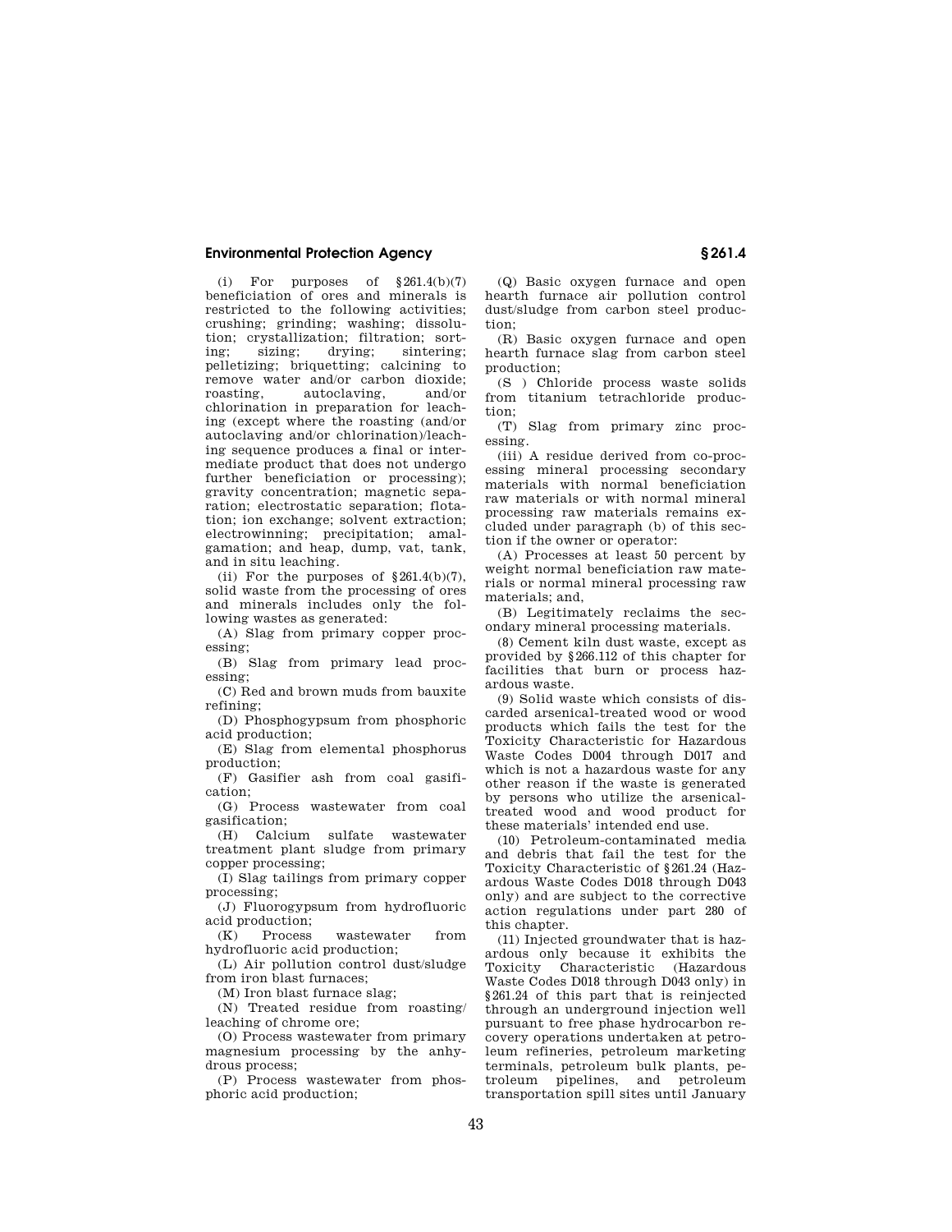(i) For purposes of §261.4(b)(7) beneficiation of ores and minerals is restricted to the following activities; crushing; grinding; washing; dissolution; crystallization; filtration; sorting; sizing; drying; sintering; pelletizing; briquetting; calcining to remove water and/or carbon dioxide; roasting, autoclaving, and/or chlorination in preparation for leaching (except where the roasting (and/or autoclaving and/or chlorination)/leaching sequence produces a final or intermediate product that does not undergo further beneficiation or processing); gravity concentration; magnetic separation; electrostatic separation; flotation; ion exchange; solvent extraction; electrowinning; precipitation; amalgamation; and heap, dump, vat, tank, and in situ leaching.

(ii) For the purposes of §261.4(b)(7), solid waste from the processing of ores and minerals includes only the following wastes as generated:

(A) Slag from primary copper processing;

(B) Slag from primary lead processing;

(C) Red and brown muds from bauxite refining;

(D) Phosphogypsum from phosphoric acid production;

(E) Slag from elemental phosphorus production;

(F) Gasifier ash from coal gasification;

(G) Process wastewater from coal gasification;

(H) Calcium sulfate wastewater treatment plant sludge from primary copper processing;

(I) Slag tailings from primary copper processing;

(J) Fluorogypsum from hydrofluoric acid production;

(K) Process wastewater from hydrofluoric acid production;

(L) Air pollution control dust/sludge from iron blast furnaces;

(M) Iron blast furnace slag;

(N) Treated residue from roasting/leaching of chrome ore;

(O) Process wastewater from primary magnesium processing by the anhydrous process;

(P) Process wastewater from phosphoric acid production;

(Q) Basic oxygen furnace and open hearth furnace air pollution control dust/sludge from carbon steel production;

(R) Basic oxygen furnace and open hearth furnace slag from carbon steel production;

(S ) Chloride process waste solids from titanium tetrachloride production;

(T) Slag from primary zinc processing.

(iii) A residue derived from co-processing mineral processing secondary materials with normal beneficiation raw materials or with normal mineral processing raw materials remains excluded under paragraph (b) of this section if the owner or operator:

(A) Processes at least 50 percent by weight normal beneficiation raw materials or normal mineral processing raw materials; and,

(B) Legitimately reclaims the secondary mineral processing materials.

(8) Cement kiln dust waste, except as provided by §266.112 of this chapter for facilities that burn or process hazardous waste.

(9) Solid waste which consists of discarded arsenical-treated wood or wood products which fails the test for the Toxicity Characteristic for Hazardous Waste Codes D004 through D017 and which is not a hazardous waste for any other reason if the waste is generated by persons who utilize the arsenical-treated wood and wood product for these materials' intended end use.

(10) Petroleum-contaminated media and debris that fail the test for the Toxicity Characteristic of §261.24 (Hazardous Waste Codes D018 through D043 only) and are subject to the corrective action regulations under part 280 of this chapter.

(11) Injected groundwater that is hazardous only because it exhibits the Toxicity Characteristic (Hazardous Waste Codes D018 through D043 only) in §261.24 of this part that is reinjected through an underground injection well pursuant to free phase hydrocarbon recovery operations undertaken at petroleum refineries, petroleum marketing terminals, petroleum bulk plants, petroleum pipelines, and petroleum transportation spill sites until January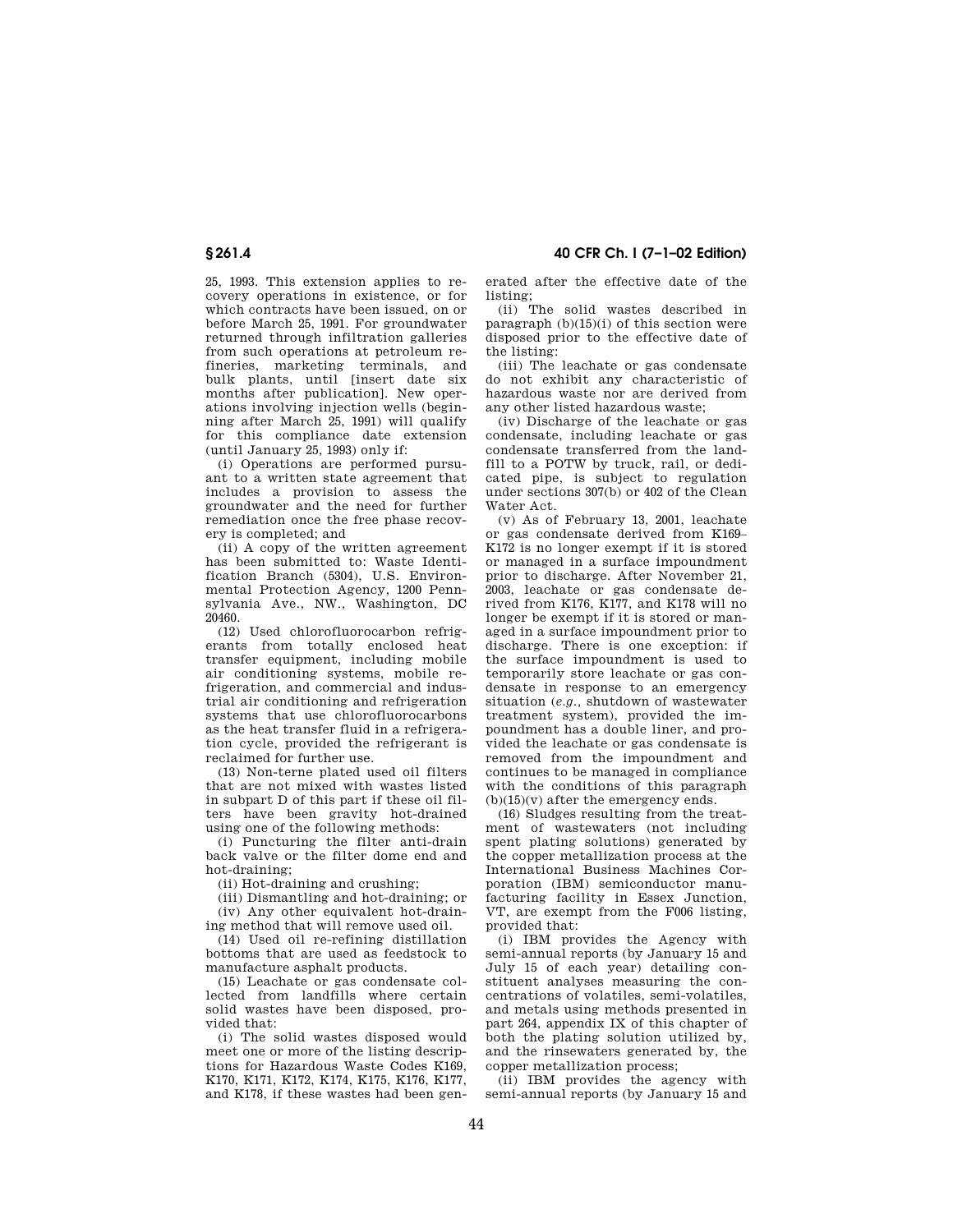25, 1993. This extension applies to recovery operations in existence, or for which contracts have been issued, on or before March 25, 1991. For groundwater returned through infiltration galleries from such operations at petroleum refineries, marketing terminals, and bulk plants, until [insert date six months after publication]. New operations involving injection wells (beginning after March 25, 1991) will qualify for this compliance date extension (until January 25, 1993) only if:

(i) Operations are performed pursuant to a written state agreement that includes a provision to assess the groundwater and the need for further remediation once the free phase recovery is completed; and

(ii) A copy of the written agreement has been submitted to: Waste Identification Branch (5304), U.S. Environmental Protection Agency, 1200 Pennsylvania Ave., NW., Washington, DC 20460.

(12) Used chlorofluorocarbon refrigerants from totally enclosed heat transfer equipment, including mobile air conditioning systems, mobile refrigeration, and commercial and industrial air conditioning and refrigeration systems that use chlorofluorocarbons as the heat transfer fluid in a refrigeration cycle, provided the refrigerant is reclaimed for further use.

(13) Non-terne plated used oil filters that are not mixed with wastes listed in subpart D of this part if these oil filters have been gravity hot-drained using one of the following methods:

(i) Puncturing the filter anti-drain back valve or the filter dome end and hot-draining;

(ii) Hot-draining and crushing;

(iii) Dismantling and hot-draining; or

(iv) Any other equivalent hot-draining method that will remove used oil.

(14) Used oil re-refining distillation bottoms that are used as feedstock to manufacture asphalt products.

(15) Leachate or gas condensate collected from landfills where certain solid wastes have been disposed, provided that:

(i) The solid wastes disposed would meet one or more of the listing descriptions for Hazardous Waste Codes K169, K170, K171, K172, K174, K175, K176, K177, and K178, if these wastes had been generated after the effective date of the listing;

(ii) The solid wastes described in paragraph (b)(15)(i) of this section were disposed prior to the effective date of the listing;

(iii) The leachate or gas condensate do not exhibit any characteristic of hazardous waste nor are derived from any other listed hazardous waste;

(iv) Discharge of the leachate or gas condensate, including leachate or gas condensate transferred from the landfill to a POTW by truck, rail, or dedicated pipe, is subject to regulation under sections 307(b) or 402 of the Clean Water Act.

(v) As of February 13, 2001, leachate or gas condensate derived from K169–K172 is no longer exempt if it is stored or managed in a surface impoundment prior to discharge. After November 21, 2003, leachate or gas condensate derived from K176, K177, and K178 will no longer be exempt if it is stored or managed in a surface impoundment prior to discharge. There is one exception: if the surface impoundment is used to temporarily store leachate or gas condensate in response to an emergency situation (*e.g.*, shutdown of wastewater treatment system), provided the impoundment has a double liner, and provided the leachate or gas condensate is removed from the impoundment and continues to be managed in compliance with the conditions of this paragraph (b)(15)(v) after the emergency ends.

(16) Sludges resulting from the treatment of wastewaters (not including spent plating solutions) generated by the copper metallization process at the International Business Machines Corporation (IBM) semiconductor manufacturing facility in Essex Junction, VT, are exempt from the F006 listing, provided that:

(i) IBM provides the Agency with semi-annual reports (by January 15 and July 15 of each year) detailing constituent analyses measuring the concentrations of volatiles, semi-volatiles, and metals using methods presented in part 264, appendix IX of this chapter of both the plating solution utilized by, and the rinsewaters generated by, the copper metallization process;

(ii) IBM provides the agency with semi-annual reports (by January 15 and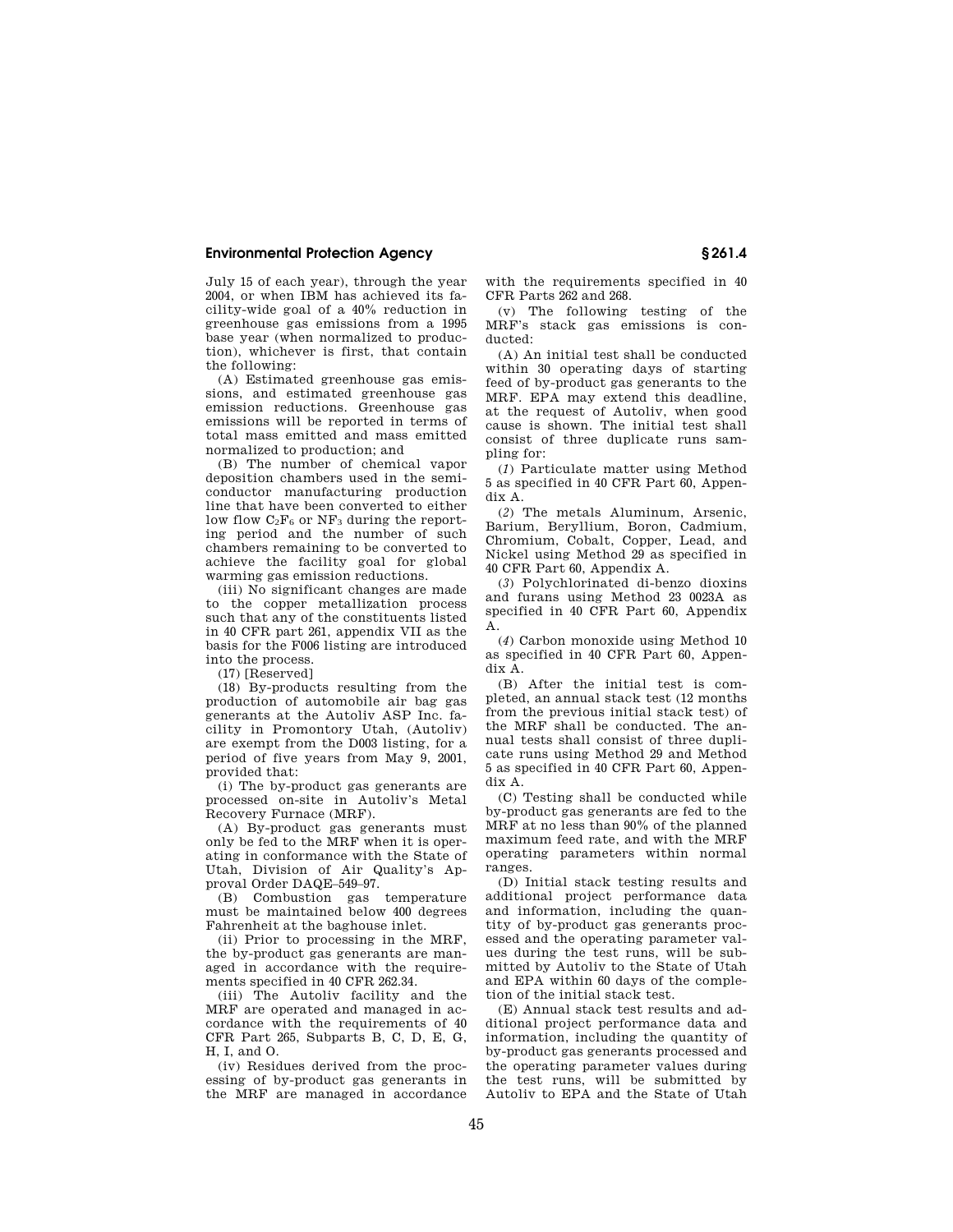July 15 of each year), through the year 2004, or when IBM has achieved its facility-wide goal of a 40% reduction in greenhouse gas emissions from a 1995 base year (when normalized to production), whichever is first, that contain the following:

(A) Estimated greenhouse gas emissions, and estimated greenhouse gas emission reductions. Greenhouse gas emissions will be reported in terms of total mass emitted and mass emitted normalized to production; and

(B) The number of chemical vapor deposition chambers used in the semiconductor manufacturing production line that have been converted to either low flow $C_2F_6$ or $NF_3$ during the reporting period and the number of such chambers remaining to be converted to achieve the facility goal for global warming gas emission reductions.

(iii) No significant changes are made to the copper metallization process such that any of the constituents listed in 40 CFR part 261, appendix VII as the basis for the F006 listing are introduced into the process.

(17) [Reserved]

(18) By-products resulting from the production of automobile air bag gas generants at the Autoliv ASP Inc. facility in Promontory Utah, (Autoliv) are exempt from the D003 listing, for a period of five years from May 9, 2001, provided that:

(i) The by-product gas generants are processed on-site in Autoliv's Metal Recovery Furnace (MRF).

(A) By-product gas generants must only be fed to the MRF when it is operating in conformance with the State of Utah, Division of Air Quality's Approval Order DAQE–549–97.

(B) Combustion gas temperature must be maintained below 400 degrees Fahrenheit at the baghouse inlet.

(ii) Prior to processing in the MRF, the by-product gas generants are managed in accordance with the requirements specified in 40 CFR 262.34.

(iii) The Autoliv facility and the MRF are operated and managed in accordance with the requirements of 40 CFR Part 265, Subparts B, C, D, E, G, H, I, and O.

(iv) Residues derived from the processing of by-product gas generants in the MRF are managed in accordance with the requirements specified in 40 CFR Parts 262 and 268.

(v) The following testing of the MRF's stack gas emissions is conducted:

(A) An initial test shall be conducted within 30 operating days of starting feed of by-product gas generants to the MRF. EPA may extend this deadline, at the request of Autoliv, when good cause is shown. The initial test shall consist of three duplicate runs sampling for:

(*1*) Particulate matter using Method 5 as specified in 40 CFR Part 60, Appendix A.

(*2*) The metals Aluminum, Arsenic, Barium, Beryllium, Boron, Cadmium, Chromium, Cobalt, Copper, Lead, and Nickel using Method 29 as specified in 40 CFR Part 60, Appendix A.

(*3*) Polychlorinated di-benzo dioxins and furans using Method 23 0023A as specified in 40 CFR Part 60, Appendix A.

(*4*) Carbon monoxide using Method 10 as specified in 40 CFR Part 60, Appendix A.

(B) After the initial test is completed, an annual stack test (12 months from the previous initial stack test) of the MRF shall be conducted. The annual tests shall consist of three duplicate runs using Method 29 and Method 5 as specified in 40 CFR Part 60, Appendix A.

(C) Testing shall be conducted while by-product gas generants are fed to the MRF at no less than 90% of the planned maximum feed rate, and with the MRF operating parameters within normal ranges.

(D) Initial stack testing results and additional project performance data and information, including the quantity of by-product gas generants processed and the operating parameter values during the test runs, will be submitted by Autoliv to the State of Utah and EPA within 60 days of the completion of the initial stack test.

(E) Annual stack test results and additional project performance data and information, including the quantity of by-product gas generants processed and the operating parameter values during the test runs, will be submitted by Autoliv to EPA and the State of Utah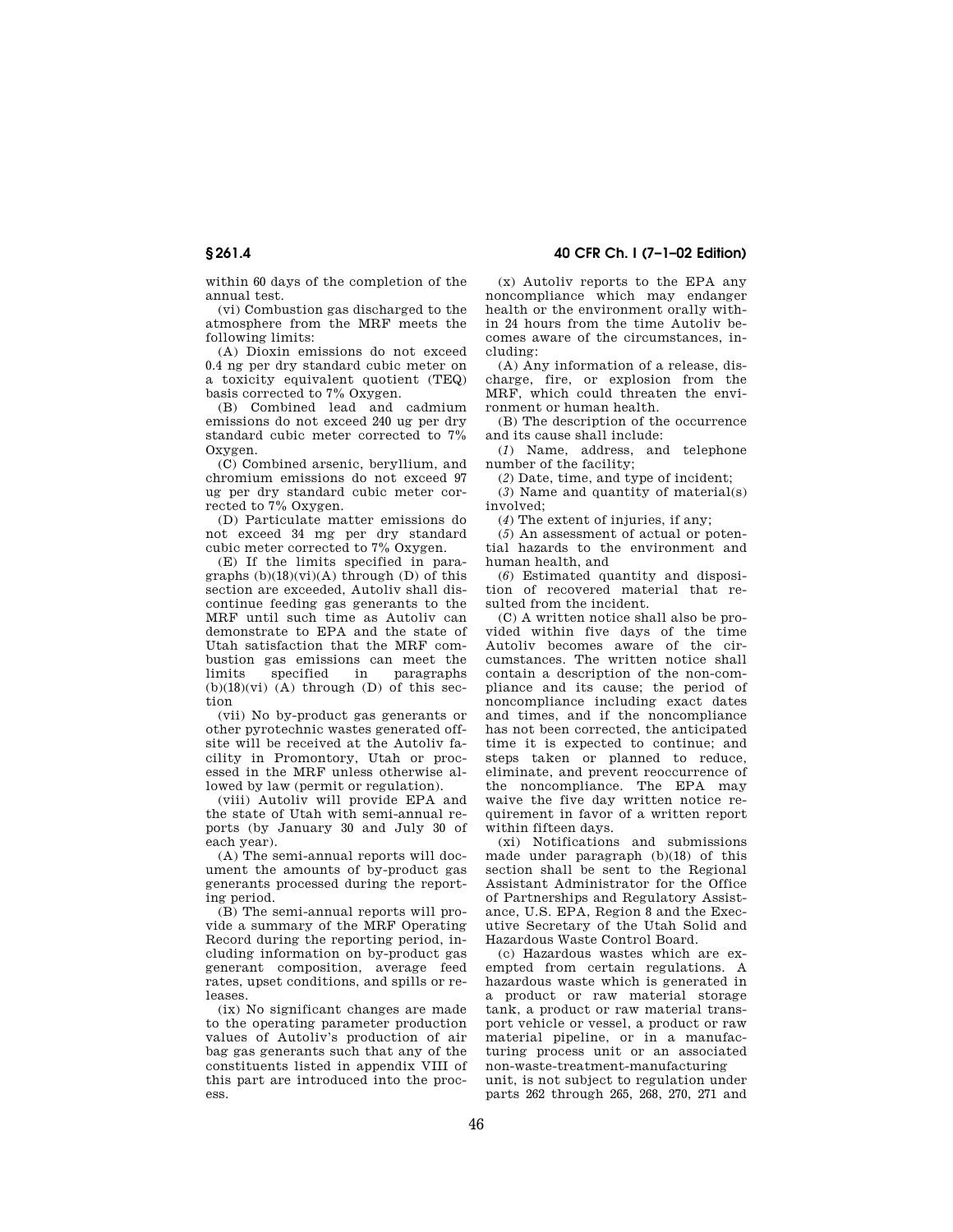within 60 days of the completion of the annual test.

(vi) Combustion gas discharged to the atmosphere from the MRF meets the following limits:

(A) Dioxin emissions do not exceed 0.4 ng per dry standard cubic meter on a toxicity equivalent quotient (TEQ) basis corrected to 7% Oxygen.

(B) Combined lead and cadmium emissions do not exceed 240 ug per dry standard cubic meter corrected to 7% Oxygen.

(C) Combined arsenic, beryllium, and chromium emissions do not exceed 97 ug per dry standard cubic meter corrected to 7% Oxygen.

(D) Particulate matter emissions do not exceed 34 mg per dry standard cubic meter corrected to 7% Oxygen.

(E) If the limits specified in paragraphs (b)(18)(vi)(A) through (D) of this section are exceeded, Autoliv shall discontinue feeding gas generants to the MRF until such time as Autoliv can demonstrate to EPA and the state of Utah satisfaction that the MRF combustion gas emissions can meet the limits specified in paragraphs (b)(18)(vi) (A) through (D) of this section

(vii) No by-product gas generants or other pyrotechnic wastes generated offsite will be received at the Autoliv facility in Promontory, Utah or processed in the MRF unless otherwise allowed by law (permit or regulation).

(viii) Autoliv will provide EPA and the state of Utah with semi-annual reports (by January 30 and July 30 of each year).

(A) The semi-annual reports will document the amounts of by-product gas generants processed during the reporting period.

(B) The semi-annual reports will provide a summary of the MRF Operating Record during the reporting period, including information on by-product gas generant composition, average feed rates, upset conditions, and spills or releases.

(ix) No significant changes are made to the operating parameter production values of Autoliv's production of air bag gas generants such that any of the constituents listed in appendix VIII of this part are introduced into the process.

(x) Autoliv reports to the EPA any noncompliance which may endanger health or the environment orally within 24 hours from the time Autoliv becomes aware of the circumstances, including:

(A) Any information of a release, discharge, fire, or explosion from the MRF, which could threaten the environment or human health.

(B) The description of the occurrence and its cause shall include:

(*1*) Name, address, and telephone number of the facility;

(*2*) Date, time, and type of incident;

(*3*) Name and quantity of material(s) involved;

(*4*) The extent of injuries, if any;

(*5*) An assessment of actual or potential hazards to the environment and human health, and

(*6*) Estimated quantity and disposition of recovered material that resulted from the incident.

(C) A written notice shall also be provided within five days of the time Autoliv becomes aware of the circumstances. The written notice shall contain a description of the non-compliance and its cause; the period of noncompliance including exact dates and times, and if the noncompliance has not been corrected, the anticipated time it is expected to continue; and steps taken or planned to reduce, eliminate, and prevent reoccurrence of the noncompliance. The EPA may waive the five day written notice requirement in favor of a written report within fifteen days.

(xi) Notifications and submissions made under paragraph (b)(18) of this section shall be sent to the Regional Assistant Administrator for the Office of Partnerships and Regulatory Assistance, U.S. EPA, Region 8 and the Executive Secretary of the Utah Solid and Hazardous Waste Control Board.

(c) Hazardous wastes which are exempted from certain regulations. A hazardous waste which is generated in a product or raw material storage tank, a product or raw material transport vehicle or vessel, a product or raw material pipeline, or in a manufacturing process unit or an associated non-waste-treatment-manufacturing unit, is not subject to regulation under parts 262 through 265, 268, 270, 271 and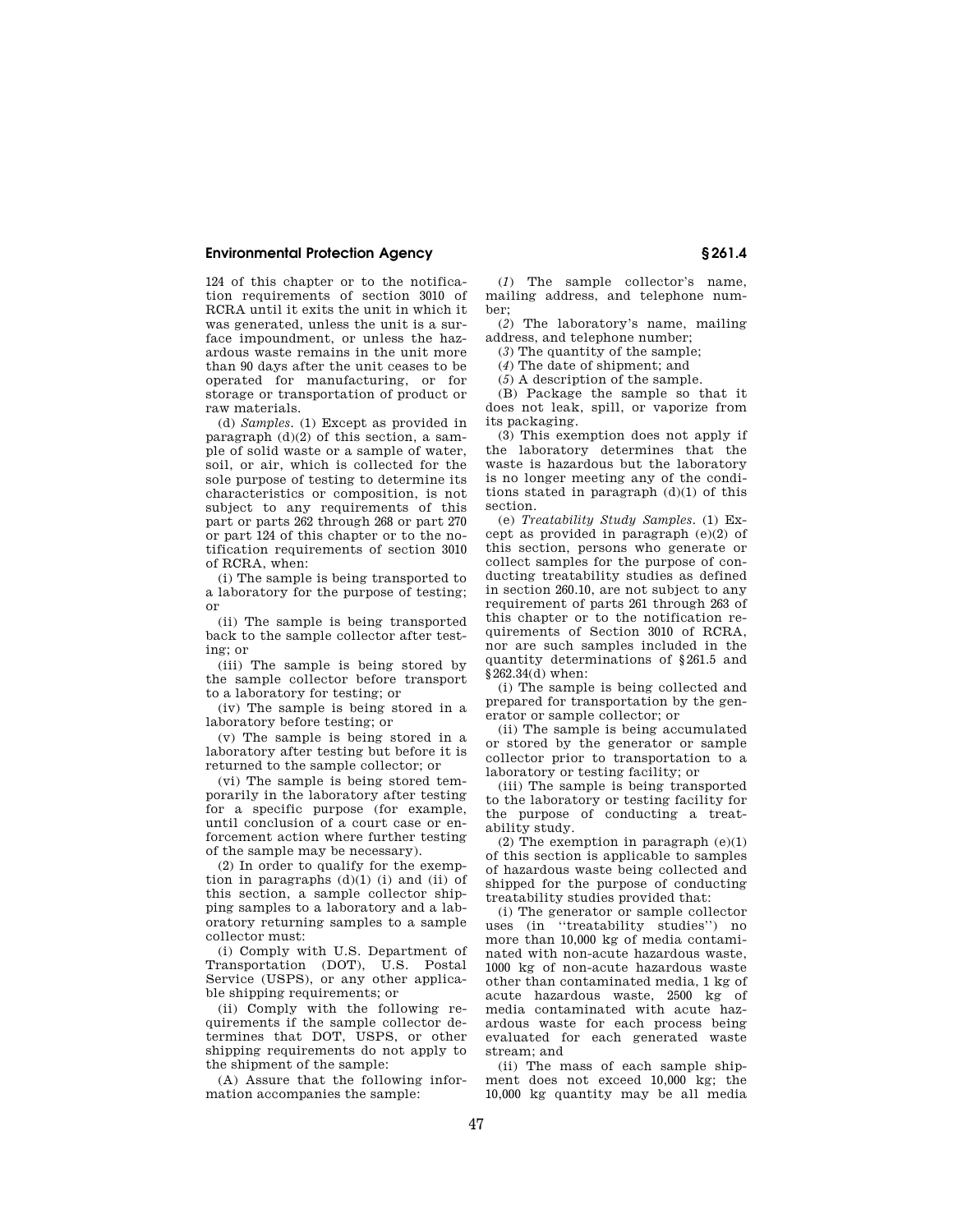124 of this chapter or to the notification requirements of section 3010 of RCRA until it exits the unit in which it was generated, unless the unit is a surface impoundment, or unless the hazardous waste remains in the unit more than 90 days after the unit ceases to be operated for manufacturing, or for storage or transportation of product or raw materials.

(d) *Samples.* (1) Except as provided in paragraph (d)(2) of this section, a sample of solid waste or a sample of water, soil, or air, which is collected for the sole purpose of testing to determine its characteristics or composition, is not subject to any requirements of this part or parts 262 through 268 or part 270 or part 124 of this chapter or to the notification requirements of section 3010 of RCRA, when:

(i) The sample is being transported to a laboratory for the purpose of testing; or

(ii) The sample is being transported back to the sample collector after testing; or

(iii) The sample is being stored by the sample collector before transport to a laboratory for testing; or

(iv) The sample is being stored in a laboratory before testing; or

(v) The sample is being stored in a laboratory after testing but before it is returned to the sample collector; or

(vi) The sample is being stored temporarily in the laboratory after testing for a specific purpose (for example, until conclusion of a court case or enforcement action where further testing of the sample may be necessary).

(2) In order to qualify for the exemption in paragraphs (d)(1) (i) and (ii) of this section, a sample collector shipping samples to a laboratory and a laboratory returning samples to a sample collector must:

(i) Comply with U.S. Department of Transportation (DOT), U.S. Postal Service (USPS), or any other applicable shipping requirements; or

(ii) Comply with the following requirements if the sample collector determines that DOT, USPS, or other shipping requirements do not apply to the shipment of the sample:

(A) Assure that the following information accompanies the sample:

(*1*) The sample collector's name, mailing address, and telephone number;

(*2*) The laboratory's name, mailing address, and telephone number;

(*3*) The quantity of the sample;

(*4*) The date of shipment; and

(*5*) A description of the sample.

(B) Package the sample so that it does not leak, spill, or vaporize from its packaging.

(3) This exemption does not apply if the laboratory determines that the waste is hazardous but the laboratory is no longer meeting any of the conditions stated in paragraph (d)(1) of this section.

(e) *Treatability Study Samples.* (1) Except as provided in paragraph (e)(2) of this section, persons who generate or collect samples for the purpose of conducting treatability studies as defined in section 260.10, are not subject to any requirement of parts 261 through 263 of this chapter or to the notification requirements of Section 3010 of RCRA, nor are such samples included in the quantity determinations of §261.5 and §262.34(d) when:

(i) The sample is being collected and prepared for transportation by the generator or sample collector; or

(ii) The sample is being accumulated or stored by the generator or sample collector prior to transportation to a laboratory or testing facility; or

(iii) The sample is being transported to the laboratory or testing facility for the purpose of conducting a treatability study.

(2) The exemption in paragraph (e)(1) of this section is applicable to samples of hazardous waste being collected and shipped for the purpose of conducting treatability studies provided that:

(i) The generator or sample collector uses (in ''treatability studies'') no more than 10,000 kg of media contaminated with non-acute hazardous waste, 1000 kg of non-acute hazardous waste other than contaminated media, 1 kg of acute hazardous waste, 2500 kg of media contaminated with acute hazardous waste for each process being evaluated for each generated waste stream; and

(ii) The mass of each sample shipment does not exceed 10,000 kg; the 10,000 kg quantity may be all media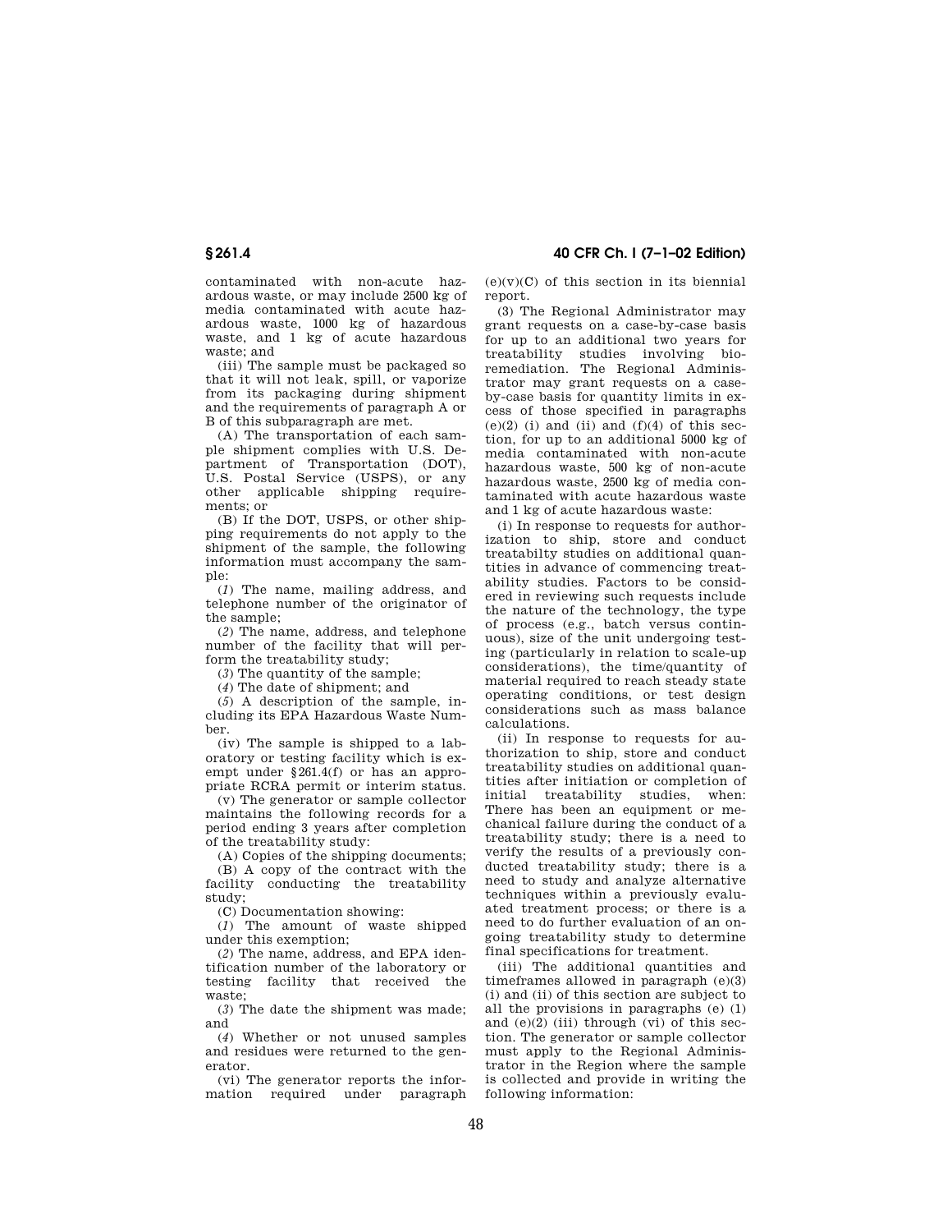contaminated with non-acute hazardous waste, or may include 2500 kg of media contaminated with acute hazardous waste, 1000 kg of hazardous waste, and 1 kg of acute hazardous waste; and

(iii) The sample must be packaged so that it will not leak, spill, or vaporize from its packaging during shipment and the requirements of paragraph A or B of this subparagraph are met.

(A) The transportation of each sample shipment complies with U.S. Department of Transportation (DOT), U.S. Postal Service (USPS), or any other applicable shipping requirements; or

(B) If the DOT, USPS, or other shipping requirements do not apply to the shipment of the sample, the following information must accompany the sample:

(*1*) The name, mailing address, and telephone number of the originator of the sample;

(*2*) The name, address, and telephone number of the facility that will perform the treatability study;

(*3*) The quantity of the sample;

(*4*) The date of shipment; and

(*5*) A description of the sample, including its EPA Hazardous Waste Number.

(iv) The sample is shipped to a laboratory or testing facility which is exempt under §261.4(f) or has an appropriate RCRA permit or interim status.

(v) The generator or sample collector maintains the following records for a period ending 3 years after completion of the treatability study:

(A) Copies of the shipping documents;

(B) A copy of the contract with the facility conducting the treatability study;

(C) Documentation showing:

(*1*) The amount of waste shipped under this exemption;

(*2*) The name, address, and EPA identification number of the laboratory or testing facility that received the waste;

(*3*) The date the shipment was made; and

(*4*) Whether or not unused samples and residues were returned to the generator.

(vi) The generator reports the information required under paragraph (e)(v)(C) of this section in its biennial report.

(3) The Regional Administrator may grant requests on a case-by-case basis for up to an additional two years for treatability studies involving bioremediation. The Regional Administrator may grant requests on a case-by-case basis for quantity limits in excess of those specified in paragraphs (e)(2) (i) and (ii) and (f)(4) of this section, for up to an additional 5000 kg of media contaminated with non-acute hazardous waste, 500 kg of non-acute hazardous waste, 2500 kg of media contaminated with acute hazardous waste and 1 kg of acute hazardous waste:

(i) In response to requests for authorization to ship, store and conduct treatabilty studies on additional quantities in advance of commencing treatability studies. Factors to be considered in reviewing such requests include the nature of the technology, the type of process (e.g., batch versus continuous), size of the unit undergoing testing (particularly in relation to scale-up considerations), the time/quantity of material required to reach steady state operating conditions, or test design considerations such as mass balance calculations.

(ii) In response to requests for authorization to ship, store and conduct treatability studies on additional quantities after initiation or completion of initial treatability studies, when: There has been an equipment or mechanical failure during the conduct of a treatability study; there is a need to verify the results of a previously conducted treatability study; there is a need to study and analyze alternative techniques within a previously evaluated treatment process; or there is a need to do further evaluation of an ongoing treatability study to determine final specifications for treatment.

(iii) The additional quantities and timeframes allowed in paragraph (e)(3) (i) and (ii) of this section are subject to all the provisions in paragraphs (e) (1) and (e)(2) (iii) through (vi) of this section. The generator or sample collector must apply to the Regional Administrator in the Region where the sample is collected and provide in writing the following information: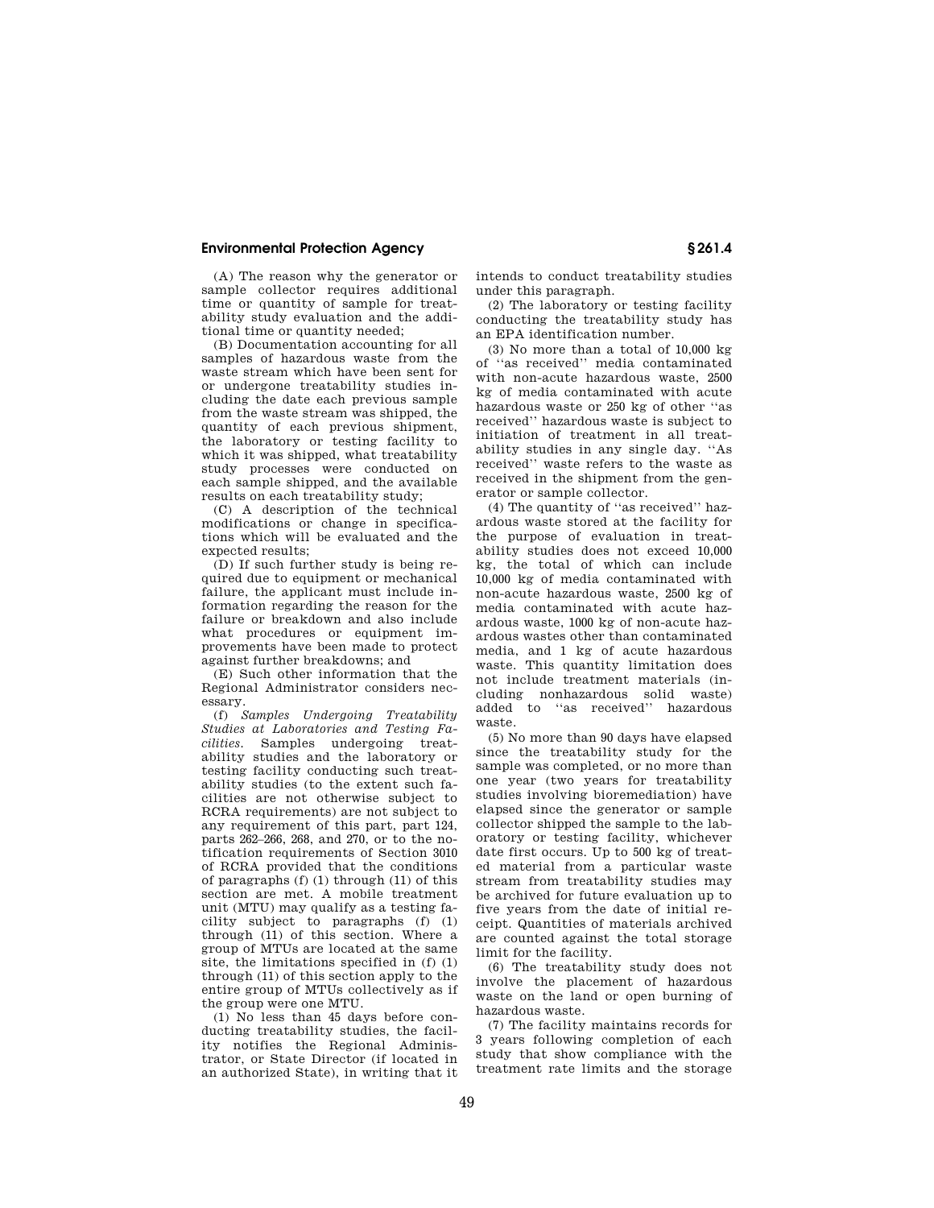(A) The reason why the generator or sample collector requires additional time or quantity of sample for treatability study evaluation and the additional time or quantity needed;

(B) Documentation accounting for all samples of hazardous waste from the waste stream which have been sent for or undergone treatability studies including the date each previous sample from the waste stream was shipped, the quantity of each previous shipment, the laboratory or testing facility to which it was shipped, what treatability study processes were conducted on each sample shipped, and the available results on each treatability study;

(C) A description of the technical modifications or change in specifications which will be evaluated and the expected results;

(D) If such further study is being required due to equipment or mechanical failure, the applicant must include information regarding the reason for the failure or breakdown and also include what procedures or equipment improvements have been made to protect against further breakdowns; and

(E) Such other information that the Regional Administrator considers necessary.

(f) *Samples Undergoing Treatability Studies at Laboratories and Testing Facilities.* Samples undergoing treatability studies and the laboratory or testing facility conducting such treatability studies (to the extent such facilities are not otherwise subject to RCRA requirements) are not subject to any requirement of this part, part 124, parts 262–266, 268, and 270, or to the notification requirements of Section 3010 of RCRA provided that the conditions of paragraphs (f) (1) through (11) of this section are met. A mobile treatment unit (MTU) may qualify as a testing facility subject to paragraphs (f) (1) through (11) of this section. Where a group of MTUs are located at the same site, the limitations specified in (f) (1) through (11) of this section apply to the entire group of MTUs collectively as if the group were one MTU.

(1) No less than 45 days before conducting treatability studies, the facility notifies the Regional Administrator, or State Director (if located in an authorized State), in writing that it intends to conduct treatability studies under this paragraph.

(2) The laboratory or testing facility conducting the treatability study has an EPA identification number.

(3) No more than a total of 10,000 kg of ''as received'' media contaminated with non-acute hazardous waste, 2500 kg of media contaminated with acute hazardous waste or 250 kg of other ''as received'' hazardous waste is subject to initiation of treatment in all treatability studies in any single day. ''As received'' waste refers to the waste as received in the shipment from the generator or sample collector.

(4) The quantity of ''as received'' hazardous waste stored at the facility for the purpose of evaluation in treatability studies does not exceed 10,000 kg, the total of which can include 10,000 kg of media contaminated with non-acute hazardous waste, 2500 kg of media contaminated with acute hazardous waste, 1000 kg of non-acute hazardous wastes other than contaminated media, and 1 kg of acute hazardous waste. This quantity limitation does not include treatment materials (including nonhazardous solid waste) added to ''as received'' hazardous waste.

(5) No more than 90 days have elapsed since the treatability study for the sample was completed, or no more than one year (two years for treatability studies involving bioremediation) have elapsed since the generator or sample collector shipped the sample to the laboratory or testing facility, whichever date first occurs. Up to 500 kg of treated material from a particular waste stream from treatability studies may be archived for future evaluation up to five years from the date of initial receipt. Quantities of materials archived are counted against the total storage limit for the facility.

(6) The treatability study does not involve the placement of hazardous waste on the land or open burning of hazardous waste.

(7) The facility maintains records for 3 years following completion of each study that show compliance with the treatment rate limits and the storage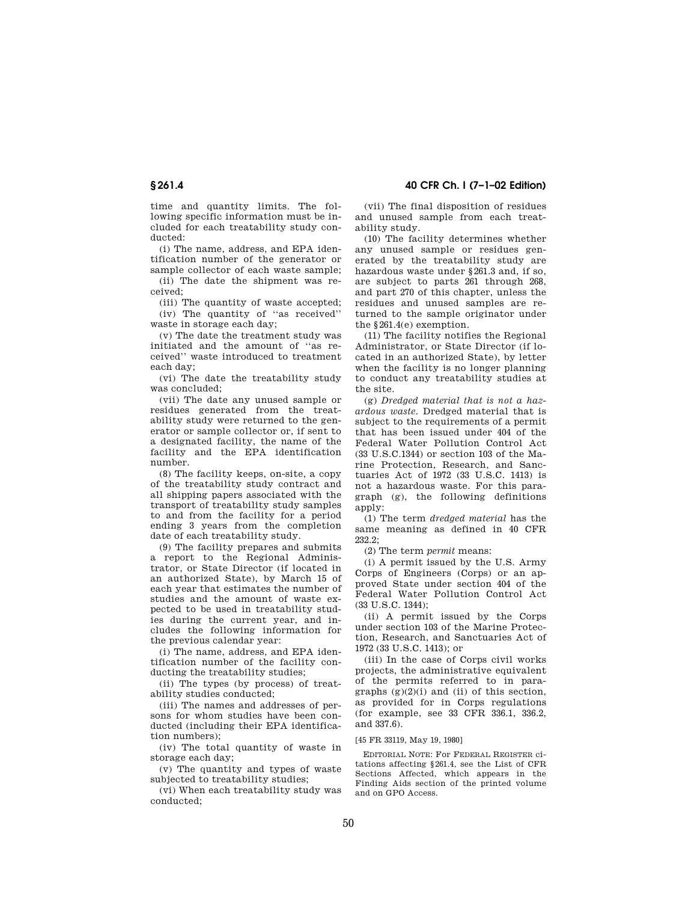time and quantity limits. The following specific information must be included for each treatability study conducted:

(i) The name, address, and EPA identification number of the generator or sample collector of each waste sample;

(ii) The date the shipment was received;

(iii) The quantity of waste accepted;

(iv) The quantity of ''as received'' waste in storage each day;

(v) The date the treatment study was initiated and the amount of ''as received'' waste introduced to treatment each day;

(vi) The date the treatability study was concluded;

(vii) The date any unused sample or residues generated from the treatability study were returned to the generator or sample collector or, if sent to a designated facility, the name of the facility and the EPA identification number.

(8) The facility keeps, on-site, a copy of the treatability study contract and all shipping papers associated with the transport of treatability study samples to and from the facility for a period ending 3 years from the completion date of each treatability study.

(9) The facility prepares and submits a report to the Regional Administrator, or State Director (if located in an authorized State), by March 15 of each year that estimates the number of studies and the amount of waste expected to be used in treatability studies during the current year, and includes the following information for the previous calendar year:

(i) The name, address, and EPA identification number of the facility conducting the treatability studies;

(ii) The types (by process) of treatability studies conducted;

(iii) The names and addresses of persons for whom studies have been conducted (including their EPA identification numbers);

(iv) The total quantity of waste in storage each day;

(v) The quantity and types of waste subjected to treatability studies;

(vi) When each treatability study was conducted;

(vii) The final disposition of residues and unused sample from each treatability study.

(10) The facility determines whether any unused sample or residues generated by the treatability study are hazardous waste under §261.3 and, if so, are subject to parts 261 through 268, and part 270 of this chapter, unless the residues and unused samples are returned to the sample originator under the §261.4(e) exemption.

(11) The facility notifies the Regional Administrator, or State Director (if located in an authorized State), by letter when the facility is no longer planning to conduct any treatability studies at the site.

(g) *Dredged material that is not a hazardous waste.* Dredged material that is subject to the requirements of a permit that has been issued under 404 of the Federal Water Pollution Control Act (33 U.S.C.1344) or section 103 of the Marine Protection, Research, and Sanctuaries Act of 1972 (33 U.S.C. 1413) is not a hazardous waste. For this paragraph (g), the following definitions apply:

(1) The term *dredged material* has the same meaning as defined in 40 CFR 232.2;

(2) The term *permit* means:

(i) A permit issued by the U.S. Army Corps of Engineers (Corps) or an approved State under section 404 of the Federal Water Pollution Control Act (33 U.S.C. 1344);

(ii) A permit issued by the Corps under section 103 of the Marine Protection, Research, and Sanctuaries Act of 1972 (33 U.S.C. 1413); or

(iii) In the case of Corps civil works projects, the administrative equivalent of the permits referred to in paragraphs (g)(2)(i) and (ii) of this section, as provided for in Corps regulations (for example, see 33 CFR 336.1, 336.2, and 337.6).

[45 FR 33119, May 19, 1980]

EDITORIAL NOTE: For FEDERAL REGISTER citations affecting §261.4, see the List of CFR Sections Affected, which appears in the Finding Aids section of the printed volume and on GPO Access.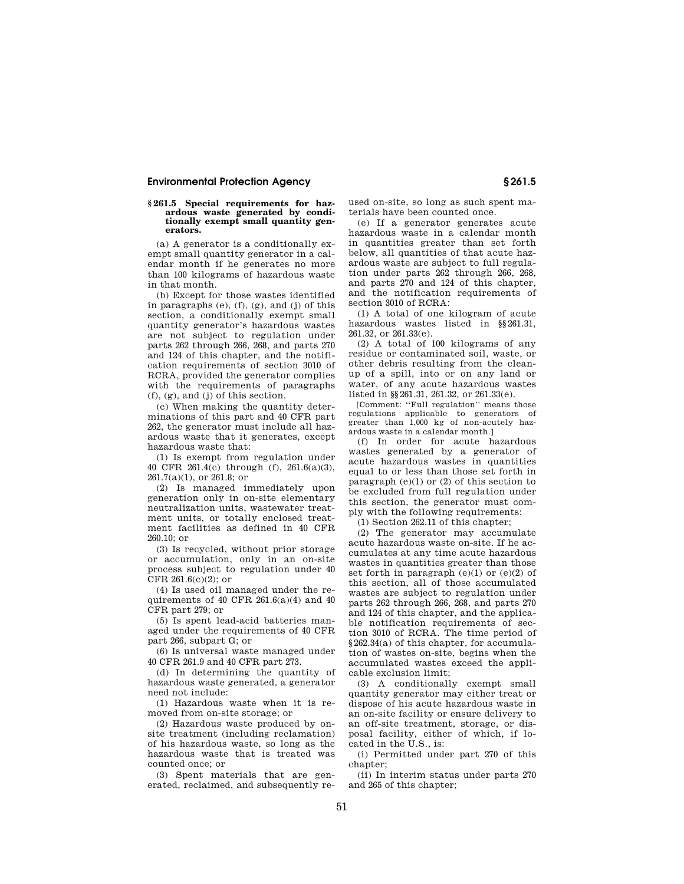### § 261.5 Special requirements for hazardous waste generated by conditionally exempt small quantity generators.

(a) A generator is a conditionally exempt small quantity generator in a calendar month if he generates no more than 100 kilograms of hazardous waste in that month.

(b) Except for those wastes identified in paragraphs (e), (f), (g), and (j) of this section, a conditionally exempt small quantity generator's hazardous wastes are not subject to regulation under parts 262 through 266, 268, and parts 270 and 124 of this chapter, and the notification requirements of section 3010 of RCRA, provided the generator complies with the requirements of paragraphs (f), (g), and (j) of this section.

(c) When making the quantity determinations of this part and 40 CFR part 262, the generator must include all hazardous waste that it generates, except hazardous waste that:

(1) Is exempt from regulation under 40 CFR 261.4(c) through (f), 261.6(a)(3), 261.7(a)(1), or 261.8; or

(2) Is managed immediately upon generation only in on-site elementary neutralization units, wastewater treatment units, or totally enclosed treatment facilities as defined in 40 CFR 260.10; or

(3) Is recycled, without prior storage or accumulation, only in an on-site process subject to regulation under 40 CFR 261.6(c)(2); or

(4) Is used oil managed under the requirements of 40 CFR 261.6(a)(4) and 40 CFR part 279; or

(5) Is spent lead-acid batteries managed under the requirements of 40 CFR part 266, subpart G; or

(6) Is universal waste managed under 40 CFR 261.9 and 40 CFR part 273.

(d) In determining the quantity of hazardous waste generated, a generator need not include:

(1) Hazardous waste when it is removed from on-site storage; or

(2) Hazardous waste produced by on-site treatment (including reclamation) of his hazardous waste, so long as the hazardous waste that is treated was counted once; or

(3) Spent materials that are generated, reclaimed, and subsequently reused on-site, so long as such spent materials have been counted once.

(e) If a generator generates acute hazardous waste in a calendar month in quantities greater than set forth below, all quantities of that acute hazardous waste are subject to full regulation under parts 262 through 266, 268, and parts 270 and 124 of this chapter, and the notification requirements of section 3010 of RCRA:

(1) A total of one kilogram of acute hazardous wastes listed in §§ 261.31, 261.32, or 261.33(e).

(2) A total of 100 kilograms of any residue or contaminated soil, waste, or other debris resulting from the cleanup of a spill, into or on any land or water, of any acute hazardous wastes listed in §§ 261.31, 261.32, or 261.33(e).

[Comment: "Full regulation" means those regulations applicable to generators of greater than 1,000 kg of non-acutely hazardous waste in a calendar month.]

(f) In order for acute hazardous wastes generated by a generator of acute hazardous wastes in quantities equal to or less than those set forth in paragraph (e)(1) or (2) of this section to be excluded from full regulation under this section, the generator must comply with the following requirements:

(1) Section 262.11 of this chapter;

(2) The generator may accumulate acute hazardous waste on-site. If he accumulates at any time acute hazardous wastes in quantities greater than those set forth in paragraph (e)(1) or (e)(2) of this section, all of those accumulated wastes are subject to regulation under parts 262 through 266, 268, and parts 270 and 124 of this chapter, and the applicable notification requirements of section 3010 of RCRA. The time period of § 262.34(a) of this chapter, for accumulation of wastes on-site, begins when the accumulated wastes exceed the applicable exclusion limit;

(3) A conditionally exempt small quantity generator may either treat or dispose of his acute hazardous waste in an on-site facility or ensure delivery to an off-site treatment, storage, or disposal facility, either of which, if located in the U.S., is:

(i) Permitted under part 270 of this chapter;

(ii) In interim status under parts 270 and 265 of this chapter;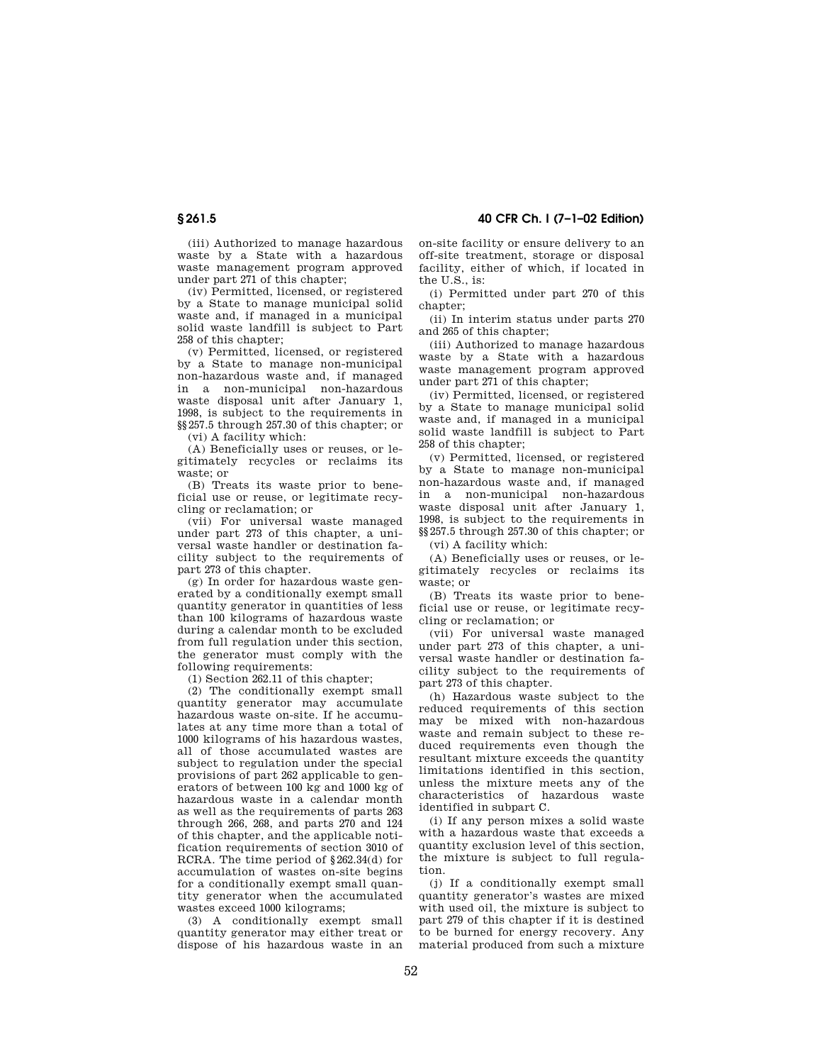(iii) Authorized to manage hazardous waste by a State with a hazardous waste management program approved under part 271 of this chapter;

(iv) Permitted, licensed, or registered by a State to manage municipal solid waste and, if managed in a municipal solid waste landfill is subject to Part 258 of this chapter;

(v) Permitted, licensed, or registered by a State to manage non-municipal non-hazardous waste and, if managed in a non-municipal non-hazardous waste disposal unit after January 1, 1998, is subject to the requirements in §§257.5 through 257.30 of this chapter; or

(vi) A facility which:

(A) Beneficially uses or reuses, or legitimately recycles or reclaims its waste; or

(B) Treats its waste prior to beneficial use or reuse, or legitimate recycling or reclamation; or

(vii) For universal waste managed under part 273 of this chapter, a universal waste handler or destination facility subject to the requirements of part 273 of this chapter.

(g) In order for hazardous waste generated by a conditionally exempt small quantity generator in quantities of less than 100 kilograms of hazardous waste during a calendar month to be excluded from full regulation under this section, the generator must comply with the following requirements:

(1) Section 262.11 of this chapter;

(2) The conditionally exempt small quantity generator may accumulate hazardous waste on-site. If he accumulates at any time more than a total of 1000 kilograms of his hazardous wastes, all of those accumulated wastes are subject to regulation under the special provisions of part 262 applicable to generators of between 100 kg and 1000 kg of hazardous waste in a calendar month as well as the requirements of parts 263 through 266, 268, and parts 270 and 124 of this chapter, and the applicable notification requirements of section 3010 of RCRA. The time period of §262.34(d) for accumulation of wastes on-site begins for a conditionally exempt small quantity generator when the accumulated wastes exceed 1000 kilograms;

(3) A conditionally exempt small quantity generator may either treat or dispose of his hazardous waste in an on-site facility or ensure delivery to an off-site treatment, storage or disposal facility, either of which, if located in the U.S., is:

(i) Permitted under part 270 of this chapter;

(ii) In interim status under parts 270 and 265 of this chapter;

(iii) Authorized to manage hazardous waste by a State with a hazardous waste management program approved under part 271 of this chapter;

(iv) Permitted, licensed, or registered by a State to manage municipal solid waste and, if managed in a municipal solid waste landfill is subject to Part 258 of this chapter;

(v) Permitted, licensed, or registered by a State to manage non-municipal non-hazardous waste and, if managed in a non-municipal non-hazardous waste disposal unit after January 1, 1998, is subject to the requirements in §§257.5 through 257.30 of this chapter; or

(vi) A facility which:

(A) Beneficially uses or reuses, or legitimately recycles or reclaims its waste; or

(B) Treats its waste prior to beneficial use or reuse, or legitimate recycling or reclamation; or

(vii) For universal waste managed under part 273 of this chapter, a universal waste handler or destination facility subject to the requirements of part 273 of this chapter.

(h) Hazardous waste subject to the reduced requirements of this section may be mixed with non-hazardous waste and remain subject to these reduced requirements even though the resultant mixture exceeds the quantity limitations identified in this section, unless the mixture meets any of the characteristics of hazardous waste identified in subpart C.

(i) If any person mixes a solid waste with a hazardous waste that exceeds a quantity exclusion level of this section, the mixture is subject to full regulation.

(j) If a conditionally exempt small quantity generator's wastes are mixed with used oil, the mixture is subject to part 279 of this chapter if it is destined to be burned for energy recovery. Any material produced from such a mixture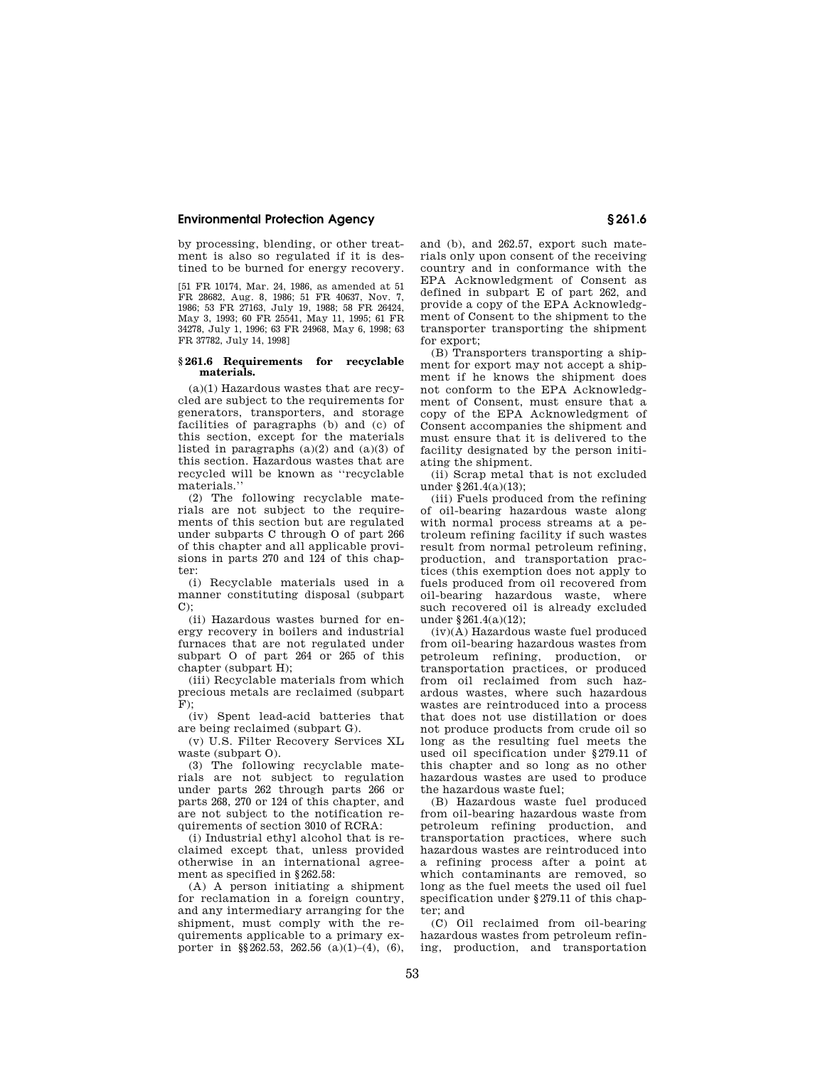by processing, blending, or other treatment is also so regulated if it is destined to be burned for energy recovery.

[51 FR 10174, Mar. 24, 1986, as amended at 51 FR 28682, Aug. 8, 1986; 51 FR 40637, Nov. 7, 1986; 53 FR 27163, July 19, 1988; 58 FR 26424, May 3, 1993; 60 FR 25541, May 11, 1995; 61 FR 34278, July 1, 1996; 63 FR 24968, May 6, 1998; 63 FR 37782, July 14, 1998]

### § 261.6 Requirements for recyclable materials.

(a)(1) Hazardous wastes that are recycled are subject to the requirements for generators, transporters, and storage facilities of paragraphs (b) and (c) of this section, except for the materials listed in paragraphs (a)(2) and (a)(3) of this section. Hazardous wastes that are recycled will be known as ''recyclable materials.''

(2) The following recyclable materials are not subject to the requirements of this section but are regulated under subparts C through O of part 266 of this chapter and all applicable provisions in parts 270 and 124 of this chapter:

(i) Recyclable materials used in a manner constituting disposal (subpart C);

(ii) Hazardous wastes burned for energy recovery in boilers and industrial furnaces that are not regulated under subpart O of part 264 or 265 of this chapter (subpart H);

(iii) Recyclable materials from which precious metals are reclaimed (subpart F);

(iv) Spent lead-acid batteries that are being reclaimed (subpart G).

(v) U.S. Filter Recovery Services XL waste (subpart O).

(3) The following recyclable materials are not subject to regulation under parts 262 through parts 266 or parts 268, 270 or 124 of this chapter, and are not subject to the notification requirements of section 3010 of RCRA:

(i) Industrial ethyl alcohol that is reclaimed except that, unless provided otherwise in an international agreement as specified in §262.58:

(A) A person initiating a shipment for reclamation in a foreign country, and any intermediary arranging for the shipment, must comply with the requirements applicable to a primary exporter in §§262.53, 262.56 (a)(1)–(4), (6), and (b), and 262.57, export such materials only upon consent of the receiving country and in conformance with the EPA Acknowledgment of Consent as defined in subpart E of part 262, and provide a copy of the EPA Acknowledgment of Consent to the shipment to the transporter transporting the shipment for export;

(B) Transporters transporting a shipment for export may not accept a shipment if he knows the shipment does not conform to the EPA Acknowledgment of Consent, must ensure that a copy of the EPA Acknowledgment of Consent accompanies the shipment and must ensure that it is delivered to the facility designated by the person initiating the shipment.

(ii) Scrap metal that is not excluded under §261.4(a)(13);

(iii) Fuels produced from the refining of oil-bearing hazardous waste along with normal process streams at a petroleum refining facility if such wastes result from normal petroleum refining, production, and transportation practices (this exemption does not apply to fuels produced from oil recovered from oil-bearing hazardous waste, where such recovered oil is already excluded under §261.4(a)(12);

(iv)(A) Hazardous waste fuel produced from oil-bearing hazardous wastes from petroleum refining, production, or transportation practices, or produced from oil reclaimed from such hazardous wastes, where such hazardous wastes are reintroduced into a process that does not use distillation or does not produce products from crude oil so long as the resulting fuel meets the used oil specification under §279.11 of this chapter and so long as no other hazardous wastes are used to produce the hazardous waste fuel;

(B) Hazardous waste fuel produced from oil-bearing hazardous waste from petroleum refining production, and transportation practices, where such hazardous wastes are reintroduced into a refining process after a point at which contaminants are removed, so long as the fuel meets the used oil fuel specification under §279.11 of this chapter; and

(C) Oil reclaimed from oil-bearing hazardous wastes from petroleum refining, production, and transportation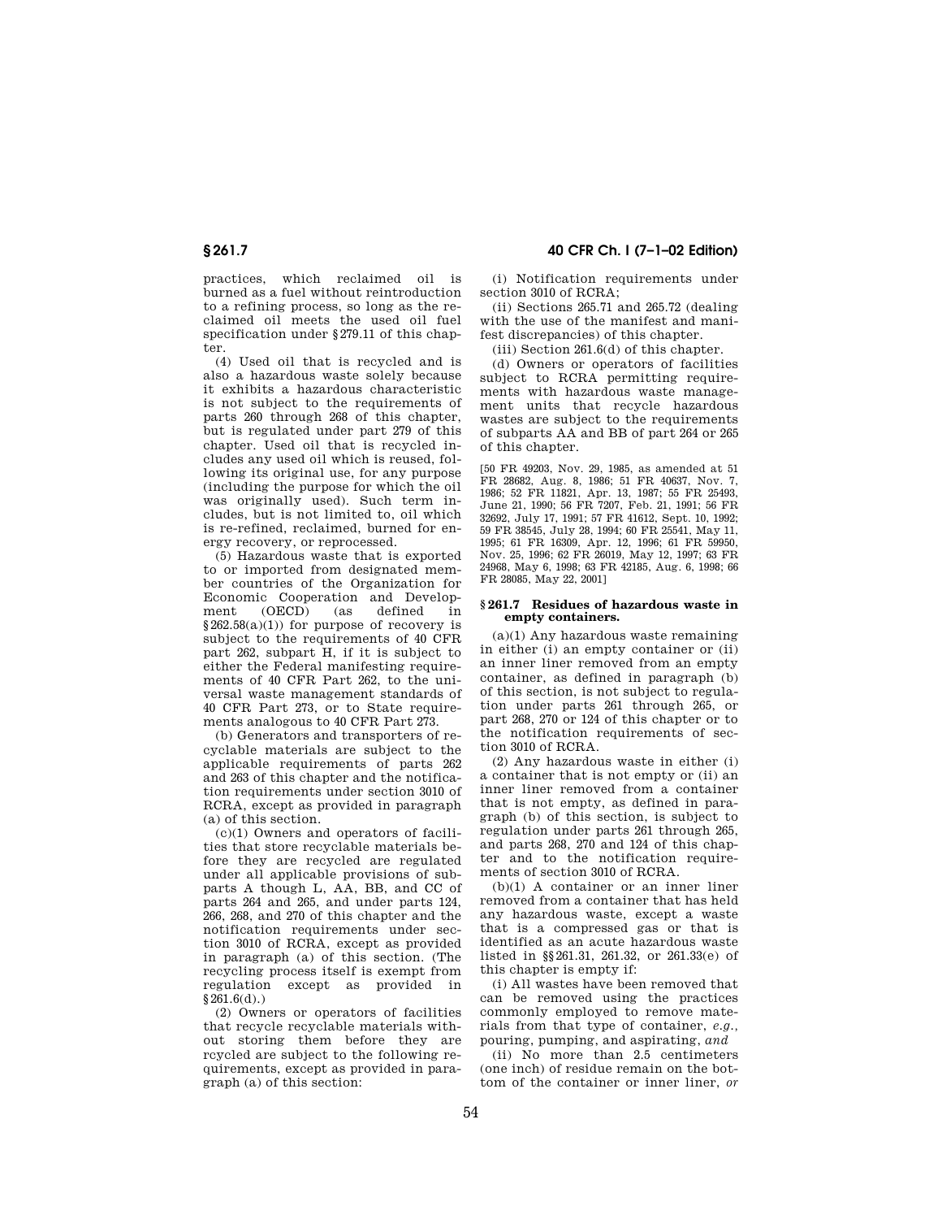practices, which reclaimed oil is burned as a fuel without reintroduction to a refining process, so long as the reclaimed oil meets the used oil fuel specification under §279.11 of this chapter.

(4) Used oil that is recycled and is also a hazardous waste solely because it exhibits a hazardous characteristic is not subject to the requirements of parts 260 through 268 of this chapter, but is regulated under part 279 of this chapter. Used oil that is recycled includes any used oil which is reused, following its original use, for any purpose (including the purpose for which the oil was originally used). Such term includes, but is not limited to, oil which is re-refined, reclaimed, burned for energy recovery, or reprocessed.

(5) Hazardous waste that is exported to or imported from designated member countries of the Organization for Economic Cooperation and Development (OECD) (as defined in §262.58(a)(1)) for purpose of recovery is subject to the requirements of 40 CFR part 262, subpart H, if it is subject to either the Federal manifesting requirements of 40 CFR Part 262, to the universal waste management standards of 40 CFR Part 273, or to State requirements analogous to 40 CFR Part 273.

(b) Generators and transporters of recyclable materials are subject to the applicable requirements of parts 262 and 263 of this chapter and the notification requirements under section 3010 of RCRA, except as provided in paragraph (a) of this section.

(c)(1) Owners and operators of facilities that store recyclable materials before they are recycled are regulated under all applicable provisions of subparts A though L, AA, BB, and CC of parts 264 and 265, and under parts 124, 266, 268, and 270 of this chapter and the notification requirements under section 3010 of RCRA, except as provided in paragraph (a) of this section. (The recycling process itself is exempt from regulation except as provided in §261.6(d).)

(2) Owners or operators of facilities that recycle recyclable materials without storing them before they are rcycled are subject to the following requirements, except as provided in paragraph (a) of this section:

(i) Notification requirements under section 3010 of RCRA;

(ii) Sections 265.71 and 265.72 (dealing with the use of the manifest and manifest discrepancies) of this chapter.

(iii) Section 261.6(d) of this chapter.

(d) Owners or operators of facilities subject to RCRA permitting requirements with hazardous waste management units that recycle hazardous wastes are subject to the requirements of subparts AA and BB of part 264 or 265 of this chapter.

[50 FR 49203, Nov. 29, 1985, as amended at 51 FR 28682, Aug. 8, 1986; 51 FR 40637, Nov. 7, 1986; 52 FR 11821, Apr. 13, 1987; 55 FR 25493, June 21, 1990; 56 FR 7207, Feb. 21, 1991; 56 FR 32692, July 17, 1991; 57 FR 41612, Sept. 10, 1992; 59 FR 38545, July 28, 1994; 60 FR 25541, May 11, 1995; 61 FR 16309, Apr. 12, 1996; 61 FR 59950, Nov. 25, 1996; 62 FR 26019, May 12, 1997; 63 FR 24968, May 6, 1998; 63 FR 42185, Aug. 6, 1998; 66 FR 28085, May 22, 2001]

### §261.7 Residues of hazardous waste in empty containers.

(a)(1) Any hazardous waste remaining in either (i) an empty container or (ii) an inner liner removed from an empty container, as defined in paragraph (b) of this section, is not subject to regulation under parts 261 through 265, or part 268, 270 or 124 of this chapter or to the notification requirements of section 3010 of RCRA.

(2) Any hazardous waste in either (i) a container that is not empty or (ii) an inner liner removed from a container that is not empty, as defined in paragraph (b) of this section, is subject to regulation under parts 261 through 265, and parts 268, 270 and 124 of this chapter and to the notification requirements of section 3010 of RCRA.

(b)(1) A container or an inner liner removed from a container that has held any hazardous waste, except a waste that is a compressed gas or that is identified as an acute hazardous waste listed in §§261.31, 261.32, or 261.33(e) of this chapter is empty if:

(i) All wastes have been removed that can be removed using the practices commonly employed to remove materials from that type of container, *e.g.*, pouring, pumping, and aspirating, *and*

(ii) No more than 2.5 centimeters (one inch) of residue remain on the bottom of the container or inner liner, *or*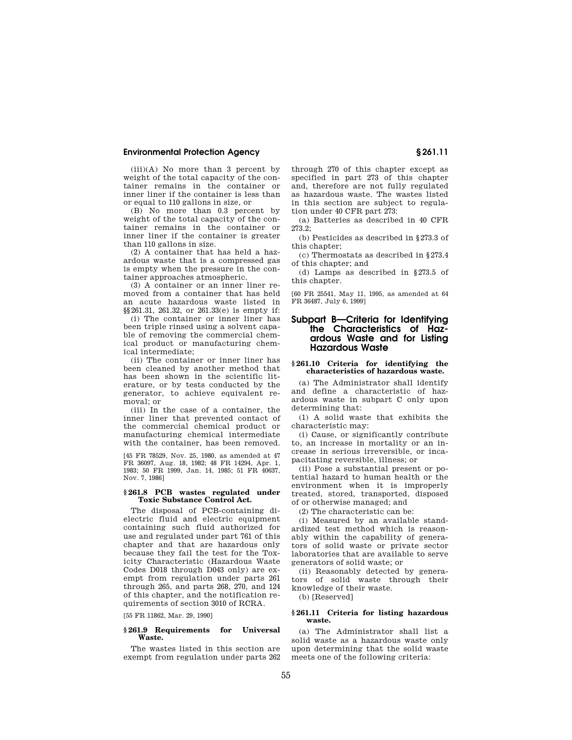(iii)(A) No more than 3 percent by weight of the total capacity of the container remains in the container or inner liner if the container is less than or equal to 110 gallons in size, or

(B) No more than 0.3 percent by weight of the total capacity of the container remains in the container or inner liner if the container is greater than 110 gallons in size.

(2) A container that has held a hazardous waste that is a compressed gas is empty when the pressure in the container approaches atmospheric.

(3) A container or an inner liner removed from a container that has held an acute hazardous waste listed in §§261.31, 261.32, or 261.33(e) is empty if:

(i) The container or inner liner has been triple rinsed using a solvent capable of removing the commercial chemical product or manufacturing chemical intermediate;

(ii) The container or inner liner has been cleaned by another method that has been shown in the scientific literature, or by tests conducted by the generator, to achieve equivalent removal; or

(iii) In the case of a container, the inner liner that prevented contact of the commercial chemical product or manufacturing chemical intermediate with the container, has been removed.

[45 FR 78529, Nov. 25, 1980, as amended at 47 FR 36097, Aug. 18, 1982; 48 FR 14294, Apr. 1, 1983; 50 FR 1999, Jan. 14, 1985; 51 FR 40637, Nov. 7, 1986]

### §261.8 PCB wastes regulated under Toxic Substance Control Act.

The disposal of PCB-containing dielectric fluid and electric equipment containing such fluid authorized for use and regulated under part 761 of this chapter and that are hazardous only because they fail the test for the Toxicity Characteristic (Hazardous Waste Codes D018 through D043 only) are exempt from regulation under parts 261 through 265, and parts 268, 270, and 124 of this chapter, and the notification requirements of section 3010 of RCRA.

[55 FR 11862, Mar. 29, 1990]

### §261.9 Requirements for Universal Waste.

The wastes listed in this section are exempt from regulation under parts 262 through 270 of this chapter except as specified in part 273 of this chapter and, therefore are not fully regulated as hazardous waste. The wastes listed in this section are subject to regulation under 40 CFR part 273:

(a) Batteries as described in 40 CFR 273.2;

(b) Pesticides as described in §273.3 of this chapter;

(c) Thermostats as described in §273.4 of this chapter; and

(d) Lamps as described in §273.5 of this chapter.

[60 FR 25541, May 11, 1995, as amended at 64 FR 36487, July 6, 1999]

## Subpart B—Criteria for Identifying the Characteristics of Hazardous Waste and for Listing Hazardous Waste

### §261.10 Criteria for identifying the characteristics of hazardous waste.

(a) The Administrator shall identify and define a characteristic of hazardous waste in subpart C only upon determining that:

(1) A solid waste that exhibits the characteristic may:

(i) Cause, or significantly contribute to, an increase in mortality or an increase in serious irreversible, or incapacitating reversible, illness; or

(ii) Pose a substantial present or potential hazard to human health or the environment when it is improperly treated, stored, transported, disposed of or otherwise managed; and

(2) The characteristic can be:

(i) Measured by an available standardized test method which is reasonably within the capability of generators of solid waste or private sector laboratories that are available to serve generators of solid waste; or

(ii) Reasonably detected by generators of solid waste through their knowledge of their waste.

(b) [Reserved]

### §261.11 Criteria for listing hazardous waste.

(a) The Administrator shall list a solid waste as a hazardous waste only upon determining that the solid waste meets one of the following criteria: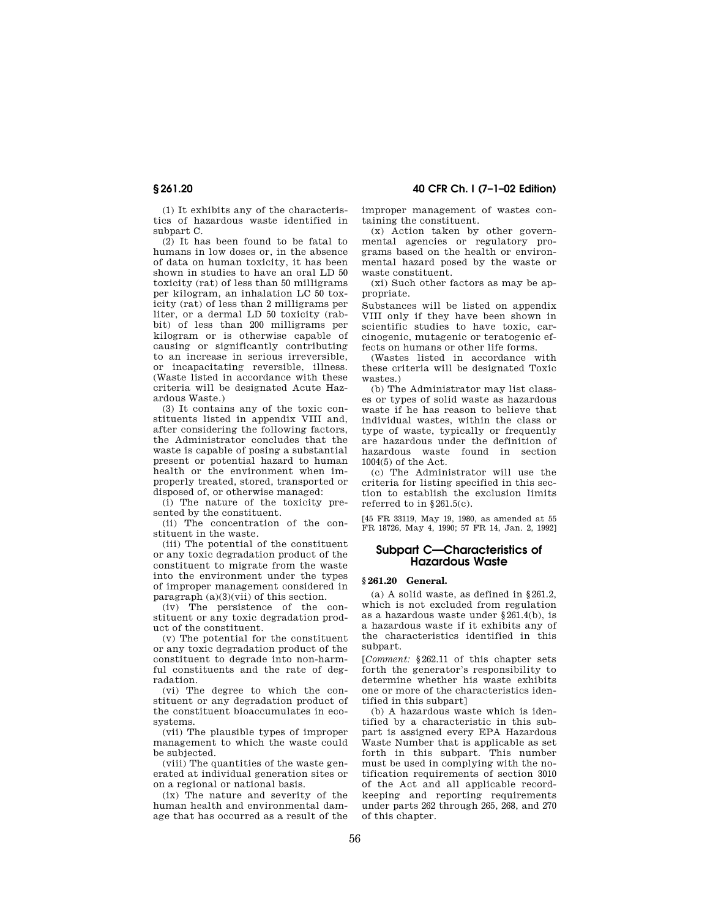(1) It exhibits any of the characteristics of hazardous waste identified in subpart C.

(2) It has been found to be fatal to humans in low doses or, in the absence of data on human toxicity, it has been shown in studies to have an oral LD 50 toxicity (rat) of less than 50 milligrams per kilogram, an inhalation LC 50 toxicity (rat) of less than 2 milligrams per liter, or a dermal LD 50 toxicity (rabbit) of less than 200 milligrams per kilogram or is otherwise capable of causing or significantly contributing to an increase in serious irreversible, or incapacitating reversible, illness. (Waste listed in accordance with these criteria will be designated Acute Hazardous Waste.)

(3) It contains any of the toxic constituents listed in appendix VIII and, after considering the following factors, the Administrator concludes that the waste is capable of posing a substantial present or potential hazard to human health or the environment when improperly treated, stored, transported or disposed of, or otherwise managed:

(i) The nature of the toxicity presented by the constituent.

(ii) The concentration of the constituent in the waste.

(iii) The potential of the constituent or any toxic degradation product of the constituent to migrate from the waste into the environment under the types of improper management considered in paragraph (a)(3)(vii) of this section.

(iv) The persistence of the constituent or any toxic degradation product of the constituent.

(v) The potential for the constituent or any toxic degradation product of the constituent to degrade into non-harmful constituents and the rate of degradation.

(vi) The degree to which the constituent or any degradation product of the constituent bioaccumulates in ecosystems.

(vii) The plausible types of improper management to which the waste could be subjected.

(viii) The quantities of the waste generated at individual generation sites or on a regional or national basis.

(ix) The nature and severity of the human health and environmental damage that has occurred as a result of the improper management of wastes containing the constituent.

(x) Action taken by other governmental agencies or regulatory programs based on the health or environmental hazard posed by the waste or waste constituent.

(xi) Such other factors as may be appropriate.

Substances will be listed on appendix VIII only if they have been shown in scientific studies to have toxic, carcinogenic, mutagenic or teratogenic effects on humans or other life forms.

(Wastes listed in accordance with these criteria will be designated Toxic wastes.)

(b) The Administrator may list classes or types of solid waste as hazardous waste if he has reason to believe that individual wastes, within the class or type of waste, typically or frequently are hazardous under the definition of hazardous waste found in section 1004(5) of the Act.

(c) The Administrator will use the criteria for listing specified in this section to establish the exclusion limits referred to in §261.5(c).

[45 FR 33119, May 19, 1980, as amended at 55 FR 18726, May 4, 1990; 57 FR 14, Jan. 2, 1992]

## Subpart C—Characteristics of Hazardous Waste

### §261.20 General.

(a) A solid waste, as defined in §261.2, which is not excluded from regulation as a hazardous waste under §261.4(b), is a hazardous waste if it exhibits any of the characteristics identified in this subpart.

[*Comment:* §262.11 of this chapter sets forth the generator's responsibility to determine whether his waste exhibits one or more of the characteristics identified in this subpart]

(b) A hazardous waste which is identified by a characteristic in this subpart is assigned every EPA Hazardous Waste Number that is applicable as set forth in this subpart. This number must be used in complying with the notification requirements of section 3010 of the Act and all applicable recordkeeping and reporting requirements under parts 262 through 265, 268, and 270 of this chapter.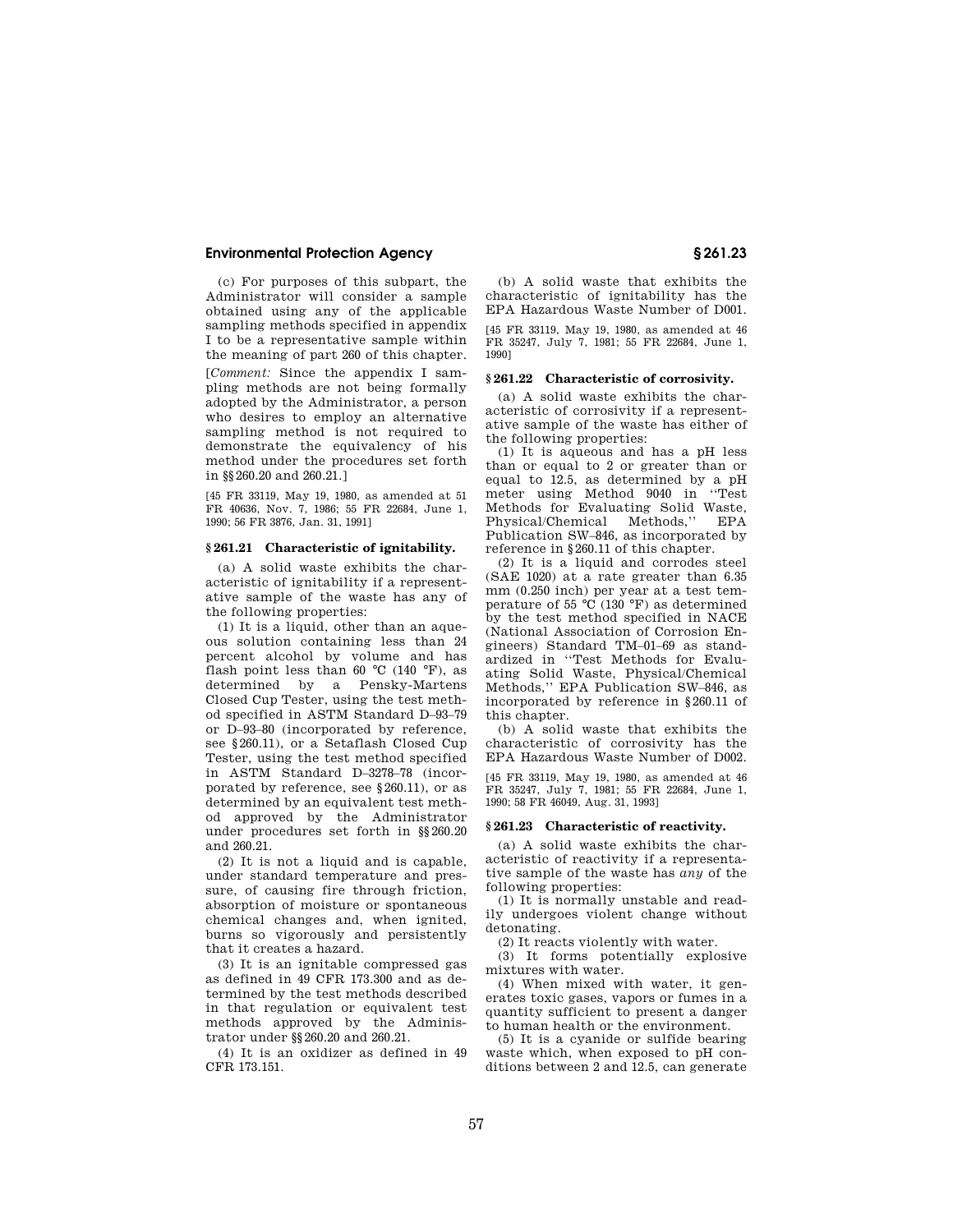(c) For purposes of this subpart, the Administrator will consider a sample obtained using any of the applicable sampling methods specified in appendix I to be a representative sample within the meaning of part 260 of this chapter.

[*Comment:* Since the appendix I sampling methods are not being formally adopted by the Administrator, a person who desires to employ an alternative sampling method is not required to demonstrate the equivalency of his method under the procedures set forth in §§260.20 and 260.21.]

[45 FR 33119, May 19, 1980, as amended at 51 FR 40636, Nov. 7, 1986; 55 FR 22684, June 1, 1990; 56 FR 3876, Jan. 31, 1991]

### §261.21 Characteristic of ignitability.

(a) A solid waste exhibits the characteristic of ignitability if a representative sample of the waste has any of the following properties:

(1) It is a liquid, other than an aqueous solution containing less than 24 percent alcohol by volume and has flash point less than 60 °C (140 °F), as determined by a Pensky-Martens Closed Cup Tester, using the test method specified in ASTM Standard D–93–79 or D–93–80 (incorporated by reference, see §260.11), or a Setaflash Closed Cup Tester, using the test method specified in ASTM Standard D–3278–78 (incorporated by reference, see §260.11), or as determined by an equivalent test method approved by the Administrator under procedures set forth in §§260.20 and 260.21.

(2) It is not a liquid and is capable, under standard temperature and pressure, of causing fire through friction, absorption of moisture or spontaneous chemical changes and, when ignited, burns so vigorously and persistently that it creates a hazard.

(3) It is an ignitable compressed gas as defined in 49 CFR 173.300 and as determined by the test methods described in that regulation or equivalent test methods approved by the Administrator under §§260.20 and 260.21.

(4) It is an oxidizer as defined in 49 CFR 173.151.

(b) A solid waste that exhibits the characteristic of ignitability has the EPA Hazardous Waste Number of D001.

[45 FR 33119, May 19, 1980, as amended at 46 FR 35247, July 7, 1981; 55 FR 22684, June 1, 1990]

### §261.22 Characteristic of corrosivity.

(a) A solid waste exhibits the characteristic of corrosivity if a representative sample of the waste has either of the following properties:

(1) It is aqueous and has a pH less than or equal to 2 or greater than or equal to 12.5, as determined by a pH meter using Method 9040 in "Test Methods for Evaluating Solid Waste, Physical/Chemical Methods," EPA Publication SW–846, as incorporated by reference in §260.11 of this chapter.

(2) It is a liquid and corrodes steel (SAE 1020) at a rate greater than 6.35 mm (0.250 inch) per year at a test temperature of 55 °C (130 °F) as determined by the test method specified in NACE (National Association of Corrosion Engineers) Standard TM–01–69 as standardized in "Test Methods for Evaluating Solid Waste, Physical/Chemical Methods," EPA Publication SW–846, as incorporated by reference in §260.11 of this chapter.

(b) A solid waste that exhibits the characteristic of corrosivity has the EPA Hazardous Waste Number of D002.

[45 FR 33119, May 19, 1980, as amended at 46 FR 35247, July 7, 1981; 55 FR 22684, June 1, 1990; 58 FR 46049, Aug. 31, 1993]

### §261.23 Characteristic of reactivity.

(a) A solid waste exhibits the characteristic of reactivity if a representative sample of the waste has *any* of the following properties:

(1) It is normally unstable and readily undergoes violent change without detonating.

(2) It reacts violently with water.

(3) It forms potentially explosive mixtures with water.

(4) When mixed with water, it generates toxic gases, vapors or fumes in a quantity sufficient to present a danger to human health or the environment.

(5) It is a cyanide or sulfide bearing waste which, when exposed to pH conditions between 2 and 12.5, can generate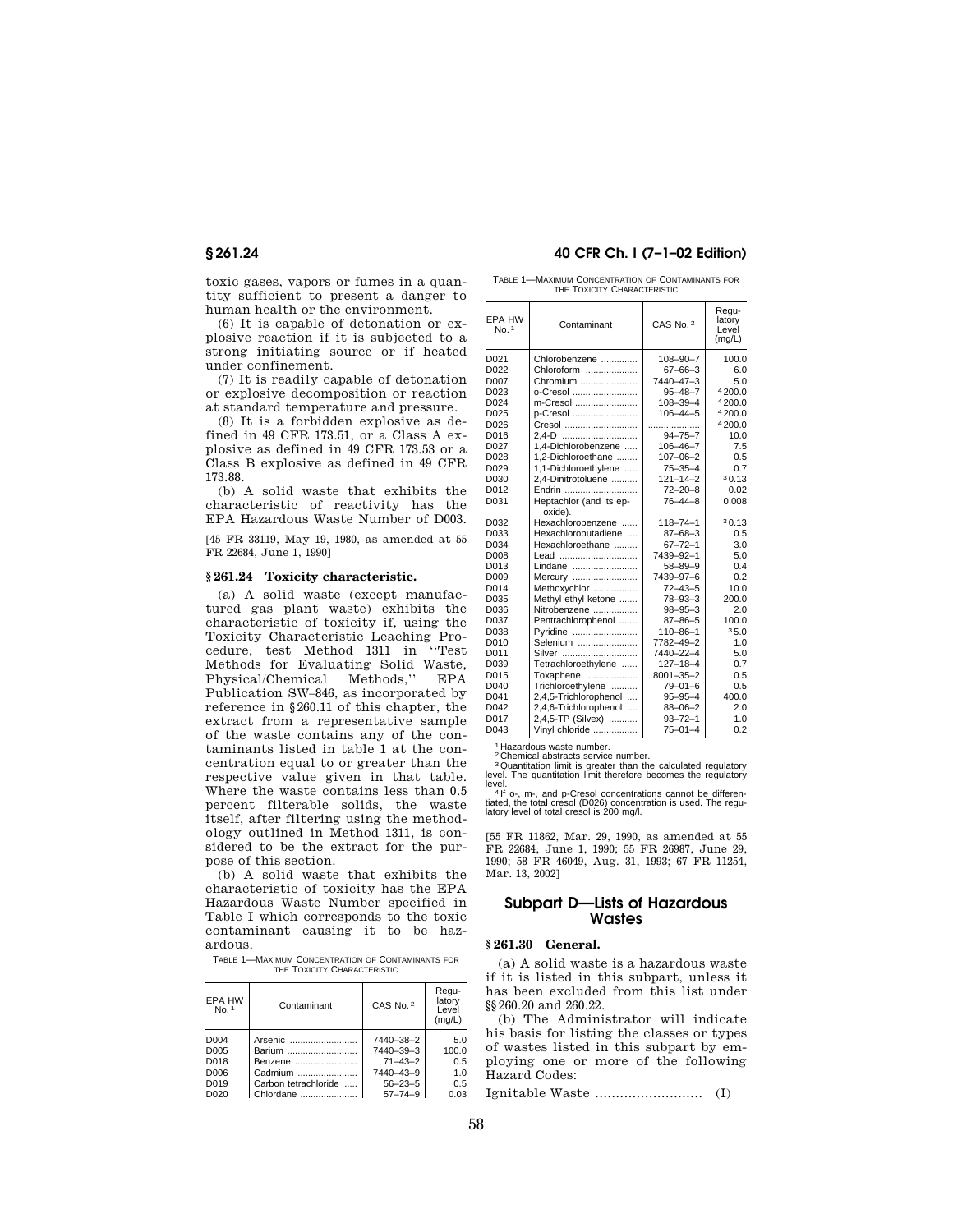toxic gases, vapors or fumes in a quantity sufficient to present a danger to human health or the environment.

(6) It is capable of detonation or explosive reaction if it is subjected to a strong initiating source or if heated under confinement.

(7) It is readily capable of detonation or explosive decomposition or reaction at standard temperature and pressure.

(8) It is a forbidden explosive as defined in 49 CFR 173.51, or a Class A explosive as defined in 49 CFR 173.53 or a Class B explosive as defined in 49 CFR 173.88.

(b) A solid waste that exhibits the characteristic of reactivity has the EPA Hazardous Waste Number of D003.

[45 FR 33119, May 19, 1980, as amended at 55 FR 22684, June 1, 1990]

### § 261.24 Toxicity characteristic.

(a) A solid waste (except manufactured gas plant waste) exhibits the characteristic of toxicity if, using the Toxicity Characteristic Leaching Procedure, test Method 1311 in "Test Methods for Evaluating Solid Waste, Physical/Chemical Methods," EPA Publication SW–846, as incorporated by reference in §260.11 of this chapter, the extract from a representative sample of the waste contains any of the contaminants listed in table 1 at the concentration equal to or greater than the respective value given in that table. Where the waste contains less than 0.5 percent filterable solids, the waste itself, after filtering using the methodology outlined in Method 1311, is considered to be the extract for the purpose of this section.

(b) A solid waste that exhibits the characteristic of toxicity has the EPA Hazardous Waste Number specified in Table I which corresponds to the toxic contaminant causing it to be hazardous.

TABLE 1—MAXIMUM CONCENTRATION OF CONTAMINANTS FOR THE TOXICITY CHARACTERISTIC

| EPA HW No. [1] | Contaminant | CAS No. [2] | Regulatory Level (mg/L) |
|---|---|---|---|
| D004 | Arsenic | 7440–38–2 | 5.0 |
| D005 | Barium | 7440–39–3 | 100.0 |
| D018 | Benzene | 71–43–2 | 0.5 |
| D006 | Cadmium | 7440–43–9 | 1.0 |
| D019 | Carbon tetrachloride | 56–23–5 | 0.5 |
| D020 | Chlordane | 57–74–9 | 0.03 |
| D021 | Chlorobenzene | 108–90–7 | 100.0 |
| D022 | Chloroform | 67–66–3 | 6.0 |
| D007 | Chromium | 7440–47–3 | 5.0 |
| D023 | o-Cresol | 95–48–7 | [4] 200.0 |
| D024 | m-Cresol | 108–39–4 | [4] 200.0 |
| D025 | p-Cresol | 106–44–5 | [4] 200.0 |
| D026 | Cresol | | [4] 200.0 |
| D016 | 2,4-D | 94–75–7 | 10.0 |
| D027 | 1,4-Dichlorobenzene | 106–46–7 | 7.5 |
| D028 | 1,2-Dichloroethane | 107–06–2 | 0.5 |
| D029 | 1,1-Dichloroethylene | 75–35–4 | 0.7 |
| D030 | 2,4-Dinitrotoluene | 121–14–2 | [3] 0.13 |
| D012 | Endrin | 72–20–8 | 0.02 |
| D031 | Heptachlor (and its epoxide). | 76–44–8 | 0.008 |
| D032 | Hexachlorobenzene | 118–74–1 | [3] 0.13 |
| D033 | Hexachlorobutadiene | 87–68–3 | 0.5 |
| D034 | Hexachloroethane | 67–72–1 | 3.0 |
| D008 | Lead | 7439–92–1 | 5.0 |
| D013 | Lindane | 58–89–9 | 0.4 |
| D009 | Mercury | 7439–97–6 | 0.2 |
| D014 | Methoxychlor | 72–43–5 | 10.0 |
| D035 | Methyl ethyl ketone | 78–93–3 | 200.0 |
| D036 | Nitrobenzene | 98–95–3 | 2.0 |
| D037 | Pentrachlorophenol | 87–86–5 | 100.0 |
| D038 | Pyridine | 110–86–1 | [3] 5.0 |
| D010 | Selenium | 7782–49–2 | 1.0 |
| D011 | Silver | 7440–22–4 | 5.0 |
| D039 | Tetrachloroethylene | 127–18–4 | 0.7 |
| D015 | Toxaphene | 8001–35–2 | 0.5 |
| D040 | Trichloroethylene | 79–01–6 | 0.5 |
| D041 | 2,4,5-Trichlorophenol | 95–95–4 | 400.0 |
| D042 | 2,4,6-Trichlorophenol | 88–06–2 | 2.0 |
| D017 | 2,4,5-TP (Silvex) | 93–72–1 | 1.0 |
| D043 | Vinyl chloride | 75–01–4 | 0.2 |

[1] Hazardous waste number.
[2] Chemical abstracts service number.
[3] Quantitation limit is greater than the calculated regulatory level. The quantitation limit therefore becomes the regulatory level.
[4] If o-, m-, and p-Cresol concentrations cannot be differentiated, the total cresol (D026) concentration is used. The regulatory level of total cresol is 200 mg/l.

[55 FR 11862, Mar. 29, 1990, as amended at 55 FR 22684, June 1, 1990; 55 FR 26987, June 29, 1990; 58 FR 46049, Aug. 31, 1993; 67 FR 11254, Mar. 13, 2002]

## Subpart D—Lists of Hazardous Wastes

### § 261.30 General.

(a) A solid waste is a hazardous waste if it is listed in this subpart, unless it has been excluded from this list under §§260.20 and 260.22.

(b) The Administrator will indicate his basis for listing the classes or types of wastes listed in this subpart by employing one or more of the following Hazard Codes:

Ignitable Waste .......................... (I)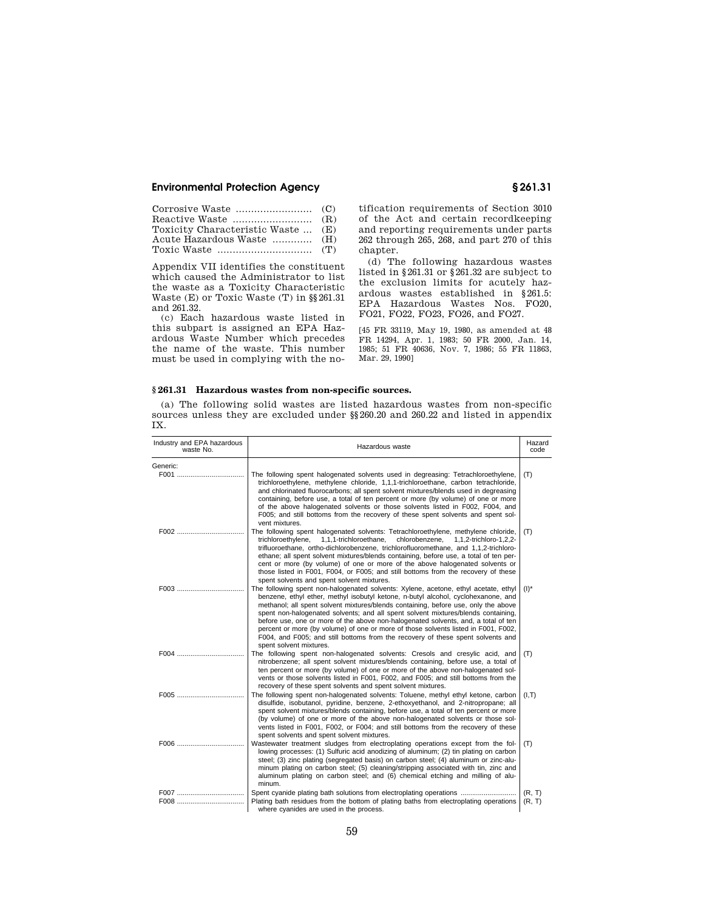| | |
|---|---|
| Corrosive Waste | (C) |
| Reactive Waste | (R) |
| Toxicity Characteristic Waste | (E) |
| Acute Hazardous Waste | (H) |
| Toxic Waste | (T) |

Appendix VII identifies the constituent which caused the Administrator to list the waste as a Toxicity Characteristic Waste (E) or Toxic Waste (T) in §§ 261.31 and 261.32.

(c) Each hazardous waste listed in this subpart is assigned an EPA Hazardous Waste Number which precedes the name of the waste. This number must be used in complying with the notification requirements of Section 3010 of the Act and certain recordkeeping and reporting requirements under parts 262 through 265, 268, and part 270 of this chapter.

(d) The following hazardous wastes listed in § 261.31 or § 261.32 are subject to the exclusion limits for acutely hazardous wastes established in § 261.5: EPA Hazardous Wastes Nos. FO20, FO21, FO22, FO23, FO26, and FO27.

[45 FR 33119, May 19, 1980, as amended at 48 FR 14294, Apr. 1, 1983; 50 FR 2000, Jan. 14, 1985; 51 FR 40636, Nov. 7, 1986; 55 FR 11863, Mar. 29, 1990]

### § 261.31 Hazardous wastes from non-specific sources.

(a) The following solid wastes are listed hazardous wastes from non-specific sources unless they are excluded under §§ 260.20 and 260.22 and listed in appendix IX.

| Industry and EPA hazardous waste No. | Hazardous waste | Hazard code |
|---|---|---|
| Generic: | | |
| F001 | The following spent halogenated solvents used in degreasing: Tetrachloroethylene, trichloroethylene, methylene chloride, 1,1,1-trichloroethane, carbon tetrachloride, and chlorinated fluorocarbons; all spent solvent mixtures/blends used in degreasing containing, before use, a total of ten percent or more (by volume) of one or more of the above halogenated solvents or those solvents listed in F002, F004, and F005; and still bottoms from the recovery of these spent solvents and spent solvent mixtures. | (T) |
| F002 | The following spent halogenated solvents: Tetrachloroethylene, methylene chloride, trichloroethylene, 1,1,1-trichloroethane, chlorobenzene, 1,1,2-trichloro-1,2,2-trifluoroethane, ortho-dichlorobenzene, trichlorofluoromethane, and 1,1,2-trichloroethane; all spent solvent mixtures/blends containing, before use, a total of ten percent or more (by volume) of one or more of the above halogenated solvents or those listed in F001, F004, or F005; and still bottoms from the recovery of these spent solvents and spent solvent mixtures. | (T) |
| F003 | The following spent non-halogenated solvents: Xylene, acetone, ethyl acetate, ethyl benzene, ethyl ether, methyl isobutyl ketone, n-butyl alcohol, cyclohexanone, and methanol; all spent solvent mixtures/blends containing, before use, only the above spent non-halogenated solvents; and all spent solvent mixtures/blends containing, before use, one or more of the above non-halogenated solvents, and, a total of ten percent or more (by volume) of one or more of those solvents listed in F001, F002, F004, and F005; and still bottoms from the recovery of these spent solvents and spent solvent mixtures. | (I)* |
| F004 | The following spent non-halogenated solvents: Cresols and cresylic acid, and nitrobenzene; all spent solvent mixtures/blends containing, before use, a total of ten percent or more (by volume) of one or more of the above non-halogenated solvents or those solvents listed in F001, F002, and F005; and still bottoms from the recovery of these spent solvents and spent solvent mixtures. | (T) |
| F005 | The following spent non-halogenated solvents: Toluene, methyl ethyl ketone, carbon disulfide, isobutanol, pyridine, benzene, 2-ethoxyethanol, and 2-nitropropane; all spent solvent mixtures/blends containing, before use, a total of ten percent or more (by volume) of one or more of the above non-halogenated solvents or those solvents listed in F001, F002, or F004; and still bottoms from the recovery of these spent solvents and spent solvent mixtures. | (I,T) |
| F006 | Wastewater treatment sludges from electroplating operations except from the following processes: (1) Sulfuric acid anodizing of aluminum; (2) tin plating on carbon steel; (3) zinc plating (segregated basis) on carbon steel; (4) aluminum or zinc-aluminum plating on carbon steel; (5) cleaning/stripping associated with tin, zinc and aluminum plating on carbon steel; and (6) chemical etching and milling of aluminum. | (T) |
| F007 | Spent cyanide plating bath solutions from electroplating operations | (R, T) |
| F008 | Plating bath residues from the bottom of plating baths from electroplating operations where cyanides are used in the process. | (R, T) |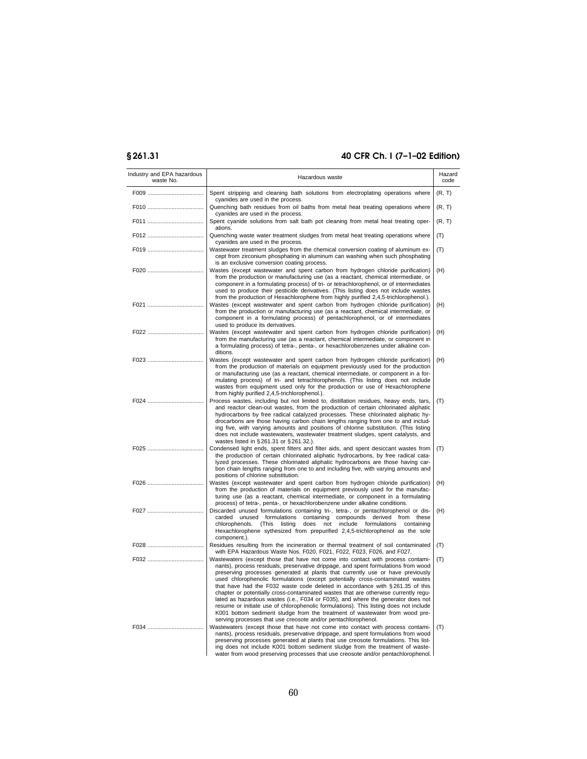| Industry and EPA hazardous waste No. | Hazardous waste | Hazard code |
|---|---|---|
| F009 | Spent stripping and cleaning bath solutions from electroplating operations where cyanides are used in the process. | (R, T) |
| F010 | Quenching bath residues from oil baths from metal heat treating operations where cyanides are used in the process. | (R, T) |
| F011 | Spent cyanide solutions from salt bath pot cleaning from metal heat treating operations. | (R, T) |
| F012 | Quenching waste water treatment sludges from metal heat treating operations where cyanides are used in the process. | (T) |
| F019 | Wastewater treatment sludges from the chemical conversion coating of aluminum except from zirconium phosphating in aluminum can washing when such phosphating is an exclusive conversion coating process. | (T) |
| F020 | Wastes (except wastewater and spent carbon from hydrogen chloride purification) from the production or manufacturing use (as a reactant, chemical intermediate, or component in a formulating process) of tri- or tetrachlorophenol, or of intermediates used to produce their pesticide derivatives. (This listing does not include wastes from the production of Hexachlorophene from highly purified 2,4,5-trichlorophenol.). | (H) |
| F021 | Wastes (except wastewater and spent carbon from hydrogen chloride purification) from the production or manufacturing use (as a reactant, chemical intermediate, or component in a formulating process) of pentachlorophenol, or of intermediates used to produce its derivatives. | (H) |
| F022 | Wastes (except wastewater and spent carbon from hydrogen chloride purification) from the manufacturing use (as a reactant, chemical intermediate, or component in a formulating process) of tetra-, penta-, or hexachlorobenzenes under alkaline conditions. | (H) |
| F023 | Wastes (except wastewater and spent carbon from hydrogen chloride purification) from the production of materials on equipment previously used for the production or manufacturing use (as a reactant, chemical intermediate, or component in a formulating process) of tri- and tetrachlorophenols. (This listing does not include wastes from equipment used only for the production or use of Hexachlorophene from highly purified 2,4,5-trichlorophenol.). | (H) |
| F024 | Process wastes, including but not limited to, distillation residues, heavy ends, tars, and reactor clean-out wastes, from the production of certain chlorinated aliphatic hydrocarbons by free radical catalyzed processes. These chlorinated aliphatic hydrocarbons are those having carbon chain lengths ranging from one to and including five, with varying amounts and positions of chlorine substitution. (This listing does not include wastewaters, wastewater treatment sludges, spent catalysts, and wastes listed in § 261.31 or § 261.32.). | (T) |
| F025 | Condensed light ends, spent filters and filter aids, and spent desiccant wastes from the production of certain chlorinated aliphatic hydrocarbons, by free radical catalyzed processes. These chlorinated aliphatic hydrocarbons are those having carbon chain lengths ranging from one to and including five, with varying amounts and positions of chlorine substitution. | (T) |
| F026 | Wastes (except wastewater and spent carbon from hydrogen chloride purification) from the production of materials on equipment previously used for the manufacturing use (as a reactant, chemical intermediate, or component in a formulating process) of tetra-, penta-, or hexachlorobenzene under alkaline conditions. | (H) |
| F027 | Discarded unused formulations containing tri-, tetra-, or pentachlorophenol or discarded unused formulations containing compounds derived from these chlorophenols. (This listing does not include formulations containing Hexachlorophene sythesized from prepurified 2,4,5-trichlorophenol as the sole component.). | (H) |
| F028 | Residues resulting from the incineration or thermal treatment of soil contaminated with EPA Hazardous Waste Nos. F020, F021, F022, F023, F026, and F027. | (T) |
| F032 | Wastewaters (except those that have not come into contact with process contaminants), process residuals, preservative drippage, and spent formulations from wood preserving processes generated at plants that currently use or have previously used chlorophenolic formulations (except potentially cross-contaminated wastes that have had the F032 waste code deleted in accordance with § 261.35 of this chapter or potentially cross-contaminated wastes that are otherwise currently regulated as hazardous wastes (i.e., F034 or F035), and where the generator does not resume or initiate use of chlorophenolic formulations). This listing does not include K001 bottom sediment sludge from the treatment of wastewater from wood preserving processes that use creosote and/or pentachlorophenol. | (T) |
| F034 | Wastewaters (except those that have not come into contact with process contaminants), process residuals, preservative drippage, and spent formulations from wood preserving processes generated at plants that use creosote formulations. This listing does not include K001 bottom sediment sludge from the treatment of wastewater from wood preserving processes that use creosote and/or pentachlorophenol. | (T) |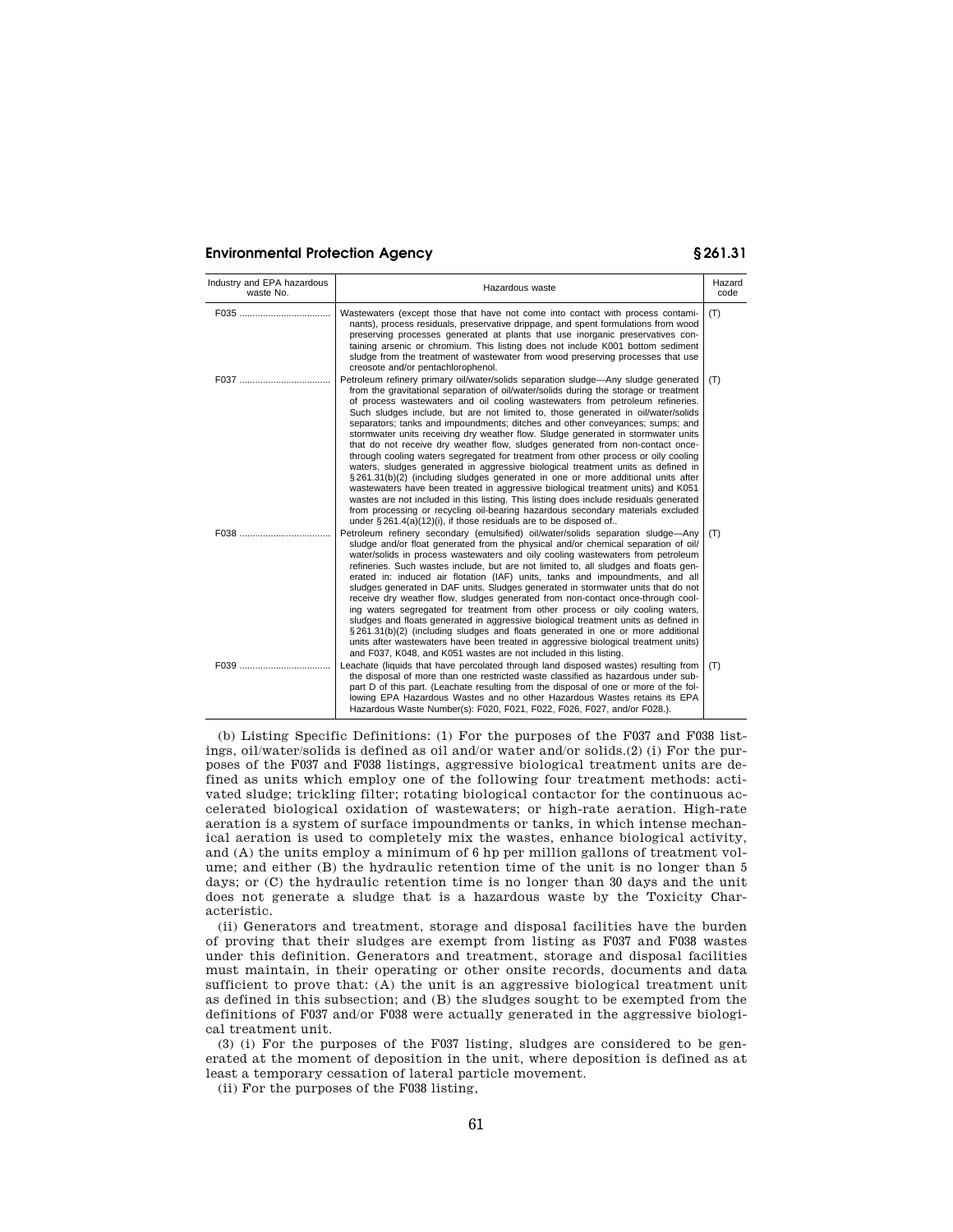| Industry and EPA hazardous waste No. | Hazardous waste | Hazard code |
|---|---|---|
| F035 .................................. | Wastewaters (except those that have not come into contact with process contaminants), process residuals, preservative drippage, and spent formulations from wood preserving processes generated at plants that use inorganic preservatives containing arsenic or chromium. This listing does not include K001 bottom sediment sludge from the treatment of wastewater from wood preserving processes that use creosote and/or pentachlorophenol. | (T) |
| F037 .................................. | Petroleum refinery primary oil/water/solids separation sludge—Any sludge generated from the gravitational separation of oil/water/solids during the storage or treatment of process wastewaters and oil cooling wastewaters from petroleum refineries. Such sludges include, but are not limited to, those generated in oil/water/solids separators; tanks and impoundments; ditches and other conveyances; sumps; and stormwater units receiving dry weather flow. Sludge generated in stormwater units that do not receive dry weather flow, sludges generated from non-contact once-through cooling waters segregated for treatment from other process or oily cooling waters, sludges generated in aggressive biological treatment units as defined in §261.31(b)(2) (including sludges generated in one or more additional units after wastewaters have been treated in aggressive biological treatment units) and K051 wastes are not included in this listing. This listing does include residuals generated from processing or recycling oil-bearing hazardous secondary materials excluded under §261.4(a)(12)(i), if those residuals are to be disposed of.. | (T) |
| F038 .................................. | Petroleum refinery secondary (emulsified) oil/water/solids separation sludge—Any sludge and/or float generated from the physical and/or chemical separation of oil/water/solids in process wastewaters and oily cooling wastewaters from petroleum refineries. Such wastes include, but are not limited to, all sludges and floats generated in: induced air flotation (IAF) units, tanks and impoundments, and all sludges generated in DAF units. Sludges generated in stormwater units that do not receive dry weather flow, sludges generated from non-contact once-through cooling waters segregated for treatment from other process or oily cooling waters, sludges and floats generated in aggressive biological treatment units as defined in §261.31(b)(2) (including sludges and floats generated in one or more additional units after wastewaters have been treated in aggressive biological treatment units) and F037, K048, and K051 wastes are not included in this listing. | (T) |
| F039 .................................. | Leachate (liquids that have percolated through land disposed wastes) resulting from the disposal of more than one restricted waste classified as hazardous under subpart D of this part. (Leachate resulting from the disposal of one or more of the following EPA Hazardous Wastes and no other Hazardous Wastes retains its EPA Hazardous Waste Number(s): F020, F021, F022, F026, F027, and/or F028.). | (T) |

(b) Listing Specific Definitions: (1) For the purposes of the F037 and F038 listings, oil/water/solids is defined as oil and/or water and/or solids.(2) (i) For the purposes of the F037 and F038 listings, aggressive biological treatment units are defined as units which employ one of the following four treatment methods: activated sludge; trickling filter; rotating biological contactor for the continuous accelerated biological oxidation of wastewaters; or high-rate aeration. High-rate aeration is a system of surface impoundments or tanks, in which intense mechanical aeration is used to completely mix the wastes, enhance biological activity, and (A) the units employ a minimum of 6 hp per million gallons of treatment volume; and either (B) the hydraulic retention time of the unit is no longer than 5 days; or (C) the hydraulic retention time is no longer than 30 days and the unit does not generate a sludge that is a hazardous waste by the Toxicity Characteristic.

(ii) Generators and treatment, storage and disposal facilities have the burden of proving that their sludges are exempt from listing as F037 and F038 wastes under this definition. Generators and treatment, storage and disposal facilities must maintain, in their operating or other onsite records, documents and data sufficient to prove that: (A) the unit is an aggressive biological treatment unit as defined in this subsection; and (B) the sludges sought to be exempted from the definitions of F037 and/or F038 were actually generated in the aggressive biological treatment unit.

(3) (i) For the purposes of the F037 listing, sludges are considered to be generated at the moment of deposition in the unit, where deposition is defined as at least a temporary cessation of lateral particle movement.

(ii) For the purposes of the F038 listing,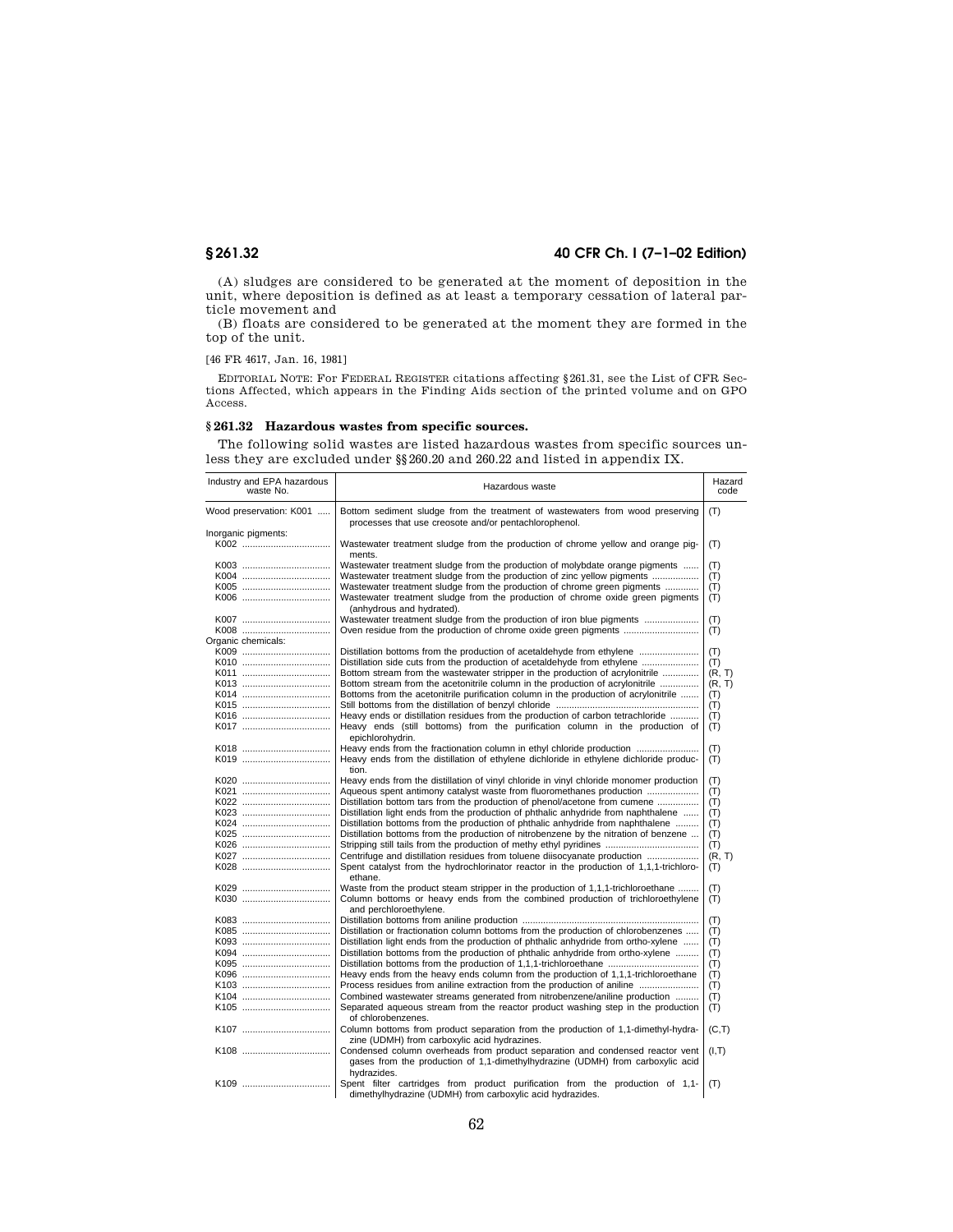(A) sludges are considered to be generated at the moment of deposition in the unit, where deposition is defined as at least a temporary cessation of lateral particle movement and

(B) floats are considered to be generated at the moment they are formed in the top of the unit.

[46 FR 4617, Jan. 16, 1981]

EDITORIAL NOTE: For FEDERAL REGISTER citations affecting §261.31, see the List of CFR Sections Affected, which appears in the Finding Aids section of the printed volume and on GPO Access.

### § 261.32 Hazardous wastes from specific sources.

The following solid wastes are listed hazardous wastes from specific sources unless they are excluded under §§260.20 and 260.22 and listed in appendix IX.

| Industry and EPA hazardous waste No. | Hazardous waste | Hazard code |
|---|---|---|
| Wood preservation: K001 | Bottom sediment sludge from the treatment of wastewaters from wood preserving processes that use creosote and/or pentachlorophenol. | (T) |
| Inorganic pigments: | | |
| K002 | Wastewater treatment sludge from the production of chrome yellow and orange pigments. | (T) |
| K003 | Wastewater treatment sludge from the production of molybdate orange pigments | (T) |
| K004 | Wastewater treatment sludge from the production of zinc yellow pigments | (T) |
| K005 | Wastewater treatment sludge from the production of chrome green pigments | (T) |
| K006 | Wastewater treatment sludge from the production of chrome oxide green pigments (anhydrous and hydrated). | (T) |
| K007 | Wastewater treatment sludge from the production of iron blue pigments | (T) |
| K008 | Oven residue from the production of chrome oxide green pigments | (T) |
| Organic chemicals: | | |
| K009 | Distillation bottoms from the production of acetaldehyde from ethylene | (T) |
| K010 | Distillation side cuts from the production of acetaldehyde from ethylene | (T) |
| K011 | Bottom stream from the wastewater stripper in the production of acrylonitrile | (R, T) |
| K013 | Bottom stream from the acetonitrile column in the production of acrylonitrile | (R, T) |
| K014 | Bottoms from the acetonitrile purification column in the production of acrylonitrile | (T) |
| K015 | Still bottoms from the distillation of benzyl chloride | (T) |
| K016 | Heavy ends or distillation residues from the production of carbon tetrachloride | (T) |
| K017 | Heavy ends (still bottoms) from the purification column in the production of epichlorohydrin. | (T) |
| K018 | Heavy ends from the fractionation column in ethyl chloride production | (T) |
| K019 | Heavy ends from the distillation of ethylene dichloride in ethylene dichloride production. | (T) |
| K020 | Heavy ends from the distillation of vinyl chloride in vinyl chloride monomer production | (T) |
| K021 | Aqueous spent antimony catalyst waste from fluoromethanes production | (T) |
| K022 | Distillation bottom tars from the production of phenol/acetone from cumene | (T) |
| K023 | Distillation light ends from the production of phthalic anhydride from naphthalene | (T) |
| K024 | Distillation bottoms from the production of phthalic anhydride from naphthalene | (T) |
| K025 | Distillation bottoms from the production of nitrobenzene by the nitration of benzene | (T) |
| K026 | Stripping still tails from the production of methy ethyl pyridines | (T) |
| K027 | Centrifuge and distillation residues from toluene diisocyanate production | (R, T) |
| K028 | Spent catalyst from the hydrochlorinator reactor in the production of 1,1,1-trichloroethane. | (T) |
| K029 | Waste from the product steam stripper in the production of 1,1,1-trichloroethane | (T) |
| K030 | Column bottoms or heavy ends from the combined production of trichloroethylene and perchloroethylene. | (T) |
| K083 | Distillation bottoms from aniline production | (T) |
| K085 | Distillation or fractionation column bottoms from the production of chlorobenzenes | (T) |
| K093 | Distillation light ends from the production of phthalic anhydride from ortho-xylene | (T) |
| K094 | Distillation bottoms from the production of phthalic anhydride from ortho-xylene | (T) |
| K095 | Distillation bottoms from the production of 1,1,1-trichloroethane | (T) |
| K096 | Heavy ends from the heavy ends column from the production of 1,1,1-trichloroethane | (T) |
| K103 | Process residues from aniline extraction from the production of aniline | (T) |
| K104 | Combined wastewater streams generated from nitrobenzene/aniline production | (T) |
| K105 | Separated aqueous stream from the reactor product washing step in the production of chlorobenzenes. | (T) |
| K107 | Column bottoms from product separation from the production of 1,1-dimethyl-hydrazine (UDMH) from carboxylic acid hydrazines. | (C,T) |
| K108 | Condensed column overheads from product separation and condensed reactor vent gases from the production of 1,1-dimethylhydrazine (UDMH) from carboxylic acid hydrazides. | (I,T) |
| K109 | Spent filter cartridges from product purification from the production of 1,1-dimethylhydrazine (UDMH) from carboxylic acid hydrazides. | (T) |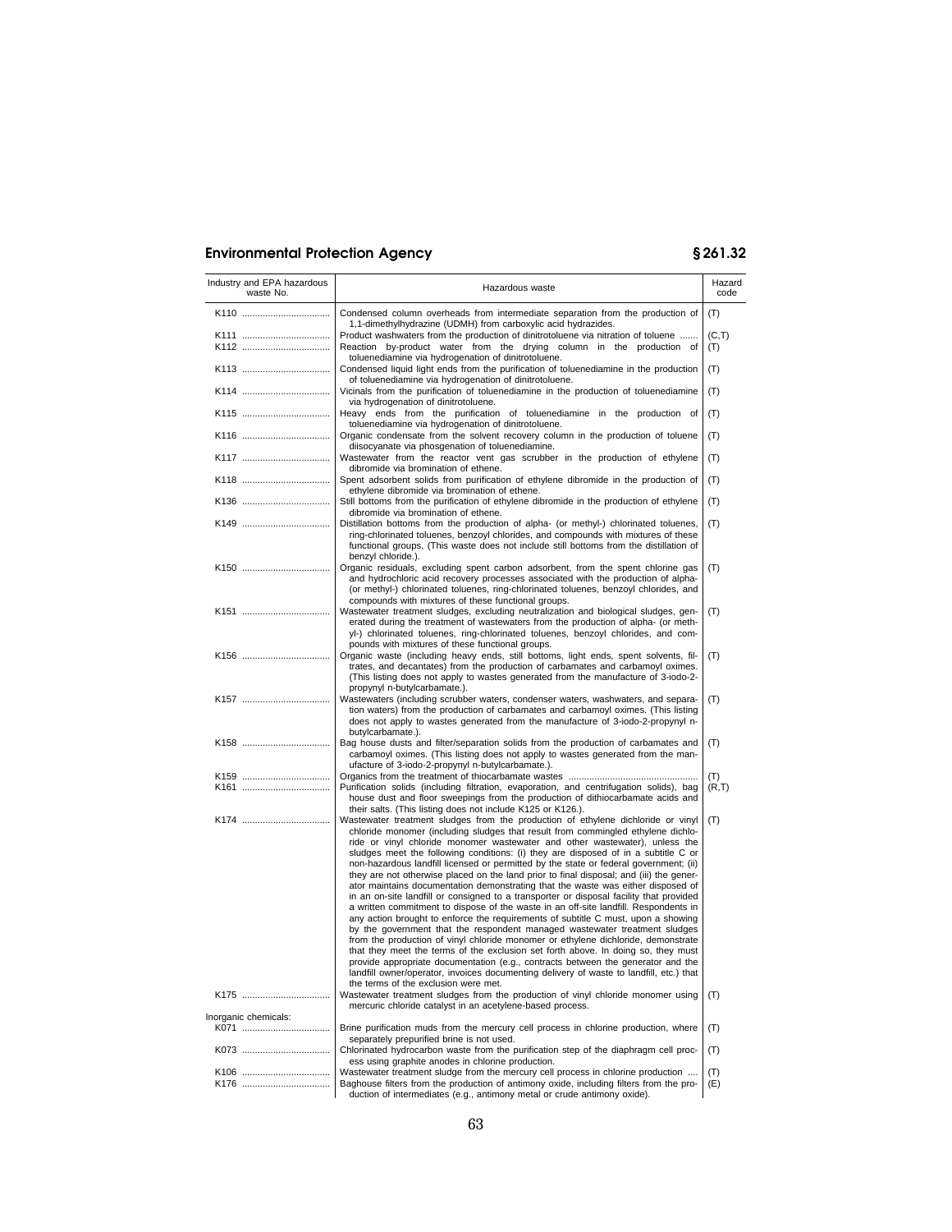| Industry and EPA hazardous waste No. | Hazardous waste | Hazard code |
|---|---|---|
| K110 | Condensed column overheads from intermediate separation from the production of 1,1-dimethylhydrazine (UDMH) from carboxylic acid hydrazides. | (T) |
| K111 | Product washwaters from the production of dinitrotoluene via nitration of toluene | (C,T) |
| K112 | Reaction by-product water from the drying column in the production of toluenediamine via hydrogenation of dinitrotoluene. | (T) |
| K113 | Condensed liquid light ends from the purification of toluenediamine in the production of toluenediamine via hydrogenation of dinitrotoluene. | (T) |
| K114 | Vicinals from the purification of toluenediamine in the production of toluenediamine via hydrogenation of dinitrotoluene. | (T) |
| K115 | Heavy ends from the purification of toluenediamine in the production of toluenediamine via hydrogenation of dinitrotoluene. | (T) |
| K116 | Organic condensate from the solvent recovery column in the production of toluene diisocyanate via phosgenation of toluenediamine. | (T) |
| K117 | Wastewater from the reactor vent gas scrubber in the production of ethylene dibromide via bromination of ethene. | (T) |
| K118 | Spent adsorbent solids from purification of ethylene dibromide in the production of ethylene dibromide via bromination of ethene. | (T) |
| K136 | Still bottoms from the purification of ethylene dibromide in the production of ethylene dibromide via bromination of ethene. | (T) |
| K149 | Distillation bottoms from the production of alpha- (or methyl-) chlorinated toluenes, ring-chlorinated toluenes, benzoyl chlorides, and compounds with mixtures of these functional groups, (This waste does not include still bottoms from the distillation of benzyl chloride.). | (T) |
| K150 | Organic residuals, excluding spent carbon adsorbent, from the spent chlorine gas and hydrochloric acid recovery processes associated with the production of alpha- (or methyl-) chlorinated toluenes, ring-chlorinated toluenes, benzoyl chlorides, and compounds with mixtures of these functional groups. | (T) |
| K151 | Wastewater treatment sludges, excluding neutralization and biological sludges, generated during the treatment of wastewaters from the production of alpha- (or methyl-) chlorinated toluenes, ring-chlorinated toluenes, benzoyl chlorides, and compounds with mixtures of these functional groups. | (T) |
| K156 | Organic waste (including heavy ends, still bottoms, light ends, spent solvents, filtrates, and decantates) from the production of carbamates and carbamoyl oximes. (This listing does not apply to wastes generated from the manufacture of 3-iodo-2-propynyl n-butylcarbamate.). | (T) |
| K157 | Wastewaters (including scrubber waters, condenser waters, washwaters, and separation waters) from the production of carbamates and carbamoyl oximes. (This listing does not apply to wastes generated from the manufacture of 3-iodo-2-propynyl n-butylcarbamate.). | (T) |
| K158 | Bag house dusts and filter/separation solids from the production of carbamates and carbamoyl oximes. (This listing does not apply to wastes generated from the manufacture of 3-iodo-2-propynyl n-butylcarbamate.). | (T) |
| K159 | Organics from the treatment of thiocarbamate wastes | (T) |
| K161 | Purification solids (including filtration, evaporation, and centrifugation solids), bag house dust and floor sweepings from the production of dithiocarbamate acids and their salts. (This listing does not include K125 or K126.). | (R,T) |
| K174 | Wastewater treatment sludges from the production of ethylene dichloride or vinyl chloride monomer (including sludges that result from commingled ethylene dichloride or vinyl chloride monomer wastewater and other wastewater), unless the sludges meet the following conditions: (i) they are disposed of in a subtitle C or non-hazardous landfill licensed or permitted by the state or federal government; (ii) they are not otherwise placed on the land prior to final disposal; and (iii) the generator maintains documentation demonstrating that the waste was either disposed of in an on-site landfill or consigned to a transporter or disposal facility that provided a written commitment to dispose of the waste in an off-site landfill. Respondents in any action brought to enforce the requirements of subtitle C must, upon a showing by the government that the respondent managed wastewater treatment sludges from the production of vinyl chloride monomer or ethylene dichloride, demonstrate that they meet the terms of the exclusion set forth above. In doing so, they must provide appropriate documentation (e.g., contracts between the generator and the landfill owner/operator, invoices documenting delivery of waste to landfill, etc.) that the terms of the exclusion were met. | (T) |
| K175 | Wastewater treatment sludges from the production of vinyl chloride monomer using mercuric chloride catalyst in an acetylene-based process. | (T) |
| Inorganic chemicals: | | |
| K071 | Brine purification muds from the mercury cell process in chlorine production, where separately prepurified brine is not used. | (T) |
| K073 | Chlorinated hydrocarbon waste from the purification step of the diaphragm cell process using graphite anodes in chlorine production. | (T) |
| K106 | Wastewater treatment sludge from the mercury cell process in chlorine production | (T) |
| K176 | Baghouse filters from the production of antimony oxide, including filters from the production of intermediates (e.g., antimony metal or crude antimony oxide). | (E) |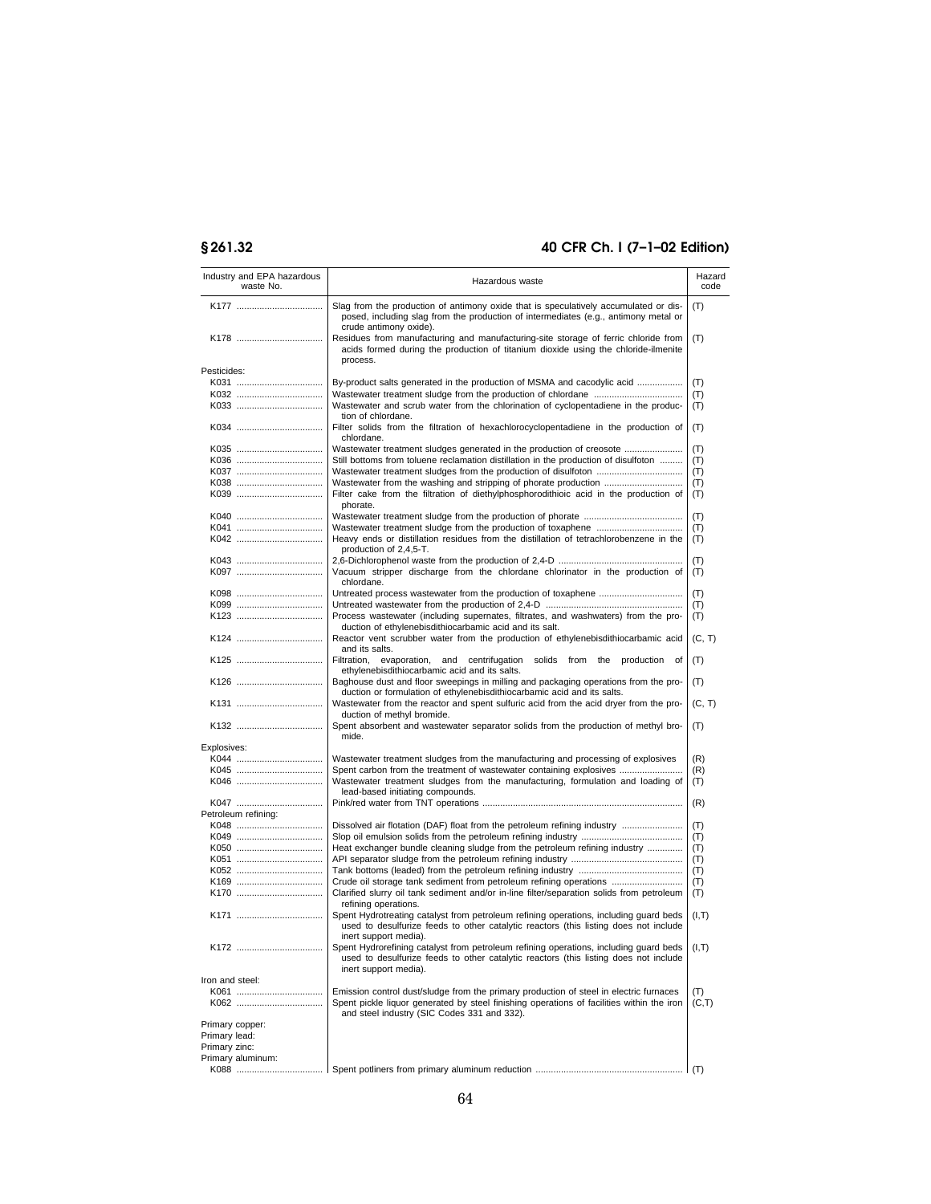| Industry and EPA hazardous waste No. | Hazardous waste | Hazard code |
|---|---|---|
| K177 | Slag from the production of antimony oxide that is speculatively accumulated or disposed, including slag from the production of intermediates (e.g., antimony metal or crude antimony oxide). | (T) |
| K178 | Residues from manufacturing and manufacturing-site storage of ferric chloride from acids formed during the production of titanium dioxide using the chloride-ilmenite process. | (T) |
| Pesticides: | | |
| K031 | By-product salts generated in the production of MSMA and cacodylic acid | (T) |
| K032 | Wastewater treatment sludge from the production of chlordane | (T) |
| K033 | Wastewater and scrub water from the chlorination of cyclopentadiene in the production of chlordane. | (T) |
| K034 | Filter solids from the filtration of hexachlorocyclopentadiene in the production of chlordane. | (T) |
| K035 | Wastewater treatment sludges generated in the production of creosote | (T) |
| K036 | Still bottoms from toluene reclamation distillation in the production of disulfoton | (T) |
| K037 | Wastewater treatment sludges from the production of disulfoton | (T) |
| K038 | Wastewater from the washing and stripping of phorate production | (T) |
| K039 | Filter cake from the filtration of diethylphosphorodithioic acid in the production of phorate. | (T) |
| K040 | Wastewater treatment sludge from the production of phorate | (T) |
| K041 | Wastewater treatment sludge from the production of toxaphene | (T) |
| K042 | Heavy ends or distillation residues from the distillation of tetrachlorobenzene in the production of 2,4,5-T. | (T) |
| K043 | 2,6-Dichlorophenol waste from the production of 2,4-D | (T) |
| K097 | Vacuum stripper discharge from the chlordane chlorinator in the production of chlordane. | (T) |
| K098 | Untreated process wastewater from the production of toxaphene | (T) |
| K099 | Untreated wastewater from the production of 2,4-D | (T) |
| K123 | Process wastewater (including supernates, filtrates, and washwaters) from the production of ethylenebisdithiocarbamic acid and its salt. | (T) |
| K124 | Reactor vent scrubber water from the production of ethylenebisdithiocarbamic acid and its salts. | (C, T) |
| K125 | Filtration, evaporation, and centrifugation solids from the production of ethylenebisdithiocarbamic acid and its salts. | (T) |
| K126 | Baghouse dust and floor sweepings in milling and packaging operations from the production or formulation of ethylenebisdithiocarbamic acid and its salts. | (T) |
| K131 | Wastewater from the reactor and spent sulfuric acid from the acid dryer from the production of methyl bromide. | (C, T) |
| K132 | Spent absorbent and wastewater separator solids from the production of methyl bromide. | (T) |
| Explosives: | | |
| K044 | Wastewater treatment sludges from the manufacturing and processing of explosives | (R) |
| K045 | Spent carbon from the treatment of wastewater containing explosives | (R) |
| K046 | Wastewater treatment sludges from the manufacturing, formulation and loading of lead-based initiating compounds. | (T) |
| K047 | Pink/red water from TNT operations | (R) |
| Petroleum refining: | | |
| K048 | Dissolved air flotation (DAF) float from the petroleum refining industry | (T) |
| K049 | Slop oil emulsion solids from the petroleum refining industry | (T) |
| K050 | Heat exchanger bundle cleaning sludge from the petroleum refining industry | (T) |
| K051 | API separator sludge from the petroleum refining industry | (T) |
| K052 | Tank bottoms (leaded) from the petroleum refining industry | (T) |
| K169 | Crude oil storage tank sediment from petroleum refining operations | (T) |
| K170 | Clarified slurry oil tank sediment and/or in-line filter/separation solids from petroleum refining operations. | (T) |
| K171 | Spent Hydrotreating catalyst from petroleum refining operations, including guard beds used to desulfurize feeds to other catalytic reactors (this listing does not include inert support media). | (I,T) |
| K172 | Spent Hydrorefining catalyst from petroleum refining operations, including guard beds used to desulfurize feeds to other catalytic reactors (this listing does not include inert support media). | (I,T) |
| Iron and steel: | | |
| K061 | Emission control dust/sludge from the primary production of steel in electric furnaces | (T) |
| K062 | Spent pickle liquor generated by steel finishing operations of facilities within the iron and steel industry (SIC Codes 331 and 332). | (C,T) |
| Primary copper: | | |
| Primary lead: | | |
| Primary zinc: | | |
| Primary aluminum: | | |
| K088 | Spent potliners from primary aluminum reduction | (T) |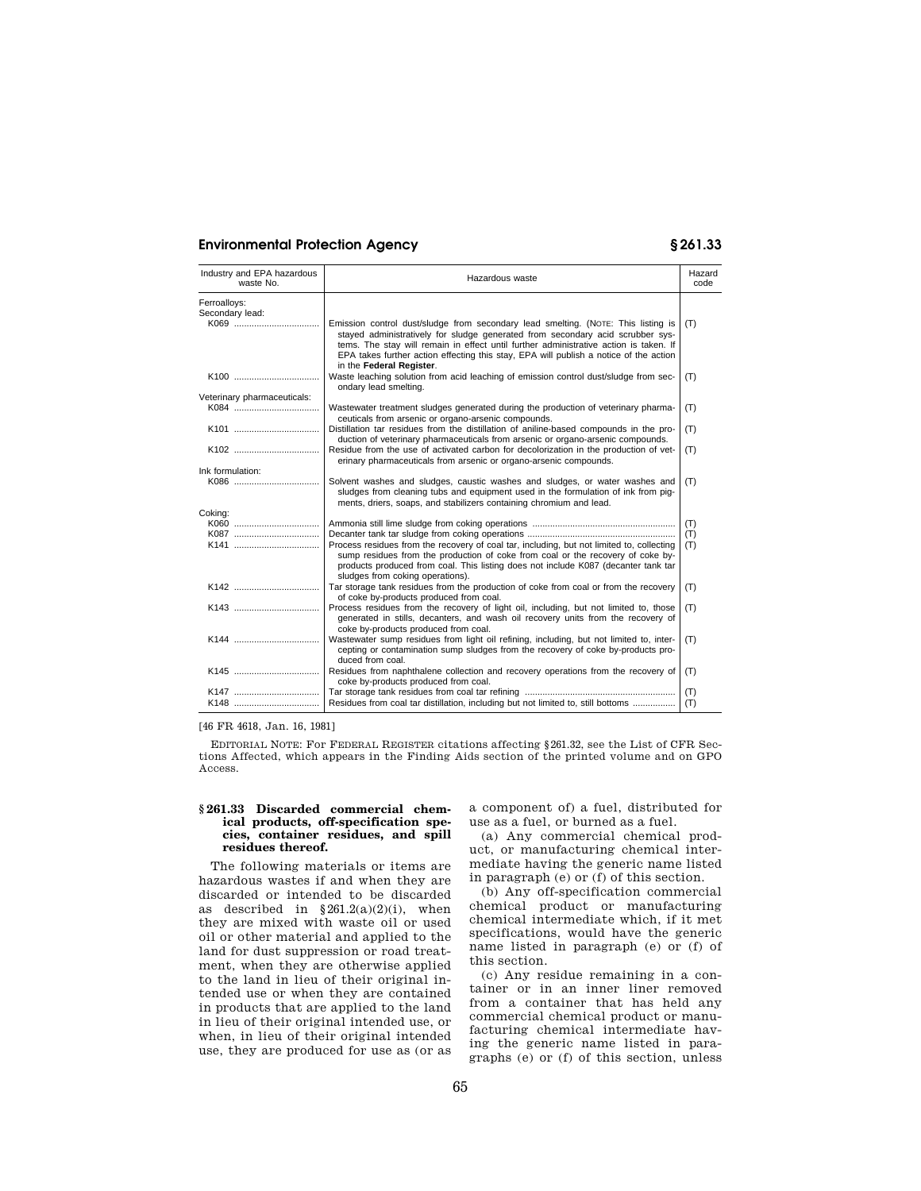| Industry and EPA hazardous waste No. | Hazardous waste | Hazard code |
|---|---|---|
| Ferroalloys: | | |
| Secondary lead: | | |
| K069 | Emission control dust/sludge from secondary lead smelting. (NOTE: This listing is stayed administratively for sludge generated from secondary acid scrubber systems. The stay will remain in effect until further administrative action is taken. If EPA takes further action effecting this stay, EPA will publish a notice of the action in the **Federal Register**. | (T) |
| K100 | Waste leaching solution from acid leaching of emission control dust/sludge from secondary lead smelting. | (T) |
| Veterinary pharmaceuticals: | | |
| K084 | Wastewater treatment sludges generated during the production of veterinary pharmaceuticals from arsenic or organo-arsenic compounds. | (T) |
| K101 | Distillation tar residues from the distillation of aniline-based compounds in the production of veterinary pharmaceuticals from arsenic or organo-arsenic compounds. | (T) |
| K102 | Residue from the use of activated carbon for decolorization in the production of veterinary pharmaceuticals from arsenic or organo-arsenic compounds. | (T) |
| Ink formulation: | | |
| K086 | Solvent washes and sludges, caustic washes and sludges, or water washes and sludges from cleaning tubs and equipment used in the formulation of ink from pigments, driers, soaps, and stabilizers containing chromium and lead. | (T) |
| Coking: | | |
| K060 | Ammonia still lime sludge from coking operations | (T) |
| K087 | Decanter tank tar sludge from coking operations | (T) |
| K141 | Process residues from the recovery of coal tar, including, but not limited to, collecting sump residues from the production of coke from coal or the recovery of coke by-products produced from coal. This listing does not include K087 (decanter tank tar sludges from coking operations). | (T) |
| K142 | Tar storage tank residues from the production of coke from coal or from the recovery of coke by-products produced from coal. | (T) |
| K143 | Process residues from the recovery of light oil, including, but not limited to, those generated in stills, decanters, and wash oil recovery units from the recovery of coke by-products produced from coal. | (T) |
| K144 | Wastewater sump residues from light oil refining, including, but not limited to, intercepting or contamination sump sludges from the recovery of coke by-products produced from coal. | (T) |
| K145 | Residues from naphthalene collection and recovery operations from the recovery of coke by-products produced from coal. | (T) |
| K147 | Tar storage tank residues from coal tar refining | (T) |
| K148 | Residues from coal tar distillation, including but not limited to, still bottoms | (T) |

[46 FR 4618, Jan. 16, 1981]

EDITORIAL NOTE: For FEDERAL REGISTER citations affecting §261.32, see the List of CFR Sections Affected, which appears in the Finding Aids section of the printed volume and on GPO Access.

### §261.33 Discarded commercial chemical products, off-specification species, container residues, and spill residues thereof.

The following materials or items are hazardous wastes if and when they are discarded or intended to be discarded as described in §261.2(a)(2)(i), when they are mixed with waste oil or used oil or other material and applied to the land for dust suppression or road treatment, when they are otherwise applied to the land in lieu of their original intended use or when they are contained in products that are applied to the land in lieu of their original intended use, or when, in lieu of their original intended use, they are produced for use as (or as a component of) a fuel, distributed for use as a fuel, or burned as a fuel.

(a) Any commercial chemical product, or manufacturing chemical intermediate having the generic name listed in paragraph (e) or (f) of this section.

(b) Any off-specification commercial chemical product or manufacturing chemical intermediate which, if it met specifications, would have the generic name listed in paragraph (e) or (f) of this section.

(c) Any residue remaining in a container or in an inner liner removed from a container that has held any commercial chemical product or manufacturing chemical intermediate having the generic name listed in paragraphs (e) or (f) of this section, unless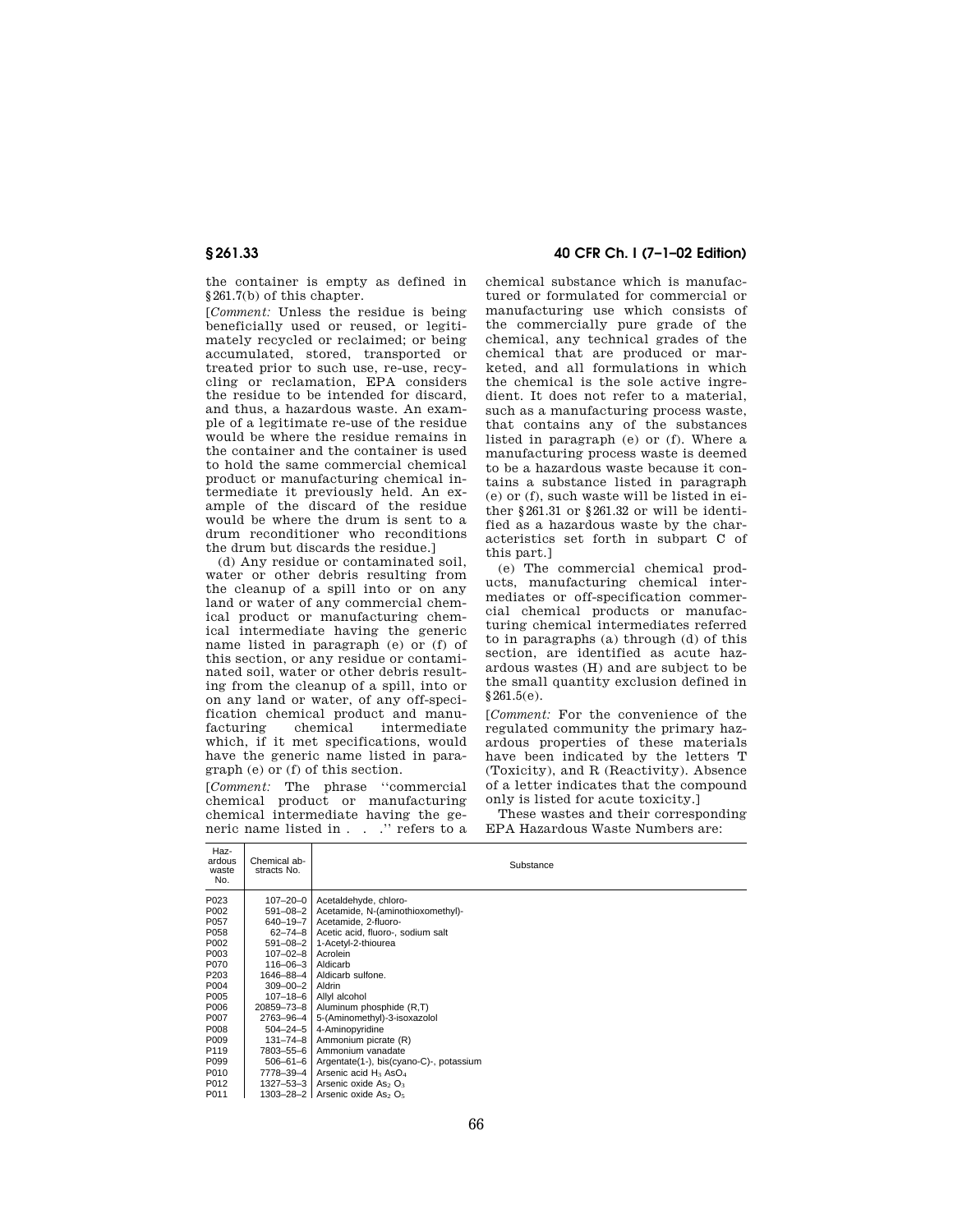the container is empty as defined in §261.7(b) of this chapter.

[*Comment:* Unless the residue is being beneficially used or reused, or legitimately recycled or reclaimed; or being accumulated, stored, transported or treated prior to such use, re-use, recycling or reclamation, EPA considers the residue to be intended for discard, and thus, a hazardous waste. An example of a legitimate re-use of the residue would be where the residue remains in the container and the container is used to hold the same commercial chemical product or manufacturing chemical intermediate it previously held. An example of the discard of the residue would be where the drum is sent to a drum reconditioner who reconditions the drum but discards the residue.]

(d) Any residue or contaminated soil, water or other debris resulting from the cleanup of a spill into or on any land or water of any commercial chemical product or manufacturing chemical intermediate having the generic name listed in paragraph (e) or (f) of this section, or any residue or contaminated soil, water or other debris resulting from the cleanup of a spill, into or on any land or water, of any off-specification chemical product and manufacturing chemical intermediate which, if it met specifications, would have the generic name listed in paragraph (e) or (f) of this section.

[*Comment:* The phrase ''commercial chemical product or manufacturing chemical intermediate having the generic name listed in . . .'' refers to a chemical substance which is manufactured or formulated for commercial or manufacturing use which consists of the commercially pure grade of the chemical, any technical grades of the chemical that are produced or marketed, and all formulations in which the chemical is the sole active ingredient. It does not refer to a material, such as a manufacturing process waste, that contains any of the substances listed in paragraph (e) or (f). Where a manufacturing process waste is deemed to be a hazardous waste because it contains a substance listed in paragraph (e) or (f), such waste will be listed in either §261.31 or §261.32 or will be identified as a hazardous waste by the characteristics set forth in subpart C of this part.]

(e) The commercial chemical products, manufacturing chemical intermediates or off-specification commercial chemical products or manufacturing chemical intermediates referred to in paragraphs (a) through (d) of this section, are identified as acute hazardous wastes (H) and are subject to be the small quantity exclusion defined in §261.5(e).

[*Comment:* For the convenience of the regulated community the primary hazardous properties of these materials have been indicated by the letters T (Toxicity), and R (Reactivity). Absence of a letter indicates that the compound only is listed for acute toxicity.]

These wastes and their corresponding EPA Hazardous Waste Numbers are:

| Hazardous waste No. | Chemical abstracts No. | Substance |
|---|---|---|
| P023 | 107–20–0 | Acetaldehyde, chloro- |
| P002 | 591–08–2 | Acetamide, N-(aminothioxomethyl)- |
| P057 | 640–19–7 | Acetamide, 2-fluoro- |
| P058 | 62–74–8 | Acetic acid, fluoro-, sodium salt |
| P002 | 591–08–2 | 1-Acetyl-2-thiourea |
| P003 | 107–02–8 | Acrolein |
| P070 | 116–06–3 | Aldicarb |
| P203 | 1646–88–4 | Aldicarb sulfone. |
| P004 | 309–00–2 | Aldrin |
| P005 | 107–18–6 | Allyl alcohol |
| P006 | 20859–73–8 | Aluminum phosphide (R,T) |
| P007 | 2763–96–4 | 5-(Aminomethyl)-3-isoxazolol |
| P008 | 504–24–5 | 4-Aminopyridine |
| P009 | 131–74–8 | Ammonium picrate (R) |
| P119 | 7803–55–6 | Ammonium vanadate |
| P099 | 506–61–6 | Argentate(1-), bis(cyano-C)-, potassium |
| P010 | 7778–39–4 | Arsenic acid $H_3 AsO_4$ |
| P012 | 1327–53–3 | Arsenic oxide $As_2 O_3$ |
| P011 | 1303–28–2 | Arsenic oxide $As_2 O_5$ |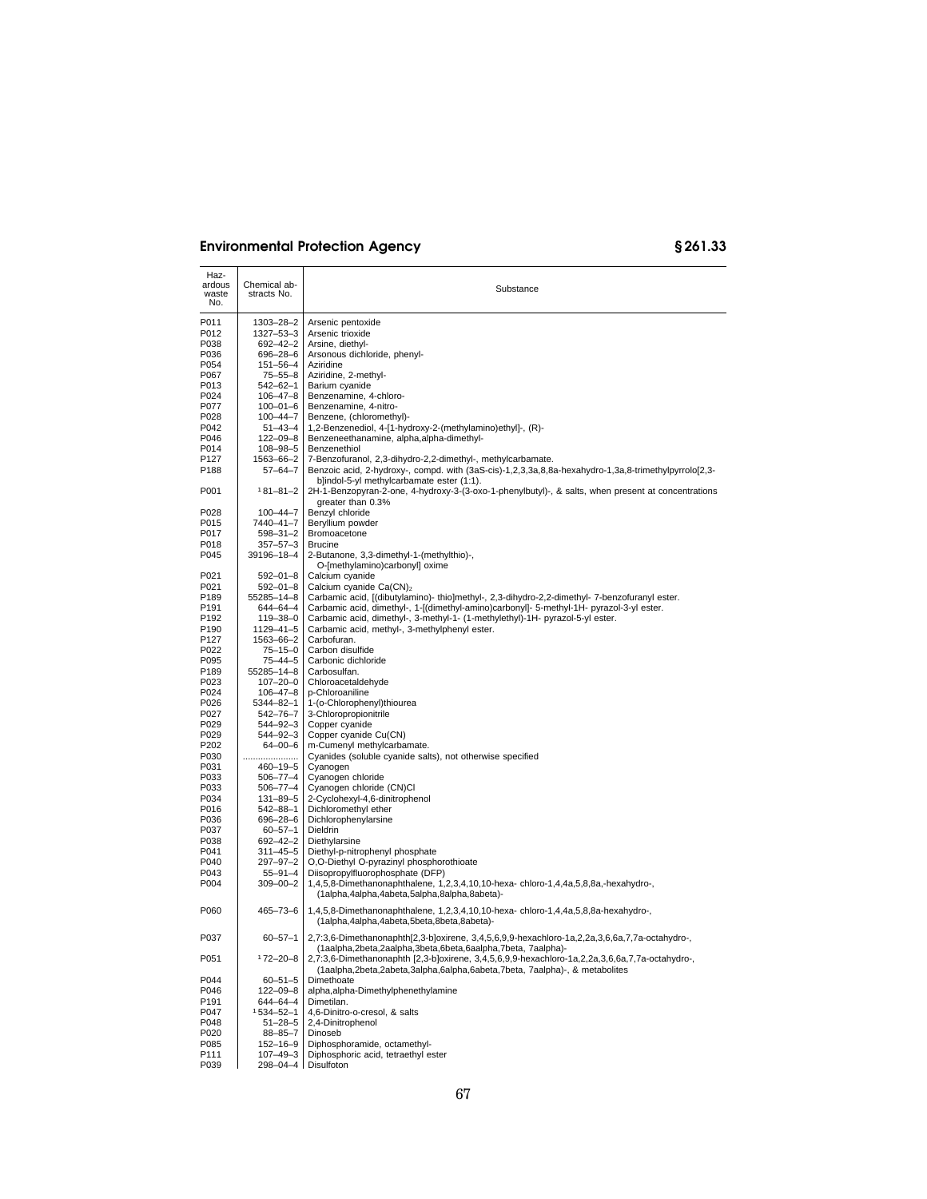| Hazardous waste No. | Chemical abstracts No. | Substance |
|---|---|---|
| P011 | 1303–28–2 | Arsenic pentoxide |
| P012 | 1327–53–3 | Arsenic trioxide |
| P038 | 692–42–2 | Arsine, diethyl- |
| P036 | 696–28–6 | Arsonous dichloride, phenyl- |
| P054 | 151–56–4 | Aziridine |
| P067 | 75–55–8 | Aziridine, 2-methyl- |
| P013 | 542–62–1 | Barium cyanide |
| P024 | 106–47–8 | Benzenamine, 4-chloro- |
| P077 | 100–01–6 | Benzenamine, 4-nitro- |
| P028 | 100–44–7 | Benzene, (chloromethyl)- |
| P042 | 51–43–4 | 1,2-Benzenediol, 4-[1-hydroxy-2-(methylamino)ethyl]-, (R)- |
| P046 | 122–09–8 | Benzeneethanamine, alpha,alpha-dimethyl- |
| P014 | 108–98–5 | Benzenethiol |
| P127 | 1563–66–2 | 7-Benzofuranol, 2,3-dihydro-2,2-dimethyl-, methylcarbamate. |
| P188 | 57–64–7 | Benzoic acid, 2-hydroxy-, compd. with (3aS-cis)-1,2,3,3a,8,8a-hexahydro-1,3a,8-trimethylpyrrolo[2,3-b]indol-5-yl methylcarbamate ester (1:1). |
| P001 | [1]81–81–2 | 2H-1-Benzopyran-2-one, 4-hydroxy-3-(3-oxo-1-phenylbutyl)-, & salts, when present at concentrations greater than 0.3% |
| P028 | 100–44–7 | Benzyl chloride |
| P015 | 7440–41–7 | Beryllium powder |
| P017 | 598–31–2 | Bromoacetone |
| P018 | 357–57–3 | Brucine |
| P045 | 39196–18–4 | 2-Butanone, 3,3-dimethyl-1-(methylthio)-, O-[methylamino)carbonyl] oxime |
| P021 | 592–01–8 | Calcium cyanide |
| P021 | 592–01–8 | Calcium cyanide $Ca(CN)_2$ |
| P189 | 55285–14–8 | Carbamic acid, [(dibutylamino)- thio]methyl-, 2,3-dihydro-2,2-dimethyl- 7-benzofuranyl ester. |
| P191 | 644–64–4 | Carbamic acid, dimethyl-, 1-[(dimethyl-amino)carbonyl]- 5-methyl-1H- pyrazol-3-yl ester. |
| P192 | 119–38–0 | Carbamic acid, dimethyl-, 3-methyl-1- (1-methylethyl)-1H- pyrazol-5-yl ester. |
| P190 | 1129–41–5 | Carbamic acid, methyl-, 3-methylphenyl ester. |
| P127 | 1563–66–2 | Carbofuran. |
| P022 | 75–15–0 | Carbon disulfide |
| P095 | 75–44–5 | Carbonic dichloride |
| P189 | 55285–14–8 | Carbosulfan. |
| P023 | 107–20–0 | Chloroacetaldehyde |
| P024 | 106–47–8 | p-Chloroaniline |
| P026 | 5344–82–1 | 1-(o-Chlorophenyl)thiourea |
| P027 | 542–76–7 | 3-Chloropropionitrile |
| P029 | 544–92–3 | Copper cyanide |
| P029 | 544–92–3 | Copper cyanide Cu(CN) |
| P202 | 64–00–6 | m-Cumenyl methylcarbamate. |
| P030 | ...................... | Cyanides (soluble cyanide salts), not otherwise specified |
| P031 | 460–19–5 | Cyanogen |
| P033 | 506–77–4 | Cyanogen chloride |
| P033 | 506–77–4 | Cyanogen chloride (CN)Cl |
| P034 | 131–89–5 | 2-Cyclohexyl-4,6-dinitrophenol |
| P016 | 542–88–1 | Dichloromethyl ether |
| P036 | 696–28–6 | Dichlorophenylarsine |
| P037 | 60–57–1 | Dieldrin |
| P038 | 692–42–2 | Diethylarsine |
| P041 | 311–45–5 | Diethyl-p-nitrophenyl phosphate |
| P040 | 297–97–2 | O,O-Diethyl O-pyrazinyl phosphorothioate |
| P043 | 55–91–4 | Diisopropylfluorophosphate (DFP) |
| P004 | 309–00–2 | 1,4,5,8-Dimethanonaphthalene, 1,2,3,4,10,10-hexa- chloro-1,4,4a,5,8,8a,-hexahydro-, (1alpha,4alpha,4abeta,5alpha,8alpha,8abeta)- |
| P060 | 465–73–6 | 1,4,5,8-Dimethanonaphthalene, 1,2,3,4,10,10-hexa- chloro-1,4,4a,5,8,8a-hexahydro-, (1alpha,4alpha,4abeta,5beta,8beta,8abeta)- |
| P037 | 60–57–1 | 2,7:3,6-Dimethanonaphth[2,3-b]oxirene, 3,4,5,6,9,9-hexachloro-1a,2,2a,3,6,6a,7,7a-octahydro-, (1aalpha,2beta,2aalpha,3beta,6beta,6aalpha,7beta, 7aalpha)- |
| P051 | [1]72–20–8 | 2,7:3,6-Dimethanonaphth [2,3-b]oxirene, 3,4,5,6,9,9-hexachloro-1a,2,2a,3,6,6a,7,7a-octahydro-, (1aalpha,2beta,2abeta,3alpha,6alpha,6abeta,7beta, 7aalpha)-, & metabolites |
| P044 | 60–51–5 | Dimethoate |
| P046 | 122–09–8 | alpha,alpha-Dimethylphenethylamine |
| P191 | 644–64–4 | Dimetilan. |
| P047 | [1]534–52–1 | 4,6-Dinitro-o-cresol, & salts |
| P048 | 51–28–5 | 2,4-Dinitrophenol |
| P020 | 88–85–7 | Dinoseb |
| P085 | 152–16–9 | Diphosphoramide, octamethyl- |
| P111 | 107–49–3 | Diphosphoric acid, tetraethyl ester |
| P039 | 298–04–4 | Disulfoton |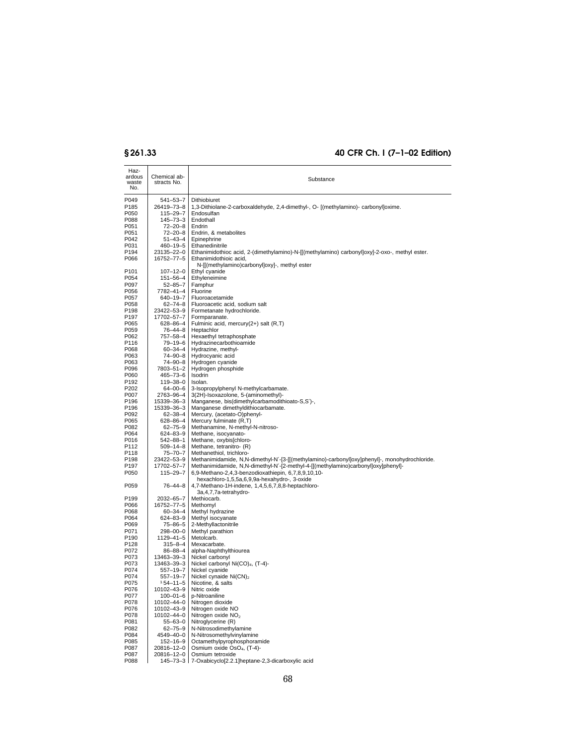| Hazardous waste No. | Chemical abstracts No. | Substance |
|---|---|---|
| P049 | 541–53–7 | Dithiobiuret |
| P185 | 26419–73–8 | 1,3-Dithiolane-2-carboxaldehyde, 2,4-dimethyl-, O- [(methylamino)- carbonyl]oxime. |
| P050 | 115–29–7 | Endosulfan |
| P088 | 145–73–3 | Endothall |
| P051 | 72–20–8 | Endrin |
| P051 | 72–20–8 | Endrin, & metabolites |
| P042 | 51–43–4 | Epinephrine |
| P031 | 460–19–5 | Ethanedinitrile |
| P194 | 23135–22–0 | Ethanimidothioc acid, 2-(dimethylamino)-N-[[(methylamino) carbonyl]oxy]-2-oxo-, methyl ester. |
| P066 | 16752–77–5 | Ethanimidothioic acid, N-[[(methylamino)carbonyl]oxy]-, methyl ester |
| P101 | 107–12–0 | Ethyl cyanide |
| P054 | 151–56–4 | Ethyleneimine |
| P097 | 52–85–7 | Famphur |
| P056 | 7782–41–4 | Fluorine |
| P057 | 640–19–7 | Fluoroacetamide |
| P058 | 62–74–8 | Fluoroacetic acid, sodium salt |
| P198 | 23422–53–9 | Formetanate hydrochloride. |
| P197 | 17702–57–7 | Formparanate. |
| P065 | 628–86–4 | Fulminic acid, mercury(2+) salt (R,T) |
| P059 | 76–44–8 | Heptachlor |
| P062 | 757–58–4 | Hexaethyl tetraphosphate |
| P116 | 79–19–6 | Hydrazinecarbothioamide |
| P068 | 60–34–4 | Hydrazine, methyl- |
| P063 | 74–90–8 | Hydrocyanic acid |
| P063 | 74–90–8 | Hydrogen cyanide |
| P096 | 7803–51–2 | Hydrogen phosphide |
| P060 | 465–73–6 | Isodrin |
| P192 | 119–38–0 | Isolan. |
| P202 | 64–00–6 | 3-Isopropylphenyl N-methylcarbamate. |
| P007 | 2763–96–4 | 3(2H)-Isoxazolone, 5-(aminomethyl)- |
| P196 | 15339–36–3 | Manganese, bis(dimethylcarbamodithioato-S,S')-, |
| P196 | 15339–36–3 | Manganese dimethyldithiocarbamate. |
| P092 | 62–38–4 | Mercury, (acetato-O)phenyl- |
| P065 | 628–86–4 | Mercury fulminate (R,T) |
| P082 | 62–75–9 | Methanamine, N-methyl-N-nitroso- |
| P064 | 624–83–9 | Methane, isocyanato- |
| P016 | 542–88–1 | Methane, oxybis[chloro- |
| P112 | 509–14–8 | Methane, tetranitro- (R) |
| P118 | 75–70–7 | Methanethiol, trichloro- |
| P198 | 23422–53–9 | Methanimidamide, N,N-dimethyl-N'-[3-[[(methylamino)-carbonyl]oxy]phenyl]-, monohydrochloride. |
| P197 | 17702–57–7 | Methanimidamide, N,N-dimethyl-N'-[2-methyl-4-[[(methylamino)carbonyl]oxy]phenyl]- |
| P050 | 115–29–7 | 6,9-Methano-2,4,3-benzodioxathiepin, 6,7,8,9,10,10-hexachloro-1,5,5a,6,9,9a-hexahydro-, 3-oxide |
| P059 | 76–44–8 | 4,7-Methano-1H-indene, 1,4,5,6,7,8,8-heptachloro-3a,4,7,7a-tetrahydro- |
| P199 | 2032–65–7 | Methiocarb. |
| P066 | 16752–77–5 | Methomyl |
| P068 | 60–34–4 | Methyl hydrazine |
| P064 | 624–83–9 | Methyl isocyanate |
| P069 | 75–86–5 | 2-Methyllactonitrile |
| P071 | 298–00–0 | Methyl parathion |
| P190 | 1129–41–5 | Metolcarb. |
| P128 | 315–8–4 | Mexacarbate. |
| P072 | 86–88–4 | alpha-Naphthylthiourea |
| P073 | 13463–39–3 | Nickel carbonyl |
| P073 | 13463–39–3 | Nickel carbonyl $Ni(CO)_4$, (T-4)- |
| P074 | 557–19–7 | Nickel cyanide |
| P074 | 557–19–7 | Nickel cynaide $Ni(CN)_2$ |
| P075 | [1] 54–11–5 | Nicotine, & salts |
| P076 | 10102–43–9 | Nitric oxide |
| P077 | 100–01–6 | p-Nitroaniline |
| P078 | 10102–44–0 | Nitrogen dioxide |
| P076 | 10102–43–9 | Nitrogen oxide NO |
| P078 | 10102–44–0 | Nitrogen oxide $NO_2$ |
| P081 | 55–63–0 | Nitroglycerine (R) |
| P082 | 62–75–9 | N-Nitrosodimethylamine |
| P084 | 4549–40–0 | N-Nitrosomethylvinylamine |
| P085 | 152–16–9 | Octamethylpyrophosphoramide |
| P087 | 20816–12–0 | Osmium oxide $OsO_4$, (T-4)- |
| P087 | 20816–12–0 | Osmium tetroxide |
| P088 | 145–73–3 | 7-Oxabicyclo[2.2.1]heptane-2,3-dicarboxylic acid |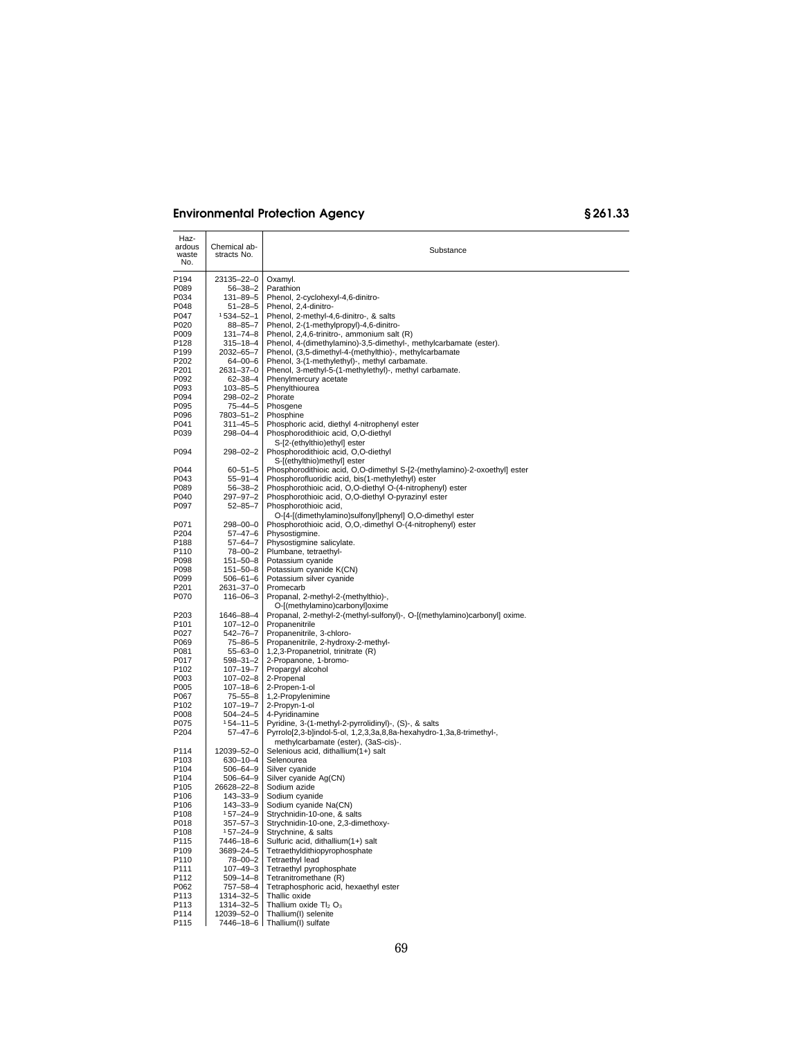| Hazardous waste No. | Chemical abstracts No. | Substance |
|---|---|---|
| P194 | 23135–22–0 | Oxamyl. |
| P089 | 56–38–2 | Parathion |
| P034 | 131–89–5 | Phenol, 2-cyclohexyl-4,6-dinitro- |
| P048 | 51–28–5 | Phenol, 2,4-dinitro- |
| P047 | [1]534–52–1 | Phenol, 2-methyl-4,6-dinitro-, & salts |
| P020 | 88–85–7 | Phenol, 2-(1-methylpropyl)-4,6-dinitro- |
| P009 | 131–74–8 | Phenol, 2,4,6-trinitro-, ammonium salt (R) |
| P128 | 315–18–4 | Phenol, 4-(dimethylamino)-3,5-dimethyl-, methylcarbamate (ester). |
| P199 | 2032–65–7 | Phenol, (3,5-dimethyl-4-(methylthio)-, methylcarbamate |
| P202 | 64–00–6 | Phenol, 3-(1-methylethyl)-, methyl carbamate. |
| P201 | 2631–37–0 | Phenol, 3-methyl-5-(1-methylethyl)-, methyl carbamate. |
| P092 | 62–38–4 | Phenylmercury acetate |
| P093 | 103–85–5 | Phenylthiourea |
| P094 | 298–02–2 | Phorate |
| P095 | 75–44–5 | Phosgene |
| P096 | 7803–51–2 | Phosphine |
| P041 | 311–45–5 | Phosphoric acid, diethyl 4-nitrophenyl ester |
| P039 | 298–04–4 | Phosphorodithioic acid, O,O-diethyl S-[2-(ethylthio)ethyl] ester |
| P094 | 298–02–2 | Phosphorodithioic acid, O,O-diethyl S-[(ethylthio)methyl] ester |
| P044 | 60–51–5 | Phosphorodithioic acid, O,O-dimethyl S-[2-(methylamino)-2-oxoethyl] ester |
| P043 | 55–91–4 | Phosphorofluoridic acid, bis(1-methylethyl) ester |
| P089 | 56–38–2 | Phosphorothioic acid, O,O-diethyl O-(4-nitrophenyl) ester |
| P040 | 297–97–2 | Phosphorothioic acid, O,O-diethyl O-pyrazinyl ester |
| P097 | 52–85–7 | Phosphorothioic acid, O-[4-[(dimethylamino)sulfonyl]phenyl] O,O-dimethyl ester |
| P071 | 298–00–0 | Phosphorothioic acid, O,O,-dimethyl O-(4-nitrophenyl) ester |
| P204 | 57–47–6 | Physostigmine. |
| P188 | 57–64–7 | Physostigmine salicylate. |
| P110 | 78–00–2 | Plumbane, tetraethyl- |
| P098 | 151–50–8 | Potassium cyanide |
| P098 | 151–50–8 | Potassium cyanide K(CN) |
| P099 | 506–61–6 | Potassium silver cyanide |
| P201 | 2631–37–0 | Promecarb |
| P070 | 116–06–3 | Propanal, 2-methyl-2-(methylthio)-, O-[(methylamino)carbonyl]oxime |
| P203 | 1646–88–4 | Propanal, 2-methyl-2-(methyl-sulfonyl)-, O-[(methylamino)carbonyl] oxime. |
| P101 | 107–12–0 | Propanenitrile |
| P027 | 542–76–7 | Propanenitrile, 3-chloro- |
| P069 | 75–86–5 | Propanenitrile, 2-hydroxy-2-methyl- |
| P081 | 55–63–0 | 1,2,3-Propanetriol, trinitrate (R) |
| P017 | 598–31–2 | 2-Propanone, 1-bromo- |
| P102 | 107–19–7 | Propargyl alcohol |
| P003 | 107–02–8 | 2-Propenal |
| P005 | 107–18–6 | 2-Propen-1-ol |
| P067 | 75–55–8 | 1,2-Propylenimine |
| P102 | 107–19–7 | 2-Propyn-1-ol |
| P008 | 504–24–5 | 4-Pyridinamine |
| P075 | [1]54–11–5 | Pyridine, 3-(1-methyl-2-pyrrolidinyl)-, (S)-, & salts |
| P204 | 57–47–6 | Pyrrolo[2,3-b]indol-5-ol, 1,2,3,3a,8,8a-hexahydro-1,3a,8-trimethyl-, methylcarbamate (ester), (3aS-cis)-. |
| P114 | 12039–52–0 | Selenious acid, dithallium(1+) salt |
| P103 | 630–10–4 | Selenourea |
| P104 | 506–64–9 | Silver cyanide |
| P104 | 506–64–9 | Silver cyanide Ag(CN) |
| P105 | 26628–22–8 | Sodium azide |
| P106 | 143–33–9 | Sodium cyanide |
| P106 | 143–33–9 | Sodium cyanide Na(CN) |
| P108 | [1]57–24–9 | Strychnidin-10-one, & salts |
| P018 | 357–57–3 | Strychnidin-10-one, 2,3-dimethoxy- |
| P108 | [1]57–24–9 | Strychnine, & salts |
| P115 | 7446–18–6 | Sulfuric acid, dithallium(1+) salt |
| P109 | 3689–24–5 | Tetraethyldithiopyrophosphate |
| P110 | 78–00–2 | Tetraethyl lead |
| P111 | 107–49–3 | Tetraethyl pyrophosphate |
| P112 | 509–14–8 | Tetranitromethane (R) |
| P062 | 757–58–4 | Tetraphosphoric acid, hexaethyl ester |
| P113 | 1314–32–5 | Thallic oxide |
| P113 | 1314–32–5 | Thallium oxide $Tl_2 O_3$ |
| P114 | 12039–52–0 | Thallium(I) selenite |
| P115 | 7446–18–6 | Thallium(I) sulfate |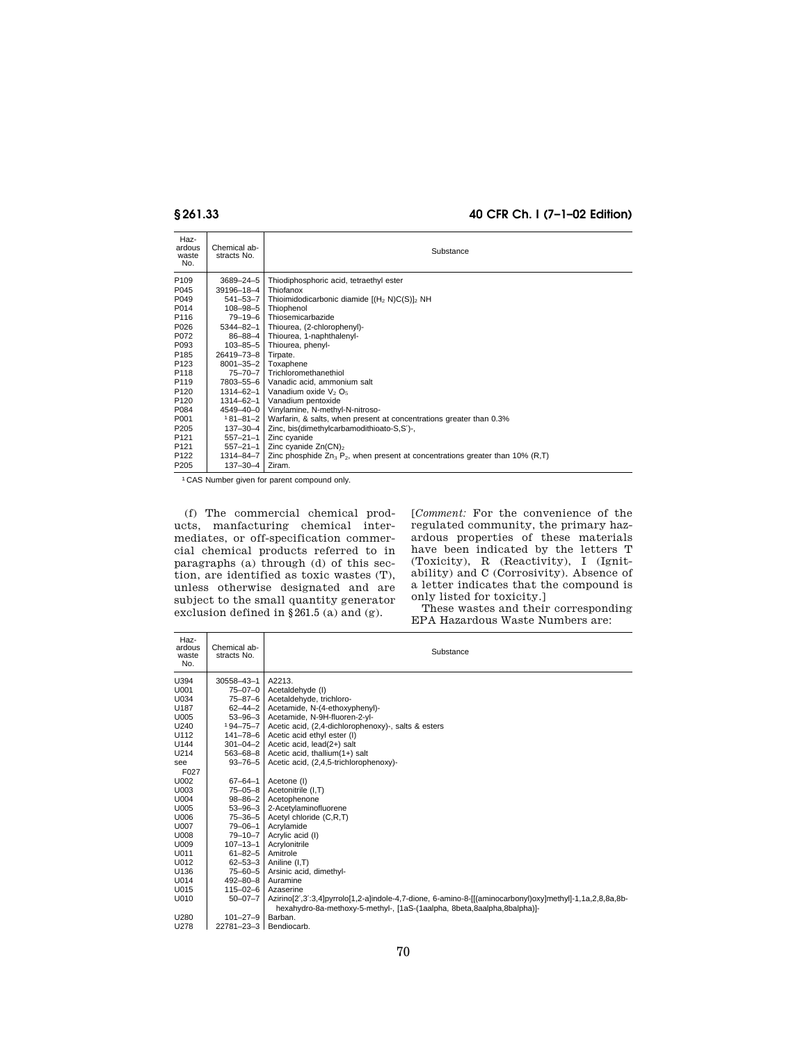| Hazardous waste No. | Chemical abstracts No. | Substance |
|---|---|---|
| P109 | 3689–24–5 | Thiodiphosphoric acid, tetraethyl ester |
| P045 | 39196–18–4 | Thiofanox |
| P049 | 541–53–7 | Thioimidodicarbonic diamide $[(H_2 N)C(S)]_2 NH$ |
| P014 | 108–98–5 | Thiophenol |
| P116 | 79–19–6 | Thiosemicarbazide |
| P026 | 5344–82–1 | Thiourea, (2-chlorophenyl)- |
| P072 | 86–88–4 | Thiourea, 1-naphthalenyl- |
| P093 | 103–85–5 | Thiourea, phenyl- |
| P185 | 26419–73–8 | Tirpate. |
| P123 | 8001–35–2 | Toxaphene |
| P118 | 75–70–7 | Trichloromethanethiol |
| P119 | 7803–55–6 | Vanadic acid, ammonium salt |
| P120 | 1314–62–1 | Vanadium oxide $V_2 O_5$ |
| P120 | 1314–62–1 | Vanadium pentoxide |
| P084 | 4549–40–0 | Vinylamine, N-methyl-N-nitroso- |
| P001 | [1] 81–81–2 | Warfarin, & salts, when present at concentrations greater than 0.3% |
| P205 | 137–30–4 | Zinc, bis(dimethylcarbamodithioato-S,S')-, |
| P121 | 557–21–1 | Zinc cyanide |
| P121 | 557–21–1 | Zinc cyanide $Zn(CN)_2$ |
| P122 | 1314–84–7 | Zinc phosphide $Zn_3 P_2$, when present at concentrations greater than 10% (R,T) |
| P205 | 137–30–4 | Ziram. |

[1] CAS Number given for parent compound only.

(f) The commercial chemical products, manfacturing chemical intermediates, or off-specification commercial chemical products referred to in paragraphs (a) through (d) of this section, are identified as toxic wastes (T), unless otherwise designated and are subject to the small quantity generator exclusion defined in §261.5 (a) and (g).

[*Comment:* For the convenience of the regulated community, the primary hazardous properties of these materials have been indicated by the letters T (Toxicity), R (Reactivity), I (Ignitability) and C (Corrosivity). Absence of a letter indicates that the compound is only listed for toxicity.]

These wastes and their corresponding EPA Hazardous Waste Numbers are:

| Hazardous waste No. | Chemical abstracts No. | Substance |
|---|---|---|
| U394 | 30558–43–1 | A2213. |
| U001 | 75–07–0 | Acetaldehyde (I) |
| U034 | 75–87–6 | Acetaldehyde, trichloro- |
| U187 | 62–44–2 | Acetamide, N-(4-ethoxyphenyl)- |
| U005 | 53–96–3 | Acetamide, N-9H-fluoren-2-yl- |
| U240 | [1] 94–75–7 | Acetic acid, (2,4-dichlorophenoxy)-, salts & esters |
| U112 | 141–78–6 | Acetic acid ethyl ester (I) |
| U144 | 301–04–2 | Acetic acid, lead(2+) salt |
| U214 | 563–68–8 | Acetic acid, thallium(1+) salt |
| see F027 | 93–76–5 | Acetic acid, (2,4,5-trichlorophenoxy)- |
| U002 | 67–64–1 | Acetone (I) |
| U003 | 75–05–8 | Acetonitrile (I,T) |
| U004 | 98–86–2 | Acetophenone |
| U005 | 53–96–3 | 2-Acetylaminofluorene |
| U006 | 75–36–5 | Acetyl chloride (C,R,T) |
| U007 | 79–06–1 | Acrylamide |
| U008 | 79–10–7 | Acrylic acid (I) |
| U009 | 107–13–1 | Acrylonitrile |
| U011 | 61–82–5 | Amitrole |
| U012 | 62–53–3 | Aniline (I,T) |
| U136 | 75–60–5 | Arsinic acid, dimethyl- |
| U014 | 492–80–8 | Auramine |
| U015 | 115–02–6 | Azaserine |
| U010 | 50–07–7 | Azirino[2',3':3,4]pyrrolo[1,2-a]indole-4,7-dione, 6-amino-8-[[(aminocarbonyl)oxy]methyl]-1,1a,2,8,8a,8b-hexahydro-8a-methoxy-5-methyl-, [1aS-(1aalpha, 8beta,8aalpha,8balpha)]- |
| U280 | 101–27–9 | Barban. |
| U278 | 22781–23–3 | Bendiocarb. |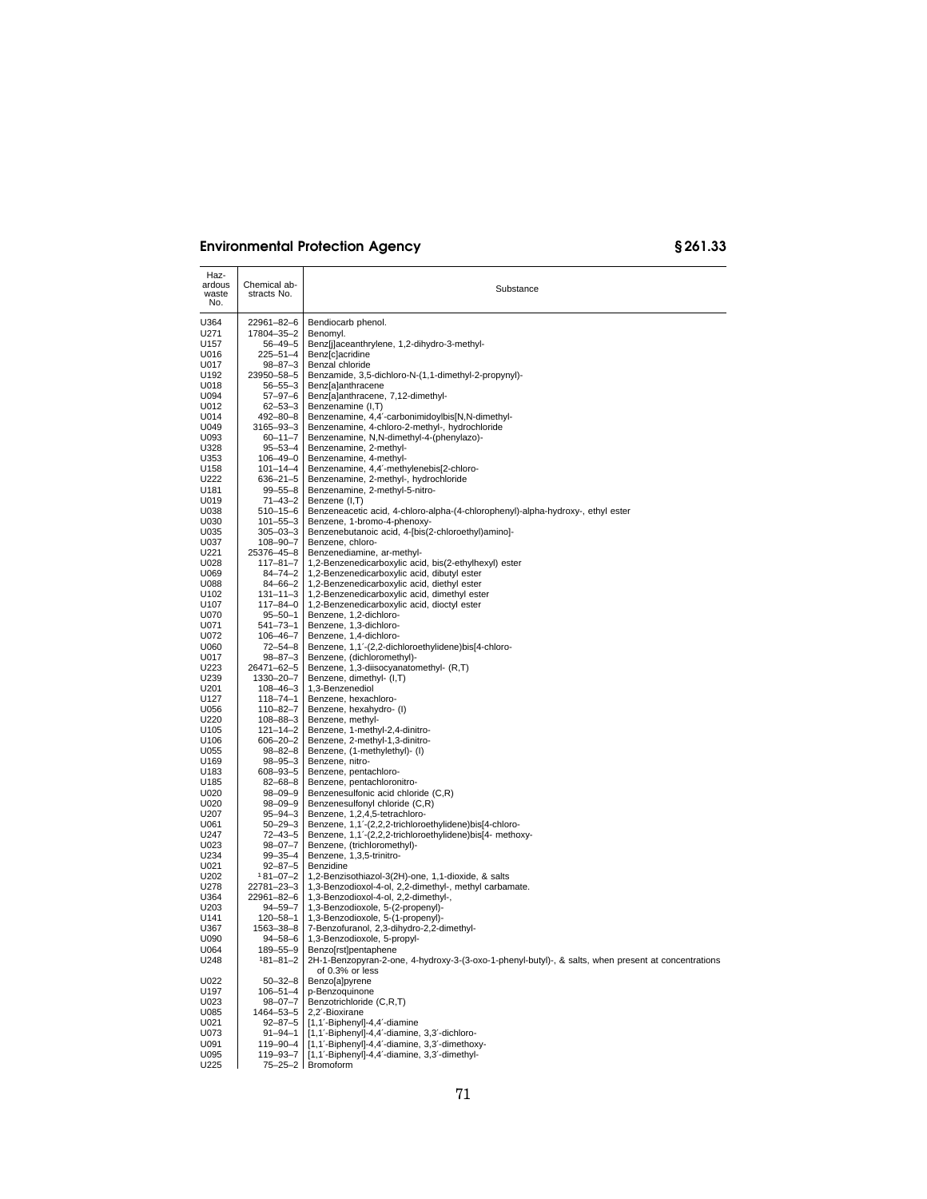| Hazardous waste No. | Chemical abstracts No. | Substance |
|---|---|---|
| U364 | 22961–82–6 | Bendiocarb phenol. |
| U271 | 17804–35–2 | Benomyl. |
| U157 | 56–49–5 | Benz[j]aceanthrylene, 1,2-dihydro-3-methyl- |
| U016 | 225–51–4 | Benz[c]acridine |
| U017 | 98–87–3 | Benzal chloride |
| U192 | 23950–58–5 | Benzamide, 3,5-dichloro-N-(1,1-dimethyl-2-propynyl)- |
| U018 | 56–55–3 | Benz[a]anthracene |
| U094 | 57–97–6 | Benz[a]anthracene, 7,12-dimethyl- |
| U012 | 62–53–3 | Benzenamine (I,T) |
| U014 | 492–80–8 | Benzenamine, 4,4′-carbonimidoylbis[N,N-dimethyl- |
| U049 | 3165–93–3 | Benzenamine, 4-chloro-2-methyl-, hydrochloride |
| U093 | 60–11–7 | Benzenamine, N,N-dimethyl-4-(phenylazo)- |
| U328 | 95–53–4 | Benzenamine, 2-methyl- |
| U353 | 106–49–0 | Benzenamine, 4-methyl- |
| U158 | 101–14–4 | Benzenamine, 4,4′-methylenebis[2-chloro- |
| U222 | 636–21–5 | Benzenamine, 2-methyl-, hydrochloride |
| U181 | 99–55–8 | Benzenamine, 2-methyl-5-nitro- |
| U019 | 71–43–2 | Benzene (I,T) |
| U038 | 510–15–6 | Benzeneacetic acid, 4-chloro-alpha-(4-chlorophenyl)-alpha-hydroxy-, ethyl ester |
| U030 | 101–55–3 | Benzene, 1-bromo-4-phenoxy- |
| U035 | 305–03–3 | Benzenebutanoic acid, 4-[bis(2-chloroethyl)amino]- |
| U037 | 108–90–7 | Benzene, chloro- |
| U221 | 25376–45–8 | Benzenediamine, ar-methyl- |
| U028 | 117–81–7 | 1,2-Benzenedicarboxylic acid, bis(2-ethylhexyl) ester |
| U069 | 84–74–2 | 1,2-Benzenedicarboxylic acid, dibutyl ester |
| U088 | 84–66–2 | 1,2-Benzenedicarboxylic acid, diethyl ester |
| U102 | 131–11–3 | 1,2-Benzenedicarboxylic acid, dimethyl ester |
| U107 | 117–84–0 | 1,2-Benzenedicarboxylic acid, dioctyl ester |
| U070 | 95–50–1 | Benzene, 1,2-dichloro- |
| U071 | 541–73–1 | Benzene, 1,3-dichloro- |
| U072 | 106–46–7 | Benzene, 1,4-dichloro- |
| U060 | 72–54–8 | Benzene, 1,1′-(2,2-dichloroethylidene)bis[4-chloro- |
| U017 | 98–87–3 | Benzene, (dichloromethyl)- |
| U223 | 26471–62–5 | Benzene, 1,3-diisocyanatomethyl- (R,T) |
| U239 | 1330–20–7 | Benzene, dimethyl- (I,T) |
| U201 | 108–46–3 | 1,3-Benzenediol |
| U127 | 118–74–1 | Benzene, hexachloro- |
| U056 | 110–82–7 | Benzene, hexahydro- (I) |
| U220 | 108–88–3 | Benzene, methyl- |
| U105 | 121–14–2 | Benzene, 1-methyl-2,4-dinitro- |
| U106 | 606–20–2 | Benzene, 2-methyl-1,3-dinitro- |
| U055 | 98–82–8 | Benzene, (1-methylethyl)- (I) |
| U169 | 98–95–3 | Benzene, nitro- |
| U183 | 608–93–5 | Benzene, pentachloro- |
| U185 | 82–68–8 | Benzene, pentachloronitro- |
| U020 | 98–09–9 | Benzenesulfonic acid chloride (C,R) |
| U020 | 98–09–9 | Benzenesulfonyl chloride (C,R) |
| U207 | 95–94–3 | Benzene, 1,2,4,5-tetrachloro- |
| U061 | 50–29–3 | Benzene, 1,1′-(2,2,2-trichloroethylidene)bis[4-chloro- |
| U247 | 72–43–5 | Benzene, 1,1′-(2,2,2-trichloroethylidene)bis[4- methoxy- |
| U023 | 98–07–7 | Benzene, (trichloromethyl)- |
| U234 | 99–35–4 | Benzene, 1,3,5-trinitro- |
| U021 | 92–87–5 | Benzidine |
| U202 | [1]81–07–2 | 1,2-Benzisothiazol-3(2H)-one, 1,1-dioxide, & salts |
| U278 | 22781–23–3 | 1,3-Benzodioxol-4-ol, 2,2-dimethyl-, methyl carbamate. |
| U364 | 22961–82–6 | 1,3-Benzodioxol-4-ol, 2,2-dimethyl-, |
| U203 | 94–59–7 | 1,3-Benzodioxole, 5-(2-propenyl)- |
| U141 | 120–58–1 | 1,3-Benzodioxole, 5-(1-propenyl)- |
| U367 | 1563–38–8 | 7-Benzofuranol, 2,3-dihydro-2,2-dimethyl- |
| U090 | 94–58–6 | 1,3-Benzodioxole, 5-propyl- |
| U064 | 189–55–9 | Benzo[rst]pentaphene |
| U248 | [1]81–81–2 | 2H-1-Benzopyran-2-one, 4-hydroxy-3-(3-oxo-1-phenyl-butyl)-, & salts, when present at concentrations of 0.3% or less |
| U022 | 50–32–8 | Benzo[a]pyrene |
| U197 | 106–51–4 | p-Benzoquinone |
| U023 | 98–07–7 | Benzotrichloride (C,R,T) |
| U085 | 1464–53–5 | 2,2′-Bioxirane |
| U021 | 92–87–5 | [1,1′-Biphenyl]-4,4′-diamine |
| U073 | 91–94–1 | [1,1′-Biphenyl]-4,4′-diamine, 3,3′-dichloro- |
| U091 | 119–90–4 | [1,1′-Biphenyl]-4,4′-diamine, 3,3′-dimethoxy- |
| U095 | 119–93–7 | [1,1′-Biphenyl]-4,4′-diamine, 3,3′-dimethyl- |
| U225 | 75–25–2 | Bromoform |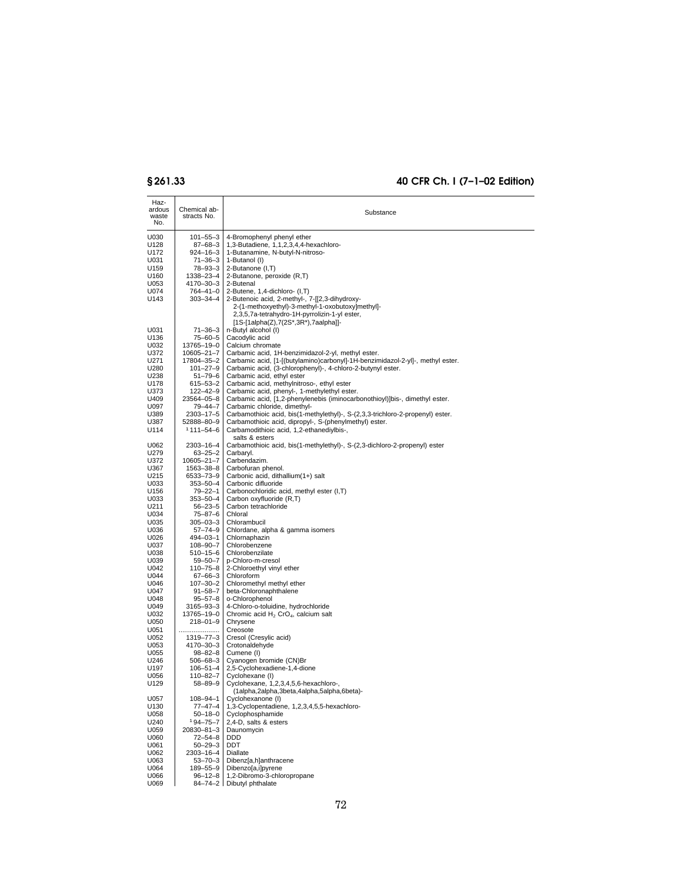| Hazardous waste No. | Chemical abstracts No. | Substance |
|---|---|---|
| U030 | 101–55–3 | 4-Bromophenyl phenyl ether |
| U128 | 87–68–3 | 1,3-Butadiene, 1,1,2,3,4,4-hexachloro- |
| U172 | 924–16–3 | 1-Butanamine, N-butyl-N-nitroso- |
| U031 | 71–36–3 | 1-Butanol (I) |
| U159 | 78–93–3 | 2-Butanone (I,T) |
| U160 | 1338–23–4 | 2-Butanone, peroxide (R,T) |
| U053 | 4170–30–3 | 2-Butenal |
| U074 | 764–41–0 | 2-Butene, 1,4-dichloro- (I,T) |
| U143 | 303–34–4 | 2-Butenoic acid, 2-methyl-, 7-[[2,3-dihydroxy-2-(1-methoxyethyl)-3-methyl-1-oxobutoxy]methyl]-2,3,5,7a-tetrahydro-1H-pyrrolizin-1-yl ester, [1S-[1alpha(Z),7(2S*,3R*),7aalpha]]- |
| U031 | 71–36–3 | n-Butyl alcohol (I) |
| U136 | 75–60–5 | Cacodylic acid |
| U032 | 13765–19–0 | Calcium chromate |
| U372 | 10605–21–7 | Carbamic acid, 1H-benzimidazol-2-yl, methyl ester. |
| U271 | 17804–35–2 | Carbamic acid, [1-[(butylamino)carbonyl]-1H-benzimidazol-2-yl]-, methyl ester. |
| U280 | 101–27–9 | Carbamic acid, (3-chlorophenyl)-, 4-chloro-2-butynyl ester. |
| U238 | 51–79–6 | Carbamic acid, ethyl ester |
| U178 | 615–53–2 | Carbamic acid, methylnitroso-, ethyl ester |
| U373 | 122–42–9 | Carbamic acid, phenyl-, 1-methylethyl ester. |
| U409 | 23564–05–8 | Carbamic acid, [1,2-phenylenebis (iminocarbonothioyl)]bis-, dimethyl ester. |
| U097 | 79–44–7 | Carbamic chloride, dimethyl- |
| U389 | 2303–17–5 | Carbamothioic acid, bis(1-methylethyl)-, S-(2,3,3-trichloro-2-propenyl) ester. |
| U387 | 52888–80–9 | Carbamothioic acid, dipropyl-, S-(phenylmethyl) ester. |
| U114 | [1]111–54–6 | Carbamodithioic acid, 1,2-ethanediylbis-, salts & esters |
| U062 | 2303–16–4 | Carbamothioic acid, bis(1-methylethyl)-, S-(2,3-dichloro-2-propenyl) ester |
| U279 | 63–25–2 | Carbaryl. |
| U372 | 10605–21–7 | Carbendazim. |
| U367 | 1563–38–8 | Carbofuran phenol. |
| U215 | 6533–73–9 | Carbonic acid, dithallium(1+) salt |
| U033 | 353–50–4 | Carbonic difluoride |
| U156 | 79–22–1 | Carbonochloridic acid, methyl ester (I,T) |
| U033 | 353–50–4 | Carbon oxyfluoride (R,T) |
| U211 | 56–23–5 | Carbon tetrachloride |
| U034 | 75–87–6 | Chloral |
| U035 | 305–03–3 | Chlorambucil |
| U036 | 57–74–9 | Chlordane, alpha & gamma isomers |
| U026 | 494–03–1 | Chlornaphazin |
| U037 | 108–90–7 | Chlorobenzene |
| U038 | 510–15–6 | Chlorobenzilate |
| U039 | 59–50–7 | p-Chloro-m-cresol |
| U042 | 110–75–8 | 2-Chloroethyl vinyl ether |
| U044 | 67–66–3 | Chloroform |
| U046 | 107–30–2 | Chloromethyl methyl ether |
| U047 | 91–58–7 | beta-Chloronaphthalene |
| U048 | 95–57–8 | o-Chlorophenol |
| U049 | 3165–93–3 | 4-Chloro-o-toluidine, hydrochloride |
| U032 | 13765–19–0 | Chromic acid $H_2$ $CrO_4$, calcium salt |
| U050 | 218–01–9 | Chrysene |
| U051 | ...................... | Creosote |
| U052 | 1319–77–3 | Cresol (Cresylic acid) |
| U053 | 4170–30–3 | Crotonaldehyde |
| U055 | 98–82–8 | Cumene (I) |
| U246 | 506–68–3 | Cyanogen bromide (CN)Br |
| U197 | 106–51–4 | 2,5-Cyclohexadiene-1,4-dione |
| U056 | 110–82–7 | Cyclohexane (I) |
| U129 | 58–89–9 | Cyclohexane, 1,2,3,4,5,6-hexachloro-, (1alpha,2alpha,3beta,4alpha,5alpha,6beta)- |
| U057 | 108–94–1 | Cyclohexanone (I) |
| U130 | 77–47–4 | 1,3-Cyclopentadiene, 1,2,3,4,5,5-hexachloro- |
| U058 | 50–18–0 | Cyclophosphamide |
| U240 | [1]94–75–7 | 2,4-D, salts & esters |
| U059 | 20830–81–3 | Daunomycin |
| U060 | 72–54–8 | DDD |
| U061 | 50–29–3 | DDT |
| U062 | 2303–16–4 | Diallate |
| U063 | 53–70–3 | Dibenz[a,h]anthracene |
| U064 | 189–55–9 | Dibenzo[a,i]pyrene |
| U066 | 96–12–8 | 1,2-Dibromo-3-chloropropane |
| U069 | 84–74–2 | Dibutyl phthalate |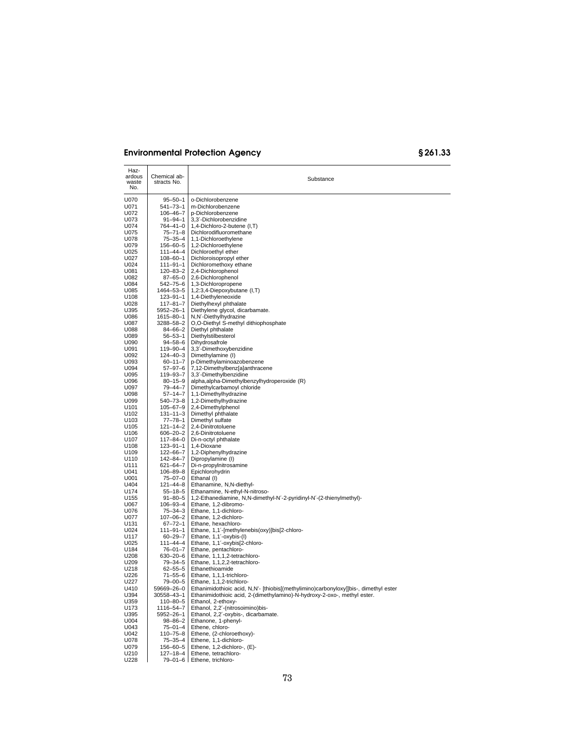| Hazardous waste No. | Chemical abstracts No. | Substance |
|---|---|---|
| U070 | 95–50–1 | o-Dichlorobenzene |
| U071 | 541–73–1 | m-Dichlorobenzene |
| U072 | 106–46–7 | p-Dichlorobenzene |
| U073 | 91–94–1 | 3,3′-Dichlorobenzidine |
| U074 | 764–41–0 | 1,4-Dichloro-2-butene (I,T) |
| U075 | 75–71–8 | Dichlorodifluoromethane |
| U078 | 75–35–4 | 1,1-Dichloroethylene |
| U079 | 156–60–5 | 1,2-Dichloroethylene |
| U025 | 111–44–4 | Dichloroethyl ether |
| U027 | 108–60–1 | Dichloroisopropyl ether |
| U024 | 111–91–1 | Dichloromethoxy ethane |
| U081 | 120–83–2 | 2,4-Dichlorophenol |
| U082 | 87–65–0 | 2,6-Dichlorophenol |
| U084 | 542–75–6 | 1,3-Dichloropropene |
| U085 | 1464–53–5 | 1,2:3,4-Diepoxybutane (I,T) |
| U108 | 123–91–1 | 1,4-Diethyleneoxide |
| U028 | 117–81–7 | Diethylhexyl phthalate |
| U395 | 5952–26–1 | Diethylene glycol, dicarbamate. |
| U086 | 1615–80–1 | N,N′-Diethylhydrazine |
| U087 | 3288–58–2 | O,O-Diethyl S-methyl dithiophosphate |
| U088 | 84–66–2 | Diethyl phthalate |
| U089 | 56–53–1 | Diethylstilbesterol |
| U090 | 94–58–6 | Dihydrosafrole |
| U091 | 119–90–4 | 3,3′-Dimethoxybenzidine |
| U092 | 124–40–3 | Dimethylamine (I) |
| U093 | 60–11–7 | p-Dimethylaminoazobenzene |
| U094 | 57–97–6 | 7,12-Dimethylbenz[a]anthracene |
| U095 | 119–93–7 | 3,3′-Dimethylbenzidine |
| U096 | 80–15–9 | alpha,alpha-Dimethylbenzylhydroperoxide (R) |
| U097 | 79–44–7 | Dimethylcarbamoyl chloride |
| U098 | 57–14–7 | 1,1-Dimethylhydrazine |
| U099 | 540–73–8 | 1,2-Dimethylhydrazine |
| U101 | 105–67–9 | 2,4-Dimethylphenol |
| U102 | 131–11–3 | Dimethyl phthalate |
| U103 | 77–78–1 | Dimethyl sulfate |
| U105 | 121–14–2 | 2,4-Dinitrotoluene |
| U106 | 606–20–2 | 2,6-Dinitrotoluene |
| U107 | 117–84–0 | Di-n-octyl phthalate |
| U108 | 123–91–1 | 1,4-Dioxane |
| U109 | 122–66–7 | 1,2-Diphenylhydrazine |
| U110 | 142–84–7 | Dipropylamine (I) |
| U111 | 621–64–7 | Di-n-propylnitrosamine |
| U041 | 106–89–8 | Epichlorohydrin |
| U001 | 75–07–0 | Ethanal (I) |
| U404 | 121–44–8 | Ethanamine, N,N-diethyl- |
| U174 | 55–18–5 | Ethanamine, N-ethyl-N-nitroso- |
| U155 | 91–80–5 | 1,2-Ethanediamine, N,N-dimethyl-N′-2-pyridinyl-N′-(2-thienylmethyl)- |
| U067 | 106–93–4 | Ethane, 1,2-dibromo- |
| U076 | 75–34–3 | Ethane, 1,1-dichloro- |
| U077 | 107–06–2 | Ethane, 1,2-dichloro- |
| U131 | 67–72–1 | Ethane, hexachloro- |
| U024 | 111–91–1 | Ethane, 1,1′-[methylenebis(oxy)]bis[2-chloro- |
| U117 | 60–29–7 | Ethane, 1,1′-oxybis-(I) |
| U025 | 111–44–4 | Ethane, 1,1′-oxybis[2-chloro- |
| U184 | 76–01–7 | Ethane, pentachloro- |
| U208 | 630–20–6 | Ethane, 1,1,1,2-tetrachloro- |
| U209 | 79–34–5 | Ethane, 1,1,2,2-tetrachloro- |
| U218 | 62–55–5 | Ethanethioamide |
| U226 | 71–55–6 | Ethane, 1,1,1-trichloro- |
| U227 | 79–00–5 | Ethane, 1,1,2-trichloro- |
| U410 | 59669–26–0 | Ethanimidothioic acid, N,N′- [thiobis[(methylimino)carbonyloxy]]bis-, dimethyl ester |
| U394 | 30558–43–1 | Ethanimidothioic acid, 2-(dimethylamino)-N-hydroxy-2-oxo-, methyl ester. |
| U359 | 110–80–5 | Ethanol, 2-ethoxy- |
| U173 | 1116–54–7 | Ethanol, 2,2′-(nitrosoimino)bis- |
| U395 | 5952–26–1 | Ethanol, 2,2′-oxybis-, dicarbamate. |
| U004 | 98–86–2 | Ethanone, 1-phenyl- |
| U043 | 75–01–4 | Ethene, chloro- |
| U042 | 110–75–8 | Ethene, (2-chloroethoxy)- |
| U078 | 75–35–4 | Ethene, 1,1-dichloro- |
| U079 | 156–60–5 | Ethene, 1,2-dichloro-, (E)- |
| U210 | 127–18–4 | Ethene, tetrachloro- |
| U228 | 79–01–6 | Ethene, trichloro- |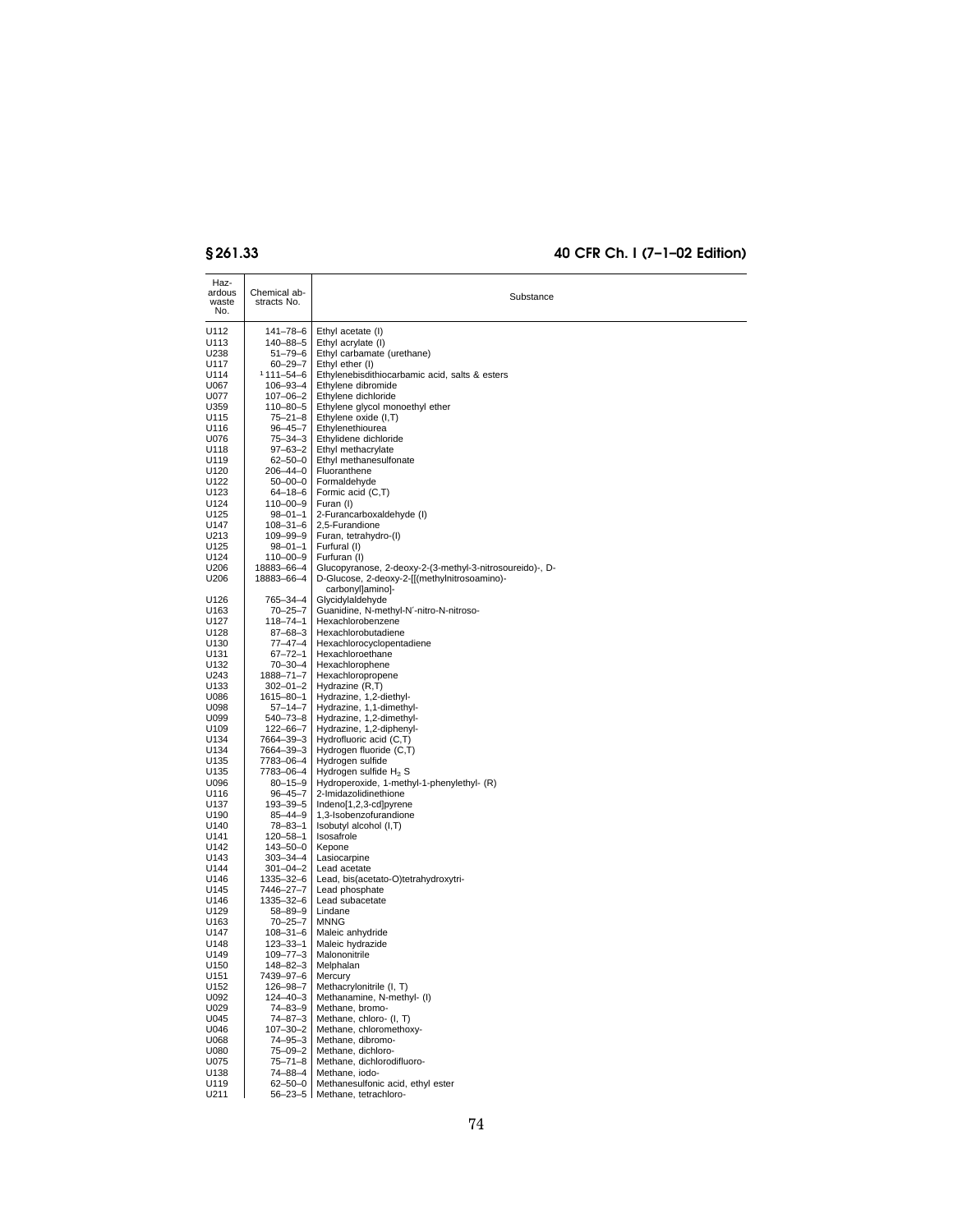| Hazardous waste No. | Chemical abstracts No. | Substance |
|---|---|---|
| U112 | 141–78–6 | Ethyl acetate (I) |
| U113 | 140–88–5 | Ethyl acrylate (I) |
| U238 | 51–79–6 | Ethyl carbamate (urethane) |
| U117 | 60–29–7 | Ethyl ether (I) |
| U114 | [1] 111–54–6 | Ethylenebisdithiocarbamic acid, salts & esters |
| U067 | 106–93–4 | Ethylene dibromide |
| U077 | 107–06–2 | Ethylene dichloride |
| U359 | 110–80–5 | Ethylene glycol monoethyl ether |
| U115 | 75–21–8 | Ethylene oxide (I,T) |
| U116 | 96–45–7 | Ethylenethiourea |
| U076 | 75–34–3 | Ethylidene dichloride |
| U118 | 97–63–2 | Ethyl methacrylate |
| U119 | 62–50–0 | Ethyl methanesulfonate |
| U120 | 206–44–0 | Fluoranthene |
| U122 | 50–00–0 | Formaldehyde |
| U123 | 64–18–6 | Formic acid (C,T) |
| U124 | 110–00–9 | Furan (I) |
| U125 | 98–01–1 | 2-Furancarboxaldehyde (I) |
| U147 | 108–31–6 | 2,5-Furandione |
| U213 | 109–99–9 | Furan, tetrahydro-(I) |
| U125 | 98–01–1 | Furfural (I) |
| U124 | 110–00–9 | Furfuran (I) |
| U206 | 18883–66–4 | Glucopyranose, 2-deoxy-2-(3-methyl-3-nitrosoureido)-, D- |
| U206 | 18883–66–4 | D-Glucose, 2-deoxy-2-[[(methylnitrosoamino)-carbonyl]amino]- |
| U126 | 765–34–4 | Glycidylaldehyde |
| U163 | 70–25–7 | Guanidine, N-methyl-N′-nitro-N-nitroso- |
| U127 | 118–74–1 | Hexachlorobenzene |
| U128 | 87–68–3 | Hexachlorobutadiene |
| U130 | 77–47–4 | Hexachlorocyclopentadiene |
| U131 | 67–72–1 | Hexachloroethane |
| U132 | 70–30–4 | Hexachlorophene |
| U243 | 1888–71–7 | Hexachloropropene |
| U133 | 302–01–2 | Hydrazine (R,T) |
| U086 | 1615–80–1 | Hydrazine, 1,2-diethyl- |
| U098 | 57–14–7 | Hydrazine, 1,1-dimethyl- |
| U099 | 540–73–8 | Hydrazine, 1,2-dimethyl- |
| U109 | 122–66–7 | Hydrazine, 1,2-diphenyl- |
| U134 | 7664–39–3 | Hydrofluoric acid (C,T) |
| U134 | 7664–39–3 | Hydrogen fluoride (C,T) |
| U135 | 7783–06–4 | Hydrogen sulfide |
| U135 | 7783–06–4 | Hydrogen sulfide $H_2S$ |
| U096 | 80–15–9 | Hydroperoxide, 1-methyl-1-phenylethyl- (R) |
| U116 | 96–45–7 | 2-Imidazolidinethione |
| U137 | 193–39–5 | Indeno[1,2,3-cd]pyrene |
| U190 | 85–44–9 | 1,3-Isobenzofurandione |
| U140 | 78–83–1 | Isobutyl alcohol (I,T) |
| U141 | 120–58–1 | Isosafrole |
| U142 | 143–50–0 | Kepone |
| U143 | 303–34–4 | Lasiocarpine |
| U144 | 301–04–2 | Lead acetate |
| U146 | 1335–32–6 | Lead, bis(acetato-O)tetrahydroxytri- |
| U145 | 7446–27–7 | Lead phosphate |
| U146 | 1335–32–6 | Lead subacetate |
| U129 | 58–89–9 | Lindane |
| U163 | 70–25–7 | MNNG |
| U147 | 108–31–6 | Maleic anhydride |
| U148 | 123–33–1 | Maleic hydrazide |
| U149 | 109–77–3 | Malononitrile |
| U150 | 148–82–3 | Melphalan |
| U151 | 7439–97–6 | Mercury |
| U152 | 126–98–7 | Methacrylonitrile (I, T) |
| U092 | 124–40–3 | Methanamine, N-methyl- (I) |
| U029 | 74–83–9 | Methane, bromo- |
| U045 | 74–87–3 | Methane, chloro- (I, T) |
| U046 | 107–30–2 | Methane, chloromethoxy- |
| U068 | 74–95–3 | Methane, dibromo- |
| U080 | 75–09–2 | Methane, dichloro- |
| U075 | 75–71–8 | Methane, dichlorodifluoro- |
| U138 | 74–88–4 | Methane, iodo- |
| U119 | 62–50–0 | Methanesulfonic acid, ethyl ester |
| U211 | 56–23–5 | Methane, tetrachloro- |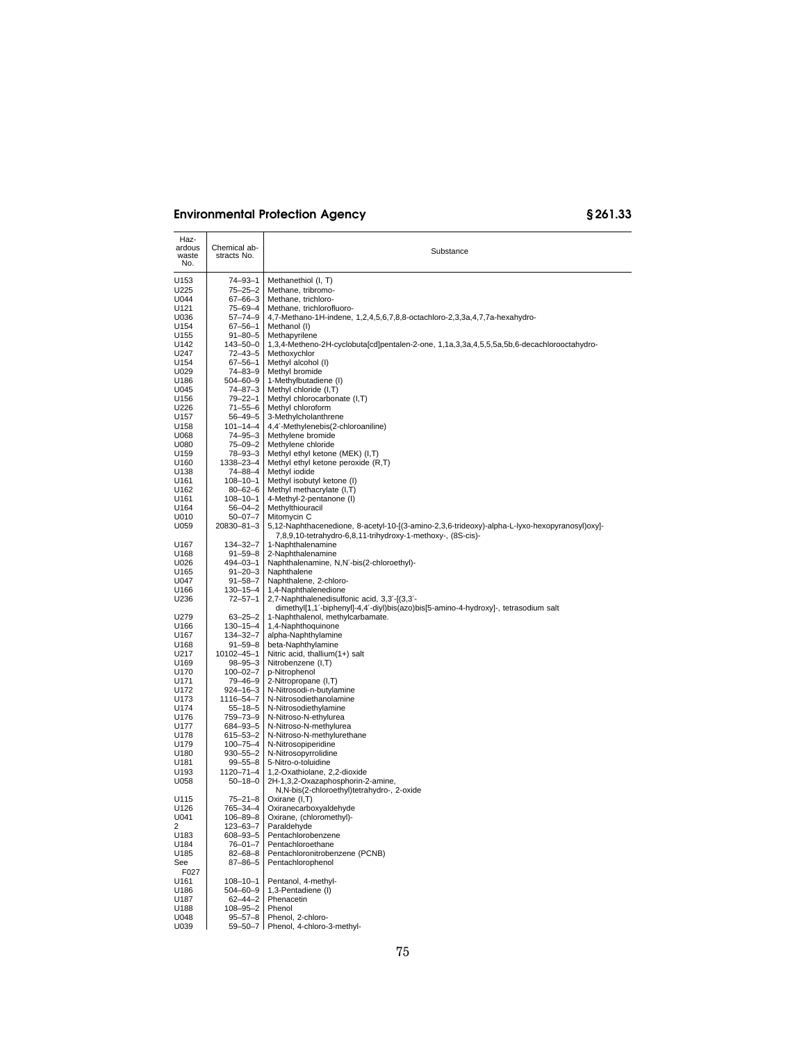| Hazardous waste No. | Chemical abstracts No. | Substance |
|---|---|---|
| U153 | 74–93–1 | Methanethiol (I, T) |
| U225 | 75–25–2 | Methane, tribromo- |
| U044 | 67–66–3 | Methane, trichloro- |
| U121 | 75–69–4 | Methane, trichlorofluoro- |
| U036 | 57–74–9 | 4,7-Methano-1H-indene, 1,2,4,5,6,7,8,8-octachloro-2,3,3a,4,7,7a-hexahydro- |
| U154 | 67–56–1 | Methanol (I) |
| U155 | 91–80–5 | Methapyrilene |
| U142 | 143–50–0 | 1,3,4-Metheno-2H-cyclobuta[cd]pentalen-2-one, 1,1a,3,3a,4,5,5,5a,5b,6-decachlorooctahydro- |
| U247 | 72–43–5 | Methoxychlor |
| U154 | 67–56–1 | Methyl alcohol (I) |
| U029 | 74–83–9 | Methyl bromide |
| U186 | 504–60–9 | 1-Methylbutadiene (I) |
| U045 | 74–87–3 | Methyl chloride (I,T) |
| U156 | 79–22–1 | Methyl chlorocarbonate (I,T) |
| U226 | 71–55–6 | Methyl chloroform |
| U157 | 56–49–5 | 3-Methylcholanthrene |
| U158 | 101–14–4 | 4,4′-Methylenebis(2-chloroaniline) |
| U068 | 74–95–3 | Methylene bromide |
| U080 | 75–09–2 | Methylene chloride |
| U159 | 78–93–3 | Methyl ethyl ketone (MEK) (I,T) |
| U160 | 1338–23–4 | Methyl ethyl ketone peroxide (R,T) |
| U138 | 74–88–4 | Methyl iodide |
| U161 | 108–10–1 | Methyl isobutyl ketone (I) |
| U162 | 80–62–6 | Methyl methacrylate (I,T) |
| U161 | 108–10–1 | 4-Methyl-2-pentanone (I) |
| U164 | 56–04–2 | Methylthiouracil |
| U010 | 50–07–7 | Mitomycin C |
| U059 | 20830–81–3 | 5,12-Naphthacenedione, 8-acetyl-10-[(3-amino-2,3,6-trideoxy)-alpha-L-lyxo-hexopyranosyl)oxy]-7,8,9,10-tetrahydro-6,8,11-trihydroxy-1-methoxy-, (8S-cis)- |
| U167 | 134–32–7 | 1-Naphthalenamine |
| U168 | 91–59–8 | 2-Naphthalenamine |
| U026 | 494–03–1 | Naphthalenamine, N,N′-bis(2-chloroethyl)- |
| U165 | 91–20–3 | Naphthalene |
| U047 | 91–58–7 | Naphthalene, 2-chloro- |
| U166 | 130–15–4 | 1,4-Naphthalenedione |
| U236 | 72–57–1 | 2,7-Naphthalenedisulfonic acid, 3,3′-[(3,3′-dimethyl[1,1′-biphenyl]-4,4′-diyl)bis(azo)bis[5-amino-4-hydroxy]-, tetrasodium salt |
| U279 | 63–25–2 | 1-Naphthalenol, methylcarbamate. |
| U166 | 130–15–4 | 1,4-Naphthoquinone |
| U167 | 134–32–7 | alpha-Naphthylamine |
| U168 | 91–59–8 | beta-Naphthylamine |
| U217 | 10102–45–1 | Nitric acid, thallium(1+) salt |
| U169 | 98–95–3 | Nitrobenzene (I,T) |
| U170 | 100–02–7 | p-Nitrophenol |
| U171 | 79–46–9 | 2-Nitropropane (I,T) |
| U172 | 924–16–3 | N-Nitrosodi-n-butylamine |
| U173 | 1116–54–7 | N-Nitrosodiethanolamine |
| U174 | 55–18–5 | N-Nitrosodiethylamine |
| U176 | 759–73–9 | N-Nitroso-N-ethylurea |
| U177 | 684–93–5 | N-Nitroso-N-methylurea |
| U178 | 615–53–2 | N-Nitroso-N-methylurethane |
| U179 | 100–75–4 | N-Nitrosopiperidine |
| U180 | 930–55–2 | N-Nitrosopyrrolidine |
| U181 | 99–55–8 | 5-Nitro-o-toluidine |
| U193 | 1120–71–4 | 1,2-Oxathiolane, 2,2-dioxide |
| U058 | 50–18–0 | 2H-1,3,2-Oxazaphosphorin-2-amine, N,N-bis(2-chloroethyl)tetrahydro-, 2-oxide |
| U115 | 75–21–8 | Oxirane (I,T) |
| U126 | 765–34–4 | Oxiranecarboxyaldehyde |
| U041 | 106–89–8 | Oxirane, (chloromethyl)- |
| 2 | 123–63–7 | Paraldehyde |
| U183 | 608–93–5 | Pentachlorobenzene |
| U184 | 76–01–7 | Pentachloroethane |
| U185 | 82–68–8 | Pentachloronitrobenzene (PCNB) |
| See F027 | 87–86–5 | Pentachlorophenol |
| U161 | 108–10–1 | Pentanol, 4-methyl- |
| U186 | 504–60–9 | 1,3-Pentadiene (I) |
| U187 | 62–44–2 | Phenacetin |
| U188 | 108–95–2 | Phenol |
| U048 | 95–57–8 | Phenol, 2-chloro- |
| U039 | 59–50–7 | Phenol, 4-chloro-3-methyl- |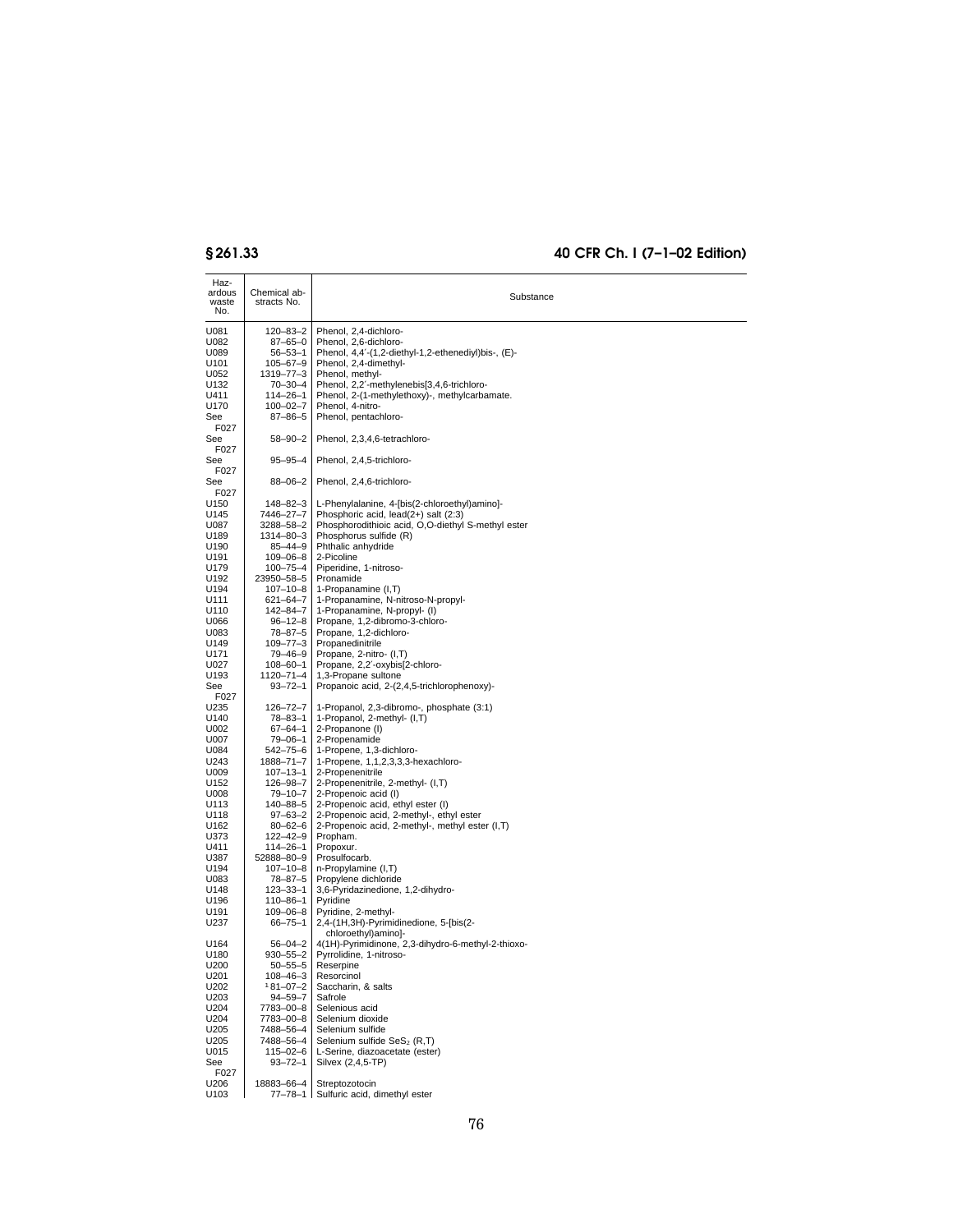| Hazardous waste No. | Chemical abstracts No. | Substance |
|---|---|---|
| U081 | 120–83–2 | Phenol, 2,4-dichloro- |
| U082 | 87–65–0 | Phenol, 2,6-dichloro- |
| U089 | 56–53–1 | Phenol, 4,4′-(1,2-diethyl-1,2-ethenediyl)bis-, (E)- |
| U101 | 105–67–9 | Phenol, 2,4-dimethyl- |
| U052 | 1319–77–3 | Phenol, methyl- |
| U132 | 70–30–4 | Phenol, 2,2′-methylenebis[3,4,6-trichloro- |
| U411 | 114–26–1 | Phenol, 2-(1-methylethoxy)-, methylcarbamate. |
| U170 | 100–02–7 | Phenol, 4-nitro- |
| See F027 | 87–86–5 | Phenol, pentachloro- |
| See F027 | 58–90–2 | Phenol, 2,3,4,6-tetrachloro- |
| See F027 | 95–95–4 | Phenol, 2,4,5-trichloro- |
| See F027 | 88–06–2 | Phenol, 2,4,6-trichloro- |
| U150 | 148–82–3 | L-Phenylalanine, 4-[bis(2-chloroethyl)amino]- |
| U145 | 7446–27–7 | Phosphoric acid, lead(2+) salt (2:3) |
| U087 | 3288–58–2 | Phosphorodithioic acid, O,O-diethyl S-methyl ester |
| U189 | 1314–80–3 | Phosphorus sulfide (R) |
| U190 | 85–44–9 | Phthalic anhydride |
| U191 | 109–06–8 | 2-Picoline |
| U179 | 100–75–4 | Piperidine, 1-nitroso- |
| U192 | 23950–58–5 | Pronamide |
| U194 | 107–10–8 | 1-Propanamine (I,T) |
| U111 | 621–64–7 | 1-Propanamine, N-nitroso-N-propyl- |
| U110 | 142–84–7 | 1-Propanamine, N-propyl- (I) |
| U066 | 96–12–8 | Propane, 1,2-dibromo-3-chloro- |
| U083 | 78–87–5 | Propane, 1,2-dichloro- |
| U149 | 109–77–3 | Propanedinitrile |
| U171 | 79–46–9 | Propane, 2-nitro- (I,T) |
| U027 | 108–60–1 | Propane, 2,2′-oxybis[2-chloro- |
| U193 | 1120–71–4 | 1,3-Propane sultone |
| See F027 | 93–72–1 | Propanoic acid, 2-(2,4,5-trichlorophenoxy)- |
| U235 | 126–72–7 | 1-Propanol, 2,3-dibromo-, phosphate (3:1) |
| U140 | 78–83–1 | 1-Propanol, 2-methyl- (I,T) |
| U002 | 67–64–1 | 2-Propanone (I) |
| U007 | 79–06–1 | 2-Propenamide |
| U084 | 542–75–6 | 1-Propene, 1,3-dichloro- |
| U243 | 1888–71–7 | 1-Propene, 1,1,2,3,3,3-hexachloro- |
| U009 | 107–13–1 | 2-Propenenitrile |
| U152 | 126–98–7 | 2-Propenenitrile, 2-methyl- (I,T) |
| U008 | 79–10–7 | 2-Propenoic acid (I) |
| U113 | 140–88–5 | 2-Propenoic acid, ethyl ester (I) |
| U118 | 97–63–2 | 2-Propenoic acid, 2-methyl-, ethyl ester |
| U162 | 80–62–6 | 2-Propenoic acid, 2-methyl-, methyl ester (I,T) |
| U373 | 122–42–9 | Propham. |
| U411 | 114–26–1 | Propoxur. |
| U387 | 52888–80–9 | Prosulfocarb. |
| U194 | 107–10–8 | n-Propylamine (I,T) |
| U083 | 78–87–5 | Propylene dichloride |
| U148 | 123–33–1 | 3,6-Pyridazinedione, 1,2-dihydro- |
| U196 | 110–86–1 | Pyridine |
| U191 | 109–06–8 | Pyridine, 2-methyl- |
| U237 | 66–75–1 | 2,4-(1H,3H)-Pyrimidinedione, 5-[bis(2-chloroethyl)amino]- |
| U164 | 56–04–2 | 4(1H)-Pyrimidinone, 2,3-dihydro-6-methyl-2-thioxo- |
| U180 | 930–55–2 | Pyrrolidine, 1-nitroso- |
| U200 | 50–55–5 | Reserpine |
| U201 | 108–46–3 | Resorcinol |
| U202 | [1] 81–07–2 | Saccharin, & salts |
| U203 | 94–59–7 | Safrole |
| U204 | 7783–00–8 | Selenious acid |
| U204 | 7783–00–8 | Selenium dioxide |
| U205 | 7488–56–4 | Selenium sulfide |
| U205 | 7488–56–4 | Selenium sulfide $SeS_2$ (R,T) |
| U015 | 115–02–6 | L-Serine, diazoacetate (ester) |
| See F027 | 93–72–1 | Silvex (2,4,5-TP) |
| U206 | 18883–66–4 | Streptozotocin |
| U103 | 77–78–1 | Sulfuric acid, dimethyl ester |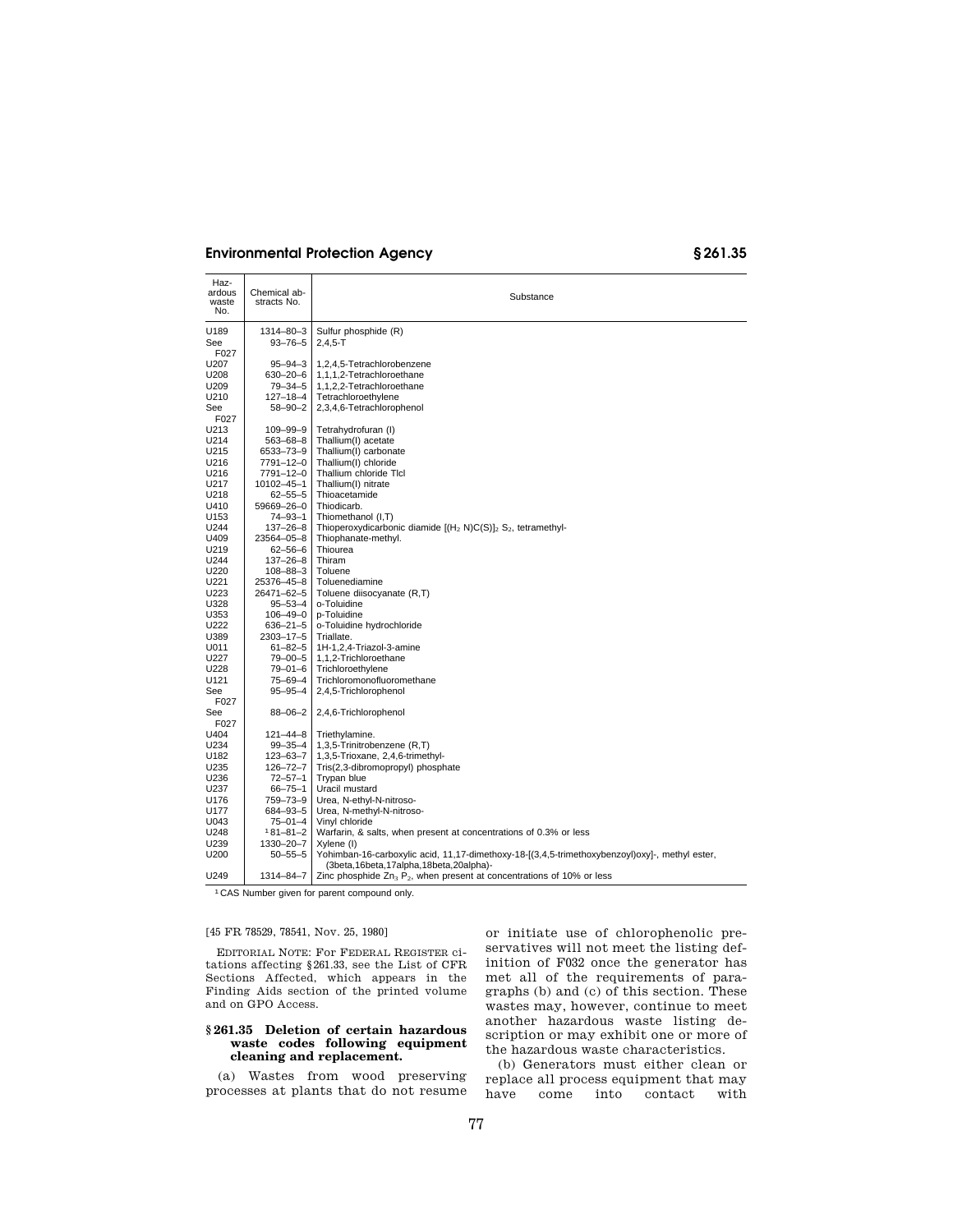| Hazardous waste No. | Chemical abstracts No. | Substance |
|---|---|---|
| U189 | 1314–80–3 | Sulfur phosphide (R) |
| See F027 | 93–76–5 | 2,4,5-T |
| U207 | 95–94–3 | 1,2,4,5-Tetrachlorobenzene |
| U208 | 630–20–6 | 1,1,1,2-Tetrachloroethane |
| U209 | 79–34–5 | 1,1,2,2-Tetrachloroethane |
| U210 | 127–18–4 | Tetrachloroethylene |
| See F027 | 58–90–2 | 2,3,4,6-Tetrachlorophenol |
| U213 | 109–99–9 | Tetrahydrofuran (I) |
| U214 | 563–68–8 | Thallium(I) acetate |
| U215 | 6533–73–9 | Thallium(I) carbonate |
| U216 | 7791–12–0 | Thallium(I) chloride |
| U216 | 7791–12–0 | Thallium chloride Tlcl |
| U217 | 10102–45–1 | Thallium(I) nitrate |
| U218 | 62–55–5 | Thioacetamide |
| U410 | 59669–26–0 | Thiodicarb. |
| U153 | 74–93–1 | Thiomethanol (I,T) |
| U244 | 137–26–8 | Thioperoxydicarbonic diamide $[(H_2N)C(S)]_2 S_2$, tetramethyl- |
| U409 | 23564–05–8 | Thiophanate-methyl. |
| U219 | 62–56–6 | Thiourea |
| U244 | 137–26–8 | Thiram |
| U220 | 108–88–3 | Toluene |
| U221 | 25376–45–8 | Toluenediamine |
| U223 | 26471–62–5 | Toluene diisocyanate (R,T) |
| U328 | 95–53–4 | o-Toluidine |
| U353 | 106–49–0 | p-Toluidine |
| U222 | 636–21–5 | o-Toluidine hydrochloride |
| U389 | 2303–17–5 | Triallate. |
| U011 | 61–82–5 | 1H-1,2,4-Triazol-3-amine |
| U227 | 79–00–5 | 1,1,2-Trichloroethane |
| U228 | 79–01–6 | Trichloroethylene |
| U121 | 75–69–4 | Trichloromonofluoromethane |
| See F027 | 95–95–4 | 2,4,5-Trichlorophenol |
| See F027 | 88–06–2 | 2,4,6-Trichlorophenol |
| U404 | 121–44–8 | Triethylamine. |
| U234 | 99–35–4 | 1,3,5-Trinitrobenzene (R,T) |
| U182 | 123–63–7 | 1,3,5-Trioxane, 2,4,6-trimethyl- |
| U235 | 126–72–7 | Tris(2,3-dibromopropyl) phosphate |
| U236 | 72–57–1 | Trypan blue |
| U237 | 66–75–1 | Uracil mustard |
| U176 | 759–73–9 | Urea, N-ethyl-N-nitroso- |
| U177 | 684–93–5 | Urea, N-methyl-N-nitroso- |
| U043 | 75–01–4 | Vinyl chloride |
| U248 | [1] 81–81–2 | Warfarin, & salts, when present at concentrations of 0.3% or less |
| U239 | 1330–20–7 | Xylene (I) |
| U200 | 50–55–5 | Yohimban-16-carboxylic acid, 11,17-dimethoxy-18-[(3,4,5-trimethoxybenzoyl)oxy]-, methyl ester, (3beta,16beta,17alpha,18beta,20alpha)- |
| U249 | 1314–84–7 | Zinc phosphide $Zn_3 P_2$, when present at concentrations of 10% or less |

[1] CAS Number given for parent compound only.

[45 FR 78529, 78541, Nov. 25, 1980]

EDITORIAL NOTE: For FEDERAL REGISTER citations affecting §261.33, see the List of CFR Sections Affected, which appears in the Finding Aids section of the printed volume and on GPO Access.

### § 261.35 Deletion of certain hazardous waste codes following equipment cleaning and replacement.

(a) Wastes from wood preserving processes at plants that do not resume or initiate use of chlorophenolic preservatives will not meet the listing definition of F032 once the generator has met all of the requirements of paragraphs (b) and (c) of this section. These wastes may, however, continue to meet another hazardous waste listing description or may exhibit one or more of the hazardous waste characteristics.

(b) Generators must either clean or replace all process equipment that may have come into contact with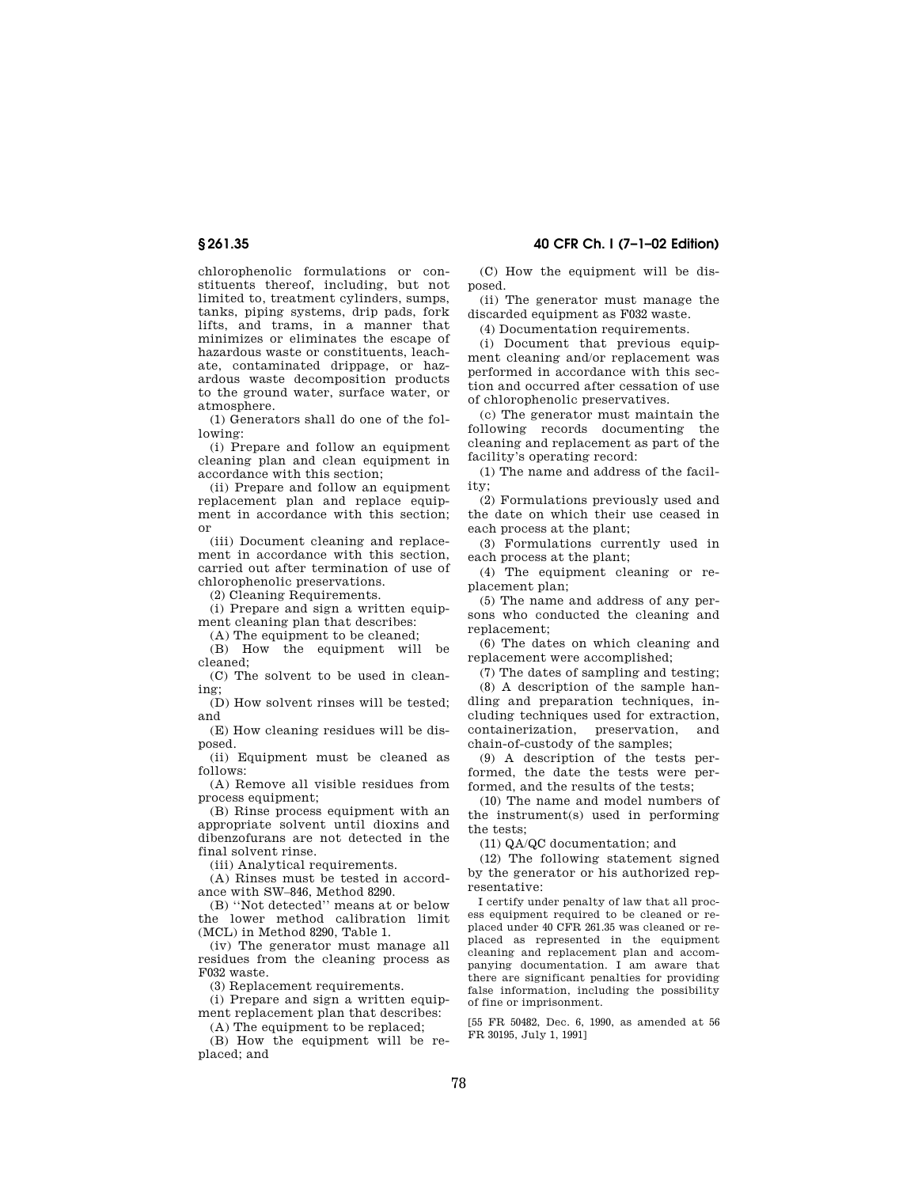chlorophenolic formulations or constituents thereof, including, but not limited to, treatment cylinders, sumps, tanks, piping systems, drip pads, fork lifts, and trams, in a manner that minimizes or eliminates the escape of hazardous waste or constituents, leachate, contaminated drippage, or hazardous waste decomposition products to the ground water, surface water, or atmosphere.

(1) Generators shall do one of the following:

(i) Prepare and follow an equipment cleaning plan and clean equipment in accordance with this section;

(ii) Prepare and follow an equipment replacement plan and replace equipment in accordance with this section; or

(iii) Document cleaning and replacement in accordance with this section, carried out after termination of use of chlorophenolic preservations.

(2) Cleaning Requirements.

(i) Prepare and sign a written equipment cleaning plan that describes:

(A) The equipment to be cleaned;

(B) How the equipment will be cleaned;

(C) The solvent to be used in cleaning;

(D) How solvent rinses will be tested; and

(E) How cleaning residues will be disposed.

(ii) Equipment must be cleaned as follows:

(A) Remove all visible residues from process equipment;

(B) Rinse process equipment with an appropriate solvent until dioxins and dibenzofurans are not detected in the final solvent rinse.

(iii) Analytical requirements.

(A) Rinses must be tested in accordance with SW–846, Method 8290.

(B) ''Not detected'' means at or below the lower method calibration limit (MCL) in Method 8290, Table 1.

(iv) The generator must manage all residues from the cleaning process as F032 waste.

(3) Replacement requirements.

(i) Prepare and sign a written equipment replacement plan that describes:

(A) The equipment to be replaced;

(B) How the equipment will be replaced; and

(C) How the equipment will be disposed.

(ii) The generator must manage the discarded equipment as F032 waste.

(4) Documentation requirements.

(i) Document that previous equipment cleaning and/or replacement was performed in accordance with this section and occurred after cessation of use of chlorophenolic preservatives.

(c) The generator must maintain the following records documenting the cleaning and replacement as part of the facility's operating record:

(1) The name and address of the facility;

(2) Formulations previously used and the date on which their use ceased in each process at the plant;

(3) Formulations currently used in each process at the plant;

(4) The equipment cleaning or replacement plan;

(5) The name and address of any persons who conducted the cleaning and replacement;

(6) The dates on which cleaning and replacement were accomplished;

(7) The dates of sampling and testing;

(8) A description of the sample handling and preparation techniques, including techniques used for extraction, containerization, preservation, and chain-of-custody of the samples;

(9) A description of the tests performed, the date the tests were performed, and the results of the tests;

(10) The name and model numbers of the instrument(s) used in performing the tests;

(11) QA/QC documentation; and

(12) The following statement signed by the generator or his authorized representative:

I certify under penalty of law that all process equipment required to be cleaned or replaced under 40 CFR 261.35 was cleaned or replaced as represented in the equipment cleaning and replacement plan and accompanying documentation. I am aware that there are significant penalties for providing false information, including the possibility of fine or imprisonment.

[55 FR 50482, Dec. 6, 1990, as amended at 56 FR 30195, July 1, 1991]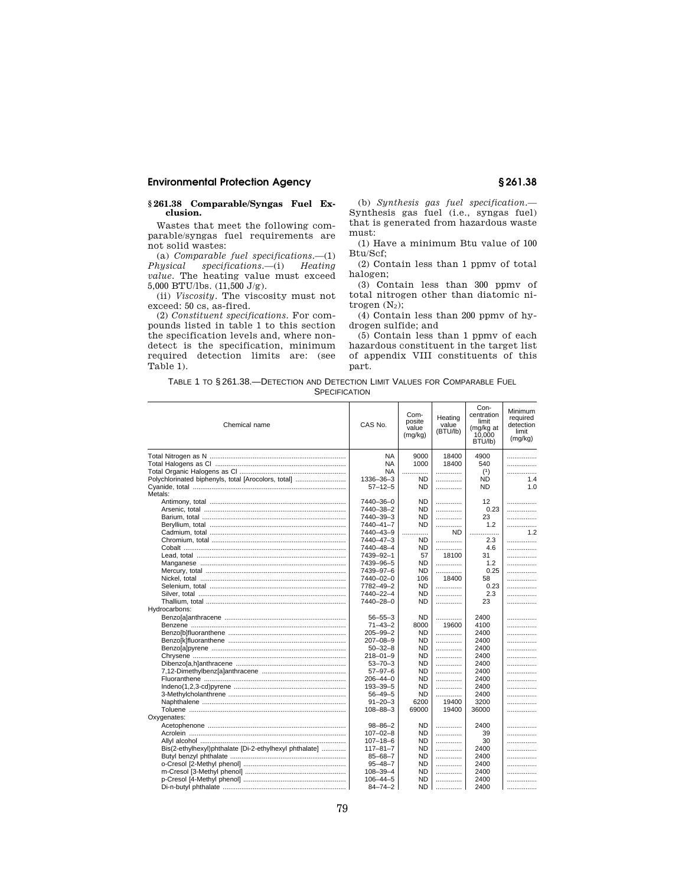### § 261.38 Comparable/Syngas Fuel Exclusion.

Wastes that meet the following comparable/syngas fuel requirements are not solid wastes:

(a) *Comparable fuel specifications.*—(1) *Physical specifications.*—(i) *Heating value.* The heating value must exceed 5,000 BTU/lbs. (11,500 J/g).

(ii) *Viscosity.* The viscosity must not exceed: 50 cs, as-fired.

(2) *Constituent specifications.* For compounds listed in table 1 to this section the specification levels and, where non-detect is the specification, minimum required detection limits are: (see Table 1).

(b) *Synthesis gas fuel specification.*—Synthesis gas fuel (i.e., syngas fuel) that is generated from hazardous waste must:

(1) Have a minimum Btu value of 100 Btu/Scf;

(2) Contain less than 1 ppmv of total halogen;

(3) Contain less than 300 ppmv of total nitrogen other than diatomic nitrogen ($N_2$);

(4) Contain less than 200 ppmv of hydrogen sulfide; and

(5) Contain less than 1 ppmv of each hazardous constituent in the target list of appendix VIII constituents of this part.

TABLE 1 TO § 261.38.—DETECTION AND DETECTION LIMIT VALUES FOR COMPARABLE FUEL SPECIFICATION

| Chemical name | CAS No. | Composite value (mg/kg) | Heating value (BTU/lb) | Concentration limit (mg/kg at 10,000 BTU/lb) | Minimum required detection limit (mg/kg) |
|---|---|---|---|---|---|
| Total Nitrogen as N | NA | 9000 | 18400 | 4900 | |
| Total Halogens as Cl | NA | 1000 | 18400 | 540 | |
| Total Organic Halogens as Cl | NA | | | [1] | |
| Polychlorinated biphenyls, total [Arocolors, total] | 1336–36–3 | ND | | ND | 1.4 |
| Cyanide, total | 57–12–5 | ND | | ND | 1.0 |
| Metals: | | | | | |
| Antimony, total | 7440–36–0 | ND | | 12 | |
| Arsenic, total | 7440–38–2 | ND | | 0.23 | |
| Barium, total | 7440–39–3 | ND | | 23 | |
| Beryllium, total | 7440–41–7 | ND | | 1.2 | |
| Cadmium, total | 7440–43–9 | | ND | | 1.2 |
| Chromium, total | 7440–47–3 | ND | | 2.3 | |
| Cobalt | 7440–48–4 | ND | | 4.6 | |
| Lead, total | 7439–92–1 | 57 | 18100 | 31 | |
| Manganese | 7439–96–5 | ND | | 1.2 | |
| Mercury, total | 7439–97–6 | ND | | 0.25 | |
| Nickel, total | 7440–02–0 | 106 | 18400 | 58 | |
| Selenium, total | 7782–49–2 | ND | | 0.23 | |
| Silver, total | 7440–22–4 | ND | | 2.3 | |
| Thallium, total | 7440–28–0 | ND | | 23 | |
| Hydrocarbons: | | | | | |
| Benzo[a]anthracene | 56–55–3 | ND | | 2400 | |
| Benzene | 71–43–2 | 8000 | 19600 | 4100 | |
| Benzo[b]fluoranthene | 205–99–2 | ND | | 2400 | |
| Benzo[k]fluoranthene | 207–08–9 | ND | | 2400 | |
| Benzo[a]pyrene | 50–32–8 | ND | | 2400 | |
| Chrysene | 218–01–9 | ND | | 2400 | |
| Dibenzo[a,h]anthracene | 53–70–3 | ND | | 2400 | |
| 7,12-Dimethylbenz[a]anthracene | 57–97–6 | ND | | 2400 | |
| Fluoranthene | 206–44–0 | ND | | 2400 | |
| Indeno(1,2,3-cd)pyrene | 193–39–5 | ND | | 2400 | |
| 3-Methylcholanthrene | 56–49–5 | ND | | 2400 | |
| Naphthalene | 91–20–3 | 6200 | 19400 | 3200 | |
| Toluene | 108–88–3 | 69000 | 19400 | 36000 | |
| Oxygenates: | | | | | |
| Acetophenone | 98–86–2 | ND | | 2400 | |
| Acrolein | 107–02–8 | ND | | 39 | |
| Allyl alcohol | 107–18–6 | ND | | 30 | |
| Bis(2-ethylhexyl)phthalate [Di-2-ethylhexyl phthalate] | 117–81–7 | ND | | 2400 | |
| Butyl benzyl phthalate | 85–68–7 | ND | | 2400 | |
| o-Cresol [2-Methyl phenol] | 95–48–7 | ND | | 2400 | |
| m-Cresol [3-Methyl phenol] | 108–39–4 | ND | | 2400 | |
| p-Cresol [4-Methyl phenol] | 106–44–5 | ND | | 2400 | |
| Di-n-butyl phthalate | 84–74–2 | ND | | 2400 | |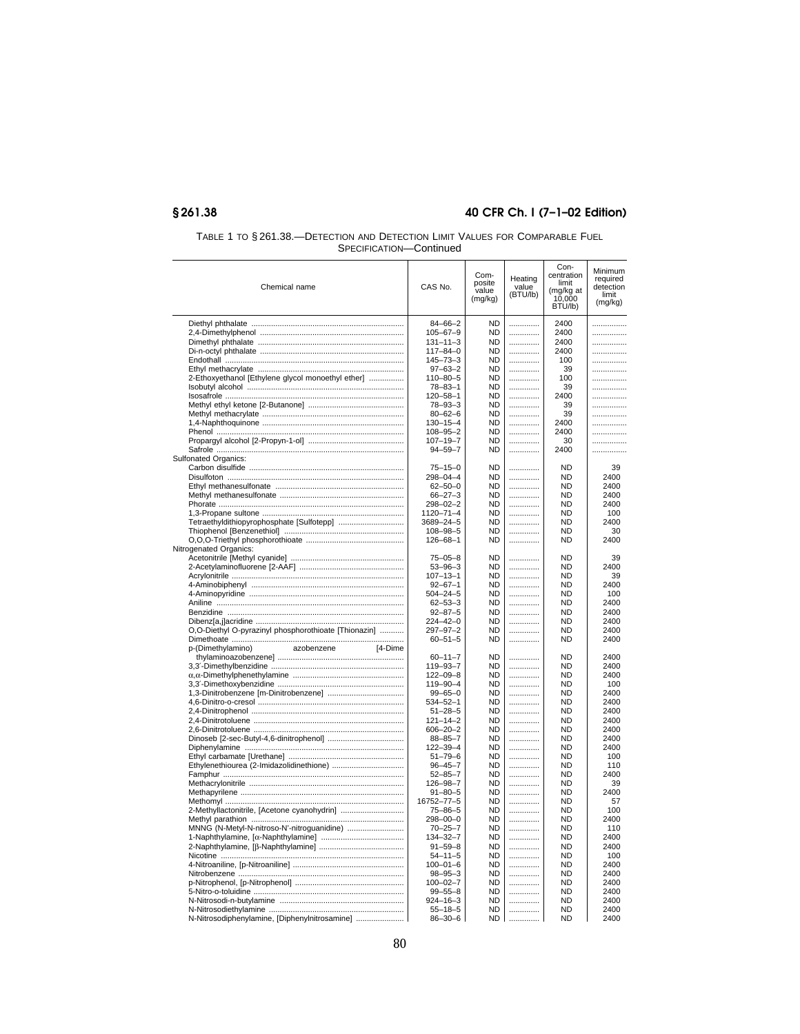TABLE 1 TO § 261.38.—DETECTION AND DETECTION LIMIT VALUES FOR COMPARABLE FUEL SPECIFICATION—Continued

| Chemical name | CAS No. | Composite value (mg/kg) | Heating value (BTU/lb) | Concentration limit (mg/kg at 10,000 BTU/lb) | Minimum required detection limit (mg/kg) |
|---|---|---|---|---|---|
| Diethyl phthalate | 84–66–2 | ND | ............ | 2400 | ............ |
| 2,4-Dimethylphenol | 105–67–9 | ND | ............ | 2400 | ............ |
| Dimethyl phthalate | 131–11–3 | ND | ............ | 2400 | ............ |
| Di-n-octyl phthalate | 117–84–0 | ND | ............ | 2400 | ............ |
| Endothall | 145–73–3 | ND | ............ | 100 | ............ |
| Ethyl methacrylate | 97–63–2 | ND | ............ | 39 | ............ |
| 2-Ethoxyethanol [Ethylene glycol monoethyl ether] | 110–80–5 | ND | ............ | 100 | ............ |
| Isobutyl alcohol | 78–83–1 | ND | ............ | 39 | ............ |
| Isosafrole | 120–58–1 | ND | ............ | 2400 | ............ |
| Methyl ethyl ketone [2-Butanone] | 78–93–3 | ND | ............ | 39 | ............ |
| Methyl methacrylate | 80–62–6 | ND | ............ | 39 | ............ |
| 1,4-Naphthoquinone | 130–15–4 | ND | ............ | 2400 | ............ |
| Phenol | 108–95–2 | ND | ............ | 2400 | ............ |
| Propargyl alcohol [2-Propyn-1-ol] | 107–19–7 | ND | ............ | 30 | ............ |
| Safrole | 94–59–7 | ND | ............ | 2400 | ............ |
| Sulfonated Organics: | | | | | |
| Carbon disulfide | 75–15–0 | ND | ............ | ND | 39 |
| Disulfoton | 298–04–4 | ND | ............ | ND | 2400 |
| Ethyl methanesulfonate | 62–50–0 | ND | ............ | ND | 2400 |
| Methyl methanesulfonate | 66–27–3 | ND | ............ | ND | 2400 |
| Phorate | 298–02–2 | ND | ............ | ND | 2400 |
| 1,3-Propane sultone | 1120–71–4 | ND | ............ | ND | 100 |
| Tetraethyldithiopyrophosphate [Sulfotepp] | 3689–24–5 | ND | ............ | ND | 2400 |
| Thiophenol [Benzenethiol] | 108–98–5 | ND | ............ | ND | 30 |
| O,O,O-Triethyl phosphorothioate | 126–68–1 | ND | ............ | ND | 2400 |
| Nitrogenated Organics: | | | | | |
| Acetonitrile [Methyl cyanide] | 75–05–8 | ND | ............ | ND | 39 |
| 2-Acetylaminofluorene [2-AAF] | 53–96–3 | ND | ............ | ND | 2400 |
| Acrylonitrile | 107–13–1 | ND | ............ | ND | 39 |
| 4-Aminobiphenyl | 92–67–1 | ND | ............ | ND | 2400 |
| 4-Aminopyridine | 504–24–5 | ND | ............ | ND | 100 |
| Aniline | 62–53–3 | ND | ............ | ND | 2400 |
| Benzidine | 92–87–5 | ND | ............ | ND | 2400 |
| Dibenz[a,j]acridine | 224–42–0 | ND | ............ | ND | 2400 |
| O,O-Diethyl O-pyrazinyl phosphorothioate [Thionazin] | 297–97–2 | ND | ............ | ND | 2400 |
| Dimethoate | 60–51–5 | ND | ............ | ND | 2400 |
| p-(Dimethylamino) azobenzene [4-Dimethylaminoazobenzene] | 60–11–7 | ND | ............ | ND | 2400 |
| 3,3′-Dimethylbenzidine | 119–93–7 | ND | ............ | ND | 2400 |
| α,α-Dimethylphenethylamine | 122–09–8 | ND | ............ | ND | 2400 |
| 3,3′-Dimethoxybenzidine | 119–90–4 | ND | ............ | ND | 100 |
| 1,3-Dinitrobenzene [m-Dinitrobenzene] | 99–65–0 | ND | ............ | ND | 2400 |
| 4,6-Dinitro-o-cresol | 534–52–1 | ND | ............ | ND | 2400 |
| 2,4-Dinitrophenol | 51–28–5 | ND | ............ | ND | 2400 |
| 2,4-Dinitrotoluene | 121–14–2 | ND | ............ | ND | 2400 |
| 2,6-Dinitrotoluene | 606–20–2 | ND | ............ | ND | 2400 |
| Dinoseb [2-sec-Butyl-4,6-dinitrophenol] | 88–85–7 | ND | ............ | ND | 2400 |
| Diphenylamine | 122–39–4 | ND | ............ | ND | 2400 |
| Ethyl carbamate [Urethane] | 51–79–6 | ND | ............ | ND | 100 |
| Ethylenethiourea (2-Imidazolidinethione) | 96–45–7 | ND | ............ | ND | 110 |
| Famphur | 52–85–7 | ND | ............ | ND | 2400 |
| Methacrylonitrile | 126–98–7 | ND | ............ | ND | 39 |
| Methapyrilene | 91–80–5 | ND | ............ | ND | 2400 |
| Methomyl | 16752–77–5 | ND | ............ | ND | 57 |
| 2-Methyllactonitrile, [Acetone cyanohydrin] | 75–86–5 | ND | ............ | ND | 100 |
| Methyl parathion | 298–00–0 | ND | ............ | ND | 2400 |
| MNNG (N-Metyl-N-nitroso-N′-nitroguanidine) | 70–25–7 | ND | ............ | ND | 110 |
| 1-Naphthylamine, [α-Naphthylamine] | 134–32–7 | ND | ............ | ND | 2400 |
| 2-Naphthylamine, [β-Naphthylamine] | 91–59–8 | ND | ............ | ND | 2400 |
| Nicotine | 54–11–5 | ND | ............ | ND | 100 |
| 4-Nitroaniline, [p-Nitroaniline] | 100–01–6 | ND | ............ | ND | 2400 |
| Nitrobenzene | 98–95–3 | ND | ............ | ND | 2400 |
| p-Nitrophenol, [p-Nitrophenol] | 100–02–7 | ND | ............ | ND | 2400 |
| 5-Nitro-o-toluidine | 99–55–8 | ND | ............ | ND | 2400 |
| N-Nitrosodi-n-butylamine | 924–16–3 | ND | ............ | ND | 2400 |
| N-Nitrosodiethylamine | 55–18–5 | ND | ............ | ND | 2400 |
| N-Nitrosodiphenylamine, [Diphenylnitrosamine] | 86–30–6 | ND | ............ | ND | 2400 |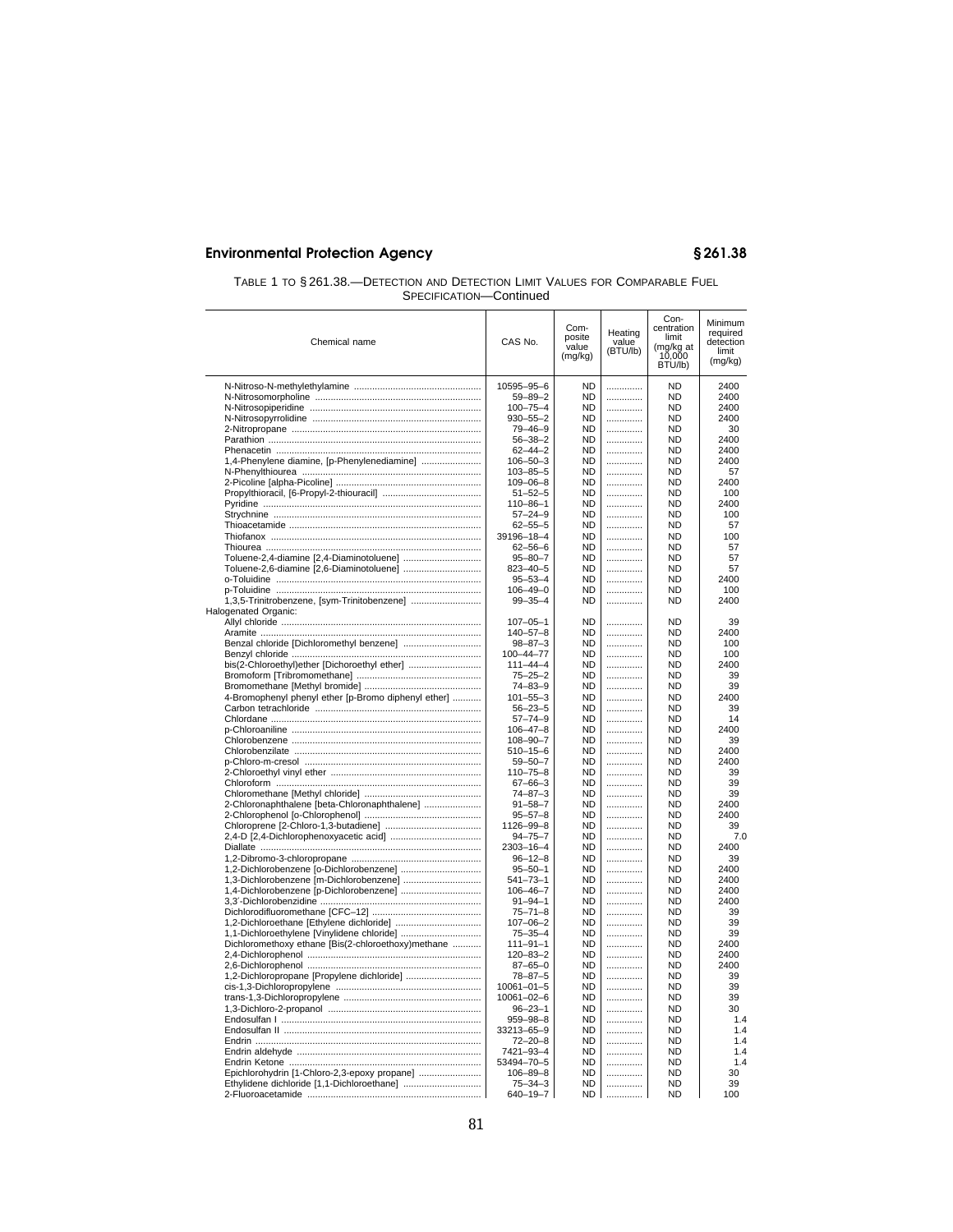TABLE 1 TO § 261.38.—DETECTION AND DETECTION LIMIT VALUES FOR COMPARABLE FUEL SPECIFICATION—Continued

| Chemical name | CAS No. | Composite value (mg/kg) | Heating value (BTU/lb) | Concentration limit (mg/kg at 10,000 BTU/lb) | Minimum required detection limit (mg/kg) |
|---|---|---|---|---|---|
| N-Nitroso-N-methylethylamine | 10595–95–6 | ND | ............ | ND | 2400 |
| N-Nitrosomorpholine | 59–89–2 | ND | ............ | ND | 2400 |
| N-Nitrosopiperidine | 100–75–4 | ND | ............ | ND | 2400 |
| N-Nitrosopyrrolidine | 930–55–2 | ND | ............ | ND | 2400 |
| 2-Nitropropane | 79–46–9 | ND | ............ | ND | 30 |
| Parathion | 56–38–2 | ND | ............ | ND | 2400 |
| Phenacetin | 62–44–2 | ND | ............ | ND | 2400 |
| 1,4-Phenylene diamine, [p-Phenylenediamine] | 106–50–3 | ND | ............ | ND | 2400 |
| N-Phenylthiourea | 103–85–5 | ND | ............ | ND | 57 |
| 2-Picoline [alpha-Picoline] | 109–06–8 | ND | ............ | ND | 2400 |
| Propylthioracil, [6-Propyl-2-thiouracil] | 51–52–5 | ND | ............ | ND | 100 |
| Pyridine | 110–86–1 | ND | ............ | ND | 2400 |
| Strychnine | 57–24–9 | ND | ............ | ND | 100 |
| Thioacetamide | 62–55–5 | ND | ............ | ND | 57 |
| Thiofanox | 39196–18–4 | ND | ............ | ND | 100 |
| Thiourea | 62–56–6 | ND | ............ | ND | 57 |
| Toluene-2,4-diamine [2,4-Diaminotoluene] | 95–80–7 | ND | ............ | ND | 57 |
| Toluene-2,6-diamine [2,6-Diaminotoluene] | 823–40–5 | ND | ............ | ND | 57 |
| o-Toluidine | 95–53–4 | ND | ............ | ND | 2400 |
| p-Toluidine | 106–49–0 | ND | ............ | ND | 100 |
| 1,3,5-Trinitrobenzene, [sym-Trinitobenzene] | 99–35–4 | ND | ............ | ND | 2400 |
| Halogenated Organic: | | | | | |
| Allyl chloride | 107–05–1 | ND | ............ | ND | 39 |
| Aramite | 140–57–8 | ND | ............ | ND | 2400 |
| Benzal chloride [Dichloromethyl benzene] | 98–87–3 | ND | ............ | ND | 100 |
| Benzyl chloride | 100–44–77 | ND | ............ | ND | 100 |
| bis(2-Chloroethyl)ether [Dichoroethyl ether] | 111–44–4 | ND | ............ | ND | 2400 |
| Bromoform [Tribromomethane] | 75–25–2 | ND | ............ | ND | 39 |
| Bromomethane [Methyl bromide] | 74–83–9 | ND | ............ | ND | 39 |
| 4-Bromophenyl phenyl ether [p-Bromo diphenyl ether] | 101–55–3 | ND | ............ | ND | 2400 |
| Carbon tetrachloride | 56–23–5 | ND | ............ | ND | 39 |
| Chlordane | 57–74–9 | ND | ............ | ND | 14 |
| p-Chloroaniline | 106–47–8 | ND | ............ | ND | 2400 |
| Chlorobenzene | 108–90–7 | ND | ............ | ND | 39 |
| Chlorobenzilate | 510–15–6 | ND | ............ | ND | 2400 |
| p-Chloro-m-cresol | 59–50–7 | ND | ............ | ND | 2400 |
| 2-Chloroethyl vinyl ether | 110–75–8 | ND | ............ | ND | 39 |
| Chloroform | 67–66–3 | ND | ............ | ND | 39 |
| Chloromethane [Methyl chloride] | 74–87–3 | ND | ............ | ND | 39 |
| 2-Chloronaphthalene [beta-Chloronaphthalene] | 91–58–7 | ND | ............ | ND | 2400 |
| 2-Chlorophenol [o-Chlorophenol] | 95–57–8 | ND | ............ | ND | 2400 |
| Chloroprene [2-Chloro-1,3-butadiene] | 1126–99–8 | ND | ............ | ND | 39 |
| 2,4-D [2,4-Dichlorophenoxyacetic acid] | 94–75–7 | ND | ............ | ND | 7.0 |
| Diallate | 2303–16–4 | ND | ............ | ND | 2400 |
| 1,2-Dibromo-3-chloropropane | 96–12–8 | ND | ............ | ND | 39 |
| 1,2-Dichlorobenzene [o-Dichlorobenzene] | 95–50–1 | ND | ............ | ND | 2400 |
| 1,3-Dichlorobenzene [m-Dichlorobenzene] | 541–73–1 | ND | ............ | ND | 2400 |
| 1,4-Dichlorobenzene [p-Dichlorobenzene] | 106–46–7 | ND | ............ | ND | 2400 |
| 3,3′-Dichlorobenzidine | 91–94–1 | ND | ............ | ND | 2400 |
| Dichlorodifluoromethane [CFC-12] | 75–71–8 | ND | ............ | ND | 39 |
| 1,2-Dichloroethane [Ethylene dichloride] | 107–06–2 | ND | ............ | ND | 39 |
| 1,1-Dichloroethylene [Vinylidene chloride] | 75–35–4 | ND | ............ | ND | 39 |
| Dichloromethoxy ethane [Bis(2-chloroethoxy)methane | 111–91–1 | ND | ............ | ND | 2400 |
| 2,4-Dichlorophenol | 120–83–2 | ND | ............ | ND | 2400 |
| 2,6-Dichlorophenol | 87–65–0 | ND | ............ | ND | 2400 |
| 1,2-Dichloropropane [Propylene dichloride] | 78–87–5 | ND | ............ | ND | 39 |
| cis-1,3-Dichloropropylene | 10061–01–5 | ND | ............ | ND | 39 |
| trans-1,3-Dichloropropylene | 10061–02–6 | ND | ............ | ND | 39 |
| 1,3-Dichloro-2-propanol | 96–23–1 | ND | ............ | ND | 30 |
| Endosulfan I | 959–98–8 | ND | ............ | ND | 1.4 |
| Endosulfan II | 33213–65–9 | ND | ............ | ND | 1.4 |
| Endrin | 72–20–8 | ND | ............ | ND | 1.4 |
| Endrin aldehyde | 7421–93–4 | ND | ............ | ND | 1.4 |
| Endrin Ketone | 53494–70–5 | ND | ............ | ND | 1.4 |
| Epichlorohydrin [1-Chloro-2,3-epoxy propane] | 106–89–8 | ND | ............ | ND | 30 |
| Ethylidene dichloride [1,1-Dichloroethane] | 75–34–3 | ND | ............ | ND | 39 |
| 2-Fluoroacetamide | 640–19–7 | ND | ............ | ND | 100 |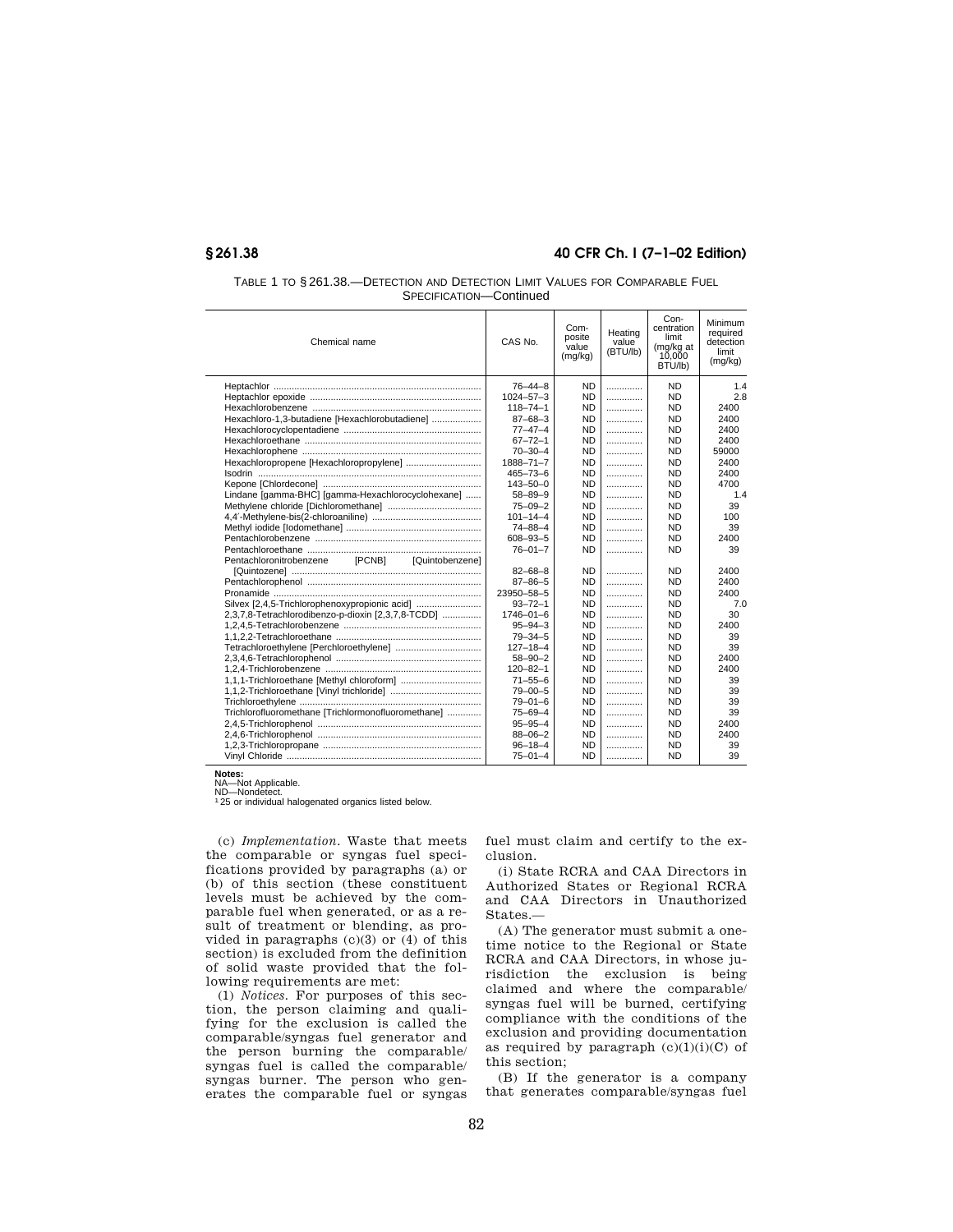TABLE 1 TO § 261.38.—DETECTION AND DETECTION LIMIT VALUES FOR COMPARABLE FUEL SPECIFICATION—Continued

| Chemical name | CAS No. | Composite value (mg/kg) | Heating value (BTU/lb) | Concentration limit (mg/kg at 10,000 BTU/lb) | Minimum required detection limit (mg/kg) |
|---|---|---|---|---|---|
| Heptachlor | 76–44–8 | ND | ............. | ND | 1.4 |
| Heptachlor epoxide | 1024–57–3 | ND | ............. | ND | 2.8 |
| Hexachlorobenzene | 118–74–1 | ND | ............. | ND | 2400 |
| Hexachloro-1,3-butadiene [Hexachlorobutadiene] | 87–68–3 | ND | ............. | ND | 2400 |
| Hexachlorocyclopentadiene | 77–47–4 | ND | ............. | ND | 2400 |
| Hexachloroethane | 67–72–1 | ND | ............. | ND | 2400 |
| Hexachlorophene | 70–30–4 | ND | ............. | ND | 59000 |
| Hexachloropropene [Hexachloropropylene] | 1888–71–7 | ND | ............. | ND | 2400 |
| Isodrin | 465–73–6 | ND | ............. | ND | 2400 |
| Kepone [Chlordecone] | 143–50–0 | ND | ............. | ND | 4700 |
| Lindane [gamma-BHC] [gamma-Hexachlorocyclohexane] | 58–89–9 | ND | ............. | ND | 1.4 |
| Methylene chloride [Dichloromethane] | 75–09–2 | ND | ............. | ND | 39 |
| 4,4′-Methylene-bis(2-chloroaniline) | 101–14–4 | ND | ............. | ND | 100 |
| Methyl iodide [Iodomethane] | 74–88–4 | ND | ............. | ND | 39 |
| Pentachlorobenzene | 608–93–5 | ND | ............. | ND | 2400 |
| Pentachloroethane | 76–01–7 | ND | ............. | ND | 39 |
| Pentachloronitrobenzene [PCNB] [Quintobenzene] [Quintozene] | 82–68–8 | ND | ............. | ND | 2400 |
| Pentachlorophenol | 87–86–5 | ND | ............. | ND | 2400 |
| Pronamide | 23950–58–5 | ND | ............. | ND | 2400 |
| Silvex [2,4,5-Trichlorophenoxypropionic acid] | 93–72–1 | ND | ............. | ND | 7.0 |
| 2,3,7,8-Tetrachlorodibenzo-p-dioxin [2,3,7,8-TCDD] | 1746–01–6 | ND | ............. | ND | 30 |
| 1,2,4,5-Tetrachlorobenzene | 95–94–3 | ND | ............. | ND | 2400 |
| 1,1,2,2-Tetrachloroethane | 79–34–5 | ND | ............. | ND | 39 |
| Tetrachloroethylene [Perchloroethylene] | 127–18–4 | ND | ............. | ND | 39 |
| 2,3,4,6-Tetrachlorophenol | 58–90–2 | ND | ............. | ND | 2400 |
| 1,2,4-Trichlorobenzene | 120–82–1 | ND | ............. | ND | 2400 |
| 1,1,1-Trichloroethane [Methyl chloroform] | 71–55–6 | ND | ............. | ND | 39 |
| 1,1,2-Trichloroethane [Vinyl trichloride] | 79–00–5 | ND | ............. | ND | 39 |
| Trichloroethylene | 79–01–6 | ND | ............. | ND | 39 |
| Trichlorofluoromethane [Trichlormonofluoromethane] | 75–69–4 | ND | ............. | ND | 39 |
| 2,4,5-Trichlorophenol | 95–95–4 | ND | ............. | ND | 2400 |
| 2,4,6-Trichlorophenol | 88–06–2 | ND | ............. | ND | 2400 |
| 1,2,3-Trichloropropane | 96–18–4 | ND | ............. | ND | 39 |
| Vinyl Chloride | 75–01–4 | ND | ............. | ND | 39 |

**Notes:**
NA—Not Applicable.
ND—Nondetect.
[1] 25 or individual halogenated organics listed below.

(c) *Implementation.* Waste that meets the comparable or syngas fuel specifications provided by paragraphs (a) or (b) of this section (these constituent levels must be achieved by the comparable fuel when generated, or as a result of treatment or blending, as provided in paragraphs (c)(3) or (4) of this section) is excluded from the definition of solid waste provided that the following requirements are met:

(1) *Notices.* For purposes of this section, the person claiming and qualifying for the exclusion is called the comparable/syngas fuel generator and the person burning the comparable/syngas fuel is called the comparable/syngas burner. The person who generates the comparable fuel or syngas fuel must claim and certify to the exclusion.

(i) State RCRA and CAA Directors in Authorized States or Regional RCRA and CAA Directors in Unauthorized States.—

(A) The generator must submit a one-time notice to the Regional or State RCRA and CAA Directors, in whose jurisdiction the exclusion is being claimed and where the comparable/syngas fuel will be burned, certifying compliance with the conditions of the exclusion and providing documentation as required by paragraph (c)(1)(i)(C) of this section;

(B) If the generator is a company that generates comparable/syngas fuel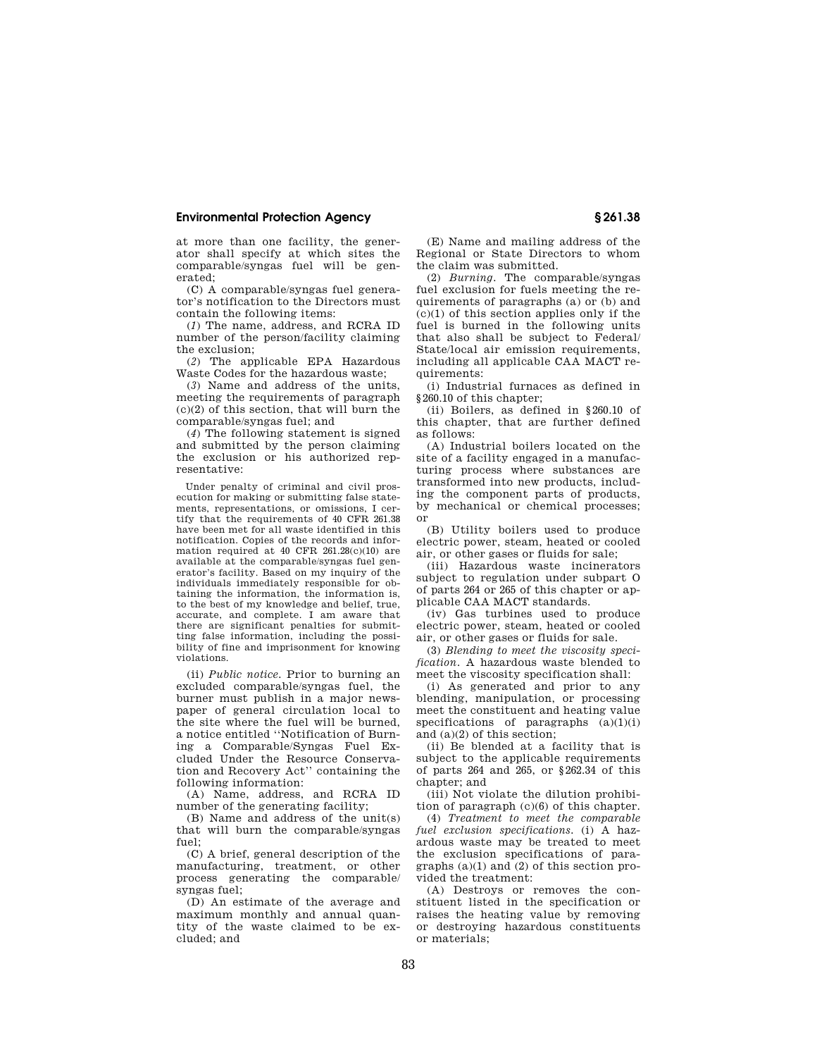at more than one facility, the generator shall specify at which sites the comparable/syngas fuel will be generated;

(C) A comparable/syngas fuel generator's notification to the Directors must contain the following items:

(*1*) The name, address, and RCRA ID number of the person/facility claiming the exclusion;

(*2*) The applicable EPA Hazardous Waste Codes for the hazardous waste;

(*3*) Name and address of the units, meeting the requirements of paragraph (c)(2) of this section, that will burn the comparable/syngas fuel; and

(*4*) The following statement is signed and submitted by the person claiming the exclusion or his authorized representative:

> Under penalty of criminal and civil prosecution for making or submitting false statements, representations, or omissions, I certify that the requirements of 40 CFR 261.38 have been met for all waste identified in this notification. Copies of the records and information required at 40 CFR 261.28(c)(10) are available at the comparable/syngas fuel generator's facility. Based on my inquiry of the individuals immediately responsible for obtaining the information, the information is, to the best of my knowledge and belief, true, accurate, and complete. I am aware that there are significant penalties for submitting false information, including the possibility of fine and imprisonment for knowing violations.

(ii) *Public notice.* Prior to burning an excluded comparable/syngas fuel, the burner must publish in a major newspaper of general circulation local to the site where the fuel will be burned, a notice entitled "Notification of Burning a Comparable/Syngas Fuel Excluded Under the Resource Conservation and Recovery Act" containing the following information:

(A) Name, address, and RCRA ID number of the generating facility;

(B) Name and address of the unit(s) that will burn the comparable/syngas fuel;

(C) A brief, general description of the manufacturing, treatment, or other process generating the comparable/syngas fuel;

(D) An estimate of the average and maximum monthly and annual quantity of the waste claimed to be excluded; and

(E) Name and mailing address of the Regional or State Directors to whom the claim was submitted.

(2) *Burning.* The comparable/syngas fuel exclusion for fuels meeting the requirements of paragraphs (a) or (b) and (c)(1) of this section applies only if the fuel is burned in the following units that also shall be subject to Federal/State/local air emission requirements, including all applicable CAA MACT requirements:

(i) Industrial furnaces as defined in §260.10 of this chapter;

(ii) Boilers, as defined in §260.10 of this chapter, that are further defined as follows:

(A) Industrial boilers located on the site of a facility engaged in a manufacturing process where substances are transformed into new products, including the component parts of products, by mechanical or chemical processes; or

(B) Utility boilers used to produce electric power, steam, heated or cooled air, or other gases or fluids for sale;

(iii) Hazardous waste incinerators subject to regulation under subpart O of parts 264 or 265 of this chapter or applicable CAA MACT standards.

(iv) Gas turbines used to produce electric power, steam, heated or cooled air, or other gases or fluids for sale.

(3) *Blending to meet the viscosity specification.* A hazardous waste blended to meet the viscosity specification shall:

(i) As generated and prior to any blending, manipulation, or processing meet the constituent and heating value specifications of paragraphs (a)(1)(i) and (a)(2) of this section;

(ii) Be blended at a facility that is subject to the applicable requirements of parts 264 and 265, or §262.34 of this chapter; and

(iii) Not violate the dilution prohibition of paragraph (c)(6) of this chapter.

(4) *Treatment to meet the comparable fuel exclusion specifications.* (i) A hazardous waste may be treated to meet the exclusion specifications of paragraphs (a)(1) and (2) of this section provided the treatment:

(A) Destroys or removes the constituent listed in the specification or raises the heating value by removing or destroying hazardous constituents or materials;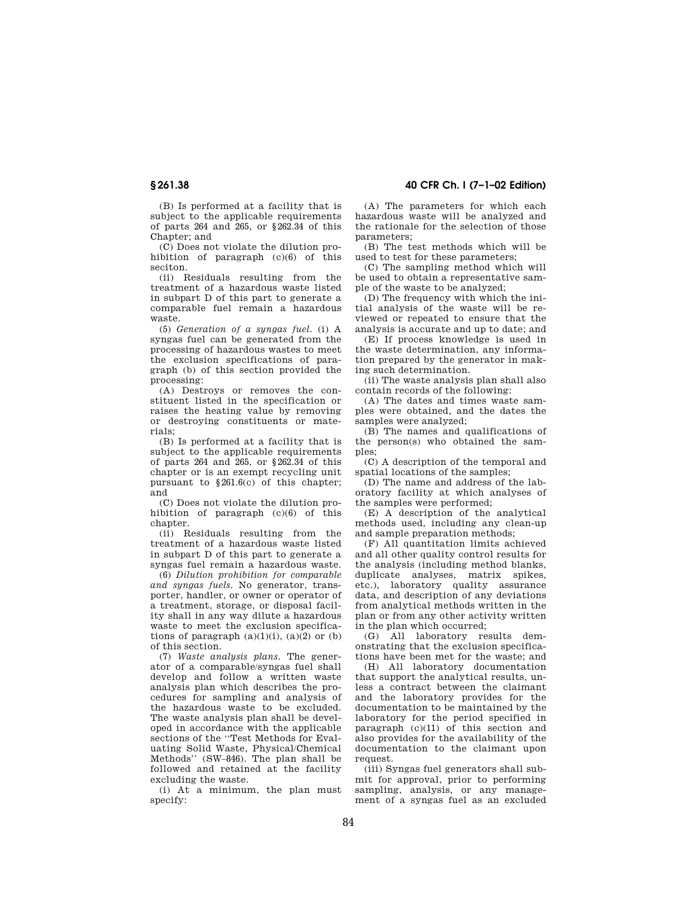(B) Is performed at a facility that is subject to the applicable requirements of parts 264 and 265, or §262.34 of this Chapter; and

(C) Does not violate the dilution prohibition of paragraph (c)(6) of this seciton.

(ii) Residuals resulting from the treatment of a hazardous waste listed in subpart D of this part to generate a comparable fuel remain a hazardous waste.

(5) *Generation of a syngas fuel.* (i) A syngas fuel can be generated from the processing of hazardous wastes to meet the exclusion specifications of paragraph (b) of this section provided the processing:

(A) Destroys or removes the constituent listed in the specification or raises the heating value by removing or destroying constituents or materials;

(B) Is performed at a facility that is subject to the applicable requirements of parts 264 and 265, or §262.34 of this chapter or is an exempt recycling unit pursuant to §261.6(c) of this chapter; and

(C) Does not violate the dilution prohibition of paragraph (c)(6) of this chapter.

(ii) Residuals resulting from the treatment of a hazardous waste listed in subpart D of this part to generate a syngas fuel remain a hazardous waste.

(6) *Dilution prohibition for comparable and syngas fuels.* No generator, transporter, handler, or owner or operator of a treatment, storage, or disposal facility shall in any way dilute a hazardous waste to meet the exclusion specifications of paragraph (a)(1)(i), (a)(2) or (b) of this section.

(7) *Waste analysis plans.* The generator of a comparable/syngas fuel shall develop and follow a written waste analysis plan which describes the procedures for sampling and analysis of the hazardous waste to be excluded. The waste analysis plan shall be developed in accordance with the applicable sections of the ''Test Methods for Evaluating Solid Waste, Physical/Chemical Methods'' (SW–846). The plan shall be followed and retained at the facility excluding the waste.

(i) At a minimum, the plan must specify:

(A) The parameters for which each hazardous waste will be analyzed and the rationale for the selection of those parameters;

(B) The test methods which will be used to test for these parameters;

(C) The sampling method which will be used to obtain a representative sample of the waste to be analyzed;

(D) The frequency with which the initial analysis of the waste will be reviewed or repeated to ensure that the analysis is accurate and up to date; and

(E) If process knowledge is used in the waste determination, any information prepared by the generator in making such determination.

(ii) The waste analysis plan shall also contain records of the following:

(A) The dates and times waste samples were obtained, and the dates the samples were analyzed;

(B) The names and qualifications of the person(s) who obtained the samples;

(C) A description of the temporal and spatial locations of the samples;

(D) The name and address of the laboratory facility at which analyses of the samples were performed;

(E) A description of the analytical methods used, including any clean-up and sample preparation methods;

(F) All quantitation limits achieved and all other quality control results for the analysis (including method blanks, duplicate analyses, matrix spikes, etc.), laboratory quality assurance data, and description of any deviations from analytical methods written in the plan or from any other activity written in the plan which occurred;

(G) All laboratory results demonstrating that the exclusion specifications have been met for the waste; and

(H) All laboratory documentation that support the analytical results, unless a contract between the claimant and the laboratory provides for the documentation to be maintained by the laboratory for the period specified in paragraph (c)(11) of this section and also provides for the availability of the documentation to the claimant upon request.

(iii) Syngas fuel generators shall submit for approval, prior to performing sampling, analysis, or any management of a syngas fuel as an excluded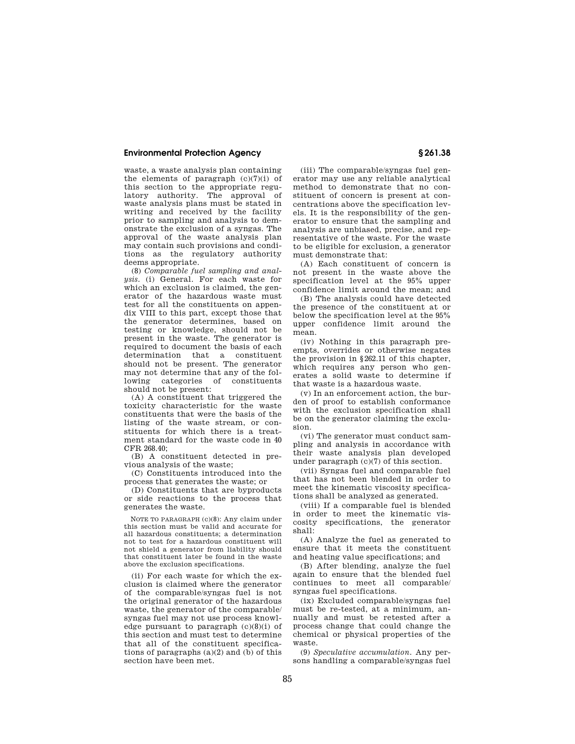waste, a waste analysis plan containing the elements of paragraph (c)(7)(i) of this section to the appropriate regulatory authority. The approval of waste analysis plans must be stated in writing and received by the facility prior to sampling and analysis to demonstrate the exclusion of a syngas. The approval of the waste analysis plan may contain such provisions and conditions as the regulatory authority deems appropriate.

(8) *Comparable fuel sampling and analysis.* (i) General. For each waste for which an exclusion is claimed, the generator of the hazardous waste must test for all the constituents on appendix VIII to this part, except those that the generator determines, based on testing or knowledge, should not be present in the waste. The generator is required to document the basis of each determination that a constituent should not be present. The generator may not determine that any of the following categories of constituents should not be present:

(A) A constituent that triggered the toxicity characteristic for the waste constituents that were the basis of the listing of the waste stream, or constituents for which there is a treatment standard for the waste code in 40 CFR 268.40;

(B) A constituent detected in previous analysis of the waste;

(C) Constituents introduced into the process that generates the waste; or

(D) Constituents that are byproducts or side reactions to the process that generates the waste.

NOTE TO PARAGRAPH (c)(8): Any claim under this section must be valid and accurate for all hazardous constituents; a determination not to test for a hazardous constituent will not shield a generator from liability should that constituent later be found in the waste above the exclusion specifications.

(ii) For each waste for which the exclusion is claimed where the generator of the comparable/syngas fuel is not the original generator of the hazardous waste, the generator of the comparable/syngas fuel may not use process knowledge pursuant to paragraph (c)(8)(i) of this section and must test to determine that all of the constituent specifications of paragraphs (a)(2) and (b) of this section have been met.

(iii) The comparable/syngas fuel generator may use any reliable analytical method to demonstrate that no constituent of concern is present at concentrations above the specification levels. It is the responsibility of the generator to ensure that the sampling and analysis are unbiased, precise, and representative of the waste. For the waste to be eligible for exclusion, a generator must demonstrate that:

(A) Each constituent of concern is not present in the waste above the specification level at the 95% upper confidence limit around the mean; and

(B) The analysis could have detected the presence of the constituent at or below the specification level at the 95% upper confidence limit around the mean.

(iv) Nothing in this paragraph preempts, overrides or otherwise negates the provision in §262.11 of this chapter, which requires any person who generates a solid waste to determine if that waste is a hazardous waste.

(v) In an enforcement action, the burden of proof to establish conformance with the exclusion specification shall be on the generator claiming the exclusion.

(vi) The generator must conduct sampling and analysis in accordance with their waste analysis plan developed under paragraph (c)(7) of this section.

(vii) Syngas fuel and comparable fuel that has not been blended in order to meet the kinematic viscosity specifications shall be analyzed as generated.

(viii) If a comparable fuel is blended in order to meet the kinematic viscosity specifications, the generator shall:

(A) Analyze the fuel as generated to ensure that it meets the constituent and heating value specifications; and

(B) After blending, analyze the fuel again to ensure that the blended fuel continues to meet all comparable/syngas fuel specifications.

(ix) Excluded comparable/syngas fuel must be re-tested, at a minimum, annually and must be retested after a process change that could change the chemical or physical properties of the waste.

(9) *Speculative accumulation.* Any persons handling a comparable/syngas fuel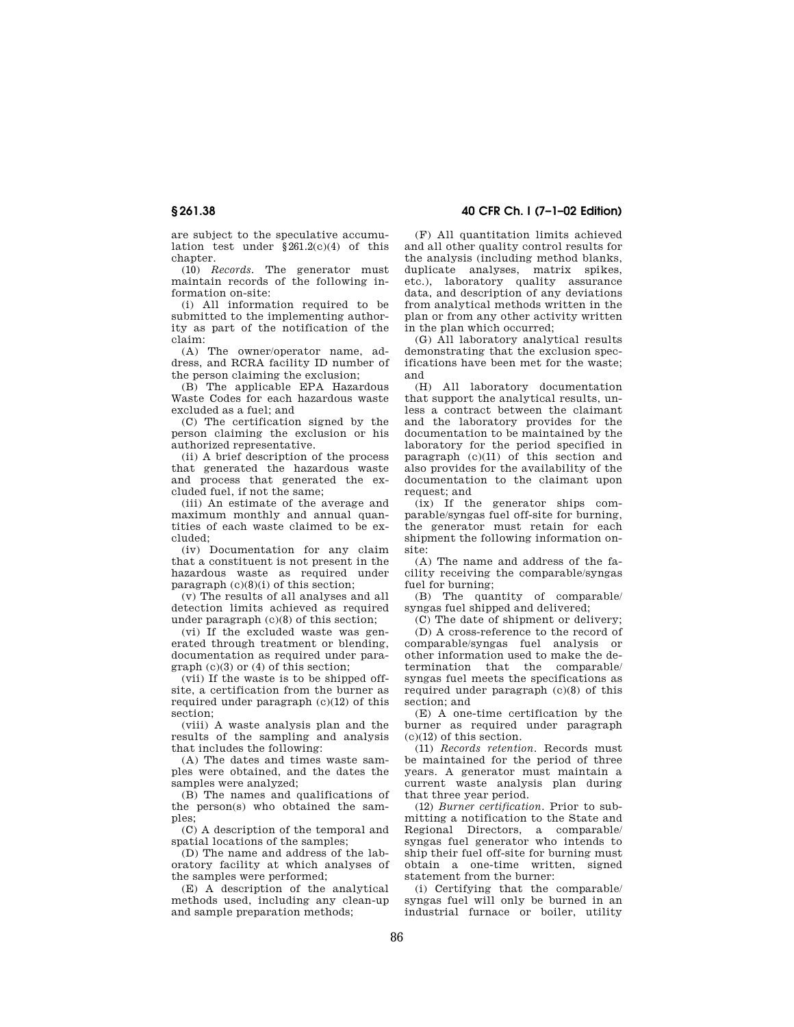are subject to the speculative accumulation test under §261.2(c)(4) of this chapter.

(10) *Records.* The generator must maintain records of the following information on-site:

(i) All information required to be submitted to the implementing authority as part of the notification of the claim:

(A) The owner/operator name, address, and RCRA facility ID number of the person claiming the exclusion;

(B) The applicable EPA Hazardous Waste Codes for each hazardous waste excluded as a fuel; and

(C) The certification signed by the person claiming the exclusion or his authorized representative.

(ii) A brief description of the process that generated the hazardous waste and process that generated the excluded fuel, if not the same;

(iii) An estimate of the average and maximum monthly and annual quantities of each waste claimed to be excluded;

(iv) Documentation for any claim that a constituent is not present in the hazardous waste as required under paragraph (c)(8)(i) of this section;

(v) The results of all analyses and all detection limits achieved as required under paragraph (c)(8) of this section;

(vi) If the excluded waste was generated through treatment or blending, documentation as required under paragraph (c)(3) or (4) of this section;

(vii) If the waste is to be shipped off-site, a certification from the burner as required under paragraph (c)(12) of this section;

(viii) A waste analysis plan and the results of the sampling and analysis that includes the following:

(A) The dates and times waste samples were obtained, and the dates the samples were analyzed;

(B) The names and qualifications of the person(s) who obtained the samples;

(C) A description of the temporal and spatial locations of the samples;

(D) The name and address of the laboratory facility at which analyses of the samples were performed;

(E) A description of the analytical methods used, including any clean-up and sample preparation methods;

(F) All quantitation limits achieved and all other quality control results for the analysis (including method blanks, duplicate analyses, matrix spikes, etc.), laboratory quality assurance data, and description of any deviations from analytical methods written in the plan or from any other activity written in the plan which occurred;

(G) All laboratory analytical results demonstrating that the exclusion specifications have been met for the waste; and

(H) All laboratory documentation that support the analytical results, unless a contract between the claimant and the laboratory provides for the documentation to be maintained by the laboratory for the period specified in paragraph (c)(11) of this section and also provides for the availability of the documentation to the claimant upon request; and

(ix) If the generator ships comparable/syngas fuel off-site for burning, the generator must retain for each shipment the following information on-site:

(A) The name and address of the facility receiving the comparable/syngas fuel for burning;

(B) The quantity of comparable/syngas fuel shipped and delivered;

(C) The date of shipment or delivery;

(D) A cross-reference to the record of comparable/syngas fuel analysis or other information used to make the determination that the comparable/syngas fuel meets the specifications as required under paragraph (c)(8) of this section; and

(E) A one-time certification by the burner as required under paragraph (c)(12) of this section.

(11) *Records retention.* Records must be maintained for the period of three years. A generator must maintain a current waste analysis plan during that three year period.

(12) *Burner certification.* Prior to submitting a notification to the State and Regional Directors, a comparable/syngas fuel generator who intends to ship their fuel off-site for burning must obtain a one-time written, signed statement from the burner:

(i) Certifying that the comparable/syngas fuel will only be burned in an industrial furnace or boiler, utility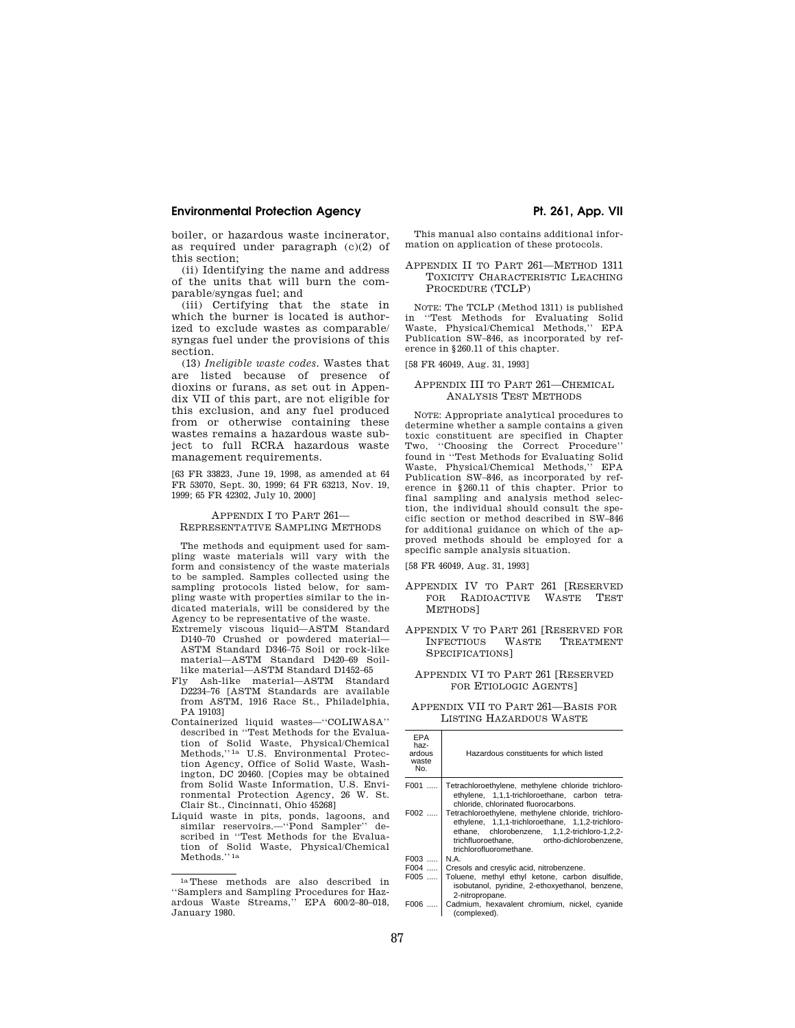boiler, or hazardous waste incinerator, as required under paragraph (c)(2) of this section;

(ii) Identifying the name and address of the units that will burn the comparable/syngas fuel; and

(iii) Certifying that the state in which the burner is located is authorized to exclude wastes as comparable/ syngas fuel under the provisions of this section.

(13) *Ineligible waste codes.* Wastes that are listed because of presence of dioxins or furans, as set out in Appendix VII of this part, are not eligible for this exclusion, and any fuel produced from or otherwise containing these wastes remains a hazardous waste subject to full RCRA hazardous waste management requirements.

[63 FR 33823, June 19, 1998, as amended at 64 FR 53070, Sept. 30, 1999; 64 FR 63213, Nov. 19, 1999; 65 FR 42302, July 10, 2000]

## APPENDIX I TO PART 261—REPRESENTATIVE SAMPLING METHODS

The methods and equipment used for sampling waste materials will vary with the form and consistency of the waste materials to be sampled. Samples collected using the sampling protocols listed below, for sampling waste with properties similar to the indicated materials, will be considered by the Agency to be representative of the waste.

Extremely viscous liquid—ASTM Standard D140–70 Crushed or powdered material—ASTM Standard D346–75 Soil or rock-like material—ASTM Standard D420–69 Soil-like material—ASTM Standard D1452–65

Fly Ash-like material—ASTM Standard D2234–76 [ASTM Standards are available from ASTM, 1916 Race St., Philadelphia, PA 19103]

Containerized liquid wastes—''COLIWASA'' described in ''Test Methods for the Evaluation of Solid Waste, Physical/Chemical Methods,''[1a] U.S. Environmental Protection Agency, Office of Solid Waste, Washington, DC 20460. [Copies may be obtained from Solid Waste Information, U.S. Environmental Protection Agency, 26 W. St. Clair St., Cincinnati, Ohio 45268]

Liquid waste in pits, ponds, lagoons, and similar reservoirs.—''Pond Sampler'' described in ''Test Methods for the Evaluation of Solid Waste, Physical/Chemical Methods.''[1a]

[1a] These methods are also described in ''Samplers and Sampling Procedures for Hazardous Waste Streams,'' EPA 600/2–80–018, January 1980.

This manual also contains additional information on application of these protocols.

## APPENDIX II TO PART 261—METHOD 1311 TOXICITY CHARACTERISTIC LEACHING PROCEDURE (TCLP)

NOTE: The TCLP (Method 1311) is published in ''Test Methods for Evaluating Solid Waste, Physical/Chemical Methods,'' EPA Publication SW–846, as incorporated by reference in §260.11 of this chapter.

[58 FR 46049, Aug. 31, 1993]

## APPENDIX III TO PART 261—CHEMICAL ANALYSIS TEST METHODS

NOTE: Appropriate analytical procedures to determine whether a sample contains a given toxic constituent are specified in Chapter Two, ''Choosing the Correct Procedure'' found in ''Test Methods for Evaluating Solid Waste, Physical/Chemical Methods,'' EPA Publication SW–846, as incorporated by reference in §260.11 of this chapter. Prior to final sampling and analysis method selection, the individual should consult the specific section or method described in SW–846 for additional guidance on which of the approved methods should be employed for a specific sample analysis situation.

[58 FR 46049, Aug. 31, 1993]

## APPENDIX IV TO PART 261 [RESERVED FOR RADIOACTIVE WASTE TEST METHODS]

## APPENDIX V TO PART 261 [RESERVED FOR INFECTIOUS WASTE TREATMENT SPECIFICATIONS]

## APPENDIX VI TO PART 261 [RESERVED FOR ETIOLOGIC AGENTS]

## APPENDIX VII TO PART 261—BASIS FOR LISTING HAZARDOUS WASTE

| EPA hazardous waste No. | Hazardous constituents for which listed |
|---|---|
| F001 | Tetrachloroethylene, methylene chloride trichloroethylene, 1,1,1-trichloroethane, carbon tetrachloride, chlorinated fluorocarbons. |
| F002 | Tetrachloroethylene, methylene chloride, trichloroethylene, 1,1,1-trichloroethane, 1,1,2-trichloroethane, chlorobenzene, 1,1,2-trichloro-1,2,2-trichfluoroethane, ortho-dichlorobenzene, trichlorofluoromethane. |
| F003 | N.A. |
| F004 | Cresols and cresylic acid, nitrobenzene. |
| F005 | Toluene, methyl ethyl ketone, carbon disulfide, isobutanol, pyridine, 2-ethoxyethanol, benzene, 2-nitropropane. |
| F006 | Cadmium, hexavalent chromium, nickel, cyanide (complexed). |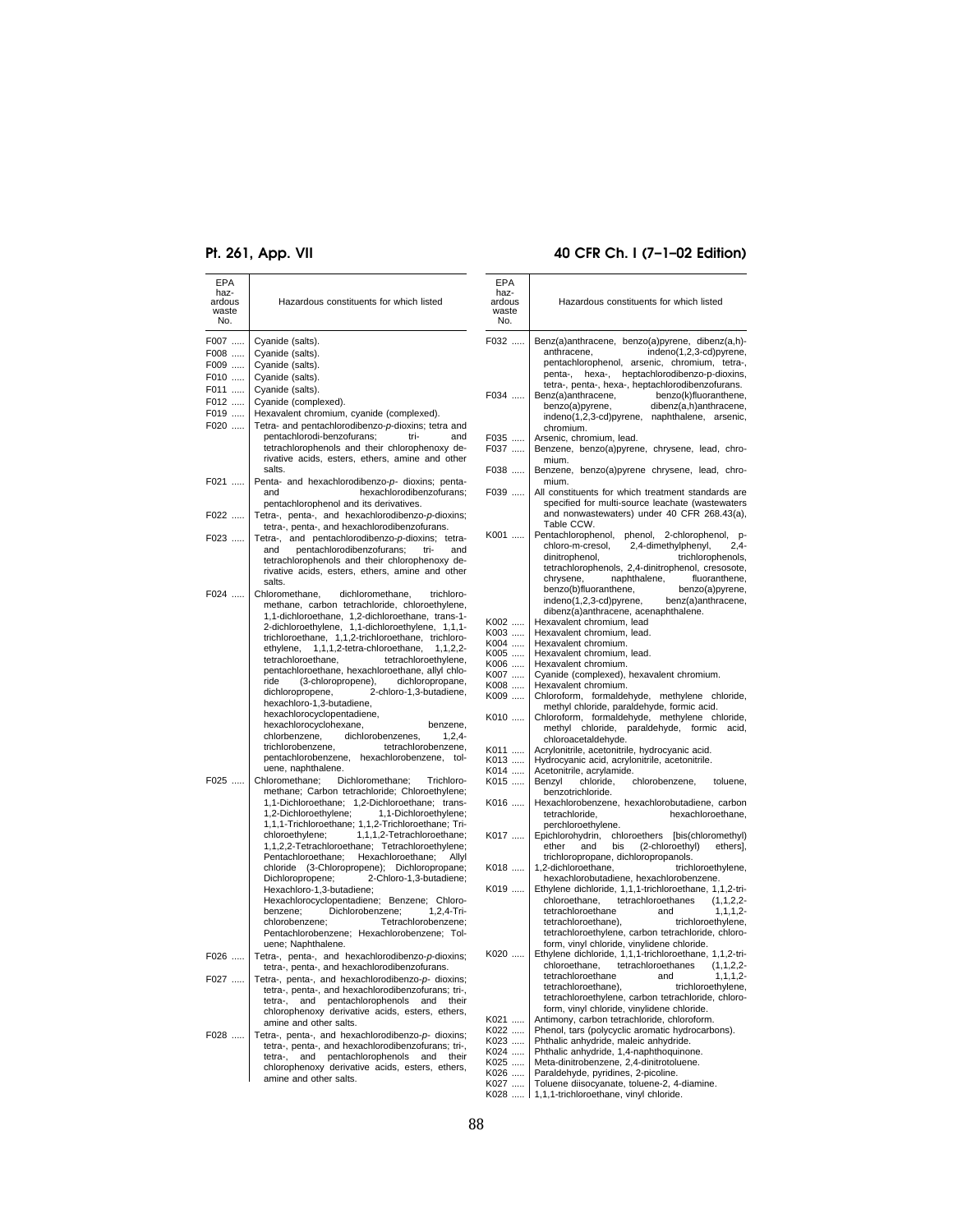| EPA hazardous waste No. | Hazardous constituents for which listed |
|---|---|
| F007 | Cyanide (salts). |
| F008 | Cyanide (salts). |
| F009 | Cyanide (salts). |
| F010 | Cyanide (salts). |
| F011 | Cyanide (salts). |
| F012 | Cyanide (complexed). |
| F019 | Hexavalent chromium, cyanide (complexed). |
| F020 | Tetra- and pentachlorodibenzo-*p*-dioxins; tetra and pentachlorodi-benzofurans; tri- and tetrachlorophenols and their chlorophenoxy derivative acids, esters, ethers, amine and other salts. |
| F021 | Penta- and hexachlorodibenzo-*p*- dioxins; penta- and hexachlorodibenzofurans; pentachlorophenol and its derivatives. |
| F022 | Tetra-, penta-, and hexachlorodibenzo-*p*-dioxins; tetra-, penta-, and hexachlorodibenzofurans. |
| F023 | Tetra-, and pentachlorodibenzo-*p*-dioxins; tetra- and pentachlorodibenzofurans; tri- and tetrachlorophenols and their chlorophenoxy derivative acids, esters, ethers, amine and other salts. |
| F024 | Chloromethane, dichloromethane, trichloromethane, carbon tetrachloride, chloroethylene, 1,1-dichloroethane, 1,2-dichloroethane, trans-1-2-dichloroethylene, 1,1-dichloroethylene, 1,1,1-trichloroethane, 1,1,2-trichloroethane, trichloroethylene, 1,1,1,2-tetra-chloroethane, 1,1,2,2-tetrachloroethane, tetrachloroethylene, pentachloroethane, hexachloroethane, allyl chloride (3-chloropropene), dichloropropane, dichloropropene, 2-chloro-1,3-butadiene, hexachloro-1,3-butadiene, hexachlorocyclopentadiene, hexachlorocyclohexane, benzene, chlorbenzene, dichlorobenzenes, 1,2,4-trichlorobenzene, tetrachlorobenzene, pentachlorobenzene, hexachlorobenzene, toluene, naphthalene. |
| F025 | Chloromethane; Dichloromethane; Trichloromethane; Carbon tetrachloride; Chloroethylene; 1,1-Dichloroethane; 1,2-Dichloroethane; trans-1,2-Dichloroethylene; 1,1-Dichloroethylene; 1,1,1-Trichloroethane; 1,1,2-Trichloroethane; Trichloroethylene; 1,1,1,2-Tetrachloroethane; 1,1,2,2-Tetrachloroethane; Tetrachloroethylene; Pentachloroethane; Hexachloroethane; Allyl chloride (3-Chloropropene); Dichloropropane; Dichloropropene; 2-Chloro-1,3-butadiene; Hexachloro-1,3-butadiene; Hexachlorocyclopentadiene; Benzene; Chlorobenzene; Dichlorobenzene; 1,2,4-Trichlorobenzene; Tetrachlorobenzene; Pentachlorobenzene; Hexachlorobenzene; Toluene; Naphthalene. |
| F026 | Tetra-, penta-, and hexachlorodibenzo-*p*-dioxins; tetra-, penta-, and hexachlorodibenzofurans. |
| F027 | Tetra-, penta-, and hexachlorodibenzo-*p*- dioxins; tetra-, penta-, and hexachlorodibenzofurans; tri-, tetra-, and pentachlorophenols and their chlorophenoxy derivative acids, esters, ethers, amine and other salts. |
| F028 | Tetra-, penta-, and hexachlorodibenzo-*p*- dioxins; tetra-, penta-, and hexachlorodibenzofurans; tri-, tetra-, and pentachlorophenols and their chlorophenoxy derivative acids, esters, ethers, amine and other salts. |
| F032 | Benz(a)anthracene, benzo(a)pyrene, dibenz(a,h)-anthracene, indeno(1,2,3-cd)pyrene, pentachlorophenol, arsenic, chromium, tetra-, penta-, hexa-, heptachlorodibenzo-p-dioxins, tetra-, penta-, hexa-, heptachlorodibenzofurans. |
| F034 | Benz(a)anthracene, benzo(k)fluoranthene, benzo(a)pyrene, dibenz(a,h)anthracene, indeno(1,2,3-cd)pyrene, naphthalene, arsenic, chromium. |
| F035 | Arsenic, chromium, lead. |
| F037 | Benzene, benzo(a)pyrene, chrysene, lead, chromium. |
| F038 | Benzene, benzo(a)pyrene chrysene, lead, chromium. |
| F039 | All constituents for which treatment standards are specified for multi-source leachate (wastewaters and nonwastewaters) under 40 CFR 268.43(a), Table CCW. |
| K001 | Pentachlorophenol, phenol, 2-chlorophenol, p-chloro-m-cresol, 2,4-dimethylphenyl, 2,4-dinitrophenol, trichlorophenols, tetrachlorophenols, 2,4-dinitrophenol, cresosote, chrysene, naphthalene, fluoranthene, benzo(b)fluoranthene, benzo(a)pyrene, indeno(1,2,3-cd)pyrene, benz(a)anthracene, dibenz(a)anthracene, acenaphthalene. |
| K002 | Hexavalent chromium, lead |
| K003 | Hexavalent chromium, lead. |
| K004 | Hexavalent chromium. |
| K005 | Hexavalent chromium, lead. |
| K006 | Hexavalent chromium. |
| K007 | Cyanide (complexed), hexavalent chromium. |
| K008 | Hexavalent chromium. |
| K009 | Chloroform, formaldehyde, methylene chloride, methyl chloride, paraldehyde, formic acid. |
| K010 | Chloroform, formaldehyde, methylene chloride, methyl chloride, paraldehyde, formic acid, chloroacetaldehyde. |
| K011 | Acrylonitrile, acetonitrile, hydrocyanic acid. |
| K013 | Hydrocyanic acid, acrylonitrile, acetonitrile. |
| K014 | Acetonitrile, acrylamide. |
| K015 | Benzyl chloride, chlorobenzene, toluene, benzotrichloride. |
| K016 | Hexachlorobenzene, hexachlorobutadiene, carbon tetrachloride, hexachloroethane, perchloroethylene. |
| K017 | Epichlorohydrin, chloroethers [bis(chloromethyl) ether and bis (2-chloroethyl) ethers], trichloropropane, dichloropropanols. |
| K018 | 1,2-dichloroethane, trichloroethylene, hexachlorobutadiene, hexachlorobenzene. |
| K019 | Ethylene dichloride, 1,1,1-trichloroethane, 1,1,2-trichloroethane, tetrachloroethanes (1,1,2,2-tetrachloroethane and 1,1,1,2-tetrachloroethane), trichloroethylene, tetrachloroethylene, carbon tetrachloride, chloroform, vinyl chloride, vinylidene chloride. |
| K020 | Ethylene dichloride, 1,1,1-trichloroethane, 1,1,2-trichloroethane, tetrachloroethanes (1,1,2,2-tetrachloroethane and 1,1,1,2-tetrachloroethane), trichloroethylene, tetrachloroethylene, carbon tetrachloride, chloroform, vinyl chloride, vinylidene chloride. |
| K021 | Antimony, carbon tetrachloride, chloroform. |
| K022 | Phenol, tars (polycyclic aromatic hydrocarbons). |
| K023 | Phthalic anhydride, maleic anhydride. |
| K024 | Phthalic anhydride, 1,4-naphthoquinone. |
| K025 | Meta-dinitrobenzene, 2,4-dinitrotoluene. |
| K026 | Paraldehyde, pyridines, 2-picoline. |
| K027 | Toluene diisocyanate, toluene-2, 4-diamine. |
| K028 | 1,1,1-trichloroethane, vinyl chloride. |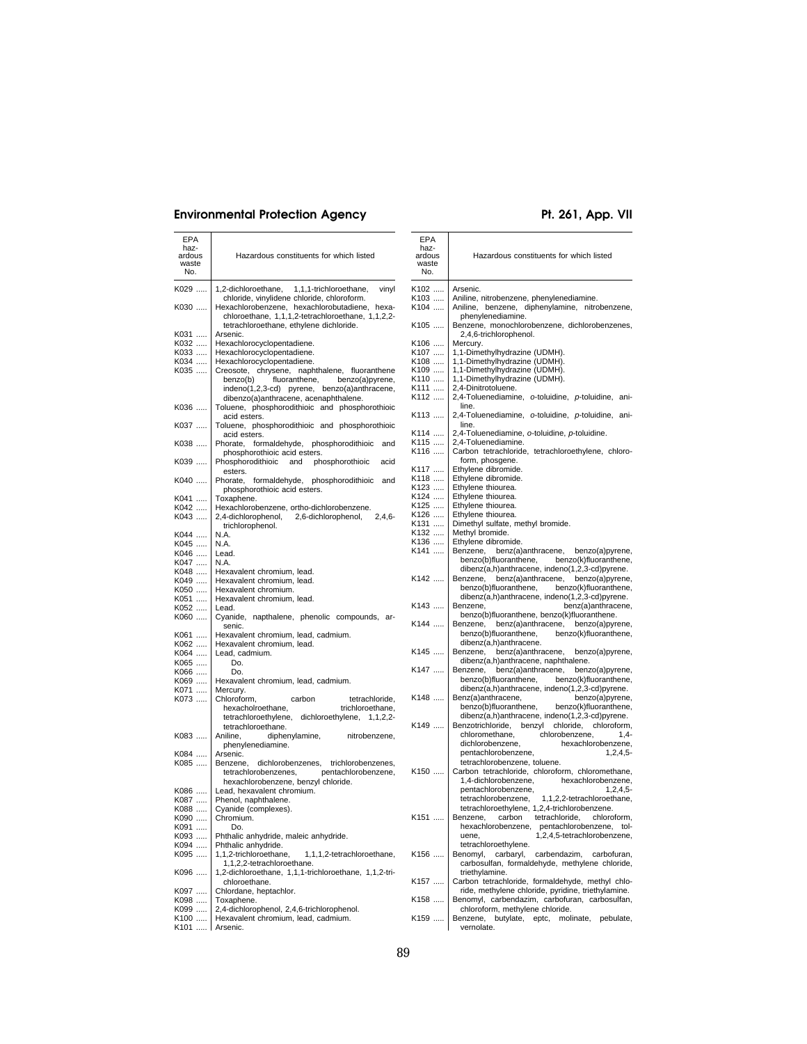| EPA hazardous waste No. | Hazardous constituents for which listed |
|---|---|
| K029 | 1,2-dichloroethane, 1,1,1-trichloroethane, vinyl chloride, vinylidene chloride, chloroform. |
| K030 | Hexachlorobenzene, hexachlorobutadiene, hexachloroethane, 1,1,1,2-tetrachloroethane, 1,1,2,2-tetrachloroethane, ethylene dichloride. |
| K031 | Arsenic. |
| K032 | Hexachlorocyclopentadiene. |
| K033 | Hexachlorocyclopentadiene. |
| K034 | Hexachlorocyclopentadiene. |
| K035 | Creosote, chrysene, naphthalene, fluoranthene benzo(b) fluoranthene, benzo(a)pyrene, indeno(1,2,3-cd) pyrene, benzo(a)anthracene, dibenzo(a)anthracene, acenaphthalene. |
| K036 | Toluene, phosphorodithioic and phosphorothioic acid esters. |
| K037 | Toluene, phosphorodithioic and phosphorothioic acid esters. |
| K038 | Phorate, formaldehyde, phosphorodithioic and phosphorothioic acid esters. |
| K039 | Phosphorodithioic and phosphorothioic acid esters. |
| K040 | Phorate, formaldehyde, phosphorodithioic and phosphorothioic acid esters. |
| K041 | Toxaphene. |
| K042 | Hexachlorobenzene, ortho-dichlorobenzene. |
| K043 | 2,4-dichlorophenol, 2,6-dichlorophenol, 2,4,6-trichlorophenol. |
| K044 | N.A. |
| K045 | N.A. |
| K046 | Lead. |
| K047 | N.A. |
| K048 | Hexavalent chromium, lead. |
| K049 | Hexavalent chromium, lead. |
| K050 | Hexavalent chromium. |
| K051 | Hexavalent chromium, lead. |
| K052 | Lead. |
| K060 | Cyanide, napthalene, phenolic compounds, arsenic. |
| K061 | Hexavalent chromium, lead, cadmium. |
| K062 | Hexavalent chromium, lead. |
| K064 | Lead, cadmium. |
| K065 | Do. |
| K066 | Do. |
| K069 | Hexavalent chromium, lead, cadmium. |
| K071 | Mercury. |
| K073 | Chloroform, carbon tetrachloride, hexacholroethane, trichloroethane, tetrachloroethylene, dichloroethylene, 1,1,2,2-tetrachloroethane. |
| K083 | Aniline, diphenylamine, nitrobenzene, phenylenediamine. |
| K084 | Arsenic. |
| K085 | Benzene, dichlorobenzenes, trichlorobenzenes, tetrachlorobenzenes, pentachlorobenzene, hexachlorobenzene, benzyl chloride. |
| K086 | Lead, hexavalent chromium. |
| K087 | Phenol, naphthalene. |
| K088 | Cyanide (complexes). |
| K090 | Chromium. |
| K091 | Do. |
| K093 | Phthalic anhydride, maleic anhydride. |
| K094 | Phthalic anhydride. |
| K095 | 1,1,2-trichloroethane, 1,1,1,2-tetrachloroethane, 1,1,2,2-tetrachloroethane. |
| K096 | 1,2-dichloroethane, 1,1,1-trichloroethane, 1,1,2-trichloroethane. |
| K097 | Chlordane, heptachlor. |
| K098 | Toxaphene. |
| K099 | 2,4-dichlorophenol, 2,4,6-trichlorophenol. |
| K100 | Hexavalent chromium, lead, cadmium. |
| K101 | Arsenic. |
| K102 | Arsenic. |
| K103 | Aniline, nitrobenzene, phenylenediamine. |
| K104 | Aniline, benzene, diphenylamine, nitrobenzene, phenylenediamine. |
| K105 | Benzene, monochlorobenzene, dichlorobenzenes, 2,4,6-trichlorophenol. |
| K106 | Mercury. |
| K107 | 1,1-Dimethylhydrazine (UDMH). |
| K108 | 1,1-Dimethylhydrazine (UDMH). |
| K109 | 1,1-Dimethylhydrazine (UDMH). |
| K110 | 1,1-Dimethylhydrazine (UDMH). |
| K111 | 2,4-Dinitrotoluene. |
| K112 | 2,4-Toluenediamine, *o*-toluidine, *p*-toluidine, aniline. |
| K113 | 2,4-Toluenediamine, *o*-toluidine, *p*-toluidine, aniline. |
| K114 | 2,4-Toluenediamine, *o*-toluidine, *p*-toluidine. |
| K115 | 2,4-Toluenediamine. |
| K116 | Carbon tetrachloride, tetrachloroethylene, chloroform, phosgene. |
| K117 | Ethylene dibromide. |
| K118 | Ethylene dibromide. |
| K123 | Ethylene thiourea. |
| K124 | Ethylene thiourea. |
| K125 | Ethylene thiourea. |
| K126 | Ethylene thiourea. |
| K131 | Dimethyl sulfate, methyl bromide. |
| K132 | Methyl bromide. |
| K136 | Ethylene dibromide. |
| K141 | Benzene, benz(a)anthracene, benzo(a)pyrene, benzo(b)fluoranthene, benzo(k)fluoranthene, dibenz(a,h)anthracene, indeno(1,2,3-cd)pyrene. |
| K142 | Benzene, benz(a)anthracene, benzo(a)pyrene, benzo(b)fluoranthene, benzo(k)fluoranthene, dibenz(a,h)anthracene, indeno(1,2,3-cd)pyrene. |
| K143 | Benzene, benz(a)anthracene, benzo(b)fluoranthene, benzo(k)fluoranthene. |
| K144 | Benzene, benz(a)anthracene, benzo(a)pyrene, benzo(b)fluoranthene, benzo(k)fluoranthene, dibenz(a,h)anthracene. |
| K145 | Benzene, benz(a)anthracene, benzo(a)pyrene, dibenz(a,h)anthracene, naphthalene. |
| K147 | Benzene, benz(a)anthracene, benzo(a)pyrene, benzo(b)fluoranthene, benzo(k)fluoranthene, dibenz(a,h)anthracene, indeno(1,2,3-cd)pyrene. |
| K148 | Benz(a)anthracene, benzo(a)pyrene, benzo(b)fluoranthene, benzo(k)fluoranthene, dibenz(a,h)anthracene, indeno(1,2,3-cd)pyrene. |
| K149 | Benzotrichloride, benzyl chloride, chloroform, chloromethane, chlorobenzene, 1,4-dichlorobenzene, hexachlorobenzene, pentachlorobenzene, 1,2,4,5-tetrachlorobenzene, toluene. |
| K150 | Carbon tetrachloride, chloroform, chloromethane, 1,4-dichlorobenzene, hexachlorobenzene, pentachlorobenzene, 1,2,4,5-tetrachlorobenzene, 1,1,2,2-tetrachloroethane, tetrachloroethylene, 1,2,4-trichlorobenzene. |
| K151 | Benzene, carbon tetrachloride, chloroform, hexachlorobenzene, pentachlorobenzene, toluene, 1,2,4,5-tetrachlorobenzene, tetrachloroethylene. |
| K156 | Benomyl, carbaryl, carbendazim, carbofuran, carbosulfan, formaldehyde, methylene chloride, triethylamine. |
| K157 | Carbon tetrachloride, formaldehyde, methyl chloride, methylene chloride, pyridine, triethylamine. |
| K158 | Benomyl, carbendazim, carbofuran, carbosulfan, chloroform, methylene chloride. |
| K159 | Benzene, butylate, eptc, molinate, pebulate, vernolate. |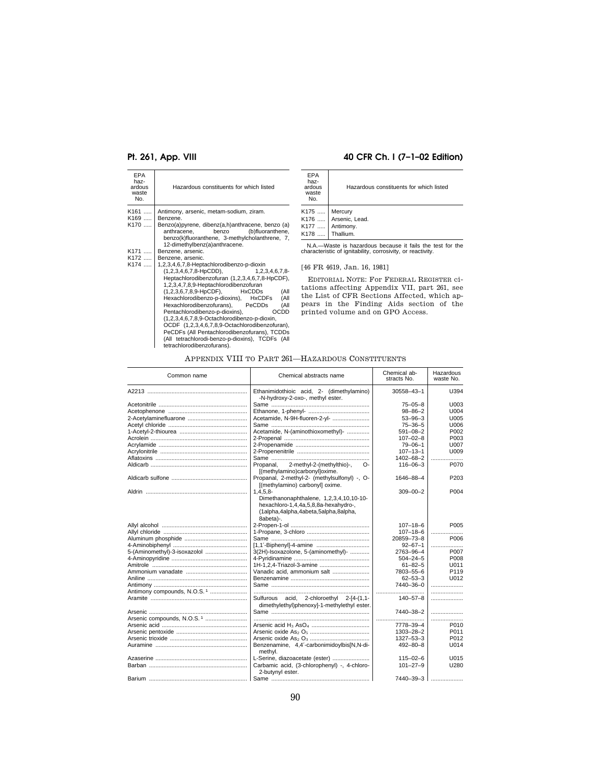| EPA hazardous waste No. | Hazardous constituents for which listed |
|---|---|
| K161 | Antimony, arsenic, metam-sodium, ziram. |
| K169 | Benzene. |
| K170 | Benzo(a)pyrene, dibenz(a,h)anthracene, benzo (a) anthracene, benzo (b)fluoranthene, benzo(k)fluoranthene, 3-methylcholanthrene, 7, 12-dimethylbenz(a)anthracene. |
| K171 | Benzene, arsenic. |
| K172 | Benzene, arsenic. |
| K174 | 1,2,3,4,6,7,8-Heptachlorodibenzo-p-dioxin (1,2,3,4,6,7,8-HpCDD), 1,2,3,4,6,7,8-Heptachlorodibenzofuran (1,2,3,4,6,7,8-HpCDF), 1,2,3,4,7,8,9-Heptachlorodibenzofuran (1,2,3,6,7,8,9-HpCDF), HxCDDs (All Hexachlorodibenzo-p-dioxins), HxCDFs (All Hexachlorodibenzofurans), PeCDDs (All Pentachlorodibenzo-p-dioxins), OCDD (1,2,3,4,6,7,8,9-Octachlorodibenzo-p-dioxin, OCDF (1,2,3,4,6,7,8,9-Octachlorodibenzofuran), PeCDFs (All Pentachlorodibenzofurans), TCDDs (All tetrachlorodi-benzo-p-dioxins), TCDFs (All tetrachlorodibenzofurans). |
| K175 | Mercury |
| K176 | Arsenic, Lead. |
| K177 | Antimony. |
| K178 | Thallium. |

N.A.—Waste is hazardous because it fails the test for the characteristic of ignitability, corrosivity, or reactivity.

[46 FR 4619, Jan. 16, 1981]

EDITORIAL NOTE: For FEDERAL REGISTER citations affecting Appendix VII, part 261, see the List of CFR Sections Affected, which appears in the Finding Aids section of the printed volume and on GPO Access.

## APPENDIX VIII TO PART 261—HAZARDOUS CONSTITUENTS

| Common name | Chemical abstracts name | Chemical abstracts No. | Hazardous waste No. |
|---|---|---|---|
| A2213 | Ethanimidothioic acid, 2- (dimethylamino) -N-hydroxy-2-oxo-, methyl ester. | 30558–43–1 | U394 |
| Acetonitrile | Same | 75–05–8 | U003 |
| Acetophenone | Ethanone, 1-phenyl- | 98–86–2 | U004 |
| 2-Acetylaminefluarone | Acetamide, N-9H-fluoren-2-yl- | 53–96–3 | U005 |
| Acetyl chloride | Same | 75–36–5 | U006 |
| 1-Acetyl-2-thiourea | Acetamide, N-(aminothioxomethyl)- | 591–08–2 | P002 |
| Acrolein | 2-Propenal | 107–02–8 | P003 |
| Acrylamide | 2-Propenamide | 79–06–1 | U007 |
| Acrylonitrile | 2-Propenenitrile | 107–13–1 | U009 |
| Aflatoxins | Same | 1402–68–2 | |
| Aldicarb | Propanal, 2-methyl-2-(methylthio)-, O-[(methylamino)carbonyl]oxime. | 116–06–3 | P070 |
| Aldicarb sulfone | Propanal, 2-methyl-2- (methylsulfonyl) -, O-[(methylamino) carbonyl] oxime. | 1646–88–4 | P203 |
| Aldrin | 1,4,5,8-Dimethanonaphthalene, 1,2,3,4,10,10-10-hexachloro-1,4,4a,5,8,8a-hexahydro-, (1alpha,4alpha,4abeta,5alpha,8alpha, 8abeta)-. | 309–00–2 | P004 |
| Allyl alcohol | 2-Propen-1-ol | 107–18–6 | P005 |
| Allyl chloride | 1-Propane, 3-chloro | 107–18–6 | |
| Aluminum phosphide | Same | 20859–73–8 | P006 |
| 4-Aminobiphenyl | [1,1′-Biphenyl]-4-amine | 92–67–1 | |
| 5-(Aminomethyl)-3-isoxazolol | 3(2H)-Isoxazolone, 5-(aminomethyl)- | 2763–96–4 | P007 |
| 4-Aminopyridine | 4-Pyridinamine | 504–24–5 | P008 |
| Amitrole | 1H-1,2,4-Triazol-3-amine | 61–82–5 | U011 |
| Ammonium vanadate | Vanadic acid, ammonium salt | 7803–55–6 | P119 |
| Aniline | Benzenamine | 62–53–3 | U012 |
| Antimony | Same | 7440–36–0 | |
| Antimony compounds, N.O.S.[1] | | | |
| Aramite | Sulfurous acid, 2-chloroethyl 2-[4-(1,1-dimethylethyl)phenoxy]-1-methylethyl ester. | 140–57–8 | |
| Arsenic | Same | 7440–38–2 | |
| Arsenic compounds, N.O.S.[1] | | | |
| Arsenic acid | Arsenic acid $H_3AsO_4$ | 7778–39–4 | P010 |
| Arsenic pentoxide | Arsenic oxide $As_2O_5$ | 1303–28–2 | P011 |
| Arsenic trioxide | Arsenic oxide $As_2O_3$ | 1327–53–3 | P012 |
| Auramine | Benzenamine, 4,4′-carbonimidoylbis[N,N-dimethyl. | 492–80–8 | U014 |
| Azaserine | L-Serine, diazoacetate (ester) | 115–02–6 | U015 |
| Barban | Carbamic acid, (3-chlorophenyl) -, 4-chloro-2-butynyl ester. | 101–27–9 | U280 |
| Barium | Same | 7440–39–3 | |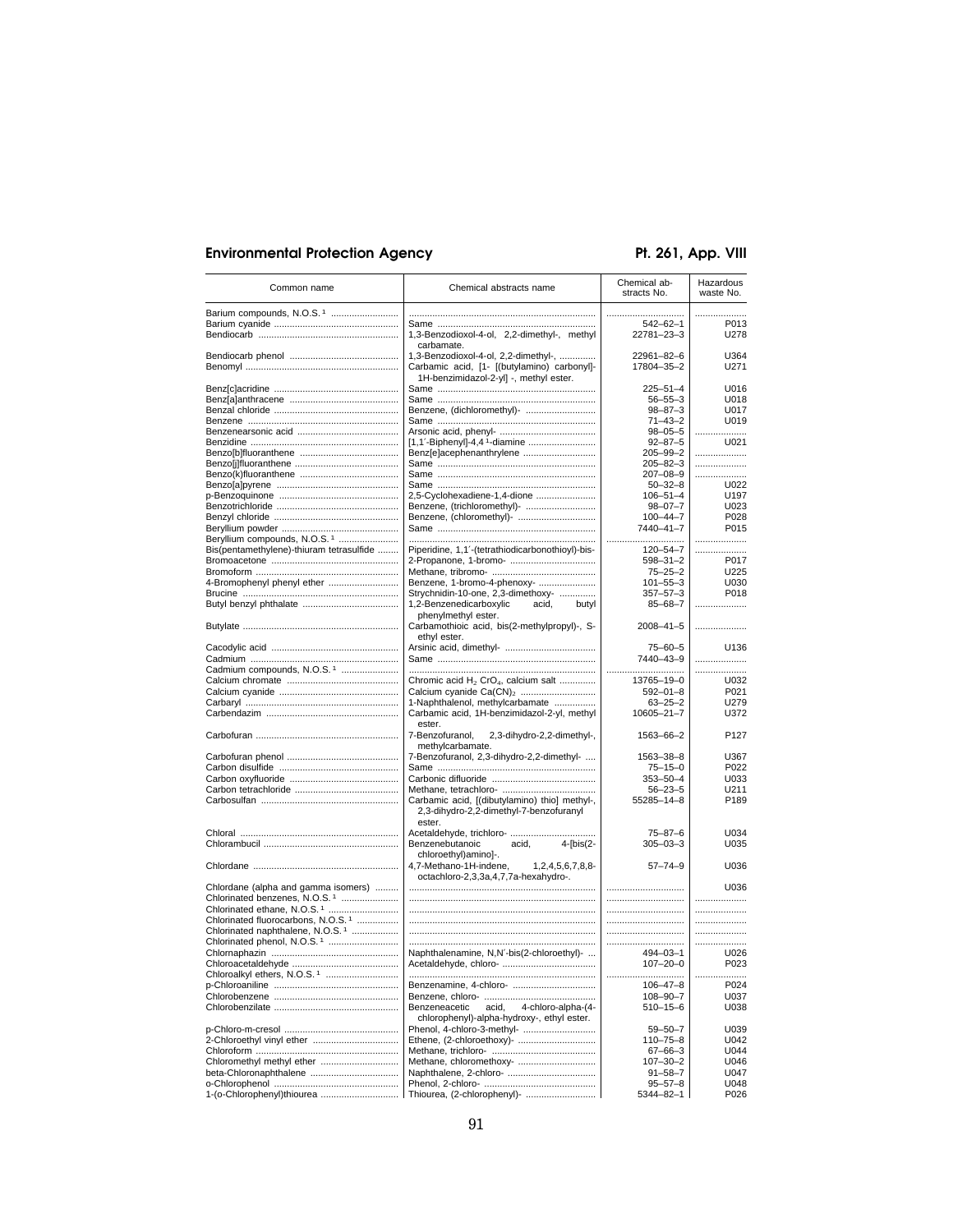| Common name | Chemical abstracts name | Chemical abstracts No. | Hazardous waste No. |
|---|---|---|---|
| Barium compounds, N.O.S. [1] | ........................ | ........................ | ........................ |
| Barium cyanide | Same | 542–62–1 | P013 |
| Bendiocarb | 1,3-Benzodioxol-4-ol, 2,2-dimethyl-, methyl carbamate. | 22781–23–3 | U278 |
| Bendiocarb phenol | 1,3-Benzodioxol-4-ol, 2,2-dimethyl-, | 22961–82–6 | U364 |
| Benomyl | Carbamic acid, [1- [(butylamino) carbonyl]-1H-benzimidazol-2-yl] -, methyl ester. | 17804–35–2 | U271 |
| Benz[c]acridine | Same | 225–51–4 | U016 |
| Benz[a]anthracene | Same | 56–55–3 | U018 |
| Benzal chloride | Benzene, (dichloromethyl)- | 98–87–3 | U017 |
| Benzene | Same | 71–43–2 | U019 |
| Benzenearsonic acid | Arsonic acid, phenyl- | 98–05–5 | ........................ |
| Benzidine | [1,1′-Biphenyl]-4,4′-diamine | 92–87–5 | U021 |
| Benzo[b]fluoranthene | Benz[e]acephenanthrylene | 205–99–2 | ........................ |
| Benzo[j]fluoranthene | Same | 205–82–3 | ........................ |
| Benzo(k)fluoranthene | Same | 207–08–9 | ........................ |
| Benzo[a]pyrene | Same | 50–32–8 | U022 |
| p-Benzoquinone | 2,5-Cyclohexadiene-1,4-dione | 106–51–4 | U197 |
| Benzotrichloride | Benzene, (trichloromethyl)- | 98–07–7 | U023 |
| Benzyl chloride | Benzene, (chloromethyl)- | 100–44–7 | P028 |
| Beryllium powder | Same | 7440–41–7 | P015 |
| Beryllium compounds, N.O.S. [1] | ........................ | ........................ | ........................ |
| Bis(pentamethylene)-thiuram tetrasulfide | Piperidine, 1,1′-(tetrathiodicarbonothioyl)-bis- | 120–54–7 | ........................ |
| Bromoacetone | 2-Propanone, 1-bromo- | 598–31–2 | P017 |
| Bromoform | Methane, tribromo- | 75–25–2 | U225 |
| 4-Bromophenyl phenyl ether | Benzene, 1-bromo-4-phenoxy- | 101–55–3 | U030 |
| Brucine | Strychnidin-10-one, 2,3-dimethoxy- | 357–57–3 | P018 |
| Butyl benzyl phthalate | 1,2-Benzenedicarboxylic acid, butyl phenylmethyl ester. | 85–68–7 | ........................ |
| Butylate | Carbamothioic acid, bis(2-methylpropyl)-, S-ethyl ester. | 2008–41–5 | ........................ |
| Cacodylic acid | Arsinic acid, dimethyl- | 75–60–5 | U136 |
| Cadmium | Same | 7440–43–9 | ........................ |
| Cadmium compounds, N.O.S. [1] | ........................ | ........................ | ........................ |
| Calcium chromate | Chromic acid $H_2$ $CrO_4$, calcium salt | 13765–19–0 | U032 |
| Calcium cyanide | Calcium cyanide $Ca(CN)_2$ | 592–01–8 | P021 |
| Carbaryl | 1-Naphthalenol, methylcarbamate | 63–25–2 | U279 |
| Carbendazim | Carbamic acid, 1H-benzimidazol-2-yl, methyl ester. | 10605–21–7 | U372 |
| Carbofuran | 7-Benzofuranol, 2,3-dihydro-2,2-dimethyl-, methylcarbamate. | 1563–66–2 | P127 |
| Carbofuran phenol | 7-Benzofuranol, 2,3-dihydro-2,2-dimethyl- | 1563–38–8 | U367 |
| Carbon disulfide | Same | 75–15–0 | P022 |
| Carbon oxyfluoride | Carbonic difluoride | 353–50–4 | U033 |
| Carbon tetrachloride | Methane, tetrachloro- | 56–23–5 | U211 |
| Carbosulfan | Carbamic acid, [(dibutylamino) thio] methyl-, 2,3-dihydro-2,2-dimethyl-7-benzofuranyl ester. | 55285–14–8 | P189 |
| Chloral | Acetaldehyde, trichloro- | 75–87–6 | U034 |
| Chlorambucil | Benzenebutanoic acid, 4-[bis(2-chloroethyl)amino]-. | 305–03–3 | U035 |
| Chlordane | 4,7-Methano-1H-indene, 1,2,4,5,6,7,8,8-octachloro-2,3,3a,4,7,7a-hexahydro-. | 57–74–9 | U036 |
| Chlordane (alpha and gamma isomers) | ........................ | ........................ | U036 |
| Chlorinated benzenes, N.O.S. [1] | ........................ | ........................ | ........................ |
| Chlorinated ethane, N.O.S. [1] | ........................ | ........................ | ........................ |
| Chlorinated fluorocarbons, N.O.S. [1] | ........................ | ........................ | ........................ |
| Chlorinated naphthalene, N.O.S. [1] | ........................ | ........................ | ........................ |
| Chlorinated phenol, N.O.S. [1] | ........................ | ........................ | ........................ |
| Chlornaphazin | Naphthalenamine, N,N′-bis(2-chloroethyl)- | 494–03–1 | U026 |
| Chloroacetaldehyde | Acetaldehyde, chloro- | 107–20–0 | P023 |
| Chloroalkyl ethers, N.O.S. [1] | ........................ | ........................ | ........................ |
| p-Chloroaniline | Benzenamine, 4-chloro- | 106–47–8 | P024 |
| Chlorobenzene | Benzene, chloro- | 108–90–7 | U037 |
| Chlorobenzilate | Benzeneacetic acid, 4-chloro-alpha-(4-chlorophenyl)-alpha-hydroxy-, ethyl ester. | 510–15–6 | U038 |
| p-Chloro-m-cresol | Phenol, 4-chloro-3-methyl- | 59–50–7 | U039 |
| 2-Chloroethyl vinyl ether | Ethene, (2-chloroethoxy)- | 110–75–8 | U042 |
| Chloroform | Methane, trichloro- | 67–66–3 | U044 |
| Chloromethyl methyl ether | Methane, chloromethoxy- | 107–30–2 | U046 |
| beta-Chloronaphthalene | Naphthalene, 2-chloro- | 91–58–7 | U047 |
| o-Chlorophenol | Phenol, 2-chloro- | 95–57–8 | U048 |
| 1-(o-Chlorophenyl)thiourea | Thiourea, (2-chlorophenyl)- | 5344–82–1 | P026 |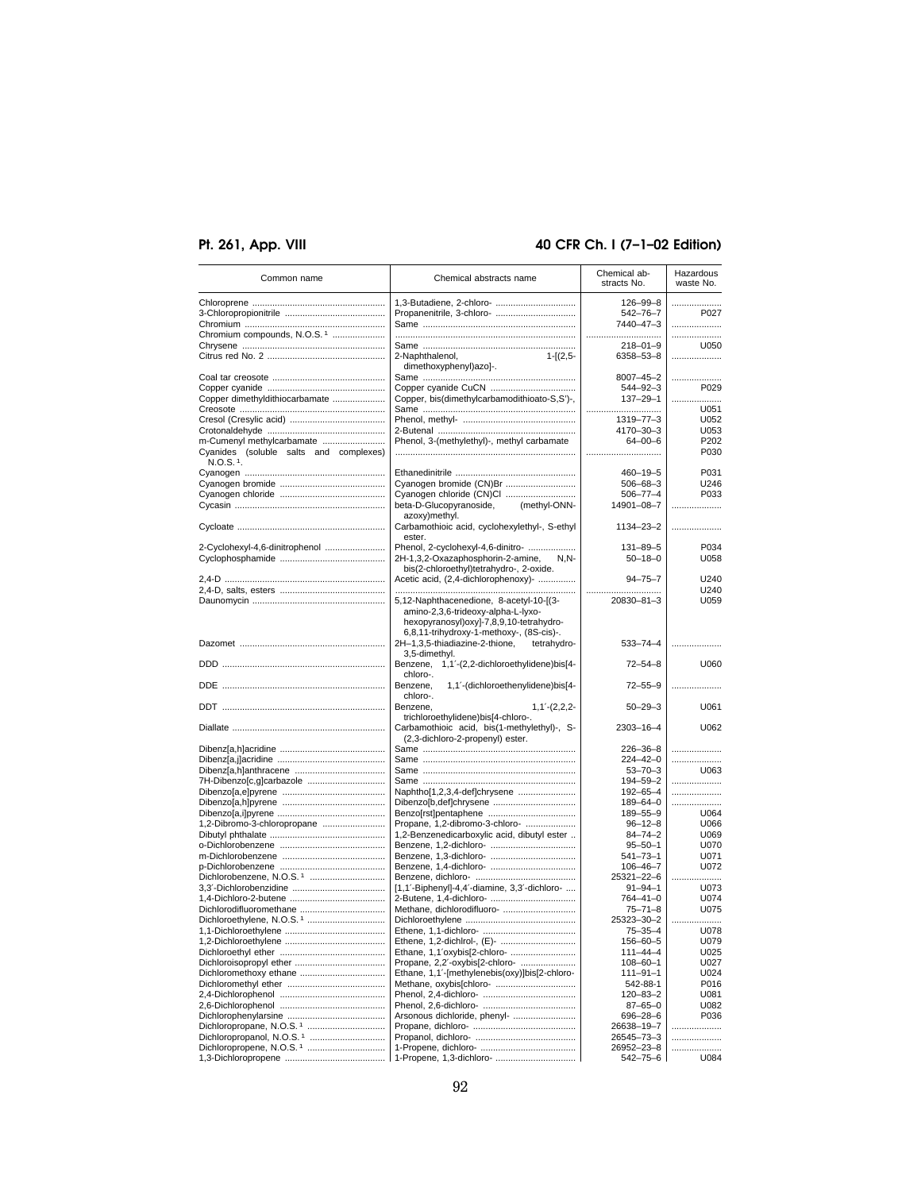| Common name | Chemical abstracts name | Chemical abstracts No. | Hazardous waste No. |
|---|---|---|---|
| Chloroprene | 1,3-Butadiene, 2-chloro- | 126–99–8 | |
| 3-Chloropropionitrile | Propanenitrile, 3-chloro- | 542–76–7 | P027 |
| Chromium | Same | 7440–47–3 | |
| Chromium compounds, N.O.S. [1] | | | |
| Chrysene | Same | 218–01–9 | U050 |
| Citrus red No. 2 | 2-Naphthalenol, 1-[(2,5-dimethoxyphenyl)azo]-. | 6358–53–8 | |
| Coal tar creosote | Same | 8007–45–2 | |
| Copper cyanide | Copper cyanide CuCN | 544–92–3 | P029 |
| Copper dimethyldithiocarbamate | Copper, bis(dimethylcarbamodithioato-S,S')-, | 137–29–1 | |
| Creosote | Same | | U051 |
| Cresol (Cresylic acid) | Phenol, methyl- | 1319–77–3 | U052 |
| Crotonaldehyde | 2-Butenal | 4170–30–3 | U053 |
| m-Cumenyl methylcarbamate | Phenol, 3-(methylethyl)-, methyl carbamate | 64–00–6 | P202 |
| Cyanides (soluble salts and complexes) N.O.S. [1]. | | | P030 |
| Cyanogen | Ethanedinitrile | 460–19–5 | P031 |
| Cyanogen bromide | Cyanogen bromide (CN)Br | 506–68–3 | U246 |
| Cyanogen chloride | Cyanogen chloride (CN)Cl | 506–77–4 | P033 |
| Cycasin | beta-D-Glucopyranoside, (methyl-ONN-azoxy)methyl. | 14901–08–7 | |
| Cycloate | Carbamothioic acid, cyclohexylethyl-, S-ethyl ester. | 1134–23–2 | |
| 2-Cyclohexyl-4,6-dinitrophenol | Phenol, 2-cyclohexyl-4,6-dinitro- | 131–89–5 | P034 |
| Cyclophosphamide | 2H-1,3,2-Oxazaphosphorin-2-amine, N,N-bis(2-chloroethyl)tetrahydro-, 2-oxide. | 50–18–0 | U058 |
| 2,4-D | Acetic acid, (2,4-dichlorophenoxy)- | 94–75–7 | U240 |
| 2,4-D, salts, esters | | | U240 |
| Daunomycin | 5,12-Naphthacenedione, 8-acetyl-10-[(3-amino-2,3,6-trideoxy-alpha-L-lyxo-hexopyranosyl)oxy]-7,8,9,10-tetrahydro-6,8,11-trihydroxy-1-methoxy-, (8S-cis)-. | 20830–81–3 | U059 |
| Dazomet | 2H–1,3,5-thiadiazine-2-thione, tetrahydro-3,5-dimethyl. | 533–74–4 | |
| DDD | Benzene, 1,1′-(2,2-dichloroethylidene)bis[4-chloro-. | 72–54–8 | U060 |
| DDE | Benzene, 1,1′-(dichloroethenylidene)bis[4-chloro-. | 72–55–9 | |
| DDT | Benzene, 1,1′-(2,2,2-trichloroethylidene)bis[4-chloro-. | 50–29–3 | U061 |
| Diallate | Carbamothioic acid, bis(1-methylethyl)-, S-(2,3-dichloro-2-propenyl) ester. | 2303–16–4 | U062 |
| Dibenz[a,h]acridine | Same | 226–36–8 | |
| Dibenz[a,j]acridine | Same | 224–42–0 | |
| Dibenz[a,h]anthracene | Same | 53–70–3 | U063 |
| 7H-Dibenzo[c,g]carbazole | Same | 194–59–2 | |
| Dibenzo[a,e]pyrene | Naphtho[1,2,3,4-def]chrysene | 192–65–4 | |
| Dibenzo[a,h]pyrene | Dibenzo[b,def]chrysene | 189–64–0 | |
| Dibenzo[a,i]pyrene | Benzo[rst]pentaphene | 189–55–9 | U064 |
| 1,2-Dibromo-3-chloropropane | Propane, 1,2-dibromo-3-chloro- | 96–12–8 | U066 |
| Dibutyl phthalate | 1,2-Benzenedicarboxylic acid, dibutyl ester | 84–74–2 | U069 |
| o-Dichlorobenzene | Benzene, 1,2-dichloro- | 95–50–1 | U070 |
| m-Dichlorobenzene | Benzene, 1,3-dichloro- | 541–73–1 | U071 |
| p-Dichlorobenzene | Benzene, 1,4-dichloro- | 106–46–7 | U072 |
| Dichlorobenzene, N.O.S. [1] | Benzene, dichloro- | 25321–22–6 | |
| 3,3′-Dichlorobenzidine | [1,1′-Biphenyl]-4,4′-diamine, 3,3′-dichloro- | 91–94–1 | U073 |
| 1,4-Dichloro-2-butene | 2-Butene, 1,4-dichloro- | 764–41–0 | U074 |
| Dichlorodifluoromethane | Methane, dichlorodifluoro- | 75–71–8 | U075 |
| Dichloroethylene, N.O.S. [1] | Dichloroethylene | 25323–30–2 | |
| 1,1-Dichloroethylene | Ethene, 1,1-dichloro- | 75–35–4 | U078 |
| 1,2-Dichloroethylene | Ethene, 1,2-dichlrol-, (E)- | 156–60–5 | U079 |
| Dichloroethyl ether | Ethane, 1,1′oxybis[2-chloro- | 111–44–4 | U025 |
| Dichloroisopropyl ether | Propane, 2,2′-oxybis[2-chloro- | 108–60–1 | U027 |
| Dichloromethoxy ethane | Ethane, 1,1′-[methylenebis(oxy)]bis[2-chloro- | 111–91–1 | U024 |
| Dichloromethyl ether | Methane, oxybis[chloro- | 542-88-1 | P016 |
| 2,4-Dichlorophenol | Phenol, 2,4-dichloro- | 120–83–2 | U081 |
| 2,6-Dichlorophenol | Phenol, 2,6-dichloro- | 87–65–0 | U082 |
| Dichlorophenylarsine | Arsonous dichloride, phenyl- | 696–28–6 | P036 |
| Dichloropropane, N.O.S. [1] | Propane, dichloro- | 26638–19–7 | |
| Dichloropropanol, N.O.S. [1] | Propanol, dichloro- | 26545–73–3 | |
| Dichloropropene, N.O.S. [1] | 1-Propene, dichloro- | 26952–23–8 | |
| 1,3-Dichloropropene | 1-Propene, 1,3-dichloro- | 542–75–6 | U084 |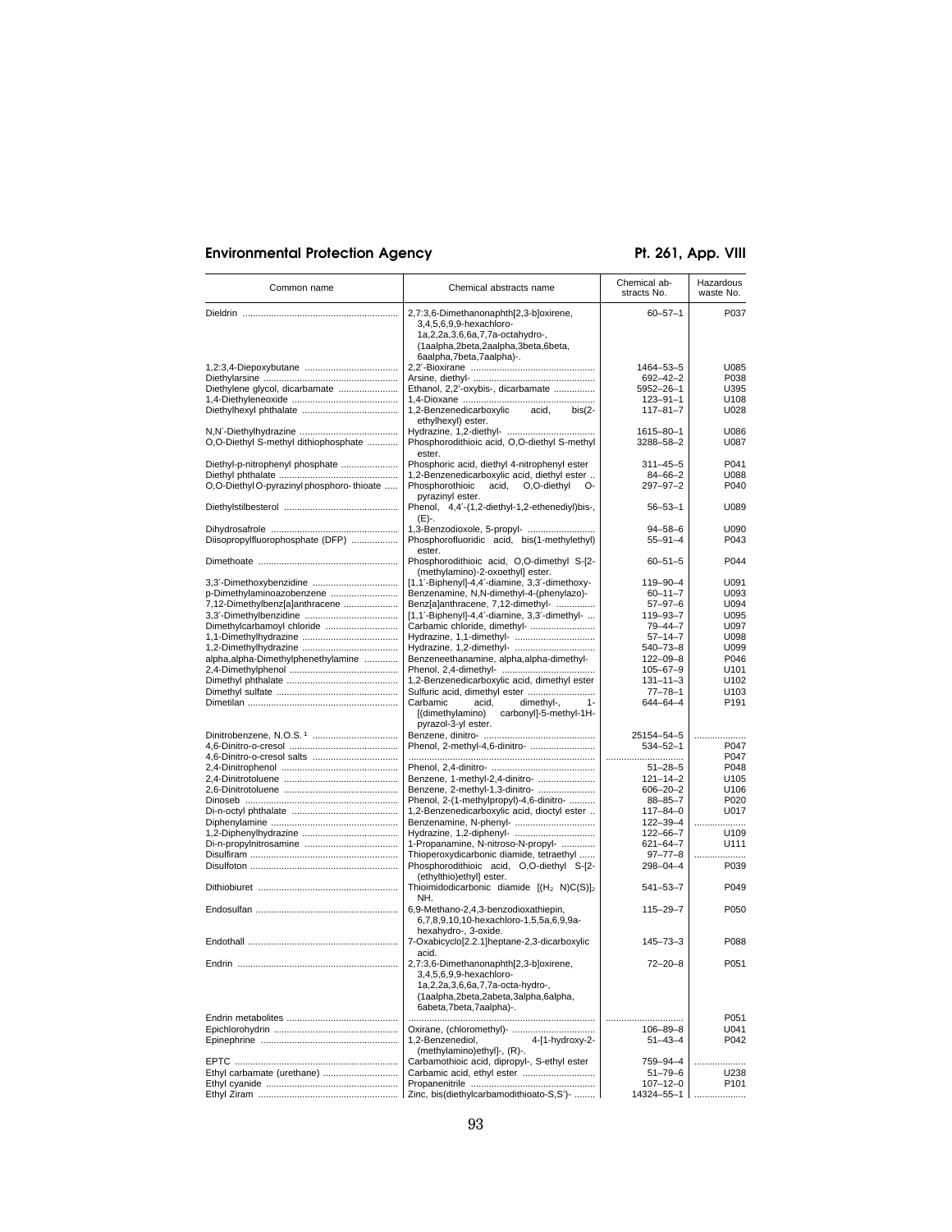| Common name | Chemical abstracts name | Chemical abstracts No. | Hazardous waste No. |
|---|---|---|---|
| Dieldrin | 2,7:3,6-Dimethanonaphth[2,3-b]oxirene, 3,4,5,6,9,9-hexachloro-1a,2,2a,3,6,6a,7,7a-octahydro-, (1aalpha,2beta,2aalpha,3beta,6beta,6aalpha,7beta,7aalpha)-. | 60–57–1 | P037 |
| 1,2:3,4-Diepoxybutane | 2,2′-Bioxirane | 1464–53–5 | U085 |
| Diethylarsine | Arsine, diethyl- | 692–42–2 | P038 |
| Diethylene glycol, dicarbamate | Ethanol, 2,2′-oxybis-, dicarbamate | 5952–26–1 | U395 |
| 1,4-Diethyleneoxide | 1,4-Dioxane | 123–91–1 | U108 |
| Diethylhexyl phthalate | 1,2-Benzenedicarboxylic acid, bis(2-ethylhexyl) ester. | 117–81–7 | U028 |
| N,N′-Diethylhydrazine | Hydrazine, 1,2-diethyl- | 1615–80–1 | U086 |
| O,O-Diethyl S-methyl dithiophosphate | Phosphorodithioic acid, O,O-diethyl S-methyl ester. | 3288–58–2 | U087 |
| Diethyl-p-nitrophenyl phosphate | Phosphoric acid, diethyl 4-nitrophenyl ester | 311–45–5 | P041 |
| Diethyl phthalate | 1,2-Benzenedicarboxylic acid, diethyl ester | 84–66–2 | U088 |
| O,O-Diethyl O-pyrazinyl phosphoro- thioate | Phosphorothioic acid, O,O-diethyl O-pyrazinyl ester. | 297–97–2 | P040 |
| Diethylstilbesterol | Phenol, 4,4′-(1,2-diethyl-1,2-ethenediyl)bis-, (E)-. | 56–53–1 | U089 |
| Dihydrosafrole | 1,3-Benzodioxole, 5-propyl- | 94–58–6 | U090 |
| Diisopropylfluorophosphate (DFP) | Phosphorofluoridic acid, bis(1-methylethyl) ester. | 55–91–4 | P043 |
| Dimethoate | Phosphorodithioic acid, O,O-dimethyl S-[2-(methylamino)-2-oxoethyl] ester. | 60–51–5 | P044 |
| 3,3′-Dimethoxybenzidine | [1,1′-Biphenyl]-4,4′-diamine, 3,3′-dimethoxy- | 119–90–4 | U091 |
| p-Dimethylaminoazobenzene | Benzenamine, N,N-dimethyl-4-(phenylazo)- | 60–11–7 | U093 |
| 7,12-Dimethylbenz[a]anthracene | Benz[a]anthracene, 7,12-dimethyl- | 57–97–6 | U094 |
| 3,3′-Dimethylbenzidine | [1,1′-Biphenyl]-4,4′-diamine, 3,3′-dimethyl- | 119–93–7 | U095 |
| Dimethylcarbamoyl chloride | Carbamic chloride, dimethyl- | 79–44–7 | U097 |
| 1,1-Dimethylhydrazine | Hydrazine, 1,1-dimethyl- | 57–14–7 | U098 |
| 1,2-Dimethylhydrazine | Hydrazine, 1,2-dimethyl- | 540–73–8 | U099 |
| alpha,alpha-Dimethylphenethylamine | Benzeneethanamine, alpha,alpha-dimethyl- | 122–09–8 | P046 |
| 2,4-Dimethylphenol | Phenol, 2,4-dimethyl- | 105–67–9 | U101 |
| Dimethyl phthalate | 1,2-Benzenedicarboxylic acid, dimethyl ester | 131–11–3 | U102 |
| Dimethyl sulfate | Sulfuric acid, dimethyl ester | 77–78–1 | U103 |
| Dimetilan | Carbamic acid, dimethyl-, 1-[(dimethylamino) carbonyl]-5-methyl-1H-pyrazol-3-yl ester. | 644–64–4 | P191 |
| Dinitrobenzene, N.O.S. [1] | Benzene, dinitro- | 25154–54–5 | |
| 4,6-Dinitro-o-cresol | Phenol, 2-methyl-4,6-dinitro- | 534–52–1 | P047 |
| 4,6-Dinitro-o-cresol salts | | | P047 |
| 2,4-Dinitrophenol | Phenol, 2,4-dinitro- | 51–28–5 | P048 |
| 2,4-Dinitrotoluene | Benzene, 1-methyl-2,4-dinitro- | 121–14–2 | U105 |
| 2,6-Dinitrotoluene | Benzene, 2-methyl-1,3-dinitro- | 606–20–2 | U106 |
| Dinoseb | Phenol, 2-(1-methylpropyl)-4,6-dinitro- | 88–85–7 | P020 |
| Di-n-octyl phthalate | 1,2-Benzenedicarboxylic acid, dioctyl ester | 117–84–0 | U017 |
| Diphenylamine | Benzenamine, N-phenyl- | 122–39–4 | |
| 1,2-Diphenylhydrazine | Hydrazine, 1,2-diphenyl- | 122–66–7 | U109 |
| Di-n-propylnitrosamine | 1-Propanamine, N-nitroso-N-propyl- | 621–64–7 | U111 |
| Disulfiram | Thioperoxydicarbonic diamide, tetraethyl | 97–77–8 | |
| Disulfoton | Phosphorodithioic acid, O,O-diethyl S-[2-(ethylthio)ethyl] ester. | 298–04–4 | P039 |
| Dithiobiuret | Thioimidodicarbonic diamide $[(H_2N)C(S)]_2NH$. | 541–53–7 | P049 |
| Endosulfan | 6,9-Methano-2,4,3-benzodioxathiepin, 6,7,8,9,10,10-hexachloro-1,5,5a,6,9,9a-hexahydro-, 3-oxide. | 115–29–7 | P050 |
| Endothall | 7-Oxabicyclo[2.2.1]heptane-2,3-dicarboxylic acid. | 145–73–3 | P088 |
| Endrin | 2,7:3,6-Dimethanonaphth[2,3-b]oxirene, 3,4,5,6,9,9-hexachloro-1a,2,2a,3,6,6a,7,7a-octa-hydro-, (1aalpha,2beta,2abeta,3alpha,6alpha,6abeta,7beta,7aalpha)-. | 72–20–8 | P051 |
| Endrin metabolites | | | P051 |
| Epichlorohydrin | Oxirane, (chloromethyl)- | 106–89–8 | U041 |
| Epinephrine | 1,2-Benzenediol, 4-[1-hydroxy-2-(methylamino)ethyl]-, (R)-. | 51–43–4 | P042 |
| EPTC | Carbamothioic acid, dipropyl-, S-ethyl ester | 759–94–4 | |
| Ethyl carbamate (urethane) | Carbamic acid, ethyl ester | 51–79–6 | U238 |
| Ethyl cyanide | Propanenitrile | 107–12–0 | P101 |
| Ethyl Ziram | Zinc, bis(diethylcarbamodithioato-S,S′)- | 14324–55–1 | |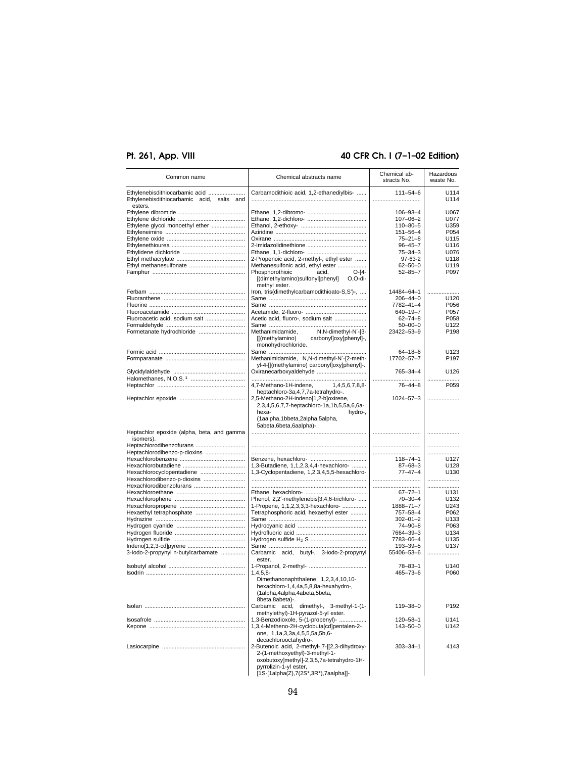| Common name | Chemical abstracts name | Chemical abstracts No. | Hazardous waste No. |
| --- | --- | --- | --- |
| Ethylenebisdithiocarbamic acid | Carbamodithioic acid, 1,2-ethanediylbis- | 111–54–6 | U114 |
| Ethylenebisdithiocarbamic acid, salts and esters. | | | U114 |
| Ethylene dibromide | Ethane, 1,2-dibromo- | 106–93–4 | U067 |
| Ethylene dichloride | Ethane, 1,2-dichloro- | 107–06–2 | U077 |
| Ethylene glycol monoethyl ether | Ethanol, 2-ethoxy- | 110–80–5 | U359 |
| Ethyleneimine | Aziridine | 151–56–4 | P054 |
| Ethylene oxide | Oxirane | 75–21–8 | U115 |
| Ethylenethiourea | 2-Imidazolidinethione | 96–45–7 | U116 |
| Ethylidene dichloride | Ethane, 1,1-dichloro- | 75–34–3 | U076 |
| Ethyl methacrylate | 2-Propenoic acid, 2-methyl-, ethyl ester | 97-63-2 | U118 |
| Ethyl methanesulfonate | Methanesulfonic acid, ethyl ester | 62–50–0 | U119 |
| Famphur | Phosphorothioic acid, O-[4-[(dimethylamino)sulfonyl]phenyl] O,O-dimethyl ester. | 52–85–7 | P097 |
| Ferbam | Iron, tris(dimethylcarbamodithioato-S,S')-, | 14484–64–1 | |
| Fluoranthene | Same | 206–44–0 | U120 |
| Fluorine | Same | 7782–41–4 | P056 |
| Fluoroacetamide | Acetamide, 2-fluoro- | 640–19–7 | P057 |
| Fluoroacetic acid, sodium salt | Acetic acid, fluoro-, sodium salt | 62–74–8 | P058 |
| Formaldehyde | Same | 50–00–0 | U122 |
| Formetanate hydrochloride | Methanimidamide, N,N-dimethyl-N′-[3-[[(methylamino) carbonyl]oxy]phenyl]-, monohydrochloride. | 23422–53–9 | P198 |
| Formic acid | Same | 64–18–6 | U123 |
| Formparanate | Methanimidamide, N,N-dimethyl-N′-[2-methyl-4-[[(methylamino) carbonyl]oxy]phenyl]-. | 17702–57–7 | P197 |
| Glycidylaldehyde | Oxiranecarboxyaldehyde | 765–34–4 | U126 |
| Halomethanes, N.O.S. [1] | | | |
| Heptachlor | 4,7-Methano-1H-indene, 1,4,5,6,7,8,8-heptachloro-3a,4,7,7a-tetrahydro-. | 76–44–8 | P059 |
| Heptachlor epoxide | 2,5-Methano-2H-indeno[1,2-b]oxirene, 2,3,4,5,6,7,7-heptachloro-1a,1b,5,5a,6,6a-hexa- hydro-, (1aalpha,1bbeta,2alpha,5alpha, 5abeta,6beta,6aalpha)-. | 1024–57–3 | |
| Heptachlor epoxide (alpha, beta, and gamma isomers). | | | |
| Heptachlorodibenzofurans | | | |
| Heptachlorodibenzo-p-dioxins | | | |
| Hexachlorobenzene | Benzene, hexachloro- | 118–74–1 | U127 |
| Hexachlorobutadiene | 1,3-Butadiene, 1,1,2,3,4,4-hexachloro- | 87–68–3 | U128 |
| Hexachlorocyclopentadiene | 1,3-Cyclopentadiene, 1,2,3,4,5,5-hexachloro- | 77–47–4 | U130 |
| Hexachlorodibenzo-p-dioxins | | | |
| Hexachlorodibenzofurans | | | |
| Hexachloroethane | Ethane, hexachloro- | 67–72–1 | U131 |
| Hexachlorophene | Phenol, 2,2′-methylenebis[3,4,6-trichloro- | 70–30–4 | U132 |
| Hexachloropropene | 1-Propene, 1,1,2,3,3,3-hexachloro- | 1888–71–7 | U243 |
| Hexaethyl tetraphosphate | Tetraphosphoric acid, hexaethyl ester | 757–58–4 | P062 |
| Hydrazine | Same | 302–01–2 | U133 |
| Hydrogen cyanide | Hydrocyanic acid | 74–90–8 | P063 |
| Hydrogen fluoride | Hydrofluoric acid | 7664–39–3 | U134 |
| Hydrogen sulfide | Hydrogen sulfide $H_2$ S | 7783–06–4 | U135 |
| Indeno[1,2,3-cd]pyrene | Same | 193–39–5 | U137 |
| 3-Iodo-2-propynyl n-butylcarbamate | Carbamic acid, butyl-, 3-iodo-2-propynyl ester. | 55406–53–6 | |
| Isobutyl alcohol | 1-Propanol, 2-methyl- | 78–83–1 | U140 |
| Isodrin | 1,4,5,8-Dimethanonaphthalene, 1,2,3,4,10,10-hexachloro-1,4,4a,5,8,8a-hexahydro-, (1alpha,4alpha,4abeta,5beta, 8beta,8abeta)-. | 465–73–6 | P060 |
| Isolan | Carbamic acid, dimethyl-, 3-methyl-1-(1-methylethyl)-1H-pyrazol-5-yl ester. | 119–38–0 | P192 |
| Isosafrole | 1,3-Benzodioxole, 5-(1-propenyl)- | 120–58–1 | U141 |
| Kepone | 1,3,4-Metheno-2H-cyclobuta[cd]pentalen-2-one, 1,1a,3,3a,4,5,5,5a,5b,6-decachlorooctahydro-. | 143–50–0 | U142 |
| Lasiocarpine | 2-Butenoic acid, 2-methyl-,7-[[2,3-dihydroxy-2-(1-methoxyethyl)-3-methyl-1-oxobutoxy]methyl]-2,3,5,7a-tetrahydro-1H-pyrrolizin-1-yl ester, [1S-[1alpha(Z),7(2S*,3R*),7aalpha]]- | 303–34–1 | 4143 |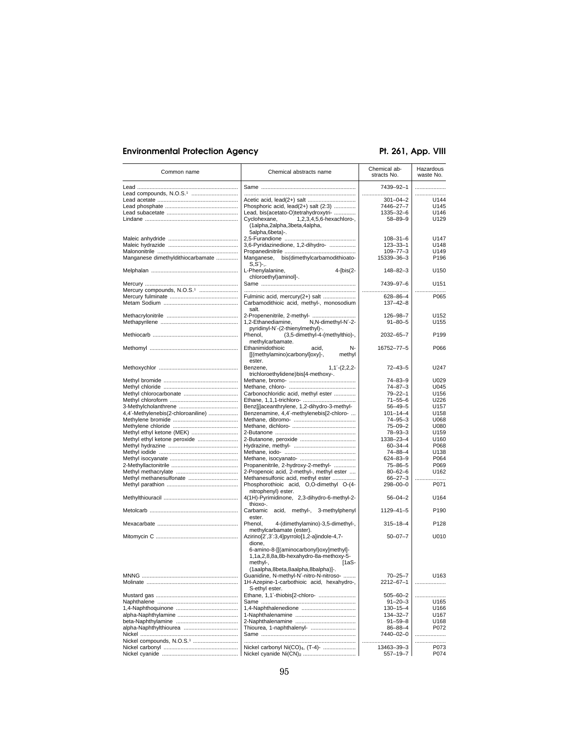| Common name | Chemical abstracts name | Chemical abstracts No. | Hazardous waste No. |
|---|---|---|---|
| Lead | Same | 7439–92–1 | |
| Lead compounds, N.O.S.[1] | | | |
| Lead acetate | Acetic acid, lead(2+) salt | 301–04–2 | U144 |
| Lead phosphate | Phosphoric acid, lead(2+) salt (2:3) | 7446–27–7 | U145 |
| Lead subacetate | Lead, bis(acetato-O)tetrahydroxytri- | 1335–32–6 | U146 |
| Lindane | Cyclohexane, 1,2,3,4,5,6-hexachloro-, (1alpha,2alpha,3beta,4alpha, 5alpha,6beta)-. | 58–89–9 | U129 |
| Maleic anhydride | 2,5-Furandione | 108–31–6 | U147 |
| Maleic hydrazide | 3,6-Pyridazinedione, 1,2-dihydro- | 123–33–1 | U148 |
| Malononitrile | Propanedinitrile | 109–77–3 | U149 |
| Manganese dimethyldithiocarbamate | Manganese, bis(dimethylcarbamodithioato-S,S′)-,. | 15339–36–3 | P196 |
| Melphalan | L-Phenylalanine, 4-[bis(2-chloroethyl)aminol]-. | 148–82–3 | U150 |
| Mercury | Same | 7439–97–6 | U151 |
| Mercury compounds, N.O.S.[1] | | | |
| Mercury fulminate | Fulminic acid, mercury(2+) salt | 628–86–4 | P065 |
| Metam Sodium | Carbamodithioic acid, methyl-, monosodium salt. | 137–42–8 | |
| Methacrylonitrile | 2-Propenenitrile, 2-methyl- | 126–98–7 | U152 |
| Methapyrilene | 1,2-Ethanediamine, N,N-dimethyl-N′-2-pyridinyl-N′-(2-thienylmethyl)-. | 91–80–5 | U155 |
| Methiocarb | Phenol, (3,5-dimethyl-4-(methylthio)-, methylcarbamate. | 2032–65–7 | P199 |
| Methomyl | Ethanimidothioic acid, N-[[(methylamino)carbonyl]oxy]-, methyl ester. | 16752–77–5 | P066 |
| Methoxychlor | Benzene, 1,1′-(2,2,2-trichloroethylidene)bis[4-methoxy-. | 72–43–5 | U247 |
| Methyl bromide | Methane, bromo- | 74–83–9 | U029 |
| Methyl chloride | Methane, chloro- | 74–87–3 | U045 |
| Methyl chlorocarbonate | Carbonochloridic acid, methyl ester | 79–22–1 | U156 |
| Methyl chloroform | Ethane, 1,1,1-trichloro- | 71–55–6 | U226 |
| 3-Methylcholanthrene | Benz[j]aceanthrylene, 1,2-dihydro-3-methyl- | 56–49–5 | U157 |
| 4,4′-Methylenebis(2-chloroaniline) | Benzenamine, 4,4′-methylenebis[2-chloro- | 101–14–4 | U158 |
| Methylene bromide | Methane, dibromo- | 74–95–3 | U068 |
| Methylene chloride | Methane, dichloro- | 75–09–2 | U080 |
| Methyl ethyl ketone (MEK) | 2-Butanone | 78–93–3 | U159 |
| Methyl ethyl ketone peroxide | 2-Butanone, peroxide | 1338–23–4 | U160 |
| Methyl hydrazine | Hydrazine, methyl- | 60–34–4 | P068 |
| Methyl iodide | Methane, iodo- | 74–88–4 | U138 |
| Methyl isocyanate | Methane, isocyanato- | 624–83–9 | P064 |
| 2-Methyllactonitrile | Propanenitrile, 2-hydroxy-2-methyl- | 75–86–5 | P069 |
| Methyl methacrylate | 2-Propenoic acid, 2-methyl-, methyl ester | 80–62–6 | U162 |
| Methyl methanesulfonate | Methanesulfonic acid, methyl ester | 66–27–3 | |
| Methyl parathion | Phosphorothioic acid, O,O-dimethyl O-(4-nitrophenyl) ester. | 298–00–0 | P071 |
| Methylthiouracil | 4(1H)-Pyrimidinone, 2,3-dihydro-6-methyl-2-thioxo-. | 56–04–2 | U164 |
| Metolcarb | Carbamic acid, methyl-, 3-methylphenyl ester. | 1129–41–5 | P190 |
| Mexacarbate | Phenol, 4-(dimethylamino)-3,5-dimethyl-, methylcarbamate (ester). | 315–18–4 | P128 |
| Mitomycin C | Azirino[2′,3′:3,4]pyrrolo[1,2-a]indole-4,7-dione, 6-amino-8-[[(aminocarbonyl)oxy]methyl]-1,1a,2,8,8a,8b-hexahydro-8a-methoxy-5-methyl-, [1aS-(1aalpha,8beta,8aalpha,8balpha)]-. | 50–07–7 | U010 |
| MNNG | Guanidine, N-methyl-N′-nitro-N-nitroso- | 70–25–7 | U163 |
| Molinate | 1H-Azepine-1-carbothioic acid, hexahydro-, S-ethyl ester. | 2212–67–1 | |
| Mustard gas | Ethane, 1,1′-thiobis[2-chloro- | 505–60–2 | |
| Naphthalene | Same | 91–20–3 | U165 |
| 1,4-Naphthoquinone | 1,4-Naphthalenedione | 130–15–4 | U166 |
| alpha-Naphthylamine | 1-Naphthalenamine | 134–32–7 | U167 |
| beta-Naphthylamine | 2-Naphthalenamine | 91–59–8 | U168 |
| alpha-Naphthylthiourea | Thiourea, 1-naphthalenyl- | 86–88–4 | P072 |
| Nickel | Same | 7440–02–0 | |
| Nickel compounds, N.O.S.[1] | | | |
| Nickel carbonyl | Nickel carbonyl $Ni(CO)_4$, (T-4)- | 13463–39–3 | P073 |
| Nickel cyanide | Nickel cyanide $Ni(CN)_2$ | 557–19–7 | P074 |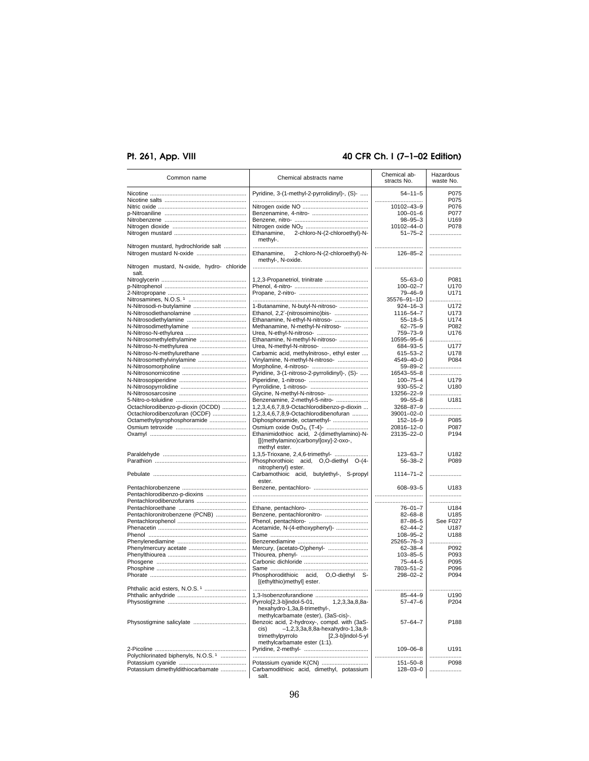| Common name | Chemical abstracts name | Chemical abstracts No. | Hazardous waste No. |
|---|---|---|---|
| Nicotine | Pyridine, 3-(1-methyl-2-pyrrolidinyl)-, (S)- | 54–11–5 | P075 |
| Nicotine salts | | | P075 |
| Nitric oxide | Nitrogen oxide NO | 10102–43–9 | P076 |
| p-Nitroaniline | Benzenamine, 4-nitro- | 100–01–6 | P077 |
| Nitrobenzene | Benzene, nitro- | 98–95–3 | U169 |
| Nitrogen dioxide | Nitrogen oxide $NO_2$ | 10102–44–0 | P078 |
| Nitrogen mustard | Ethanamine, 2-chloro-N-(2-chloroethyl)-N-methyl-. | 51–75–2 | |
| Nitrogen mustard, hydrochloride salt | | | |
| Nitrogen mustard N-oxide | Ethanamine, 2-chloro-N-(2-chloroethyl)-N-methyl-, N-oxide. | 126–85–2 | |
| Nitrogen mustard, N-oxide, hydro- chloride salt. | | | |
| Nitroglycerin | 1,2,3-Propanetriol, trinitrate | 55–63–0 | P081 |
| p-Nitrophenol | Phenol, 4-nitro- | 100–02–7 | U170 |
| 2-Nitropropane | Propane, 2-nitro- | 79–46–9 | U171 |
| Nitrosamines, N.O.S. [1] | | 35576–91–1D | |
| N-Nitrosodi-n-butylamine | 1-Butanamine, N-butyl-N-nitroso- | 924–16–3 | U172 |
| N-Nitrosodiethanolamine | Ethanol, 2,2′-(nitrosoimino)bis- | 1116–54–7 | U173 |
| N-Nitrosodiethylamine | Ethanamine, N-ethyl-N-nitroso- | 55–18–5 | U174 |
| N-Nitrosodimethylamine | Methanamine, N-methyl-N-nitroso- | 62–75–9 | P082 |
| N-Nitroso-N-ethylurea | Urea, N-ethyl-N-nitroso- | 759–73–9 | U176 |
| N-Nitrosomethylethylamine | Ethanamine, N-methyl-N-nitroso- | 10595–95–6 | |
| N-Nitroso-N-methylurea | Urea, N-methyl-N-nitroso- | 684–93–5 | U177 |
| N-Nitroso-N-methylurethane | Carbamic acid, methylnitroso-, ethyl ester | 615–53–2 | U178 |
| N-Nitrosomethylvinylamine | Vinylamine, N-methyl-N-nitroso- | 4549–40–0 | P084 |
| N-Nitrosomorpholine | Morpholine, 4-nitroso- | 59–89–2 | |
| N-Nitrosonornicotine | Pyridine, 3-(1-nitroso-2-pyrrolidinyl)-, (S)- | 16543–55–8 | |
| N-Nitrosopiperidine | Piperidine, 1-nitroso- | 100–75–4 | U179 |
| N-Nitrosopyrrolidine | Pyrrolidine, 1-nitroso- | 930–55–2 | U180 |
| N-Nitrososarcosine | Glycine, N-methyl-N-nitroso- | 13256–22–9 | |
| 5-Nitro-o-toluidine | Benzenamine, 2-methyl-5-nitro- | 99–55–8 | U181 |
| Octachlorodibenzo-p-dioxin (OCDD) | 1,2,3,4,6,7,8,9-Octachlorodibenzo-p-dioxin | 3268–87–9 | |
| Octachlorodibenzofuran (OCDF) | 1,2,3,4,6,7,8,9-Octachlorodibenofuran | 39001–02–0 | |
| Octamethylpyrophosphoramide | Diphosphoramide, octamethyl- | 152–16–9 | P085 |
| Osmium tetroxide | Osmium oxide $OsO_4$, (T-4)- | 20816–12–0 | P087 |
| Oxamyl | Ethanimidothioc acid, 2-(dimethylamino)-N-[[(methylamino)carbonyl]oxy]-2-oxo-, methyl ester. | 23135–22–0 | P194 |
| Paraldehyde | 1,3,5-Trioxane, 2,4,6-trimethyl- | 123–63–7 | U182 |
| Parathion | Phosphorothioic acid, O,O-diethyl O-(4-nitrophenyl) ester. | 56–38–2 | P089 |
| Pebulate | Carbamothioic acid, butylethyl-, S-propyl ester. | 1114–71–2 | |
| Pentachlorobenzene | Benzene, pentachloro- | 608–93–5 | U183 |
| Pentachlorodibenzo-p-dioxins | | | |
| Pentachlorodibenzofurans | | | |
| Pentachloroethane | Ethane, pentachloro- | 76–01–7 | U184 |
| Pentachloronitrobenzene (PCNB) | Benzene, pentachloronitro- | 82–68–8 | U185 |
| Pentachlorophenol | Phenol, pentachloro- | 87–86–5 | See F027 |
| Phenacetin | Acetamide, N-(4-ethoxyphenyl)- | 62–44–2 | U187 |
| Phenol | Same | 108–95–2 | U188 |
| Phenylenediamine | Benzenediamine | 25265–76–3 | |
| Phenylmercury acetate | Mercury, (acetato-O)phenyl- | 62–38–4 | P092 |
| Phenylthiourea | Thiourea, phenyl- | 103–85–5 | P093 |
| Phosgene | Carbonic dichloride | 75–44–5 | P095 |
| Phosphine | Same | 7803–51–2 | P096 |
| Phorate | Phosphorodithioic acid, O,O-diethyl S-[(ethylthio)methyl] ester. | 298–02–2 | P094 |
| Phthalic acid esters, N.O.S. [1] | | | |
| Phthalic anhydride | 1,3-Isobenzofurandione | 85–44–9 | U190 |
| Physostigmine | Pyrrolo[2,3-b]indol-5-01, 1,2,3,3a,8,8a-hexahydro-1,3a,8-trimethyl-, methylcarbamate (ester), (3aS-cis)-. | 57–47–6 | P204 |
| Physostigmine salicylate | Benzoic acid, 2-hydroxy-, compd. with (3aS-cis) –1,2,3,3a,8,8a-hexahydro-1,3a,8-trimethylpyrrolo [2,3-b]indol-5-yl methylcarbamate ester (1:1). | 57–64–7 | P188 |
| 2-Picoline | Pyridine, 2-methyl- | 109–06–8 | U191 |
| Polychlorinated biphenyls, N.O.S. [1] | | | |
| Potassium cyanide | Potassium cyanide K(CN) | 151–50–8 | P098 |
| Potassium dimethyldithiocarbamate | Carbamodithioic acid, dimethyl, potassium salt. | 128–03–0 | |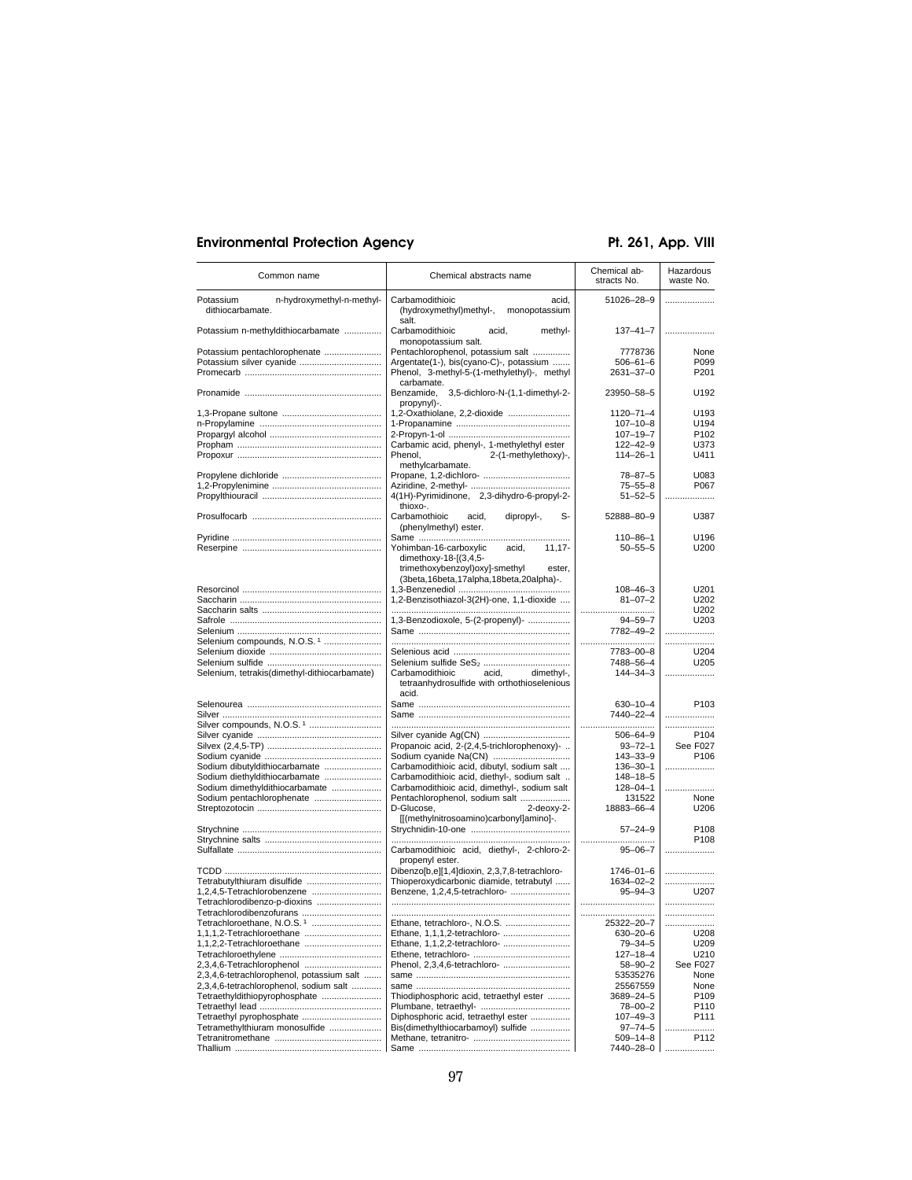| Common name | Chemical abstracts name | Chemical abstracts No. | Hazardous waste No. |
|---|---|---|---|
| Potassium n-hydroxymethyl-n-methyl-dithiocarbamate. | Carbamodithioic acid, (hydroxymethyl)methyl-, monopotassium salt. | 51026–28–9 | .................... |
| Potassium n-methyldithiocarbamate | Carbamodithioic acid, methyl-monopotassium salt. | 137–41–7 | .................... |
| Potassium pentachlorophenate | Pentachlorophenol, potassium salt | 7778736 | None |
| Potassium silver cyanide | Argentate(1-), bis(cyano-C)-, potassium | 506–61–6 | P099 |
| Promecarb | Phenol, 3-methyl-5-(1-methylethyl)-, methyl carbamate. | 2631–37–0 | P201 |
| Pronamide | Benzamide, 3,5-dichloro-N-(1,1-dimethyl-2-propynyl)-. | 23950–58–5 | U192 |
| 1,3-Propane sultone | 1,2-Oxathiolane, 2,2-dioxide | 1120–71–4 | U193 |
| n-Propylamine | 1-Propanamine | 107–10–8 | U194 |
| Propargyl alcohol | 2-Propyn-1-ol | 107–19–7 | P102 |
| Propham | Carbamic acid, phenyl-, 1-methylethyl ester | 122–42–9 | U373 |
| Propoxur | Phenol, 2-(1-methylethoxy)-, methylcarbamate. | 114–26–1 | U411 |
| Propylene dichloride | Propane, 1,2-dichloro- | 78–87–5 | U083 |
| 1,2-Propylenimine | Aziridine, 2-methyl- | 75–55–8 | P067 |
| Propylthiouracil | 4(1H)-Pyrimidinone, 2,3-dihydro-6-propyl-2-thioxo-. | 51–52–5 | .................... |
| Prosulfocarb | Carbamothioic acid, dipropyl-, S-(phenylmethyl) ester. | 52888–80–9 | U387 |
| Pyridine | Same | 110–86–1 | U196 |
| Reserpine | Yohimban-16-carboxylic acid, 11,17-dimethoxy-18-[(3,4,5-trimethoxybenzoyl)oxy]-smethyl ester, (3beta,16beta,17alpha,18beta,20alpha)-. | 50–55–5 | U200 |
| Resorcinol | 1,3-Benzenediol | 108–46–3 | U201 |
| Saccharin | 1,2-Benzisothiazol-3(2H)-one, 1,1-dioxide | 81–07–2 | U202 |
| Saccharin salts | .................... | .................... | U202 |
| Safrole | 1,3-Benzodioxole, 5-(2-propenyl)- | 94–59–7 | U203 |
| Selenium | Same | 7782–49–2 | .................... |
| Selenium compounds, N.O.S.[1] | .................... | .................... | .................... |
| Selenium dioxide | Selenious acid | 7783–00–8 | U204 |
| Selenium sulfide | Selenium sulfide $SeS_2$ | 7488–56–4 | U205 |
| Selenium, tetrakis(dimethyl-dithiocarbamate) | Carbamodithioic acid, dimethyl-, tetraanhydrosulfide with orthothioselenious acid. | 144–34–3 | .................... |
| Selenourea | Same | 630–10–4 | P103 |
| Silver | Same | 7440–22–4 | .................... |
| Silver compounds, N.O.S.[1] | .................... | .................... | .................... |
| Silver cyanide | Silver cyanide Ag(CN) | 506–64–9 | P104 |
| Silvex (2,4,5-TP) | Propanoic acid, 2-(2,4,5-trichlorophenoxy)- | 93–72–1 | See F027 |
| Sodium cyanide | Sodium cyanide Na(CN) | 143–33–9 | P106 |
| Sodium dibutyldithiocarbamate | Carbamodithioic acid, dibutyl, sodium salt | 136–30–1 | .................... |
| Sodium diethyldithiocarbamate | Carbamodithioic acid, diethyl-, sodium salt | 148–18–5 | |
| Sodium dimethyldithiocarbamate | Carbamodithioic acid, dimethyl-, sodium salt | 128–04–1 | .................... |
| Sodium pentachlorophenate | Pentachlorophenol, sodium salt | 131522 | None |
| Streptozotocin | D-Glucose, 2-deoxy-2-[[(methylnitrosoamino)carbonyl]amino]-. | 18883–66–4 | U206 |
| Strychnine | Strychnidin-10-one | 57–24–9 | P108 |
| Strychnine salts | .................... | .................... | P108 |
| Sulfallate | Carbamodithioic acid, diethyl-, 2-chloro-2-propenyl ester. | 95–06–7 | .................... |
| TCDD | Dibenzo[b,e][1,4]dioxin, 2,3,7,8-tetrachloro- | 1746–01–6 | .................... |
| Tetrabutylthiuram disulfide | Thioperoxydicarbonic diamide, tetrabutyl | 1634–02–2 | .................... |
| 1,2,4,5-Tetrachlorobenzene | Benzene, 1,2,4,5-tetrachloro- | 95–94–3 | U207 |
| Tetrachlorodibenzo-p-dioxins | .................... | .................... | .................... |
| Tetrachlorodibenzofurans | .................... | .................... | .................... |
| Tetrachloroethane, N.O.S.[1] | Ethane, tetrachloro-, N.O.S. | 25322–20–7 | .................... |
| 1,1,1,2-Tetrachloroethane | Ethane, 1,1,1,2-tetrachloro- | 630–20–6 | U208 |
| 1,1,2,2-Tetrachloroethane | Ethane, 1,1,2,2-tetrachloro- | 79–34–5 | U209 |
| Tetrachloroethylene | Ethene, tetrachloro- | 127–18–4 | U210 |
| 2,3,4,6-Tetrachlorophenol | Phenol, 2,3,4,6-tetrachloro- | 58–90–2 | See F027 |
| 2,3,4,6-tetrachlorophenol, potassium salt | same | 53535276 | None |
| 2,3,4,6-tetrachlorophenol, sodium salt | same | 25567559 | None |
| Tetraethyldithiopyrophosphate | Thiodiphosphoric acid, tetraethyl ester | 3689–24–5 | P109 |
| Tetraethyl lead | Plumbane, tetraethyl- | 78–00–2 | P110 |
| Tetraethyl pyrophosphate | Diphosphoric acid, tetraethyl ester | 107–49–3 | P111 |
| Tetramethylthiuram monosulfide | Bis(dimethylthiocarbamoyl) sulfide | 97–74–5 | .................... |
| Tetranitromethane | Methane, tetranitro- | 509–14–8 | P112 |
| Thallium | Same | 7440–28–0 | .................... |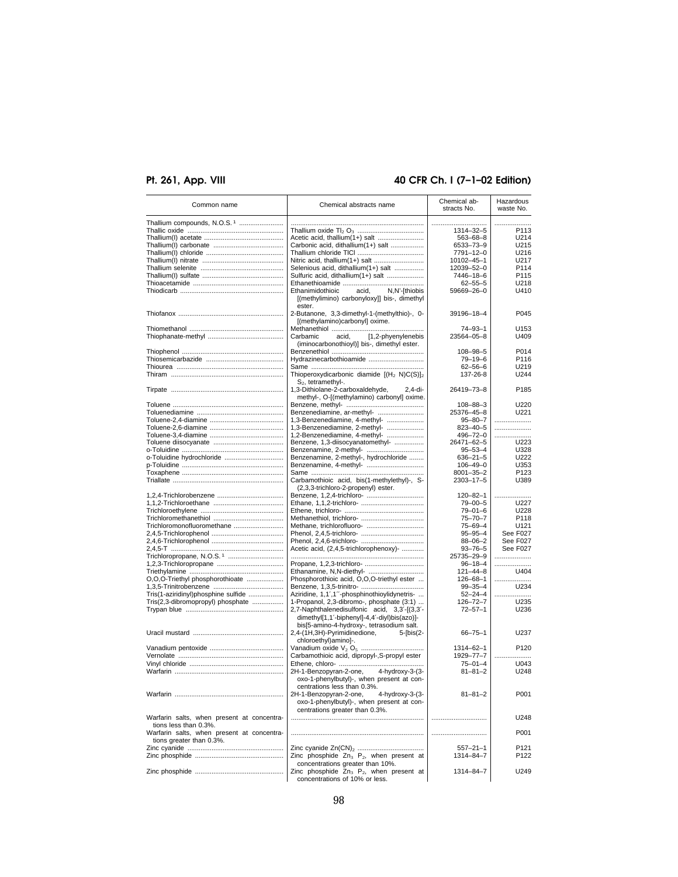| Common name | Chemical abstracts name | Chemical abstracts No. | Hazardous waste No. |
|---|---|---|---|
| Thallium compounds, N.O.S. [1] | | | |
| Thallic oxide | Thallium oxide $Tl_2O_3$ | 1314–32–5 | P113 |
| Thallium(I) acetate | Acetic acid, thallium(1+) salt | 563–68–8 | U214 |
| Thallium(I) carbonate | Carbonic acid, dithallium(1+) salt | 6533–73–9 | U215 |
| Thallium(I) chloride | Thallium chloride TlCl | 7791–12–0 | U216 |
| Thallium(I) nitrate | Nitric acid, thallium(1+) salt | 10102–45–1 | U217 |
| Thallium selenite | Selenious acid, dithallium(1+) salt | 12039–52–0 | P114 |
| Thallium(I) sulfate | Sulfuric acid, dithallium(1+) salt | 7446–18–6 | P115 |
| Thioacetamide | Ethanethioamide | 62–55–5 | U218 |
| Thiodicarb | Ethanimidothioic acid, N,N'-[thiobis [(methylimino) carbonyloxy]] bis-, dimethyl ester. | 59669–26–0 | U410 |
| Thiofanox | 2-Butanone, 3,3-dimethyl-1-(methylthio)-, 0-[(methylamino)carbonyl] oxime. | 39196–18–4 | P045 |
| Thiomethanol | Methanethiol | 74–93–1 | U153 |
| Thiophanate-methyl | Carbamic acid, [1,2-phyenylenebis (iminocarbonothioyl)] bis-, dimethyl ester. | 23564–05–8 | U409 |
| Thiophenol | Benzenethiol | 108–98–5 | P014 |
| Thiosemicarbazide | Hydrazinecarbothioamide | 79–19–6 | P116 |
| Thiourea | Same | 62–56–6 | U219 |
| Thiram | Thioperoxydicarbonic diamide $[(H_2N)C(S)]_2S_2$, tetramethyl-. | 137-26-8 | U244 |
| Tirpate | 1,3-Dithiolane-2-carboxaldehyde, 2,4-dimethyl-, O-[(methylamino) carbonyl] oxime. | 26419–73–8 | P185 |
| Toluene | Benzene, methyl- | 108–88–3 | U220 |
| Toluenediamine | Benzenediamine, ar-methyl- | 25376–45–8 | U221 |
| Toluene-2,4-diamine | 1,3-Benzenediamine, 4-methyl- | 95–80–7 | |
| Toluene-2,6-diamine | 1,3-Benzenediamine, 2-methyl- | 823–40–5 | |
| Toluene-3,4-diamine | 1,2-Benzenediamine, 4-methyl- | 496–72–0 | |
| Toluene diisocyanate | Benzene, 1,3-diisocyanatomethyl- | 26471–62–5 | U223 |
| o-Toluidine | Benzenamine, 2-methyl- | 95–53–4 | U328 |
| o-Toluidine hydrochloride | Benzenamine, 2-methyl-, hydrochloride | 636–21–5 | U222 |
| p-Toluidine | Benzenamine, 4-methyl- | 106–49–0 | U353 |
| Toxaphene | Same | 8001–35–2 | P123 |
| Triallate | Carbamothioic acid, bis(1-methylethyl)-, S-(2,3,3-trichloro-2-propenyl) ester. | 2303–17–5 | U389 |
| 1,2,4-Trichlorobenzene | Benzene, 1,2,4-trichloro- | 120–82–1 | |
| 1,1,2-Trichloroethane | Ethane, 1,1,2-trichloro- | 79–00–5 | U227 |
| Trichloroethylene | Ethene, trichloro- | 79–01–6 | U228 |
| Trichloromethanethiol | Methanethiol, trichloro- | 75–70–7 | P118 |
| Trichloromonofluoromethane | Methane, trichlorofluoro- | 75–69–4 | U121 |
| 2,4,5-Trichlorophenol | Phenol, 2,4,5-trichloro- | 95–95–4 | See F027 |
| 2,4,6-Trichlorophenol | Phenol, 2,4,6-trichloro- | 88–06–2 | See F027 |
| 2,4,5-T | Acetic acid, (2,4,5-trichlorophenoxy)- | 93–76–5 | See F027 |
| Trichloropropane, N.O.S. [1] | | 25735–29–9 | |
| 1,2,3-Trichloropropane | Propane, 1,2,3-trichloro- | 96–18–4 | |
| Triethylamine | Ethanamine, N,N-diethyl- | 121–44–8 | U404 |
| O,O,O-Triethyl phosphorothioate | Phosphorothioic acid, O,O,O-triethyl ester | 126–68–1 | |
| 1,3,5-Trinitrobenzene | Benzene, 1,3,5-trinitro- | 99–35–4 | U234 |
| Tris(1-aziridinyl)phosphine sulfide | Aziridine, 1,1′,1′′-phosphinothioylidynetris- | 52–24–4 | |
| Tris(2,3-dibromopropyl) phosphate | 1-Propanol, 2,3-dibromo-, phosphate (3:1) | 126–72–7 | U235 |
| Trypan blue | 2,7-Naphthalenedisulfonic acid, 3,3′-[(3,3′-dimethyl[1,1′-biphenyl]-4,4′-diyl)bis(azo)]-bis[5-amino-4-hydroxy-, tetrasodium salt. | 72–57–1 | U236 |
| Uracil mustard | 2,4-(1H,3H)-Pyrimidinedione, 5-[bis(2-chloroethyl)amino]-. | 66–75–1 | U237 |
| Vanadium pentoxide | Vanadium oxide $V_2O_5$ | 1314–62–1 | P120 |
| Vernolate | Carbamothioic acid, dipropyl-,S-propyl ester | 1929–77–7 | |
| Vinyl chloride | Ethene, chloro- | 75–01–4 | U043 |
| Warfarin | 2H-1-Benzopyran-2-one, 4-hydroxy-3-(3-oxo-1-phenylbutyl)-, when present at concentrations less than 0.3%. | 81–81–2 | U248 |
| Warfarin | 2H-1-Benzopyran-2-one, 4-hydroxy-3-(3-oxo-1-phenylbutyl)-, when present at concentrations greater than 0.3%. | 81–81–2 | P001 |
| Warfarin salts, when present at concentrations less than 0.3%. | | | U248 |
| Warfarin salts, when present at concentrations greater than 0.3%. | | | P001 |
| Zinc cyanide | Zinc cyanide $Zn(CN)_2$ | 557–21–1 | P121 |
| Zinc phosphide | Zinc phosphide $Zn_3P_2$, when present at concentrations greater than 10%. | 1314–84–7 | P122 |
| Zinc phosphide | Zinc phosphide $Zn_3P_2$, when present at concentrations of 10% or less. | 1314–84–7 | U249 |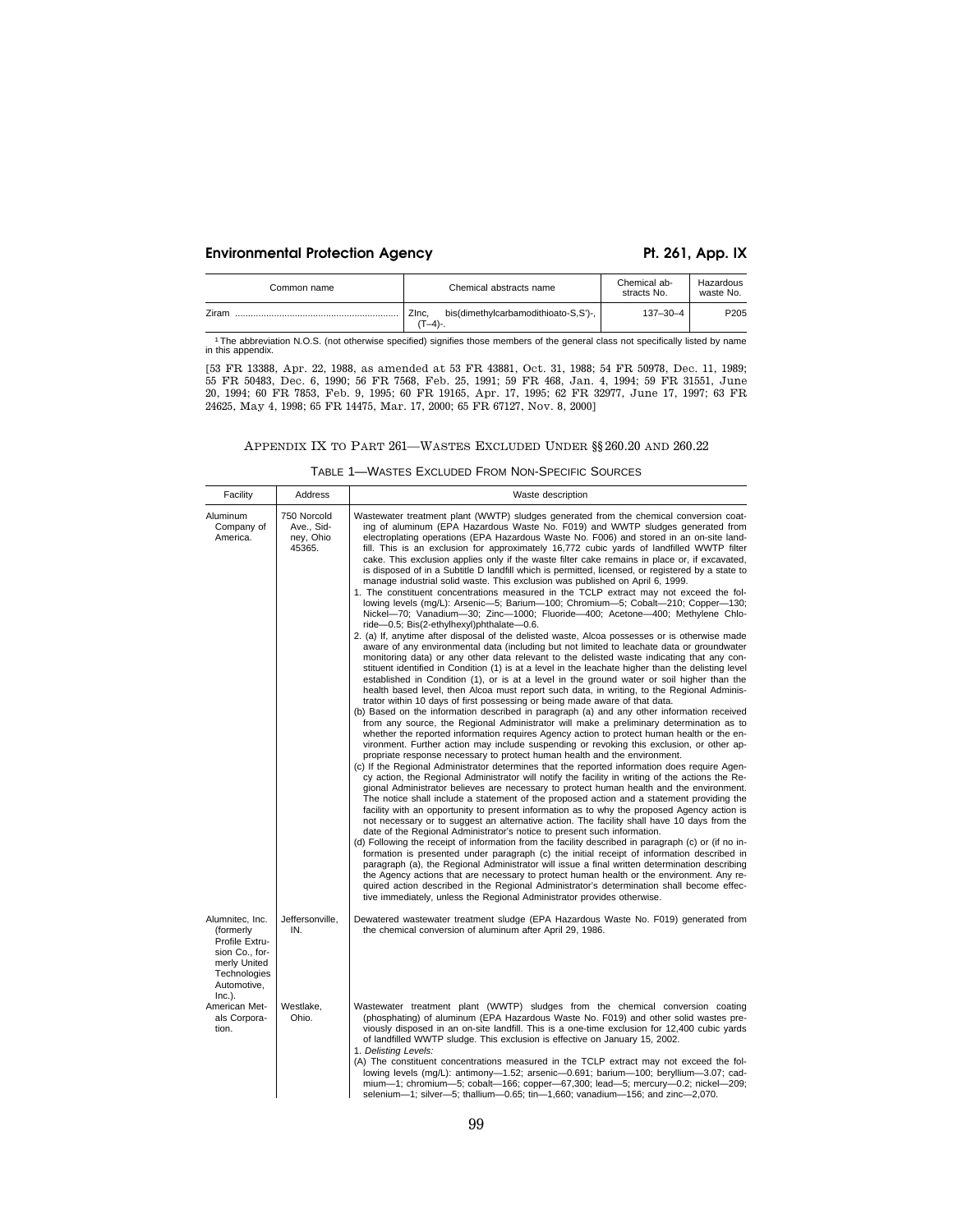| Common name | Chemical abstracts name | Chemical abstracts No. | Hazardous waste No. |
|---|---|---|---|
| Ziram | ZInc, bis(dimethylcarbamodithioato-S,S')-, (T–4)-. | 137–30–4 | P205 |

[1] The abbreviation N.O.S. (not otherwise specified) signifies those members of the general class not specifically listed by name in this appendix.

[53 FR 13388, Apr. 22, 1988, as amended at 53 FR 43881, Oct. 31, 1988; 54 FR 50978, Dec. 11, 1989; 55 FR 50483, Dec. 6, 1990; 56 FR 7568, Feb. 25, 1991; 59 FR 468, Jan. 4, 1994; 59 FR 31551, June 20, 1994; 60 FR 7853, Feb. 9, 1995; 60 FR 19165, Apr. 17, 1995; 62 FR 32977, June 17, 1997; 63 FR 24625, May 4, 1998; 65 FR 14475, Mar. 17, 2000; 65 FR 67127, Nov. 8, 2000]

## APPENDIX IX TO PART 261—WASTES EXCLUDED UNDER §§ 260.20 AND 260.22

TABLE 1—WASTES EXCLUDED FROM NON-SPECIFIC SOURCES

| Facility | Address | Waste description |
|---|---|---|
| Aluminum Company of America. | 750 Norcold Ave., Sidney, Ohio 45365. | Wastewater treatment plant (WWTP) sludges generated from the chemical conversion coating of aluminum (EPA Hazardous Waste No. F019) and WWTP sludges generated from electroplating operations (EPA Hazardous Waste No. F006) and stored in an on-site landfill. This is an exclusion for approximately 16,772 cubic yards of landfilled WWTP filter cake. This exclusion applies only if the waste filter cake remains in place or, if excavated, is disposed of in a Subtitle D landfill which is permitted, licensed, or registered by a state to manage industrial solid waste. This exclusion was published on April 6, 1999.<br>1. The constituent concentrations measured in the TCLP extract may not exceed the following levels (mg/L): Arsenic—5; Barium—100; Chromium—5; Cobalt—210; Copper—130; Nickel—70; Vanadium—30; Zinc—1000; Fluoride—400; Acetone—400; Methylene Chloride—0.5; Bis(2-ethylhexyl)phthalate—0.6.<br>2. (a) If, anytime after disposal of the delisted waste, Alcoa possesses or is otherwise made aware of any environmental data (including but not limited to leachate data or groundwater monitoring data) or any other data relevant to the delisted waste indicating that any constituent identified in Condition (1) is at a level in the leachate higher than the delisting level established in Condition (1), or is at a level in the ground water or soil higher than the health based level, then Alcoa must report such data, in writing, to the Regional Administrator within 10 days of first possessing or being made aware of that data.<br>(b) Based on the information described in paragraph (a) and any other information received from any source, the Regional Administrator will make a preliminary determination as to whether the reported information requires Agency action to protect human health or the environment. Further action may include suspending or revoking this exclusion, or other appropriate response necessary to protect human health and the environment.<br>(c) If the Regional Administrator determines that the reported information does require Agency action, the Regional Administrator will notify the facility in writing of the actions the Regional Administrator believes are necessary to protect human health and the environment. The notice shall include a statement of the proposed action and a statement providing the facility with an opportunity to present information as to why the proposed Agency action is not necessary or to suggest an alternative action. The facility shall have 10 days from the date of the Regional Administrator's notice to present such information.<br>(d) Following the receipt of information from the facility described in paragraph (c) or (if no information is presented under paragraph (c) the initial receipt of information described in paragraph (a), the Regional Administrator will issue a final written determination describing the Agency actions that are necessary to protect human health or the environment. Any required action described in the Regional Administrator's determination shall become effective immediately, unless the Regional Administrator provides otherwise. |
| Alumnitec, Inc. (formerly Profile Extrusion Co., formerly United Technologies Automotive, Inc.). | Jeffersonville, IN. | Dewatered wastewater treatment sludge (EPA Hazardous Waste No. F019) generated from the chemical conversion of aluminum after April 29, 1986. |
| American Metals Corporation. | Westlake, Ohio. | Wastewater treatment plant (WWTP) sludges from the chemical conversion coating (phosphating) of aluminum (EPA Hazardous Waste No. F019) and other solid wastes previously disposed in an on-site landfill. This is a one-time exclusion for 12,400 cubic yards of landfilled WWTP sludge. This exclusion is effective on January 15, 2002.<br>1. *Delisting Levels:*<br>(A) The constituent concentrations measured in the TCLP extract may not exceed the following levels (mg/L): antimony—1.52; arsenic—0.691; barium—100; beryllium—3.07; cadmium—1; chromium—5; cobalt—166; copper—67,300; lead—5; mercury—0.2; nickel—209; selenium—1; silver—5; thallium—0.65; tin—1,660; vanadium—156; and zinc—2,070. |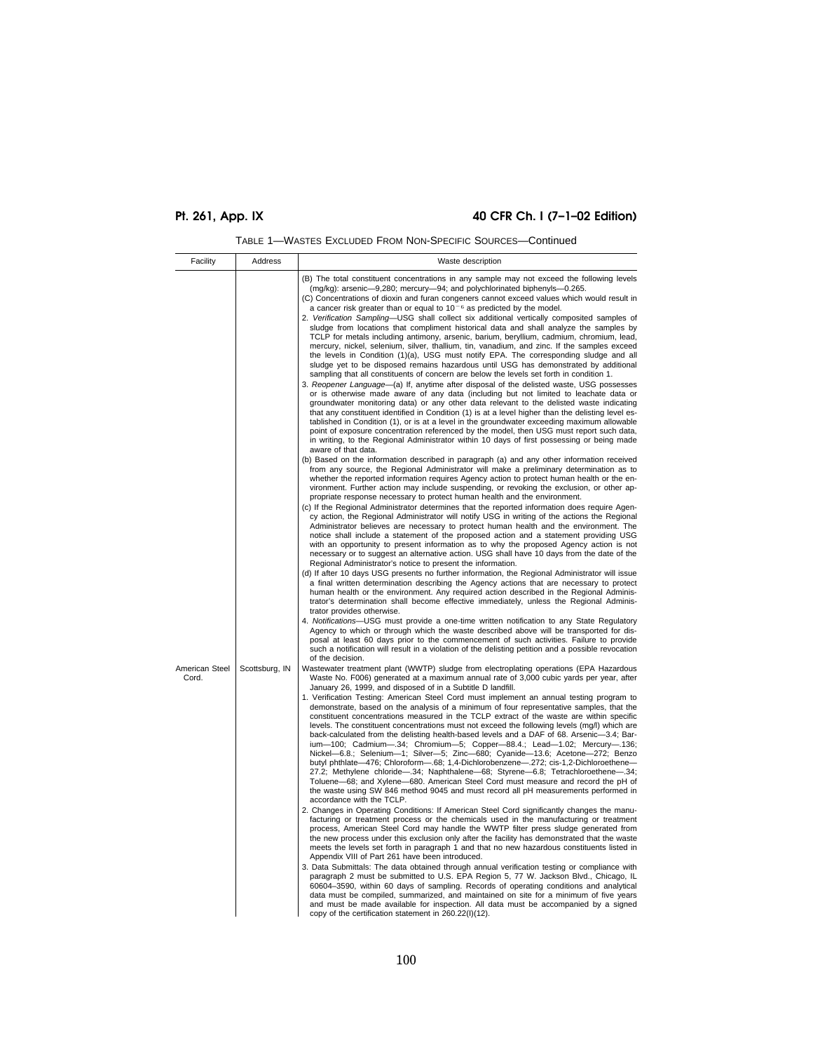TABLE 1—WASTES EXCLUDED FROM NON-SPECIFIC SOURCES—Continued

| Facility | Address | Waste description |
| --- | --- | --- |
| | | (B) The total constituent concentrations in any sample may not exceed the following levels (mg/kg): arsenic—9,280; mercury—94; and polychlorinated biphenyls—0.265.<br>(C) Concentrations of dioxin and furan congeners cannot exceed values which would result in a cancer risk greater than or equal to $10^{-6}$ as predicted by the model.<br>2. *Verification Sampling*—USG shall collect six additional vertically composited samples of sludge from locations that compliment historical data and shall analyze the samples by TCLP for metals including antimony, arsenic, barium, beryllium, cadmium, chromium, lead, mercury, nickel, selenium, silver, thallium, tin, vanadium, and zinc. If the samples exceed the levels in Condition (1)(a), USG must notify EPA. The corresponding sludge and all sludge yet to be disposed remains hazardous until USG has demonstrated by additional sampling that all constituents of concern are below the levels set forth in condition 1.<br>3. *Reopener Language*—(a) If, anytime after disposal of the delisted waste, USG possesses or is otherwise made aware of any data (including but not limited to leachate data or groundwater monitoring data) or any other data relevant to the delisted waste indicating that any constituent identified in Condition (1) is at a level higher than the delisting level established in Condition (1), or is at a level in the groundwater exceeding maximum allowable point of exposure concentration referenced by the model, then USG must report such data, in writing, to the Regional Administrator within 10 days of first possessing or being made aware of that data.<br>(b) Based on the information described in paragraph (a) and any other information received from any source, the Regional Administrator will make a preliminary determination as to whether the reported information requires Agency action to protect human health or the environment. Further action may include suspending, or revoking the exclusion, or other appropriate response necessary to protect human health and the environment.<br>(c) If the Regional Administrator determines that the reported information does require Agency action, the Regional Administrator will notify USG in writing of the actions the Regional Administrator believes are necessary to protect human health and the environment. The notice shall include a statement of the proposed action and a statement providing USG with an opportunity to present information as to why the proposed Agency action is not necessary or to suggest an alternative action. USG shall have 10 days from the date of the Regional Administrator's notice to present the information.<br>(d) If after 10 days USG presents no further information, the Regional Administrator will issue a final written determination describing the Agency actions that are necessary to protect human health or the environment. Any required action described in the Regional Administrator's determination shall become effective immediately, unless the Regional Administrator provides otherwise.<br>4. *Notifications*—USG must provide a one-time written notification to any State Regulatory Agency to which or through which the waste described above will be transported for disposal at least 60 days prior to the commencement of such activities. Failure to provide such a notification will result in a violation of the delisting petition and a possible revocation of the decision. |
| American Steel Cord. | Scottsburg, IN | Wastewater treatment plant (WWTP) sludge from electroplating operations (EPA Hazardous Waste No. F006) generated at a maximum annual rate of 3,000 cubic yards per year, after January 26, 1999, and disposed of in a Subtitle D landfill.<br>1. Verification Testing: American Steel Cord must implement an annual testing program to demonstrate, based on the analysis of a minimum of four representative samples, that the constituent concentrations measured in the TCLP extract of the waste are within specific levels. The constituent concentrations must not exceed the following levels (mg/l) which are back-calculated from the delisting health-based levels and a DAF of 68. Arsenic—3.4; Barium—100; Cadmium—.34; Chromium—5; Copper—88.4.; Lead—1.02; Mercury—.136; Nickel—6.8.; Selenium—1; Silver—5; Zinc—680; Cyanide—13.6; Acetone—272; Benzo butyl phthlate—476; Chloroform—.68; 1,4-Dichlorobenzene—.272; cis-1,2-Dichloroethene—27.2; Methylene chloride—.34; Naphthalene—68; Styrene—6.8; Tetrachloroethene—.34; Toluene—68; and Xylene—680. American Steel Cord must measure and record the pH of the waste using SW 846 method 9045 and must record all pH measurements performed in accordance with the TCLP.<br>2. Changes in Operating Conditions: If American Steel Cord significantly changes the manufacturing or treatment process or the chemicals used in the manufacturing or treatment process, American Steel Cord may handle the WWTP filter press sludge generated from the new process under this exclusion only after the facility has demonstrated that the waste meets the levels set forth in paragraph 1 and that no new hazardous constituents listed in Appendix VIII of Part 261 have been introduced.<br>3. Data Submittals: The data obtained through annual verification testing or compliance with paragraph 2 must be submitted to U.S. EPA Region 5, 77 W. Jackson Blvd., Chicago, IL 60604–3590, within 60 days of sampling. Records of operating conditions and analytical data must be compiled, summarized, and maintained on site for a minimum of five years and must be made available for inspection. All data must be accompanied by a signed copy of the certification statement in 260.22(l)(12). |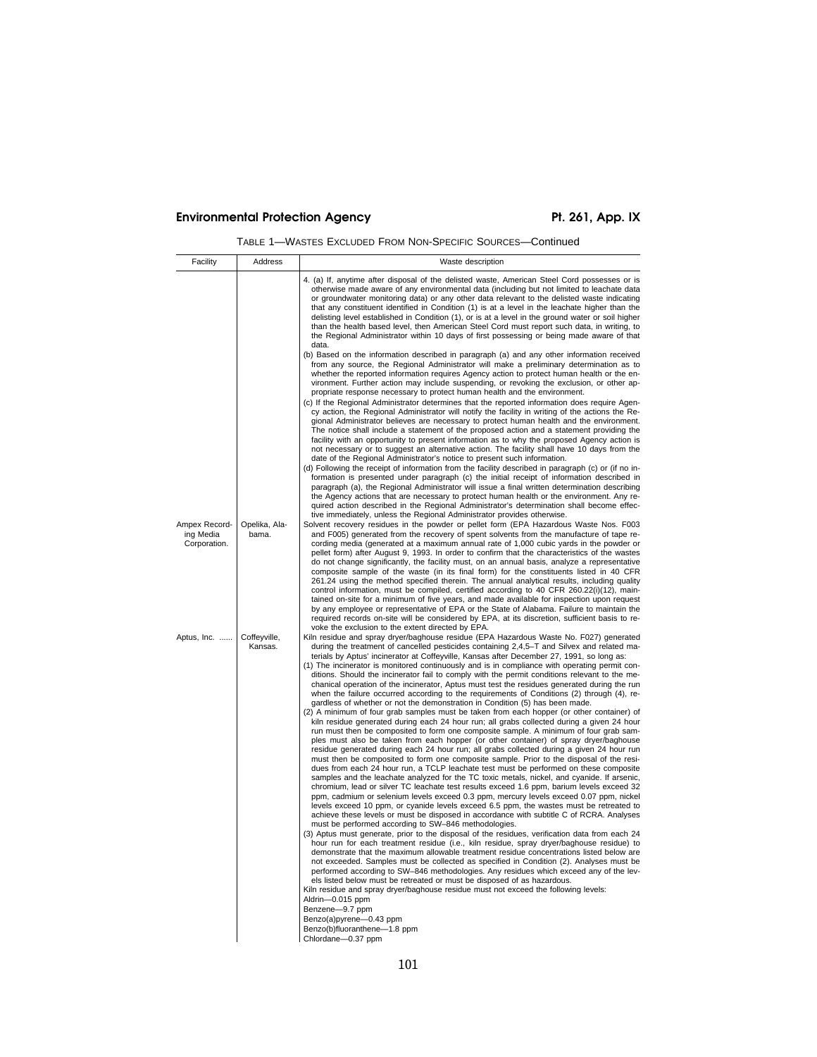TABLE 1—WASTES EXCLUDED FROM NON-SPECIFIC SOURCES—Continued

| Facility | Address | Waste description |
|---|---|---|
| | | 4. (a) If, anytime after disposal of the delisted waste, American Steel Cord possesses or is otherwise made aware of any environmental data (including but not limited to leachate data or groundwater monitoring data) or any other data relevant to the delisted waste indicating that any constituent identified in Condition (1) is at a level in the leachate higher than the delisting level established in Condition (1), or is at a level in the ground water or soil higher than the health based level, then American Steel Cord must report such data, in writing, to the Regional Administrator within 10 days of first possessing or being made aware of that data.<br>(b) Based on the information described in paragraph (a) and any other information received from any source, the Regional Administrator will make a preliminary determination as to whether the reported information requires Agency action to protect human health or the environment. Further action may include suspending, or revoking the exclusion, or other appropriate response necessary to protect human health and the environment.<br>(c) If the Regional Administrator determines that the reported information does require Agency action, the Regional Administrator will notify the facility in writing of the actions the Regional Administrator believes are necessary to protect human health and the environment. The notice shall include a statement of the proposed action and a statement providing the facility with an opportunity to present information as to why the proposed Agency action is not necessary or to suggest an alternative action. The facility shall have 10 days from the date of the Regional Administrator's notice to present such information.<br>(d) Following the receipt of information from the facility described in paragraph (c) or (if no information is presented under paragraph (c) the initial receipt of information described in paragraph (a), the Regional Administrator will issue a final written determination describing the Agency actions that are necessary to protect human health or the environment. Any required action described in the Regional Administrator's determination shall become effective immediately, unless the Regional Administrator provides otherwise. |
| Ampex Recording Media Corporation. | Opelika, Alabama. | Solvent recovery residues in the powder or pellet form (EPA Hazardous Waste Nos. F003 and F005) generated from the recovery of spent solvents from the manufacture of tape recording media (generated at a maximum annual rate of 1,000 cubic yards in the powder or pellet form) after August 9, 1993. In order to confirm that the characteristics of the wastes do not change significantly, the facility must, on an annual basis, analyze a representative composite sample of the waste (in its final form) for the constituents listed in 40 CFR 261.24 using the method specified therein. The annual analytical results, including quality control information, must be compiled, certified according to 40 CFR 260.22(i)(12), maintained on-site for a minimum of five years, and made available for inspection upon request by any employee or representative of EPA or the State of Alabama. Failure to maintain the required records on-site will be considered by EPA, at its discretion, sufficient basis to revoke the exclusion to the extent directed by EPA. |
| Aptus, Inc. ...... | Coffeyville, Kansas. | Kiln residue and spray dryer/baghouse residue (EPA Hazardous Waste No. F027) generated during the treatment of cancelled pesticides containing 2,4,5–T and Silvex and related materials by Aptus' incinerator at Coffeyville, Kansas after December 27, 1991, so long as:<br>(1) The incinerator is monitored continuously and is in compliance with operating permit conditions. Should the incinerator fail to comply with the permit conditions relevant to the mechanical operation of the incinerator, Aptus must test the residues generated during the run when the failure occurred according to the requirements of Conditions (2) through (4), regardless of whether or not the demonstration in Condition (5) has been made.<br>(2) A minimum of four grab samples must be taken from each hopper (or other container) of kiln residue generated during each 24 hour run; all grabs collected during a given 24 hour run must then be composited to form one composite sample. A minimum of four grab samples must also be taken from each hopper (or other container) of spray dryer/baghouse residue generated during each 24 hour run; all grabs collected during a given 24 hour run must then be composited to form one composite sample. Prior to the disposal of the residues from each 24 hour run, a TCLP leachate test must be performed on these composite samples and the leachate analyzed for the TC toxic metals, nickel, and cyanide. If arsenic, chromium, lead or silver TC leachate test results exceed 1.6 ppm, barium levels exceed 32 ppm, cadmium or selenium levels exceed 0.3 ppm, mercury levels exceed 0.07 ppm, nickel levels exceed 10 ppm, or cyanide levels exceed 6.5 ppm, the wastes must be retreated to achieve these levels or must be disposed in accordance with subtitle C of RCRA. Analyses must be performed according to SW–846 methodologies.<br>(3) Aptus must generate, prior to the disposal of the residues, verification data from each 24 hour run for each treatment residue (i.e., kiln residue, spray dryer/baghouse residue) to demonstrate that the maximum allowable treatment residue concentrations listed below are not exceeded. Samples must be collected as specified in Condition (2). Analyses must be performed according to SW–846 methodologies. Any residues which exceed any of the levels listed below must be retreated or must be disposed of as hazardous.<br>Kiln residue and spray dryer/baghouse residue must not exceed the following levels:<br>Aldrin—0.015 ppm<br>Benzene—9.7 ppm<br>Benzo(a)pyrene—0.43 ppm<br>Benzo(b)fluoranthene—1.8 ppm<br>Chlordane—0.37 ppm |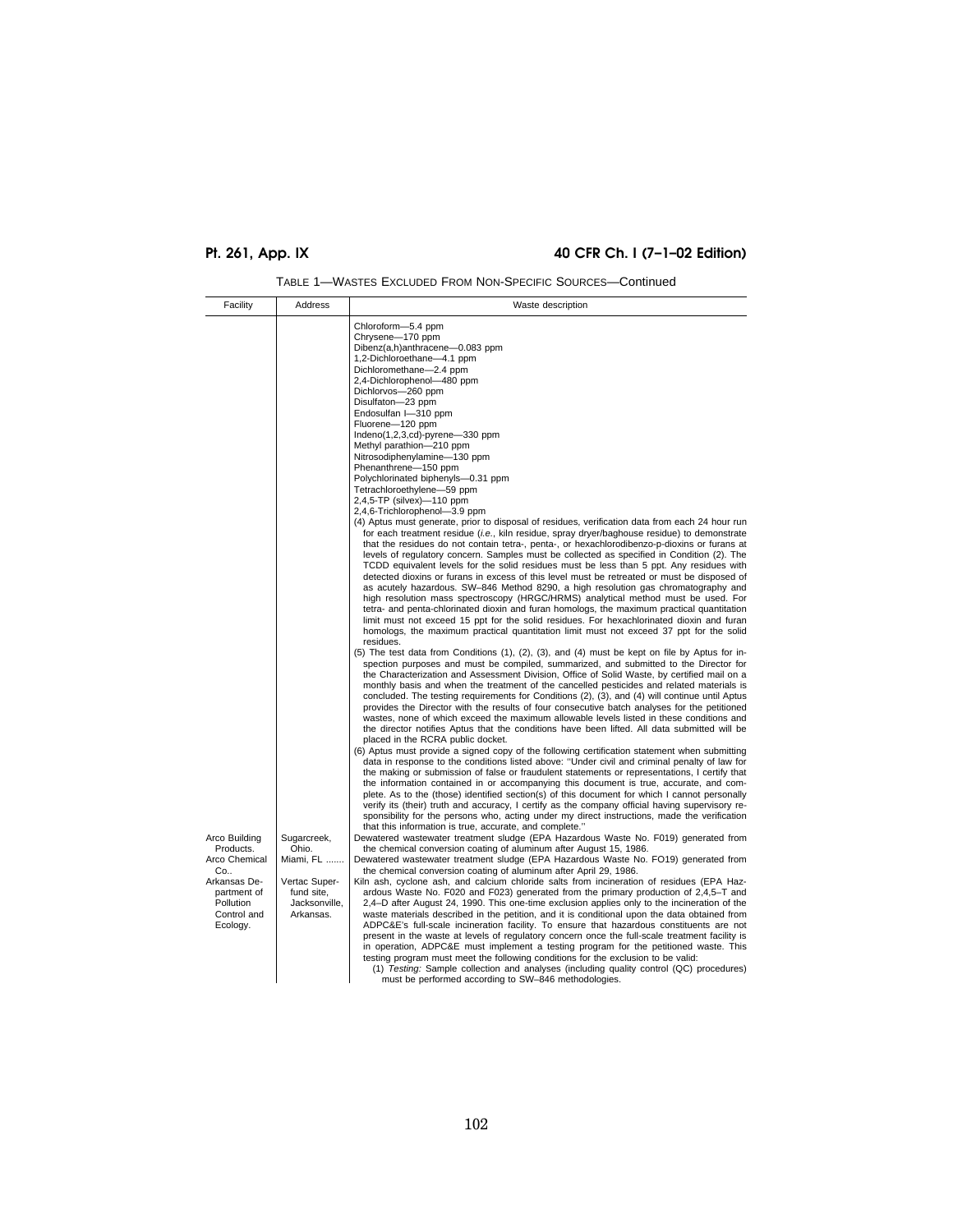TABLE 1—WASTES EXCLUDED FROM NON-SPECIFIC SOURCES—Continued

| Facility | Address | Waste description |
|---|---|---|
| | | Chloroform—5.4 ppm<br>Chrysene—170 ppm<br>Dibenz(a,h)anthracene—0.083 ppm<br>1,2-Dichloroethane—4.1 ppm<br>Dichloromethane—2.4 ppm<br>2,4-Dichlorophenol—480 ppm<br>Dichlorvos—260 ppm<br>Disulfaton—23 ppm<br>Endosulfan I—310 ppm<br>Fluorene—120 ppm<br>Indeno(1,2,3,cd)-pyrene—330 ppm<br>Methyl parathion—210 ppm<br>Nitrosodiphenylamine—130 ppm<br>Phenanthrene—150 ppm<br>Polychlorinated biphenyls—0.31 ppm<br>Tetrachloroethylene—59 ppm<br>2,4,5-TP (silvex)—110 ppm<br>2,4,6-Trichlorophenol—3.9 ppm<br>(4) Aptus must generate, prior to disposal of residues, verification data from each 24 hour run for each treatment residue (*i.e.*, kiln residue, spray dryer/baghouse residue) to demonstrate that the residues do not contain tetra-, penta-, or hexachlorodibenzo-p-dioxins or furans at levels of regulatory concern. Samples must be collected as specified in Condition (2). The TCDD equivalent levels for the solid residues must be less than 5 ppt. Any residues with detected dioxins or furans in excess of this level must be retreated or must be disposed of as acutely hazardous. SW–846 Method 8290, a high resolution gas chromatography and high resolution mass spectroscopy (HRGC/HRMS) analytical method must be used. For tetra- and penta-chlorinated dioxin and furan homologs, the maximum practical quantitation limit must not exceed 15 ppt for the solid residues. For hexachlorinated dioxin and furan homologs, the maximum practical quantitation limit must not exceed 37 ppt for the solid residues.<br>(5) The test data from Conditions (1), (2), (3), and (4) must be kept on file by Aptus for inspection purposes and must be compiled, summarized, and submitted to the Director for the Characterization and Assessment Division, Office of Solid Waste, by certified mail on a monthly basis and when the treatment of the cancelled pesticides and related materials is concluded. The testing requirements for Conditions (2), (3), and (4) will continue until Aptus provides the Director with the results of four consecutive batch analyses for the petitioned wastes, none of which exceed the maximum allowable levels listed in these conditions and the director notifies Aptus that the conditions have been lifted. All data submitted will be placed in the RCRA public docket.<br>(6) Aptus must provide a signed copy of the following certification statement when submitting data in response to the conditions listed above: "Under civil and criminal penalty of law for the making or submission of false or fraudulent statements or representations, I certify that the information contained in or accompanying this document is true, accurate, and complete. As to the (those) identified section(s) of this document for which I cannot personally verify its (their) truth and accuracy, I certify as the company official having supervisory responsibility for the persons who, acting under my direct instructions, made the verification that this information is true, accurate, and complete." |
| Arco Building Products. | Sugarcreek, Ohio. | Dewatered wastewater treatment sludge (EPA Hazardous Waste No. F019) generated from the chemical conversion coating of aluminum after August 15, 1986. |
| Arco Chemical Co.. | Miami, FL ....... | Dewatered wastewater treatment sludge (EPA Hazardous Waste No. FO19) generated from the chemical conversion coating of aluminum after April 29, 1986. |
| Arkansas Department of Pollution Control and Ecology. | Vertac Superfund site, Jacksonville, Arkansas. | Kiln ash, cyclone ash, and calcium chloride salts from incineration of residues (EPA Hazardous Waste No. F020 and F023) generated from the primary production of 2,4,5–T and 2,4–D after August 24, 1990. This one-time exclusion applies only to the incineration of the waste materials described in the petition, and it is conditional upon the data obtained from ADPC&E's full-scale incineration facility. To ensure that hazardous constituents are not present in the waste at levels of regulatory concern once the full-scale treatment facility is in operation, ADPC&E must implement a testing program for the petitioned waste. This testing program must meet the following conditions for the exclusion to be valid:<br>(1) *Testing:* Sample collection and analyses (including quality control (QC) procedures) must be performed according to SW–846 methodologies. |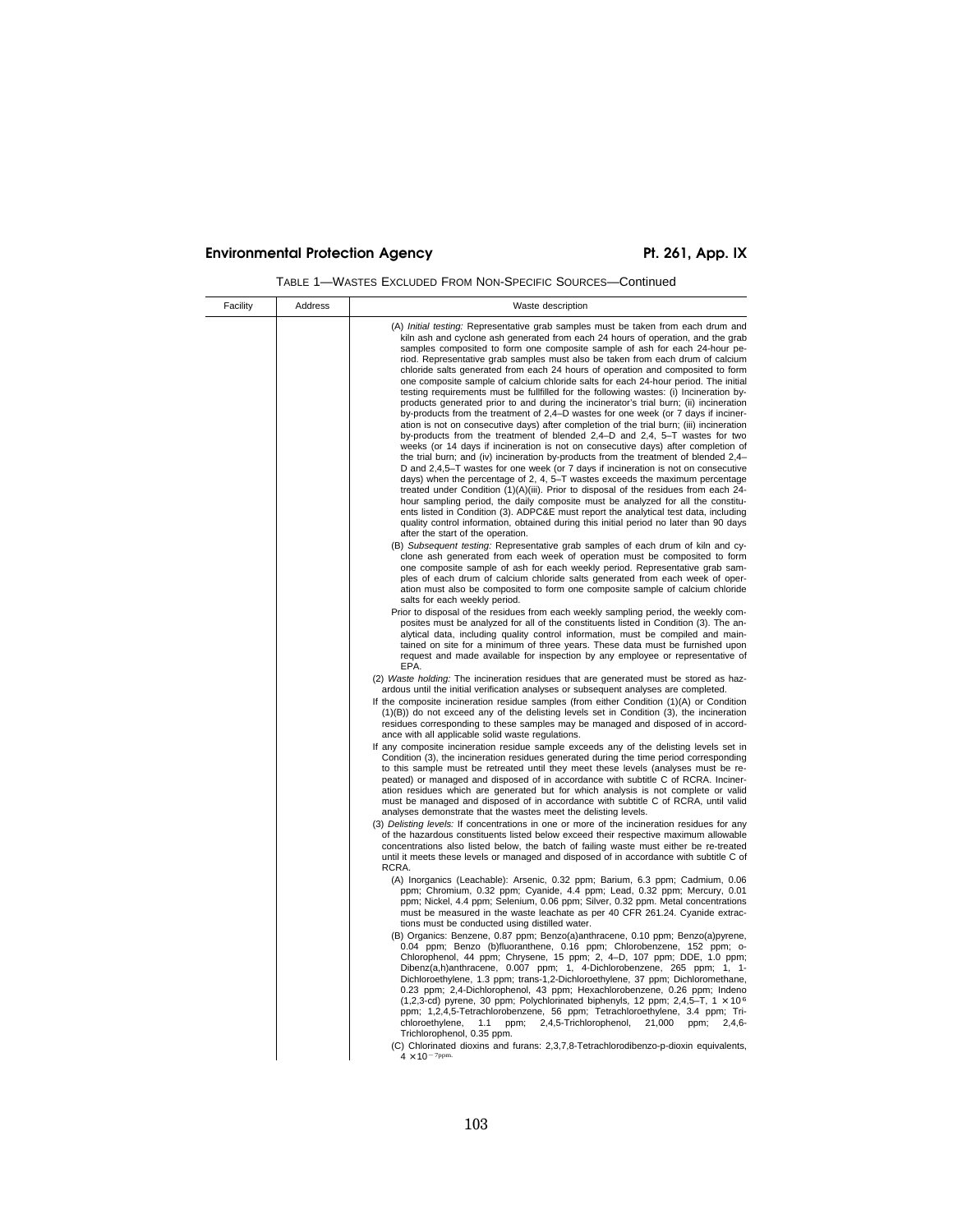TABLE 1—WASTES EXCLUDED FROM NON-SPECIFIC SOURCES—Continued

| Facility | Address | Waste description |
|---|---|---|
| | | (A) *Initial testing:* Representative grab samples must be taken from each drum and kiln ash and cyclone ash generated from each 24 hours of operation, and the grab samples composited to form one composite sample of ash for each 24-hour period. Representative grab samples must also be taken from each drum of calcium chloride salts generated from each 24 hours of operation and composited to form one composite sample of calcium chloride salts for each 24-hour period. The initial testing requirements must be fullfilled for the following wastes: (i) Incineration by-products generated prior to and during the incinerator's trial burn; (ii) incineration by-products from the treatment of 2,4–D wastes for one week (or 7 days if incineration is not on consecutive days) after completion of the trial burn; (iii) incineration by-products from the treatment of blended 2,4–D and 2,4, 5–T wastes for two weeks (or 14 days if incineration is not on consecutive days) after completion of the trial burn; and (iv) incineration by-products from the treatment of blended 2,4–D and 2,4,5–T wastes for one week (or 7 days if incineration is not on consecutive days) when the percentage of 2, 4, 5–T wastes exceeds the maximum percentage treated under Condition (1)(A)(iii). Prior to disposal of the residues from each 24-hour sampling period, the daily composite must be analyzed for all the constituents listed in Condition (3). ADPC&E must report the analytical test data, including quality control information, obtained during this initial period no later than 90 days after the start of the operation. |
| | | (B) *Subsequent testing:* Representative grab samples of each drum of kiln and cyclone ash generated from each week of operation must be composited to form one composite sample of ash for each weekly period. Representative grab samples of each drum of calcium chloride salts generated from each week of operation must also be composited to form one composite sample of calcium chloride salts for each weekly period. |
| | | Prior to disposal of the residues from each weekly sampling period, the weekly composites must be analyzed for all of the constituents listed in Condition (3). The analytical data, including quality control information, must be compiled and maintained on site for a minimum of three years. These data must be furnished upon request and made available for inspection by any employee or representative of EPA. |
| | | (2) *Waste holding:* The incineration residues that are generated must be stored as hazardous until the initial verification analyses or subsequent analyses are completed. |
| | | If the composite incineration residue samples (from either Condition (1)(A) or Condition (1)(B)) do not exceed any of the delisting levels set in Condition (3), the incineration residues corresponding to these samples may be managed and disposed of in accordance with all applicable solid waste regulations. |
| | | If any composite incineration residue sample exceeds any of the delisting levels set in Condition (3), the incineration residues generated during the time period corresponding to this sample must be retreated until they meet these levels (analyses must be repeated) or managed and disposed of in accordance with subtitle C of RCRA. Incineration residues which are generated but for which analysis is not complete or valid must be managed and disposed of in accordance with subtitle C of RCRA, until valid analyses demonstrate that the wastes meet the delisting levels. |
| | | (3) *Delisting levels:* If concentrations in one or more of the incineration residues for any of the hazardous constituents listed below exceed their respective maximum allowable concentrations also listed below, the batch of failing waste must either be re-treated until it meets these levels or managed and disposed of in accordance with subtitle C of RCRA. |
| | | (A) Inorganics (Leachable): Arsenic, 0.32 ppm; Barium, 6.3 ppm; Cadmium, 0.06 ppm; Chromium, 0.32 ppm; Cyanide, 4.4 ppm; Lead, 0.32 ppm; Mercury, 0.01 ppm; Nickel, 4.4 ppm; Selenium, 0.06 ppm; Silver, 0.32 ppm. Metal concentrations must be measured in the waste leachate as per 40 CFR 261.24. Cyanide extractions must be conducted using distilled water. |
| | | (B) Organics: Benzene, 0.87 ppm; Benzo(a)anthracene, 0.10 ppm; Benzo(a)pyrene, 0.04 ppm; Benzo (b)fluoranthene, 0.16 ppm; Chlorobenzene, 152 ppm; o-Chlorophenol, 44 ppm; Chrysene, 15 ppm; 2, 4–D, 107 ppm; DDE, 1.0 ppm; Dibenz(a,h)anthracene, 0.007 ppm; 1, 4-Dichlorobenzene, 265 ppm; 1, 1-Dichloroethylene, 1.3 ppm; trans-1,2-Dichloroethylene, 37 ppm; Dichloromethane, 0.23 ppm; 2,4-Dichlorophenol, 43 ppm; Hexachlorobenzene, 0.26 ppm; Indeno (1,2,3-cd) pyrene, 30 ppm; Polychlorinated biphenyls, 12 ppm; 2,4,5–T, $1 \times 10^{6}$ ppm; 1,2,4,5-Tetrachlorobenzene, 56 ppm; Tetrachloroethylene, 3.4 ppm; Trichloroethylene, 1.1 ppm; 2,4,5-Trichlorophenol, 21,000 ppm; 2,4,6-Trichlorophenol, 0.35 ppm. |
| | | (C) Chlorinated dioxins and furans: 2,3,7,8-Tetrachlorodibenzo-p-dioxin equivalents, $4 \times 10^{-7}$ppm. |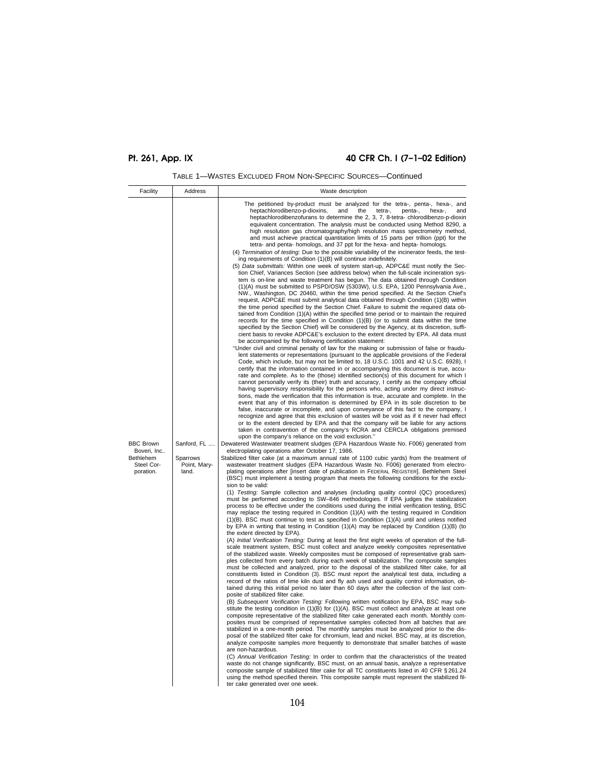TABLE 1—WASTES EXCLUDED FROM NON-SPECIFIC SOURCES—Continued

| Facility | Address | Waste description |
| --- | --- | --- |
| | | The petitioned by-product must be analyzed for the tetra-, penta-, hexa-, and heptachlorodibenzo-p-dioxins, and the tetra-, penta-, hexa-, and heptachlorodibenzofurans to determine the 2, 3, 7, 8-tetra- chlorodibenzo-p-dioxin equivalent concentration. The analysis must be conducted using Method 8290, a high resolution gas chromatography/high resolution mass spectrometry method, and must achieve practical quantitation limits of 15 parts per trillion (ppt) for the tetra- and penta- homologs, and 37 ppt for the hexa- and hepta- homologs.<br>(4) *Termination of testing:* Due to the possible variability of the incinerator feeds, the testing requirements of Condition (1)(B) will continue indefinitely.<br>(5) *Data submittals:* Within one week of system start-up, ADPC&E must notify the Section Chief, Variances Section (see address below) when the full-scale incineration system is on-line and waste treatment has begun. The data obtained through Condition (1)(A) must be submitted to PSPD/OSW (5303W), U.S. EPA, 1200 Pennsylvania Ave., NW., Washington, DC 20460, within the time period specified. At the Section Chief's request, ADPC&E must submit analytical data obtained through Condition (1)(B) within the time period specified by the Section Chief. Failure to submit the required data obtained from Condition (1)(A) within the specified time period or to maintain the required records for the time specified in Condition (1)(B) (or to submit data within the time specified by the Section Chief) will be considered by the Agency, at its discretion, sufficient basis to revoke ADPC&E's exclusion to the extent directed by EPA. All data must be accompanied by the following certification statement:<br>"Under civil and criminal penalty of law for the making or submission of false or fraudulent statements or representations (pursuant to the applicable provisions of the Federal Code, which include, but may not be limited to, 18 U.S.C. 1001 and 42 U.S.C. 6928), I certify that the information contained in or accompanying this document is true, accurate and complete. As to the (those) identified section(s) of this document for which I cannot personally verify its (their) truth and accuracy, I certify as the company official having supervisory responsibility for the persons who, acting under my direct instructions, made the verification that this information is true, accurate and complete. In the event that any of this information is determined by EPA in its sole discretion to be false, inaccurate or incomplete, and upon conveyance of this fact to the company, I recognize and agree that this exclusion of wastes will be void as if it never had effect or to the extent directed by EPA and that the company will be liable for any actions taken in contravention of the company's RCRA and CERCLA obligations premised upon the company's reliance on the void exclusion." |
| BBC Brown Boveri, Inc.. | Sanford, FL .... | Dewatered Wastewater treatment sludges (EPA Hazardous Waste No. F006) generated from electroplating operations after October 17, 1986. |
| Bethlehem Steel Corporation. | Sparrows Point, Maryland. | Stabilized filter cake (at a maximum annual rate of 1100 cubic yards) from the treatment of wastewater treatment sludges (EPA Hazardous Waste No. F006) generated from electroplating operations after [insert date of publication in FEDERAL REGISTER]. Bethlehem Steel (BSC) must implement a testing program that meets the following conditions for the exclusion to be valid:<br>(1) *Testing:* Sample collection and analyses (including quality control (QC) procedures) must be performed according to SW–846 methodologies. If EPA judges the stabilization process to be effective under the conditions used during the initial verification testing, BSC may replace the testing required in Condition (1)(A) with the testing required in Condition (1)(B). BSC must continue to test as specified in Condition (1)(A) until and unless notified by EPA in writing that testing in Condition (1)(A) may be replaced by Condition (1)(B) (to the extent directed by EPA).<br>(A) *Initial Verification Testing:* During at least the first eight weeks of operation of the full-scale treatment system, BSC must collect and analyze weekly composites representative of the stabilized waste. Weekly composites must be composed of representative grab samples collected from every batch during each week of stabilization. The composite samples must be collected and analyzed, prior to the disposal of the stabilized filter cake, for all constituents listed in Condition (3). BSC must report the analytical test data, including a record of the ratios of lime kiln dust and fly ash used and quality control information, obtained during this initial period no later than 60 days after the collection of the last composite of stabilized filter cake.<br>(B) *Subsequent Verification Testing:* Following written notification by EPA, BSC may substitute the testing condition in (1)(B) for (1)(A). BSC must collect and analyze at least one composite representative of the stabilized filter cake generated each month. Monthly composites must be comprised of representative samples collected from all batches that are stabilized in a one-month period. The monthly samples must be analyzed prior to the disposal of the stabilized filter cake for chromium, lead and nickel. BSC may, at its discretion, analyze composite samples more frequently to demonstrate that smaller batches of waste are non-hazardous.<br>(C) *Annual Verification Testing:* In order to confirm that the characteristics of the treated waste do not change significantly, BSC must, on an annual basis, analyze a representative composite sample of stabilized filter cake for all TC constituents listed in 40 CFR § 261.24 using the method specified therein. This composite sample must represent the stabilized filter cake generated over one week. |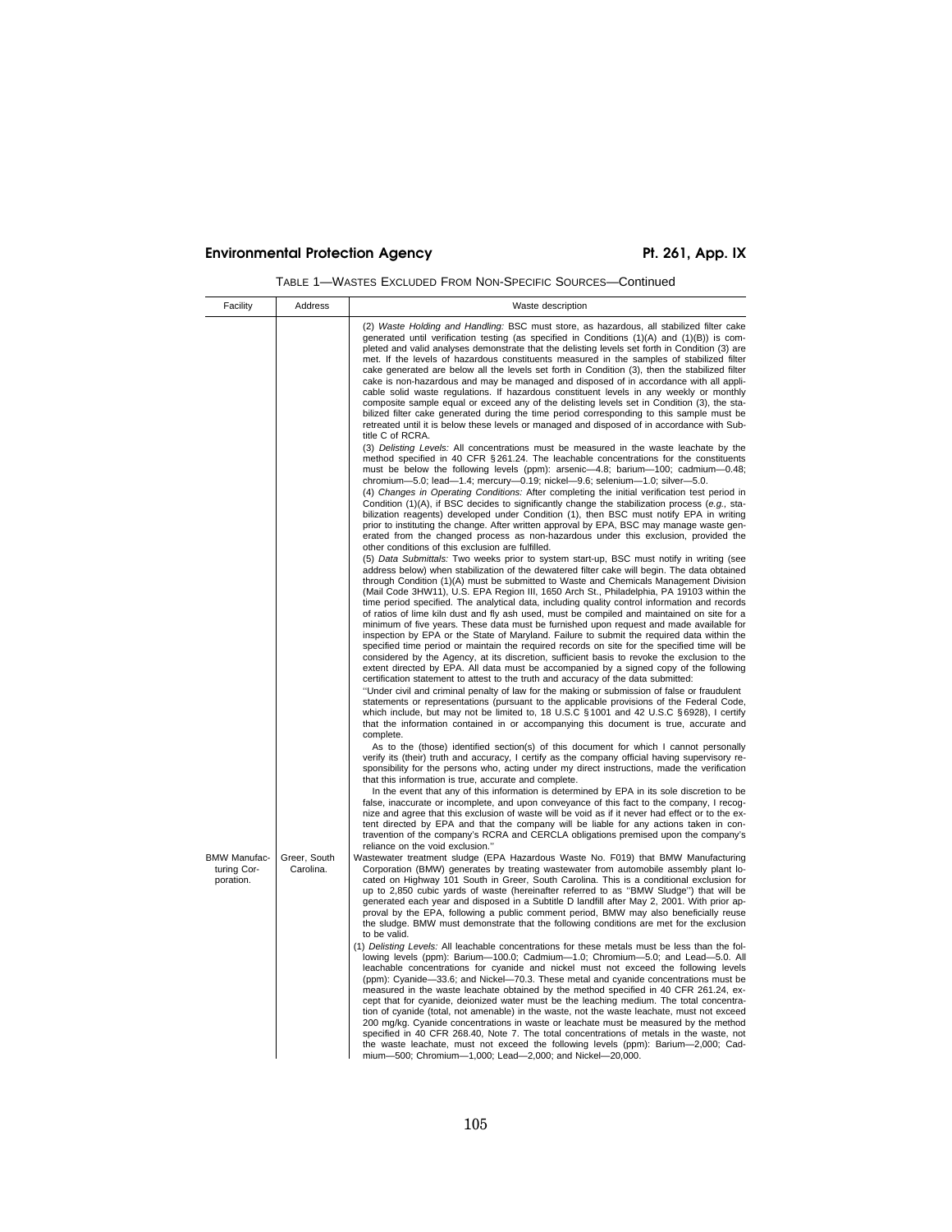TABLE 1—WASTES EXCLUDED FROM NON-SPECIFIC SOURCES—Continued

| Facility | Address | Waste description |
|---|---|---|
| | | (2) *Waste Holding and Handling:* BSC must store, as hazardous, all stabilized filter cake generated until verification testing (as specified in Conditions (1)(A) and (1)(B)) is completed and valid analyses demonstrate that the delisting levels set forth in Condition (3) are met. If the levels of hazardous constituents measured in the samples of stabilized filter cake generated are below all the levels set forth in Condition (3), then the stabilized filter cake is non-hazardous and may be managed and disposed of in accordance with all applicable solid waste regulations. If hazardous constituent levels in any weekly or monthly composite sample equal or exceed any of the delisting levels set in Condition (3), the stabilized filter cake generated during the time period corresponding to this sample must be retreated until it is below these levels or managed and disposed of in accordance with Subtitle C of RCRA.<br>(3) *Delisting Levels:* All concentrations must be measured in the waste leachate by the method specified in 40 CFR §261.24. The leachable concentrations for the constituents must be below the following levels (ppm): arsenic—4.8; barium—100; cadmium—0.48; chromium—5.0; lead—1.4; mercury—0.19; nickel—9.6; selenium—1.0; silver—5.0.<br>(4) *Changes in Operating Conditions:* After completing the initial verification test period in Condition (1)(A), if BSC decides to significantly change the stabilization process (*e.g.*, stabilization reagents) developed under Condition (1), then BSC must notify EPA in writing prior to instituting the change. After written approval by EPA, BSC may manage waste generated from the changed process as non-hazardous under this exclusion, provided the other conditions of this exclusion are fulfilled.<br>(5) *Data Submittals:* Two weeks prior to system start-up, BSC must notify in writing (see address below) when stabilization of the dewatered filter cake will begin. The data obtained through Condition (1)(A) must be submitted to Waste and Chemicals Management Division (Mail Code 3HW11), U.S. EPA Region III, 1650 Arch St., Philadelphia, PA 19103 within the time period specified. The analytical data, including quality control information and records of ratios of lime kiln dust and fly ash used, must be compiled and maintained on site for a minimum of five years. These data must be furnished upon request and made available for inspection by EPA or the State of Maryland. Failure to submit the required data within the specified time period or maintain the required records on site for the specified time will be considered by the Agency, at its discretion, sufficient basis to revoke the exclusion to the extent directed by EPA. All data must be accompanied by a signed copy of the following certification statement to attest to the truth and accuracy of the data submitted:<br>''Under civil and criminal penalty of law for the making or submission of false or fraudulent statements or representations (pursuant to the applicable provisions of the Federal Code, which include, but may not be limited to, 18 U.S.C §1001 and 42 U.S.C §6928), I certify that the information contained in or accompanying this document is true, accurate and complete.<br>As to the (those) identified section(s) of this document for which I cannot personally verify its (their) truth and accuracy, I certify as the company official having supervisory responsibility for the persons who, acting under my direct instructions, made the verification that this information is true, accurate and complete.<br>In the event that any of this information is determined by EPA in its sole discretion to be false, inaccurate or incomplete, and upon conveyance of this fact to the company, I recognize and agree that this exclusion of waste will be void as if it never had effect or to the extent directed by EPA and that the company will be liable for any actions taken in contravention of the company's RCRA and CERCLA obligations premised upon the company's reliance on the void exclusion.'' |
| BMW Manufacturing Corporation. | Greer, South Carolina. | Wastewater treatment sludge (EPA Hazardous Waste No. F019) that BMW Manufacturing Corporation (BMW) generates by treating wastewater from automobile assembly plant located on Highway 101 South in Greer, South Carolina. This is a conditional exclusion for up to 2,850 cubic yards of waste (hereinafter referred to as ''BMW Sludge'') that will be generated each year and disposed in a Subtitle D landfill after May 2, 2001. With prior approval by the EPA, following a public comment period, BMW may also beneficially reuse the sludge. BMW must demonstrate that the following conditions are met for the exclusion to be valid.<br>(1) *Delisting Levels:* All leachable concentrations for these metals must be less than the following levels (ppm): Barium—100.0; Cadmium—1.0; Chromium—5.0; and Lead—5.0. All leachable concentrations for cyanide and nickel must not exceed the following levels (ppm): Cyanide—33.6; and Nickel—70.3. These metal and cyanide concentrations must be measured in the waste leachate obtained by the method specified in 40 CFR 261.24, except that for cyanide, deionized water must be the leaching medium. The total concentration of cyanide (total, not amenable) in the waste, not the waste leachate, must not exceed 200 mg/kg. Cyanide concentrations in waste or leachate must be measured by the method specified in 40 CFR 268.40, Note 7. The total concentrations of metals in the waste, not the waste leachate, must not exceed the following levels (ppm): Barium—2,000; Cadmium—500; Chromium—1,000; Lead—2,000; and Nickel—20,000. |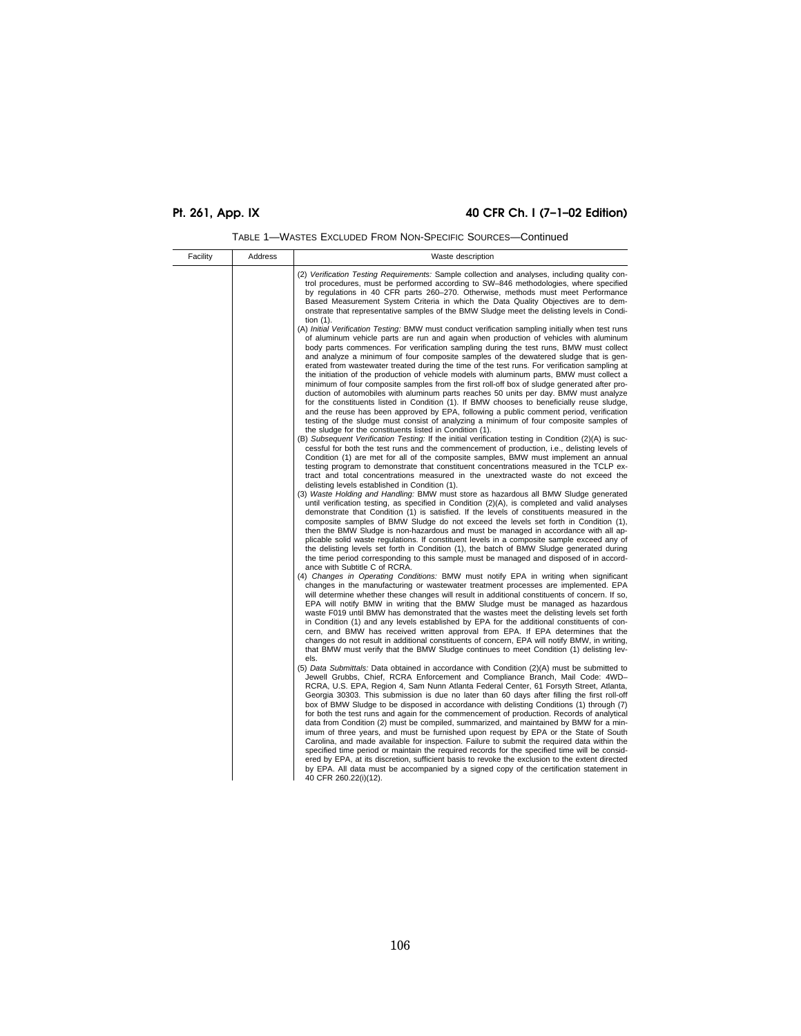TABLE 1—WASTES EXCLUDED FROM NON-SPECIFIC SOURCES—Continued

| Facility | Address | Waste description |
| --- | --- | --- |
| | | (2) *Verification Testing Requirements:* Sample collection and analyses, including quality control procedures, must be performed according to SW–846 methodologies, where specified by regulations in 40 CFR parts 260–270. Otherwise, methods must meet Performance Based Measurement System Criteria in which the Data Quality Objectives are to demonstrate that representative samples of the BMW Sludge meet the delisting levels in Condition (1).<br>(A) *Initial Verification Testing:* BMW must conduct verification sampling initially when test runs of aluminum vehicle parts are run and again when production of vehicles with aluminum body parts commences. For verification sampling during the test runs, BMW must collect and analyze a minimum of four composite samples of the dewatered sludge that is generated from wastewater treated during the time of the test runs. For verification sampling at the initiation of the production of vehicle models with aluminum parts, BMW must collect a minimum of four composite samples from the first roll-off box of sludge generated after production of automobiles with aluminum parts reaches 50 units per day. BMW must analyze for the constituents listed in Condition (1). If BMW chooses to beneficially reuse sludge, and the reuse has been approved by EPA, following a public comment period, verification testing of the sludge must consist of analyzing a minimum of four composite samples of the sludge for the constituents listed in Condition (1).<br>(B) *Subsequent Verification Testing:* If the initial verification testing in Condition (2)(A) is successful for both the test runs and the commencement of production, i.e., delisting levels of Condition (1) are met for all of the composite samples, BMW must implement an annual testing program to demonstrate that constituent concentrations measured in the TCLP extract and total concentrations measured in the unextracted waste do not exceed the delisting levels established in Condition (1).<br>(3) *Waste Holding and Handling:* BMW must store as hazardous all BMW Sludge generated until verification testing, as specified in Condition (2)(A), is completed and valid analyses demonstrate that Condition (1) is satisfied. If the levels of constituents measured in the composite samples of BMW Sludge do not exceed the levels set forth in Condition (1), then the BMW Sludge is non-hazardous and must be managed in accordance with all applicable solid waste regulations. If constituent levels in a composite sample exceed any of the delisting levels set forth in Condition (1), the batch of BMW Sludge generated during the time period corresponding to this sample must be managed and disposed of in accordance with Subtitle C of RCRA.<br>(4) *Changes in Operating Conditions:* BMW must notify EPA in writing when significant changes in the manufacturing or wastewater treatment processes are implemented. EPA will determine whether these changes will result in additional constituents of concern. If so, EPA will notify BMW in writing that the BMW Sludge must be managed as hazardous waste F019 until BMW has demonstrated that the wastes meet the delisting levels set forth in Condition (1) and any levels established by EPA for the additional constituents of concern, and BMW has received written approval from EPA. If EPA determines that the changes do not result in additional constituents of concern, EPA will notify BMW, in writing, that BMW must verify that the BMW Sludge continues to meet Condition (1) delisting levels.<br>(5) *Data Submittals:* Data obtained in accordance with Condition (2)(A) must be submitted to Jewell Grubbs, Chief, RCRA Enforcement and Compliance Branch, Mail Code: 4WD–RCRA, U.S. EPA, Region 4, Sam Nunn Atlanta Federal Center, 61 Forsyth Street, Atlanta, Georgia 30303. This submission is due no later than 60 days after filling the first roll-off box of BMW Sludge to be disposed in accordance with delisting Conditions (1) through (7) for both the test runs and again for the commencement of production. Records of analytical data from Condition (2) must be compiled, summarized, and maintained by BMW for a minimum of three years, and must be furnished upon request by EPA or the State of South Carolina, and made available for inspection. Failure to submit the required data within the specified time period or maintain the required records for the specified time will be considered by EPA, at its discretion, sufficient basis to revoke the exclusion to the extent directed by EPA. All data must be accompanied by a signed copy of the certification statement in 40 CFR 260.22(i)(12). |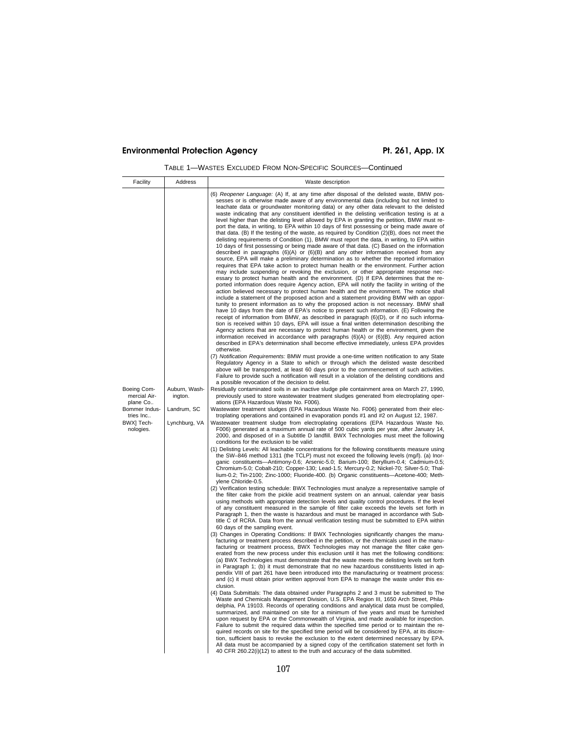TABLE 1—WASTES EXCLUDED FROM NON-SPECIFIC SOURCES—Continued

| Facility | Address | Waste description |
| --- | --- | --- |
| | | (6) *Reopener Language:* (A) If, at any time after disposal of the delisted waste, BMW possesses or is otherwise made aware of any environmental data (including but not limited to leachate data or groundwater monitoring data) or any other data relevant to the delisted waste indicating that any constituent identified in the delisting verification testing is at a level higher than the delisting level allowed by EPA in granting the petition, BMW must report the data, in writing, to EPA within 10 days of first possessing or being made aware of that data. (B) If the testing of the waste, as required by Condition (2)(B), does not meet the delisting requirements of Condition (1), BMW must report the data, in writing, to EPA within 10 days of first possessing or being made aware of that data. (C) Based on the information described in paragraphs (6)(A) or (6)(B) and any other information received from any source, EPA will make a preliminary determination as to whether the reported information requires that EPA take action to protect human health or the environment. Further action may include suspending or revoking the exclusion, or other appropriate response necessary to protect human health and the environment. (D) If EPA determines that the reported information does require Agency action, EPA will notify the facility in writing of the action believed necessary to protect human health and the environment. The notice shall include a statement of the proposed action and a statement providing BMW with an opportunity to present information as to why the proposed action is not necessary. BMW shall have 10 days from the date of EPA's notice to present such information. (E) Following the receipt of information from BMW, as described in paragraph (6)(D), or if no such information is received within 10 days, EPA will issue a final written determination describing the Agency actions that are necessary to protect human health or the environment, given the information received in accordance with paragraphs (6)(A) or (6)(B). Any required action described in EPA's determination shall become effective immediately, unless EPA provides otherwise.<br>(7) *Notification Requirements:* BMW must provide a one-time written notification to any State Regulatory Agency in a State to which or through which the delisted waste described above will be transported, at least 60 days prior to the commencement of such activities. Failure to provide such a notification will result in a violation of the delisting conditions and a possible revocation of the decision to delist. |
| Boeing Commercial Airplane Co.. | Auburn, Washington. | Residually contaminated soils in an inactive sludge pile containment area on March 27, 1990, previously used to store wastewater treatment sludges generated from electroplating operations (EPA Hazardous Waste No. F006). |
| Bommer Industries Inc.. | Landrum, SC | Wastewater treatment sludges (EPA Hazardous Waste No. F006) generated from their electroplating operations and contained in evaporation ponds #1 and #2 on August 12, 1987. |
| BWX] Technologies. | Lynchburg, VA | Wastewater treatment sludge from electroplating operations (EPA Hazardous Waste No. F006) generated at a maximum annual rate of 500 cubic yards per year, after January 14, 2000, and disposed of in a Subtitle D landfill. BWX Technologies must meet the following conditions for the exclusion to be valid:<br>(1) Delisting Levels: All leachable concentrations for the following constituents measure using the SW–846 method 1311 (the TCLP) must not exceed the following levels (mg/l). (a) Inorganic constituents—Antimony-0.6; Arsenic-5.0; Barium-100; Beryllium-0.4; Cadmium-0.5; Chromium-5.0; Cobalt-210; Copper-130; Lead-1.5; Mercury-0.2; Nickel-70; Silver-5.0; Thallium-0.2; Tin-2100; Zinc-1000; Fluoride-400. (b) Organic constituents—Acetone-400; Methylene Chloride-0.5.<br>(2) Verification testing schedule: BWX Technologies must analyze a representative sample of the filter cake from the pickle acid treatment system on an annual, calendar year basis using methods with appropriate detection levels and quality control procedures. If the level of any constituent measured in the sample of filter cake exceeds the levels set forth in Paragraph 1, then the waste is hazardous and must be managed in accordance with Subtitle C of RCRA. Data from the annual verification testing must be submitted to EPA within 60 days of the sampling event.<br>(3) Changes in Operating Conditions: If BWX Technologies significantly changes the manufacturing or treatment process described in the petition, or the chemicals used in the manufacturing or treatment process, BWX Technologies may not manage the filter cake generated from the new process under this exclusion until it has met the following conditions: (a) BWX Technologies must demonstrate that the waste meets the delisting levels set forth in Paragraph 1; (b) it must demonstrate that no new hazardous constituents listed in appendix VIII of part 261 have been introduced into the manufacturing or treatment process: and (c) it must obtain prior written approval from EPA to manage the waste under this exclusion.<br>(4) Data Submittals: The data obtained under Paragraphs 2 and 3 must be submitted to The Waste and Chemicals Management Division, U.S. EPA Region III, 1650 Arch Street, Philadelphia, PA 19103. Records of operating conditions and analytical data must be compiled, summarized, and maintained on site for a minimum of five years and must be furnished upon request by EPA or the Commonwealth of Virginia, and made available for inspection. Failure to submit the required data within the specified time period or to maintain the required records on site for the specified time period will be considered by EPA, at its discretion, sufficient basis to revoke the exclusion to the extent determined necessary by EPA. All data must be accompanied by a signed copy of the certification statement set forth in 40 CFR 260.22(i)(12) to attest to the truth and accuracy of the data submitted. |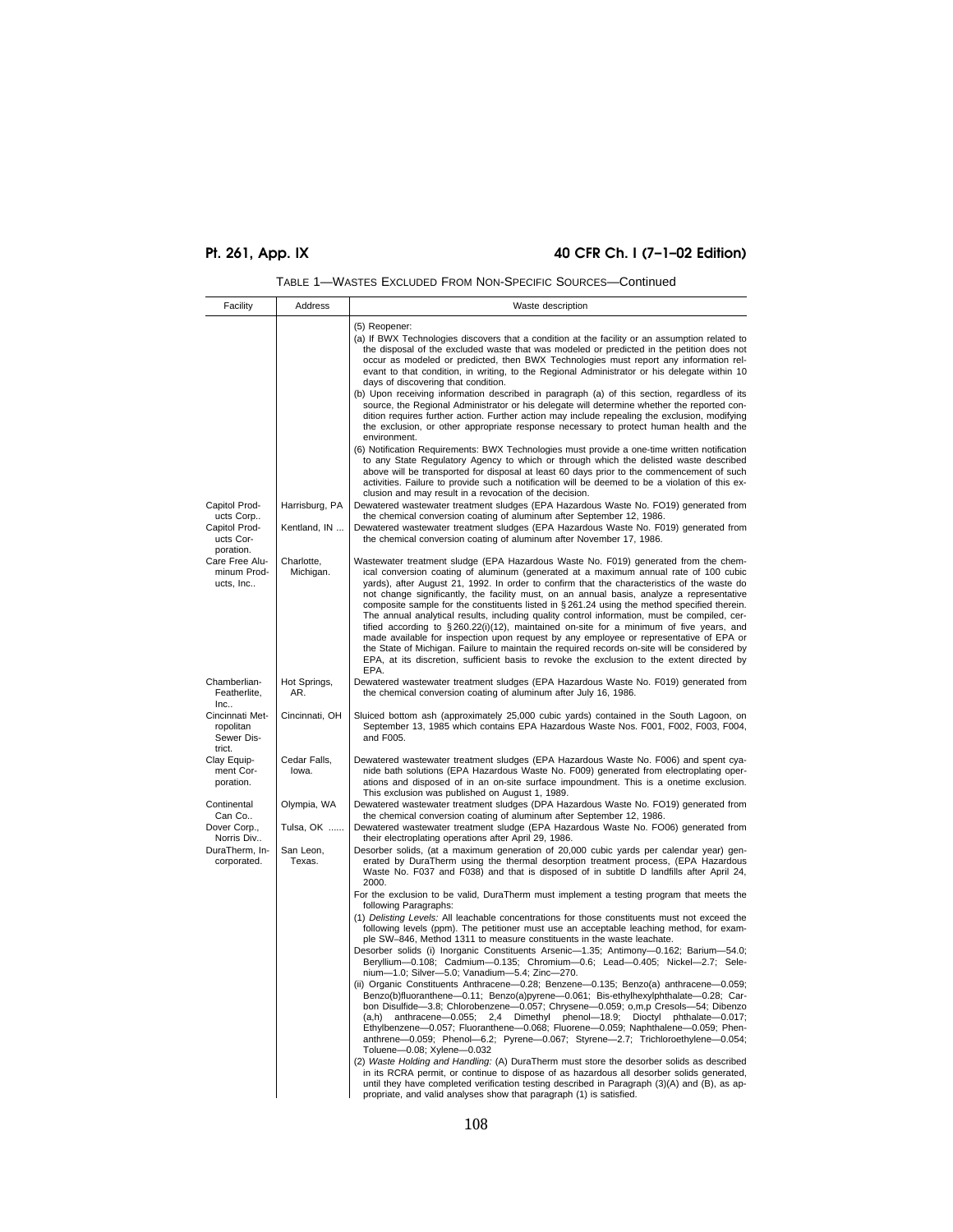TABLE 1—WASTES EXCLUDED FROM NON-SPECIFIC SOURCES—Continued

| Facility | Address | Waste description |
|---|---|---|
| | | (5) Reopener:<br>(a) If BWX Technologies discovers that a condition at the facility or an assumption related to the disposal of the excluded waste that was modeled or predicted in the petition does not occur as modeled or predicted, then BWX Technologies must report any information relevant to that condition, in writing, to the Regional Administrator or his delegate within 10 days of discovering that condition.<br>(b) Upon receiving information described in paragraph (a) of this section, regardless of its source, the Regional Administrator or his delegate will determine whether the reported condition requires further action. Further action may include repealing the exclusion, modifying the exclusion, or other appropriate response necessary to protect human health and the environment.<br>(6) Notification Requirements: BWX Technologies must provide a one-time written notification to any State Regulatory Agency to which or through which the delisted waste described above will be transported for disposal at least 60 days prior to the commencement of such activities. Failure to provide such a notification will be deemed to be a violation of this exclusion and may result in a revocation of the decision. |
| Capitol Products Corp.. | Harrisburg, PA | Dewatered wastewater treatment sludges (EPA Hazardous Waste No. FO19) generated from the chemical conversion coating of aluminum after September 12, 1986. |
| Capitol Products Corporation. | Kentland, IN ... | Dewatered wastewater treatment sludges (EPA Hazardous Waste No. F019) generated from the chemical conversion coating of aluminum after November 17, 1986. |
| Care Free Aluminum Products, Inc.. | Charlotte, Michigan. | Wastewater treatment sludge (EPA Hazardous Waste No. F019) generated from the chemical conversion coating of aluminum (generated at a maximum annual rate of 100 cubic yards), after August 21, 1992. In order to confirm that the characteristics of the waste do not change significantly, the facility must, on an annual basis, analyze a representative composite sample for the constituents listed in § 261.24 using the method specified therein. The annual analytical results, including quality control information, must be compiled, certified according to § 260.22(i)(12), maintained on-site for a minimum of five years, and made available for inspection upon request by any employee or representative of EPA or the State of Michigan. Failure to maintain the required records on-site will be considered by EPA, at its discretion, sufficient basis to revoke the exclusion to the extent directed by EPA. |
| Chamberlian-Featherlite, Inc.. | Hot Springs, AR. | Dewatered wastewater treatment sludges (EPA Hazardous Waste No. F019) generated from the chemical conversion coating of aluminum after July 16, 1986. |
| Cincinnati Metropolitan Sewer District. | Cincinnati, OH | Sluiced bottom ash (approximately 25,000 cubic yards) contained in the South Lagoon, on September 13, 1985 which contains EPA Hazardous Waste Nos. F001, F002, F003, F004, and F005. |
| Clay Equipment Corporation. | Cedar Falls, Iowa. | Dewatered wastewater treatment sludges (EPA Hazardous Waste No. F006) and spent cyanide bath solutions (EPA Hazardous Waste No. F009) generated from electroplating operations and disposed of in an on-site surface impoundment. This is a onetime exclusion. This exclusion was published on August 1, 1989. |
| Continental Can Co.. | Olympia, WA | Dewatered wastewater treatment sludges (DPA Hazardous Waste No. FO19) generated from the chemical conversion coating of aluminum after September 12, 1986. |
| Dover Corp., Norris Div.. | Tulsa, OK ...... | Dewatered wastewater treatment sludge (EPA Hazardous Waste No. FO06) generated from their electroplating operations after April 29, 1986. |
| DuraTherm, Incorporated. | San Leon, Texas. | Desorber solids, (at a maximum generation of 20,000 cubic yards per calendar year) generated by DuraTherm using the thermal desorption treatment process, (EPA Hazardous Waste No. F037 and F038) and that is disposed of in subtitle D landfills after April 24, 2000.<br>For the exclusion to be valid, DuraTherm must implement a testing program that meets the following Paragraphs:<br>(1) *Delisting Levels:* All leachable concentrations for those constituents must not exceed the following levels (ppm). The petitioner must use an acceptable leaching method, for example SW–846, Method 1311 to measure constituents in the waste leachate.<br>Desorber solids (i) Inorganic Constituents Arsenic—1.35; Antimony—0.162; Barium—54.0; Beryllium—0.108; Cadmium—0.135; Chromium—0.6; Lead—0.405; Nickel—2.7; Selenium—1.0; Silver—5.0; Vanadium—5.4; Zinc—270.<br>(ii) Organic Constituents Anthracene—0.28; Benzene—0.135; Benzo(a) anthracene—0.059; Benzo(b)fluoranthene—0.11; Benzo(a)pyrene—0.061; Bis-ethylhexylphthalate—0.28; Carbon Disulfide—3.8; Chlorobenzene—0.057; Chrysene—0.059; o,m,p Cresols—54; Dibenzo (a,h) anthracene—0.055; 2,4 Dimethyl phenol—18.9; Dioctyl phthalate—0.017; Ethylbenzene—0.057; Fluoranthene—0.068; Fluorene—0.059; Naphthalene—0.059; Phenanthrene—0.059; Phenol—6.2; Pyrene—0.067; Styrene—2.7; Trichloroethylene—0.054; Toluene—0.08; Xylene—0.032<br>(2) *Waste Holding and Handling:* (A) DuraTherm must store the desorber solids as described in its RCRA permit, or continue to dispose of as hazardous all desorber solids generated, until they have completed verification testing described in Paragraph (3)(A) and (B), as appropriate, and valid analyses show that paragraph (1) is satisfied. |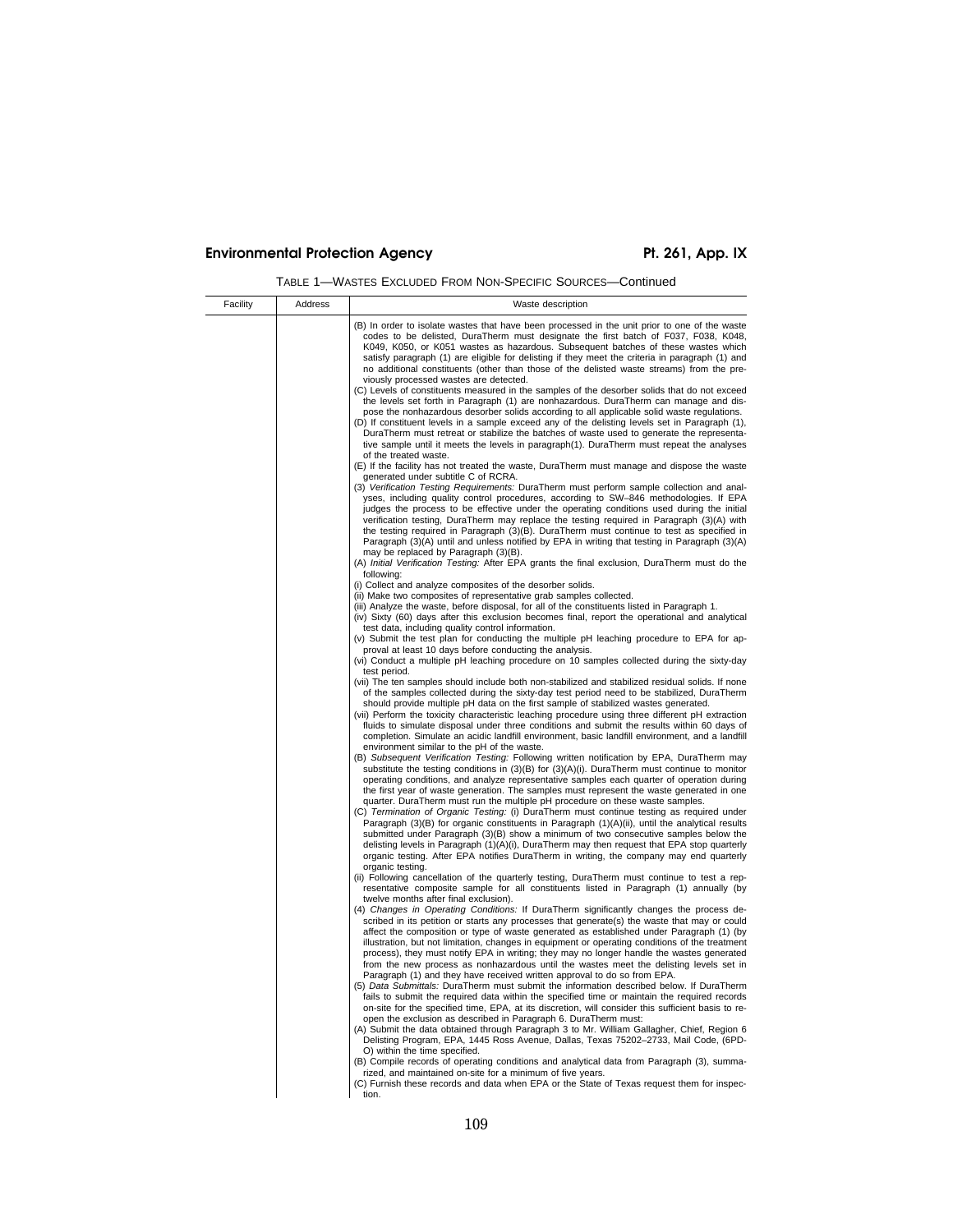TABLE 1—WASTES EXCLUDED FROM NON-SPECIFIC SOURCES—Continued

| Facility | Address | Waste description |
|---|---|---|
| | | (B) In order to isolate wastes that have been processed in the unit prior to one of the waste codes to be delisted, DuraTherm must designate the first batch of F037, F038, K048, K049, K050, or K051 wastes as hazardous. Subsequent batches of these wastes which satisfy paragraph (1) are eligible for delisting if they meet the criteria in paragraph (1) and no additional constituents (other than those of the delisted waste streams) from the previously processed wastes are detected.<br>(C) Levels of constituents measured in the samples of the desorber solids that do not exceed the levels set forth in Paragraph (1) are nonhazardous. DuraTherm can manage and dispose the nonhazardous desorber solids according to all applicable solid waste regulations.<br>(D) If constituent levels in a sample exceed any of the delisting levels set in Paragraph (1), DuraTherm must retreat or stabilize the batches of waste used to generate the representative sample until it meets the levels in paragraph(1). DuraTherm must repeat the analyses of the treated waste.<br>(E) If the facility has not treated the waste, DuraTherm must manage and dispose the waste generated under subtitle C of RCRA.<br>(3) *Verification Testing Requirements:* DuraTherm must perform sample collection and analyses, including quality control procedures, according to SW–846 methodologies. If EPA judges the process to be effective under the operating conditions used during the initial verification testing, DuraTherm may replace the testing required in Paragraph (3)(A) with the testing required in Paragraph (3)(B). DuraTherm must continue to test as specified in Paragraph (3)(A) until and unless notified by EPA in writing that testing in Paragraph (3)(A) may be replaced by Paragraph (3)(B).<br>(A) *Initial Verification Testing:* After EPA grants the final exclusion, DuraTherm must do the following:<br>(i) Collect and analyze composites of the desorber solids.<br>(ii) Make two composites of representative grab samples collected.<br>(iii) Analyze the waste, before disposal, for all of the constituents listed in Paragraph 1.<br>(iv) Sixty (60) days after this exclusion becomes final, report the operational and analytical test data, including quality control information.<br>(v) Submit the test plan for conducting the multiple pH leaching procedure to EPA for approval at least 10 days before conducting the analysis.<br>(vi) Conduct a multiple pH leaching procedure on 10 samples collected during the sixty-day test period.<br>(vii) The ten samples should include both non-stabilized and stabilized residual solids. If none of the samples collected during the sixty-day test period need to be stabilized, DuraTherm should provide multiple pH data on the first sample of stabilized wastes generated.<br>(vii) Perform the toxicity characteristic leaching procedure using three different pH extraction fluids to simulate disposal under three conditions and submit the results within 60 days of completion. Simulate an acidic landfill environment, basic landfill environment, and a landfill environment similar to the pH of the waste.<br>(B) *Subsequent Verification Testing:* Following written notification by EPA, DuraTherm may substitute the testing conditions in (3)(B) for (3)(A)(i). DuraTherm must continue to monitor operating conditions, and analyze representative samples each quarter of operation during the first year of waste generation. The samples must represent the waste generated in one quarter. DuraTherm must run the multiple pH procedure on these waste samples.<br>(C) *Termination of Organic Testing:* (i) DuraTherm must continue testing as required under Paragraph (3)(B) for organic constituents in Paragraph (1)(A)(ii), until the analytical results submitted under Paragraph (3)(B) show a minimum of two consecutive samples below the delisting levels in Paragraph (1)(A)(i), DuraTherm may then request that EPA stop quarterly organic testing. After EPA notifies DuraTherm in writing, the company may end quarterly organic testing.<br>(ii) Following cancellation of the quarterly testing, DuraTherm must continue to test a representative composite sample for all constituents listed in Paragraph (1) annually (by twelve months after final exclusion).<br>(4) *Changes in Operating Conditions:* If DuraTherm significantly changes the process described in its petition or starts any processes that generate(s) the waste that may or could affect the composition or type of waste generated as established under Paragraph (1) (by illustration, but not limitation, changes in equipment or operating conditions of the treatment process), they must notify EPA in writing; they may no longer handle the wastes generated from the new process as nonhazardous until the wastes meet the delisting levels set in Paragraph (1) and they have received written approval to do so from EPA.<br>(5) *Data Submittals:* DuraTherm must submit the information described below. If DuraTherm fails to submit the required data within the specified time or maintain the required records on-site for the specified time, EPA, at its discretion, will consider this sufficient basis to reopen the exclusion as described in Paragraph 6. DuraTherm must:<br>(A) Submit the data obtained through Paragraph 3 to Mr. William Gallagher, Chief, Region 6 Delisting Program, EPA, 1445 Ross Avenue, Dallas, Texas 75202–2733, Mail Code, (6PD-O) within the time specified.<br>(B) Compile records of operating conditions and analytical data from Paragraph (3), summarized, and maintained on-site for a minimum of five years.<br>(C) Furnish these records and data when EPA or the State of Texas request them for inspection. |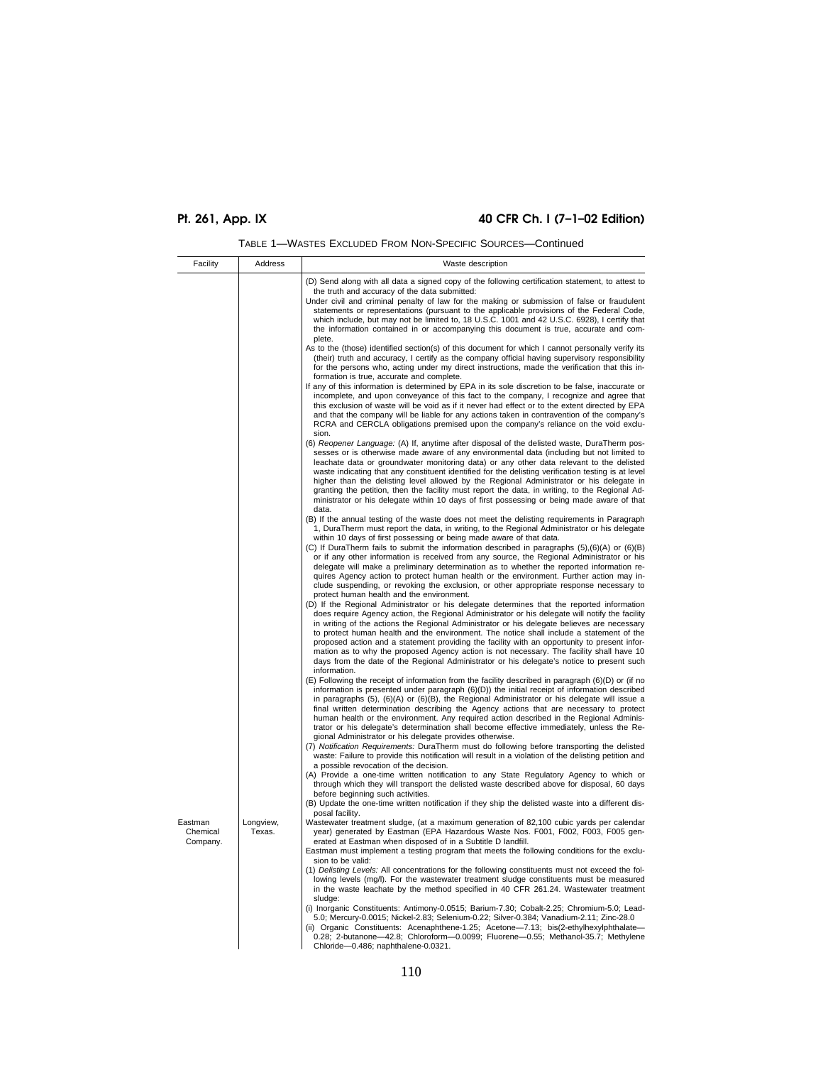TABLE 1—WASTES EXCLUDED FROM NON-SPECIFIC SOURCES—Continued

| Facility | Address | Waste description |
| --- | --- | --- |
| | | (D) Send along with all data a signed copy of the following certification statement, to attest to the truth and accuracy of the data submitted:<br>Under civil and criminal penalty of law for the making or submission of false or fraudulent statements or representations (pursuant to the applicable provisions of the Federal Code, which include, but may not be limited to, 18 U.S.C. 1001 and 42 U.S.C. 6928), I certify that the information contained in or accompanying this document is true, accurate and complete.<br>As to the (those) identified section(s) of this document for which I cannot personally verify its (their) truth and accuracy, I certify as the company official having supervisory responsibility for the persons who, acting under my direct instructions, made the verification that this information is true, accurate and complete.<br>If any of this information is determined by EPA in its sole discretion to be false, inaccurate or incomplete, and upon conveyance of this fact to the company, I recognize and agree that this exclusion of waste will be void as if it never had effect or to the extent directed by EPA and that the company will be liable for any actions taken in contravention of the company's RCRA and CERCLA obligations premised upon the company's reliance on the void exclusion.<br>(6) *Reopener Language:* (A) If, anytime after disposal of the delisted waste, DuraTherm possesses or is otherwise made aware of any environmental data (including but not limited to leachate data or groundwater monitoring data) or any other data relevant to the delisted waste indicating that any constituent identified for the delisting verification testing is at level higher than the delisting level allowed by the Regional Administrator or his delegate in granting the petition, then the facility must report the data, in writing, to the Regional Administrator or his delegate within 10 days of first possessing or being made aware of that data.<br>(B) If the annual testing of the waste does not meet the delisting requirements in Paragraph 1, DuraTherm must report the data, in writing, to the Regional Administrator or his delegate within 10 days of first possessing or being made aware of that data.<br>(C) If DuraTherm fails to submit the information described in paragraphs (5),(6)(A) or (6)(B) or if any other information is received from any source, the Regional Administrator or his delegate will make a preliminary determination as to whether the reported information requires Agency action to protect human health or the environment. Further action may include suspending, or revoking the exclusion, or other appropriate response necessary to protect human health and the environment.<br>(D) If the Regional Administrator or his delegate determines that the reported information does require Agency action, the Regional Administrator or his delegate will notify the facility in writing of the actions the Regional Administrator or his delegate believes are necessary to protect human health and the environment. The notice shall include a statement of the proposed action and a statement providing the facility with an opportunity to present information as to why the proposed Agency action is not necessary. The facility shall have 10 days from the date of the Regional Administrator or his delegate's notice to present such information.<br>(E) Following the receipt of information from the facility described in paragraph (6)(D) or (if no information is presented under paragraph (6)(D)) the initial receipt of information described in paragraphs (5), (6)(A) or (6)(B), the Regional Administrator or his delegate will issue a final written determination describing the Agency actions that are necessary to protect human health or the environment. Any required action described in the Regional Administrator or his delegate's determination shall become effective immediately, unless the Regional Administrator or his delegate provides otherwise.<br>(7) *Notification Requirements:* DuraTherm must do following before transporting the delisted waste: Failure to provide this notification will result in a violation of the delisting petition and a possible revocation of the decision.<br>(A) Provide a one-time written notification to any State Regulatory Agency to which or through which they will transport the delisted waste described above for disposal, 60 days before beginning such activities.<br>(B) Update the one-time written notification if they ship the delisted waste into a different disposal facility. |
| Eastman Chemical Company. | Longview, Texas. | Wastewater treatment sludge, (at a maximum generation of 82,100 cubic yards per calendar year) generated by Eastman (EPA Hazardous Waste Nos. F001, F002, F003, F005 generated at Eastman when disposed of in a Subtitle D landfill.<br>Eastman must implement a testing program that meets the following conditions for the exclusion to be valid:<br>(1) *Delisting Levels:* All concentrations for the following constituents must not exceed the following levels (mg/l). For the wastewater treatment sludge constituents must be measured in the waste leachate by the method specified in 40 CFR 261.24. Wastewater treatment sludge:<br>(i) Inorganic Constituents: Antimony-0.0515; Barium-7.30; Cobalt-2.25; Chromium-5.0; Lead-5.0; Mercury-0.0015; Nickel-2.83; Selenium-0.22; Silver-0.384; Vanadium-2.11; Zinc-28.0<br>(ii) Organic Constituents: Acenaphthene-1.25; Acetone—7.13; bis(2-ethylhexylphthalate—0.28; 2-butanone—42.8; Chloroform—0.0099; Fluorene—0.55; Methanol-35.7; Methylene Chloride—0.486; naphthalene-0.0321. |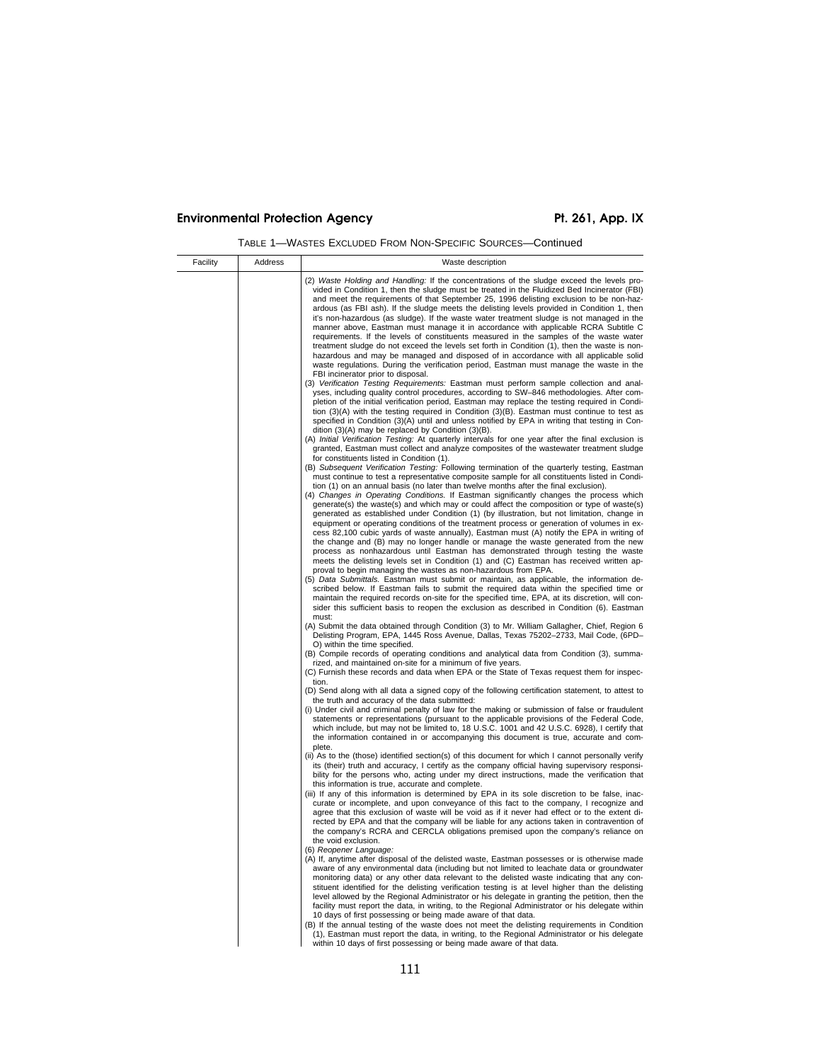TABLE 1—WASTES EXCLUDED FROM NON-SPECIFIC SOURCES—Continued

| Facility | Address | Waste description |
|---|---|---|
| | | (2) *Waste Holding and Handling:* If the concentrations of the sludge exceed the levels provided in Condition 1, then the sludge must be treated in the Fluidized Bed Incinerator (FBI) and meet the requirements of that September 25, 1996 delisting exclusion to be non-hazardous (as FBI ash). If the sludge meets the delisting levels provided in Condition 1, then it's non-hazardous (as sludge). If the waste water treatment sludge is not managed in the manner above, Eastman must manage it in accordance with applicable RCRA Subtitle C requirements. If the levels of constituents measured in the samples of the waste water treatment sludge do not exceed the levels set forth in Condition (1), then the waste is non-hazardous and may be managed and disposed of in accordance with all applicable solid waste regulations. During the verification period, Eastman must manage the waste in the FBI incinerator prior to disposal.<br>(3) *Verification Testing Requirements:* Eastman must perform sample collection and analyses, including quality control procedures, according to SW–846 methodologies. After completion of the initial verification period, Eastman may replace the testing required in Condition (3)(A) with the testing required in Condition (3)(B). Eastman must continue to test as specified in Condition (3)(A) until and unless notified by EPA in writing that testing in Condition (3)(A) may be replaced by Condition (3)(B).<br>(A) *Initial Verification Testing:* At quarterly intervals for one year after the final exclusion is granted, Eastman must collect and analyze composites of the wastewater treatment sludge for constituents listed in Condition (1).<br>(B) *Subsequent Verification Testing:* Following termination of the quarterly testing, Eastman must continue to test a representative composite sample for all constituents listed in Condition (1) on an annual basis (no later than twelve months after the final exclusion).<br>(4) *Changes in Operating Conditions.* If Eastman significantly changes the process which generate(s) the waste(s) and which may or could affect the composition or type of waste(s) generated as established under Condition (1) (by illustration, but not limitation, change in equipment or operating conditions of the treatment process or generation of volumes in excess 82,100 cubic yards of waste annually), Eastman must (A) notify the EPA in writing of the change and (B) may no longer handle or manage the waste generated from the new process as nonhazardous until Eastman has demonstrated through testing the waste meets the delisting levels set in Condition (1) and (C) Eastman has received written approval to begin managing the wastes as non-hazardous from EPA.<br>(5) *Data Submittals.* Eastman must submit or maintain, as applicable, the information described below. If Eastman fails to submit the required data within the specified time or maintain the required records on-site for the specified time, EPA, at its discretion, will consider this sufficient basis to reopen the exclusion as described in Condition (6). Eastman must:<br>(A) Submit the data obtained through Condition (3) to Mr. William Gallagher, Chief, Region 6 Delisting Program, EPA, 1445 Ross Avenue, Dallas, Texas 75202–2733, Mail Code, (6PD–O) within the time specified.<br>(B) Compile records of operating conditions and analytical data from Condition (3), summarized, and maintained on-site for a minimum of five years.<br>(C) Furnish these records and data when EPA or the State of Texas request them for inspection.<br>(D) Send along with all data a signed copy of the following certification statement, to attest to the truth and accuracy of the data submitted:<br>(i) Under civil and criminal penalty of law for the making or submission of false or fraudulent statements or representations (pursuant to the applicable provisions of the Federal Code, which include, but may not be limited to, 18 U.S.C. 1001 and 42 U.S.C. 6928), I certify that the information contained in or accompanying this document is true, accurate and complete.<br>(ii) As to the (those) identified section(s) of this document for which I cannot personally verify its (their) truth and accuracy, I certify as the company official having supervisory responsibility for the persons who, acting under my direct instructions, made the verification that this information is true, accurate and complete.<br>(iii) If any of this information is determined by EPA in its sole discretion to be false, inaccurate or incomplete, and upon conveyance of this fact to the company, I recognize and agree that this exclusion of waste will be void as if it never had effect or to the extent directed by EPA and that the company will be liable for any actions taken in contravention of the company's RCRA and CERCLA obligations premised upon the company's reliance on the void exclusion.<br>(6) *Reopener Language:*<br>(A) If, anytime after disposal of the delisted waste, Eastman possesses or is otherwise made aware of any environmental data (including but not limited to leachate data or groundwater monitoring data) or any other data relevant to the delisted waste indicating that any constituent identified for the delisting verification testing is at level higher than the delisting level allowed by the Regional Administrator or his delegate in granting the petition, then the facility must report the data, in writing, to the Regional Administrator or his delegate within 10 days of first possessing or being made aware of that data.<br>(B) If the annual testing of the waste does not meet the delisting requirements in Condition (1), Eastman must report the data, in writing, to the Regional Administrator or his delegate within 10 days of first possessing or being made aware of that data. |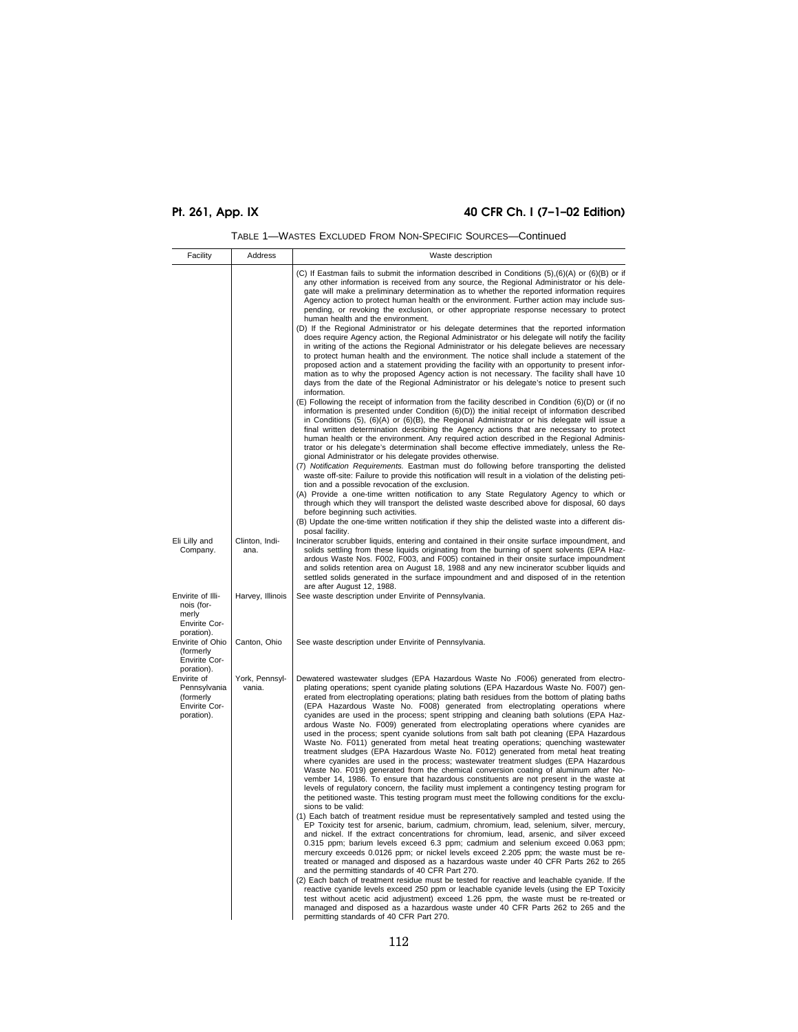TABLE 1—WASTES EXCLUDED FROM NON-SPECIFIC SOURCES—Continued

| Facility | Address | Waste description |
| --- | --- | --- |
| | | (C) If Eastman fails to submit the information described in Conditions (5),(6)(A) or (6)(B) or if any other information is received from any source, the Regional Administrator or his delegate will make a preliminary determination as to whether the reported information requires Agency action to protect human health or the environment. Further action may include suspending, or revoking the exclusion, or other appropriate response necessary to protect human health and the environment. (D) If the Regional Administrator or his delegate determines that the reported information does require Agency action, the Regional Administrator or his delegate will notify the facility in writing of the actions the Regional Administrator or his delegate believes are necessary to protect human health and the environment. The notice shall include a statement of the proposed action and a statement providing the facility with an opportunity to present information as to why the proposed Agency action is not necessary. The facility shall have 10 days from the date of the Regional Administrator or his delegate's notice to present such information. (E) Following the receipt of information from the facility described in Condition (6)(D) or (if no information is presented under Condition (6)(D)) the initial receipt of information described in Conditions (5), (6)(A) or (6)(B), the Regional Administrator or his delegate will issue a final written determination describing the Agency actions that are necessary to protect human health or the environment. Any required action described in the Regional Administrator or his delegate's determination shall become effective immediately, unless the Regional Administrator or his delegate provides otherwise. (7) *Notification Requirements.* Eastman must do following before transporting the delisted waste off-site: Failure to provide this notification will result in a violation of the delisting petition and a possible revocation of the exclusion. (A) Provide a one-time written notification to any State Regulatory Agency to which or through which they will transport the delisted waste described above for disposal, 60 days before beginning such activities. (B) Update the one-time written notification if they ship the delisted waste into a different disposal facility. |
| Eli Lilly and Company. | Clinton, Indiana. | Incinerator scrubber liquids, entering and contained in their onsite surface impoundment, and solids settling from these liquids originating from the burning of spent solvents (EPA Hazardous Waste Nos. F002, F003, and F005) contained in their onsite surface impoundment and solids retention area on August 18, 1988 and any new incinerator scrubber liquids and settled solids generated in the surface impoundment and and disposed of in the retention are after August 12, 1988. |
| Envirite of Illinois (formerly Envirite Corporation). | Harvey, Illinois | See waste description under Envirite of Pennsylvania. |
| Envirite of Ohio (formerly Envirite Corporation). | Canton, Ohio | See waste description under Envirite of Pennsylvania. |
| Envirite of Pennsylvania (formerly Envirite Corporation). | York, Pennsylvania. | Dewatered wastewater sludges (EPA Hazardous Waste No .F006) generated from electroplating operations; spent cyanide plating solutions (EPA Hazardous Waste No. F007) generated from electroplating operations; plating bath residues from the bottom of plating baths (EPA Hazardous Waste No. F008) generated from electroplating operations where cyanides are used in the process; spent stripping and cleaning bath solutions (EPA Hazardous Waste No. F009) generated from electroplating operations where cyanides are used in the process; spent cyanide solutions from salt bath pot cleaning (EPA Hazardous Waste No. F011) generated from metal heat treating operations; quenching wastewater treatment sludges (EPA Hazardous Waste No. F012) generated from metal heat treating where cyanides are used in the process; wastewater treatment sludges (EPA Hazardous Waste No. F019) generated from the chemical conversion coating of aluminum after November 14, 1986. To ensure that hazardous constituents are not present in the waste at levels of regulatory concern, the facility must implement a contingency testing program for the petitioned waste. This testing program must meet the following conditions for the exclusions to be valid: (1) Each batch of treatment residue must be representatively sampled and tested using the EP Toxicity test for arsenic, barium, cadmium, chromium, lead, selenium, silver, mercury, and nickel. If the extract concentrations for chromium, lead, arsenic, and silver exceed 0.315 ppm; barium levels exceed 6.3 ppm; cadmium and selenium exceed 0.063 ppm; mercury exceeds 0.0126 ppm; or nickel levels exceed 2.205 ppm; the waste must be retreated or managed and disposed as a hazardous waste under 40 CFR Parts 262 to 265 and the permitting standards of 40 CFR Part 270. (2) Each batch of treatment residue must be tested for reactive and leachable cyanide. If the reactive cyanide levels exceed 250 ppm or leachable cyanide levels (using the EP Toxicity test without acetic acid adjustment) exceed 1.26 ppm, the waste must be re-treated or managed and disposed as a hazardous waste under 40 CFR Parts 262 to 265 and the permitting standards of 40 CFR Part 270. |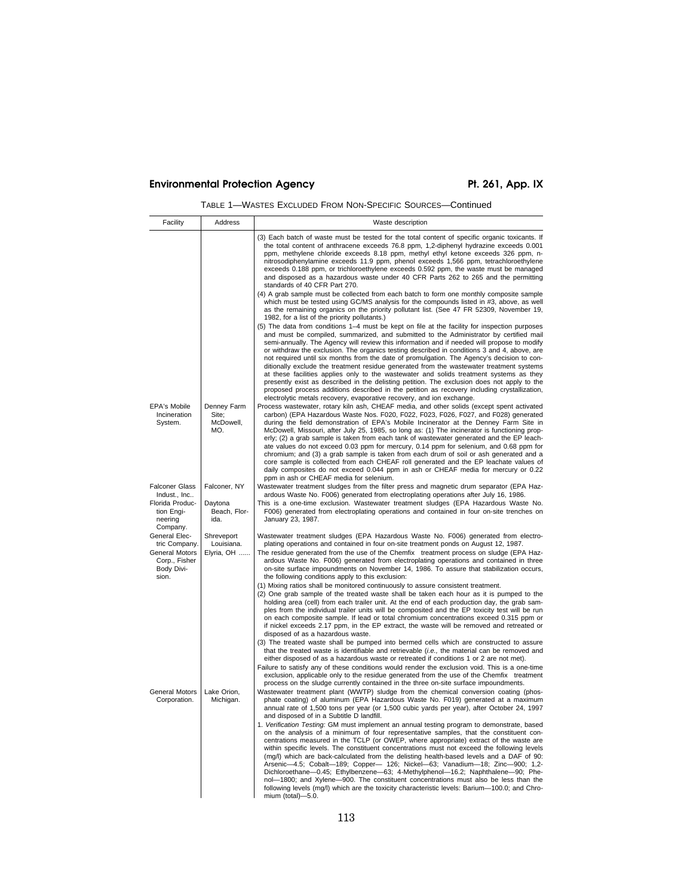TABLE 1—WASTES EXCLUDED FROM NON-SPECIFIC SOURCES—Continued

| Facility | Address | Waste description |
| --- | --- | --- |
| | | (3) Each batch of waste must be tested for the total content of specific organic toxicants. If the total content of anthracene exceeds 76.8 ppm, 1,2-diphenyl hydrazine exceeds 0.001 ppm, methylene chloride exceeds 8.18 ppm, methyl ethyl ketone exceeds 326 ppm, n-nitrosodiphenylamine exceeds 11.9 ppm, phenol exceeds 1,566 ppm, tetrachloroethylene exceeds 0.188 ppm, or trichloroethylene exceeds 0.592 ppm, the waste must be managed and disposed as a hazardous waste under 40 CFR Parts 262 to 265 and the permitting standards of 40 CFR Part 270. (4) A grab sample must be collected from each batch to form one monthly composite sample which must be tested using GC/MS analysis for the compounds listed in #3, above, as well as the remaining organics on the priority pollutant list. (See 47 FR 52309, November 19, 1982, for a list of the priority pollutants.) (5) The data from conditions 1–4 must be kept on file at the facility for inspection purposes and must be compiled, summarized, and submitted to the Administrator by certified mail semi-annually. The Agency will review this information and if needed will propose to modify or withdraw the exclusion. The organics testing described in conditions 3 and 4, above, are not required until six months from the date of promulgation. The Agency's decision to conditionally exclude the treatment residue generated from the wastewater treatment systems at these facilities applies only to the wastewater and solids treatment systems as they presently exist as described in the delisting petition. The exclusion does not apply to the proposed process additions described in the petition as recovery including crystallization, electrolytic metals recovery, evaporative recovery, and ion exchange. |
| EPA's Mobile Incineration System. | Denney Farm Site; McDowell, MO. | Process wastewater, rotary kiln ash, CHEAF media, and other solids (except spent activated carbon) (EPA Hazardous Waste Nos. F020, F022, F023, F026, F027, and F028) generated during the field demonstration of EPA's Mobile Incinerator at the Denney Farm Site in McDowell, Missouri, after July 25, 1985, so long as: (1) The incinerator is functioning properly; (2) a grab sample is taken from each tank of wastewater generated and the EP leachate values do not exceed 0.03 ppm for mercury, 0.14 ppm for selenium, and 0.68 ppm for chromium; and (3) a grab sample is taken from each drum of soil or ash generated and a core sample is collected from each CHEAF roll generated and the EP leachate values of daily composites do not exceed 0.044 ppm in ash or CHEAF media for mercury or 0.22 ppm in ash or CHEAF media for selenium. |
| Falconer Glass Indust., Inc.. | Falconer, NY | Wastewater treatment sludges from the filter press and magnetic drum separator (EPA Hazardous Waste No. F006) generated from electroplating operations after July 16, 1986. |
| Florida Production Engineering Company. | Daytona Beach, Florida. | This is a one-time exclusion. Wastewater treatment sludges (EPA Hazardous Waste No. F006) generated from electroplating operations and contained in four on-site trenches on January 23, 1987. |
| General Electric Company. | Shreveport Louisiana. | Wastewater treatment sludges (EPA Hazardous Waste No. F006) generated from electroplating operations and contained in four on-site treatment ponds on August 12, 1987. |
| General Motors Corp., Fisher Body Division. | Elyria, OH ...... | The residue generated from the use of the Chemfix treatment process on sludge (EPA Hazardous Waste No. F006) generated from electroplating operations and contained in three on-site surface impoundments on November 14, 1986. To assure that stabilization occurs, the following conditions apply to this exclusion: (1) Mixing ratios shall be monitored continuously to assure consistent treatment. (2) One grab sample of the treated waste shall be taken each hour as it is pumped to the holding area (cell) from each trailer unit. At the end of each production day, the grab samples from the individual trailer units will be composited and the EP toxicity test will be run on each composite sample. If lead or total chromium concentrations exceed 0.315 ppm or if nickel exceeds 2.17 ppm, in the EP extract, the waste will be removed and retreated or disposed of as a hazardous waste. (3) The treated waste shall be pumped into bermed cells which are constructed to assure that the treated waste is identifiable and retrievable (*i.e.*, the material can be removed and either disposed of as a hazardous waste or retreated if conditions 1 or 2 are not met). Failure to satisfy any of these conditions would render the exclusion void. This is a one-time exclusion, applicable only to the residue generated from the use of the Chemfix treatment process on the sludge currently contained in the three on-site surface impoundments. |
| General Motors Corporation. | Lake Orion, Michigan. | Wastewater treatment plant (WWTP) sludge from the chemical conversion coating (phosphate coating) of aluminum (EPA Hazardous Waste No. F019) generated at a maximum annual rate of 1,500 tons per year (or 1,500 cubic yards per year), after October 24, 1997 and disposed of in a Subtitle D landfill. 1. *Verification Testing:* GM must implement an annual testing program to demonstrate, based on the analysis of a minimum of four representative samples, that the constituent concentrations measured in the TCLP (or OWEP, where appropriate) extract of the waste are within specific levels. The constituent concentrations must not exceed the following levels (mg/l) which are back-calculated from the delisting health-based levels and a DAF of 90: Arsenic—4.5; Cobalt—189; Copper— 126; Nickel—63; Vanadium—18; Zinc—900; 1,2-Dichloroethane—0.45; Ethylbenzene—63; 4-Methylphenol—16.2; Naphthalene—90; Phenol—1800; and Xylene—900. The constituent concentrations must also be less than the following levels (mg/l) which are the toxicity characteristic levels: Barium—100.0; and Chromium (total)—5.0. |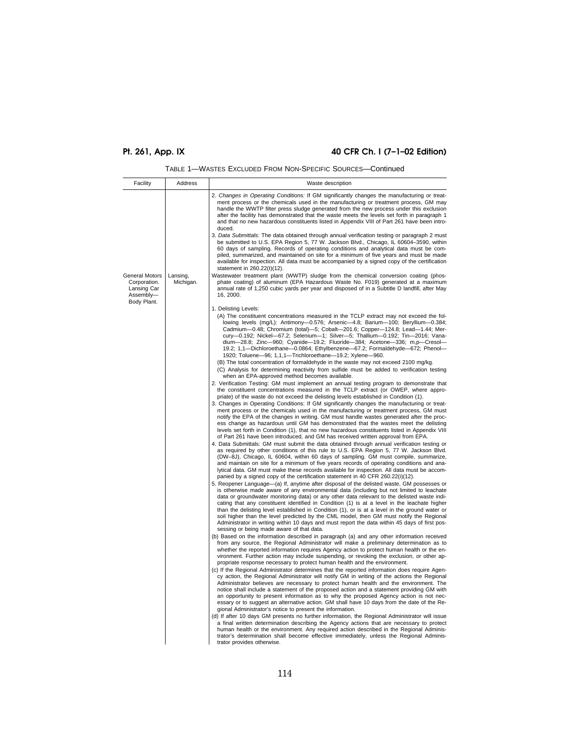TABLE 1—WASTES EXCLUDED FROM NON-SPECIFIC SOURCES—Continued

| Facility | Address | Waste description |
|---|---|---|
| | | 2. *Changes in Operating Conditions:* If GM significantly changes the manufacturing or treatment process or the chemicals used in the manufacturing or treatment process, GM may handle the WWTP filter press sludge generated from the new process under this exclusion after the facility has demonstrated that the waste meets the levels set forth in paragraph 1 and that no new hazardous constituents listed in Appendix VIII of Part 261 have been introduced.<br>3. *Data Submittals:* The data obtained through annual verification testing or paragraph 2 must be submitted to U.S. EPA Region 5, 77 W. Jackson Blvd., Chicago, IL 60604–3590, within 60 days of sampling. Records of operating conditions and analytical data must be compiled, summarized, and maintained on site for a minimum of five years and must be made available for inspection. All data must be accompanied by a signed copy of the certification statement in 260.22(I)(12). |
| General Motors Corporation. Lansing Car Assembly—Body Plant. | Lansing, Michigan. | Wastewater treatment plant (WWTP) sludge from the chemical conversion coating (phosphate coating) of aluminum (EPA Hazardous Waste No. F019) generated at a maximum annual rate of 1,250 cubic yards per year and disposed of in a Subtitle D landfill, after May 16, 2000.<br>1. Delisting Levels:<br>(A) The constituent concentrations measured in the TCLP extract may not exceed the following levels (mg/L): Antimony—0.576; Arsenic—4.8; Barium—100; Beryllium—0.384; Cadmium—0.48; Chromium (total)—5; Cobalt—201.6; Copper—124.8; Lead—1.44; Mercury—0.192; Nickel—67.2; Selenium—1; Silver—5; Thallium—0.192; Tin—2016; Vanadium—28.8; Zinc—960; Cyanide—19.2; Fluoride—384; Acetone—336; m,p—Cresol—19.2; 1,1—Dichloroethane—0.0864; Ethylbenzene—67.2; Formaldehyde—672; Phenol—1920; Toluene—96; 1,1,1—Trichloroethane—19.2; Xylene—960.<br>(B) The total concentration of formaldehyde in the waste may not exceed 2100 mg/kg.<br>(C) Analysis for determining reactivity from sulfide must be added to verification testing when an EPA-approved method becomes available.<br>2. Verification Testing: GM must implement an annual testing program to demonstrate that the constituent concentrations measured in the TCLP extract (or OWEP, where appropriate) of the waste do not exceed the delisting levels established in Condition (1).<br>3. Changes in Operating Conditions: If GM significantly changes the manufacturing or treatment process or the chemicals used in the manufacturing or treatment process, GM must notify the EPA of the changes in writing. GM must handle wastes generated after the process change as hazardous until GM has demonstrated that the wastes meet the delisting levels set forth in Condition (1), that no new hazardous constituents listed in Appendix VIII of Part 261 have been introduced, and GM has received written approval from EPA.<br>4. Data Submittals: GM must submit the data obtained through annual verification testing or as required by other conditions of this rule to U.S. EPA Region 5, 77 W. Jackson Blvd. (DW–8J), Chicago, IL 60604, within 60 days of sampling. GM must compile, summarize, and maintain on site for a minimum of five years records of operating conditions and analytical data. GM must make these records available for inspection. All data must be accompanied by a signed copy of the certification statement in 40 CFR 260.22(i)(12).<br>5. Reopener Language—(a) If, anytime after disposal of the delisted waste, GM possesses or is otherwise made aware of any environmental data (including but not limited to leachate data or groundwater monitoring data) or any other data relevant to the delisted waste indicating that any constituent identified in Condition (1) is at a level in the leachate higher than the delisting level established in Condition (1), or is at a level in the ground water or soil higher than the level predicted by the CML model, then GM must notify the Regional Administrator in writing within 10 days and must report the data within 45 days of first possessing or being made aware of that data.<br>(b) Based on the information described in paragraph (a) and any other information received from any source, the Regional Administrator will make a preliminary determination as to whether the reported information requires Agency action to protect human health or the environment. Further action may include suspending, or revoking the exclusion, or other appropriate response necessary to protect human health and the environment.<br>(c) If the Regional Administrator determines that the reported information does require Agency action, the Regional Administrator will notify GM in writing of the actions the Regional Administrator believes are necessary to protect human health and the environment. The notice shall include a statement of the proposed action and a statement providing GM with an opportunity to present information as to why the proposed Agency action is not necessary or to suggest an alternative action. GM shall have 10 days from the date of the Regional Administrator's notice to present the information.<br>(d) If after 10 days GM presents no further information, the Regional Administrator will issue a final written determination describing the Agency actions that are necessary to protect human health or the environment. Any required action described in the Regional Administrator's determination shall become effective immediately, unless the Regional Administrator provides otherwise. |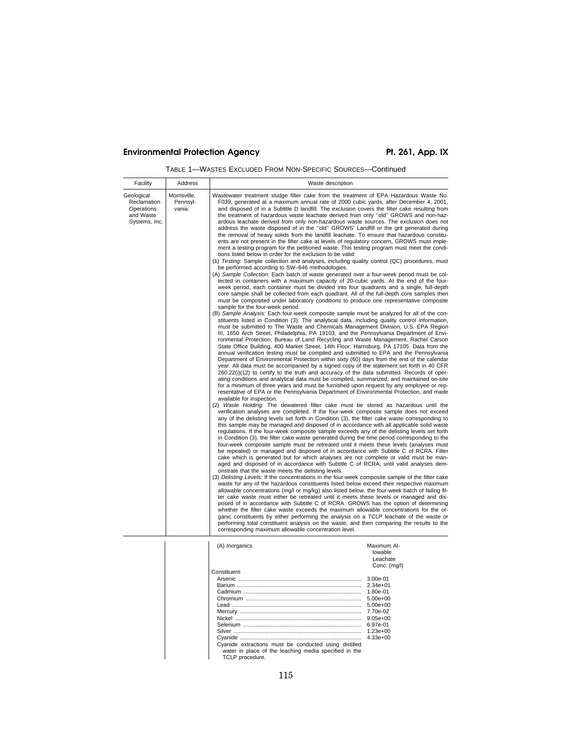TABLE 1—WASTES EXCLUDED FROM NON-SPECIFIC SOURCES—Continued

| Facility | Address | Waste description |
| --- | --- | --- |
| Geological Reclamation Operations and Waste Systems, Inc. | Morrisville, Pennsylvania. | Wastewater treatment sludge filter cake from the treatment of EPA Hazardous Waste No. F039, generated at a maximum annual rate of 2000 cubic yards, after December 4, 2001, and disposed of in a Subtitle D landfill. The exclusion covers the filter cake resulting from the treatment of hazardous waste leachate derived from only "old" GROWS and non-hazardous leachate derived from only non-hazardous waste sources. The exclusion does not address the waste disposed of in the "old" GROWS' Landfill or the grit generated during the removal of heavy solids from the landfill leachate. To ensure that hazardous constituents are not present in the filter cake at levels of regulatory concern, GROWS must implement a testing program for the petitioned waste. This testing program must meet the conditions listed below in order for the exclusion to be valid:<br>(1) *Testing:* Sample collection and analyses, including quality control (QC) procedures, must be performed according to SW–846 methodologies.<br>(A) *Sample Collection:* Each batch of waste generated over a four-week period must be collected in containers with a maximum capacity of 20-cubic yards. At the end of the four-week period, each container must be divided into four quadrants and a single, full-depth core sample shall be collected from each quadrant. All of the full-depth core samples then must be composited under laboratory conditions to produce one representative composite sample for the four-week period.<br>(B) *Sample Analysis:* Each four-week composite sample must be analyzed for all of the constituents listed in Condition (3). The analytical data, including quality control information, must be submitted to The Waste and Chemicals Management Division, U.S. EPA Region III, 1650 Arch Street, Philadelphia, PA 19103, and the Pennsylvania Department of Environmental Protection, Bureau of Land Recycling and Waste Management, Rachel Carson State Office Building, 400 Market Street, 14th Floor, Harrisburg, PA 17105. Data from the annual verification testing must be compiled and submitted to EPA and the Pennsylvania Department of Environmental Protection within sixty (60) days from the end of the calendar year. All data must be accompanied by a signed copy of the statement set forth in 40 CFR 260.22(i)(12) to certify to the truth and accuracy of the data submitted. Records of operating conditions and analytical data must be compiled, summarized, and maintained on-site for a minimum of three years and must be furnished upon request by any employee or representative of EPA or the Pennsylvania Department of Environmental Protection, and made available for inspection.<br>(2) *Waste Holding:* The dewatered filter cake must be stored as hazardous until the verification analyses are completed. If the four-week composite sample does not exceed any of the delisting levels set forth in Condition (3), the filter cake waste corresponding to this sample may be managed and disposed of in accordance with all applicable solid waste regulations. If the four-week composite sample exceeds any of the delisting levels set forth in Condition (3), the filter cake waste generated during the time period corresponding to the four-week composite sample must be retreated until it meets these levels (analyses must be repeated) or managed and disposed of in accordance with Subtitle C of RCRA. Filter cake which is generated but for which analyses are not complete or valid must be managed and disposed of in accordance with Subtitle C of RCRA, until valid analyses demonstrate that the waste meets the delisting levels.<br>(3) *Delisting Levels:* If the concentrations in the four-week composite sample of the filter cake waste for any of the hazardous constituents listed below exceed their respective maximum allowable concentrations (mg/l or mg/kg) also listed below, the four-week batch of failing filter cake waste must either be retreated until it meets these levels or managed and disposed of in accordance with Subtitle C of RCRA. GROWS has the option of determining whether the filter cake waste exceeds the maximum allowable concentrations for the organic constituents by either performing the analysis on a TCLP leachate of the waste or performing total constituent analysis on the waste, and then comparing the results to the corresponding maximum allowable concentration level. |

| (A) Inorganics | Maximum Allowable Leachate Conc. (mg/l) |
| --- | --- |
| Constituent: | |
| Arsenic | 3.00e-01 |
| Barium | 2.34e+01 |
| Cadmium | 1.80e-01 |
| Chromium | 5.00e+00 |
| Lead | 5.00e+00 |
| Mercury | 7.70e-02 |
| Nickel | 9.05e+00 |
| Selenium | 6.97e-01 |
| Silver | 1.23e+00 |
| Cyanide | 4.33e+00 |
| Cyanide extractions must be conducted using distilled water in place of the leaching media specified in the TCLP procedure. | |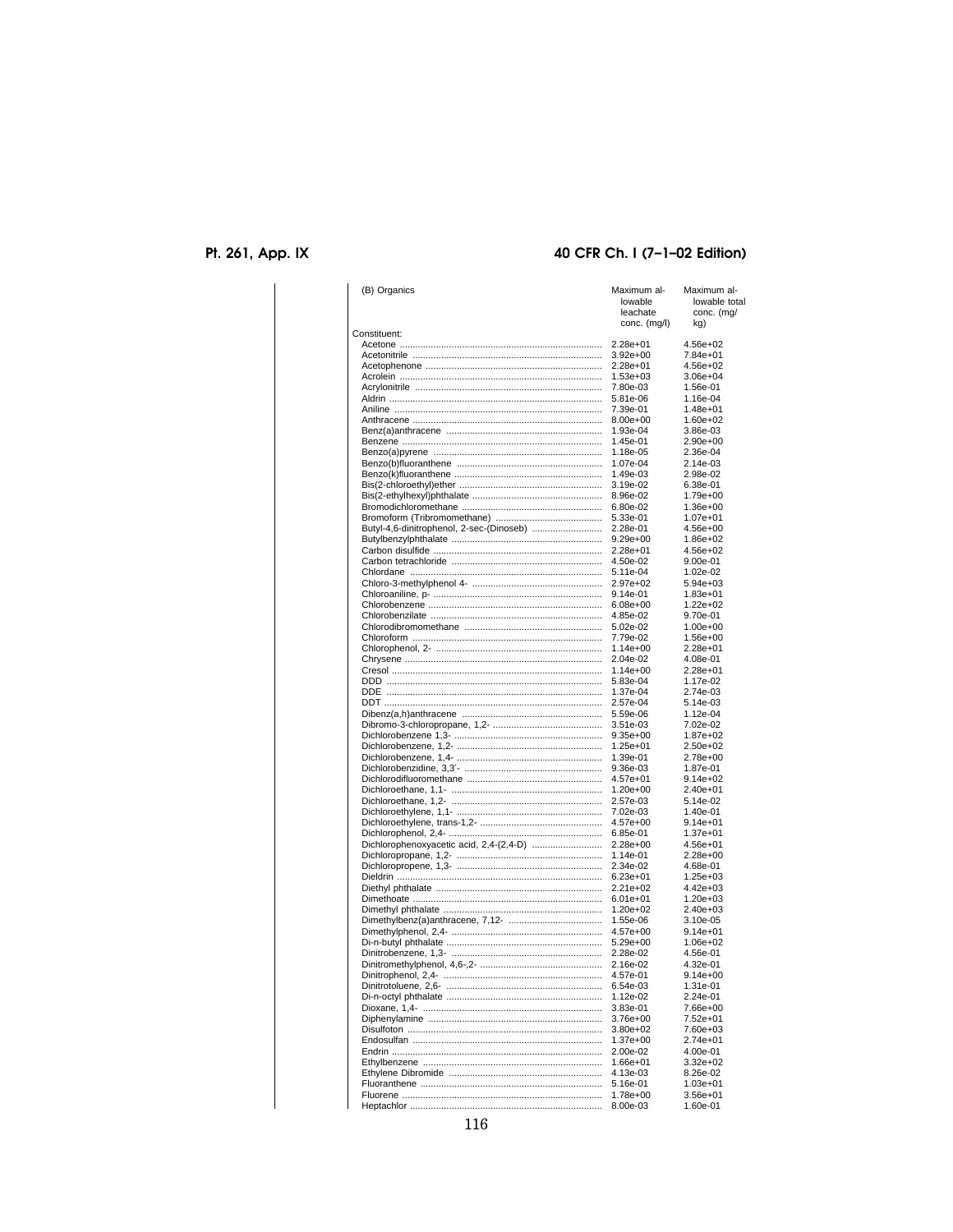| (B) Organics | Maximum allowable leachate conc. (mg/l) | Maximum allowable total conc. (mg/kg) |
|---|---|---|
| Constituent: | | |
| Acetone | 2.28e+01 | 4.56e+02 |
| Acetonitrile | 3.92e+00 | 7.84e+01 |
| Acetophenone | 2.28e+01 | 4.56e+02 |
| Acrolein | 1.53e+03 | 3.06e+04 |
| Acrylonitrile | 7.80e-03 | 1.56e-01 |
| Aldrin | 5.81e-06 | 1.16e-04 |
| Aniline | 7.39e-01 | 1.48e+01 |
| Anthracene | 8.00e+00 | 1.60e+02 |
| Benz(a)anthracene | 1.93e-04 | 3.86e-03 |
| Benzene | 1.45e-01 | 2.90e+00 |
| Benzo(a)pyrene | 1.18e-05 | 2.36e-04 |
| Benzo(b)fluoranthene | 1.07e-04 | 2.14e-03 |
| Benzo(k)fluoranthene | 1.49e-03 | 2.98e-02 |
| Bis(2-chloroethyl)ether | 3.19e-02 | 6.38e-01 |
| Bis(2-ethylhexyl)phthalate | 8.96e-02 | 1.79e+00 |
| Bromodichloromethane | 6.80e-02 | 1.36e+00 |
| Bromoform (Tribromomethane) | 5.33e-01 | 1.07e+01 |
| Butyl-4,6-dinitrophenol, 2-sec-(Dinoseb) | 2.28e-01 | 4.56e+00 |
| Butylbenzylphthalate | 9.29e+00 | 1.86e+02 |
| Carbon disulfide | 2.28e+01 | 4.56e+02 |
| Carbon tetrachloride | 4.50e-02 | 9.00e-01 |
| Chlordane | 5.11e-04 | 1.02e-02 |
| Chloro-3-methylphenol 4- | 2.97e+02 | 5.94e+03 |
| Chloroaniline, p- | 9.14e-01 | 1.83e+01 |
| Chlorobenzene | 6.08e+00 | 1.22e+02 |
| Chlorobenzilate | 4.85e-02 | 9.70e-01 |
| Chlorodibromomethane | 5.02e-02 | 1.00e+00 |
| Chloroform | 7.79e-02 | 1.56e+00 |
| Chlorophenol, 2- | 1.14e+00 | 2.28e+01 |
| Chrysene | 2.04e-02 | 4.08e-01 |
| Cresol | 1.14e+00 | 2.28e+01 |
| DDD | 5.83e-04 | 1.17e-02 |
| DDE | 1.37e-04 | 2.74e-03 |
| DDT | 2.57e-04 | 5.14e-03 |
| Dibenz(a,h)anthracene | 5.59e-06 | 1.12e-04 |
| Dibromo-3-chloropropane, 1,2- | 3.51e-03 | 7.02e-02 |
| Dichlorobenzene 1,3- | 9.35e+00 | 1.87e+02 |
| Dichlorobenzene, 1,2- | 1.25e+01 | 2.50e+02 |
| Dichlorobenzene, 1,4- | 1.39e-01 | 2.78e+00 |
| Dichlorobenzidine, 3,3′- | 9.36e-03 | 1.87e-01 |
| Dichlorodifluoromethane | 4.57e+01 | 9.14e+02 |
| Dichloroethane, 1,1- | 1.20e+00 | 2.40e+01 |
| Dichloroethane, 1,2- | 2.57e-03 | 5.14e-02 |
| Dichloroethylene, 1,1- | 7.02e-03 | 1.40e-01 |
| Dichloroethylene, trans-1,2- | 4.57e+00 | 9.14e+01 |
| Dichlorophenol, 2,4- | 6.85e-01 | 1.37e+01 |
| Dichlorophenoxyacetic acid, 2,4-(2,4-D) | 2.28e+00 | 4.56e+01 |
| Dichloropropane, 1,2- | 1.14e-01 | 2.28e+00 |
| Dichloropropene, 1,3- | 2.34e-02 | 4.68e-01 |
| Dieldrin | 6.23e+01 | 1.25e+03 |
| Diethyl phthalate | 2.21e+02 | 4.42e+03 |
| Dimethoate | 6.01e+01 | 1.20e+03 |
| Dimethyl phthalate | 1.20e+02 | 2.40e+03 |
| Dimethylbenz(a)anthracene, 7,12- | 1.55e-06 | 3.10e-05 |
| Dimethylphenol, 2,4- | 4.57e+00 | 9.14e+01 |
| Di-n-butyl phthalate | 5.29e+00 | 1.06e+02 |
| Dinitrobenzene, 1,3- | 2.28e-02 | 4.56e-01 |
| Dinitromethylphenol, 4,6-,2- | 2.16e-02 | 4.32e-01 |
| Dinitrophenol, 2,4- | 4.57e-01 | 9.14e+00 |
| Dinitrotoluene, 2,6- | 6.54e-03 | 1.31e-01 |
| Di-n-octyl phthalate | 1.12e-02 | 2.24e-01 |
| Dioxane, 1,4- | 3.83e-01 | 7.66e+00 |
| Diphenylamine | 3.76e+00 | 7.52e+01 |
| Disulfoton | 3.80e+02 | 7.60e+03 |
| Endosulfan | 1.37e+00 | 2.74e+01 |
| Endrin | 2.00e-02 | 4.00e-01 |
| Ethylbenzene | 1.66e+01 | 3.32e+02 |
| Ethylene Dibromide | 4.13e-03 | 8.26e-02 |
| Fluoranthene | 5.16e-01 | 1.03e+01 |
| Fluorene | 1.78e+00 | 3.56e+01 |
| Heptachlor | 8.00e-03 | 1.60e-01 |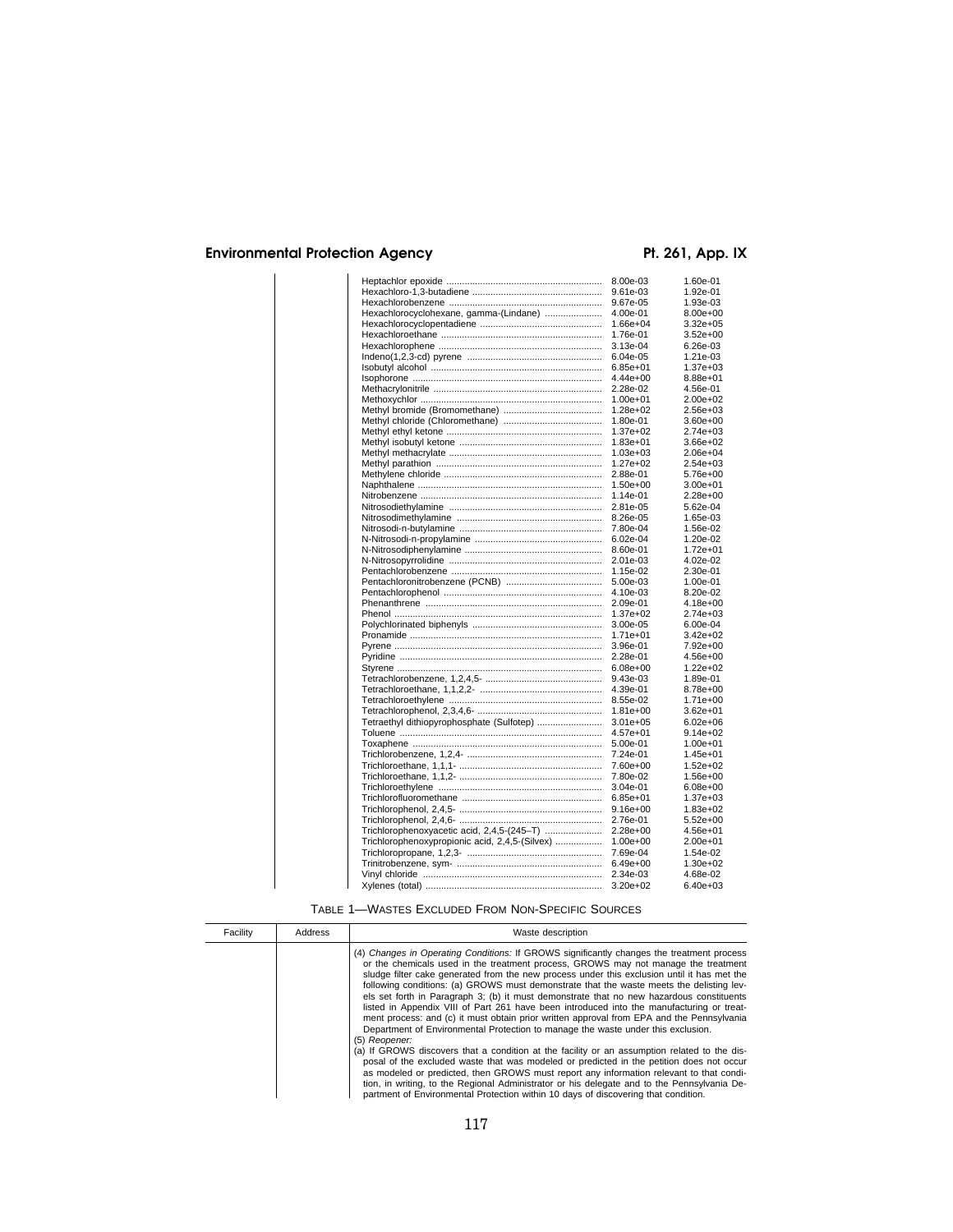| Facility | Address | Waste description | | |
|---|---|---|---|---|
| | | Heptachlor epoxide | 8.00e-03 | 1.60e-01 |
| | | Hexachloro-1,3-butadiene | 9.61e-03 | 1.92e-01 |
| | | Hexachlorobenzene | 9.67e-05 | 1.93e-03 |
| | | Hexachlorocyclohexane, gamma-(Lindane) | 4.00e-01 | 8.00e+00 |
| | | Hexachlorocyclopentadiene | 1.66e+04 | 3.32e+05 |
| | | Hexachloroethane | 1.76e-01 | 3.52e+00 |
| | | Hexachlorophene | 3.13e-04 | 6.26e-03 |
| | | Indeno(1,2,3-cd) pyrene | 6.04e-05 | 1.21e-03 |
| | | Isobutyl alcohol | 6.85e+01 | 1.37e+03 |
| | | Isophorone | 4.44e+00 | 8.88e+01 |
| | | Methacrylonitrile | 2.28e-02 | 4.56e-01 |
| | | Methoxychlor | 1.00e+01 | 2.00e+02 |
| | | Methyl bromide (Bromomethane) | 1.28e+02 | 2.56e+03 |
| | | Methyl chloride (Chloromethane) | 1.80e-01 | 3.60e+00 |
| | | Methyl ethyl ketone | 1.37e+02 | 2.74e+03 |
| | | Methyl isobutyl ketone | 1.83e+01 | 3.66e+02 |
| | | Methyl methacrylate | 1.03e+03 | 2.06e+04 |
| | | Methyl parathion | 1.27e+02 | 2.54e+03 |
| | | Methylene chloride | 2.88e-01 | 5.76e+00 |
| | | Naphthalene | 1.50e+00 | 3.00e+01 |
| | | Nitrobenzene | 1.14e-01 | 2.28e+00 |
| | | Nitrosodiethylamine | 2.81e-05 | 5.62e-04 |
| | | Nitrosodimethylamine | 8.26e-05 | 1.65e-03 |
| | | Nitrosodi-n-butylamine | 7.80e-04 | 1.56e-02 |
| | | N-Nitrosodi-n-propylamine | 6.02e-04 | 1.20e-02 |
| | | N-Nitrosodiphenylamine | 8.60e-01 | 1.72e+01 |
| | | N-Nitrosopyrrolidine | 2.01e-03 | 4.02e-02 |
| | | Pentachlorobenzene | 1.15e-02 | 2.30e-01 |
| | | Pentachloronitrobenzene (PCNB) | 5.00e-03 | 1.00e-01 |
| | | Pentachlorophenol | 4.10e-03 | 8.20e-02 |
| | | Phenanthrene | 2.09e-01 | 4.18e+00 |
| | | Phenol | 1.37e+02 | 2.74e+03 |
| | | Polychlorinated biphenyls | 3.00e-05 | 6.00e-04 |
| | | Pronamide | 1.71e+01 | 3.42e+02 |
| | | Pyrene | 3.96e-01 | 7.92e+00 |
| | | Pyridine | 2.28e-01 | 4.56e+00 |
| | | Styrene | 6.08e+00 | 1.22e+02 |
| | | Tetrachlorobenzene, 1,2,4,5- | 9.43e-03 | 1.89e-01 |
| | | Tetrachloroethane, 1,1,2,2- | 4.39e-01 | 8.78e+00 |
| | | Tetrachloroethylene | 8.55e-02 | 1.71e+00 |
| | | Tetrachlorophenol, 2,3,4,6- | 1.81e+00 | 3.62e+01 |
| | | Tetraethyl dithiopyrophosphate (Sulfotep) | 3.01e+05 | 6.02e+06 |
| | | Toluene | 4.57e+01 | 9.14e+02 |
| | | Toxaphene | 5.00e-01 | 1.00e+01 |
| | | Trichlorobenzene, 1,2,4- | 7.24e-01 | 1.45e+01 |
| | | Trichloroethane, 1,1,1- | 7.60e+00 | 1.52e+02 |
| | | Trichloroethane, 1,1,2- | 7.80e-02 | 1.56e+00 |
| | | Trichloroethylene | 3.04e-01 | 6.08e+00 |
| | | Trichlorofluoromethane | 6.85e+01 | 1.37e+03 |
| | | Trichlorophenol, 2,4,5- | 9.16e+00 | 1.83e+02 |
| | | Trichlorophenol, 2,4,6- | 2.76e-01 | 5.52e+00 |
| | | Trichlorophenoxyacetic acid, 2,4,5-(245–T) | 2.28e+00 | 4.56e+01 |
| | | Trichlorophenoxypropionic acid, 2,4,5-(Silvex) | 1.00e+00 | 2.00e+01 |
| | | Trichloropropane, 1,2,3- | 7.69e-04 | 1.54e-02 |
| | | Trinitrobenzene, sym- | 6.49e+00 | 1.30e+02 |
| | | Vinyl chloride | 2.34e-03 | 4.68e-02 |
| | | Xylenes (total) | 3.20e+02 | 6.40e+03 |

TABLE 1—WASTES EXCLUDED FROM NON-SPECIFIC SOURCES

| Facility | Address | Waste description |
|---|---|---|
| | | (4) *Changes in Operating Conditions:* If GROWS significantly changes the treatment process or the chemicals used in the treatment process, GROWS may not manage the treatment sludge filter cake generated from the new process under this exclusion until it has met the following conditions: (a) GROWS must demonstrate that the waste meets the delisting levels set forth in Paragraph 3; (b) it must demonstrate that no new hazardous constituents listed in Appendix VIII of Part 261 have been introduced into the manufacturing or treatment process: and (c) it must obtain prior written approval from EPA and the Pennsylvania Department of Environmental Protection to manage the waste under this exclusion. (5) *Reopener:* (a) If GROWS discovers that a condition at the facility or an assumption related to the disposal of the excluded waste that was modeled or predicted in the petition does not occur as modeled or predicted, then GROWS must report any information relevant to that condition, in writing, to the Regional Administrator or his delegate and to the Pennsylvania Department of Environmental Protection within 10 days of discovering that condition. |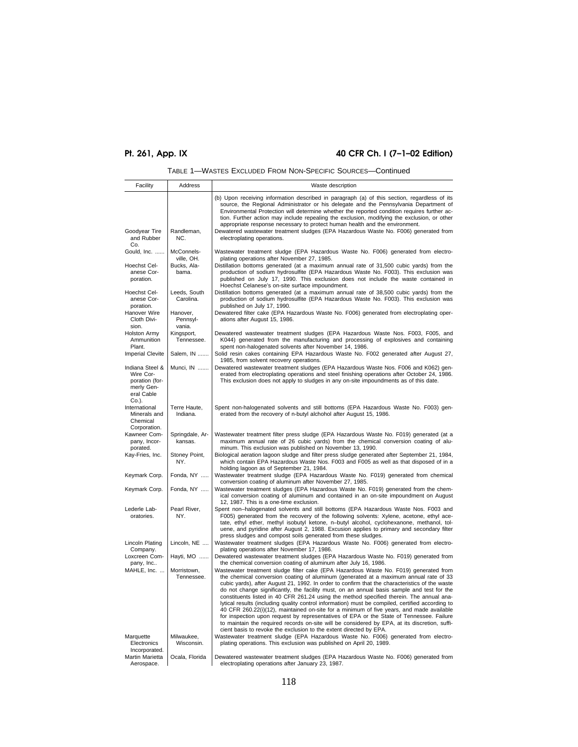TABLE 1—WASTES EXCLUDED FROM NON-SPECIFIC SOURCES—Continued

| Facility | Address | Waste description |
| --- | --- | --- |
| | | (b) Upon receiving information described in paragraph (a) of this section, regardless of its source, the Regional Administrator or his delegate and the Pennsylvania Department of Environmental Protection will determine whether the reported condition requires further action. Further action may include repealing the exclusion, modifying the exclusion, or other appropriate response necessary to protect human health and the environment. |
| Goodyear Tire and Rubber Co. | Randleman, NC. | Dewatered wastewater treatment sludges (EPA Hazardous Waste No. F006) generated from electroplating operations. |
| Gould, Inc. ...... | McConnelsville, OH. | Wastewater treatment sludge (EPA Hazardous Waste No. F006) generated from electroplating operations after November 27, 1985. |
| Hoechst Celanese Corporation. | Bucks, Alabama. | Distillation bottoms generated (at a maximum annual rate of 31,500 cubic yards) from the production of sodium hydrosulfite (EPA Hazardous Waste No. F003). This exclusion was published on July 17, 1990. This exclusion does not include the waste contained in Hoechst Celanese's on-site surface impoundment. |
| Hoechst Celanese Corporation. | Leeds, South Carolina. | Distillation bottoms generated (at a maximum annual rate of 38,500 cubic yards) from the production of sodium hydrosulfite (EPA Hazardous Waste No. F003). This exclusion was published on July 17, 1990. |
| Hanover Wire Cloth Division. | Hanover, Pennsylvania. | Dewatered filter cake (EPA Hazardous Waste No. F006) generated from electroplating operations after August 15, 1986. |
| Holston Army Ammunition Plant. | Kingsport, Tennessee. | Dewatered wastewater treatment sludges (EPA Hazardous Waste Nos. F003, F005, and K044) generated from the manufacturing and processing of explosives and containing spent non-halogenated solvents after November 14, 1986. |
| Imperial Clevite | Salem, IN ....... | Solid resin cakes containing EPA Hazardous Waste No. F002 generated after August 27, 1985, from solvent recovery operations. |
| Indiana Steel & Wire Corporation (formerly General Cable Co.). | Munci, IN ....... | Dewatered wastewater treatment sludges (EPA Hazardous Waste Nos. F006 and K062) generated from electroplating operations and steel finishing operations after October 24, 1986. This exclusion does not apply to sludges in any on-site impoundments as of this date. |
| International Minerals and Chemical Corporation. | Terre Haute, Indiana. | Spent non-halogenated solvents and still bottoms (EPA Hazardous Waste No. F003) generated from the recovery of n-butyl alchohol after August 15, 1986. |
| Kawneer Company, Incorporated. | Springdale, Arkansas. | Wastewater treatment filter press sludge (EPA Hazardous Waste No. F019) generated (at a maximum annual rate of 26 cubic yards) from the chemical conversion coating of aluminum. This exclusion was published on November 13, 1990. |
| Kay-Fries, Inc. | Stoney Point, NY. | Biological aeration lagoon sludge and filter press sludge generated after September 21, 1984, which contain EPA Hazardous Waste Nos. F003 and F005 as well as that disposed of in a holding lagoon as of September 21, 1984. |
| Keymark Corp. | Fonda, NY ..... | Wastewater treatment sludge (EPA Hazardous Waste No. F019) generated from chemical conversion coating of aluminum after November 27, 1985. |
| Keymark Corp. | Fonda, NY ..... | Wastewater treatment sludges (EPA Hazardous Waste No. F019) generated from the chemical conversion coating of aluminum and contained in an on-site impoundment on August 12, 1987. This is a one-time exclusion. |
| Lederle Laboratories. | Pearl River, NY. | Spent non–halogenated solvents and still bottoms (EPA Hazardous Waste Nos. F003 and F005) generated from the recovery of the following solvents: Xylene, acetone, ethyl acetate, ethyl ether, methyl isobutyl ketone, n–butyl alcohol, cyclohexanone, methanol, toluene, and pyridine after August 2, 1988. Excusion applies to primary and secondary filter press sludges and compost soils generated from these sludges. |
| Lincoln Plating Company. | Lincoln, NE .... | Wastewater treatment sludges (EPA Hazardous Waste No. F006) generated from electroplating operations after November 17, 1986. |
| Loxcreen Company, Inc.. | Hayti, MO ...... | Dewatered wastewater treatment sludges (EPA Hazardous Waste No. F019) generated from the chemical conversion coating of aluminum after July 16, 1986. |
| MAHLE, Inc. ... | Morristown, Tennessee. | Wastewater treatment sludge filter cake (EPA Hazardous Waste No. F019) generated from the chemical conversion coating of aluminum (generated at a maximum annual rate of 33 cubic yards), after August 21, 1992. In order to confirm that the characteristics of the waste do not change significantly, the facility must, on an annual basis sample and test for the constituents listed in 40 CFR 261.24 using the method specified therein. The annual analytical results (including quality control information) must be compiled, certified according to 40 CFR 260.22(i)(12), maintained on-site for a minimum of five years, and made available for inspection upon request by representatives of EPA or the State of Tennessee. Failure to maintain the required records on-site will be considered by EPA, at its discretion, sufficient basis to revoke the exclusion to the extent directed by EPA. |
| Marquette Electronics Incorporated. | Milwaukee, Wisconsin. | Wastewater treatment sludge (EPA Hazardous Waste No. F006) generated from electroplating operations. This exclusion was published on April 20, 1989. |
| Martin Marietta Aerospace. | Ocala, Florida | Dewatered wastewater treatment sludges (EPA Hazardous Waste No. F006) generated from electroplating operations after January 23, 1987. |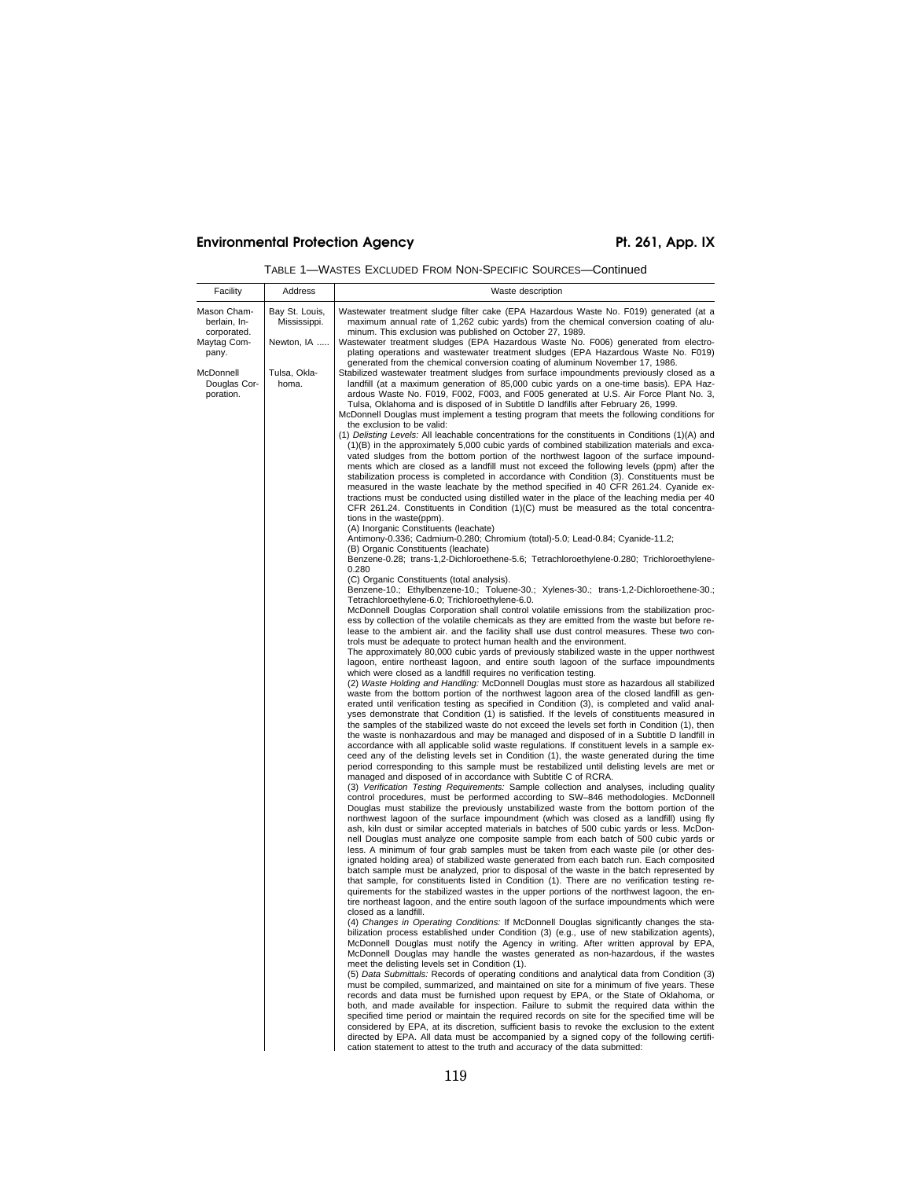TABLE 1—WASTES EXCLUDED FROM NON-SPECIFIC SOURCES—Continued

| Facility | Address | Waste description |
|---|---|---|
| Mason Chamberlain, Incorporated. | Bay St. Louis, Mississippi. | Wastewater treatment sludge filter cake (EPA Hazardous Waste No. F019) generated (at a maximum annual rate of 1,262 cubic yards) from the chemical conversion coating of aluminum. This exclusion was published on October 27, 1989. |
| Maytag Company. | Newton, IA ..... | Wastewater treatment sludges (EPA Hazardous Waste No. F006) generated from electroplating operations and wastewater treatment sludges (EPA Hazardous Waste No. F019) generated from the chemical conversion coating of aluminum November 17, 1986. |
| McDonnell Douglas Corporation. | Tulsa, Oklahoma. | Stabilized wastewater treatment sludges from surface impoundments previously closed as a landfill (at a maximum generation of 85,000 cubic yards on a one-time basis). EPA Hazardous Waste No. F019, F002, F003, and F005 generated at U.S. Air Force Plant No. 3, Tulsa, Oklahoma and is disposed of in Subtitle D landfills after February 26, 1999.<br>McDonnell Douglas must implement a testing program that meets the following conditions for the exclusion to be valid:<br>(1) *Delisting Levels:* All leachable concentrations for the constituents in Conditions (1)(A) and (1)(B) in the approximately 5,000 cubic yards of combined stabilization materials and excavated sludges from the bottom portion of the northwest lagoon of the surface impoundments which are closed as a landfill must not exceed the following levels (ppm) after the stabilization process is completed in accordance with Condition (3). Constituents must be measured in the waste leachate by the method specified in 40 CFR 261.24. Cyanide extractions must be conducted using distilled water in the place of the leaching media per 40 CFR 261.24. Constituents in Condition (1)(C) must be measured as the total concentrations in the waste(ppm).<br>(A) Inorganic Constituents (leachate)<br>Antimony-0.336; Cadmium-0.280; Chromium (total)-5.0; Lead-0.84; Cyanide-11.2;<br>(B) Organic Constituents (leachate)<br>Benzene-0.28; trans-1,2-Dichloroethene-5.6; Tetrachloroethylene-0.280; Trichloroethylene-0.280<br>(C) Organic Constituents (total analysis).<br>Benzene-10.; Ethylbenzene-10.; Toluene-30.; Xylenes-30.; trans-1,2-Dichloroethene-30.; Tetrachloroethylene-6.0; Trichloroethylene-6.0.<br>McDonnell Douglas Corporation shall control volatile emissions from the stabilization process by collection of the volatile chemicals as they are emitted from the waste but before release to the ambient air. and the facility shall use dust control measures. These two controls must be adequate to protect human health and the environment.<br>The approximately 80,000 cubic yards of previously stabilized waste in the upper northwest lagoon, entire northeast lagoon, and entire south lagoon of the surface impoundments which were closed as a landfill requires no verification testing.<br>(2) *Waste Holding and Handling:* McDonnell Douglas must store as hazardous all stabilized waste from the bottom portion of the northwest lagoon area of the closed landfill as generated until verification testing as specified in Condition (3), is completed and valid analyses demonstrate that Condition (1) is satisfied. If the levels of constituents measured in the samples of the stabilized waste do not exceed the levels set forth in Condition (1), then the waste is nonhazardous and may be managed and disposed of in a Subtitle D landfill in accordance with all applicable solid waste regulations. If constituent levels in a sample exceed any of the delisting levels set in Condition (1), the waste generated during the time period corresponding to this sample must be restabilized until delisting levels are met or managed and disposed of in accordance with Subtitle C of RCRA.<br>(3) *Verification Testing Requirements:* Sample collection and analyses, including quality control procedures, must be performed according to SW–846 methodologies. McDonnell Douglas must stabilize the previously unstabilized waste from the bottom portion of the northwest lagoon of the surface impoundment (which was closed as a landfill) using fly ash, kiln dust or similar accepted materials in batches of 500 cubic yards or less. McDonnell Douglas must analyze one composite sample from each batch of 500 cubic yards or less. A minimum of four grab samples must be taken from each waste pile (or other designated holding area) of stabilized waste generated from each batch run. Each composited batch sample must be analyzed, prior to disposal of the waste in the batch represented by that sample, for constituents listed in Condition (1). There are no verification testing requirements for the stabilized wastes in the upper portions of the northwest lagoon, the entire northeast lagoon, and the entire south lagoon of the surface impoundments which were closed as a landfill.<br>(4) *Changes in Operating Conditions:* If McDonnell Douglas significantly changes the stabilization process established under Condition (3) (e.g., use of new stabilization agents), McDonnell Douglas must notify the Agency in writing. After written approval by EPA, McDonnell Douglas may handle the wastes generated as non-hazardous, if the wastes meet the delisting levels set in Condition (1).<br>(5) *Data Submittals:* Records of operating conditions and analytical data from Condition (3) must be compiled, summarized, and maintained on site for a minimum of five years. These records and data must be furnished upon request by EPA, or the State of Oklahoma, or both, and made available for inspection. Failure to submit the required data within the specified time period or maintain the required records on site for the specified time will be considered by EPA, at its discretion, sufficient basis to revoke the exclusion to the extent directed by EPA. All data must be accompanied by a signed copy of the following certification statement to attest to the truth and accuracy of the data submitted: |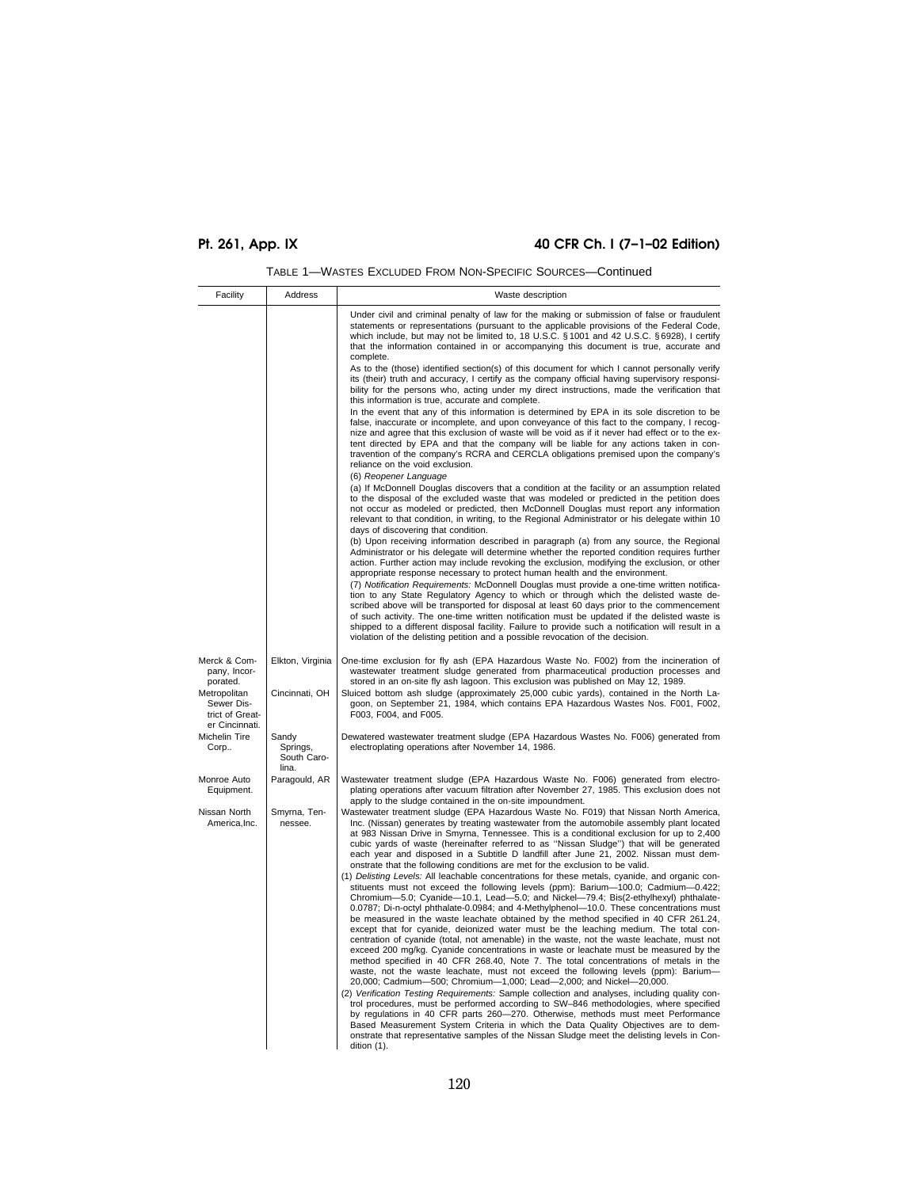TABLE 1—WASTES EXCLUDED FROM NON-SPECIFIC SOURCES—Continued

| Facility | Address | Waste description |
|---|---|---|
| | | Under civil and criminal penalty of law for the making or submission of false or fraudulent statements or representations (pursuant to the applicable provisions of the Federal Code, which include, but may not be limited to, 18 U.S.C. §1001 and 42 U.S.C. §6928), I certify that the information contained in or accompanying this document is true, accurate and complete. |
| | | As to the (those) identified section(s) of this document for which I cannot personally verify its (their) truth and accuracy, I certify as the company official having supervisory responsibility for the persons who, acting under my direct instructions, made the verification that this information is true, accurate and complete. |
| | | In the event that any of this information is determined by EPA in its sole discretion to be false, inaccurate or incomplete, and upon conveyance of this fact to the company, I recognize and agree that this exclusion of waste will be void as if it never had effect or to the extent directed by EPA and that the company will be liable for any actions taken in contravention of the company's RCRA and CERCLA obligations premised upon the company's reliance on the void exclusion. |
| | | (6) *Reopener Language* |
| | | (a) If McDonnell Douglas discovers that a condition at the facility or an assumption related to the disposal of the excluded waste that was modeled or predicted in the petition does not occur as modeled or predicted, then McDonnell Douglas must report any information relevant to that condition, in writing, to the Regional Administrator or his delegate within 10 days of discovering that condition. |
| | | (b) Upon receiving information described in paragraph (a) from any source, the Regional Administrator or his delegate will determine whether the reported condition requires further action. Further action may include revoking the exclusion, modifying the exclusion, or other appropriate response necessary to protect human health and the environment. |
| | | (7) *Notification Requirements:* McDonnell Douglas must provide a one-time written notification to any State Regulatory Agency to which or through which the delisted waste described above will be transported for disposal at least 60 days prior to the commencement of such activity. The one-time written notification must be updated if the delisted waste is shipped to a different disposal facility. Failure to provide such a notification will result in a violation of the delisting petition and a possible revocation of the decision. |
| Merck & Company, Incorporated. | Elkton, Virginia | One-time exclusion for fly ash (EPA Hazardous Waste No. F002) from the incineration of wastewater treatment sludge generated from pharmaceutical production processes and stored in an on-site fly ash lagoon. This exclusion was published on May 12, 1989. |
| Metropolitan Sewer District of Greater Cincinnati. | Cincinnati, OH | Sluiced bottom ash sludge (approximately 25,000 cubic yards), contained in the North Lagoon, on September 21, 1984, which contains EPA Hazardous Wastes Nos. F001, F002, F003, F004, and F005. |
| Michelin Tire Corp.. | Sandy Springs, South Carolina. | Dewatered wastewater treatment sludge (EPA Hazardous Wastes No. F006) generated from electroplating operations after November 14, 1986. |
| Monroe Auto Equipment. | Paragould, AR | Wastewater treatment sludge (EPA Hazardous Waste No. F006) generated from electroplating operations after vacuum filtration after November 27, 1985. This exclusion does not apply to the sludge contained in the on-site impoundment. |
| Nissan North America,Inc. | Smyrna, Tennessee. | Wastewater treatment sludge (EPA Hazardous Waste No. F019) that Nissan North America, Inc. (Nissan) generates by treating wastewater from the automobile assembly plant located at 983 Nissan Drive in Smyrna, Tennessee. This is a conditional exclusion for up to 2,400 cubic yards of waste (hereinafter referred to as "Nissan Sludge") that will be generated each year and disposed in a Subtitle D landfill after June 21, 2002. Nissan must demonstrate that the following conditions are met for the exclusion to be valid. |
| | | (1) *Delisting Levels:* All leachable concentrations for these metals, cyanide, and organic constituents must not exceed the following levels (ppm): Barium—100.0; Cadmium—0.422; Chromium—5.0; Cyanide—10.1, Lead—5.0; and Nickel—79.4; Bis(2-ethylhexyl) phthalate-0.0787; Di-n-octyl phthalate-0.0984; and 4-Methylphenol—10.0. These concentrations must be measured in the waste leachate obtained by the method specified in 40 CFR 261.24, except that for cyanide, deionized water must be the leaching medium. The total concentration of cyanide (total, not amenable) in the waste, not the waste leachate, must not exceed 200 mg/kg. Cyanide concentrations in waste or leachate must be measured by the method specified in 40 CFR 268.40, Note 7. The total concentrations of metals in the waste, not the waste leachate, must not exceed the following levels (ppm): Barium—20,000; Cadmium—500; Chromium—1,000; Lead—2,000; and Nickel—20,000. |
| | | (2) *Verification Testing Requirements:* Sample collection and analyses, including quality control procedures, must be performed according to SW–846 methodologies, where specified by regulations in 40 CFR parts 260—270. Otherwise, methods must meet Performance Based Measurement System Criteria in which the Data Quality Objectives are to demonstrate that representative samples of the Nissan Sludge meet the delisting levels in Condition (1). |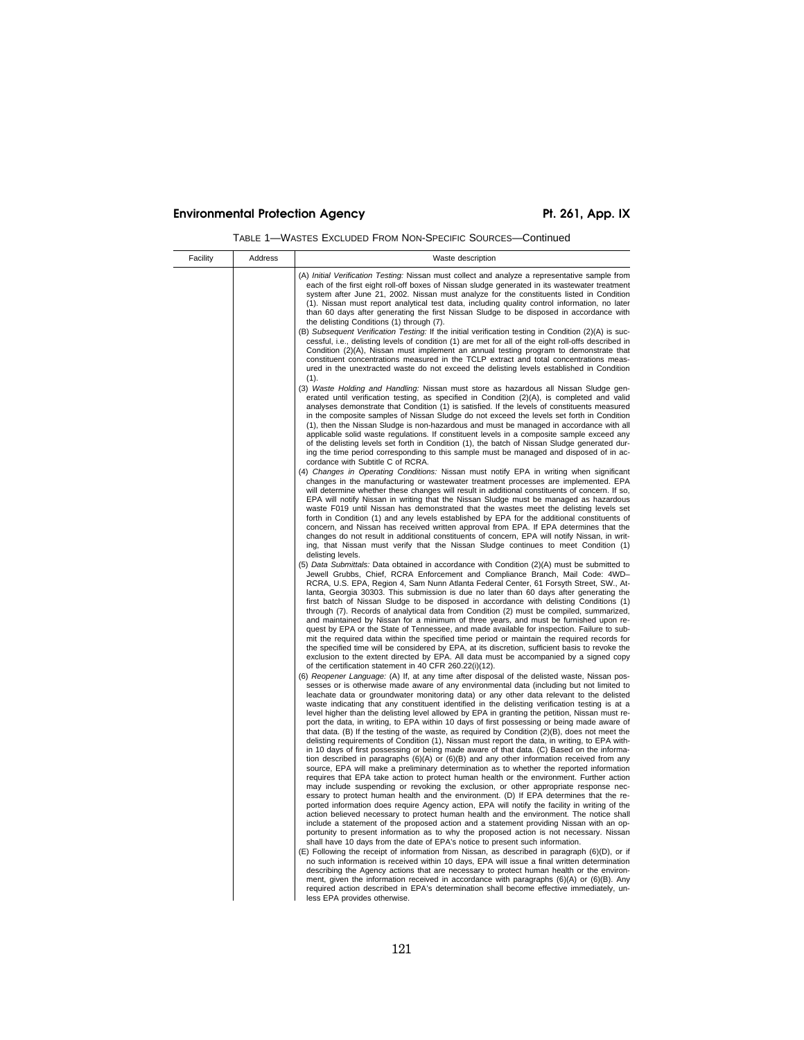TABLE 1—WASTES EXCLUDED FROM NON-SPECIFIC SOURCES—Continued

| Facility | Address | Waste description |
|---|---|---|
| | | (A) *Initial Verification Testing:* Nissan must collect and analyze a representative sample from each of the first eight roll-off boxes of Nissan sludge generated in its wastewater treatment system after June 21, 2002. Nissan must analyze for the constituents listed in Condition (1). Nissan must report analytical test data, including quality control information, no later than 60 days after generating the first Nissan Sludge to be disposed in accordance with the delisting Conditions (1) through (7). <br> (B) *Subsequent Verification Testing:* If the initial verification testing in Condition (2)(A) is successful, i.e., delisting levels of condition (1) are met for all of the eight roll-offs described in Condition (2)(A), Nissan must implement an annual testing program to demonstrate that constituent concentrations measured in the TCLP extract and total concentrations measured in the unextracted waste do not exceed the delisting levels established in Condition (1). <br> (3) *Waste Holding and Handling:* Nissan must store as hazardous all Nissan Sludge generated until verification testing, as specified in Condition (2)(A), is completed and valid analyses demonstrate that Condition (1) is satisfied. If the levels of constituents measured in the composite samples of Nissan Sludge do not exceed the levels set forth in Condition (1), then the Nissan Sludge is non-hazardous and must be managed in accordance with all applicable solid waste regulations. If constituent levels in a composite sample exceed any of the delisting levels set forth in Condition (1), the batch of Nissan Sludge generated during the time period corresponding to this sample must be managed and disposed of in accordance with Subtitle C of RCRA. <br> (4) *Changes in Operating Conditions:* Nissan must notify EPA in writing when significant changes in the manufacturing or wastewater treatment processes are implemented. EPA will determine whether these changes will result in additional constituents of concern. If so, EPA will notify Nissan in writing that the Nissan Sludge must be managed as hazardous waste F019 until Nissan has demonstrated that the wastes meet the delisting levels set forth in Condition (1) and any levels established by EPA for the additional constituents of concern, and Nissan has received written approval from EPA. If EPA determines that the changes do not result in additional constituents of concern, EPA will notify Nissan, in writing, that Nissan must verify that the Nissan Sludge continues to meet Condition (1) delisting levels. <br> (5) *Data Submittals:* Data obtained in accordance with Condition (2)(A) must be submitted to Jewell Grubbs, Chief, RCRA Enforcement and Compliance Branch, Mail Code: 4WD–RCRA, U.S. EPA, Region 4, Sam Nunn Atlanta Federal Center, 61 Forsyth Street, SW., Atlanta, Georgia 30303. This submission is due no later than 60 days after generating the first batch of Nissan Sludge to be disposed in accordance with delisting Conditions (1) through (7). Records of analytical data from Condition (2) must be compiled, summarized, and maintained by Nissan for a minimum of three years, and must be furnished upon request by EPA or the State of Tennessee, and made available for inspection. Failure to submit the required data within the specified time period or maintain the required records for the specified time will be considered by EPA, at its discretion, sufficient basis to revoke the exclusion to the extent directed by EPA. All data must be accompanied by a signed copy of the certification statement in 40 CFR 260.22(i)(12). <br> (6) *Reopener Language:* (A) If, at any time after disposal of the delisted waste, Nissan possesses or is otherwise made aware of any environmental data (including but not limited to leachate data or groundwater monitoring data) or any other data relevant to the delisted waste indicating that any constituent identified in the delisting verification testing is at a level higher than the delisting level allowed by EPA in granting the petition, Nissan must report the data, in writing, to EPA within 10 days of first possessing or being made aware of that data. (B) If the testing of the waste, as required by Condition (2)(B), does not meet the delisting requirements of Condition (1), Nissan must report the data, in writing, to EPA within 10 days of first possessing or being made aware of that data. (C) Based on the information described in paragraphs (6)(A) or (6)(B) and any other information received from any source, EPA will make a preliminary determination as to whether the reported information requires that EPA take action to protect human health or the environment. Further action may include suspending or revoking the exclusion, or other appropriate response necessary to protect human health and the environment. (D) If EPA determines that the reported information does require Agency action, EPA will notify the facility in writing of the action believed necessary to protect human health and the environment. The notice shall include a statement of the proposed action and a statement providing Nissan with an opportunity to present information as to why the proposed action is not necessary. Nissan shall have 10 days from the date of EPA's notice to present such information. <br> (E) Following the receipt of information from Nissan, as described in paragraph (6)(D), or if no such information is received within 10 days, EPA will issue a final written determination describing the Agency actions that are necessary to protect human health or the environment, given the information received in accordance with paragraphs (6)(A) or (6)(B). Any required action described in EPA's determination shall become effective immediately, unless EPA provides otherwise. |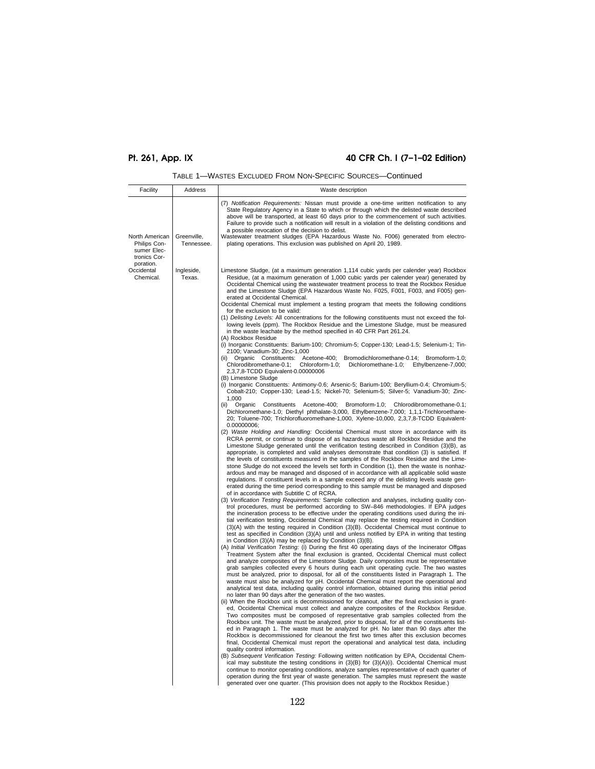TABLE 1—WASTES EXCLUDED FROM NON-SPECIFIC SOURCES—Continued

| Facility | Address | Waste description |
|---|---|---|
| | | (7) *Notification Requirements:* Nissan must provide a one-time written notification to any State Regulatory Agency in a State to which or through which the delisted waste described above will be transported, at least 60 days prior to the commencement of such activities. Failure to provide such a notification will result in a violation of the delisting conditions and a possible revocation of the decision to delist. |
| North American Philips Consumer Electronics Corporation. | Greenville, Tennessee. | Wastewater treatment sludges (EPA Hazardous Waste No. F006) generated from electroplating operations. This exclusion was published on April 20, 1989. |
| Occidental Chemical. | Ingleside, Texas. | Limestone Sludge, (at a maximum generation 1,114 cubic yards per calender year) Rockbox Residue, (at a maximum generation of 1,000 cubic yards per calender year) generated by Occidental Chemical using the wastewater treatment process to treat the Rockbox Residue and the Limestone Sludge (EPA Hazardous Waste No. F025, F001, F003, and F005) generated at Occidental Chemical.<br>Occidental Chemical must implement a testing program that meets the following conditions for the exclusion to be valid:<br>(1) *Delisting Levels:* All concentrations for the following constituents must not exceed the following levels (ppm). The Rockbox Residue and the Limestone Sludge, must be measured in the waste leachate by the method specified in 40 CFR Part 261.24.<br>(A) Rockbox Residue<br>(i) Inorganic Constituents: Barium-100; Chromium-5; Copper-130; Lead-1.5; Selenium-1; Tin-2100; Vanadium-30; Zinc-1,000<br>(ii) Organic Constituents: Acetone-400; Bromodichloromethane-0.14; Bromoform-1.0; Chlorodibromethane-0.1; Chloroform-1.0; Dichloromethane-1.0; Ethylbenzene-7,000; 2,3,7,8-TCDD Equivalent-0.00000006<br>(B) Limestone Sludge<br>(i) Inorganic Constituents: Antimony-0.6; Arsenic-5; Barium-100; Beryllium-0.4; Chromium-5; Cobalt-210; Copper-130; Lead-1.5; Nickel-70; Selenium-5; Silver-5; Vanadium-30; Zinc-1,000<br>(ii) Organic Constituents Acetone-400; Bromoform-1.0; Chlorodibromomethane-0.1; Dichloromethane-1.0; Diethyl phthalate-3,000, Ethylbenzene-7,000; 1,1,1-Trichloroethane-20; Toluene-700; Trichlorofluoromethane-1,000, Xylene-10,000, 2,3,7,8-TCDD Equivalent-0.00000006;<br>(2) *Waste Holding and Handling:* Occidental Chemical must store in accordance with its RCRA permit, or continue to dispose of as hazardous waste all Rockbox Residue and the Limestone Sludge generated until the verification testing described in Condition (3)(B), as appropriate, is completed and valid analyses demonstrate that condition (3) is satisfied. If the levels of constituents measured in the samples of the Rockbox Residue and the Limestone Sludge do not exceed the levels set forth in Condition (1), then the waste is nonhazardous and may be managed and disposed of in accordance with all applicable solid waste regulations. If constituent levels in a sample exceed any of the delisting levels waste generated during the time period corresponding to this sample must be managed and disposed of in accordance with Subtitle C of RCRA.<br>(3) *Verification Testing Requirements:* Sample collection and analyses, including quality control procedures, must be performed according to SW–846 methodologies. If EPA judges the incineration process to be effective under the operating conditions used during the initial verification testing, Occidental Chemical may replace the testing required in Condition (3)(A) with the testing required in Condition (3)(B). Occidental Chemical must continue to test as specified in Condition (3)(A) until and unless notified by EPA in writing that testing in Condition (3)(A) may be replaced by Condition (3)(B).<br>(A) *Initial Verification Testing:* (i) During the first 40 operating days of the Incinerator Offgas Treatment System after the final exclusion is granted, Occidental Chemical must collect and analyze composites of the Limestone Sludge. Daily composites must be representative grab samples collected every 6 hours during each unit operating cycle. The two wastes must be analyzed, prior to disposal, for all of the constituents listed in Paragraph 1. The waste must also be analyzed for pH. Occidental Chemical must report the operational and analytical test data, including quality control information, obtained during this initial period no later than 90 days after the generation of the two wastes.<br>(ii) When the Rockbox unit is decommissioned for cleanout, after the final exclusion is granted, Occidental Chemical must collect and analyze composites of the Rockbox Residue. Two composites must be composed of representative grab samples collected from the Rockbox unit. The waste must be analyzed, prior to disposal, for all of the constituents listed in Paragraph 1. The waste must be analyzed for pH. No later than 90 days after the Rockbox is decommissioned for cleanout the first two times after this exclusion becomes final, Occidental Chemical must report the operational and analytical test data, including quality control information.<br>(B) *Subsequent Verification Testing:* Following written notification by EPA, Occidental Chemical may substitute the testing conditions in (3)(B) for (3)(A)(i). Occidental Chemical must continue to monitor operating conditions, analyze samples representative of each quarter of operation during the first year of waste generation. The samples must represent the waste generated over one quarter. (This provision does not apply to the Rockbox Residue.) |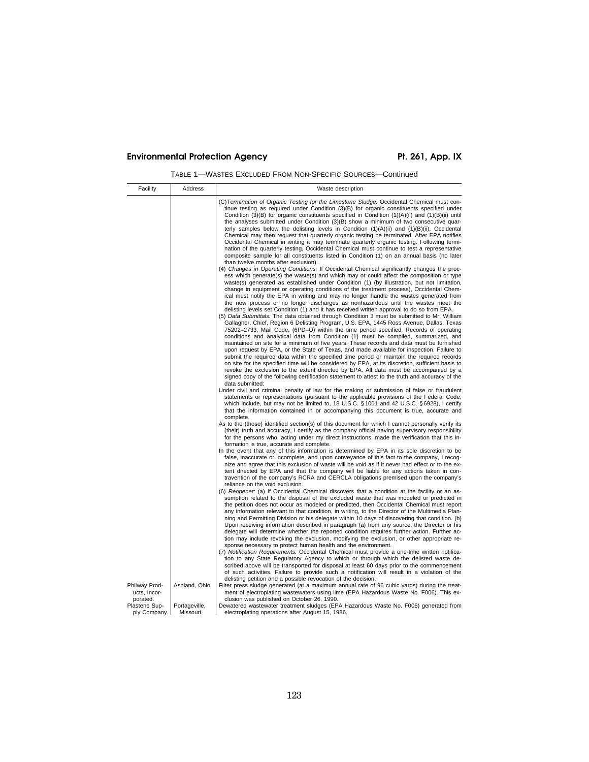TABLE 1—WASTES EXCLUDED FROM NON-SPECIFIC SOURCES—Continued

| Facility | Address | Waste description |
| --- | --- | --- |
| | | (C) *Termination of Organic Testing for the Limestone Sludge:* Occidental Chemical must continue testing as required under Condition (3)(B) for organic constituents specified under Condition (3)(B) for organic constituents specified in Condition (1)(A)(ii) and (1)(B)(ii) until the analyses submitted under Condition (3)(B) show a minimum of two consecutive quarterly samples below the delisting levels in Condition (1)(A)(ii) and (1)(B)(ii), Occidental Chemical may then request that quarterly organic testing be terminated. After EPA notifies Occidental Chemical in writing it may terminate quarterly organic testing. Following termination of the quarterly testing, Occidental Chemical must continue to test a representative composite sample for all constituents listed in Condition (1) on an annual basis (no later than twelve months after exclusion).<br>(4) *Changes in Operating Conditions:* If Occidental Chemical significantly changes the process which generate(s) the waste(s) and which may or could affect the composition or type waste(s) generated as established under Condition (1) (by illustration, but not limitation, change in equipment or operating conditions of the treatment process), Occidental Chemical must notify the EPA in writing and may no longer handle the wastes generated from the new process or no longer discharges as nonhazardous until the wastes meet the delisting levels set Condition (1) and it has received written approval to do so from EPA.<br>(5) *Data Submittals:* The data obtained through Condition 3 must be submitted to Mr. William Gallagher, Chief, Region 6 Delisting Program, U.S. EPA, 1445 Ross Avenue, Dallas, Texas 75202–2733, Mail Code, (6PD–O) within the time period specified. Records of operating conditions and analytical data from Condition (1) must be compiled, summarized, and maintained on site for a minimum of five years. These records and data must be furnished upon request by EPA, or the State of Texas, and made available for inspection. Failure to submit the required data within the specified time period or maintain the required records on site for the specified time will be considered by EPA, at its discretion, sufficient basis to revoke the exclusion to the extent directed by EPA. All data must be accompanied by a signed copy of the following certification statement to attest to the truth and accuracy of the data submitted:<br>Under civil and criminal penalty of law for the making or submission of false or fraudulent statements or representations (pursuant to the applicable provisions of the Federal Code, which include, but may not be limited to, 18 U.S.C. § 1001 and 42 U.S.C. § 6928), I certify that the information contained in or accompanying this document is true, accurate and complete.<br>As to the (those) identified section(s) of this document for which I cannot personally verify its (their) truth and accuracy, I certify as the company official having supervisory responsibility for the persons who, acting under my direct instructions, made the verification that this information is true, accurate and complete.<br>In the event that any of this information is determined by EPA in its sole discretion to be false, inaccurate or incomplete, and upon conveyance of this fact to the company, I recognize and agree that this exclusion of waste will be void as if it never had effect or to the extent directed by EPA and that the company will be liable for any actions taken in contravention of the company's RCRA and CERCLA obligations premised upon the company's reliance on the void exclusion.<br>(6) *Reopener:* (a) If Occidental Chemical discovers that a condition at the facility or an assumption related to the disposal of the excluded waste that was modeled or predicted in the petition does not occur as modeled or predicted, then Occidental Chemical must report any information relevant to that condition, in writing, to the Director of the Multimedia Planning and Permitting Division or his delegate within 10 days of discovering that condition. (b) Upon receiving information described in paragraph (a) from any source, the Director or his delegate will determine whether the reported condition requires further action. Further action may include revoking the exclusion, modifying the exclusion, or other appropriate response necessary to protect human health and the environment.<br>(7) *Notification Requirements:* Occidental Chemical must provide a one-time written notification to any State Regulatory Agency to which or through which the delisted waste described above will be transported for disposal at least 60 days prior to the commencement of such activities. Failure to provide such a notification will result in a violation of the delisting petition and a possible revocation of the decision. |
| Philway Products, Incorporated. | Ashland, Ohio | Filter press sludge generated (at a maximum annual rate of 96 cubic yards) during the treatment of electroplating wastewaters using lime (EPA Hazardous Waste No. F006). This exclusion was published on October 26, 1990. |
| Plastene Supply Company. | Portageville, Missouri. | Dewatered wastewater treatment sludges (EPA Hazardous Waste No. F006) generated from electroplating operations after August 15, 1986. |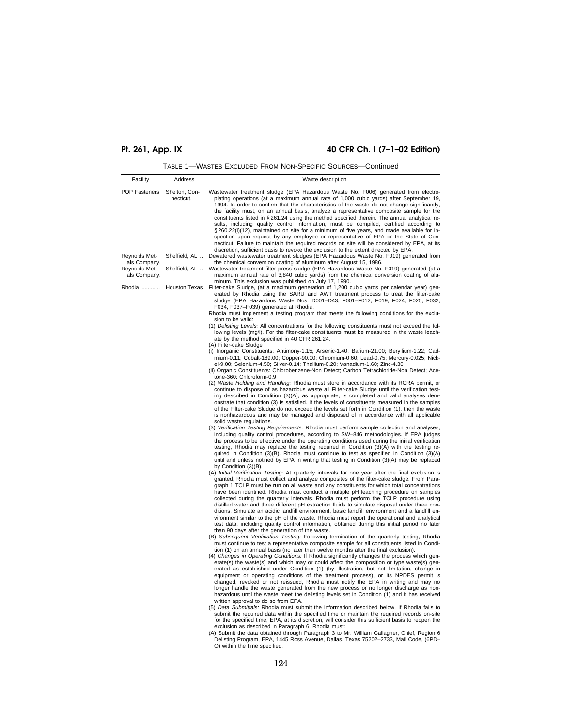TABLE 1—WASTES EXCLUDED FROM NON-SPECIFIC SOURCES—Continued

| Facility | Address | Waste description |
|---|---|---|
| POP Fasteners | Shelton, Connecticut. | Wastewater treatment sludge (EPA Hazardous Waste No. F006) generated from electroplating operations (at a maximum annual rate of 1,000 cubic yards) after September 19, 1994. In order to confirm that the characteristics of the waste do not change significantly, the facility must, on an annual basis, analyze a representative composite sample for the constituents listed in §261.24 using the method specified therein. The annual analytical results, including quality control information, must be compiled, certified according to §260.22(i)(12), maintained on site for a minimum of five years, and made available for inspection upon request by any employee or representative of EPA or the State of Connecticut. Failure to maintain the required records on site will be considered by EPA, at its discretion, sufficient basis to revoke the exclusion to the extent directed by EPA. |
| Reynolds Metals Company. | Sheffield, AL .. | Dewatered wastewater treatment sludges (EPA Hazardous Waste No. F019) generated from the chemical conversion coating of aluminum after August 15, 1986. |
| Reynolds Metals Company. | Sheffield, AL .. | Wastewater treatment filter press sludge (EPA Hazardous Waste No. F019) generated (at a maximum annual rate of 3,840 cubic yards) from the chemical conversion coating of aluminum. This exclusion was published on July 17, 1990. |
| Rhodia ............ | Houston,Texas | Filter-cake Sludge, (at a maximum generation of 1,200 cubic yards per calendar year) generated by Rhodia using the SARU and AWT treatment process to treat the filter-cake sludge (EPA Hazardous Waste Nos. D001–D43, F001–F012, F019, F024, F025, F032, F034, F037–F039) generated at Rhodia.<br>Rhodia must implement a testing program that meets the following conditions for the exclusion to be valid:<br>(1) *Delisting Levels:* All concentrations for the following constituents must not exceed the following levels (mg/l). For the filter-cake constituents must be measured in the waste leachate by the method specified in 40 CFR 261.24.<br>(A) Filter-cake Sludge<br>(i) Inorganic Constituents: Antimony-1.15; Arsenic-1.40; Barium-21.00; Beryllium-1.22; Cadmium-0.11; Cobalt-189.00; Copper-90.00; Chromium-0.60; Lead-0.75; Mercury-0.025; Nickel-9.00; Selenium-4.50; Silver-0.14; Thallium-0.20; Vanadium-1.60; Zinc-4.30<br>(ii) Organic Constituents: Chlorobenzene-Non Detect; Carbon Tetrachloride-Non Detect; Acetone-360; Chloroform-0.9<br>(2) *Waste Holding and Handling:* Rhodia must store in accordance with its RCRA permit, or continue to dispose of as hazardous waste all Filter-cake Sludge until the verification testing described in Condition (3)(A), as appropriate, is completed and valid analyses demonstrate that condition (3) is satisfied. If the levels of constituents measured in the samples of the Filter-cake Sludge do not exceed the levels set forth in Condition (1), then the waste is nonhazardous and may be managed and disposed of in accordance with all applicable solid waste regulations.<br>(3) *Verification Testing Requirements:* Rhodia must perform sample collection and analyses, including quality control procedures, according to SW–846 methodologies. If EPA judges the process to be effective under the operating conditions used during the initial verification testing, Rhodia may replace the testing required in Condition (3)(A) with the testing required in Condition (3)(B). Rhodia must continue to test as specified in Condition (3)(A) until and unless notified by EPA in writing that testing in Condition (3)(A) may be replaced by Condition (3)(B).<br>(A) *Initial Verification Testing:* At quarterly intervals for one year after the final exclusion is granted, Rhodia must collect and analyze composites of the filter-cake sludge. From Paragraph 1 TCLP must be run on all waste and any constituents for which total concentrations have been identified. Rhodia must conduct a multiple pH leaching procedure on samples collected during the quarterly intervals. Rhodia must perform the TCLP procedure using distilled water and three different pH extraction fluids to simulate disposal under three conditions. Simulate an acidic landfill environment, basic landfill environment and a landfill environment similar to the pH of the waste. Rhodia must report the operational and analytical test data, including quality control information, obtained during this initial period no later than 90 days after the generation of the waste.<br>(B) *Subsequent Verification Testing:* Following termination of the quarterly testing, Rhodia must continue to test a representative composite sample for all constituents listed in Condition (1) on an annual basis (no later than twelve months after the final exclusion).<br>(4) *Changes in Operating Conditions:* If Rhodia significantly changes the process which generate(s) the waste(s) and which may or could affect the composition or type waste(s) generated as established under Condition (1) (by illustration, but not limitation, change in equipment or operating conditions of the treatment process), or its NPDES permit is changed, revoked or not reissued, Rhodia must notify the EPA in writing and may no longer handle the waste generated from the new process or no longer discharge as nonhazardous until the waste meet the delisting levels set in Condition (1) and it has received written approval to do so from EPA.<br>(5) *Data Submittals:* Rhodia must submit the information described below. If Rhodia fails to submit the required data within the specified time or maintain the required records on-site for the specified time, EPA, at its discretion, will consider this sufficient basis to reopen the exclusion as described in Paragraph 6. Rhodia must:<br>(A) Submit the data obtained through Paragraph 3 to Mr. William Gallagher, Chief, Region 6 Delisting Program, EPA, 1445 Ross Avenue, Dallas, Texas 75202–2733, Mail Code, (6PD–O) within the time specified. |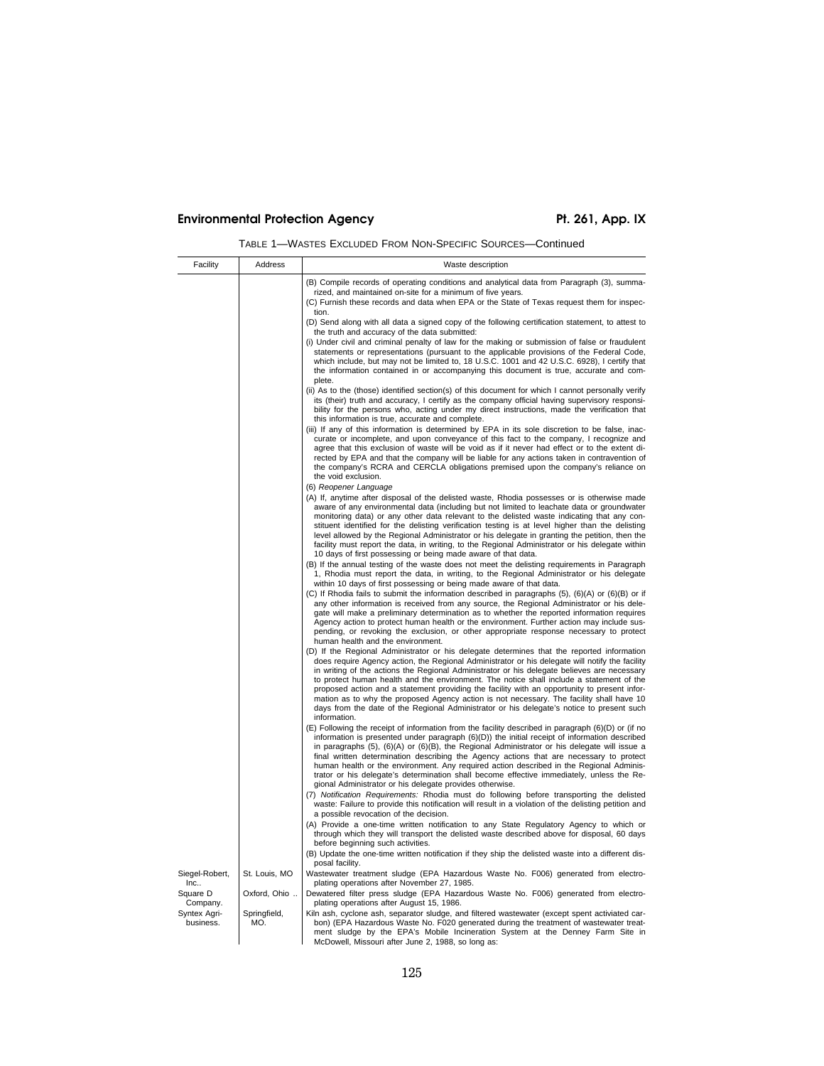TABLE 1—WASTES EXCLUDED FROM NON-SPECIFIC SOURCES—Continued

| Facility | Address | Waste description |
| --- | --- | --- |
| | | (B) Compile records of operating conditions and analytical data from Paragraph (3), summarized, and maintained on-site for a minimum of five years.<br>(C) Furnish these records and data when EPA or the State of Texas request them for inspection.<br>(D) Send along with all data a signed copy of the following certification statement, to attest to the truth and accuracy of the data submitted:<br>(i) Under civil and criminal penalty of law for the making or submission of false or fraudulent statements or representations (pursuant to the applicable provisions of the Federal Code, which include, but may not be limited to, 18 U.S.C. 1001 and 42 U.S.C. 6928), I certify that the information contained in or accompanying this document is true, accurate and complete.<br>(ii) As to the (those) identified section(s) of this document for which I cannot personally verify its (their) truth and accuracy, I certify as the company official having supervisory responsibility for the persons who, acting under my direct instructions, made the verification that this information is true, accurate and complete.<br>(iii) If any of this information is determined by EPA in its sole discretion to be false, inaccurate or incomplete, and upon conveyance of this fact to the company, I recognize and agree that this exclusion of waste will be void as if it never had effect or to the extent directed by EPA and that the company will be liable for any actions taken in contravention of the company's RCRA and CERCLA obligations premised upon the company's reliance on the void exclusion.<br>(6) *Reopener Language*<br>(A) If, anytime after disposal of the delisted waste, Rhodia possesses or is otherwise made aware of any environmental data (including but not limited to leachate data or groundwater monitoring data) or any other data relevant to the delisted waste indicating that any constituent identified for the delisting verification testing is at level higher than the delisting level allowed by the Regional Administrator or his delegate in granting the petition, then the facility must report the data, in writing, to the Regional Administrator or his delegate within 10 days of first possessing or being made aware of that data.<br>(B) If the annual testing of the waste does not meet the delisting requirements in Paragraph 1, Rhodia must report the data, in writing, to the Regional Administrator or his delegate within 10 days of first possessing or being made aware of that data.<br>(C) If Rhodia fails to submit the information described in paragraphs (5), (6)(A) or (6)(B) or if any other information is received from any source, the Regional Administrator or his delegate will make a preliminary determination as to whether the reported information requires Agency action to protect human health or the environment. Further action may include suspending, or revoking the exclusion, or other appropriate response necessary to protect human health and the environment.<br>(D) If the Regional Administrator or his delegate determines that the reported information does require Agency action, the Regional Administrator or his delegate will notify the facility in writing of the actions the Regional Administrator or his delegate believes are necessary to protect human health and the environment. The notice shall include a statement of the proposed action and a statement providing the facility with an opportunity to present information as to why the proposed Agency action is not necessary. The facility shall have 10 days from the date of the Regional Administrator or his delegate's notice to present such information.<br>(E) Following the receipt of information from the facility described in paragraph (6)(D) or (if no information is presented under paragraph (6)(D)) the initial receipt of information described in paragraphs (5), (6)(A) or (6)(B), the Regional Administrator or his delegate will issue a final written determination describing the Agency actions that are necessary to protect human health or the environment. Any required action described in the Regional Administrator or his delegate's determination shall become effective immediately, unless the Regional Administrator or his delegate provides otherwise.<br>(7) *Notification Requirements:* Rhodia must do following before transporting the delisted waste: Failure to provide this notification will result in a violation of the delisting petition and a possible revocation of the decision.<br>(A) Provide a one-time written notification to any State Regulatory Agency to which or through which they will transport the delisted waste described above for disposal, 60 days before beginning such activities.<br>(B) Update the one-time written notification if they ship the delisted waste into a different disposal facility. |
| Siegel-Robert, Inc.. | St. Louis, MO | Wastewater treatment sludge (EPA Hazardous Waste No. F006) generated from electroplating operations after November 27, 1985. |
| Square D Company. | Oxford, Ohio .. | Dewatered filter press sludge (EPA Hazardous Waste No. F006) generated from electroplating operations after August 15, 1986. |
| Syntex Agribusiness. | Springfield, MO. | Kiln ash, cyclone ash, separator sludge, and filtered wastewater (except spent activiated carbon) (EPA Hazardous Waste No. F020 generated during the treatment of wastewater treatment sludge by the EPA's Mobile Incineration System at the Denney Farm Site in McDowell, Missouri after June 2, 1988, so long as: |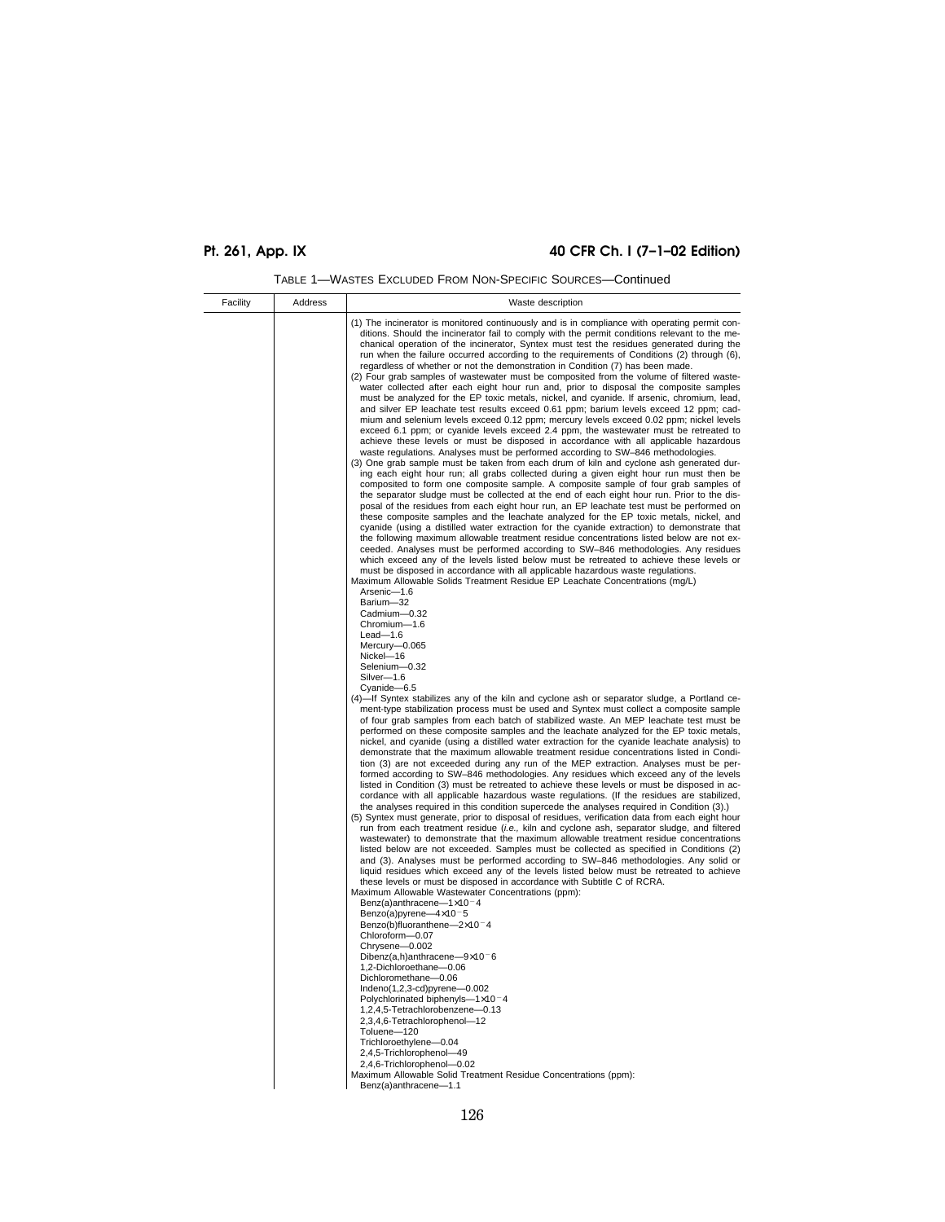TABLE 1—WASTES EXCLUDED FROM NON-SPECIFIC SOURCES—Continued

| Facility | Address | Waste description |
|---|---|---|
| | | (1) The incinerator is monitored continuously and is in compliance with operating permit conditions. Should the incinerator fail to comply with the permit conditions relevant to the mechanical operation of the incinerator, Syntex must test the residues generated during the run when the failure occurred according to the requirements of Conditions (2) through (6), regardless of whether or not the demonstration in Condition (7) has been made.<br>(2) Four grab samples of wastewater must be composited from the volume of filtered wastewater collected after each eight hour run and, prior to disposal the composite samples must be analyzed for the EP toxic metals, nickel, and cyanide. If arsenic, chromium, lead, and silver EP leachate test results exceed 0.61 ppm; barium levels exceed 12 ppm; cadmium and selenium levels exceed 0.12 ppm; mercury levels exceed 0.02 ppm; nickel levels exceed 6.1 ppm; or cyanide levels exceed 2.4 ppm, the wastewater must be retreated to achieve these levels or must be disposed in accordance with all applicable hazardous waste regulations. Analyses must be performed according to SW–846 methodologies.<br>(3) One grab sample must be taken from each drum of kiln and cyclone ash generated during each eight hour run; all grabs collected during a given eight hour run must then be composited to form one composite sample. A composite sample of four grab samples of the separator sludge must be collected at the end of each eight hour run. Prior to the disposal of the residues from each eight hour run, an EP leachate test must be performed on these composite samples and the leachate analyzed for the EP toxic metals, nickel, and cyanide (using a distilled water extraction for the cyanide extraction) to demonstrate that the following maximum allowable treatment residue concentrations listed below are not exceeded. Analyses must be performed according to SW–846 methodologies. Any residues which exceed any of the levels listed below must be retreated to achieve these levels or must be disposed in accordance with all applicable hazardous waste regulations.<br>Maximum Allowable Solids Treatment Residue EP Leachate Concentrations (mg/L)<br>Arsenic—1.6<br>Barium—32<br>Cadmium—0.32<br>Chromium—1.6<br>Lead—1.6<br>Mercury—0.065<br>Nickel—16<br>Selenium—0.32<br>Silver—1.6<br>Cyanide—6.5<br>(4)—If Syntex stabilizes any of the kiln and cyclone ash or separator sludge, a Portland cement-type stabilization process must be used and Syntex must collect a composite sample of four grab samples from each batch of stabilized waste. An MEP leachate test must be performed on these composite samples and the leachate analyzed for the EP toxic metals, nickel, and cyanide (using a distilled water extraction for the cyanide leachate analysis) to demonstrate that the maximum allowable treatment residue concentrations listed in Condition (3) are not exceeded during any run of the MEP extraction. Analyses must be performed according to SW–846 methodologies. Any residues which exceed any of the levels listed in Condition (3) must be retreated to achieve these levels or must be disposed in accordance with all applicable hazardous waste regulations. (If the residues are stabilized, the analyses required in this condition supercede the analyses required in Condition (3).)<br>(5) Syntex must generate, prior to disposal of residues, verification data from each eight hour run from each treatment residue (*i.e.,* kiln and cyclone ash, separator sludge, and filtered wastewater) to demonstrate that the maximum allowable treatment residue concentrations listed below are not exceeded. Samples must be collected as specified in Conditions (2) and (3). Analyses must be performed according to SW–846 methodologies. Any solid or liquid residues which exceed any of the levels listed below must be retreated to achieve these levels or must be disposed in accordance with Subtitle C of RCRA.<br>Maximum Allowable Wastewater Concentrations (ppm):<br>Benz(a)anthracene—$1\times10^{-4}$<br>Benzo(a)pyrene—$4\times10^{-5}$<br>Benzo(b)fluoranthene—$2\times10^{-4}$<br>Chloroform—0.07<br>Chrysene—0.002<br>Dibenz(a,h)anthracene—$9\times10^{-6}$<br>1,2-Dichloroethane—0.06<br>Dichloromethane—0.06<br>Indeno(1,2,3-cd)pyrene—0.002<br>Polychlorinated biphenyls—$1\times10^{-4}$<br>1,2,4,5-Tetrachlorobenzene—0.13<br>2,3,4,6-Tetrachlorophenol—12<br>Toluene—120<br>Trichloroethylene—0.04<br>2,4,5-Trichlorophenol—49<br>2,4,6-Trichlorophenol—0.02<br>Maximum Allowable Solid Treatment Residue Concentrations (ppm):<br>Benz(a)anthracene—1.1 |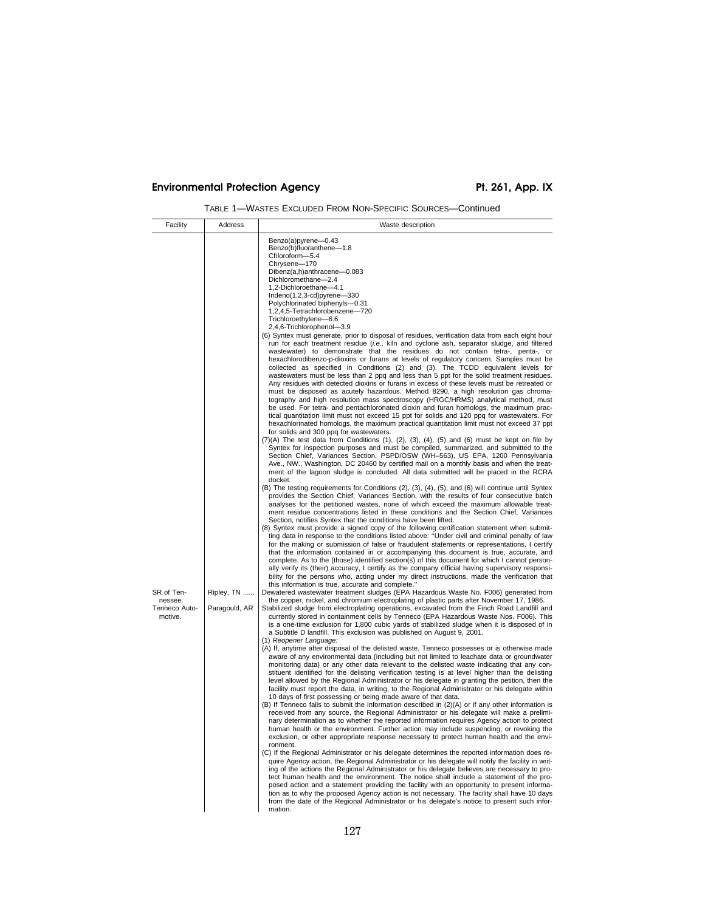TABLE 1—WASTES EXCLUDED FROM NON-SPECIFIC SOURCES—Continued

| Facility | Address | Waste description |
|---|---|---|
| | | Benzo(a)pyrene—0.43<br>Benzo(b)fluoranthene—1.8<br>Chloroform—5.4<br>Chrysene—170<br>Dibenz(a,h)anthracene—0.083<br>Dichloromethane—2.4<br>1,2-Dichloroethane—4.1<br>Indeno(1,2,3-cd)pyrene—330<br>Polychlorinated biphenyls—0.31<br>1,2,4,5-Tetrachlorobenzene—720<br>Trichloroethylene—6.6<br>2,4,6-Trichlorophenol—3.9<br>(6) Syntex must generate, prior to disposal of residues, verification data from each eight hour run for each treatment residue (*i.e.*, kiln and cyclone ash, separator sludge, and filtered wastewater) to demonstrate that the residues do not contain tetra-, penta-, or hexachlorodibenzo-p-dioxins or furans at levels of regulatory concern. Samples must be collected as specified in Conditions (2) and (3). The TCDD equivalent levels for wastewaters must be less than 2 ppq and less than 5 ppt for the solid treatment residues. Any residues with detected dioxins or furans in excess of these levels must be retreated or must be disposed as acutely hazardous. Method 8290, a high resolution gas chromatography and high resolution mass spectroscopy (HRGC/HRMS) analytical method, must be used. For tetra- and pentachloronated dioxin and furan homologs, the maximum practical quantitation limit must not exceed 15 ppt for solids and 120 ppq for wastewaters. For hexachlorinated homologs, the maximum practical quantitation limit must not exceed 37 ppt for solids and 300 ppq for wastewaters.<br>(7)(A) The test data from Conditions (1), (2), (3), (4), (5) and (6) must be kept on file by Syntex for inspection purposes and must be compiled, summarized, and submitted to the Section Chief, Variances Section, PSPD/OSW (WH–563), US EPA, 1200 Pennsylvania Ave., NW., Washington, DC 20460 by certified mail on a monthly basis and when the treatment of the lagoon sludge is concluded. All data submitted will be placed in the RCRA docket.<br>(B) The testing requirements for Conditions (2), (3), (4), (5), and (6) will continue until Syntex provides the Section Chief, Variances Section, with the results of four consecutive batch analyses for the petitioned wastes, none of which exceed the maximum allowable treatment residue concentrations listed in these conditions and the Section Chief, Variances Section, notifies Syntex that the conditions have been lifted.<br>(8) Syntex must provide a signed copy of the following certification statement when submitting data in response to the conditions listed above: "Under civil and criminal penalty of law for the making or submission of false or fraudulent statements or representations, I certify that the information contained in or accompanying this document is true, accurate, and complete. As to the (those) identified section(s) of this document for which I cannot personally verify its (their) accuracy, I certify as the company official having supervisory responsibility for the persons who, acting under my direct instructions, made the verification that this information is true, accurate and complete." |
| SR of Tennessee. | Ripley, TN ...... | Dewatered wastewater treatment sludges (EPA Hazardous Waste No. F006) generated from the copper, nickel, and chromium electroplating of plastic parts after November 17, 1986. |
| Tenneco Automotive. | Paragould, AR | Stabilized sludge from electroplating operations, excavated from the Finch Road Landfill and currently stored in containment cells by Tenneco (EPA Hazardous Waste Nos. F006). This is a one-time exclusion for 1,800 cubic yards of stabilized sludge when it is disposed of in a Subtitle D landfill. This exclusion was published on August 9, 2001.<br>(1) *Reopener Language:*<br>(A) If, anytime after disposal of the delisted waste, Tenneco possesses or is otherwise made aware of any environmental data (including but not limited to leachate data or groundwater monitoring data) or any other data relevant to the delisted waste indicating that any constituent identified for the delisting verification testing is at level higher than the delisting level allowed by the Regional Administrator or his delegate in granting the petition, then the facility must report the data, in writing, to the Regional Administrator or his delegate within 10 days of first possessing or being made aware of that data.<br>(B) If Tenneco fails to submit the information described in (2)(A) or if any other information is received from any source, the Regional Administrator or his delegate will make a preliminary determination as to whether the reported information requires Agency action to protect human health or the environment. Further action may include suspending, or revoking the exclusion, or other appropriate response necessary to protect human health and the environment.<br>(C) If the Regional Administrator or his delegate determines the reported information does require Agency action, the Regional Administrator or his delegate will notify the facility in writing of the actions the Regional Administrator or his delegate believes are necessary to protect human health and the environment. The notice shall include a statement of the proposed action and a statement providing the facility with an opportunity to present information as to why the proposed Agency action is not necessary. The facility shall have 10 days from the date of the Regional Administrator or his delegate's notice to present such information. |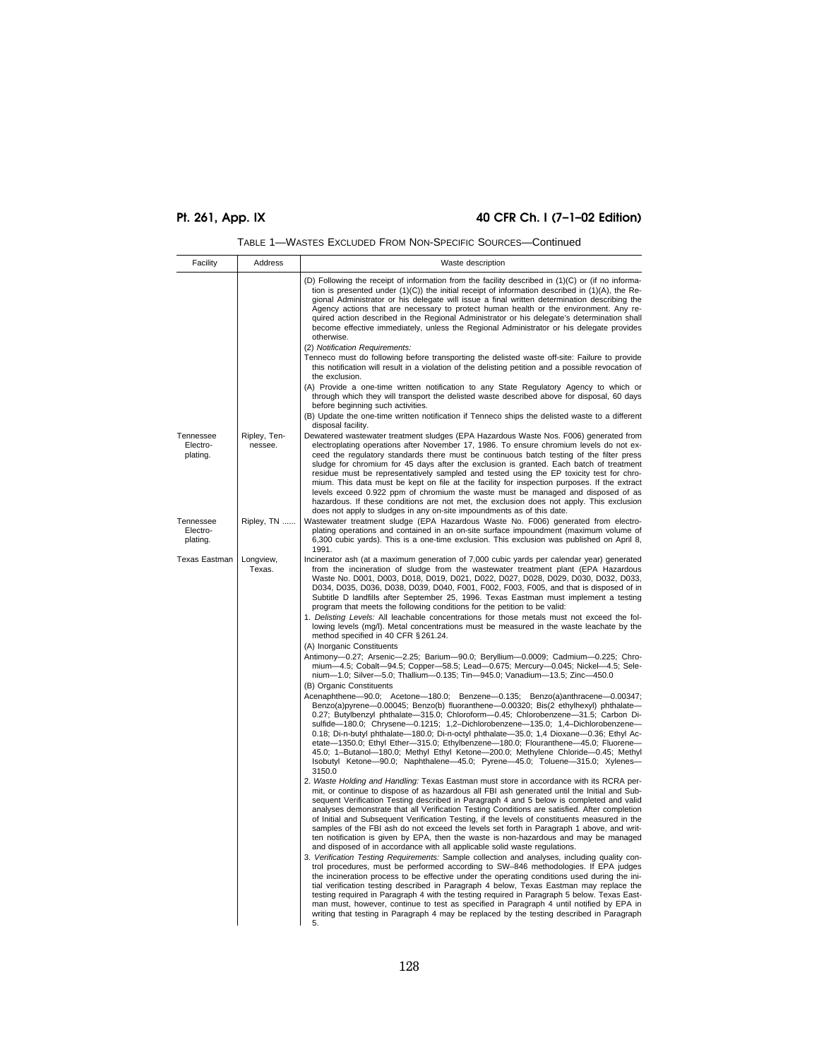TABLE 1—WASTES EXCLUDED FROM NON-SPECIFIC SOURCES—Continued

| Facility | Address | Waste description |
| --- | --- | --- |
| | | (D) Following the receipt of information from the facility described in (1)(C) or (if no information is presented under (1)(C)) the initial receipt of information described in (1)(A), the Regional Administrator or his delegate will issue a final written determination describing the Agency actions that are necessary to protect human health or the environment. Any required action described in the Regional Administrator or his delegate's determination shall become effective immediately, unless the Regional Administrator or his delegate provides otherwise. (2) *Notification Requirements:* Tenneco must do following before transporting the delisted waste off-site: Failure to provide this notification will result in a violation of the delisting petition and a possible revocation of the exclusion. (A) Provide a one-time written notification to any State Regulatory Agency to which or through which they will transport the delisted waste described above for disposal, 60 days before beginning such activities. (B) Update the one-time written notification if Tenneco ships the delisted waste to a different disposal facility. |
| Tennessee Electro-plating. | Ripley, Tennessee. | Dewatered wastewater treatment sludges (EPA Hazardous Waste Nos. F006) generated from electroplating operations after November 17, 1986. To ensure chromium levels do not exceed the regulatory standards there must be continuous batch testing of the filter press sludge for chromium for 45 days after the exclusion is granted. Each batch of treatment residue must be representatively sampled and tested using the EP toxicity test for chromium. This data must be kept on file at the facility for inspection purposes. If the extract levels exceed 0.922 ppm of chromium the waste must be managed and disposed of as hazardous. If these conditions are not met, the exclusion does not apply. This exclusion does not apply to sludges in any on-site impoundments as of this date. |
| Tennessee Electro-plating. | Ripley, TN ...... | Wastewater treatment sludge (EPA Hazardous Waste No. F006) generated from electroplating operations and contained in an on-site surface impoundment (maximum volume of 6,300 cubic yards). This is a one-time exclusion. This exclusion was published on April 8, 1991. |
| Texas Eastman | Longview, Texas. | Incinerator ash (at a maximum generation of 7,000 cubic yards per calendar year) generated from the incineration of sludge from the wastewater treatment plant (EPA Hazardous Waste No. D001, D003, D018, D019, D021, D022, D027, D028, D029, D030, D032, D033, D034, D035, D036, D038, D039, D040, F001, F002, F003, F005, and that is disposed of in Subtitle D landfills after September 25, 1996. Texas Eastman must implement a testing program that meets the following conditions for the petition to be valid: 1. *Delisting Levels:* All leachable concentrations for those metals must not exceed the following levels (mg/l). Metal concentrations must be measured in the waste leachate by the method specified in 40 CFR § 261.24. (A) Inorganic Constituents Antimony—0.27; Arsenic—2.25; Barium—90.0; Beryllium—0.0009; Cadmium—0.225; Chromium—4.5; Cobalt—94.5; Copper—58.5; Lead—0.675; Mercury—0.045; Nickel—4.5; Selenium—1.0; Silver—5.0; Thallium—0.135; Tin—945.0; Vanadium—13.5; Zinc—450.0 (B) Organic Constituents Acenaphthene—90.0; Acetone—180.0; Benzene—0.135; Benzo(a)anthracene—0.00347; Benzo(a)pyrene—0.00045; Benzo(b) fluoranthene—0.00320; Bis(2 ethylhexyl) phthalate—0.27; Butylbenzyl phthalate—315.0; Chloroform—0.45; Chlorobenzene—31.5; Carbon Disulfide—180.0; Chrysene—0.1215; 1,2–Dichlorobenzene—135.0; 1,4–Dichlorobenzene—0.18; Di-n-butyl phthalate—180.0; Di-n-octyl phthalate—35.0; 1,4 Dioxane—0.36; Ethyl Acetate—1350.0; Ethyl Ether—315.0; Ethylbenzene—180.0; Flouranthene—45.0; Fluorene—45.0; 1–Butanol—180.0; Methyl Ethyl Ketone—200.0; Methylene Chloride—0.45; Methyl Isobutyl Ketone—90.0; Naphthalene—45.0; Pyrene—45.0; Toluene—315.0; Xylenes—3150.0 2. *Waste Holding and Handling:* Texas Eastman must store in accordance with its RCRA permit, or continue to dispose of as hazardous all FBI ash generated until the Initial and Subsequent Verification Testing described in Paragraph 4 and 5 below is completed and valid analyses demonstrate that all Verification Testing Conditions are satisfied. After completion of Initial and Subsequent Verification Testing, if the levels of constituents measured in the samples of the FBI ash do not exceed the levels set forth in Paragraph 1 above, and written notification is given by EPA, then the waste is non-hazardous and may be managed and disposed of in accordance with all applicable solid waste regulations. 3. *Verification Testing Requirements:* Sample collection and analyses, including quality control procedures, must be performed according to SW–846 methodologies. If EPA judges the incineration process to be effective under the operating conditions used during the initial verification testing described in Paragraph 4 below, Texas Eastman may replace the testing required in Paragraph 4 with the testing required in Paragraph 5 below. Texas Eastman must, however, continue to test as specified in Paragraph 4 until notified by EPA in writing that testing in Paragraph 4 may be replaced by the testing described in Paragraph 5. |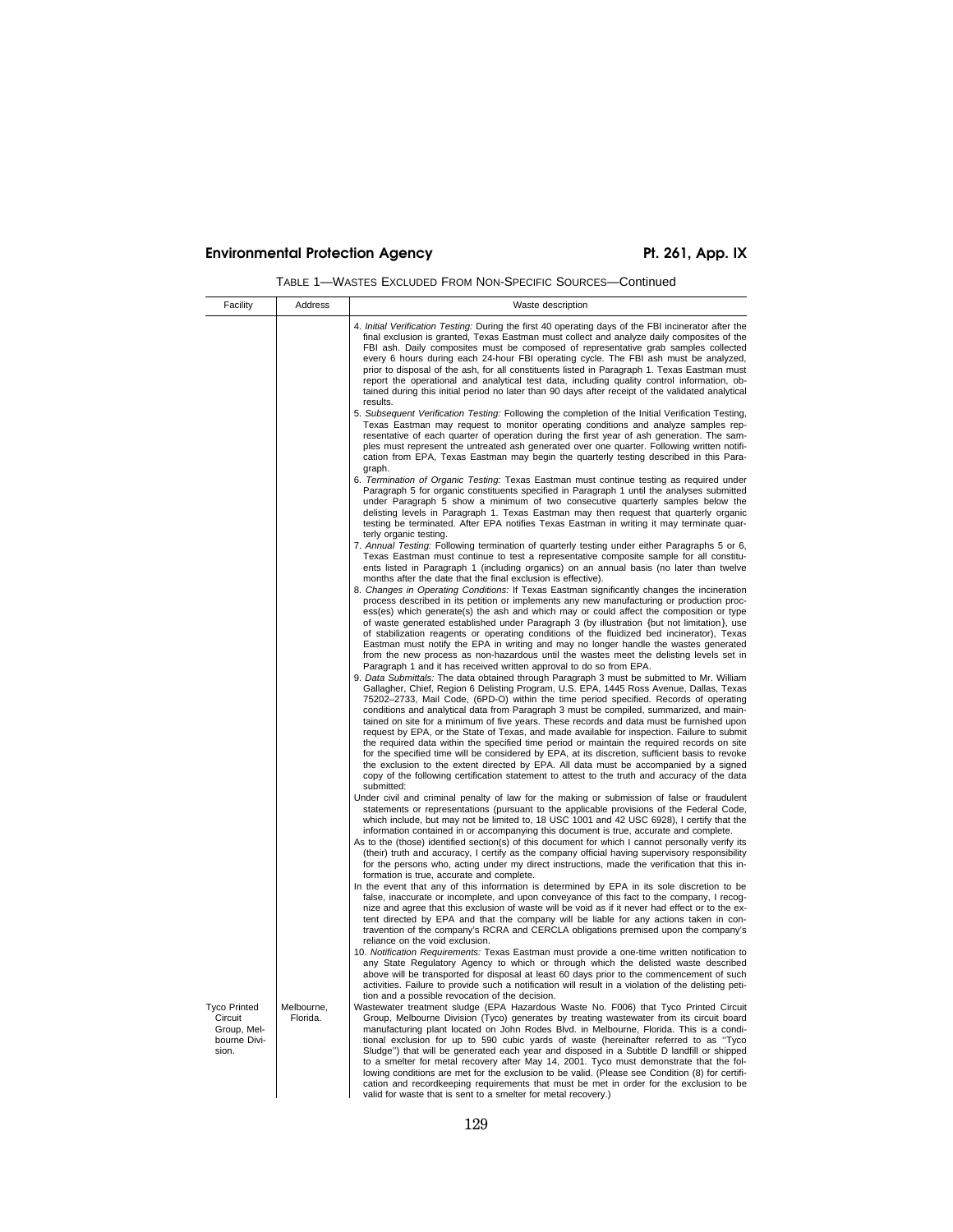TABLE 1—WASTES EXCLUDED FROM NON-SPECIFIC SOURCES—Continued

| Facility | Address | Waste description |
| --- | --- | --- |
| | | 4. *Initial Verification Testing:* During the first 40 operating days of the FBI incinerator after the final exclusion is granted, Texas Eastman must collect and analyze daily composites of the FBI ash. Daily composites must be composed of representative grab samples collected every 6 hours during each 24-hour FBI operating cycle. The FBI ash must be analyzed, prior to disposal of the ash, for all constituents listed in Paragraph 1. Texas Eastman must report the operational and analytical test data, including quality control information, obtained during this initial period no later than 90 days after receipt of the validated analytical results. 5. *Subsequent Verification Testing:* Following the completion of the Initial Verification Testing, Texas Eastman may request to monitor operating conditions and analyze samples representative of each quarter of operation during the first year of ash generation. The samples must represent the untreated ash generated over one quarter. Following written notification from EPA, Texas Eastman may begin the quarterly testing described in this Paragraph. 6. *Termination of Organic Testing:* Texas Eastman must continue testing as required under Paragraph 5 for organic constituents specified in Paragraph 1 until the analyses submitted under Paragraph 5 show a minimum of two consecutive quarterly samples below the delisting levels in Paragraph 1. Texas Eastman may then request that quarterly organic testing be terminated. After EPA notifies Texas Eastman in writing it may terminate quarterly organic testing. 7. *Annual Testing:* Following termination of quarterly testing under either Paragraphs 5 or 6, Texas Eastman must continue to test a representative composite sample for all constituents listed in Paragraph 1 (including organics) on an annual basis (no later than twelve months after the date that the final exclusion is effective). 8. *Changes in Operating Conditions:* If Texas Eastman significantly changes the incineration process described in its petition or implements any new manufacturing or production process(es) which generate(s) the ash and which may or could affect the composition or type of waste generated established under Paragraph 3 (by illustration {but not limitation}, use of stabilization reagents or operating conditions of the fluidized bed incinerator), Texas Eastman must notify the EPA in writing and may no longer handle the wastes generated from the new process as non-hazardous until the wastes meet the delisting levels set in Paragraph 1 and it has received written approval to do so from EPA. 9. *Data Submittals:* The data obtained through Paragraph 3 must be submitted to Mr. William Gallagher, Chief, Region 6 Delisting Program, U.S. EPA, 1445 Ross Avenue, Dallas, Texas 75202–2733, Mail Code, (6PD-O) within the time period specified. Records of operating conditions and analytical data from Paragraph 3 must be compiled, summarized, and maintained on site for a minimum of five years. These records and data must be furnished upon request by EPA, or the State of Texas, and made available for inspection. Failure to submit the required data within the specified time period or maintain the required records on site for the specified time will be considered by EPA, at its discretion, sufficient basis to revoke the exclusion to the extent directed by EPA. All data must be accompanied by a signed copy of the following certification statement to attest to the truth and accuracy of the data submitted: Under civil and criminal penalty of law for the making or submission of false or fraudulent statements or representations (pursuant to the applicable provisions of the Federal Code, which include, but may not be limited to, 18 USC 1001 and 42 USC 6928), I certify that the information contained in or accompanying this document is true, accurate and complete. As to the (those) identified section(s) of this document for which I cannot personally verify its (their) truth and accuracy, I certify as the company official having supervisory responsibility for the persons who, acting under my direct instructions, made the verification that this information is true, accurate and complete. In the event that any of this information is determined by EPA in its sole discretion to be false, inaccurate or incomplete, and upon conveyance of this fact to the company, I recognize and agree that this exclusion of waste will be void as if it never had effect or to the extent directed by EPA and that the company will be liable for any actions taken in contravention of the company's RCRA and CERCLA obligations premised upon the company's reliance on the void exclusion. 10. *Notification Requirements:* Texas Eastman must provide a one-time written notification to any State Regulatory Agency to which or through which the delisted waste described above will be transported for disposal at least 60 days prior to the commencement of such activities. Failure to provide such a notification will result in a violation of the delisting petition and a possible revocation of the decision. |
| Tyco Printed Circuit Group, Melbourne Division. | Melbourne, Florida. | Wastewater treatment sludge (EPA Hazardous Waste No. F006) that Tyco Printed Circuit Group, Melbourne Division (Tyco) generates by treating wastewater from its circuit board manufacturing plant located on John Rodes Blvd. in Melbourne, Florida. This is a conditional exclusion for up to 590 cubic yards of waste (hereinafter referred to as "Tyco Sludge") that will be generated each year and disposed in a Subtitle D landfill or shipped to a smelter for metal recovery after May 14, 2001. Tyco must demonstrate that the following conditions are met for the exclusion to be valid. (Please see Condition (8) for certification and recordkeeping requirements that must be met in order for the exclusion to be valid for waste that is sent to a smelter for metal recovery.) |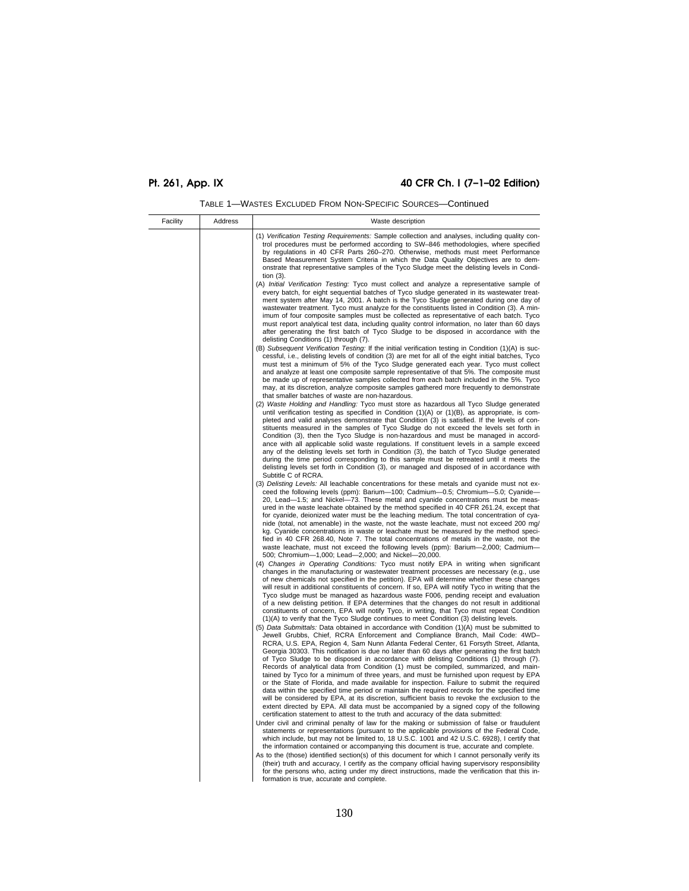TABLE 1—WASTES EXCLUDED FROM NON-SPECIFIC SOURCES—Continued

| Facility | Address | Waste description |
|---|---|---|
| | | (1) *Verification Testing Requirements:* Sample collection and analyses, including quality control procedures must be performed according to SW–846 methodologies, where specified by regulations in 40 CFR Parts 260–270. Otherwise, methods must meet Performance Based Measurement System Criteria in which the Data Quality Objectives are to demonstrate that representative samples of the Tyco Sludge meet the delisting levels in Condition (3).<br>(A) *Initial Verification Testing:* Tyco must collect and analyze a representative sample of every batch, for eight sequential batches of Tyco sludge generated in its wastewater treatment system after May 14, 2001. A batch is the Tyco Sludge generated during one day of wastewater treatment. Tyco must analyze for the constituents listed in Condition (3). A minimum of four composite samples must be collected as representative of each batch. Tyco must report analytical test data, including quality control information, no later than 60 days after generating the first batch of Tyco Sludge to be disposed in accordance with the delisting Conditions (1) through (7).<br>(B) *Subsequent Verification Testing:* If the initial verification testing in Condition (1)(A) is successful, i.e., delisting levels of condition (3) are met for all of the eight initial batches, Tyco must test a minimum of 5% of the Tyco Sludge generated each year. Tyco must collect and analyze at least one composite sample representative of that 5%. The composite must be made up of representative samples collected from each batch included in the 5%. Tyco may, at its discretion, analyze composite samples gathered more frequently to demonstrate that smaller batches of waste are non-hazardous.<br>(2) *Waste Holding and Handling:* Tyco must store as hazardous all Tyco Sludge generated until verification testing as specified in Condition (1)(A) or (1)(B), as appropriate, is completed and valid analyses demonstrate that Condition (3) is satisfied. If the levels of constituents measured in the samples of Tyco Sludge do not exceed the levels set forth in Condition (3), then the Tyco Sludge is non-hazardous and must be managed in accordance with all applicable solid waste regulations. If constituent levels in a sample exceed any of the delisting levels set forth in Condition (3), the batch of Tyco Sludge generated during the time period corresponding to this sample must be retreated until it meets the delisting levels set forth in Condition (3), or managed and disposed of in accordance with Subtitle C of RCRA.<br>(3) *Delisting Levels:* All leachable concentrations for these metals and cyanide must not exceed the following levels (ppm): Barium—100; Cadmium—0.5; Chromium—5.0; Cyanide—20, Lead—1.5; and Nickel—73. These metal and cyanide concentrations must be measured in the waste leachate obtained by the method specified in 40 CFR 261.24, except that for cyanide, deionized water must be the leaching medium. The total concentration of cyanide (total, not amenable) in the waste, not the waste leachate, must not exceed 200 mg/kg. Cyanide concentrations in waste or leachate must be measured by the method specified in 40 CFR 268.40, Note 7. The total concentrations of metals in the waste, not the waste leachate, must not exceed the following levels (ppm): Barium—2,000; Cadmium—500; Chromium—1,000; Lead—2,000; and Nickel—20,000.<br>(4) *Changes in Operating Conditions:* Tyco must notify EPA in writing when significant changes in the manufacturing or wastewater treatment processes are necessary (e.g., use of new chemicals not specified in the petition). EPA will determine whether these changes will result in additional constituents of concern. If so, EPA will notify Tyco in writing that the Tyco sludge must be managed as hazardous waste F006, pending receipt and evaluation of a new delisting petition. If EPA determines that the changes do not result in additional constituents of concern, EPA will notify Tyco, in writing, that Tyco must repeat Condition (1)(A) to verify that the Tyco Sludge continues to meet Condition (3) delisting levels.<br>(5) *Data Submittals:* Data obtained in accordance with Condition (1)(A) must be submitted to Jewell Grubbs, Chief, RCRA Enforcement and Compliance Branch, Mail Code: 4WD–RCRA, U.S. EPA, Region 4, Sam Nunn Atlanta Federal Center, 61 Forsyth Street, Atlanta, Georgia 30303. This notification is due no later than 60 days after generating the first batch of Tyco Sludge to be disposed in accordance with delisting Conditions (1) through (7). Records of analytical data from Condition (1) must be compiled, summarized, and maintained by Tyco for a minimum of three years, and must be furnished upon request by EPA or the State of Florida, and made available for inspection. Failure to submit the required data within the specified time period or maintain the required records for the specified time will be considered by EPA, at its discretion, sufficient basis to revoke the exclusion to the extent directed by EPA. All data must be accompanied by a signed copy of the following certification statement to attest to the truth and accuracy of the data submitted:<br>Under civil and criminal penalty of law for the making or submission of false or fraudulent statements or representations (pursuant to the applicable provisions of the Federal Code, which include, but may not be limited to, 18 U.S.C. 1001 and 42 U.S.C. 6928), I certify that the information contained or accompanying this document is true, accurate and complete.<br>As to the (those) identified section(s) of this document for which I cannot personally verify its (their) truth and accuracy, I certify as the company official having supervisory responsibility for the persons who, acting under my direct instructions, made the verification that this information is true, accurate and complete. |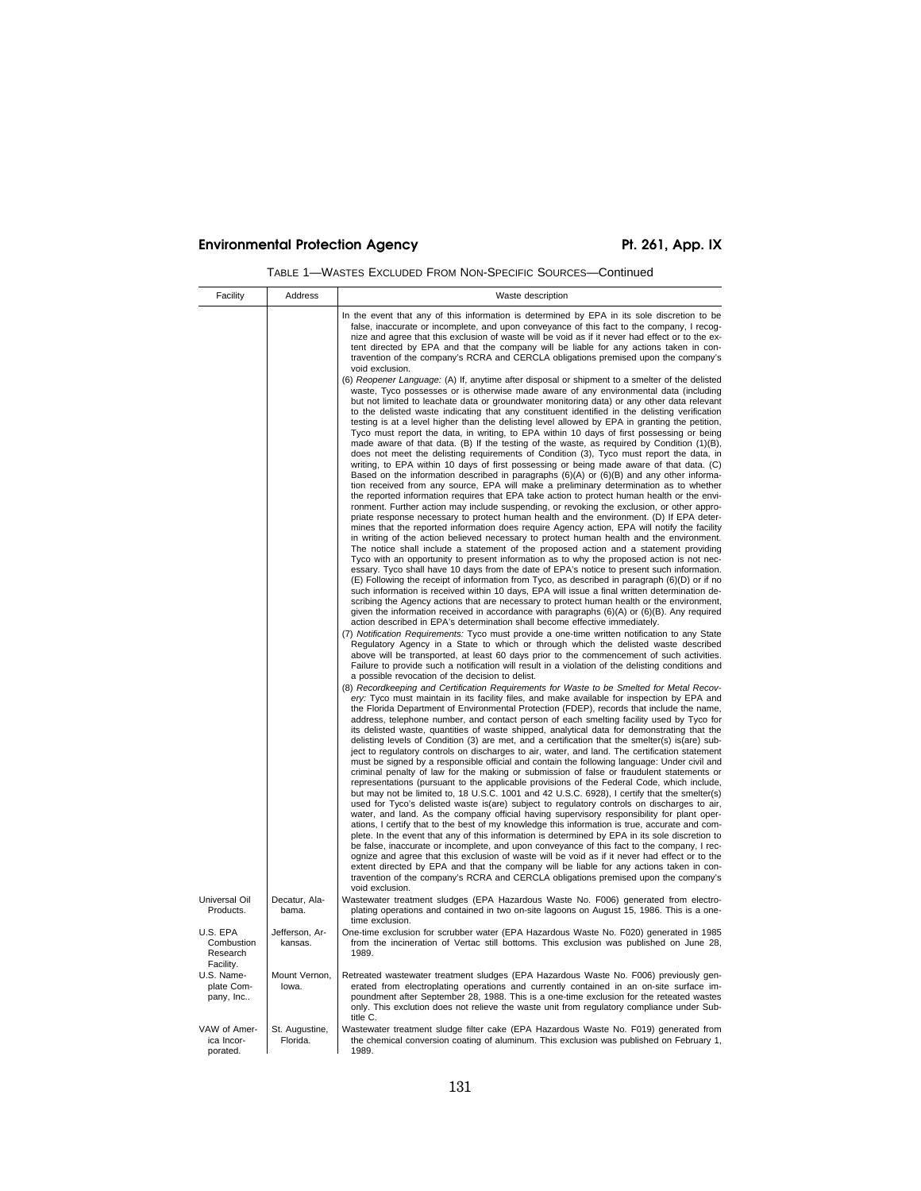TABLE 1—WASTES EXCLUDED FROM NON-SPECIFIC SOURCES—Continued

| Facility | Address | Waste description |
|---|---|---|
| | | In the event that any of this information is determined by EPA in its sole discretion to be false, inaccurate or incomplete, and upon conveyance of this fact to the company, I recognize and agree that this exclusion of waste will be void as if it never had effect or to the extent directed by EPA and that the company will be liable for any actions taken in contravention of the company's RCRA and CERCLA obligations premised upon the company's void exclusion.<br>(6) *Reopener Language:* (A) If, anytime after disposal or shipment to a smelter of the delisted waste, Tyco possesses or is otherwise made aware of any environmental data (including but not limited to leachate data or groundwater monitoring data) or any other data relevant to the delisted waste indicating that any constituent identified in the delisting verification testing is at a level higher than the delisting level allowed by EPA in granting the petition, Tyco must report the data, in writing, to EPA within 10 days of first possessing or being made aware of that data. (B) If the testing of the waste, as required by Condition (1)(B), does not meet the delisting requirements of Condition (3), Tyco must report the data, in writing, to EPA within 10 days of first possessing or being made aware of that data. (C) Based on the information described in paragraphs (6)(A) or (6)(B) and any other information received from any source, EPA will make a preliminary determination as to whether the reported information requires that EPA take action to protect human health or the environment. Further action may include suspending, or revoking the exclusion, or other appropriate response necessary to protect human health and the environment. (D) If EPA determines that the reported information does require Agency action, EPA will notify the facility in writing of the action believed necessary to protect human health and the environment. The notice shall include a statement of the proposed action and a statement providing Tyco with an opportunity to present information as to why the proposed action is not necessary. Tyco shall have 10 days from the date of EPA's notice to present such information. (E) Following the receipt of information from Tyco, as described in paragraph (6)(D) or if no such information is received within 10 days, EPA will issue a final written determination describing the Agency actions that are necessary to protect human health or the environment, given the information received in accordance with paragraphs (6)(A) or (6)(B). Any required action described in EPA's determination shall become effective immediately.<br>(7) *Notification Requirements:* Tyco must provide a one-time written notification to any State Regulatory Agency in a State to which or through which the delisted waste described above will be transported, at least 60 days prior to the commencement of such activities. Failure to provide such a notification will result in a violation of the delisting conditions and a possible revocation of the decision to delist.<br>(8) *Recordkeeping and Certification Requirements for Waste to be Smelted for Metal Recovery:* Tyco must maintain in its facility files, and make available for inspection by EPA and the Florida Department of Environmental Protection (FDEP), records that include the name, address, telephone number, and contact person of each smelting facility used by Tyco for its delisted waste, quantities of waste shipped, analytical data for demonstrating that the delisting levels of Condition (3) are met, and a certification that the smelter(s) is(are) subject to regulatory controls on discharges to air, water, and land. The certification statement must be signed by a responsible official and contain the following language: Under civil and criminal penalty of law for the making or submission of false or fraudulent statements or representations (pursuant to the applicable provisions of the Federal Code, which include, but may not be limited to, 18 U.S.C. 1001 and 42 U.S.C. 6928), I certify that the smelter(s) used for Tyco's delisted waste is(are) subject to regulatory controls on discharges to air, water, and land. As the company official having supervisory responsibility for plant operations, I certify that to the best of my knowledge this information is true, accurate and complete. In the event that any of this information is determined by EPA in its sole discretion to be false, inaccurate or incomplete, and upon conveyance of this fact to the company, I recognize and agree that this exclusion of waste will be void as if it never had effect or to the extent directed by EPA and that the company will be liable for any actions taken in contravention of the company's RCRA and CERCLA obligations premised upon the company's void exclusion. |
| Universal Oil Products. | Decatur, Alabama. | Wastewater treatment sludges (EPA Hazardous Waste No. F006) generated from electroplating operations and contained in two on-site lagoons on August 15, 1986. This is a one-time exclusion. |
| U.S. EPA Combustion Research Facility. | Jefferson, Arkansas. | One-time exclusion for scrubber water (EPA Hazardous Waste No. F020) generated in 1985 from the incineration of Vertac still bottoms. This exclusion was published on June 28, 1989. |
| U.S. Nameplate Company, Inc.. | Mount Vernon, Iowa. | Retreated wastewater treatment sludges (EPA Hazardous Waste No. F006) previously generated from electroplating operations and currently contained in an on-site surface impoundment after September 28, 1988. This is a one-time exclusion for the reteated wastes only. This exclution does not relieve the waste unit from regulatory compliance under Subtitle C. |
| VAW of America Incorporated. | St. Augustine, Florida. | Wastewater treatment sludge filter cake (EPA Hazardous Waste No. F019) generated from the chemical conversion coating of aluminum. This exclusion was published on February 1, 1989. |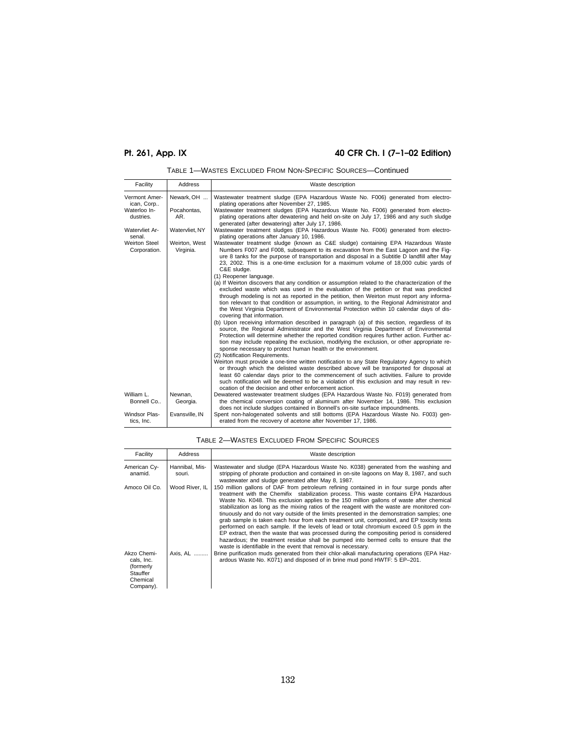TABLE 1—WASTES EXCLUDED FROM NON-SPECIFIC SOURCES—Continued

| Facility | Address | Waste description |
| --- | --- | --- |
| Vermont American, Corp.. | Newark, OH ... | Wastewater treatment sludge (EPA Hazardous Waste No. F006) generated from electroplating operations after November 27, 1985. |
| Waterloo Industries. | Pocahontas, AR. | Wastewater treatment sludges (EPA Hazardous Waste No. F006) generated from electroplating operations after dewatering and held on-site on July 17, 1986 and any such sludge generated (after dewatering) after July 17, 1986. |
| Watervliet Arsenal. | Watervliet, NY | Wastewater treatment sludges (EPA Hazardous Waste No. F006) generated from electroplating operations after January 10, 1986. |
| Weirton Steel Corporation. | Weirton, West Virginia. | Wastewater treatment sludge (known as C&E sludge) containing EPA Hazardous Waste Numbers F007 and F008, subsequent to its excavation from the East Lagoon and the Figure 8 tanks for the purpose of transportation and disposal in a Subtitle D landfill after May 23, 2002. This is a one-time exclusion for a maximum volume of 18,000 cubic yards of C&E sludge.<br>(1) Reopener language.<br>(a) If Weirton discovers that any condition or assumption related to the characterization of the excluded waste which was used in the evaluation of the petition or that was predicted through modeling is not as reported in the petition, then Weirton must report any information relevant to that condition or assumption, in writing, to the Regional Administrator and the West Virginia Department of Environmental Protection within 10 calendar days of discovering that information.<br>(b) Upon receiving information described in paragraph (a) of this section, regardless of its source, the Regional Administrator and the West Virginia Department of Environmental Protection will determine whether the reported condition requires further action. Further action may include repealing the exclusion, modifying the exclusion, or other appropriate response necessary to protect human health or the environment.<br>(2) Notification Requirements.<br>Weirton must provide a one-time written notification to any State Regulatory Agency to which or through which the delisted waste described above will be transported for disposal at least 60 calendar days prior to the commencement of such activities. Failure to provide such notification will be deemed to be a violation of this exclusion and may result in revocation of the decision and other enforcement action. |
| William L. Bonnell Co.. | Newnan, Georgia. | Dewatered wastewater treatment sludges (EPA Hazardous Waste No. F019) generated from the chemical conversion coating of aluminum after November 14, 1986. This exclusion does not include sludges contained in Bonnell's on-site surface impoundments. |
| Windsor Plastics, Inc. | Evansville, IN | Spent non-halogenated solvents and still bottoms (EPA Hazardous Waste No. F003) generated from the recovery of acetone after November 17, 1986. |

TABLE 2—WASTES EXCLUDED FROM SPECIFIC SOURCES

| Facility | Address | Waste description |
| --- | --- | --- |
| American Cyanamid. | Hannibal, Missouri. | Wastewater and sludge (EPA Hazardous Waste No. K038) generated from the washing and stripping of phorate production and contained in on-site lagoons on May 8, 1987, and such wastewater and sludge generated after May 8, 1987. |
| Amoco Oil Co. | Wood River, IL | 150 million gallons of DAF from petroleum refining contained in in four surge ponds after treatment with the Chemifix stabilization process. This waste contains EPA Hazardous Waste No. K048. This exclusion applies to the 150 million gallons of waste after chemical stabilization as long as the mixing ratios of the reagent with the waste are monitored continuously and do not vary outside of the limits presented in the demonstration samples; one grab sample is taken each hour from each treatment unit, composited, and EP toxicity tests performed on each sample. If the levels of lead or total chromium exceed 0.5 ppm in the EP extract, then the waste that was processed during the compositing period is considered hazardous; the treatment residue shall be pumped into bermed cells to ensure that the waste is identifiable in the event that removal is necessary. |
| Akzo Chemicals, Inc. (formerly Stauffer Chemical Company). | Axis, AL ......... | Brine purification muds generated from their chlor-alkali manufacturing operations (EPA Hazardous Waste No. K071) and disposed of in brine mud pond HWTF: 5 EP–201. |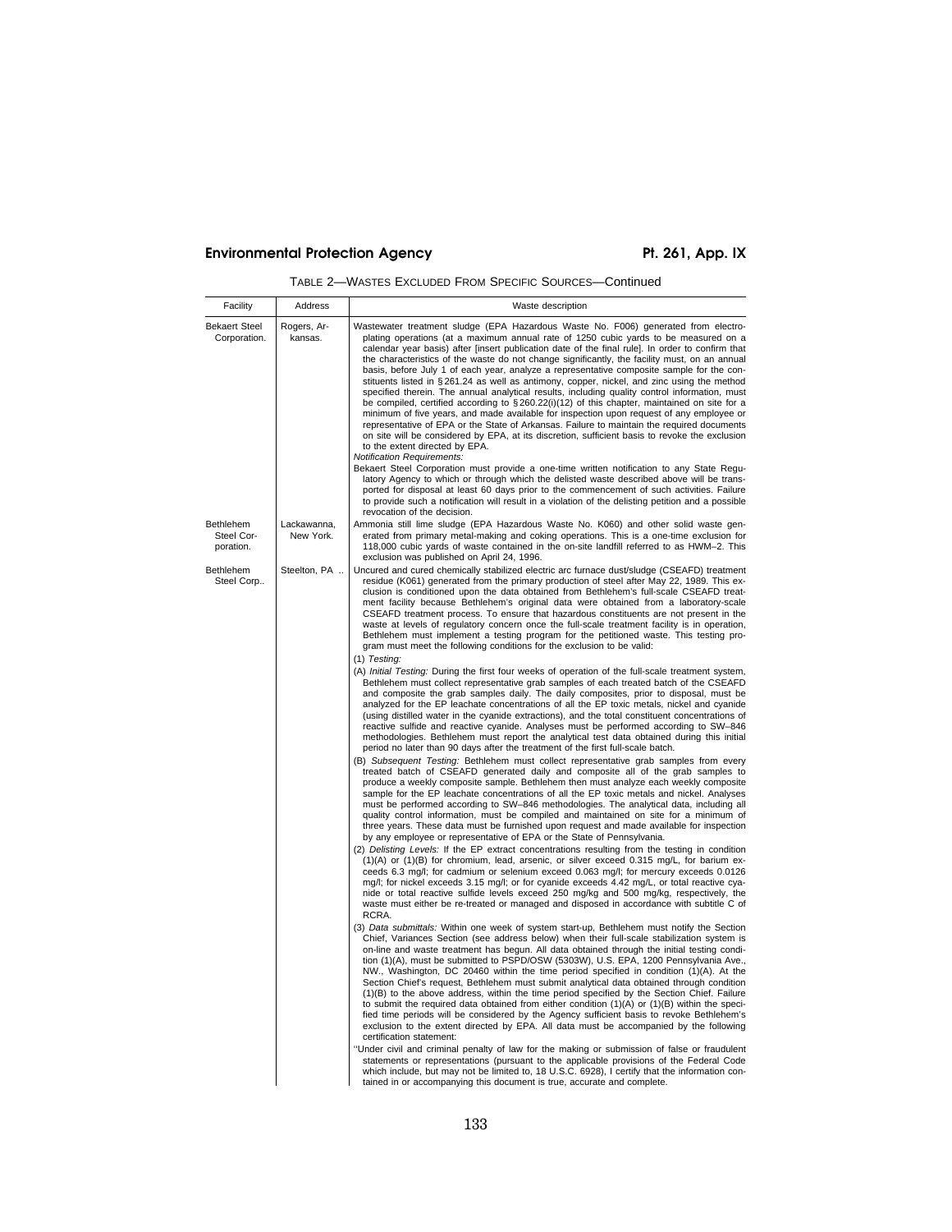TABLE 2—WASTES EXCLUDED FROM SPECIFIC SOURCES—Continued

| Facility | Address | Waste description |
|---|---|---|
| Bekaert Steel Corporation. | Rogers, Arkansas. | Wastewater treatment sludge (EPA Hazardous Waste No. F006) generated from electroplating operations (at a maximum annual rate of 1250 cubic yards to be measured on a calendar year basis) after [insert publication date of the final rule]. In order to confirm that the characteristics of the waste do not change significantly, the facility must, on an annual basis, before July 1 of each year, analyze a representative composite sample for the constituents listed in § 261.24 as well as antimony, copper, nickel, and zinc using the method specified therein. The annual analytical results, including quality control information, must be compiled, certified according to § 260.22(i)(12) of this chapter, maintained on site for a minimum of five years, and made available for inspection upon request of any employee or representative of EPA or the State of Arkansas. Failure to maintain the required documents on site will be considered by EPA, at its discretion, sufficient basis to revoke the exclusion to the extent directed by EPA.<br>*Notification Requirements:*<br>Bekaert Steel Corporation must provide a one-time written notification to any State Regulatory Agency to which or through which the delisted waste described above will be transported for disposal at least 60 days prior to the commencement of such activities. Failure to provide such a notification will result in a violation of the delisting petition and a possible revocation of the decision. |
| Bethlehem Steel Corporation. | Lackawanna, New York. | Ammonia still lime sludge (EPA Hazardous Waste No. K060) and other solid waste generated from primary metal-making and coking operations. This is a one-time exclusion for 118,000 cubic yards of waste contained in the on-site landfill referred to as HWM–2. This exclusion was published on April 24, 1996. |
| Bethlehem Steel Corp.. | Steelton, PA .. | Uncured and cured chemically stabilized electric arc furnace dust/sludge (CSEAFD) treatment residue (K061) generated from the primary production of steel after May 22, 1989. This exclusion is conditioned upon the data obtained from Bethlehem's full-scale CSEAFD treatment facility because Bethlehem's original data were obtained from a laboratory-scale CSEAFD treatment process. To ensure that hazardous constituents are not present in the waste at levels of regulatory concern once the full-scale treatment facility is in operation, Bethlehem must implement a testing program for the petitioned waste. This testing program must meet the following conditions for the exclusion to be valid:<br>(1) *Testing:*<br>(A) *Initial Testing:* During the first four weeks of operation of the full-scale treatment system, Bethlehem must collect representative grab samples of each treated batch of the CSEAFD and composite the grab samples daily. The daily composites, prior to disposal, must be analyzed for the EP leachate concentrations of all the EP toxic metals, nickel and cyanide (using distilled water in the cyanide extractions), and the total constituent concentrations of reactive sulfide and reactive cyanide. Analyses must be performed according to SW–846 methodologies. Bethlehem must report the analytical test data obtained during this initial period no later than 90 days after the treatment of the first full-scale batch.<br>(B) *Subsequent Testing:* Bethlehem must collect representative grab samples from every treated batch of CSEAFD generated daily and composite all of the grab samples to produce a weekly composite sample. Bethlehem then must analyze each weekly composite sample for the EP leachate concentrations of all the EP toxic metals and nickel. Analyses must be performed according to SW–846 methodologies. The analytical data, including all quality control information, must be compiled and maintained on site for a minimum of three years. These data must be furnished upon request and made available for inspection by any employee or representative of EPA or the State of Pennsylvania.<br>(2) *Delisting Levels:* If the EP extract concentrations resulting from the testing in condition (1)(A) or (1)(B) for chromium, lead, arsenic, or silver exceed 0.315 mg/L, for barium exceeds 6.3 mg/l; for cadmium or selenium exceed 0.063 mg/l; for mercury exceeds 0.0126 mg/l; for nickel exceeds 3.15 mg/l; or for cyanide exceeds 4.42 mg/L, or total reactive cyanide or total reactive sulfide levels exceed 250 mg/kg and 500 mg/kg, respectively, the waste must either be re-treated or managed and disposed in accordance with subtitle C of RCRA.<br>(3) *Data submittals:* Within one week of system start-up, Bethlehem must notify the Section Chief, Variances Section (see address below) when their full-scale stabilization system is on-line and waste treatment has begun. All data obtained through the initial testing condition (1)(A), must be submitted to PSPD/OSW (5303W), U.S. EPA, 1200 Pennsylvania Ave., NW., Washington, DC 20460 within the time period specified in condition (1)(A). At the Section Chief's request, Bethlehem must submit analytical data obtained through condition (1)(B) to the above address, within the time period specified by the Section Chief. Failure to submit the required data obtained from either condition (1)(A) or (1)(B) within the specified time periods will be considered by the Agency sufficient basis to revoke Bethlehem's exclusion to the extent directed by EPA. All data must be accompanied by the following certification statement:<br>"Under civil and criminal penalty of law for the making or submission of false or fraudulent statements or representations (pursuant to the applicable provisions of the Federal Code which include, but may not be limited to, 18 U.S.C. 6928), I certify that the information contained in or accompanying this document is true, accurate and complete. |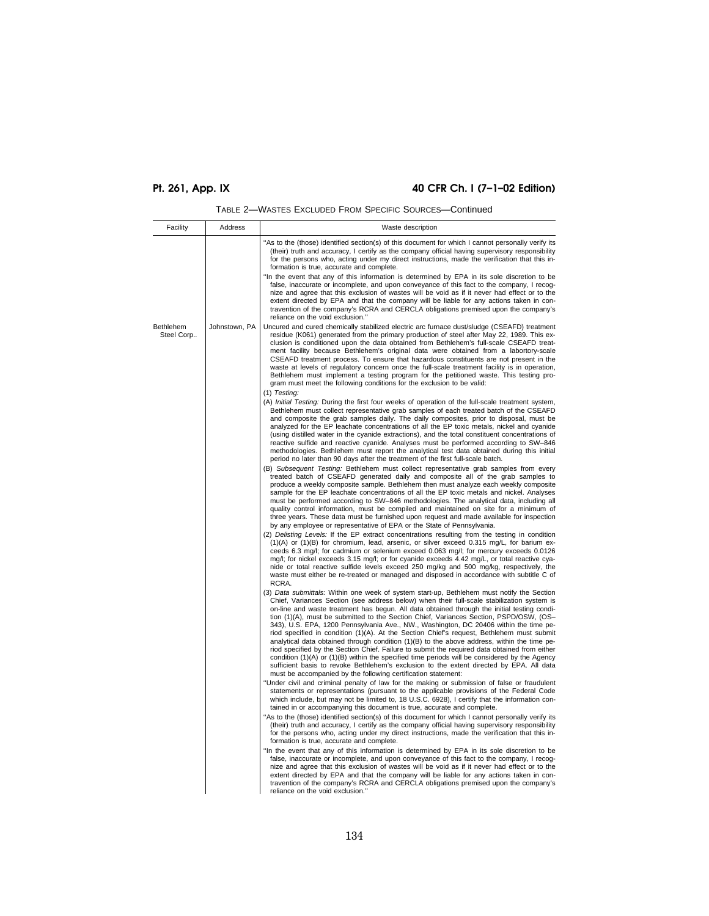TABLE 2—WASTES EXCLUDED FROM SPECIFIC SOURCES—Continued

| Facility | Address | Waste description |
| --- | --- | --- |
| | | "As to the (those) identified section(s) of this document for which I cannot personally verify its (their) truth and accuracy, I certify as the company official having supervisory responsibility for the persons who, acting under my direct instructions, made the verification that this information is true, accurate and complete.<br>"In the event that any of this information is determined by EPA in its sole discretion to be false, inaccurate or incomplete, and upon conveyance of this fact to the company, I recognize and agree that this exclusion of wastes will be void as if it never had effect or to the extent directed by EPA and that the company will be liable for any actions taken in contravention of the company's RCRA and CERCLA obligations premised upon the company's reliance on the void exclusion." |
| Bethlehem Steel Corp.. | Johnstown, PA | Uncured and cured chemically stabilized electric arc furnace dust/sludge (CSEAFD) treatment residue (K061) generated from the primary production of steel after May 22, 1989. This exclusion is conditioned upon the data obtained from Bethlehem's full-scale CSEAFD treatment facility because Bethlehem's original data were obtained from a labortory-scale CSEAFD treatment process. To ensure that hazardous constituents are not present in the waste at levels of regulatory concern once the full-scale treatment facility is in operation, Bethlehem must implement a testing program for the petitioned waste. This testing program must meet the following conditions for the exclusion to be valid:<br>(1) *Testing:*<br>(A) *Initial Testing:* During the first four weeks of operation of the full-scale treatment system, Bethlehem must collect representative grab samples of each treated batch of the CSEAFD and composite the grab samples daily. The daily composites, prior to disposal, must be analyzed for the EP leachate concentrations of all the EP toxic metals, nickel and cyanide (using distilled water in the cyanide extractions), and the total constituent concentrations of reactive sulfide and reactive cyanide. Analyses must be performed according to SW–846 methodologies. Bethlehem must report the analytical test data obtained during this initial period no later than 90 days after the treatment of the first full-scale batch.<br>(B) *Subsequent Testing:* Bethlehem must collect representative grab samples from every treated batch of CSEAFD generated daily and composite all of the grab samples to produce a weekly composite sample. Bethlehem then must analyze each weekly composite sample for the EP leachate concentrations of all the EP toxic metals and nickel. Analyses must be performed according to SW–846 methodologies. The analytical data, including all quality control information, must be compiled and maintained on site for a minimum of three years. These data must be furnished upon request and made available for inspection by any employee or representative of EPA or the State of Pennsylvania.<br>(2) *Delisting Levels:* If the EP extract concentrations resulting from the testing in condition (1)(A) or (1)(B) for chromium, lead, arsenic, or silver exceed 0.315 mg/L, for barium exceeds 6.3 mg/l; for cadmium or selenium exceed 0.063 mg/l; for mercury exceeds 0.0126 mg/l; for nickel exceeds 3.15 mg/l; or for cyanide exceeds 4.42 mg/L, or total reactive cyanide or total reactive sulfide levels exceed 250 mg/kg and 500 mg/kg, respectively, the waste must either be re-treated or managed and disposed in accordance with subtitle C of RCRA.<br>(3) *Data submittals:* Within one week of system start-up, Bethlehem must notify the Section Chief, Variances Section (see address below) when their full-scale stabilization system is on-line and waste treatment has begun. All data obtained through the initial testing condition (1)(A), must be submitted to the Section Chief, Variances Section, PSPD/OSW, (OS–343), U.S. EPA, 1200 Pennsylvania Ave., NW., Washington, DC 20406 within the time period specified in condition (1)(A). At the Section Chief's request, Bethlehem must submit analytical data obtained through condition (1)(B) to the above address, within the time period specified by the Section Chief. Failure to submit the required data obtained from either condition (1)(A) or (1)(B) within the specified time periods will be considered by the Agency sufficient basis to revoke Bethlehem's exclusion to the extent directed by EPA. All data must be accompanied by the following certification statement:<br>"Under civil and criminal penalty of law for the making or submission of false or fraudulent statements or representations (pursuant to the applicable provisions of the Federal Code which include, but may not be limited to, 18 U.S.C. 6928), I certify that the information contained in or accompanying this document is true, accurate and complete.<br>"As to the (those) identified section(s) of this document for which I cannot personally verify its (their) truth and accuracy, I certify as the company official having supervisory responsibility for the persons who, acting under my direct instructions, made the verification that this information is true, accurate and complete.<br>"In the event that any of this information is determined by EPA in its sole discretion to be false, inaccurate or incomplete, and upon conveyance of this fact to the company, I recognize and agree that this exclusion of wastes will be void as if it never had effect or to the extent directed by EPA and that the company will be liable for any actions taken in contravention of the company's RCRA and CERCLA obligations premised upon the company's reliance on the void exclusion." |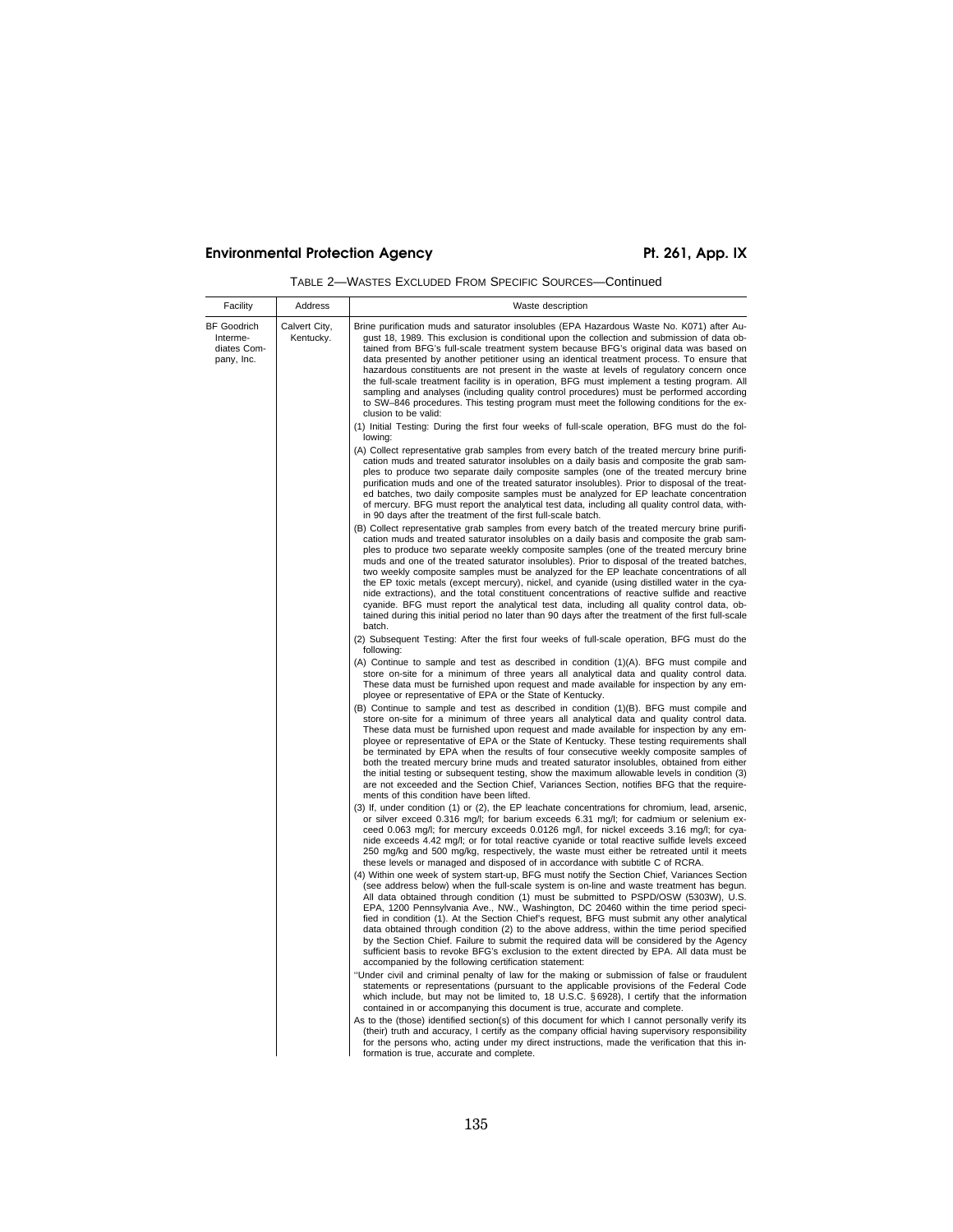TABLE 2—WASTES EXCLUDED FROM SPECIFIC SOURCES—Continued

| Facility | Address | Waste description |
| --- | --- | --- |
| BF Goodrich Intermediates Company, Inc. | Calvert City, Kentucky. | Brine purification muds and saturator insolubles (EPA Hazardous Waste No. K071) after August 18, 1989. This exclusion is conditional upon the collection and submission of data obtained from BFG's full-scale treatment system because BFG's original data was based on data presented by another petitioner using an identical treatment process. To ensure that hazardous constituents are not present in the waste at levels of regulatory concern once the full-scale treatment facility is in operation, BFG must implement a testing program. All sampling and analyses (including quality control procedures) must be performed according to SW–846 procedures. This testing program must meet the following conditions for the exclusion to be valid:<br>(1) Initial Testing: During the first four weeks of full-scale operation, BFG must do the following:<br>(A) Collect representative grab samples from every batch of the treated mercury brine purification muds and treated saturator insolubles on a daily basis and composite the grab samples to produce two separate daily composite samples (one of the treated mercury brine purification muds and one of the treated saturator insolubles). Prior to disposal of the treated batches, two daily composite samples must be analyzed for EP leachate concentration of mercury. BFG must report the analytical test data, including all quality control data, within 90 days after the treatment of the first full-scale batch.<br>(B) Collect representative grab samples from every batch of the treated mercury brine purification muds and treated saturator insolubles on a daily basis and composite the grab samples to produce two separate weekly composite samples (one of the treated mercury brine muds and one of the treated saturator insolubles). Prior to disposal of the treated batches, two weekly composite samples must be analyzed for the EP leachate concentrations of all the EP toxic metals (except mercury), nickel, and cyanide (using distilled water in the cyanide extractions), and the total constituent concentrations of reactive sulfide and reactive cyanide. BFG must report the analytical test data, including all quality control data, obtained during this initial period no later than 90 days after the treatment of the first full-scale batch.<br>(2) Subsequent Testing: After the first four weeks of full-scale operation, BFG must do the following:<br>(A) Continue to sample and test as described in condition (1)(A). BFG must compile and store on-site for a minimum of three years all analytical data and quality control data. These data must be furnished upon request and made available for inspection by any employee or representative of EPA or the State of Kentucky.<br>(B) Continue to sample and test as described in condition (1)(B). BFG must compile and store on-site for a minimum of three years all analytical data and quality control data. These data must be furnished upon request and made available for inspection by any employee or representative of EPA or the State of Kentucky. These testing requirements shall be terminated by EPA when the results of four consecutive weekly composite samples of both the treated mercury brine muds and treated saturator insolubles, obtained from either the initial testing or subsequent testing, show the maximum allowable levels in condition (3) are not exceeded and the Section Chief, Variances Section, notifies BFG that the requirements of this condition have been lifted.<br>(3) If, under condition (1) or (2), the EP leachate concentrations for chromium, lead, arsenic, or silver exceed 0.316 mg/l; for barium exceeds 6.31 mg/l; for cadmium or selenium exceed 0.063 mg/l; for mercury exceeds 0.0126 mg/l, for nickel exceeds 3.16 mg/l; for cyanide exceeds 4.42 mg/l; or for total reactive cyanide or total reactive sulfide levels exceed 250 mg/kg and 500 mg/kg, respectively, the waste must either be retreated until it meets these levels or managed and disposed of in accordance with subtitle C of RCRA.<br>(4) Within one week of system start-up, BFG must notify the Section Chief, Variances Section (see address below) when the full-scale system is on-line and waste treatment has begun. All data obtained through condition (1) must be submitted to PSPD/OSW (5303W), U.S. EPA, 1200 Pennsylvania Ave., NW., Washington, DC 20460 within the time period specified in condition (1). At the Section Chief's request, BFG must submit any other analytical data obtained through condition (2) to the above address, within the time period specified by the Section Chief. Failure to submit the required data will be considered by the Agency sufficient basis to revoke BFG's exclusion to the extent directed by EPA. All data must be accompanied by the following certification statement:<br>"Under civil and criminal penalty of law for the making or submission of false or fraudulent statements or representations (pursuant to the applicable provisions of the Federal Code which include, but may not be limited to, 18 U.S.C. §6928), I certify that the information contained in or accompanying this document is true, accurate and complete.<br>As to the (those) identified section(s) of this document for which I cannot personally verify its (their) truth and accuracy, I certify as the company official having supervisory responsibility for the persons who, acting under my direct instructions, made the verification that this information is true, accurate and complete. |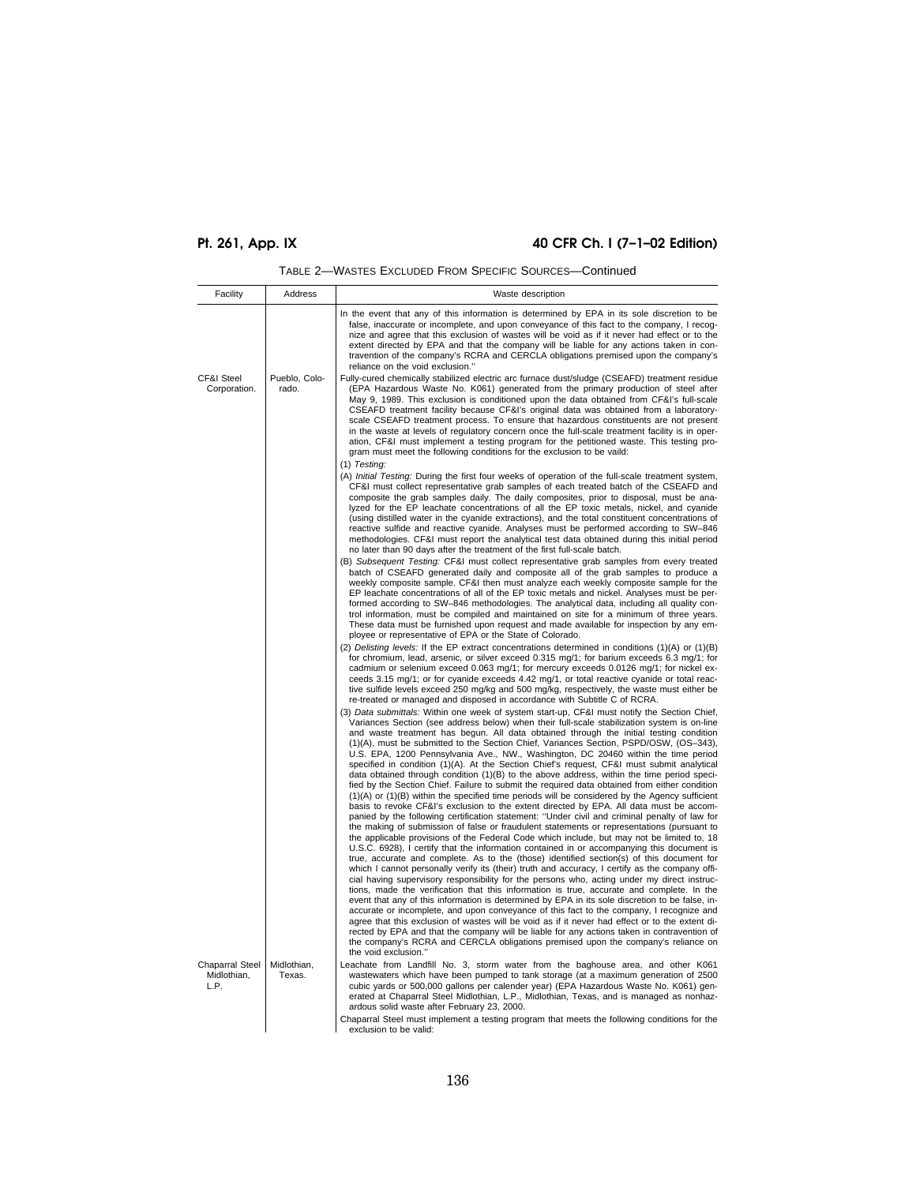TABLE 2—WASTES EXCLUDED FROM SPECIFIC SOURCES—Continued

| Facility | Address | Waste description |
|---|---|---|
| | | In the event that any of this information is determined by EPA in its sole discretion to be false, inaccurate or incomplete, and upon conveyance of this fact to the company, I recognize and agree that this exclusion of wastes will be void as if it never had effect or to the extent directed by EPA and that the company will be liable for any actions taken in contravention of the company's RCRA and CERCLA obligations premised upon the company's reliance on the void exclusion.'' |
| CF&I Steel Corporation. | Pueblo, Colorado. | Fully-cured chemically stabilized electric arc furnace dust/sludge (CSEAFD) treatment residue (EPA Hazardous Waste No. K061) generated from the primary production of steel after May 9, 1989. This exclusion is conditioned upon the data obtained from CF&I's full-scale CSEAFD treatment facility because CF&I's original data was obtained from a laboratory-scale CSEAFD treatment process. To ensure that hazardous constituents are not present in the waste at levels of regulatory concern once the full-scale treatment facility is in operation, CF&I must implement a testing program for the petitioned waste. This testing program must meet the following conditions for the exclusion to be vaild: |
| | | (1) *Testing:* |
| | | (A) *Initial Testing:* During the first four weeks of operation of the full-scale treatment system, CF&I must collect representative grab samples of each treated batch of the CSEAFD and composite the grab samples daily. The daily composites, prior to disposal, must be analyzed for the EP leachate concentrations of all the EP toxic metals, nickel, and cyanide (using distilled water in the cyanide extractions), and the total constituent concentrations of reactive sulfide and reactive cyanide. Analyses must be performed according to SW–846 methodologies. CF&I must report the analytical test data obtained during this initial period no later than 90 days after the treatment of the first full-scale batch. |
| | | (B) *Subsequent Testing:* CF&I must collect representative grab samples from every treated batch of CSEAFD generated daily and composite all of the grab samples to produce a weekly composite sample. CF&I then must analyze each weekly composite sample for the EP leachate concentrations of all of the EP toxic metals and nickel. Analyses must be performed according to SW–846 methodologies. The analytical data, including all quality control information, must be compiled and maintained on site for a minimum of three years. These data must be furnished upon request and made available for inspection by any employee or representative of EPA or the State of Colorado. |
| | | (2) *Delisting levels:* If the EP extract concentrations determined in conditions (1)(A) or (1)(B) for chromium, lead, arsenic, or silver exceed 0.315 mg/1; for barium exceeds 6.3 mg/1; for cadmium or selenium exceed 0.063 mg/1; for mercury exceeds 0.0126 mg/1; for nickel exceeds 3.15 mg/1; or for cyanide exceeds 4.42 mg/1, or total reactive cyanide or total reactive sulfide levels exceed 250 mg/kg and 500 mg/kg, respectively, the waste must either be re-treated or managed and disposed in accordance with Subtitle C of RCRA. |
| | | (3) *Data submittals:* Within one week of system start-up, CF&I must notify the Section Chief, Variances Section (see address below) when their full-scale stabilization system is on-line and waste treatment has begun. All data obtained through the initial testing condition (1)(A), must be submitted to the Section Chief, Variances Section, PSPD/OSW, (OS–343), U.S. EPA, 1200 Pennsylvania Ave., NW., Washington, DC 20460 within the time period specified in condition (1)(A). At the Section Chief's request, CF&I must submit analytical data obtained through condition (1)(B) to the above address, within the time period specified by the Section Chief. Failure to submit the required data obtained from either condition (1)(A) or (1)(B) within the specified time periods will be considered by the Agency sufficient basis to revoke CF&I's exclusion to the extent directed by EPA. All data must be accompanied by the following certification statement: ''Under civil and criminal penalty of law for the making of submission of false or fraudulent statements or representations (pursuant to the applicable provisions of the Federal Code which include, but may not be limited to, 18 U.S.C. 6928), I certify that the information contained in or accompanying this document is true, accurate and complete. As to the (those) identified section(s) of this document for which I cannot personally verify its (their) truth and accuracy, I certify as the company official having supervisory responsibility for the persons who, acting under my direct instructions, made the verification that this information is true, accurate and complete. In the event that any of this information is determined by EPA in its sole discretion to be false, inaccurate or incomplete, and upon conveyance of this fact to the company, I recognize and agree that this exclusion of wastes will be void as if it never had effect or to the extent directed by EPA and that the company will be liable for any actions taken in contravention of the company's RCRA and CERCLA obligations premised upon the company's reliance on the void exclusion.'' |
| Chaparral Steel Midlothian, L.P. | Midlothian, Texas. | Leachate from Landfill No. 3, storm water from the baghouse area, and other K061 wastewaters which have been pumped to tank storage (at a maximum generation of 2500 cubic yards or 500,000 gallons per calender year) (EPA Hazardous Waste No. K061) generated at Chaparral Steel Midlothian, L.P., Midlothian, Texas, and is managed as nonhazardous solid waste after February 23, 2000. |
| | | Chaparral Steel must implement a testing program that meets the following conditions for the exclusion to be valid: |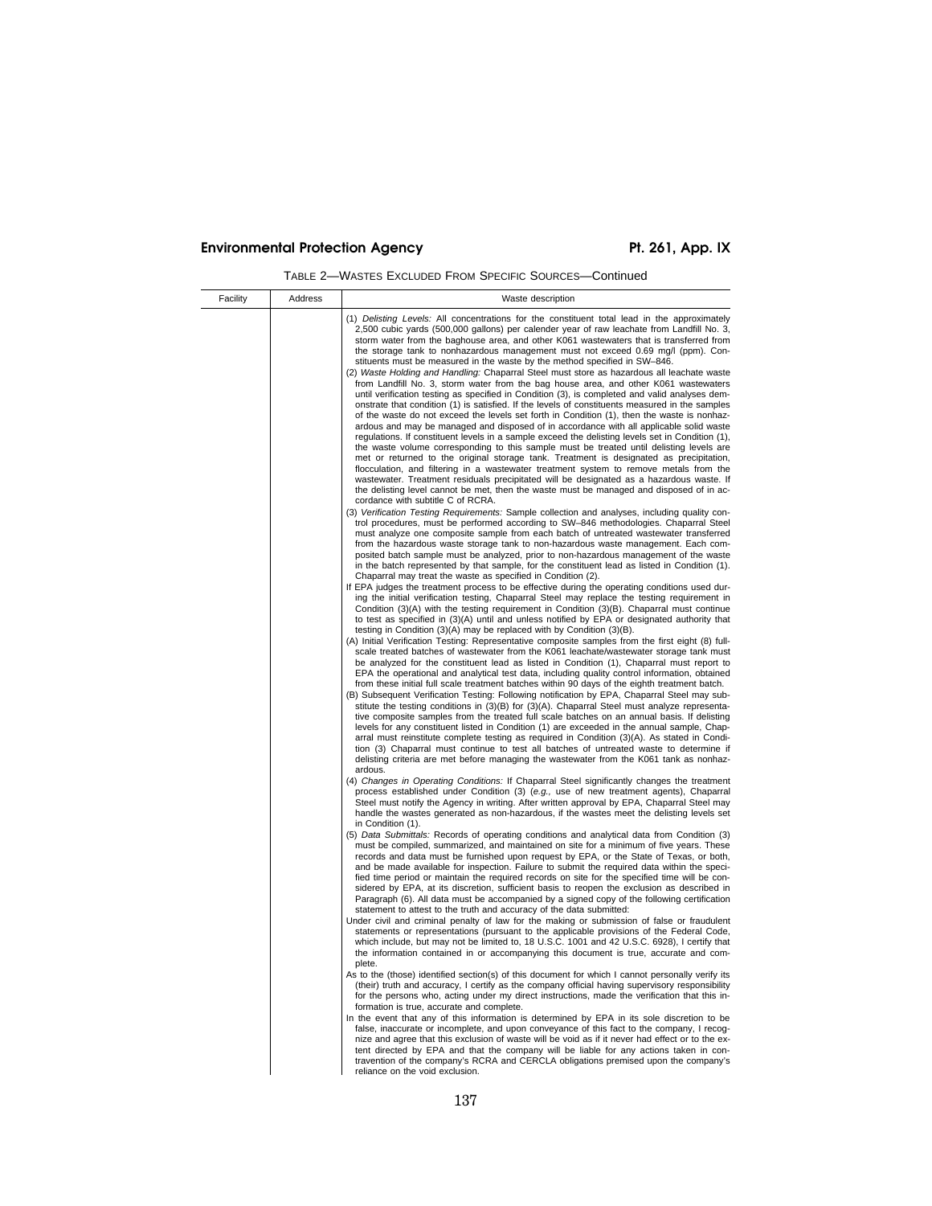TABLE 2—WASTES EXCLUDED FROM SPECIFIC SOURCES—Continued

| Facility | Address | Waste description |
|---|---|---|
| | | (1) *Delisting Levels:* All concentrations for the constituent total lead in the approximately 2,500 cubic yards (500,000 gallons) per calender year of raw leachate from Landfill No. 3, storm water from the baghouse area, and other K061 wastewaters that is transferred from the storage tank to nonhazardous management must not exceed 0.69 mg/l (ppm). Constituents must be measured in the waste by the method specified in SW–846.<br>(2) *Waste Holding and Handling:* Chaparral Steel must store as hazardous all leachate waste from Landfill No. 3, storm water from the bag house area, and other K061 wastewaters until verification testing as specified in Condition (3), is completed and valid analyses demonstrate that condition (1) is satisfied. If the levels of constituents measured in the samples of the waste do not exceed the levels set forth in Condition (1), then the waste is nonhazardous and may be managed and disposed of in accordance with all applicable solid waste regulations. If constituent levels in a sample exceed the delisting levels set in Condition (1), the waste volume corresponding to this sample must be treated until delisting levels are met or returned to the original storage tank. Treatment is designated as precipitation, flocculation, and filtering in a wastewater treatment system to remove metals from the wastewater. Treatment residuals precipitated will be designated as a hazardous waste. If the delisting level cannot be met, then the waste must be managed and disposed of in accordance with subtitle C of RCRA.<br>(3) *Verification Testing Requirements:* Sample collection and analyses, including quality control procedures, must be performed according to SW–846 methodologies. Chaparral Steel must analyze one composite sample from each batch of untreated wastewater transferred from the hazardous waste storage tank to non-hazardous waste management. Each composited batch sample must be analyzed, prior to non-hazardous management of the waste in the batch represented by that sample, for the constituent lead as listed in Condition (1). Chaparral may treat the waste as specified in Condition (2).<br>If EPA judges the treatment process to be effective during the operating conditions used during the initial verification testing, Chaparral Steel may replace the testing requirement in Condition (3)(A) with the testing requirement in Condition (3)(B). Chaparral must continue to test as specified in (3)(A) until and unless notified by EPA or designated authority that testing in Condition (3)(A) may be replaced with by Condition (3)(B).<br>(A) Initial Verification Testing: Representative composite samples from the first eight (8) full-scale treated batches of wastewater from the K061 leachate/wastewater storage tank must be analyzed for the constituent lead as listed in Condition (1), Chaparral must report to EPA the operational and analytical test data, including quality control information, obtained from these initial full scale treatment batches within 90 days of the eighth treatment batch.<br>(B) Subsequent Verification Testing: Following notification by EPA, Chaparral Steel may substitute the testing conditions in (3)(B) for (3)(A). Chaparral Steel must analyze representative composite samples from the treated full scale batches on an annual basis. If delisting levels for any constituent listed in Condition (1) are exceeded in the annual sample, Chaparral must reinstitute complete testing as required in Condition (3)(A). As stated in Condition (3) Chaparral must continue to test all batches of untreated waste to determine if delisting criteria are met before managing the wastewater from the K061 tank as nonhazardous.<br>(4) *Changes in Operating Conditions:* If Chaparral Steel significantly changes the treatment process established under Condition (3) (*e.g.,* use of new treatment agents), Chaparral Steel must notify the Agency in writing. After written approval by EPA, Chaparral Steel may handle the wastes generated as non-hazardous, if the wastes meet the delisting levels set in Condition (1).<br>(5) *Data Submittals:* Records of operating conditions and analytical data from Condition (3) must be compiled, summarized, and maintained on site for a minimum of five years. These records and data must be furnished upon request by EPA, or the State of Texas, or both, and be made available for inspection. Failure to submit the required data within the specified time period or maintain the required records on site for the specified time will be considered by EPA, at its discretion, sufficient basis to reopen the exclusion as described in Paragraph (6). All data must be accompanied by a signed copy of the following certification statement to attest to the truth and accuracy of the data submitted:<br>Under civil and criminal penalty of law for the making or submission of false or fraudulent statements or representations (pursuant to the applicable provisions of the Federal Code, which include, but may not be limited to, 18 U.S.C. 1001 and 42 U.S.C. 6928), I certify that the information contained in or accompanying this document is true, accurate and complete.<br>As to the (those) identified section(s) of this document for which I cannot personally verify its (their) truth and accuracy, I certify as the company official having supervisory responsibility for the persons who, acting under my direct instructions, made the verification that this information is true, accurate and complete.<br>In the event that any of this information is determined by EPA in its sole discretion to be false, inaccurate or incomplete, and upon conveyance of this fact to the company, I recognize and agree that this exclusion of waste will be void as if it never had effect or to the extent directed by EPA and that the company will be liable for any actions taken in contravention of the company's RCRA and CERCLA obligations premised upon the company's reliance on the void exclusion. |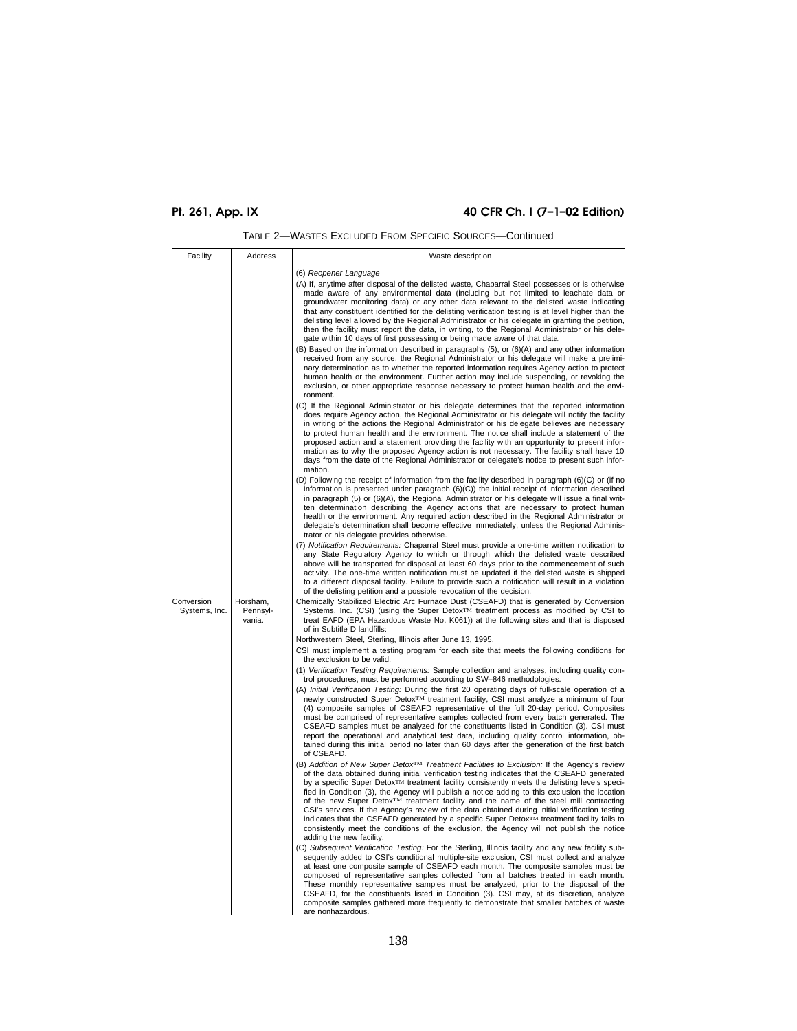TABLE 2—WASTES EXCLUDED FROM SPECIFIC SOURCES—Continued

| Facility | Address | Waste description |
| --- | --- | --- |
| | | (6) *Reopener Language*<br>(A) If, anytime after disposal of the delisted waste, Chaparral Steel possesses or is otherwise made aware of any environmental data (including but not limited to leachate data or groundwater monitoring data) or any other data relevant to the delisted waste indicating that any constituent identified for the delisting verification testing is at level higher than the delisting level allowed by the Regional Administrator or his delegate in granting the petition, then the facility must report the data, in writing, to the Regional Administrator or his delegate within 10 days of first possessing or being made aware of that data.<br>(B) Based on the information described in paragraphs (5), or (6)(A) and any other information received from any source, the Regional Administrator or his delegate will make a preliminary determination as to whether the reported information requires Agency action to protect human health or the environment. Further action may include suspending, or revoking the exclusion, or other appropriate response necessary to protect human health and the environment.<br>(C) If the Regional Administrator or his delegate determines that the reported information does require Agency action, the Regional Administrator or his delegate will notify the facility in writing of the actions the Regional Administrator or his delegate believes are necessary to protect human health and the environment. The notice shall include a statement of the proposed action and a statement providing the facility with an opportunity to present information as to why the proposed Agency action is not necessary. The facility shall have 10 days from the date of the Regional Administrator or delegate's notice to present such information.<br>(D) Following the receipt of information from the facility described in paragraph (6)(C) or (if no information is presented under paragraph (6)(C)) the initial receipt of information described in paragraph (5) or (6)(A), the Regional Administrator or his delegate will issue a final written determination describing the Agency actions that are necessary to protect human health or the environment. Any required action described in the Regional Administrator or delegate's determination shall become effective immediately, unless the Regional Administrator or his delegate provides otherwise.<br>(7) *Notification Requirements:* Chaparral Steel must provide a one-time written notification to any State Regulatory Agency to which or through which the delisted waste described above will be transported for disposal at least 60 days prior to the commencement of such activity. The one-time written notification must be updated if the delisted waste is shipped to a different disposal facility. Failure to provide such a notification will result in a violation of the delisting petition and a possible revocation of the decision. |
| Conversion Systems, Inc. | Horsham, Pennsylvania. | Chemically Stabilized Electric Arc Furnace Dust (CSEAFD) that is generated by Conversion Systems, Inc. (CSI) (using the Super Detox™ treatment process as modified by CSI to treat EAFD (EPA Hazardous Waste No. K061)) at the following sites and that is disposed of in Subtitle D landfills:<br>Northwestern Steel, Sterling, Illinois after June 13, 1995.<br>CSI must implement a testing program for each site that meets the following conditions for the exclusion to be valid:<br>(1) *Verification Testing Requirements:* Sample collection and analyses, including quality control procedures, must be performed according to SW–846 methodologies.<br>(A) *Initial Verification Testing:* During the first 20 operating days of full-scale operation of a newly constructed Super Detox™ treatment facility, CSI must analyze a minimum of four (4) composite samples of CSEAFD representative of the full 20-day period. Composites must be comprised of representative samples collected from every batch generated. The CSEAFD samples must be analyzed for the constituents listed in Condition (3). CSI must report the operational and analytical test data, including quality control information, obtained during this initial period no later than 60 days after the generation of the first batch of CSEAFD.<br>(B) *Addition of New Super Detox™ Treatment Facilities to Exclusion:* If the Agency's review of the data obtained during initial verification testing indicates that the CSEAFD generated by a specific Super Detox™ treatment facility consistently meets the delisting levels specified in Condition (3), the Agency will publish a notice adding to this exclusion the location of the new Super Detox™ treatment facility and the name of the steel mill contracting CSI's services. If the Agency's review of the data obtained during initial verification testing indicates that the CSEAFD generated by a specific Super Detox™ treatment facility fails to consistently meet the conditions of the exclusion, the Agency will not publish the notice adding the new facility.<br>(C) *Subsequent Verification Testing:* For the Sterling, Illinois facility and any new facility subsequently added to CSI's conditional multiple-site exclusion, CSI must collect and analyze at least one composite sample of CSEAFD each month. The composite samples must be composed of representative samples collected from all batches treated in each month. These monthly representative samples must be analyzed, prior to the disposal of the CSEAFD, for the constituents listed in Condition (3). CSI may, at its discretion, analyze composite samples gathered more frequently to demonstrate that smaller batches of waste are nonhazardous. |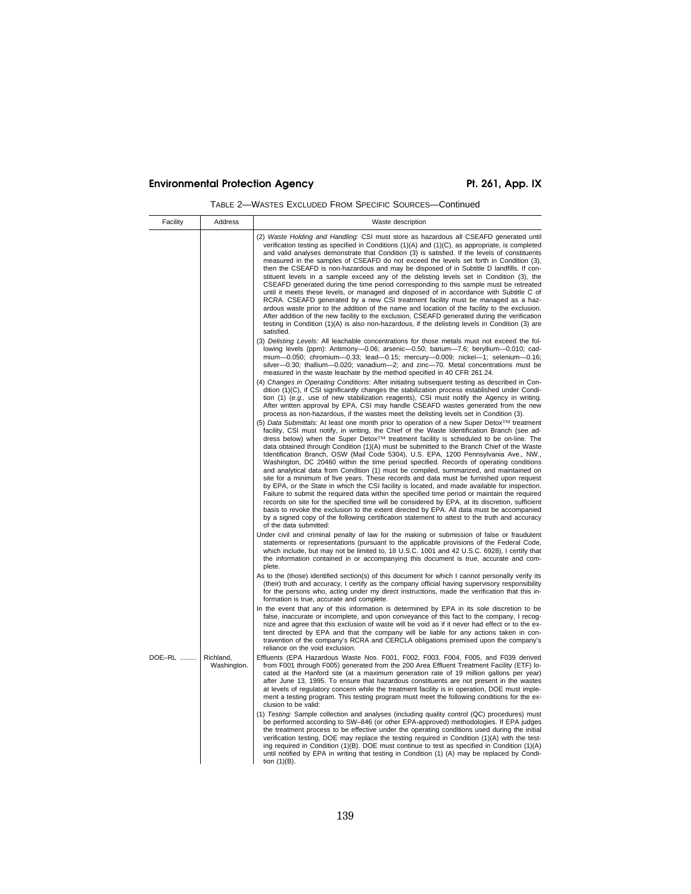TABLE 2—WASTES EXCLUDED FROM SPECIFIC SOURCES—Continued

| Facility | Address | Waste description |
| --- | --- | --- |
| | | (2) *Waste Holding and Handling:* CSI must store as hazardous all CSEAFD generated until verification testing as specified in Conditions (1)(A) and (1)(C), as appropriate, is completed and valid analyses demonstrate that Condition (3) is satisfied. If the levels of constituents measured in the samples of CSEAFD do not exceed the levels set forth in Condition (3), then the CSEAFD is non-hazardous and may be disposed of in Subtitle D landfills. If constituent levels in a sample exceed any of the delisting levels set in Condition (3), the CSEAFD generated during the time period corresponding to this sample must be retreated until it meets these levels, or managed and disposed of in accordance with Subtitle C of RCRA. CSEAFD generated by a new CSI treatment facility must be managed as a hazardous waste prior to the addition of the name and location of the facility to the exclusion. After addition of the new facility to the exclusion, CSEAFD generated during the verification testing in Condition (1)(A) is also non-hazardous, if the delisting levels in Condition (3) are satisfied. |
| | | (3) *Delisting Levels:* All leachable concentrations for those metals must not exceed the following levels (ppm): Antimony—0.06; arsenic—0.50; barium—7.6; beryllium—0.010; cadmium—0.050; chromium—0.33; lead—0.15; mercury—0.009; nickel—1; selenium—0.16; silver—0.30; thallium—0.020; vanadium—2; and zinc—70. Metal concentrations must be measured in the waste leachate by the method specified in 40 CFR 261.24. |
| | | (4) *Changes in Operating Conditions:* After initiating subsequent testing as described in Condition (1)(C), if CSI significantly changes the stabilization process established under Condition (1) (*e.g.,* use of new stabilization reagents), CSI must notify the Agency in writing. After written approval by EPA, CSI may handle CSEAFD wastes generated from the new process as non-hazardous, if the wastes meet the delisting levels set in Condition (3). |
| | | (5) *Data Submittals:* At least one month prior to operation of a new Super Detox™ treatment facility, CSI must notify, in writing, the Chief of the Waste Identification Branch (see address below) when the Super Detox™ treatment facility is scheduled to be on-line. The data obtained through Condition (1)(A) must be submitted to the Branch Chief of the Waste Identification Branch, OSW (Mail Code 5304), U.S. EPA, 1200 Pennsylvania Ave., NW., Washington, DC 20460 within the time period specified. Records of operating conditions and analytical data from Condition (1) must be compiled, summarized, and maintained on site for a minimum of five years. These records and data must be furnished upon request by EPA, or the State in which the CSI facility is located, and made available for inspection. Failure to submit the required data within the specified time period or maintain the required records on site for the specified time will be considered by EPA, at its discretion, sufficient basis to revoke the exclusion to the extent directed by EPA. All data must be accompanied by a signed copy of the following certification statement to attest to the truth and accuracy of the data submitted: |
| | | Under civil and criminal penalty of law for the making or submission of false or fraudulent statements or representations (pursuant to the applicable provisions of the Federal Code, which include, but may not be limited to, 18 U.S.C. 1001 and 42 U.S.C. 6928), I certify that the information contained in or accompanying this document is true, accurate and complete. |
| | | As to the (those) identified section(s) of this document for which I cannot personally verify its (their) truth and accuracy, I certify as the company official having supervisory responsibility for the persons who, acting under my direct instructions, made the verification that this information is true, accurate and complete. |
| | | In the event that any of this information is determined by EPA in its sole discretion to be false, inaccurate or incomplete, and upon conveyance of this fact to the company, I recognize and agree that this exclusion of waste will be void as if it never had effect or to the extent directed by EPA and that the company will be liable for any actions taken in contravention of the company's RCRA and CERCLA obligations premised upon the company's reliance on the void exclusion. |
| DOE–RL | Richland, Washington. | Effluents (EPA Hazardous Waste Nos. F001, F002, F003, F004, F005, and F039 derived from F001 through F005) generated from the 200 Area Effluent Treatment Facility (ETF) located at the Hanford site (at a maximum generation rate of 19 million gallons per year) after June 13, 1995. To ensure that hazardous constituents are not present in the wastes at levels of regulatory concern while the treatment facility is in operation, DOE must implement a testing program. This testing program must meet the following conditions for the exclusion to be valid: |
| | | (1) *Testing:* Sample collection and analyses (including quality control (QC) procedures) must be performed according to SW–846 (or other EPA-approved) methodologies. If EPA judges the treatment process to be effective under the operating conditions used during the initial verification testing, DOE may replace the testing required in Condition (1)(A) with the testing required in Condition (1)(B). DOE must continue to test as specified in Condition (1)(A) until notified by EPA in writing that testing in Condition (1) (A) may be replaced by Condition (1)(B). |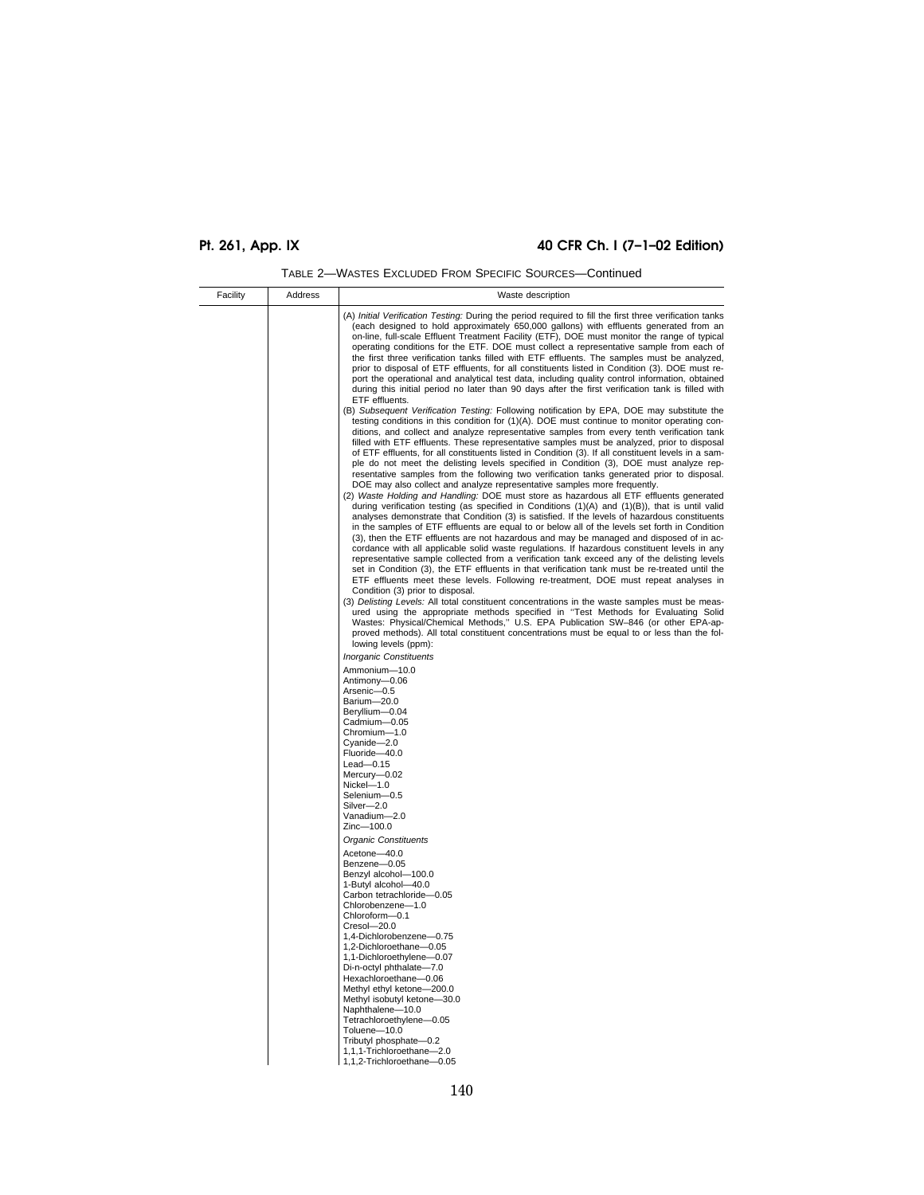TABLE 2—WASTES EXCLUDED FROM SPECIFIC SOURCES—Continued

| Facility | Address | Waste description |
|---|---|---|
| | | (A) *Initial Verification Testing:* During the period required to fill the first three verification tanks (each designed to hold approximately 650,000 gallons) with effluents generated from an on-line, full-scale Effluent Treatment Facility (ETF), DOE must monitor the range of typical operating conditions for the ETF. DOE must collect a representative sample from each of the first three verification tanks filled with ETF effluents. The samples must be analyzed, prior to disposal of ETF effluents, for all constituents listed in Condition (3). DOE must report the operational and analytical test data, including quality control information, obtained during this initial period no later than 90 days after the first verification tank is filled with ETF effluents.<br>(B) *Subsequent Verification Testing:* Following notification by EPA, DOE may substitute the testing conditions in this condition for (1)(A). DOE must continue to monitor operating conditions, and collect and analyze representative samples from every tenth verification tank filled with ETF effluents. These representative samples must be analyzed, prior to disposal of ETF effluents, for all constituents listed in Condition (3). If all constituent levels in a sample do not meet the delisting levels specified in Condition (3), DOE must analyze representative samples from the following two verification tanks generated prior to disposal. DOE may also collect and analyze representative samples more frequently.<br>(2) *Waste Holding and Handling:* DOE must store as hazardous all ETF effluents generated during verification testing (as specified in Conditions (1)(A) and (1)(B)), that is until valid analyses demonstrate that Condition (3) is satisfied. If the levels of hazardous constituents in the samples of ETF effluents are equal to or below all of the levels set forth in Condition (3), then the ETF effluents are not hazardous and may be managed and disposed of in accordance with all applicable solid waste regulations. If hazardous constituent levels in any representative sample collected from a verification tank exceed any of the delisting levels set in Condition (3), the ETF effluents in that verification tank must be re-treated until the ETF effluents meet these levels. Following re-treatment, DOE must repeat analyses in Condition (3) prior to disposal.<br>(3) *Delisting Levels:* All total constituent concentrations in the waste samples must be measured using the appropriate methods specified in "Test Methods for Evaluating Solid Wastes: Physical/Chemical Methods," U.S. EPA Publication SW–846 (or other EPA-approved methods). All total constituent concentrations must be equal to or less than the following levels (ppm):<br>*Inorganic Constituents*<br>Ammonium—10.0<br>Antimony—0.06<br>Arsenic—0.5<br>Barium—20.0<br>Beryllium—0.04<br>Cadmium—0.05<br>Chromium—1.0<br>Cyanide—2.0<br>Fluoride—40.0<br>Lead—0.15<br>Mercury—0.02<br>Nickel—1.0<br>Selenium—0.5<br>Silver—2.0<br>Vanadium—2.0<br>Zinc—100.0<br>*Organic Constituents*<br>Acetone—40.0<br>Benzene—0.05<br>Benzyl alcohol—100.0<br>1-Butyl alcohol—40.0<br>Carbon tetrachloride—0.05<br>Chlorobenzene—1.0<br>Chloroform—0.1<br>Cresol—20.0<br>1,4-Dichlorobenzene—0.75<br>1,2-Dichloroethane—0.05<br>1,1-Dichloroethylene—0.07<br>Di-n-octyl phthalate—7.0<br>Hexachloroethane—0.06<br>Methyl ethyl ketone—200.0<br>Methyl isobutyl ketone—30.0<br>Naphthalene—10.0<br>Tetrachloroethylene—0.05<br>Toluene—10.0<br>Tributyl phosphate—0.2<br>1,1,1-Trichloroethane—2.0<br>1,1,2-Trichloroethane—0.05 |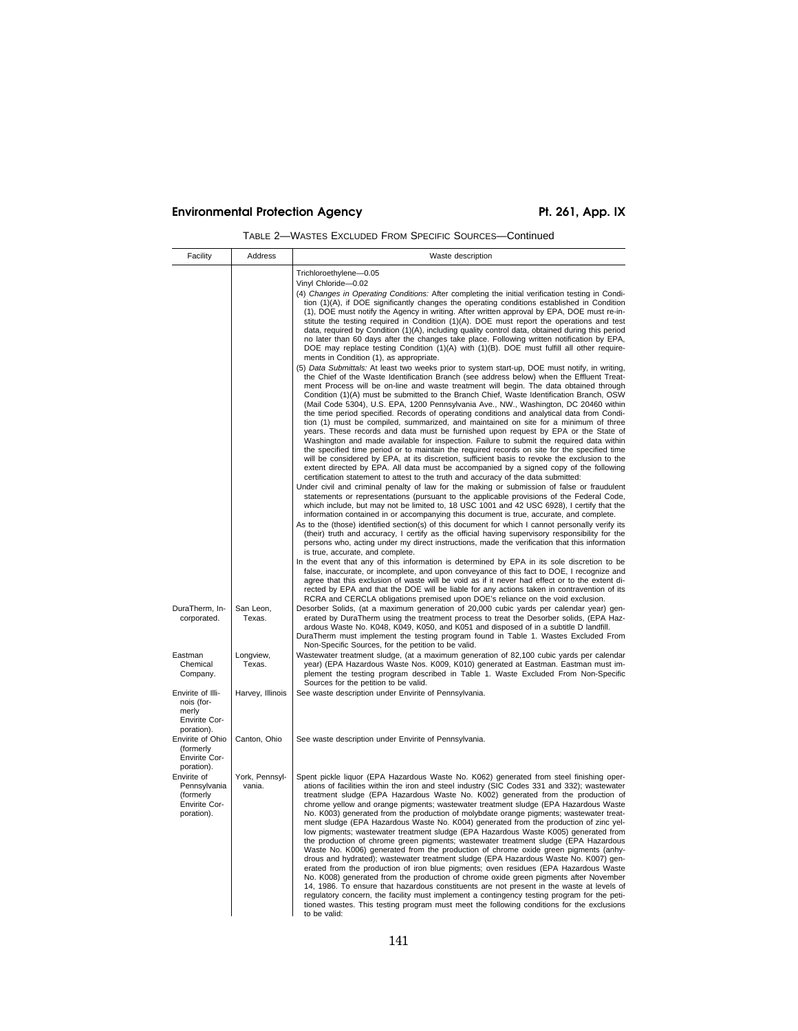TABLE 2—WASTES EXCLUDED FROM SPECIFIC SOURCES—Continued

| Facility | Address | Waste description |
|---|---|---|
| | | Trichloroethylene—0.05<br>Vinyl Chloride—0.02<br>(4) *Changes in Operating Conditions:* After completing the initial verification testing in Condition (1)(A), if DOE significantly changes the operating conditions established in Condition (1), DOE must notify the Agency in writing. After written approval by EPA, DOE must re-institute the testing required in Condition (1)(A). DOE must report the operations and test data, required by Condition (1)(A), including quality control data, obtained during this period no later than 60 days after the changes take place. Following written notification by EPA, DOE may replace testing Condition (1)(A) with (1)(B). DOE must fulfill all other requirements in Condition (1), as appropriate.<br>(5) *Data Submittals:* At least two weeks prior to system start-up, DOE must notify, in writing, the Chief of the Waste Identification Branch (see address below) when the Effluent Treatment Process will be on-line and waste treatment will begin. The data obtained through Condition (1)(A) must be submitted to the Branch Chief, Waste Identification Branch, OSW (Mail Code 5304), U.S. EPA, 1200 Pennsylvania Ave., NW., Washington, DC 20460 within the time period specified. Records of operating conditions and analytical data from Condition (1) must be compiled, summarized, and maintained on site for a minimum of three years. These records and data must be furnished upon request by EPA or the State of Washington and made available for inspection. Failure to submit the required data within the specified time period or to maintain the required records on site for the specified time will be considered by EPA, at its discretion, sufficient basis to revoke the exclusion to the extent directed by EPA. All data must be accompanied by a signed copy of the following certification statement to attest to the truth and accuracy of the data submitted:<br>Under civil and criminal penalty of law for the making or submission of false or fraudulent statements or representations (pursuant to the applicable provisions of the Federal Code, which include, but may not be limited to, 18 USC 1001 and 42 USC 6928), I certify that the information contained in or accompanying this document is true, accurate, and complete.<br>As to the (those) identified section(s) of this document for which I cannot personally verify its (their) truth and accuracy, I certify as the official having supervisory responsibility for the persons who, acting under my direct instructions, made the verification that this information is true, accurate, and complete.<br>In the event that any of this information is determined by EPA in its sole discretion to be false, inaccurate, or incomplete, and upon conveyance of this fact to DOE, I recognize and agree that this exclusion of waste will be void as if it never had effect or to the extent directed by EPA and that the DOE will be liable for any actions taken in contravention of its RCRA and CERCLA obligations premised upon DOE's reliance on the void exclusion. |
| DuraTherm, Incorporated. | San Leon, Texas. | Desorber Solids, (at a maximum generation of 20,000 cubic yards per calendar year) generated by DuraTherm using the treatment process to treat the Desorber solids, (EPA Hazardous Waste No. K048, K049, K050, and K051 and disposed of in a subtitle D landfill.<br>DuraTherm must implement the testing program found in Table 1. Wastes Excluded From Non-Specific Sources, for the petition to be valid. |
| Eastman Chemical Company. | Longview, Texas. | Wastewater treatment sludge, (at a maximum generation of 82,100 cubic yards per calendar year) (EPA Hazardous Waste Nos. K009, K010) generated at Eastman. Eastman must implement the testing program described in Table 1. Waste Excluded From Non-Specific Sources for the petition to be valid. |
| Envirite of Illinois (formerly Envirite Corporation). | Harvey, Illinois | See waste description under Envirite of Pennsylvania. |
| Envirite of Ohio (formerly Envirite Corporation). | Canton, Ohio | See waste description under Envirite of Pennsylvania. |
| Envirite of Pennsylvania (formerly Envirite Corporation). | York, Pennsylvania. | Spent pickle liquor (EPA Hazardous Waste No. K062) generated from steel finishing operations of facilities within the iron and steel industry (SIC Codes 331 and 332); wastewater treatment sludge (EPA Hazardous Waste No. K002) generated from the production of chrome yellow and orange pigments; wastewater treatment sludge (EPA Hazardous Waste No. K003) generated from the production of molybdate orange pigments; wastewater treatment sludge (EPA Hazardous Waste No. K004) generated from the production of zinc yellow pigments; wastewater treatment sludge (EPA Hazardous Waste K005) generated from the production of chrome green pigments; wastewater treatment sludge (EPA Hazardous Waste No. K006) generated from the production of chrome oxide green pigments (anhydrous and hydrated); wastewater treatment sludge (EPA Hazardous Waste No. K007) generated from the production of iron blue pigments; oven residues (EPA Hazardous Waste No. K008) generated from the production of chrome oxide green pigments after November 14, 1986. To ensure that hazardous constituents are not present in the waste at levels of regulatory concern, the facility must implement a contingency testing program for the petitioned wastes. This testing program must meet the following conditions for the exclusions to be valid: |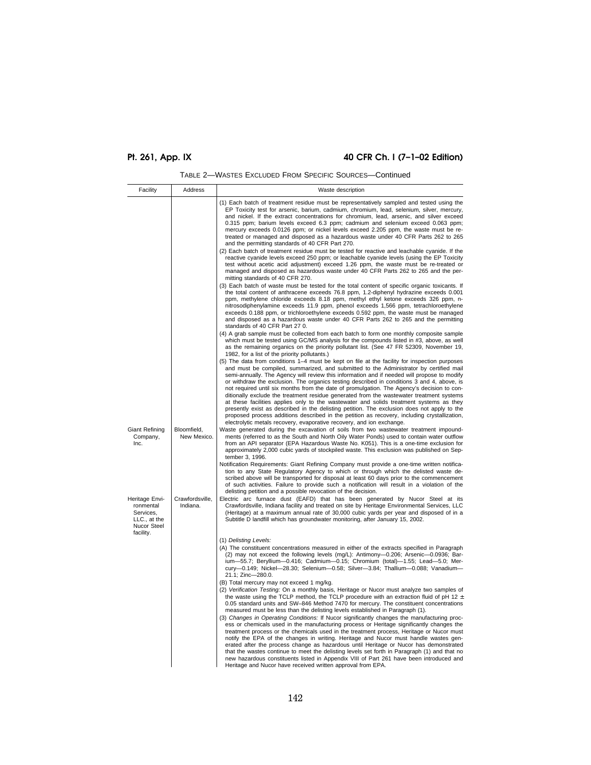TABLE 2—WASTES EXCLUDED FROM SPECIFIC SOURCES—Continued

| Facility | Address | Waste description |
|---|---|---|
| | | (1) Each batch of treatment residue must be representatively sampled and tested using the EP Toxicity test for arsenic, barium, cadmium, chromium, lead, selenium, silver, mercury, and nickel. If the extract concentrations for chromium, lead, arsenic, and silver exceed 0.315 ppm; barium levels exceed 6.3 ppm; cadmium and selenium exceed 0.063 ppm; mercury exceeds 0.0126 ppm; or nickel levels exceed 2.205 ppm, the waste must be re-treated or managed and disposed as a hazardous waste under 40 CFR Parts 262 to 265 and the permitting standards of 40 CFR Part 270.<br>(2) Each batch of treatment residue must be tested for reactive and leachable cyanide. If the reactive cyanide levels exceed 250 ppm; or leachable cyanide levels (using the EP Toxicity test without acetic acid adjustment) exceed 1.26 ppm, the waste must be re-treated or managed and disposed as hazardous waste under 40 CFR Parts 262 to 265 and the permitting standards of 40 CFR 270.<br>(3) Each batch of waste must be tested for the total content of specific organic toxicants. If the total content of anthracene exceeds 76.8 ppm, 1.2-diphenyl hydrazine exceeds 0.001 ppm, methylene chloride exceeds 8.18 ppm, methyl ethyl ketone exceeds 326 ppm, n-nitrosodiphenylamine exceeds 11.9 ppm, phenol exceeds 1,566 ppm, tetrachloroethylene exceeds 0.188 ppm, or trichloroethylene exceeds 0.592 ppm, the waste must be managed and disposed as a hazardous waste under 40 CFR Parts 262 to 265 and the permitting standards of 40 CFR Part 27 0.<br>(4) A grab sample must be collected from each batch to form one monthly composite sample which must be tested using GC/MS analysis for the compounds listed in #3, above, as well as the remaining organics on the priority pollutant list. (See 47 FR 52309, November 19, 1982, for a list of the priority pollutants.)<br>(5) The data from conditions 1–4 must be kept on file at the facility for inspection purposes and must be compiled, summarized, and submitted to the Administrator by certified mail semi-annually. The Agency will review this information and if needed will propose to modify or withdraw the exclusion. The organics testing described in conditions 3 and 4, above, is not required until six months from the date of promulgation. The Agency's decision to conditionally exclude the treatment residue generated from the wastewater treatment systems at these facilities applies only to the wastewater and solids treatment systems as they presently exist as described in the delisting petition. The exclusion does not apply to the proposed process additions described in the petition as recovery, including crystallization, electrolytic metals recovery, evaporative recovery, and ion exchange. |
| Giant Refining Company, Inc. | Bloomfield, New Mexico. | Waste generated during the excavation of soils from two wastewater treatment impoundments (referred to as the South and North Oily Water Ponds) used to contain water outflow from an API separator (EPA Hazardous Waste No. K051). This is a one-time exclusion for approximately 2,000 cubic yards of stockpiled waste. This exclusion was published on September 3, 1996.<br>Notification Requirements: Giant Refining Company must provide a one-time written notification to any State Regulatory Agency to which or through which the delisted waste described above will be transported for disposal at least 60 days prior to the commencement of such activities. Failure to provide such a notification will result in a violation of the delisting petition and a possible revocation of the decision. |
| Heritage Environmental Services, LLC., at the Nucor Steel facility. | Crawfordsville, Indiana. | Electric arc furnace dust (EAFD) that has been generated by Nucor Steel at its Crawfordsville, Indiana facility and treated on site by Heritage Environmental Services, LLC (Heritage) at a maximum annual rate of 30,000 cubic yards per year and disposed of in a Subtitle D landfill which has groundwater monitoring, after January 15, 2002.<br>(1) *Delisting Levels:*<br>(A) The constituent concentrations measured in either of the extracts specified in Paragraph (2) may not exceed the following levels (mg/L): Antimony—0.206; Arsenic—0.0936; Barium—55.7; Beryllium—0.416; Cadmium—0.15; Chromium (total)—1.55; Lead—5.0; Mercury—0.149; Nickel—28.30; Selenium—0.58; Silver—3.84; Thallium—0.088; Vanadium—21.1; Zinc—280.0.<br>(B) Total mercury may not exceed 1 mg/kg.<br>(2) *Verification Testing:* On a monthly basis, Heritage or Nucor must analyze two samples of the waste using the TCLP method, the TCLP procedure with an extraction fluid of pH 12 ± 0.05 standard units and SW–846 Method 7470 for mercury. The constituent concentrations measured must be less than the delisting levels established in Paragraph (1).<br>(3) *Changes in Operating Conditions:* If Nucor significantly changes the manufacturing process or chemicals used in the manufacturing process or Heritage significantly changes the treatment process or the chemicals used in the treatment process, Heritage or Nucor must notify the EPA of the changes in writing. Heritage and Nucor must handle wastes generated after the process change as hazardous until Heritage or Nucor has demonstrated that the wastes continue to meet the delisting levels set forth in Paragraph (1) and that no new hazardous constituents listed in Appendix VIII of Part 261 have been introduced and Heritage and Nucor have received written approval from EPA. |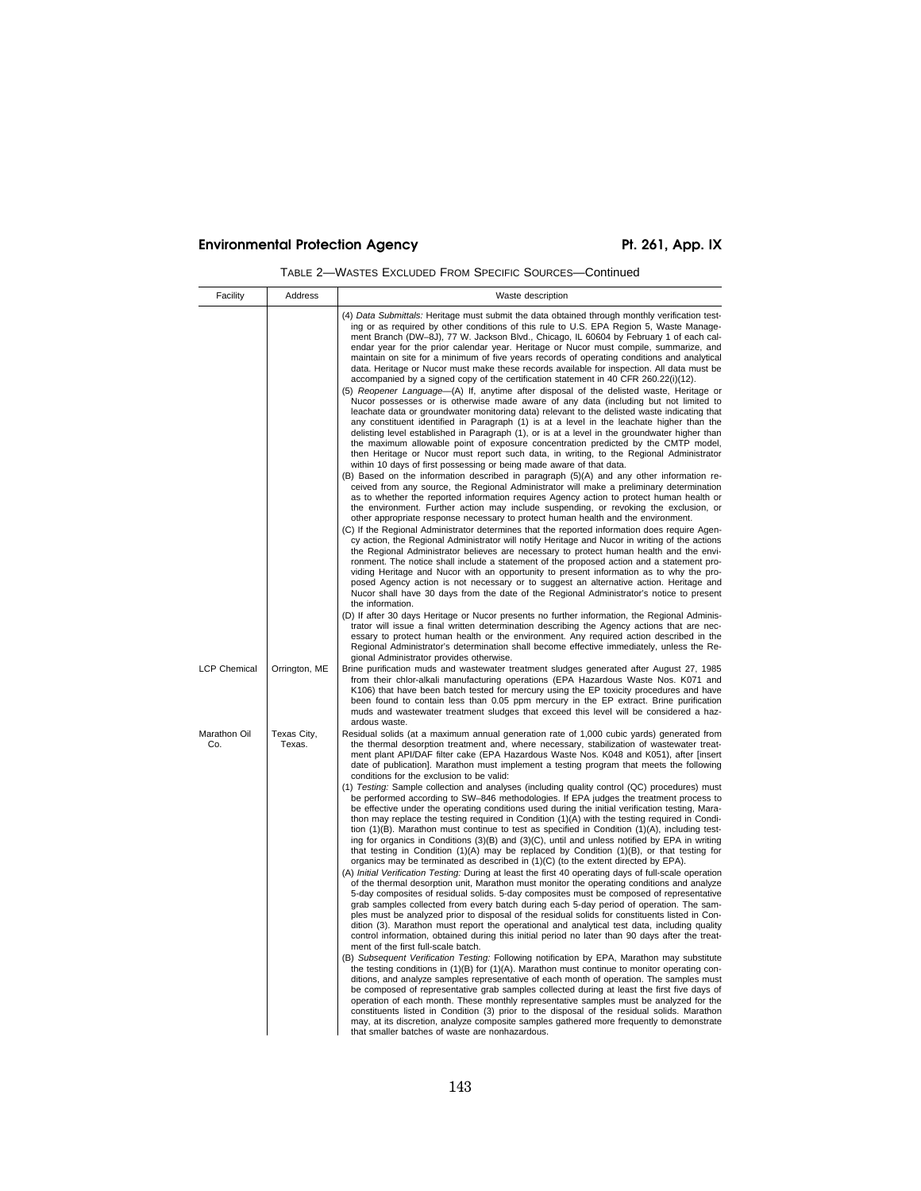TABLE 2—WASTES EXCLUDED FROM SPECIFIC SOURCES—Continued

| Facility | Address | Waste description |
|---|---|---|
| | | (4) *Data Submittals:* Heritage must submit the data obtained through monthly verification testing or as required by other conditions of this rule to U.S. EPA Region 5, Waste Management Branch (DW–8J), 77 W. Jackson Blvd., Chicago, IL 60604 by February 1 of each calendar year for the prior calendar year. Heritage or Nucor must compile, summarize, and maintain on site for a minimum of five years records of operating conditions and analytical data. Heritage or Nucor must make these records available for inspection. All data must be accompanied by a signed copy of the certification statement in 40 CFR 260.22(i)(12). (5) *Reopener Language*—(A) If, anytime after disposal of the delisted waste, Heritage or Nucor possesses or is otherwise made aware of any data (including but not limited to leachate data or groundwater monitoring data) relevant to the delisted waste indicating that any constituent identified in Paragraph (1) is at a level in the leachate higher than the delisting level established in Paragraph (1), or is at a level in the groundwater higher than the maximum allowable point of exposure concentration predicted by the CMTP model, then Heritage or Nucor must report such data, in writing, to the Regional Administrator within 10 days of first possessing or being made aware of that data. (B) Based on the information described in paragraph (5)(A) and any other information received from any source, the Regional Administrator will make a preliminary determination as to whether the reported information requires Agency action to protect human health or the environment. Further action may include suspending, or revoking the exclusion, or other appropriate response necessary to protect human health and the environment. (C) If the Regional Administrator determines that the reported information does require Agency action, the Regional Administrator will notify Heritage and Nucor in writing of the actions the Regional Administrator believes are necessary to protect human health and the environment. The notice shall include a statement of the proposed action and a statement providing Heritage and Nucor with an opportunity to present information as to why the proposed Agency action is not necessary or to suggest an alternative action. Heritage and Nucor shall have 30 days from the date of the Regional Administrator's notice to present the information. (D) If after 30 days Heritage or Nucor presents no further information, the Regional Administrator will issue a final written determination describing the Agency actions that are necessary to protect human health or the environment. Any required action described in the Regional Administrator's determination shall become effective immediately, unless the Regional Administrator provides otherwise. |
| LCP Chemical | Orrington, ME | Brine purification muds and wastewater treatment sludges generated after August 27, 1985 from their chlor-alkali manufacturing operations (EPA Hazardous Waste Nos. K071 and K106) that have been batch tested for mercury using the EP toxicity procedures and have been found to contain less than 0.05 ppm mercury in the EP extract. Brine purification muds and wastewater treatment sludges that exceed this level will be considered a hazardous waste. |
| Marathon Oil Co. | Texas City, Texas. | Residual solids (at a maximum annual generation rate of 1,000 cubic yards) generated from the thermal desorption treatment and, where necessary, stabilization of wastewater treatment plant API/DAF filter cake (EPA Hazardous Waste Nos. K048 and K051), after [insert date of publication]. Marathon must implement a testing program that meets the following conditions for the exclusion to be valid: (1) *Testing:* Sample collection and analyses (including quality control (QC) procedures) must be performed according to SW–846 methodologies. If EPA judges the treatment process to be effective under the operating conditions used during the initial verification testing, Marathon may replace the testing required in Condition (1)(A) with the testing required in Condition (1)(B). Marathon must continue to test as specified in Condition (1)(A), including testing for organics in Conditions (3)(B) and (3)(C), until and unless notified by EPA in writing that testing in Condition (1)(A) may be replaced by Condition (1)(B), or that testing for organics may be terminated as described in (1)(C) (to the extent directed by EPA). (A) *Initial Verification Testing:* During at least the first 40 operating days of full-scale operation of the thermal desorption unit, Marathon must monitor the operating conditions and analyze 5-day composites of residual solids. 5-day composites must be composed of representative grab samples collected from every batch during each 5-day period of operation. The samples must be analyzed prior to disposal of the residual solids for constituents listed in Condition (3). Marathon must report the operational and analytical test data, including quality control information, obtained during this initial period no later than 90 days after the treatment of the first full-scale batch. (B) *Subsequent Verification Testing:* Following notification by EPA, Marathon may substitute the testing conditions in (1)(B) for (1)(A). Marathon must continue to monitor operating conditions, and analyze samples representative of each month of operation. The samples must be composed of representative grab samples collected during at least the first five days of operation of each month. These monthly representative samples must be analyzed for the constituents listed in Condition (3) prior to the disposal of the residual solids. Marathon may, at its discretion, analyze composite samples gathered more frequently to demonstrate that smaller batches of waste are nonhazardous. |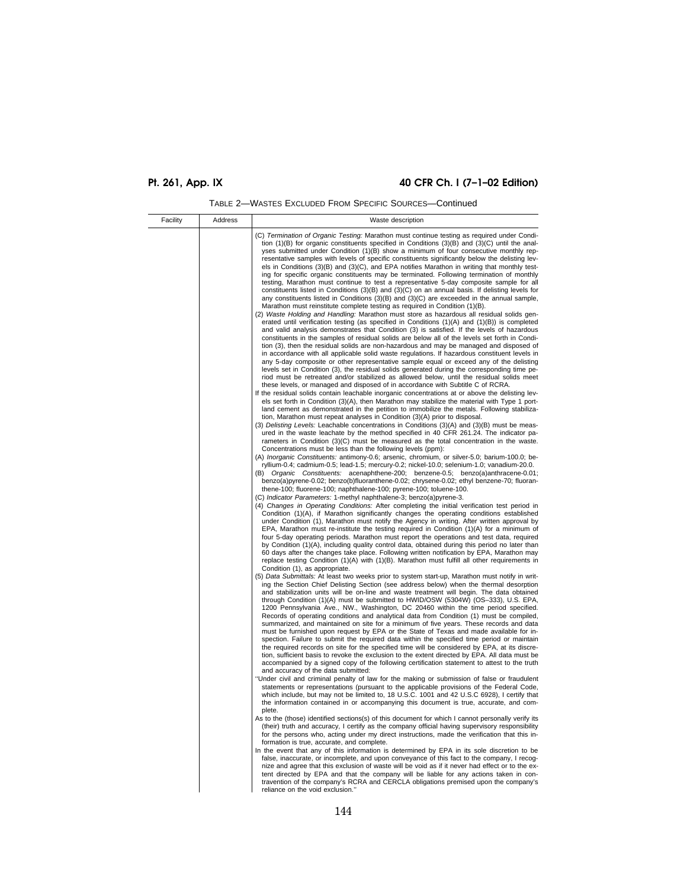TABLE 2—WASTES EXCLUDED FROM SPECIFIC SOURCES—Continued

| Facility | Address | Waste description |
|---|---|---|
| | | (C) *Termination of Organic Testing:* Marathon must continue testing as required under Condition (1)(B) for organic constituents specified in Conditions (3)(B) and (3)(C) until the analyses submitted under Condition (1)(B) show a minimum of four consecutive monthly representative samples with levels of specific constituents significantly below the delisting levels in Conditions (3)(B) and (3)(C), and EPA notifies Marathon in writing that monthly testing for specific organic constituents may be terminated. Following termination of monthly testing, Marathon must continue to test a representative 5-day composite sample for all constituents listed in Conditions (3)(B) and (3)(C) on an annual basis. If delisting levels for any constituents listed in Conditions (3)(B) and (3)(C) are exceeded in the annual sample, Marathon must reinstitute complete testing as required in Condition (1)(B).<br>(2) *Waste Holding and Handling:* Marathon must store as hazardous all residual solids generated until verification testing (as specified in Conditions (1)(A) and (1)(B)) is completed and valid analysis demonstrates that Condition (3) is satisfied. If the levels of hazardous constituents in the samples of residual solids are below all of the levels set forth in Condition (3), then the residual solids are non-hazardous and may be managed and disposed of in accordance with all applicable solid waste regulations. If hazardous constituent levels in any 5-day composite or other representative sample equal or exceed any of the delisting levels set in Condition (3), the residual solids generated during the corresponding time period must be retreated and/or stabilized as allowed below, until the residual solids meet these levels, or managed and disposed of in accordance with Subtitle C of RCRA.<br>If the residual solids contain leachable inorganic concentrations at or above the delisting levels set forth in Condition (3)(A), then Marathon may stabilize the material with Type 1 portland cement as demonstrated in the petition to immobilize the metals. Following stabilization, Marathon must repeat analyses in Condition (3)(A) prior to disposal.<br>(3) *Delisting Levels:* Leachable concentrations in Conditions (3)(A) and (3)(B) must be measured in the waste leachate by the method specified in 40 CFR 261.24. The indicator parameters in Condition (3)(C) must be measured as the total concentration in the waste. Concentrations must be less than the following levels (ppm):<br>(A) *Inorganic Constituents:* antimony-0.6; arsenic, chromium, or silver-5.0; barium-100.0; beryllium-0.4; cadmium-0.5; lead-1.5; mercury-0.2; nickel-10.0; selenium-1.0; vanadium-20.0.<br>(B) *Organic Constituents:* acenaphthene-200; benzene-0.5; benzo(a)anthracene-0.01; benzo(a)pyrene-0.02; benzo(b)fluoranthene-0.02; chrysene-0.02; ethyl benzene-70; fluoranthene-100; fluorene-100; naphthalene-100; pyrene-100; toluene-100.<br>(C) *Indicator Parameters:* 1-methyl naphthalene-3; benzo(a)pyrene-3.<br>(4) *Changes in Operating Conditions:* After completing the initial verification test period in Condition (1)(A), if Marathon significantly changes the operating conditions established under Condition (1), Marathon must notify the Agency in writing. After written approval by EPA, Marathon must re-institute the testing required in Condition (1)(A) for a minimum of four 5-day operating periods. Marathon must report the operations and test data, required by Condition (1)(A), including quality control data, obtained during this period no later than 60 days after the changes take place. Following written notification by EPA, Marathon may replace testing Condition (1)(A) with (1)(B). Marathon must fulfill all other requirements in Condition (1), as appropriate.<br>(5) *Data Submittals:* At least two weeks prior to system start-up, Marathon must notify in writing the Section Chief Delisting Section (see address below) when the thermal desorption and stabilization units will be on-line and waste treatment will begin. The data obtained through Condition (1)(A) must be submitted to HWID/OSW (5304W) (OS–333), U.S. EPA, 1200 Pennsylvania Ave., NW., Washington, DC 20460 within the time period specified. Records of operating conditions and analytical data from Condition (1) must be compiled, summarized, and maintained on site for a minimum of five years. These records and data must be furnished upon request by EPA or the State of Texas and made available for inspection. Failure to submit the required data within the specified time period or maintain the required records on site for the specified time will be considered by EPA, at its discretion, sufficient basis to revoke the exclusion to the extent directed by EPA. All data must be accompanied by a signed copy of the following certification statement to attest to the truth and accuracy of the data submitted:<br>"Under civil and criminal penalty of law for the making or submission of false or fraudulent statements or representations (pursuant to the applicable provisions of the Federal Code, which include, but may not be limited to, 18 U.S.C. 1001 and 42 U.S.C 6928), I certify that the information contained in or accompanying this document is true, accurate, and complete.<br>As to the (those) identified sections(s) of this document for which I cannot personally verify its (their) truth and accuracy, I certify as the company official having supervisory responsibility for the persons who, acting under my direct instructions, made the verification that this information is true, accurate, and complete.<br>In the event that any of this information is determined by EPA in its sole discretion to be false, inaccurate, or incomplete, and upon conveyance of this fact to the company, I recognize and agree that this exclusion of waste will be void as if it never had effect or to the extent directed by EPA and that the company will be liable for any actions taken in contravention of the company's RCRA and CERCLA obligations premised upon the company's reliance on the void exclusion." |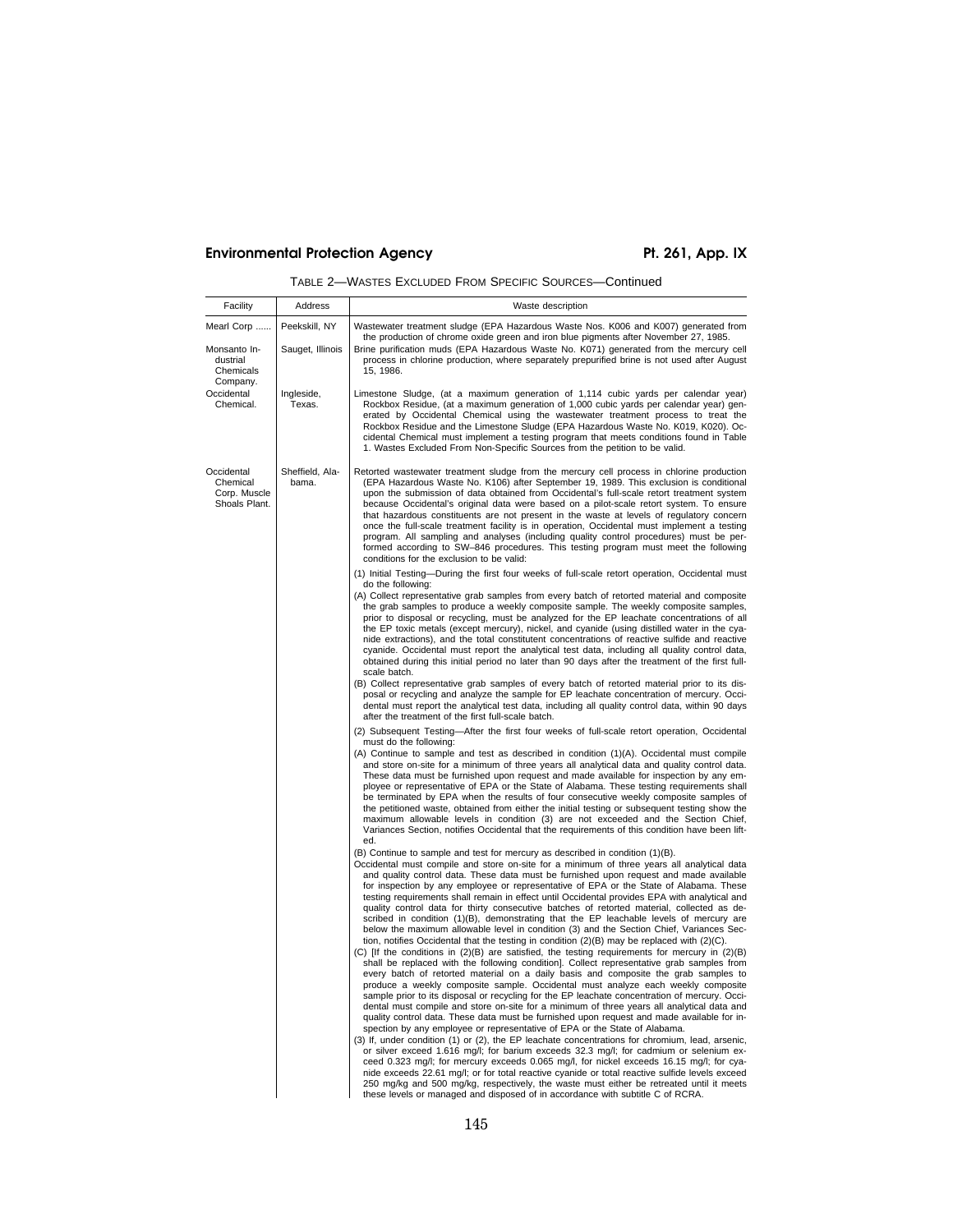TABLE 2—WASTES EXCLUDED FROM SPECIFIC SOURCES—Continued

| Facility | Address | Waste description |
| --- | --- | --- |
| Mearl Corp ...... | Peekskill, NY | Wastewater treatment sludge (EPA Hazardous Waste Nos. K006 and K007) generated from the production of chrome oxide green and iron blue pigments after November 27, 1985. |
| Monsanto Industrial Chemicals Company. | Sauget, Illinois | Brine purification muds (EPA Hazardous Waste No. K071) generated from the mercury cell process in chlorine production, where separately prepurified brine is not used after August 15, 1986. |
| Occidental Chemical. | Ingleside, Texas. | Limestone Sludge, (at a maximum generation of 1,114 cubic yards per calendar year) Rockbox Residue, (at a maximum generation of 1,000 cubic yards per calendar year) generated by Occidental Chemical using the wastewater treatment process to treat the Rockbox Residue and the Limestone Sludge (EPA Hazardous Waste No. K019, K020). Occidental Chemical must implement a testing program that meets conditions found in Table 1. Wastes Excluded From Non-Specific Sources from the petition to be valid. |
| Occidental Chemical Corp. Muscle Shoals Plant. | Sheffield, Alabama. | Retorted wastewater treatment sludge from the mercury cell process in chlorine production (EPA Hazardous Waste No. K106) after September 19, 1989. This exclusion is conditional upon the submission of data obtained from Occidental's full-scale retort treatment system because Occidental's original data were based on a pilot-scale retort system. To ensure that hazardous constituents are not present in the waste at levels of regulatory concern once the full-scale treatment facility is in operation, Occidental must implement a testing program. All sampling and analyses (including quality control procedures) must be performed according to SW–846 procedures. This testing program must meet the following conditions for the exclusion to be valid: |
| | | (1) Initial Testing—During the first four weeks of full-scale retort operation, Occidental must do the following: |
| | | (A) Collect representative grab samples from every batch of retorted material and composite the grab samples to produce a weekly composite sample. The weekly composite samples, prior to disposal or recycling, must be analyzed for the EP leachate concentrations of all the EP toxic metals (except mercury), nickel, and cyanide (using distilled water in the cyanide extractions), and the total constituent concentrations of reactive sulfide and reactive cyanide. Occidental must report the analytical test data, including all quality control data, obtained during this initial period no later than 90 days after the treatment of the first full-scale batch. |
| | | (B) Collect representative grab samples of every batch of retorted material prior to its disposal or recycling and analyze the sample for EP leachate concentration of mercury. Occidental must report the analytical test data, including all quality control data, within 90 days after the treatment of the first full-scale batch. |
| | | (2) Subsequent Testing—After the first four weeks of full-scale retort operation, Occidental must do the following: |
| | | (A) Continue to sample and test as described in condition (1)(A). Occidental must compile and store on-site for a minimum of three years all analytical data and quality control data. These data must be furnished upon request and made available for inspection by any employee or representative of EPA or the State of Alabama. These testing requirements shall be terminated by EPA when the results of four consecutive weekly composite samples of the petitioned waste, obtained from either the initial testing or subsequent testing show the maximum allowable levels in condition (3) are not exceeded and the Section Chief, Variances Section, notifies Occidental that the requirements of this condition have been lifted. |
| | | (B) Continue to sample and test for mercury as described in condition (1)(B). Occidental must compile and store on-site for a minimum of three years all analytical data and quality control data. These data must be furnished upon request and made available for inspection by any employee or representative of EPA or the State of Alabama. These testing requirements shall remain in effect until Occidental provides EPA with analytical and quality control data for thirty consecutive batches of retorted material, collected as described in condition (1)(B), demonstrating that the EP leachable levels of mercury are below the maximum allowable level in condition (3) and the Section Chief, Variances Section, notifies Occidental that the testing in condition (2)(B) may be replaced with (2)(C). |
| | | (C) [If the conditions in (2)(B) are satisfied, the testing requirements for mercury in (2)(B) shall be replaced with the following condition]. Collect representative grab samples from every batch of retorted material on a daily basis and composite the grab samples to produce a weekly composite sample. Occidental must analyze each weekly composite sample prior to its disposal or recycling for the EP leachate concentration of mercury. Occidental must compile and store on-site for a minimum of three years all analytical data and quality control data. These data must be furnished upon request and made available for inspection by any employee or representative of EPA or the State of Alabama. |
| | | (3) If, under condition (1) or (2), the EP leachate concentrations for chromium, lead, arsenic, or silver exceed 1.616 mg/l; for barium exceeds 32.3 mg/l; for cadmium or selenium exceed 0.323 mg/l; for mercury exceeds 0.065 mg/l, for nickel exceeds 16.15 mg/l; for cyanide exceeds 22.61 mg/l; or for total reactive cyanide or total reactive sulfide levels exceed 250 mg/kg and 500 mg/kg, respectively, the waste must either be retreated until it meets these levels or managed and disposed of in accordance with subtitle C of RCRA. |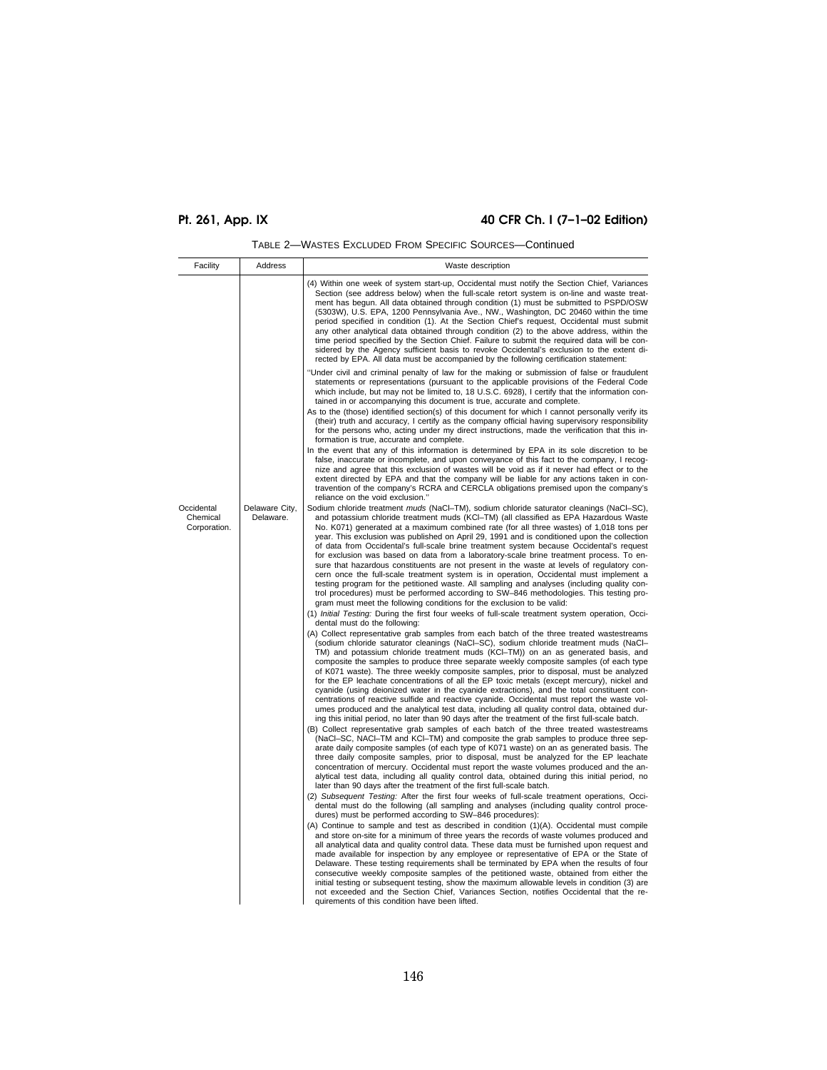TABLE 2—WASTES EXCLUDED FROM SPECIFIC SOURCES—Continued

| Facility | Address | Waste description |
|---|---|---|
| | | (4) Within one week of system start-up, Occidental must notify the Section Chief, Variances Section (see address below) when the full-scale retort system is on-line and waste treatment has begun. All data obtained through condition (1) must be submitted to PSPD/OSW (5303W), U.S. EPA, 1200 Pennsylvania Ave., NW., Washington, DC 20460 within the time period specified in condition (1). At the Section Chief's request, Occidental must submit any other analytical data obtained through condition (2) to the above address, within the time period specified by the Section Chief. Failure to submit the required data will be considered by the Agency sufficient basis to revoke Occidental's exclusion to the extent directed by EPA. All data must be accompanied by the following certification statement: |
| | | "Under civil and criminal penalty of law for the making or submission of false or fraudulent statements or representations (pursuant to the applicable provisions of the Federal Code which include, but may not be limited to, 18 U.S.C. 6928), I certify that the information contained in or accompanying this document is true, accurate and complete. |
| | | As to the (those) identified section(s) of this document for which I cannot personally verify its (their) truth and accuracy, I certify as the company official having supervisory responsibility for the persons who, acting under my direct instructions, made the verification that this information is true, accurate and complete. |
| | | In the event that any of this information is determined by EPA in its sole discretion to be false, inaccurate or incomplete, and upon conveyance of this fact to the company, I recognize and agree that this exclusion of wastes will be void as if it never had effect or to the extent directed by EPA and that the company will be liable for any actions taken in contravention of the company's RCRA and CERCLA obligations premised upon the company's reliance on the void exclusion." |
| Occidental Chemical Corporation. | Delaware City, Delaware. | Sodium chloride treatment *muds* (NaCl–TM), sodium chloride saturator cleanings (NaCl–SC), and potassium chloride treatment muds (KCl–TM) (all classified as EPA Hazardous Waste No. K071) generated at a maximum combined rate (for all three wastes) of 1,018 tons per year. This exclusion was published on April 29, 1991 and is conditioned upon the collection of data from Occidental's full-scale brine treatment system because Occidental's request for exclusion was based on data from a laboratory-scale brine treatment process. To ensure that hazardous constituents are not present in the waste at levels of regulatory concern once the full-scale treatment system is in operation, Occidental must implement a testing program for the petitioned waste. All sampling and analyses (including quality control procedures) must be performed according to SW–846 methodologies. This testing program must meet the following conditions for the exclusion to be valid: |
| | | (1) *Initial Testing:* During the first four weeks of full-scale treatment system operation, Occidental must do the following: |
| | | (A) Collect representative grab samples from each batch of the three treated wastestreams (sodium chloride saturator cleanings (NaCl–SC), sodium chloride treatment muds (NaCl–TM) and potassium chloride treatment muds (KCl–TM)) on an as generated basis, and composite the samples to produce three separate weekly composite samples (of each type of K071 waste). The three weekly composite samples, prior to disposal, must be analyzed for the EP leachate concentrations of all the EP toxic metals (except mercury), nickel and cyanide (using deionized water in the cyanide extractions), and the total constituent concentrations of reactive sulfide and reactive cyanide. Occidental must report the waste volumes produced and the analytical test data, including all quality control data, obtained during this initial period, no later than 90 days after the treatment of the first full-scale batch. |
| | | (B) Collect representative grab samples of each batch of the three treated wastestreams (NaCl–SC, NACl–TM and KCl–TM) and composite the grab samples to produce three separate daily composite samples (of each type of K071 waste) on an as generated basis. The three daily composite samples, prior to disposal, must be analyzed for the EP leachate concentration of mercury. Occidental must report the waste volumes produced and the analytical test data, including all quality control data, obtained during this initial period, no later than 90 days after the treatment of the first full-scale batch. |
| | | (2) *Subsequent Testing:* After the first four weeks of full-scale treatment operations, Occidental must do the following (all sampling and analyses (including quality control procedures) must be performed according to SW–846 procedures): |
| | | (A) Continue to sample and test as described in condition (1)(A). Occidental must compile and store on-site for a minimum of three years the records of waste volumes produced and all analytical data and quality control data. These data must be furnished upon request and made available for inspection by any employee or representative of EPA or the State of Delaware. These testing requirements shall be terminated by EPA when the results of four consecutive weekly composite samples of the petitioned waste, obtained from either the initial testing or subsequent testing, show the maximum allowable levels in condition (3) are not exceeded and the Section Chief, Variances Section, notifies Occidental that the requirements of this condition have been lifted. |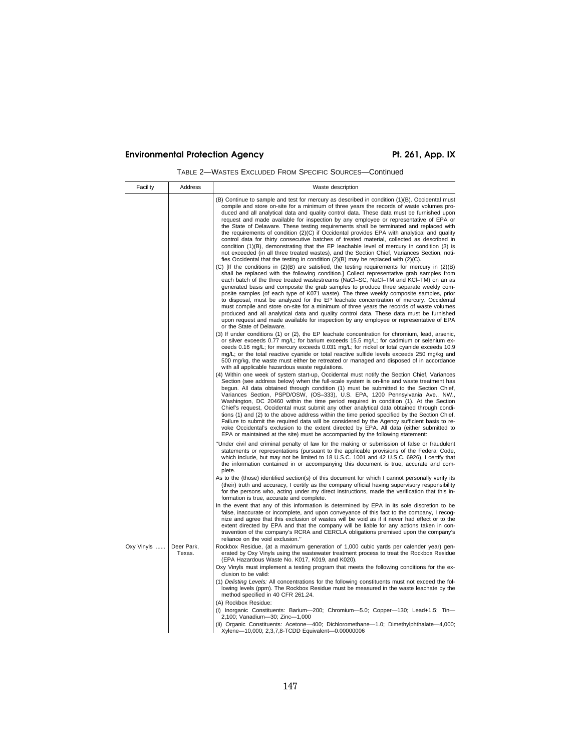TABLE 2—WASTES EXCLUDED FROM SPECIFIC SOURCES—Continued

| Facility | Address | Waste description |
|---|---|---|
| | | (B) Continue to sample and test for mercury as described in condition (1)(B). Occidental must compile and store on-site for a minimum of three years the records of waste volumes produced and all analytical data and quality control data. These data must be furnished upon request and made available for inspection by any employee or representative of EPA or the State of Delaware. These testing requirements shall be terminated and replaced with the requirements of condition (2)(C) if Occidental provides EPA with analytical and quality control data for thirty consecutive batches of treated material, collected as described in condition (1)(B), demonstrating that the EP leachable level of mercury in condition (3) is not exceeded (in all three treated wastes), and the Section Chief, Variances Section, notifies Occidental that the testing in condition (2)(B) may be replaced with (2)(C).<br>(C) [If the conditions in (2)(B) are satisfied, the testing requirements for mercury in (2)(B) shall be replaced with the following condition.] Collect representative grab samples from each batch of the three treated wastestreams (NaCl–SC, NaCl–TM and KCl–TM) on an as generated basis and composite the grab samples to produce three separate weekly composite samples (of each type of K071 waste). The three weekly composite samples, prior to disposal, must be analyzed for the EP leachate concentration of mercury. Occidental must compile and store on-site for a minimum of three years the records of waste volumes produced and all analytical data and quality control data. These data must be furnished upon request and made available for inspection by any employee or representative of EPA or the State of Delaware.<br>(3) If under conditions (1) or (2), the EP leachate concentration for chromium, lead, arsenic, or silver exceeds 0.77 mg/L; for barium exceeds 15.5 mg/L; for cadmium or selenium exceeds 0.16 mg/L; for mercury exceeds 0.031 mg/L; for nickel or total cyanide exceeds 10.9 mg/L; or the total reactive cyanide or total reactive sulfide levels exceeds 250 mg/kg and 500 mg/kg, the waste must either be retreated or managed and disposed of in accordance with all applicable hazardous waste regulations.<br>(4) Within one week of system start-up, Occidental must notify the Section Chief, Variances Section (see address below) when the full-scale system is on-line and waste treatment has begun. All data obtained through condition (1) must be submitted to the Section Chief, Variances Section, PSPD/OSW, (OS–333), U.S. EPA, 1200 Pennsylvania Ave., NW., Washington, DC 20460 within the time period required in condition (1). At the Section Chief's request, Occidental must submit any other analytical data obtained through conditions (1) and (2) to the above address within the time period specified by the Section Chief. Failure to submit the required data will be considered by the Agency sufficient basis to revoke Occidental's exclusion to the extent directed by EPA. All data (either submitted to EPA or maintained at the site) must be accompanied by the following statement:<br>"Under civil and criminal penalty of law for the making or submission of false or fraudulent statements or representations (pursuant to the applicable provisions of the Federal Code, which include, but may not be limited to 18 U.S.C. 1001 and 42 U.S.C. 6926), I certify that the information contained in or accompanying this document is true, accurate and complete.<br>As to the (those) identified section(s) of this document for which I cannot personally verify its (their) truth and accuracy, I certify as the company official having supervisory responsibility for the persons who, acting under my direct instructions, made the verification that this information is true, accurate and complete.<br>In the event that any of this information is determined by EPA in its sole discretion to be false, inaccurate or incomplete, and upon conveyance of this fact to the company, I recognize and agree that this exclusion of wastes will be void as if it never had effect or to the extent directed by EPA and that the company will be liable for any actions taken in contravention of the company's RCRA and CERCLA obligations premised upon the company's reliance on the void exclusion." |
| Oxy Vinyls ...... | Deer Park, Texas. | Rockbox Residue, (at a maximum generation of 1,000 cubic yards per calender year) generated by Oxy Vinyls using the wastewater treatment process to treat the Rockbox Residue (EPA Hazardous Waste No. K017, K019, and K020).<br>Oxy Vinyls must implement a testing program that meets the following conditions for the exclusion to be valid:<br>(1) *Delisting Levels:* All concentrations for the following constituents must not exceed the following levels (ppm). The Rockbox Residue must be measured in the waste leachate by the method specified in 40 CFR 261.24.<br>(A) Rockbox Residue:<br>(i) Inorganic Constituents: Barium—200; Chromium—5.0; Copper—130; Lead+1.5; Tin—2,100; Vanadium—30; Zinc—1,000<br>(ii) Organic Constituents: Acetone—400; Dichloromethane—1.0; Dimethylphthalate—4,000; Xylene—10,000; 2,3,7,8-TCDD Equivalent—0.00000006 |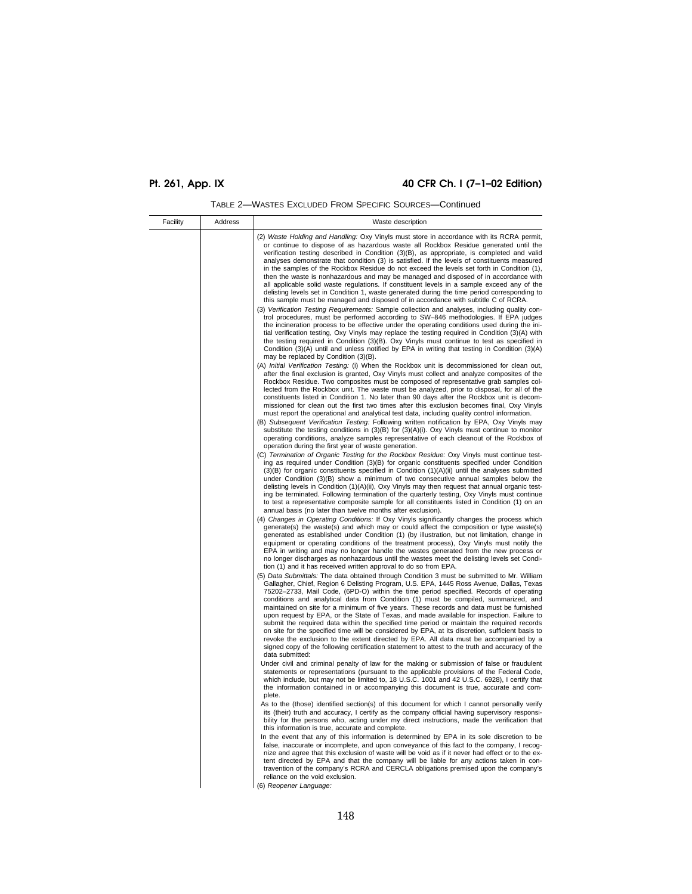TABLE 2—WASTES EXCLUDED FROM SPECIFIC SOURCES—Continued

| Facility | Address | Waste description |
|---|---|---|
| | | (2) *Waste Holding and Handling:* Oxy Vinyls must store in accordance with its RCRA permit, or continue to dispose of as hazardous waste all Rockbox Residue generated until the verification testing described in Condition (3)(B), as appropriate, is completed and valid analyses demonstrate that condition (3) is satisfied. If the levels of constituents measured in the samples of the Rockbox Residue do not exceed the levels set forth in Condition (1), then the waste is nonhazardous and may be managed and disposed of in accordance with all applicable solid waste regulations. If constituent levels in a sample exceed any of the delisting levels set in Condition 1, waste generated during the time period corresponding to this sample must be managed and disposed of in accordance with subtitle C of RCRA. |
| | | (3) *Verification Testing Requirements:* Sample collection and analyses, including quality control procedures, must be performed according to SW–846 methodologies. If EPA judges the incineration process to be effective under the operating conditions used during the initial verification testing, Oxy Vinyls may replace the testing required in Condition (3)(A) with the testing required in Condition (3)(B). Oxy Vinyls must continue to test as specified in Condition (3)(A) until and unless notified by EPA in writing that testing in Condition (3)(A) may be replaced by Condition (3)(B). |
| | | (A) *Initial Verification Testing:* (i) When the Rockbox unit is decommissioned for clean out, after the final exclusion is granted, Oxy Vinyls must collect and analyze composites of the Rockbox Residue. Two composites must be composed of representative grab samples collected from the Rockbox unit. The waste must be analyzed, prior to disposal, for all of the constituents listed in Condition 1. No later than 90 days after the Rockbox unit is decommissioned for clean out the first two times after this exclusion becomes final, Oxy Vinyls must report the operational and analytical test data, including quality control information. |
| | | (B) *Subsequent Verification Testing:* Following written notification by EPA, Oxy Vinyls may substitute the testing conditions in (3)(B) for (3)(A)(i). Oxy Vinyls must continue to monitor operating conditions, analyze samples representative of each cleanout of the Rockbox of operation during the first year of waste generation. |
| | | (C) *Termination of Organic Testing for the Rockbox Residue:* Oxy Vinyls must continue testing as required under Condition (3)(B) for organic constituents specified under Condition (3)(B) for organic constituents specified in Condition (1)(A)(ii) until the analyses submitted under Condition (3)(B) show a minimum of two consecutive annual samples below the delisting levels in Condition (1)(A)(ii), Oxy Vinyls may then request that annual organic testing be terminated. Following termination of the quarterly testing, Oxy Vinyls must continue to test a representative composite sample for all constituents listed in Condition (1) on an annual basis (no later than twelve months after exclusion). |
| | | (4) *Changes in Operating Conditions:* If Oxy Vinyls significantly changes the process which generate(s) the waste(s) and which may or could affect the composition or type waste(s) generated as established under Condition (1) (by illustration, but not limitation, change in equipment or operating conditions of the treatment process), Oxy Vinyls must notify the EPA in writing and may no longer handle the wastes generated from the new process or no longer discharges as nonhazardous until the wastes meet the delisting levels set Condition (1) and it has received written approval to do so from EPA. |
| | | (5) *Data Submittals:* The data obtained through Condition 3 must be submitted to Mr. William Gallagher, Chief, Region 6 Delisting Program, U.S. EPA, 1445 Ross Avenue, Dallas, Texas 75202–2733, Mail Code, (6PD-O) within the time period specified. Records of operating conditions and analytical data from Condition (1) must be compiled, summarized, and maintained on site for a minimum of five years. These records and data must be furnished upon request by EPA, or the State of Texas, and made available for inspection. Failure to submit the required data within the specified time period or maintain the required records on site for the specified time will be considered by EPA, at its discretion, sufficient basis to revoke the exclusion to the extent directed by EPA. All data must be accompanied by a signed copy of the following certification statement to attest to the truth and accuracy of the data submitted: |
| | | Under civil and criminal penalty of law for the making or submission of false or fraudulent statements or representations (pursuant to the applicable provisions of the Federal Code, which include, but may not be limited to, 18 U.S.C. 1001 and 42 U.S.C. 6928), I certify that the information contained in or accompanying this document is true, accurate and complete. |
| | | As to the (those) identified section(s) of this document for which I cannot personally verify its (their) truth and accuracy, I certify as the company official having supervisory responsibility for the persons who, acting under my direct instructions, made the verification that this information is true, accurate and complete. |
| | | In the event that any of this information is determined by EPA in its sole discretion to be false, inaccurate or incomplete, and upon conveyance of this fact to the company, I recognize and agree that this exclusion of waste will be void as if it never had effect or to the extent directed by EPA and that the company will be liable for any actions taken in contravention of the company's RCRA and CERCLA obligations premised upon the company's reliance on the void exclusion. |
| | | (6) *Reopener Language:* |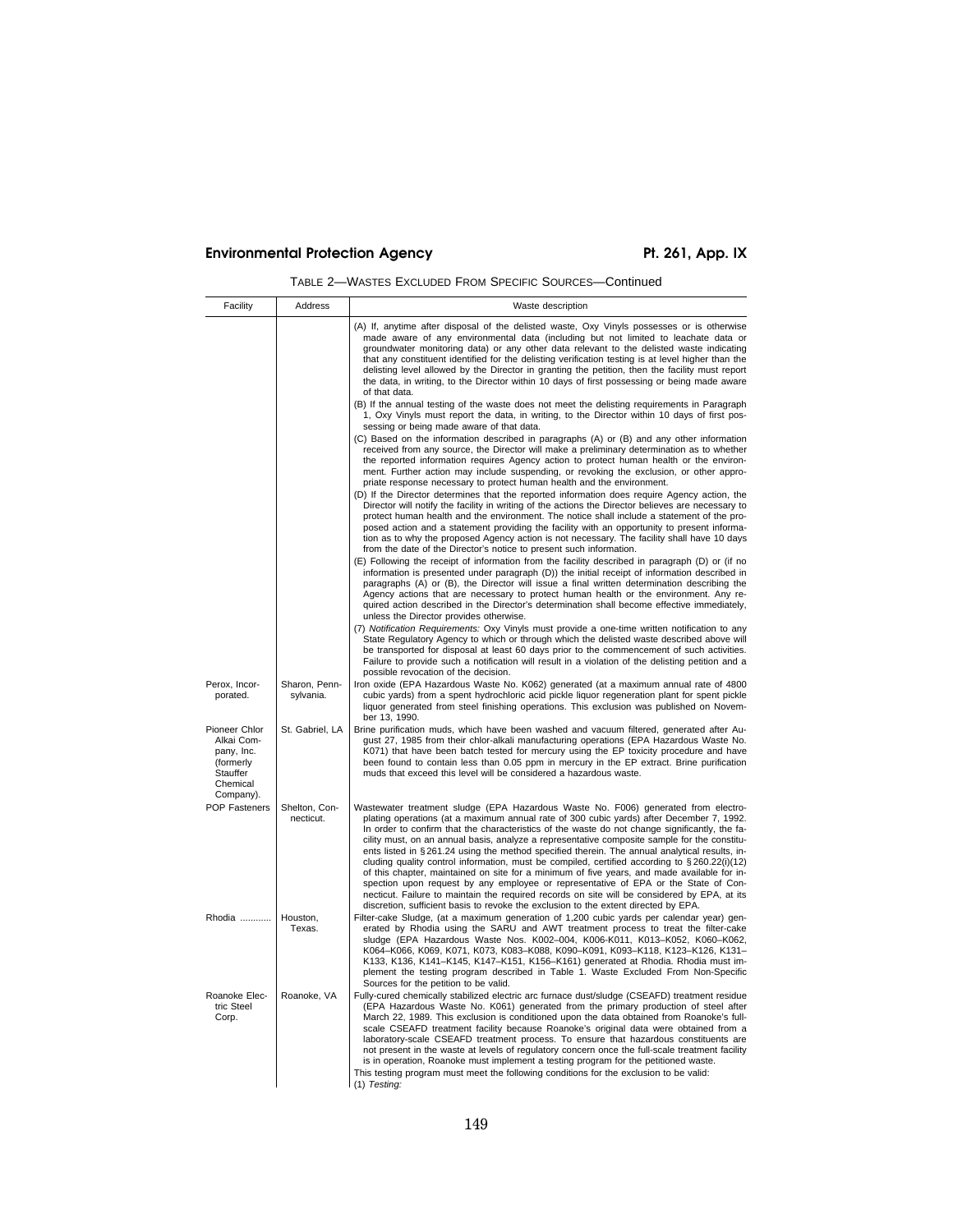TABLE 2—WASTES EXCLUDED FROM SPECIFIC SOURCES—Continued

| Facility | Address | Waste description |
|---|---|---|
| | | (A) If, anytime after disposal of the delisted waste, Oxy Vinyls possesses or is otherwise made aware of any environmental data (including but not limited to leachate data or groundwater monitoring data) or any other data relevant to the delisted waste indicating that any constituent identified for the delisting verification testing is at level higher than the delisting level allowed by the Director in granting the petition, then the facility must report the data, in writing, to the Director within 10 days of first possessing or being made aware of that data. |
| | | (B) If the annual testing of the waste does not meet the delisting requirements in Paragraph 1, Oxy Vinyls must report the data, in writing, to the Director within 10 days of first possessing or being made aware of that data. |
| | | (C) Based on the information described in paragraphs (A) or (B) and any other information received from any source, the Director will make a preliminary determination as to whether the reported information requires Agency action to protect human health or the environment. Further action may include suspending, or revoking the exclusion, or other appropriate response necessary to protect human health and the environment. |
| | | (D) If the Director determines that the reported information does require Agency action, the Director will notify the facility in writing of the actions the Director believes are necessary to protect human health and the environment. The notice shall include a statement of the proposed action and a statement providing the facility with an opportunity to present information as to why the proposed Agency action is not necessary. The facility shall have 10 days from the date of the Director's notice to present such information. |
| | | (E) Following the receipt of information from the facility described in paragraph (D) or (if no information is presented under paragraph (D)) the initial receipt of information described in paragraphs (A) or (B), the Director will issue a final written determination describing the Agency actions that are necessary to protect human health or the environment. Any required action described in the Director's determination shall become effective immediately, unless the Director provides otherwise. |
| | | (7) *Notification Requirements:* Oxy Vinyls must provide a one-time written notification to any State Regulatory Agency to which or through which the delisted waste described above will be transported for disposal at least 60 days prior to the commencement of such activities. Failure to provide such a notification will result in a violation of the delisting petition and a possible revocation of the decision. |
| Perox, Incorporated. | Sharon, Pennsylvania. | Iron oxide (EPA Hazardous Waste No. K062) generated (at a maximum annual rate of 4800 cubic yards) from a spent hydrochloric acid pickle liquor regeneration plant for spent pickle liquor generated from steel finishing operations. This exclusion was published on November 13, 1990. |
| Pioneer Chlor Alkai Company, Inc. (formerly Stauffer Chemical Company). | St. Gabriel, LA | Brine purification muds, which have been washed and vacuum filtered, generated after August 27, 1985 from their chlor-alkali manufacturing operations (EPA Hazardous Waste No. K071) that have been batch tested for mercury using the EP toxicity procedure and have been found to contain less than 0.05 ppm in mercury in the EP extract. Brine purification muds that exceed this level will be considered a hazardous waste. |
| POP Fasteners | Shelton, Connecticut. | Wastewater treatment sludge (EPA Hazardous Waste No. F006) generated from electroplating operations (at a maximum annual rate of 300 cubic yards) after December 7, 1992. In order to confirm that the characteristics of the waste do not change significantly, the facility must, on an annual basis, analyze a representative composite sample for the constituents listed in §261.24 using the method specified therein. The annual analytical results, including quality control information, must be compiled, certified according to §260.22(i)(12) of this chapter, maintained on site for a minimum of five years, and made available for inspection upon request by any employee or representative of EPA or the State of Connecticut. Failure to maintain the required records on site will be considered by EPA, at its discretion, sufficient basis to revoke the exclusion to the extent directed by EPA. |
| Rhodia ............ | Houston, Texas. | Filter-cake Sludge, (at a maximum generation of 1,200 cubic yards per calendar year) generated by Rhodia using the SARU and AWT treatment process to treat the filter-cake sludge (EPA Hazardous Waste Nos. K002–004, K006-K011, K013–K052, K060–K062, K064–K066, K069, K071, K073, K083–K088, K090–K091, K093–K118, K123–K126, K131–K133, K136, K141–K145, K147–K151, K156–K161) generated at Rhodia. Rhodia must implement the testing program described in Table 1. Waste Excluded From Non-Specific Sources for the petition to be valid. |
| Roanoke Electric Steel Corp. | Roanoke, VA | Fully-cured chemically stabilized electric arc furnace dust/sludge (CSEAFD) treatment residue (EPA Hazardous Waste No. K061) generated from the primary production of steel after March 22, 1989. This exclusion is conditioned upon the data obtained from Roanoke's full-scale CSEAFD treatment facility because Roanoke's original data were obtained from a laboratory-scale CSEAFD treatment process. To ensure that hazardous constituents are not present in the waste at levels of regulatory concern once the full-scale treatment facility is in operation, Roanoke must implement a testing program for the petitioned waste. |
| | | This testing program must meet the following conditions for the exclusion to be valid: |
| | | (1) *Testing:* |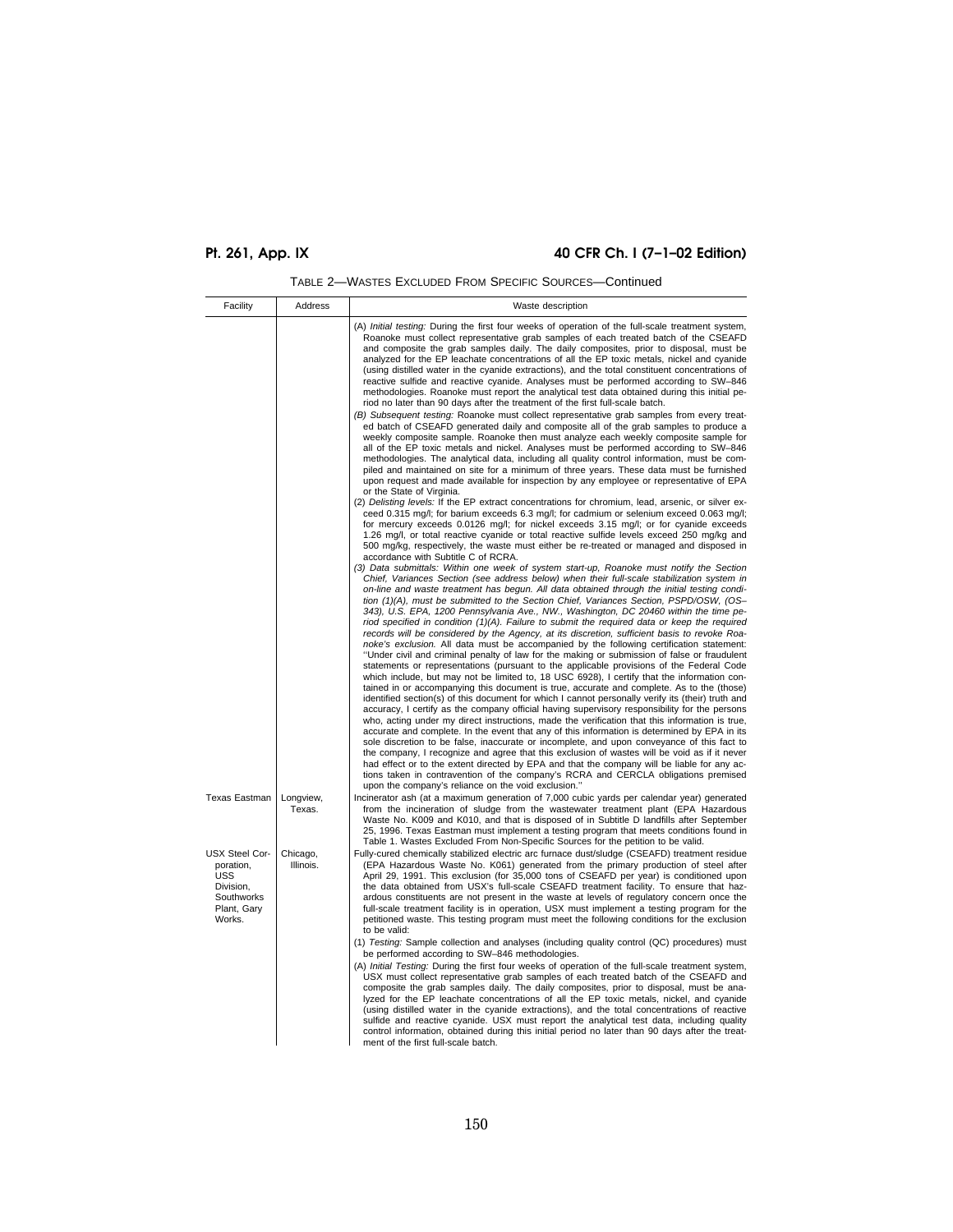TABLE 2—WASTES EXCLUDED FROM SPECIFIC SOURCES—Continued

| Facility | Address | Waste description |
| --- | --- | --- |
| | | (A) *Initial testing:* During the first four weeks of operation of the full-scale treatment system, Roanoke must collect representative grab samples of each treated batch of the CSEAFD and composite the grab samples daily. The daily composites, prior to disposal, must be analyzed for the EP leachate concentrations of all the EP toxic metals, nickel and cyanide (using distilled water in the cyanide extractions), and the total constituent concentrations of reactive sulfide and reactive cyanide. Analyses must be performed according to SW–846 methodologies. Roanoke must report the analytical test data obtained during this initial period no later than 90 days after the treatment of the first full-scale batch. <br> *(B) Subsequent testing:* Roanoke must collect representative grab samples from every treated batch of CSEAFD generated daily and composite all of the grab samples to produce a weekly composite sample. Roanoke then must analyze each weekly composite sample for all of the EP toxic metals and nickel. Analyses must be performed according to SW–846 methodologies. The analytical data, including all quality control information, must be compiled and maintained on site for a minimum of three years. These data must be furnished upon request and made available for inspection by any employee or representative of EPA or the State of Virginia. <br> (2) *Delisting levels:* If the EP extract concentrations for chromium, lead, arsenic, or silver exceed 0.315 mg/l; for barium exceeds 6.3 mg/l; for cadmium or selenium exceed 0.063 mg/l; for mercury exceeds 0.0126 mg/l; for nickel exceeds 3.15 mg/l; or for cyanide exceeds 1.26 mg/l, or total reactive cyanide or total reactive sulfide levels exceed 250 mg/kg and 500 mg/kg, respectively, the waste must either be re-treated or managed and disposed in accordance with Subtitle C of RCRA. <br> *(3) Data submittals: Within one week of system start-up, Roanoke must notify the Section Chief, Variances Section (see address below) when their full-scale stabilization system in on-line and waste treatment has begun. All data obtained through the initial testing condition (1)(A), must be submitted to the Section Chief, Variances Section, PSPD/OSW, (OS–343), U.S. EPA, 1200 Pennsylvania Ave., NW., Washington, DC 20460 within the time period specified in condition (1)(A). Failure to submit the required data or keep the required records will be considered by the Agency, at its discretion, sufficient basis to revoke Roanoke's exclusion.* All data must be accompanied by the following certification statement: "Under civil and criminal penalty of law for the making or submission of false or fraudulent statements or representations (pursuant to the applicable provisions of the Federal Code which include, but may not be limited to, 18 USC 6928), I certify that the information contained in or accompanying this document is true, accurate and complete. As to the (those) identified section(s) of this document for which I cannot personally verify its (their) truth and accuracy, I certify as the company official having supervisory responsibility for the persons who, acting under my direct instructions, made the verification that this information is true, accurate and complete. In the event that any of this information is determined by EPA in its sole discretion to be false, inaccurate or incomplete, and upon conveyance of this fact to the company, I recognize and agree that this exclusion of wastes will be void as if it never had effect or to the extent directed by EPA and that the company will be liable for any actions taken in contravention of the company's RCRA and CERCLA obligations premised upon the company's reliance on the void exclusion." |
| Texas Eastman | Longview, Texas. | Incinerator ash (at a maximum generation of 7,000 cubic yards per calendar year) generated from the incineration of sludge from the wastewater treatment plant (EPA Hazardous Waste No. K009 and K010, and that is disposed of in Subtitle D landfills after September 25, 1996. Texas Eastman must implement a testing program that meets conditions found in Table 1. Wastes Excluded From Non-Specific Sources for the petition to be valid. |
| USX Steel Corporation, USS Division, Southworks Plant, Gary Works. | Chicago, Illinois. | Fully-cured chemically stabilized electric arc furnace dust/sludge (CSEAFD) treatment residue (EPA Hazardous Waste No. K061) generated from the primary production of steel after April 29, 1991. This exclusion (for 35,000 tons of CSEAFD per year) is conditioned upon the data obtained from USX's full-scale CSEAFD treatment facility. To ensure that hazardous constituents are not present in the waste at levels of regulatory concern once the full-scale treatment facility is in operation, USX must implement a testing program for the petitioned waste. This testing program must meet the following conditions for the exclusion to be valid: <br> (1) *Testing:* Sample collection and analyses (including quality control (QC) procedures) must be performed according to SW–846 methodologies. <br> (A) *Initial Testing:* During the first four weeks of operation of the full-scale treatment system, USX must collect representative grab samples of each treated batch of the CSEAFD and composite the grab samples daily. The daily composites, prior to disposal, must be analyzed for the EP leachate concentrations of all the EP toxic metals, nickel, and cyanide (using distilled water in the cyanide extractions), and the total concentrations of reactive sulfide and reactive cyanide. USX must report the analytical test data, including quality control information, obtained during this initial period no later than 90 days after the treatment of the first full-scale batch. |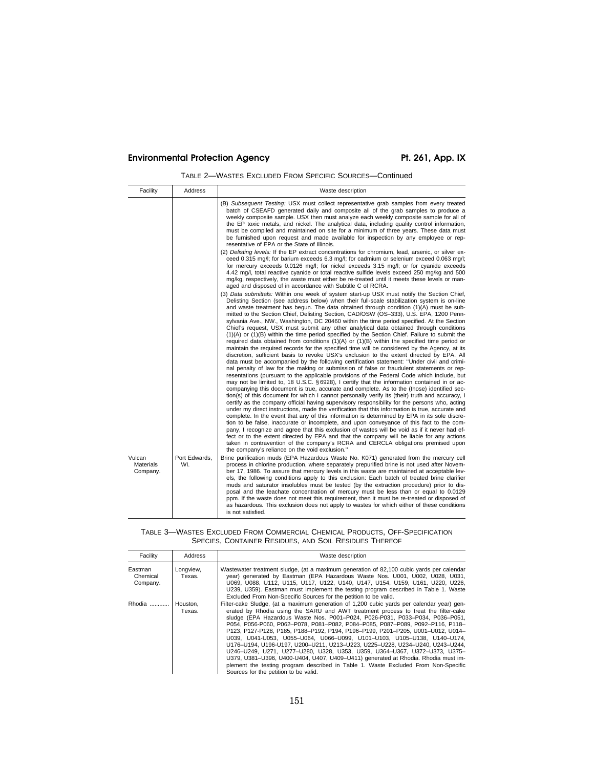TABLE 2—WASTES EXCLUDED FROM SPECIFIC SOURCES—Continued

| Facility | Address | Waste description |
|---|---|---|
| | | (B) *Subsequent Testing:* USX must collect representative grab samples from every treated batch of CSEAFD generated daily and composite all of the grab samples to produce a weekly composite sample. USX then must analyze each weekly composite sample for all of the EP toxic metals, and nickel. The analytical data, including quality control information, must be compiled and maintained on site for a minimum of three years. These data must be furnished upon request and made available for inspection by any employee or representative of EPA or the State of Illinois. (2) *Delisting levels:* If the EP extract concentrations for chromium, lead, arsenic, or silver exceed 0.315 mg/l; for barium exceeds 6.3 mg/l; for cadmium or selenium exceed 0.063 mg/l; for mercury exceeds 0.0126 mg/l; for nickel exceeds 3.15 mg/l; or for cyanide exceeds 4.42 mg/l, total reactive cyanide or total reactive sulfide levels exceed 250 mg/kg and 500 mg/kg, respectively, the waste must either be re-treated until it meets these levels or managed and disposed of in accordance with Subtitle C of RCRA. (3) *Data submittals:* Within one week of system start-up USX must notify the Section Chief, Delisting Section (see address below) when their full-scale stabilization system is on-line and waste treatment has begun. The data obtained through condition (1)(A) must be submitted to the Section Chief, Delisting Section, CAD/OSW (OS–333), U.S. EPA, 1200 Pennsylvania Ave., NW., Washington, DC 20460 within the time period specified. At the Section Chief's request, USX must submit any other analytical data obtained through conditions (1)(A) or (1)(B) within the time period specified by the Section Chief. Failure to submit the required data obtained from conditions (1)(A) or (1)(B) within the specified time period or maintain the required records for the specified time will be considered by the Agency, at its discretion, sufficient basis to revoke USX's exclusion to the extent directed by EPA. All data must be accompanied by the following certification statement: "Under civil and criminal penalty of law for the making or submission of false or fraudulent statements or representations (pursuant to the applicable provisions of the Federal Code which include, but may not be limited to, 18 U.S.C. §6928), I certify that the information contained in or accompanying this document is true, accurate and complete. As to the (those) identified section(s) of this document for which I cannot personally verify its (their) truth and accuracy, I certify as the company official having supervisory responsibility for the persons who, acting under my direct instructions, made the verification that this information is true, accurate and complete. In the event that any of this information is determined by EPA in its sole discretion to be false, inaccurate or incomplete, and upon conveyance of this fact to the company, I recognize and agree that this exclusion of wastes will be void as if it never had effect or to the extent directed by EPA and that the company will be liable for any actions taken in contravention of the company's RCRA and CERCLA obligations premised upon the company's reliance on the void exclusion." |
| Vulcan Materials Company. | Port Edwards, WI. | Brine purification muds (EPA Hazardous Waste No. K071) generated from the mercury cell process in chlorine production, where separately prepurified brine is not used after November 17, 1986. To assure that mercury levels in this waste are maintained at acceptable levels, the following conditions apply to this exclusion: Each batch of treated brine clarifier muds and saturator insolubles must be tested (by the extraction procedure) prior to disposal and the leachate concentration of mercury must be less than or equal to 0.0129 ppm. If the waste does not meet this requirement, then it must be re-treated or disposed of as hazardous. This exclusion does not apply to wastes for which either of these conditions is not satisfied. |

TABLE 3—WASTES EXCLUDED FROM COMMERCIAL CHEMICAL PRODUCTS, OFF-SPECIFICATION SPECIES, CONTAINER RESIDUES, AND SOIL RESIDUES THEREOF

| Facility | Address | Waste description |
|---|---|---|
| Eastman Chemical Company. | Longview, Texas. | Wastewater treatment sludge, (at a maximum generation of 82,100 cubic yards per calendar year) generated by Eastman (EPA Hazardous Waste Nos. U001, U002, U028, U031, U069, U088, U112, U115, U117, U122, U140, U147, U154, U159, U161, U220, U226, U239, U359). Eastman must implement the testing program described in Table 1. Waste Excluded From Non-Specific Sources for the petition to be valid. |
| Rhodia ............ | Houston, Texas. | Filter-cake Sludge, (at a maximum generation of 1,200 cubic yards per calendar year) generated by Rhodia using the SARU and AWT treatment process to treat the filter-cake sludge (EPA Hazardous Waste Nos. P001–P024, P026-P031, P033–P034, P036–P051, P054, P056-P060, P062–P078, P081–P082, P084–P085, P087–P089, P092–P116, P118–P123, P127-P128, P185, P188–P192, P194, P196–P199, P201–P205, U001–U012, U014–U039, U041-U053, U055–U064, U066–U099, U101–U103, U105–U138, U140–U174, U176–U194, U196-U197, U200–U211, U213–U223, U225–U228, U234–U240, U243–U244, U246–U249, U271, U277–U280, U328, U353, U359, U364–U367, U372–U373, U375–U379, U381–U396, U400-U404, U407, U409–U411) generated at Rhodia. Rhodia must implement the testing program described in Table 1. Waste Excluded From Non-Specific Sources for the petition to be valid. |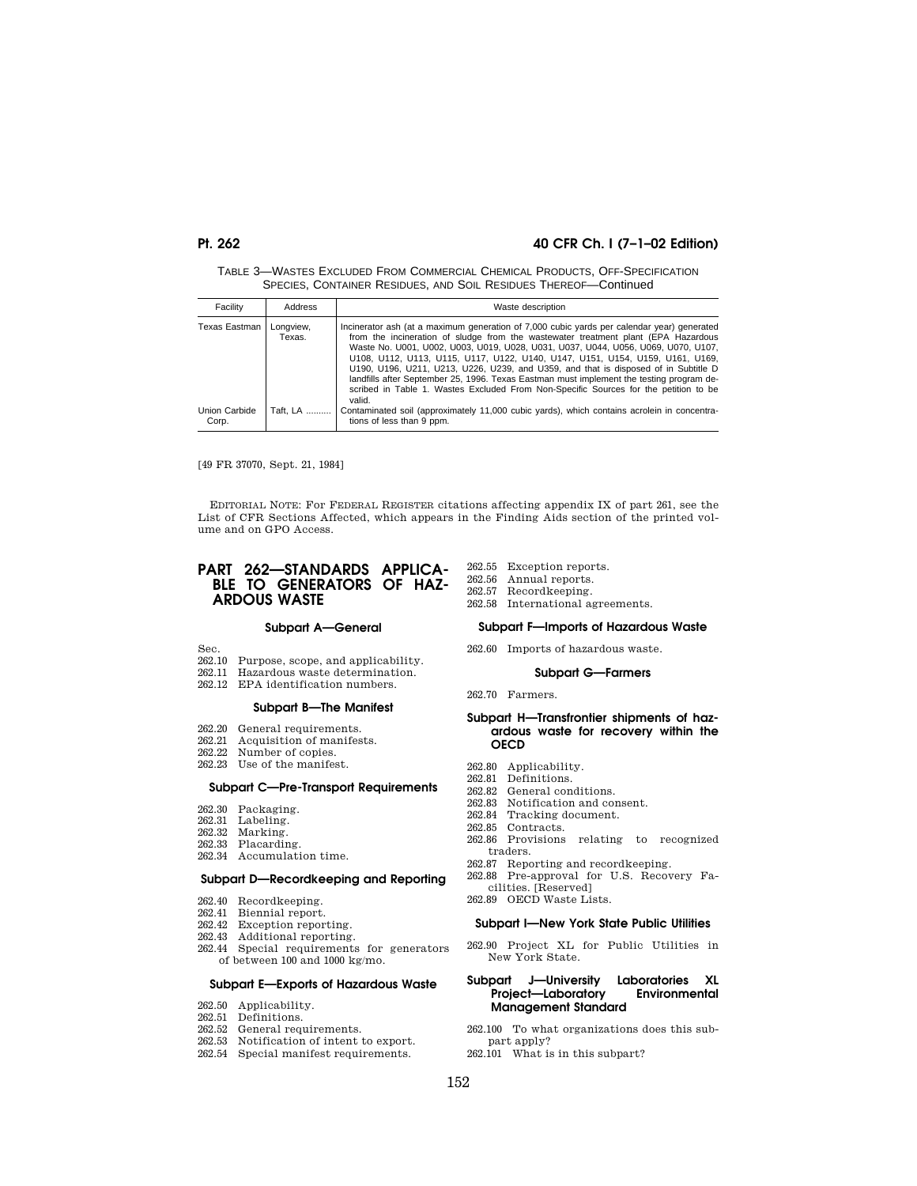TABLE 3—WASTES EXCLUDED FROM COMMERCIAL CHEMICAL PRODUCTS, OFF-SPECIFICATION SPECIES, CONTAINER RESIDUES, AND SOIL RESIDUES THEREOF—Continued

| Facility | Address | Waste description |
|---|---|---|
| Texas Eastman | Longview, Texas. | Incinerator ash (at a maximum generation of 7,000 cubic yards per calendar year) generated from the incineration of sludge from the wastewater treatment plant (EPA Hazardous Waste No. U001, U002, U003, U019, U028, U031, U037, U044, U056, U069, U070, U107, U108, U112, U113, U115, U117, U122, U140, U147, U151, U154, U159, U161, U169, U190, U196, U211, U213, U226, U239, and U359, and that is disposed of in Subtitle D landfills after September 25, 1996. Texas Eastman must implement the testing program described in Table 1. Wastes Excluded From Non-Specific Sources for the petition to be valid. |
| Union Carbide Corp. | Taft, LA .......... | Contaminated soil (approximately 11,000 cubic yards), which contains acrolein in concentrations of less than 9 ppm. |

[49 FR 37070, Sept. 21, 1984]

EDITORIAL NOTE: For FEDERAL REGISTER citations affecting appendix IX of part 261, see the List of CFR Sections Affected, which appears in the Finding Aids section of the printed volume and on GPO Access.

# PART 262—STANDARDS APPLICABLE TO GENERATORS OF HAZARDOUS WASTE

### Subpart A—General

Sec.
262.10 Purpose, scope, and applicability.
262.11 Hazardous waste determination.
262.12 EPA identification numbers.

### Subpart B—The Manifest

262.20 General requirements.
262.21 Acquisition of manifests.
262.22 Number of copies.
262.23 Use of the manifest.

### Subpart C—Pre-Transport Requirements

262.30 Packaging.
262.31 Labeling.
262.32 Marking.
262.33 Placarding.
262.34 Accumulation time.

### Subpart D—Recordkeeping and Reporting

262.40 Recordkeeping.
262.41 Biennial report.
262.42 Exception reporting.
262.43 Additional reporting.
262.44 Special requirements for generators of between 100 and 1000 kg/mo.

### Subpart E—Exports of Hazardous Waste

262.50 Applicability.
262.51 Definitions.
262.52 General requirements.
262.53 Notification of intent to export.
262.54 Special manifest requirements.
262.55 Exception reports.
262.56 Annual reports.
262.57 Recordkeeping.
262.58 International agreements.

### Subpart F—Imports of Hazardous Waste

262.60 Imports of hazardous waste.

### Subpart G—Farmers

262.70 Farmers.

### Subpart H—Transfrontier shipments of hazardous waste for recovery within the OECD

262.80 Applicability.
262.81 Definitions.
262.82 General conditions.
262.83 Notification and consent.
262.84 Tracking document.
262.85 Contracts.
262.86 Provisions relating to recognized traders.
262.87 Reporting and recordkeeping.
262.88 Pre-approval for U.S. Recovery Facilities. [Reserved]
262.89 OECD Waste Lists.

### Subpart I—New York State Public Utilities

262.90 Project XL for Public Utilities in New York State.

### Subpart J—University Laboratories XL Project—Laboratory Environmental Management Standard

262.100 To what organizations does this subpart apply?
262.101 What is in this subpart?